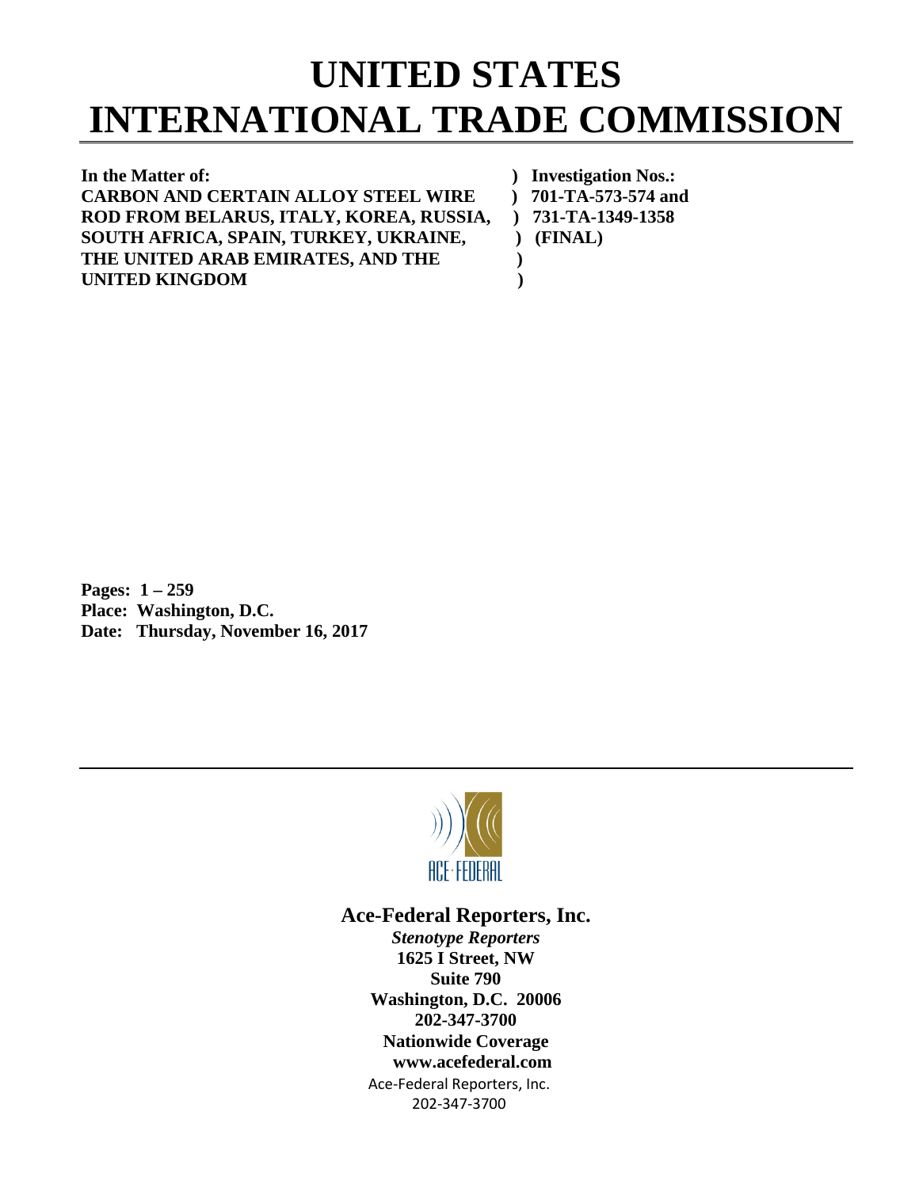# UNITED STATES INTERNATIONAL TRADE COMMISSION

| | |
|---|---|
| **In the Matter of:** | **) Investigation Nos.:** |
| **CARBON AND CERTAIN ALLOY STEEL WIRE** | **) 701-TA-573-574 and** |
| **ROD FROM BELARUS, ITALY, KOREA, RUSSIA,** | **) 731-TA-1349-1358** |
| **SOUTH AFRICA, SPAIN, TURKEY, UKRAINE,** | **) (FINAL)** |
| **THE UNITED ARAB EMIRATES, AND THE** | **)** |
| **UNITED KINGDOM** | **)** |

**Pages: 1 – 259**
**Place: Washington, D.C.**
**Date: Thursday, November 16, 2017**

ACE·FEDERAL

**Ace-Federal Reporters, Inc.**
***Stenotype Reporters***
**1625 I Street, NW**
**Suite 790**
**Washington, D.C. 20006**
**202-347-3700**
**Nationwide Coverage**
**www.acefederal.com**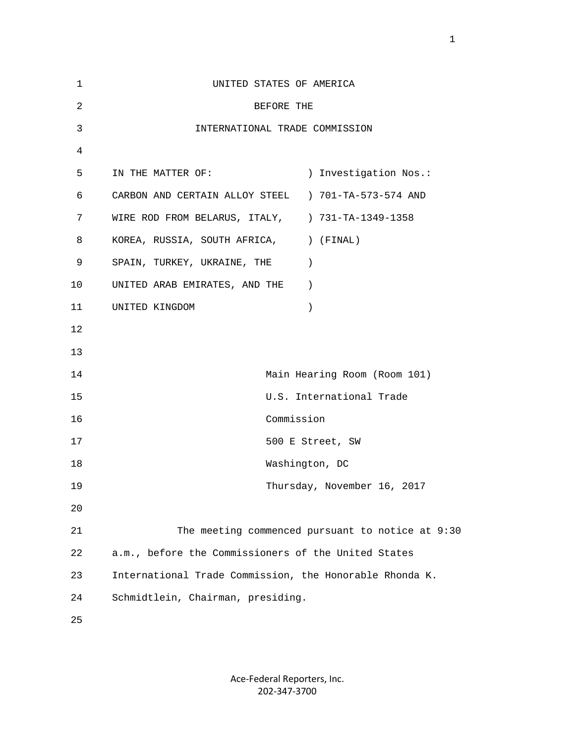UNITED STATES OF AMERICA

BEFORE THE

INTERNATIONAL TRADE COMMISSION

| | |
|---|---|
| IN THE MATTER OF: | ) Investigation Nos.: |
| CARBON AND CERTAIN ALLOY STEEL | ) 701-TA-573-574 AND |
| WIRE ROD FROM BELARUS, ITALY, | ) 731-TA-1349-1358 |
| KOREA, RUSSIA, SOUTH AFRICA, | ) (FINAL) |
| SPAIN, TURKEY, UKRAINE, THE | ) |
| UNITED ARAB EMIRATES, AND THE | ) |
| UNITED KINGDOM | ) |

Main Hearing Room (Room 101)
U.S. International Trade
Commission
500 E Street, SW
Washington, DC
Thursday, November 16, 2017

The meeting commenced pursuant to notice at 9:30 a.m., before the Commissioners of the United States International Trade Commission, the Honorable Rhonda K. Schmidtlein, Chairman, presiding.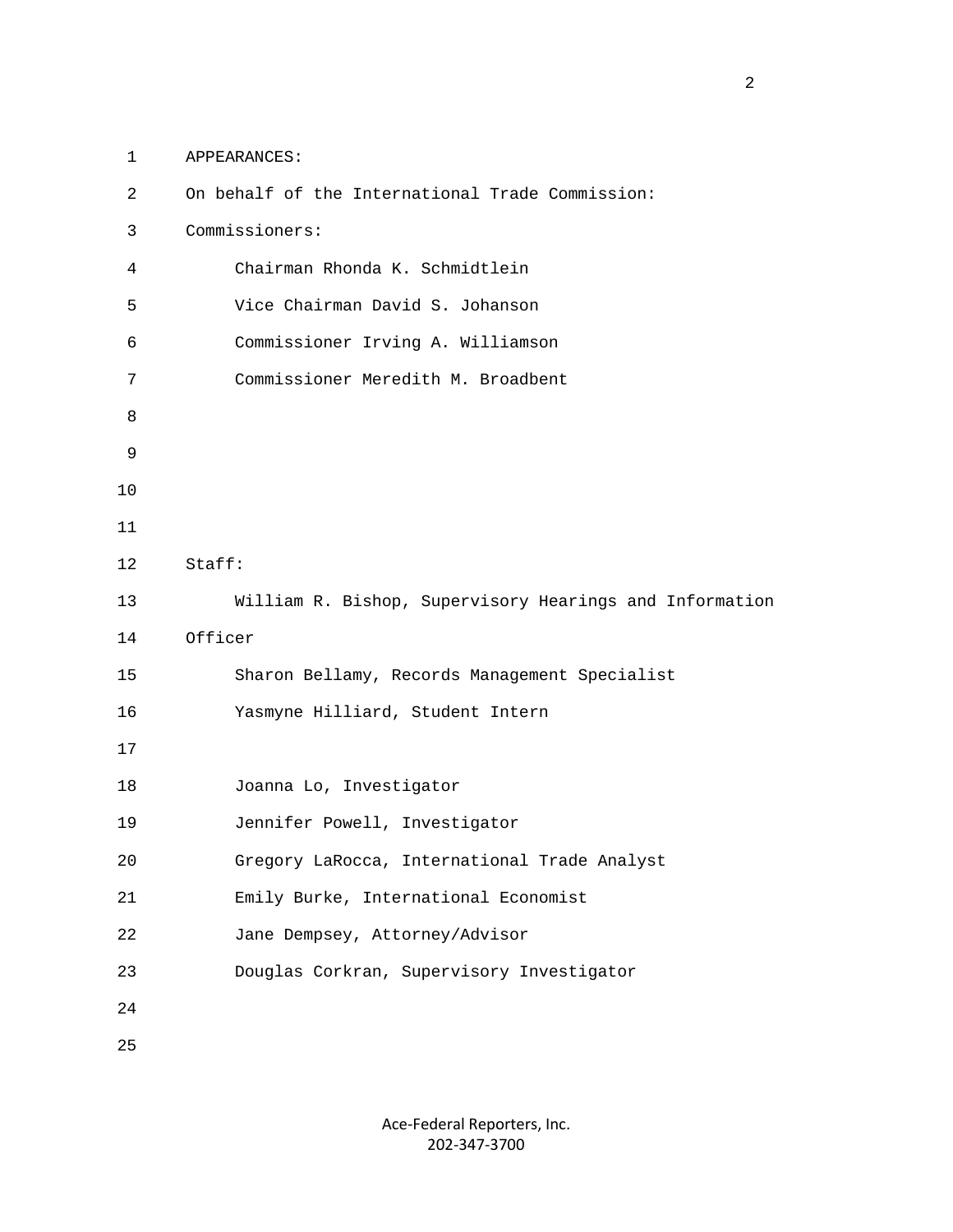APPEARANCES:

On behalf of the International Trade Commission:

Commissioners:

Chairman Rhonda K. Schmidtlein

Vice Chairman David S. Johanson

Commissioner Irving A. Williamson

Commissioner Meredith M. Broadbent

Staff:

William R. Bishop, Supervisory Hearings and Information Officer

Sharon Bellamy, Records Management Specialist

Yasmyne Hilliard, Student Intern

Joanna Lo, Investigator

Jennifer Powell, Investigator

Gregory LaRocca, International Trade Analyst

Emily Burke, International Economist

Jane Dempsey, Attorney/Advisor

Douglas Corkran, Supervisory Investigator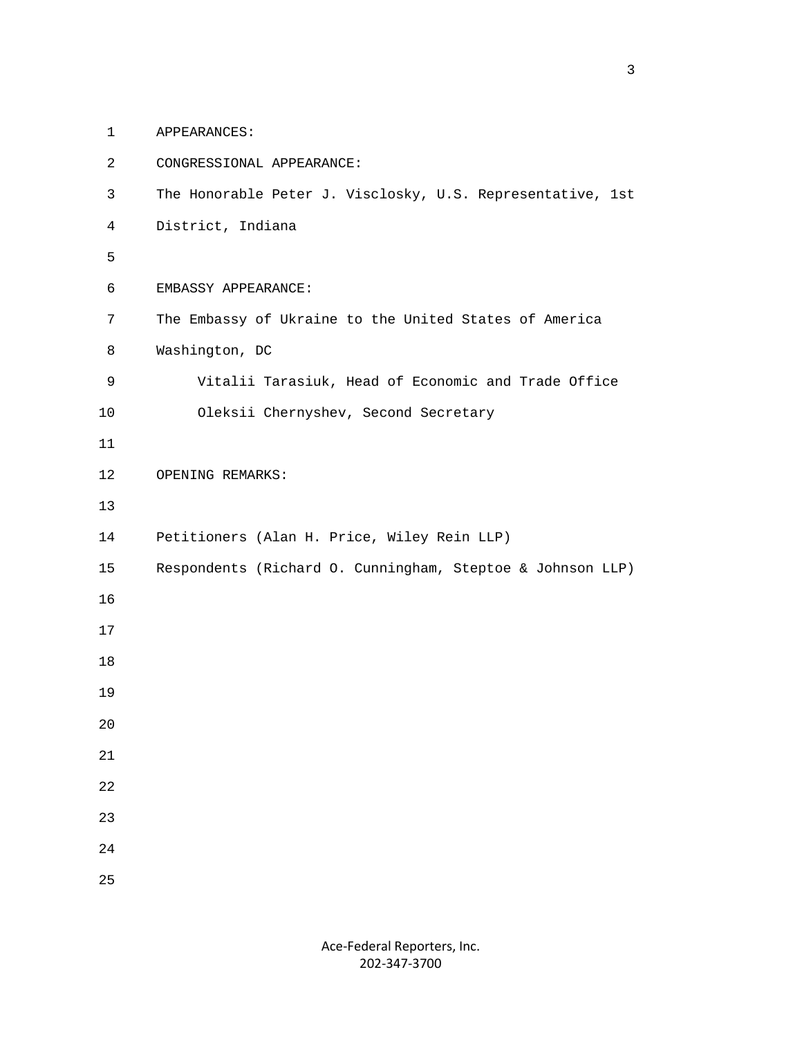APPEARANCES:

CONGRESSIONAL APPEARANCE:

The Honorable Peter J. Visclosky, U.S. Representative, 1st District, Indiana

EMBASSY APPEARANCE:

The Embassy of Ukraine to the United States of America
Washington, DC

Vitalii Tarasiuk, Head of Economic and Trade Office

Oleksii Chernyshev, Second Secretary

OPENING REMARKS:

Petitioners (Alan H. Price, Wiley Rein LLP)

Respondents (Richard O. Cunningham, Steptoe & Johnson LLP)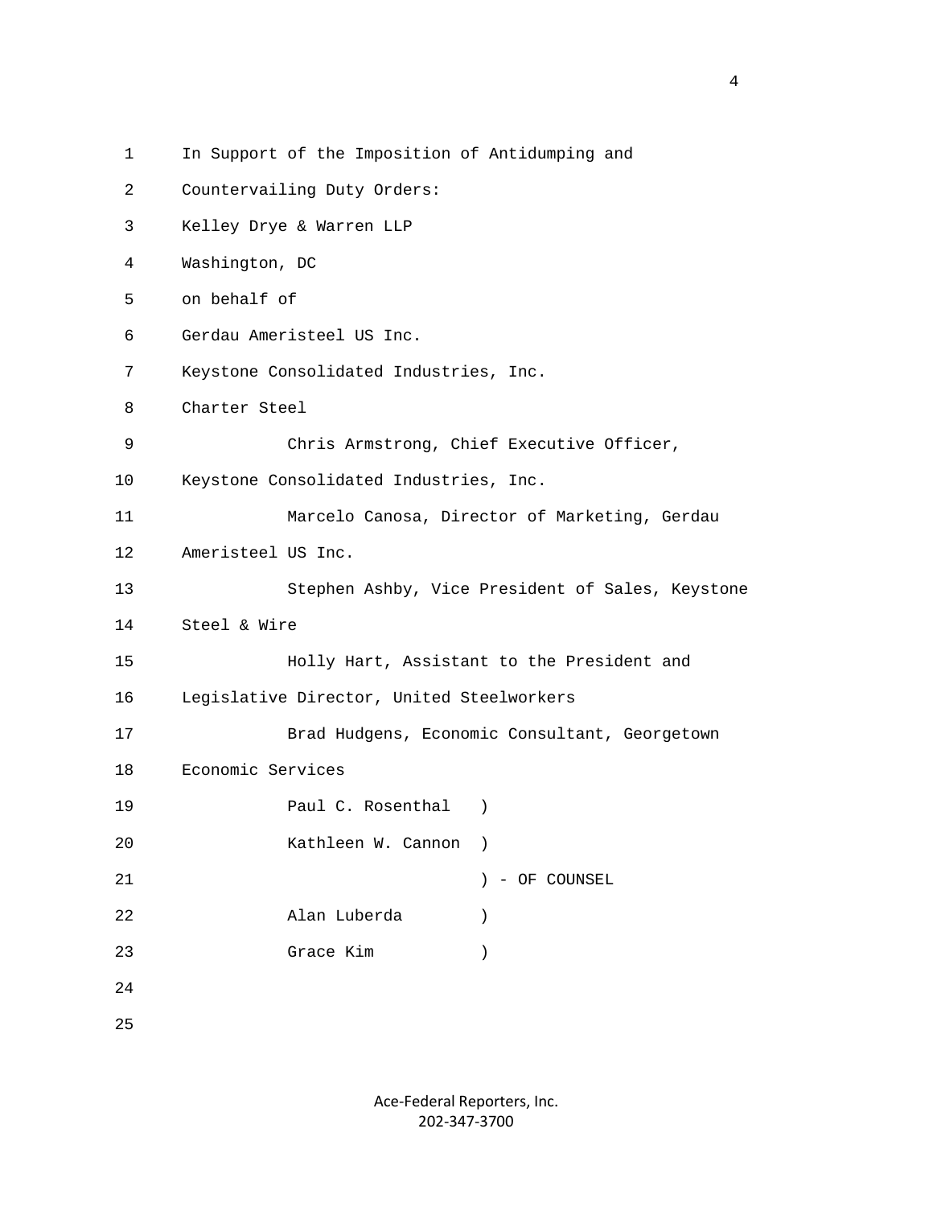In Support of the Imposition of Antidumping and Countervailing Duty Orders:

Kelley Drye & Warren LLP
Washington, DC
on behalf of

Gerdau Ameristeel US Inc.
Keystone Consolidated Industries, Inc.
Charter Steel

Chris Armstrong, Chief Executive Officer, Keystone Consolidated Industries, Inc.

Marcelo Canosa, Director of Marketing, Gerdau Ameristeel US Inc.

Stephen Ashby, Vice President of Sales, Keystone Steel & Wire

Holly Hart, Assistant to the President and Legislative Director, United Steelworkers

Brad Hudgens, Economic Consultant, Georgetown Economic Services

Paul C. Rosenthal )
Kathleen W. Cannon )
) - OF COUNSEL
Alan Luberda )
Grace Kim )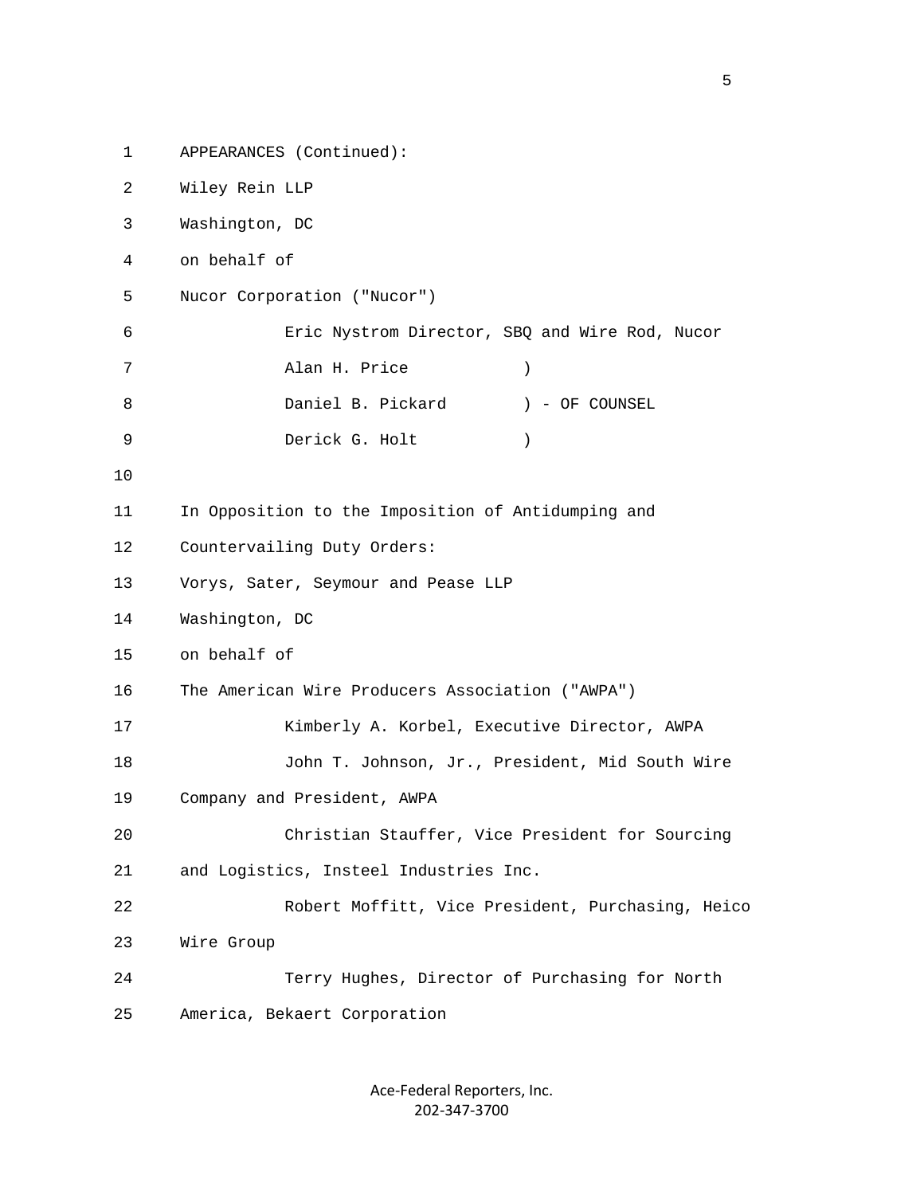APPEARANCES (Continued):

Wiley Rein LLP
Washington, DC
on behalf of
Nucor Corporation ("Nucor")

Eric Nystrom Director, SBQ and Wire Rod, Nucor

Alan H. Price )
Daniel B. Pickard ) - OF COUNSEL
Derick G. Holt )

In Opposition to the Imposition of Antidumping and Countervailing Duty Orders:

Vorys, Sater, Seymour and Pease LLP
Washington, DC
on behalf of
The American Wire Producers Association ("AWPA")

Kimberly A. Korbel, Executive Director, AWPA

John T. Johnson, Jr., President, Mid South Wire Company and President, AWPA

Christian Stauffer, Vice President for Sourcing and Logistics, Insteel Industries Inc.

Robert Moffitt, Vice President, Purchasing, Heico Wire Group

Terry Hughes, Director of Purchasing for North America, Bekaert Corporation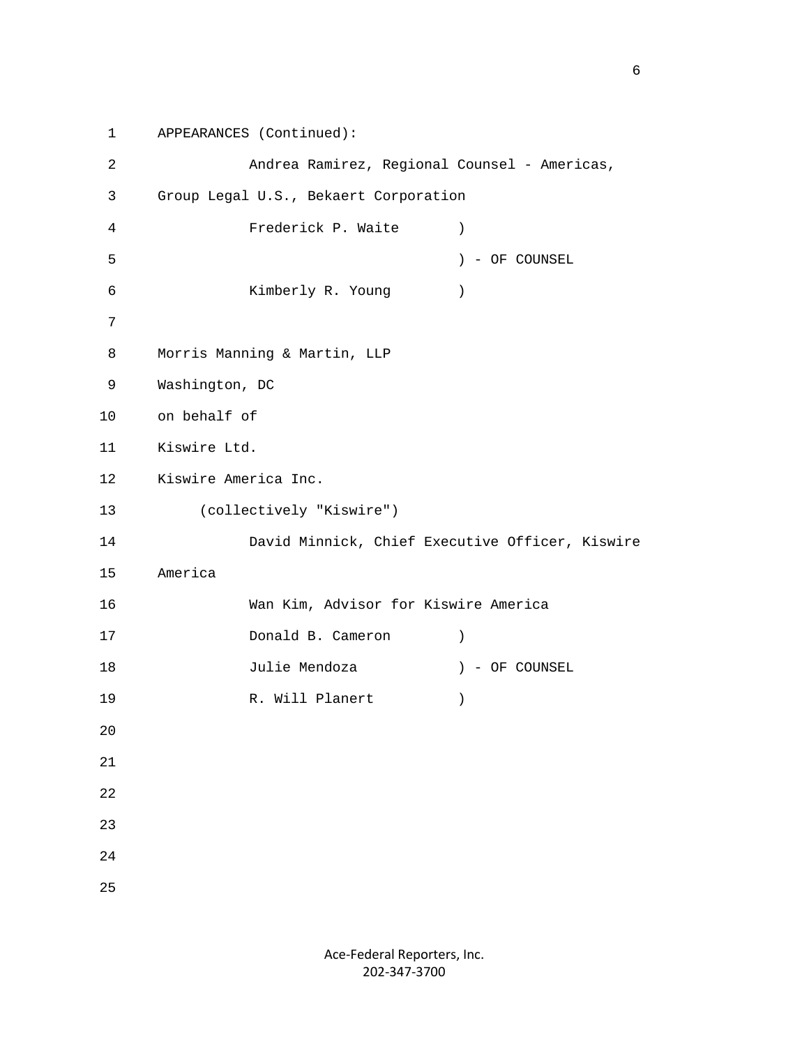APPEARANCES (Continued):

Andrea Ramirez, Regional Counsel - Americas, Group Legal U.S., Bekaert Corporation

Frederick P. Waite )
) - OF COUNSEL
Kimberly R. Young )

Morris Manning & Martin, LLP
Washington, DC
on behalf of
Kiswire Ltd.
Kiswire America Inc.
(collectively "Kiswire")

David Minnick, Chief Executive Officer, Kiswire America

Wan Kim, Advisor for Kiswire America

Donald B. Cameron )
Julie Mendoza ) - OF COUNSEL
R. Will Planert )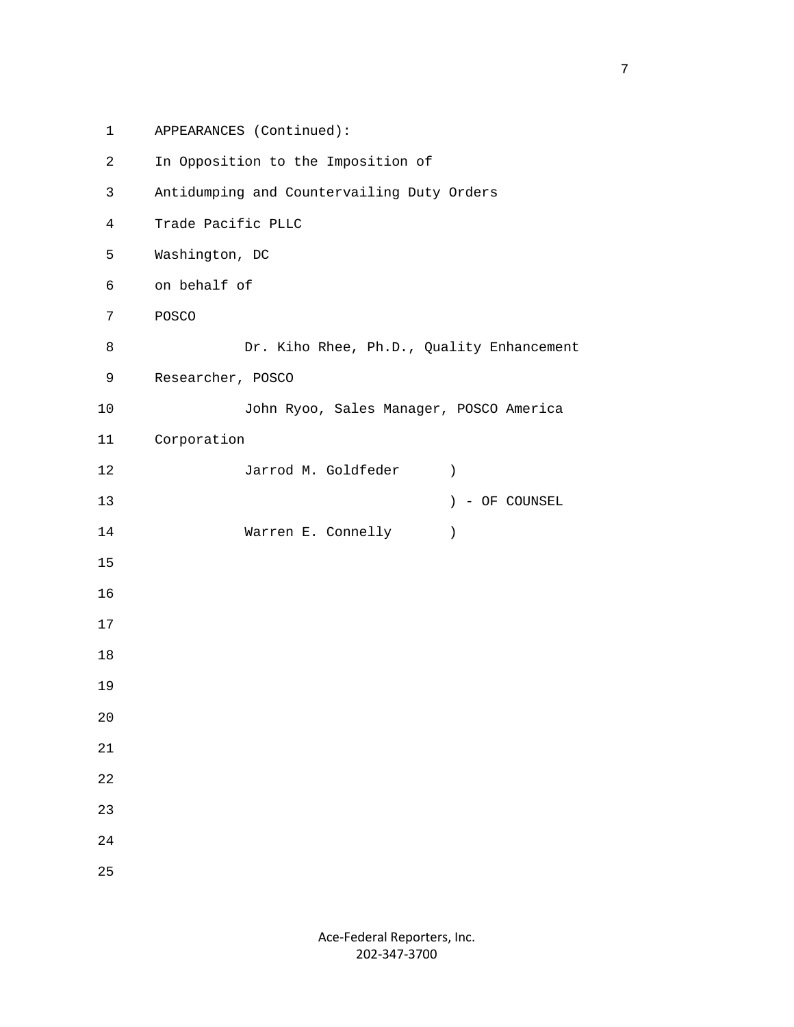APPEARANCES (Continued):

In Opposition to the Imposition of

Antidumping and Countervailing Duty Orders

Trade Pacific PLLC

Washington, DC

on behalf of

POSCO

Dr. Kiho Rhee, Ph.D., Quality Enhancement Researcher, POSCO

John Ryoo, Sales Manager, POSCO America Corporation

Jarrod M. Goldfeder )

) - OF COUNSEL

Warren E. Connelly )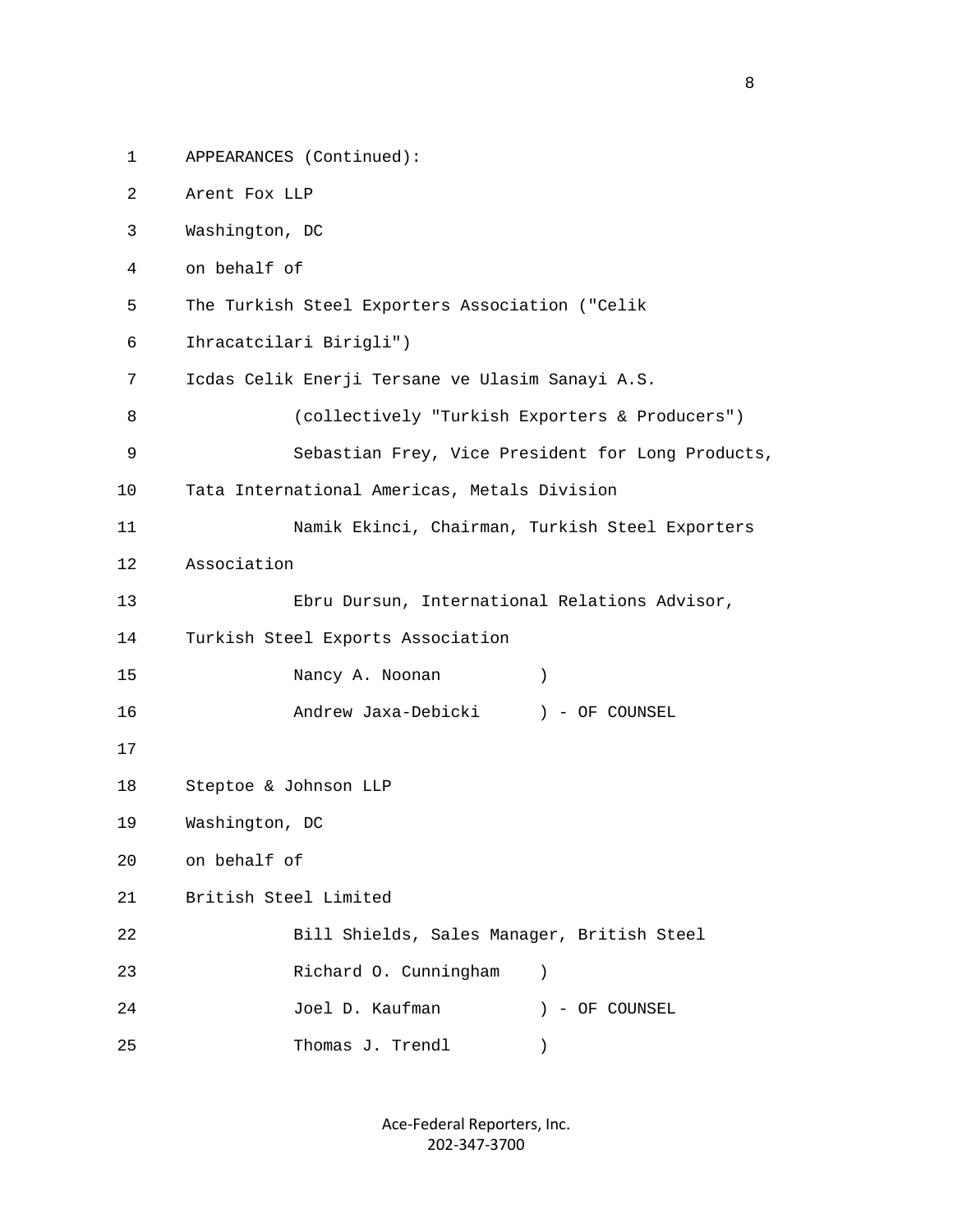1 APPEARANCES (Continued):

2 Arent Fox LLP

3 Washington, DC

4 on behalf of

5 The Turkish Steel Exporters Association ("Celik

6 Ihracatcilari Birigli")

7 Icdas Celik Enerji Tersane ve Ulasim Sanayi A.S.

8 (collectively "Turkish Exporters & Producers")

9 Sebastian Frey, Vice President for Long Products,

10 Tata International Americas, Metals Division

11 Namik Ekinci, Chairman, Turkish Steel Exporters

12 Association

13 Ebru Dursun, International Relations Advisor,

14 Turkish Steel Exports Association

15 Nancy A. Noonan )

16 Andrew Jaxa-Debicki ) - OF COUNSEL

17

18 Steptoe & Johnson LLP

19 Washington, DC

20 on behalf of

21 British Steel Limited

22 Bill Shields, Sales Manager, British Steel

23 Richard O. Cunningham )

24 Joel D. Kaufman ) - OF COUNSEL

25 Thomas J. Trendl )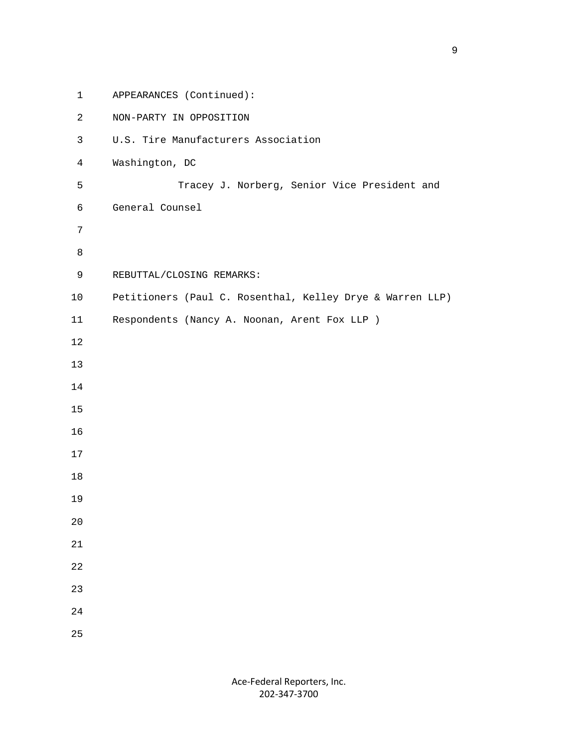APPEARANCES (Continued):

NON-PARTY IN OPPOSITION

U.S. Tire Manufacturers Association

Washington, DC

Tracey J. Norberg, Senior Vice President and General Counsel

REBUTTAL/CLOSING REMARKS:

Petitioners (Paul C. Rosenthal, Kelley Drye & Warren LLP)

Respondents (Nancy A. Noonan, Arent Fox LLP )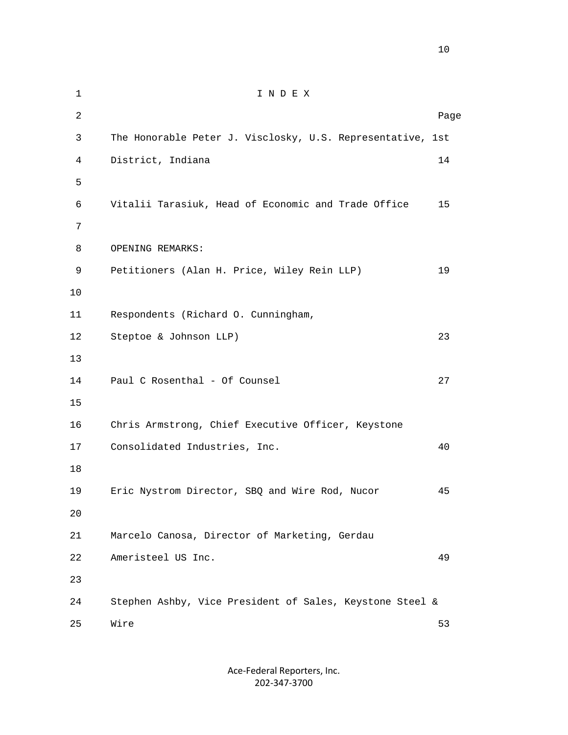# I N D E X

| | Page |
|---|---|
| The Honorable Peter J. Visclosky, U.S. Representative, 1st District, Indiana | 14 |
| Vitalii Tarasiuk, Head of Economic and Trade Office | 15 |
| OPENING REMARKS: | |
| Petitioners (Alan H. Price, Wiley Rein LLP) | 19 |
| Respondents (Richard O. Cunningham, Steptoe & Johnson LLP) | 23 |
| Paul C Rosenthal - Of Counsel | 27 |
| Chris Armstrong, Chief Executive Officer, Keystone Consolidated Industries, Inc. | 40 |
| Eric Nystrom Director, SBQ and Wire Rod, Nucor | 45 |
| Marcelo Canosa, Director of Marketing, Gerdau Ameristeel US Inc. | 49 |
| Stephen Ashby, Vice President of Sales, Keystone Steel & Wire | 53 |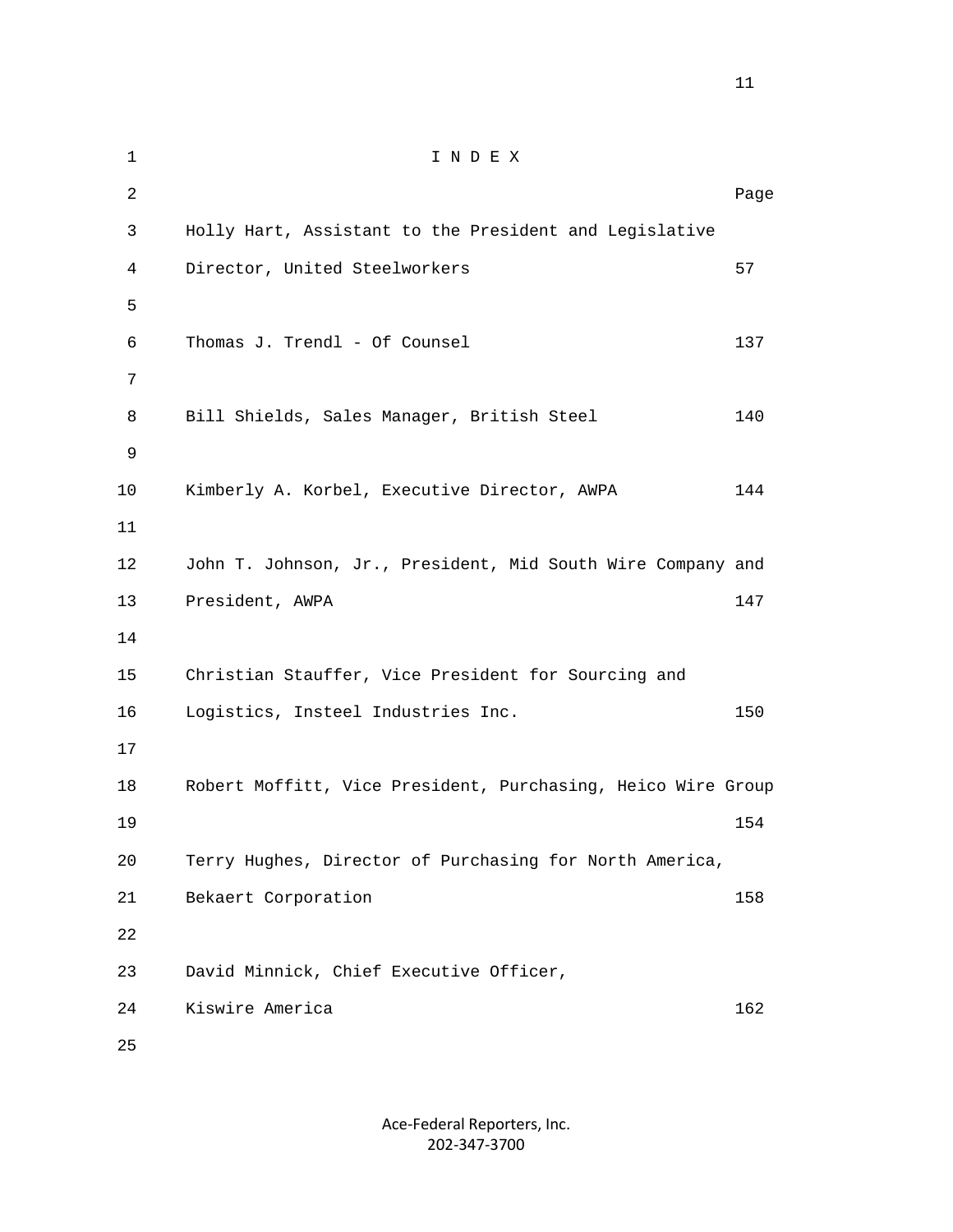# I N D E X

| | Page |
|---|---|
| Holly Hart, Assistant to the President and Legislative Director, United Steelworkers | 57 |
| Thomas J. Trendl - Of Counsel | 137 |
| Bill Shields, Sales Manager, British Steel | 140 |
| Kimberly A. Korbel, Executive Director, AWPA | 144 |
| John T. Johnson, Jr., President, Mid South Wire Company and President, AWPA | 147 |
| Christian Stauffer, Vice President for Sourcing and Logistics, Insteel Industries Inc. | 150 |
| Robert Moffitt, Vice President, Purchasing, Heico Wire Group | 154 |
| Terry Hughes, Director of Purchasing for North America, Bekaert Corporation | 158 |
| David Minnick, Chief Executive Officer, Kiswire America | 162 |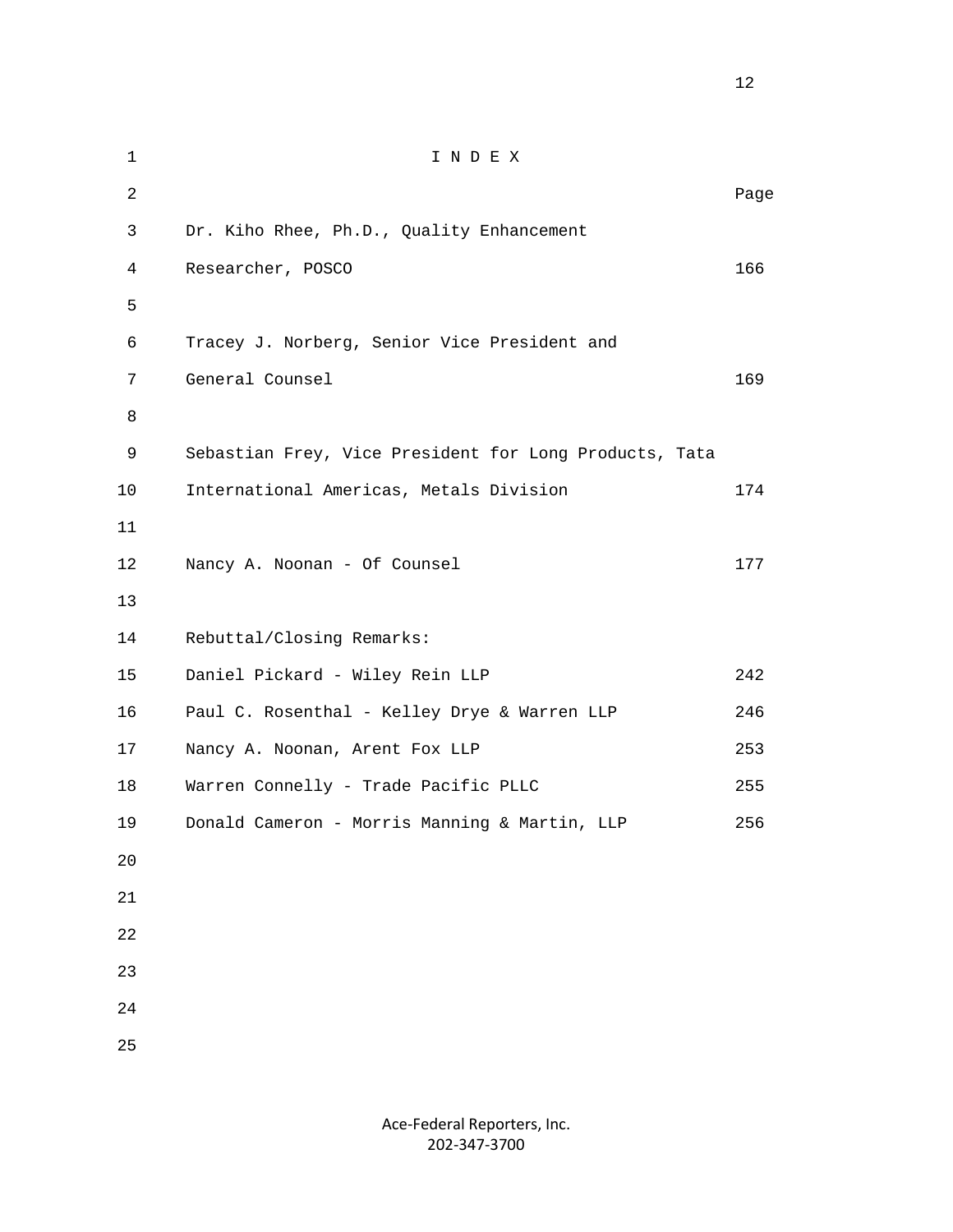# I N D E X

| | Page |
|---|---|
| Dr. Kiho Rhee, Ph.D., Quality Enhancement Researcher, POSCO | 166 |
| Tracey J. Norberg, Senior Vice President and General Counsel | 169 |
| Sebastian Frey, Vice President for Long Products, Tata International Americas, Metals Division | 174 |
| Nancy A. Noonan - Of Counsel | 177 |
| **Rebuttal/Closing Remarks:** | |
| Daniel Pickard - Wiley Rein LLP | 242 |
| Paul C. Rosenthal - Kelley Drye & Warren LLP | 246 |
| Nancy A. Noonan, Arent Fox LLP | 253 |
| Warren Connelly - Trade Pacific PLLC | 255 |
| Donald Cameron - Morris Manning & Martin, LLP | 256 |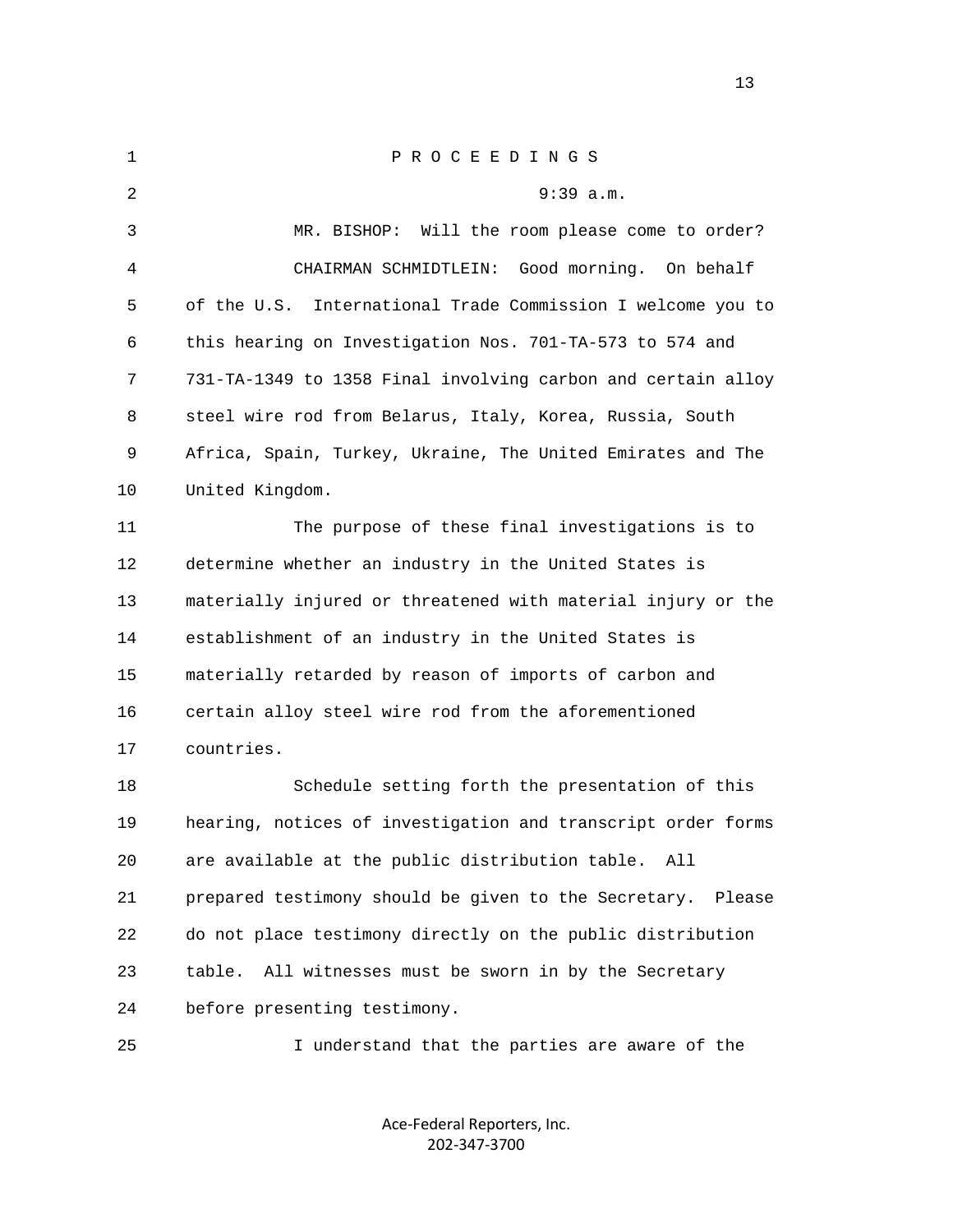P R O C E E D I N G S

9:39 a.m.

MR. BISHOP: Will the room please come to order?

CHAIRMAN SCHMIDTLEIN: Good morning. On behalf of the U.S. International Trade Commission I welcome you to this hearing on Investigation Nos. 701-TA-573 to 574 and 731-TA-1349 to 1358 Final involving carbon and certain alloy steel wire rod from Belarus, Italy, Korea, Russia, South Africa, Spain, Turkey, Ukraine, The United Emirates and The United Kingdom.

The purpose of these final investigations is to determine whether an industry in the United States is materially injured or threatened with material injury or the establishment of an industry in the United States is materially retarded by reason of imports of carbon and certain alloy steel wire rod from the aforementioned countries.

Schedule setting forth the presentation of this hearing, notices of investigation and transcript order forms are available at the public distribution table. All prepared testimony should be given to the Secretary. Please do not place testimony directly on the public distribution table. All witnesses must be sworn in by the Secretary before presenting testimony.

I understand that the parties are aware of the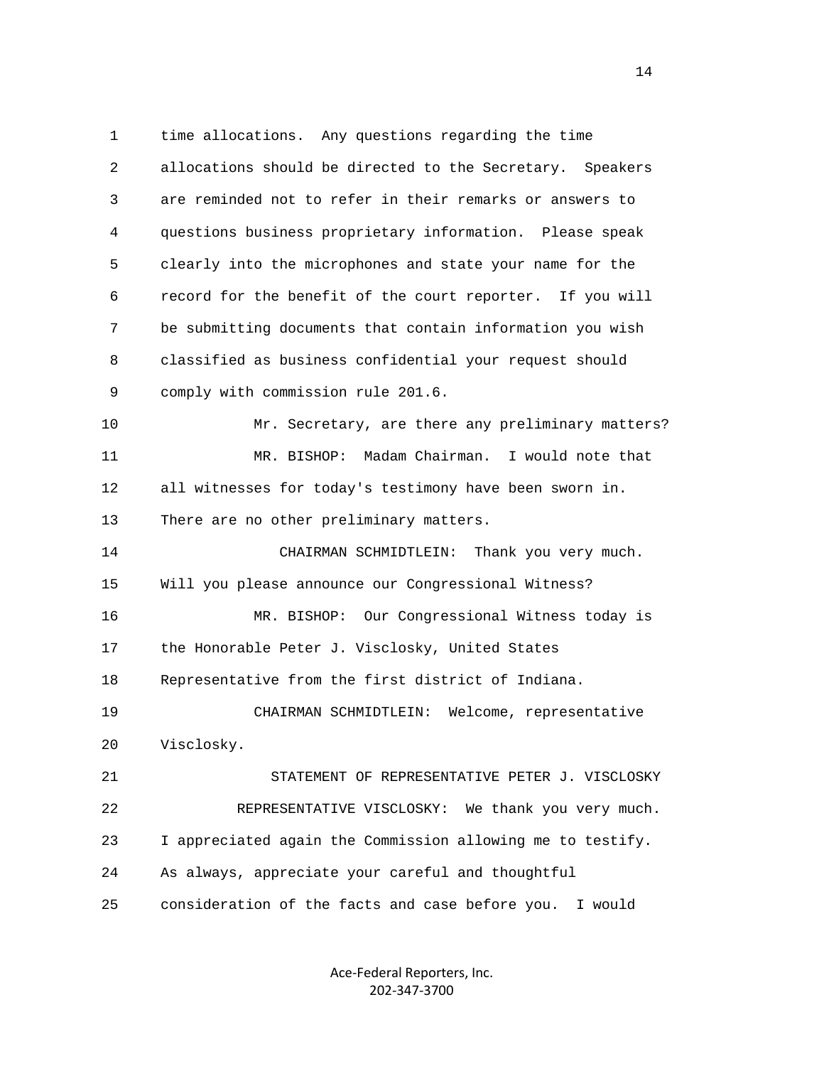time allocations. Any questions regarding the time allocations should be directed to the Secretary. Speakers are reminded not to refer in their remarks or answers to questions business proprietary information. Please speak clearly into the microphones and state your name for the record for the benefit of the court reporter. If you will be submitting documents that contain information you wish classified as business confidential your request should comply with commission rule 201.6.

Mr. Secretary, are there any preliminary matters?

MR. BISHOP: Madam Chairman. I would note that all witnesses for today's testimony have been sworn in. There are no other preliminary matters.

CHAIRMAN SCHMIDTLEIN: Thank you very much. Will you please announce our Congressional Witness?

MR. BISHOP: Our Congressional Witness today is the Honorable Peter J. Visclosky, United States Representative from the first district of Indiana.

CHAIRMAN SCHMIDTLEIN: Welcome, representative Visclosky.

STATEMENT OF REPRESENTATIVE PETER J. VISCLOSKY

REPRESENTATIVE VISCLOSKY: We thank you very much. I appreciated again the Commission allowing me to testify. As always, appreciate your careful and thoughtful consideration of the facts and case before you. I would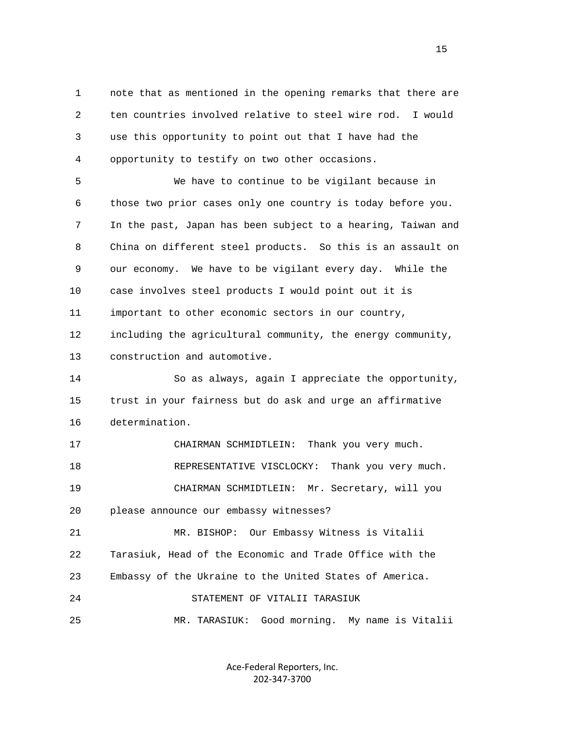note that as mentioned in the opening remarks that there are ten countries involved relative to steel wire rod. I would use this opportunity to point out that I have had the opportunity to testify on two other occasions.

We have to continue to be vigilant because in those two prior cases only one country is today before you. In the past, Japan has been subject to a hearing, Taiwan and China on different steel products. So this is an assault on our economy. We have to be vigilant every day. While the case involves steel products I would point out it is important to other economic sectors in our country, including the agricultural community, the energy community, construction and automotive.

So as always, again I appreciate the opportunity, trust in your fairness but do ask and urge an affirmative determination.

CHAIRMAN SCHMIDTLEIN: Thank you very much.

REPRESENTATIVE VISCLOCKY: Thank you very much.

CHAIRMAN SCHMIDTLEIN: Mr. Secretary, will you please announce our embassy witnesses?

MR. BISHOP: Our Embassy Witness is Vitalii Tarasiuk, Head of the Economic and Trade Office with the Embassy of the Ukraine to the United States of America.

STATEMENT OF VITALII TARASIUK

MR. TARASIUK: Good morning. My name is Vitalii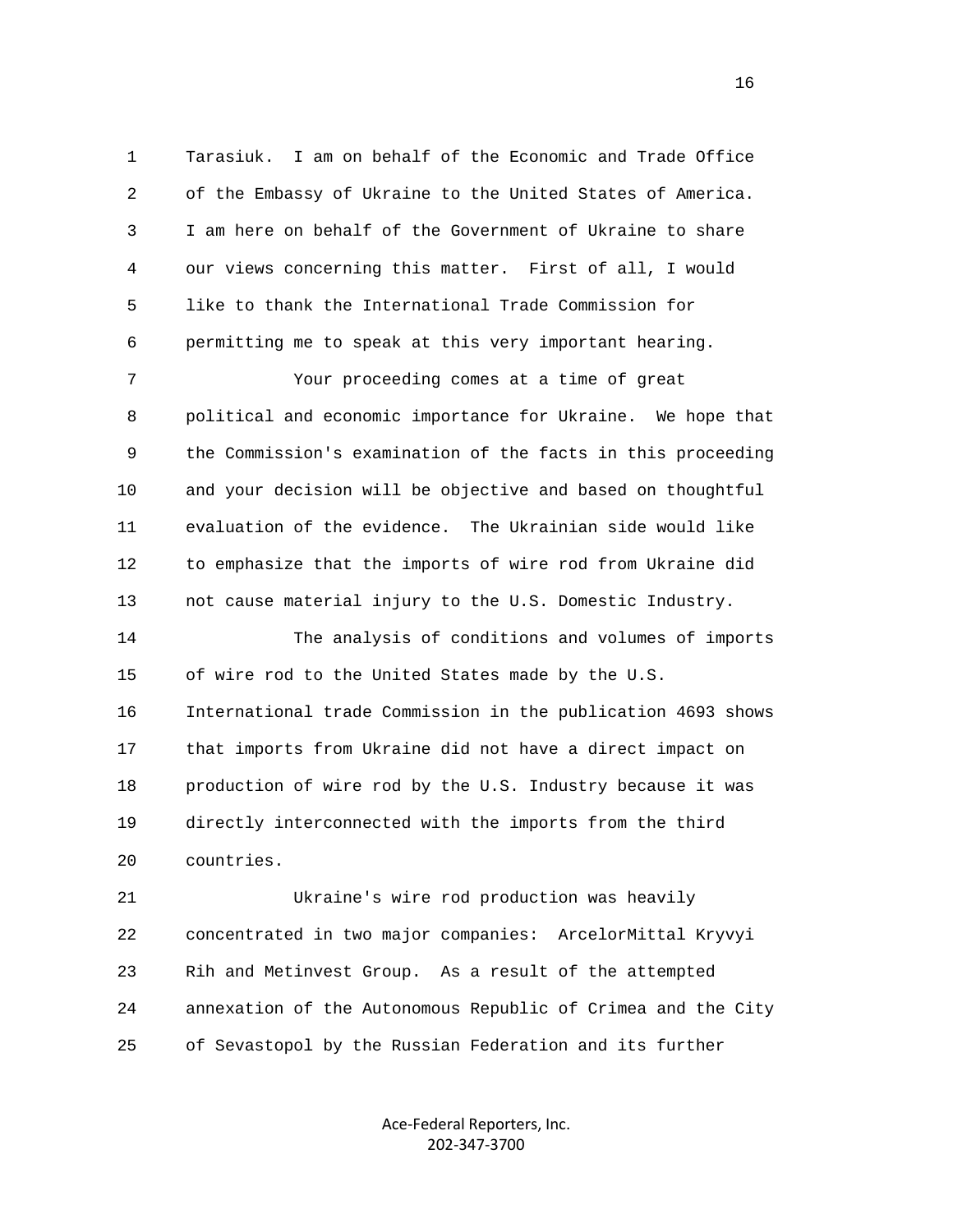Tarasiuk. I am on behalf of the Economic and Trade Office of the Embassy of Ukraine to the United States of America. I am here on behalf of the Government of Ukraine to share our views concerning this matter. First of all, I would like to thank the International Trade Commission for permitting me to speak at this very important hearing.

Your proceeding comes at a time of great political and economic importance for Ukraine. We hope that the Commission's examination of the facts in this proceeding and your decision will be objective and based on thoughtful evaluation of the evidence. The Ukrainian side would like to emphasize that the imports of wire rod from Ukraine did not cause material injury to the U.S. Domestic Industry.

The analysis of conditions and volumes of imports of wire rod to the United States made by the U.S. International trade Commission in the publication 4693 shows that imports from Ukraine did not have a direct impact on production of wire rod by the U.S. Industry because it was directly interconnected with the imports from the third countries.

Ukraine's wire rod production was heavily concentrated in two major companies: ArcelorMittal Kryvyi Rih and Metinvest Group. As a result of the attempted annexation of the Autonomous Republic of Crimea and the City of Sevastopol by the Russian Federation and its further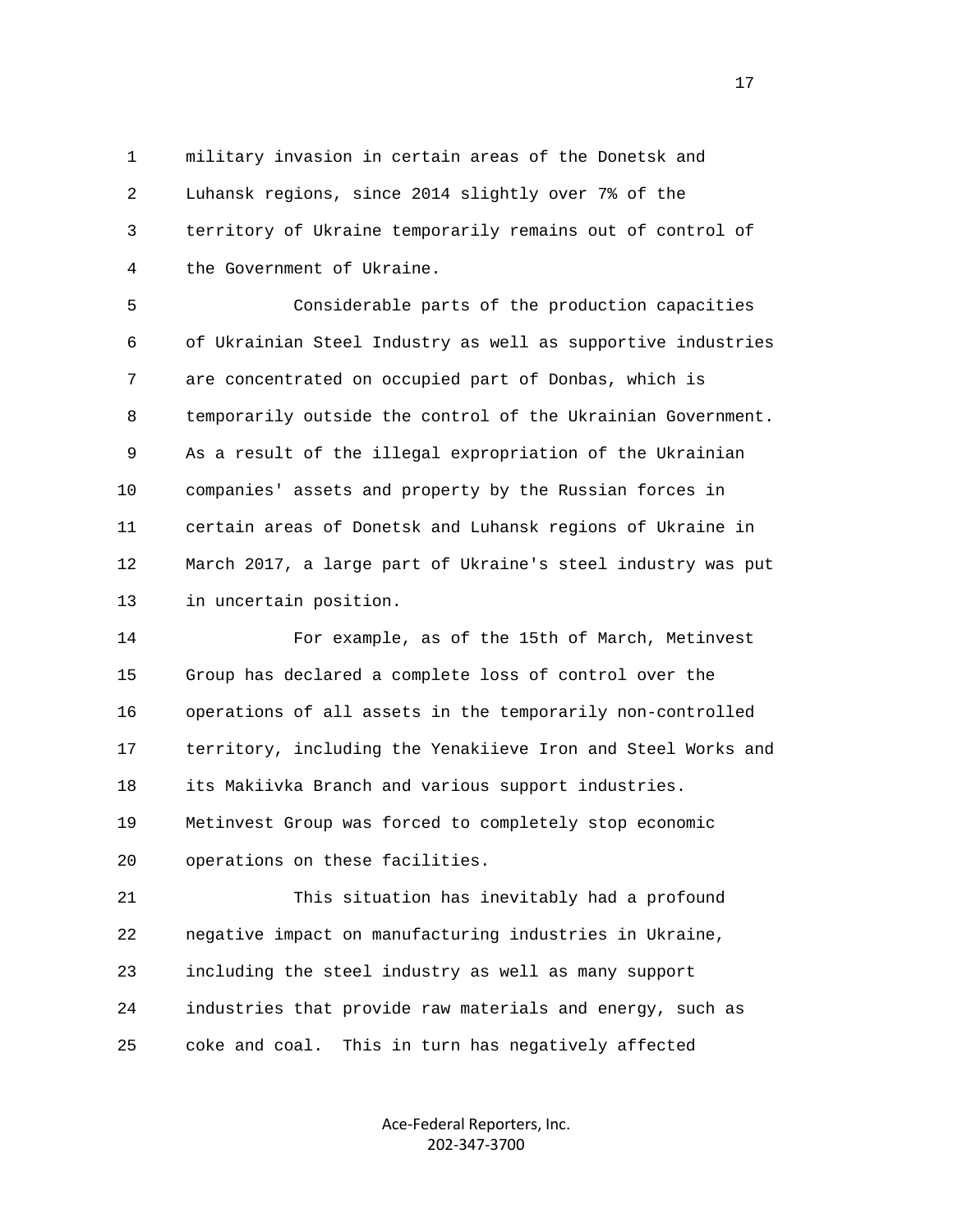military invasion in certain areas of the Donetsk and Luhansk regions, since 2014 slightly over 7% of the territory of Ukraine temporarily remains out of control of the Government of Ukraine.

Considerable parts of the production capacities of Ukrainian Steel Industry as well as supportive industries are concentrated on occupied part of Donbas, which is temporarily outside the control of the Ukrainian Government. As a result of the illegal expropriation of the Ukrainian companies' assets and property by the Russian forces in certain areas of Donetsk and Luhansk regions of Ukraine in March 2017, a large part of Ukraine's steel industry was put in uncertain position.

For example, as of the 15th of March, Metinvest Group has declared a complete loss of control over the operations of all assets in the temporarily non-controlled territory, including the Yenakiieve Iron and Steel Works and its Makiivka Branch and various support industries. Metinvest Group was forced to completely stop economic operations on these facilities.

This situation has inevitably had a profound negative impact on manufacturing industries in Ukraine, including the steel industry as well as many support industries that provide raw materials and energy, such as coke and coal. This in turn has negatively affected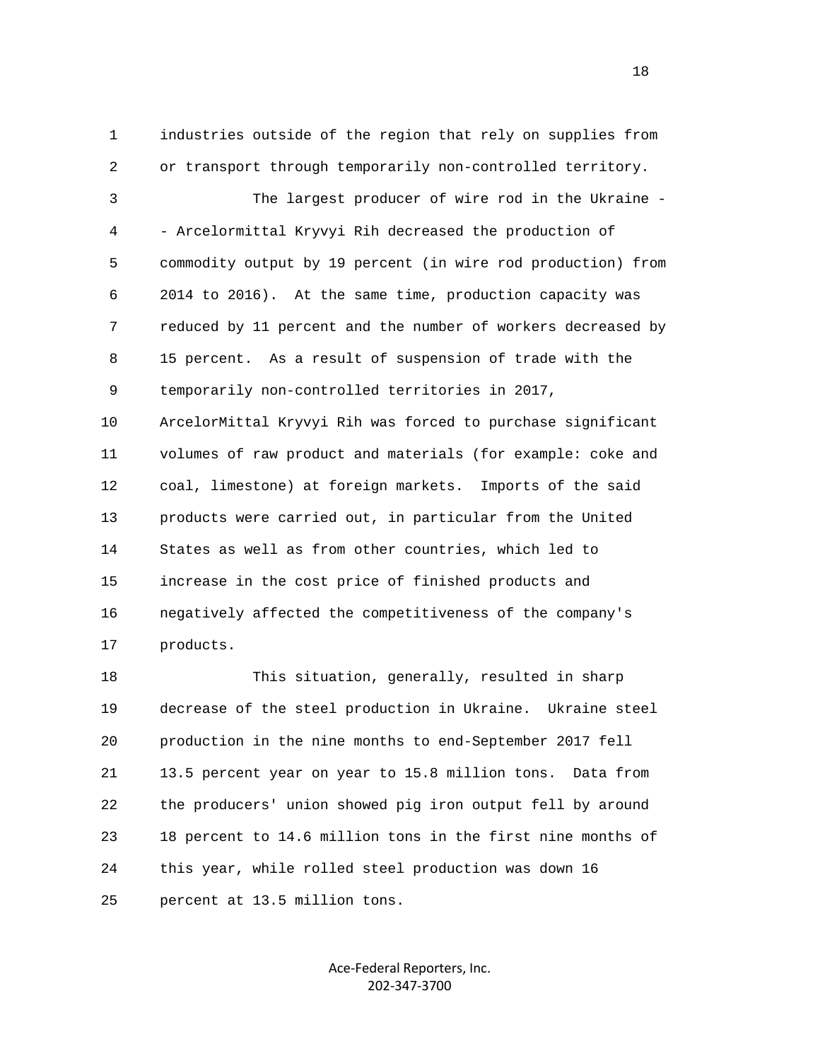industries outside of the region that rely on supplies from or transport through temporarily non-controlled territory.

The largest producer of wire rod in the Ukraine -- Arcelormittal Kryvyi Rih decreased the production of commodity output by 19 percent (in wire rod production) from 2014 to 2016). At the same time, production capacity was reduced by 11 percent and the number of workers decreased by 15 percent. As a result of suspension of trade with the temporarily non-controlled territories in 2017, ArcelorMittal Kryvyi Rih was forced to purchase significant volumes of raw product and materials (for example: coke and coal, limestone) at foreign markets. Imports of the said products were carried out, in particular from the United States as well as from other countries, which led to increase in the cost price of finished products and negatively affected the competitiveness of the company's products.

This situation, generally, resulted in sharp decrease of the steel production in Ukraine. Ukraine steel production in the nine months to end-September 2017 fell 13.5 percent year on year to 15.8 million tons. Data from the producers' union showed pig iron output fell by around 18 percent to 14.6 million tons in the first nine months of this year, while rolled steel production was down 16 percent at 13.5 million tons.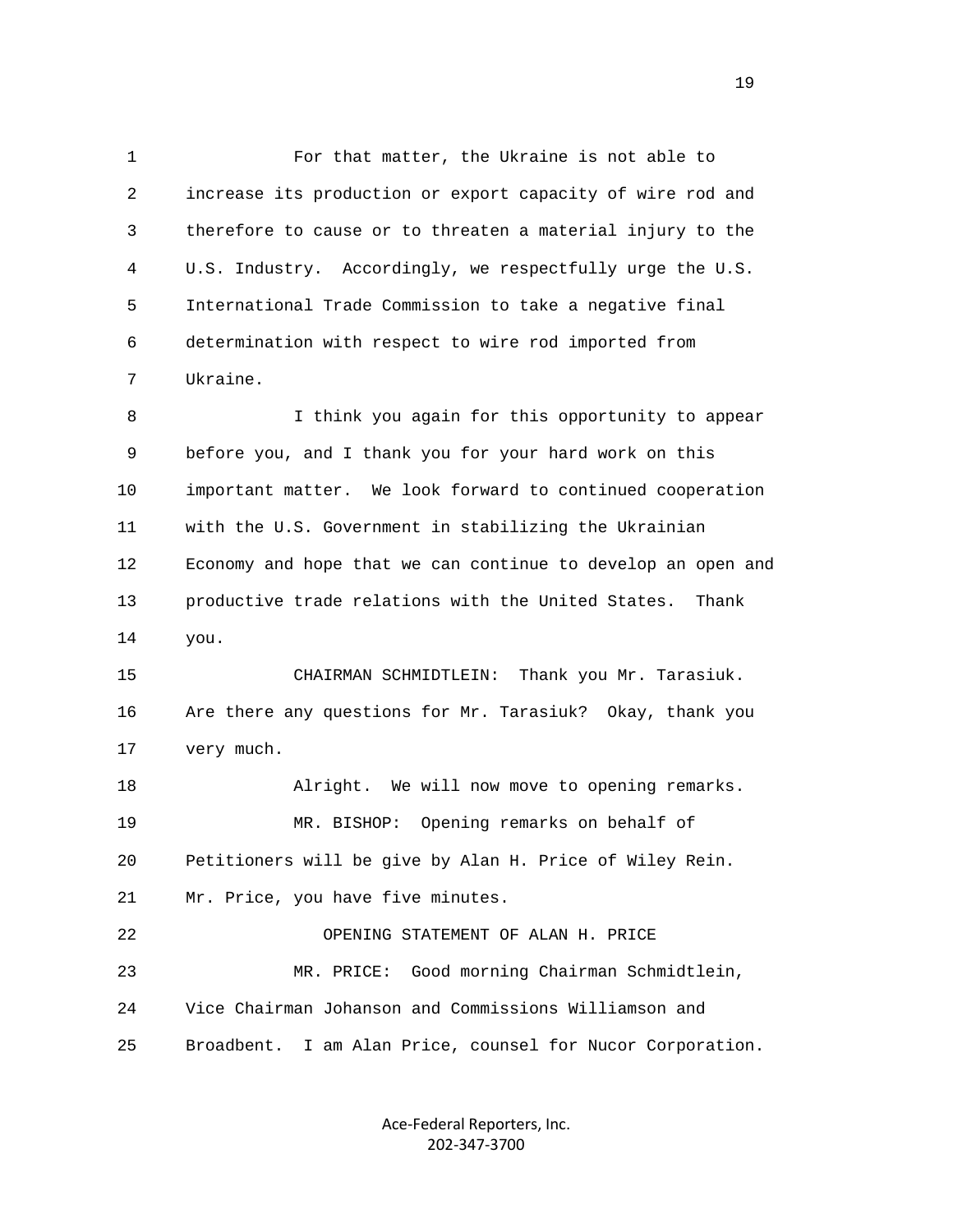For that matter, the Ukraine is not able to increase its production or export capacity of wire rod and therefore to cause or to threaten a material injury to the U.S. Industry. Accordingly, we respectfully urge the U.S. International Trade Commission to take a negative final determination with respect to wire rod imported from Ukraine.

I think you again for this opportunity to appear before you, and I thank you for your hard work on this important matter. We look forward to continued cooperation with the U.S. Government in stabilizing the Ukrainian Economy and hope that we can continue to develop an open and productive trade relations with the United States. Thank you.

CHAIRMAN SCHMIDTLEIN: Thank you Mr. Tarasiuk. Are there any questions for Mr. Tarasiuk? Okay, thank you very much.

Alright. We will now move to opening remarks.

MR. BISHOP: Opening remarks on behalf of Petitioners will be give by Alan H. Price of Wiley Rein. Mr. Price, you have five minutes.

OPENING STATEMENT OF ALAN H. PRICE

MR. PRICE: Good morning Chairman Schmidtlein, Vice Chairman Johanson and Commissions Williamson and Broadbent. I am Alan Price, counsel for Nucor Corporation.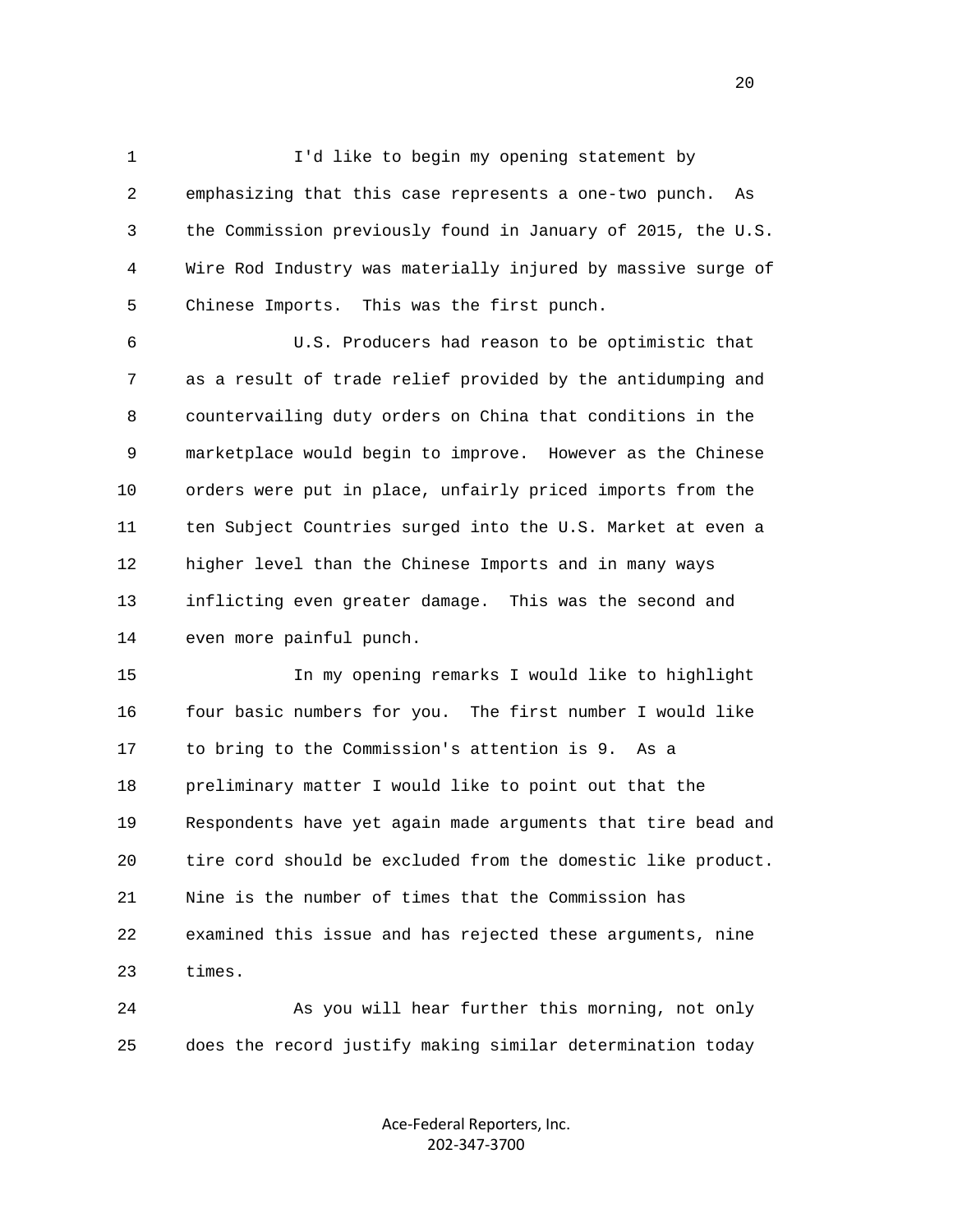I'd like to begin my opening statement by emphasizing that this case represents a one-two punch. As the Commission previously found in January of 2015, the U.S. Wire Rod Industry was materially injured by massive surge of Chinese Imports. This was the first punch.

U.S. Producers had reason to be optimistic that as a result of trade relief provided by the antidumping and countervailing duty orders on China that conditions in the marketplace would begin to improve. However as the Chinese orders were put in place, unfairly priced imports from the ten Subject Countries surged into the U.S. Market at even a higher level than the Chinese Imports and in many ways inflicting even greater damage. This was the second and even more painful punch.

In my opening remarks I would like to highlight four basic numbers for you. The first number I would like to bring to the Commission's attention is 9. As a preliminary matter I would like to point out that the Respondents have yet again made arguments that tire bead and tire cord should be excluded from the domestic like product. Nine is the number of times that the Commission has examined this issue and has rejected these arguments, nine times.

As you will hear further this morning, not only does the record justify making similar determination today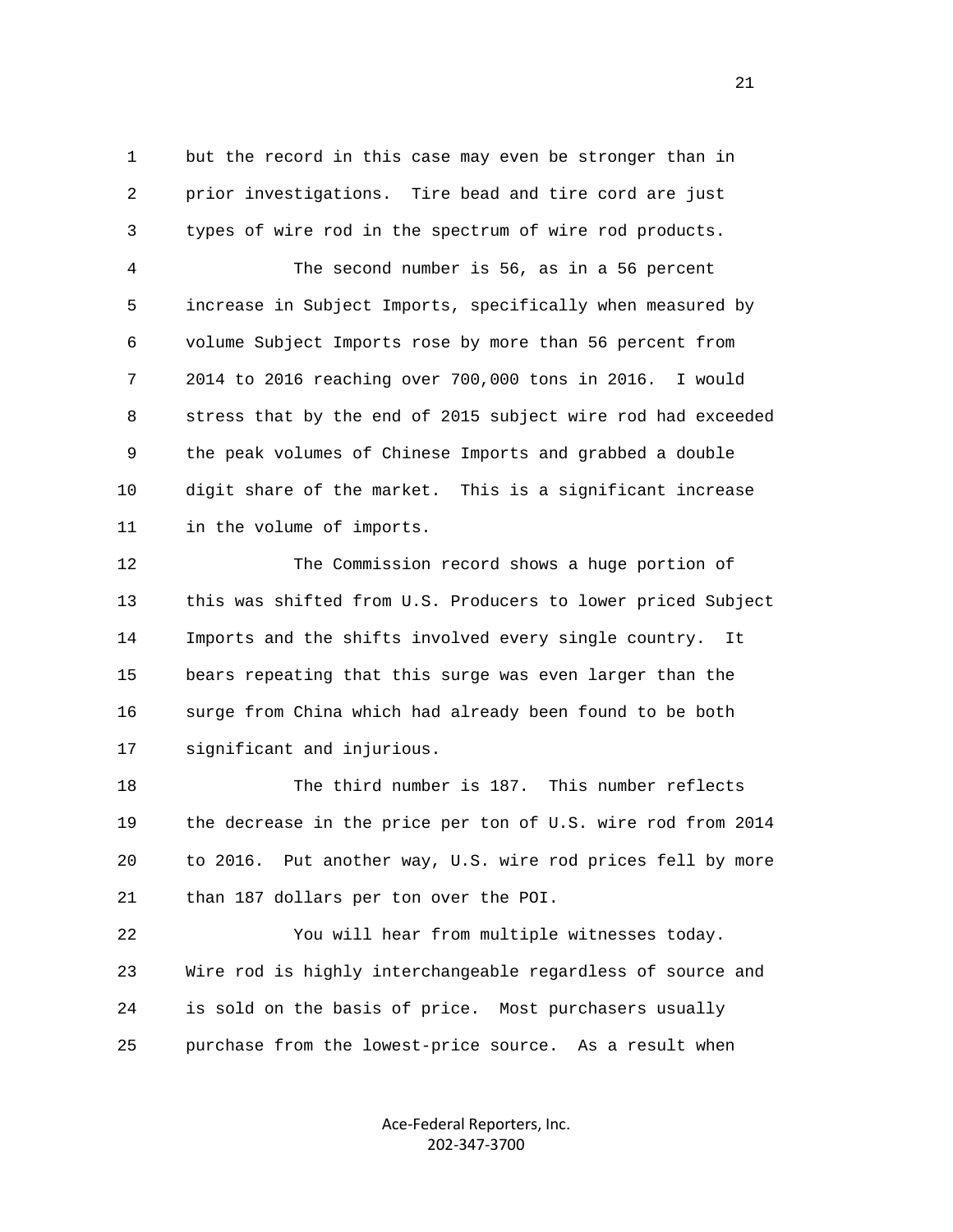but the record in this case may even be stronger than in prior investigations. Tire bead and tire cord are just types of wire rod in the spectrum of wire rod products.

The second number is 56, as in a 56 percent increase in Subject Imports, specifically when measured by volume Subject Imports rose by more than 56 percent from 2014 to 2016 reaching over 700,000 tons in 2016. I would stress that by the end of 2015 subject wire rod had exceeded the peak volumes of Chinese Imports and grabbed a double digit share of the market. This is a significant increase in the volume of imports.

The Commission record shows a huge portion of this was shifted from U.S. Producers to lower priced Subject Imports and the shifts involved every single country. It bears repeating that this surge was even larger than the surge from China which had already been found to be both significant and injurious.

The third number is 187. This number reflects the decrease in the price per ton of U.S. wire rod from 2014 to 2016. Put another way, U.S. wire rod prices fell by more than 187 dollars per ton over the POI.

You will hear from multiple witnesses today. Wire rod is highly interchangeable regardless of source and is sold on the basis of price. Most purchasers usually purchase from the lowest-price source. As a result when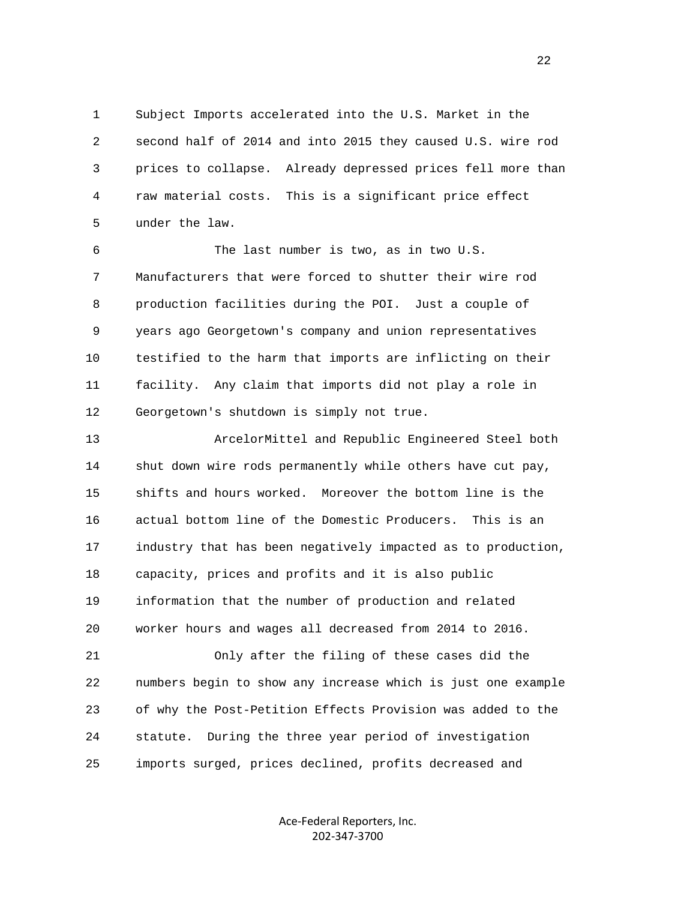Subject Imports accelerated into the U.S. Market in the second half of 2014 and into 2015 they caused U.S. wire rod prices to collapse. Already depressed prices fell more than raw material costs. This is a significant price effect under the law.

The last number is two, as in two U.S. Manufacturers that were forced to shutter their wire rod production facilities during the POI. Just a couple of years ago Georgetown's company and union representatives testified to the harm that imports are inflicting on their facility. Any claim that imports did not play a role in Georgetown's shutdown is simply not true.

ArcelorMittel and Republic Engineered Steel both shut down wire rods permanently while others have cut pay, shifts and hours worked. Moreover the bottom line is the actual bottom line of the Domestic Producers. This is an industry that has been negatively impacted as to production, capacity, prices and profits and it is also public information that the number of production and related worker hours and wages all decreased from 2014 to 2016.

Only after the filing of these cases did the numbers begin to show any increase which is just one example of why the Post-Petition Effects Provision was added to the statute. During the three year period of investigation imports surged, prices declined, profits decreased and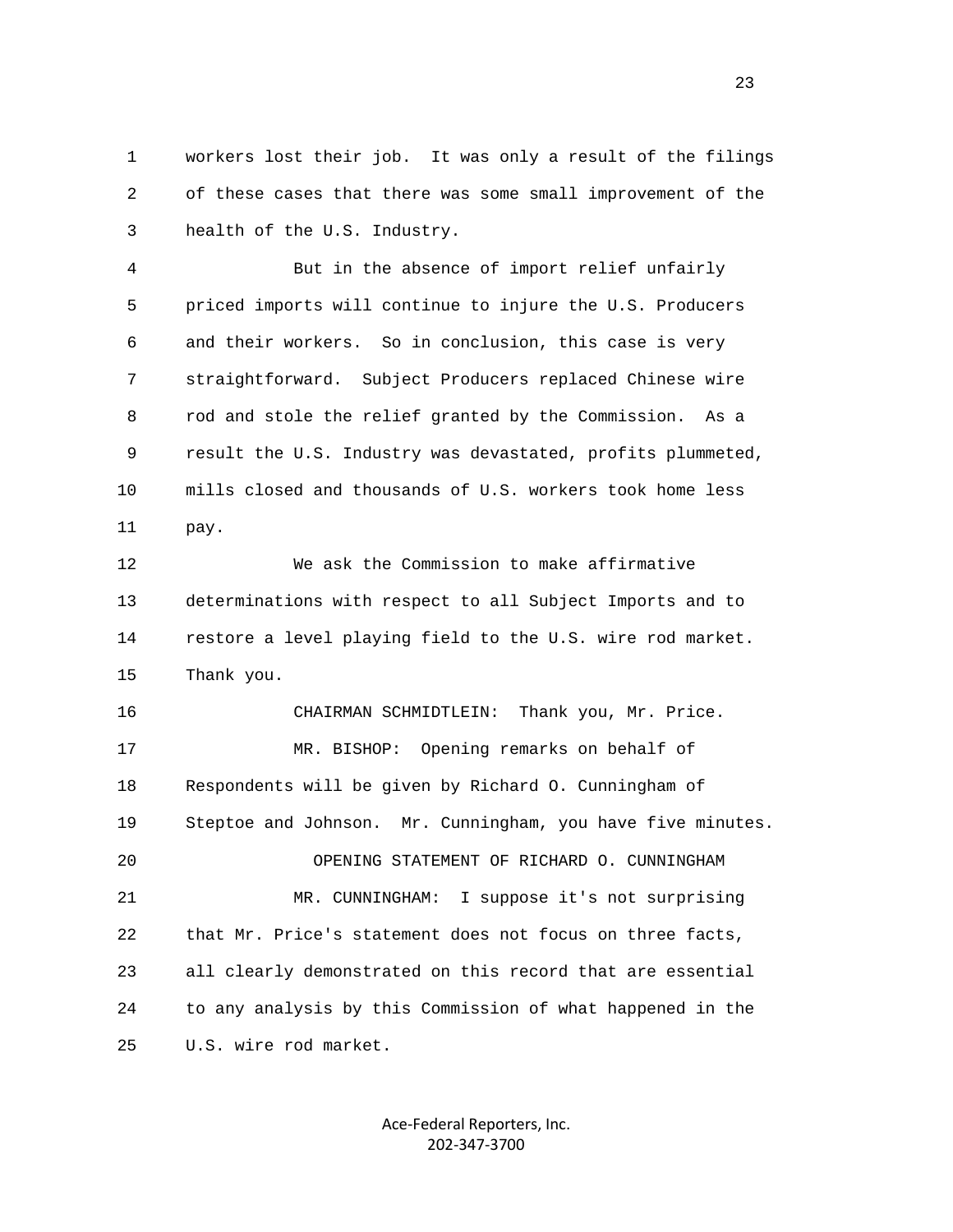workers lost their job. It was only a result of the filings of these cases that there was some small improvement of the health of the U.S. Industry.

But in the absence of import relief unfairly priced imports will continue to injure the U.S. Producers and their workers. So in conclusion, this case is very straightforward. Subject Producers replaced Chinese wire rod and stole the relief granted by the Commission. As a result the U.S. Industry was devastated, profits plummeted, mills closed and thousands of U.S. workers took home less pay.

We ask the Commission to make affirmative determinations with respect to all Subject Imports and to restore a level playing field to the U.S. wire rod market. Thank you.

CHAIRMAN SCHMIDTLEIN: Thank you, Mr. Price.

MR. BISHOP: Opening remarks on behalf of Respondents will be given by Richard O. Cunningham of Steptoe and Johnson. Mr. Cunningham, you have five minutes.

OPENING STATEMENT OF RICHARD O. CUNNINGHAM

MR. CUNNINGHAM: I suppose it's not surprising that Mr. Price's statement does not focus on three facts, all clearly demonstrated on this record that are essential to any analysis by this Commission of what happened in the U.S. wire rod market.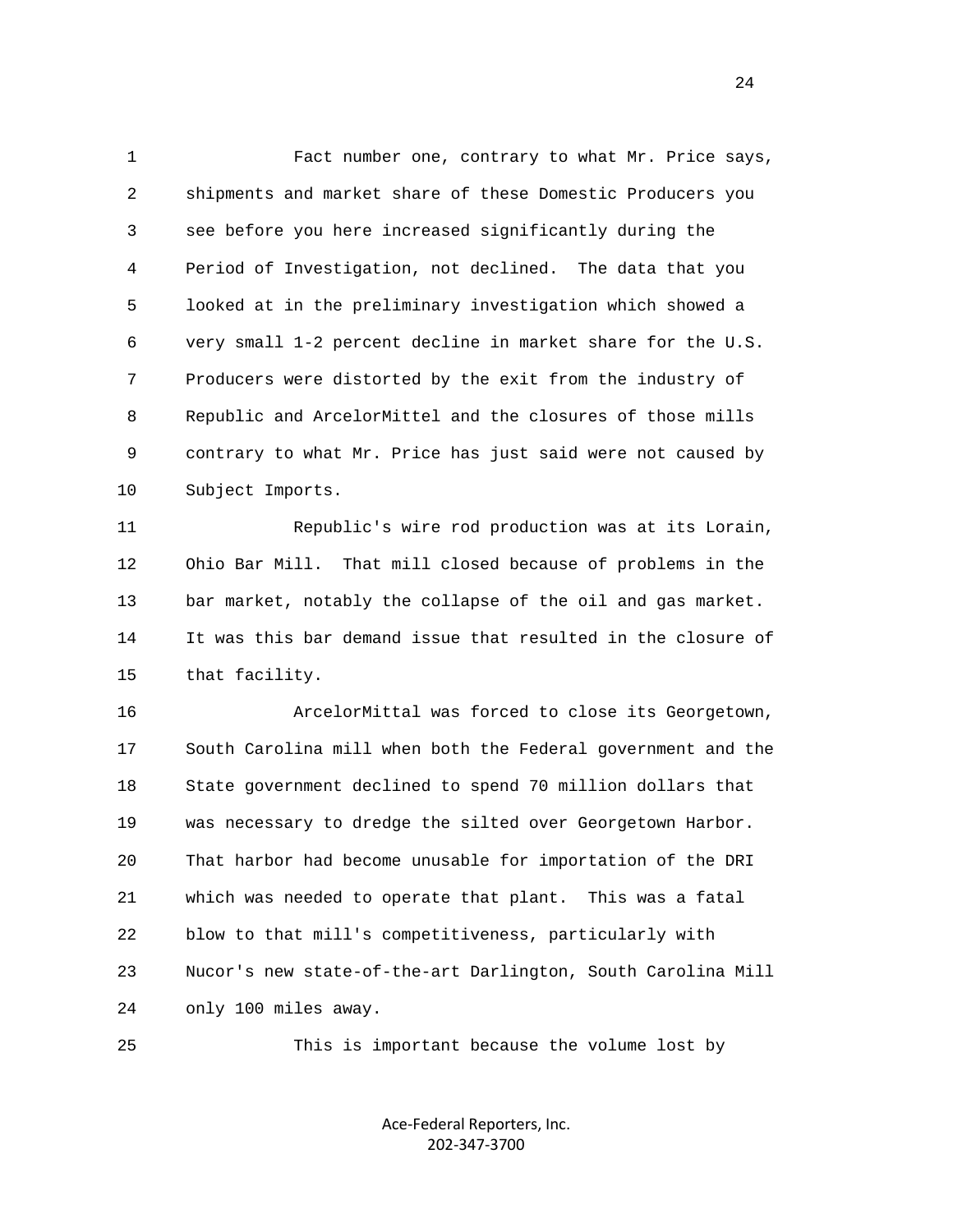Fact number one, contrary to what Mr. Price says, shipments and market share of these Domestic Producers you see before you here increased significantly during the Period of Investigation, not declined. The data that you looked at in the preliminary investigation which showed a very small 1-2 percent decline in market share for the U.S. Producers were distorted by the exit from the industry of Republic and ArcelorMittel and the closures of those mills contrary to what Mr. Price has just said were not caused by Subject Imports.

Republic's wire rod production was at its Lorain, Ohio Bar Mill. That mill closed because of problems in the bar market, notably the collapse of the oil and gas market. It was this bar demand issue that resulted in the closure of that facility.

ArcelorMittal was forced to close its Georgetown, South Carolina mill when both the Federal government and the State government declined to spend 70 million dollars that was necessary to dredge the silted over Georgetown Harbor. That harbor had become unusable for importation of the DRI which was needed to operate that plant. This was a fatal blow to that mill's competitiveness, particularly with Nucor's new state-of-the-art Darlington, South Carolina Mill only 100 miles away.

This is important because the volume lost by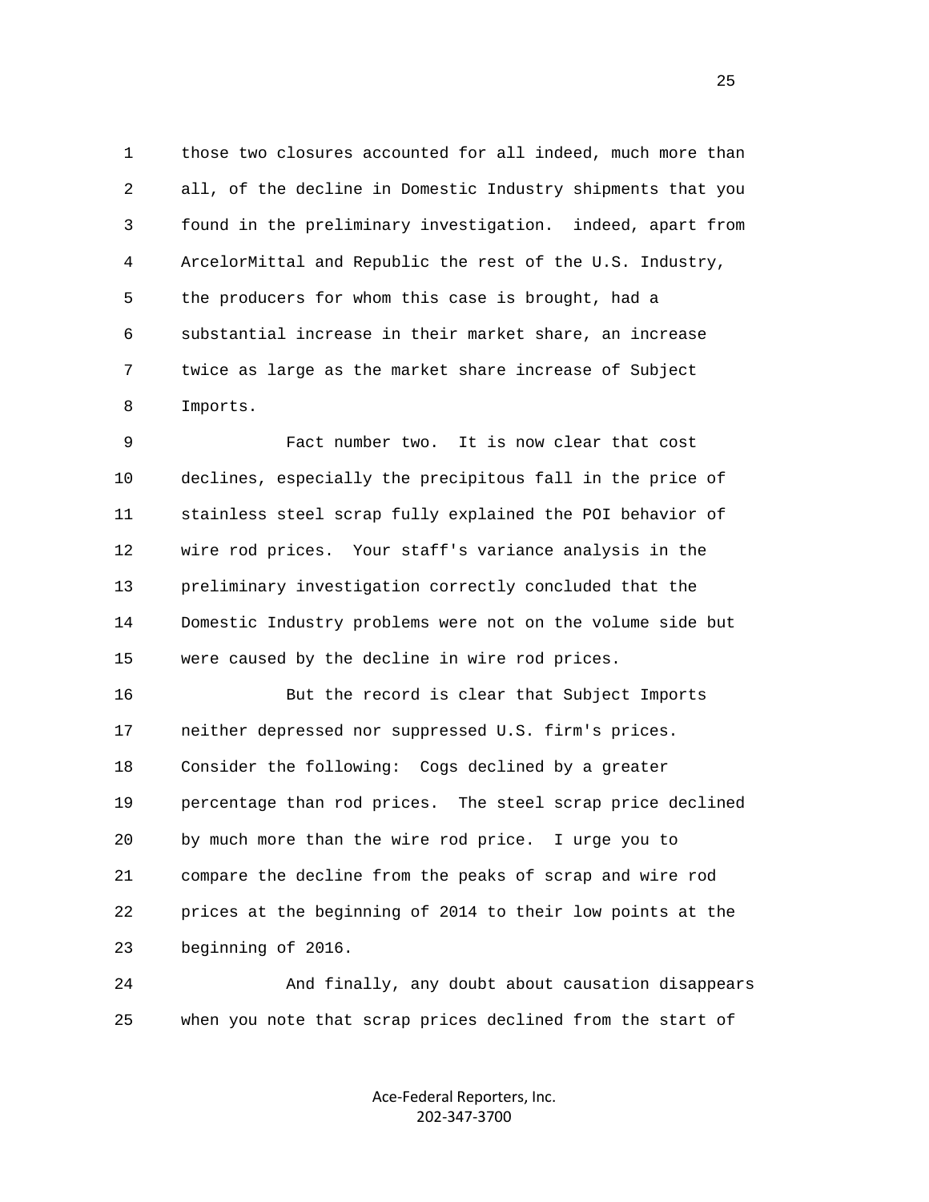those two closures accounted for all indeed, much more than all, of the decline in Domestic Industry shipments that you found in the preliminary investigation. indeed, apart from ArcelorMittal and Republic the rest of the U.S. Industry, the producers for whom this case is brought, had a substantial increase in their market share, an increase twice as large as the market share increase of Subject Imports.

Fact number two. It is now clear that cost declines, especially the precipitous fall in the price of stainless steel scrap fully explained the POI behavior of wire rod prices. Your staff's variance analysis in the preliminary investigation correctly concluded that the Domestic Industry problems were not on the volume side but were caused by the decline in wire rod prices.

But the record is clear that Subject Imports neither depressed nor suppressed U.S. firm's prices. Consider the following: Cogs declined by a greater percentage than rod prices. The steel scrap price declined by much more than the wire rod price. I urge you to compare the decline from the peaks of scrap and wire rod prices at the beginning of 2014 to their low points at the beginning of 2016.

And finally, any doubt about causation disappears when you note that scrap prices declined from the start of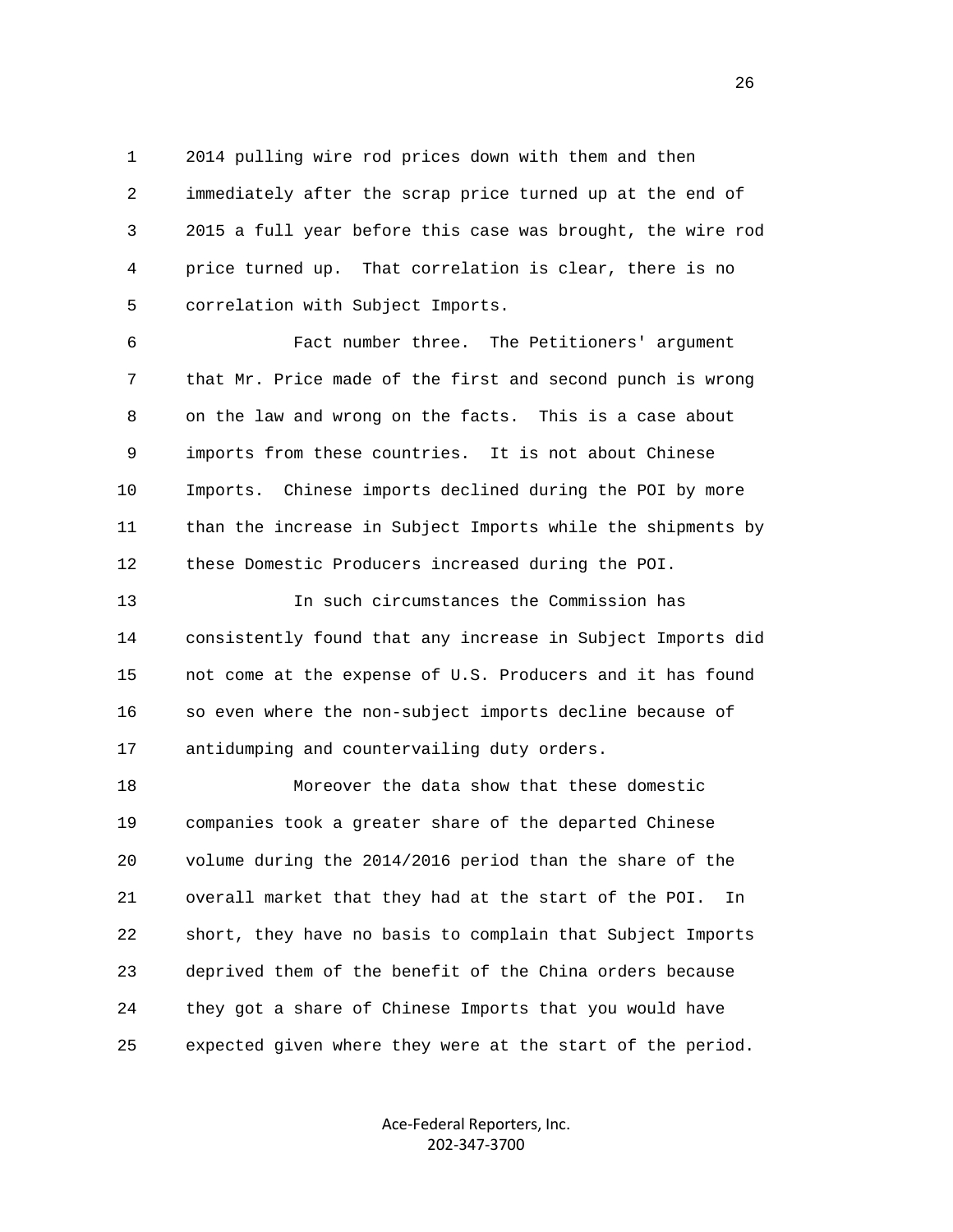2014 pulling wire rod prices down with them and then immediately after the scrap price turned up at the end of 2015 a full year before this case was brought, the wire rod price turned up. That correlation is clear, there is no correlation with Subject Imports.

Fact number three. The Petitioners' argument that Mr. Price made of the first and second punch is wrong on the law and wrong on the facts. This is a case about imports from these countries. It is not about Chinese Imports. Chinese imports declined during the POI by more than the increase in Subject Imports while the shipments by these Domestic Producers increased during the POI.

In such circumstances the Commission has consistently found that any increase in Subject Imports did not come at the expense of U.S. Producers and it has found so even where the non-subject imports decline because of antidumping and countervailing duty orders.

Moreover the data show that these domestic companies took a greater share of the departed Chinese volume during the 2014/2016 period than the share of the overall market that they had at the start of the POI. In short, they have no basis to complain that Subject Imports deprived them of the benefit of the China orders because they got a share of Chinese Imports that you would have expected given where they were at the start of the period.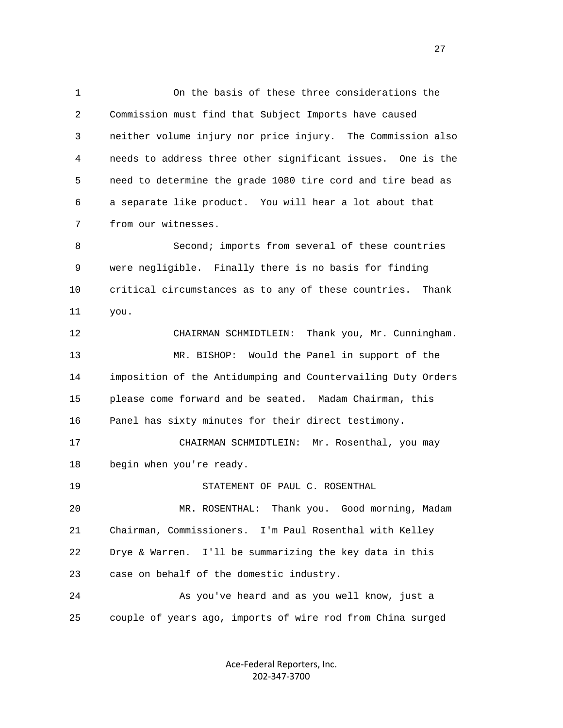On the basis of these three considerations the Commission must find that Subject Imports have caused neither volume injury nor price injury. The Commission also needs to address three other significant issues. One is the need to determine the grade 1080 tire cord and tire bead as a separate like product. You will hear a lot about that from our witnesses.

Second; imports from several of these countries were negligible. Finally there is no basis for finding critical circumstances as to any of these countries. Thank you.

CHAIRMAN SCHMIDTLEIN: Thank you, Mr. Cunningham.

MR. BISHOP: Would the Panel in support of the imposition of the Antidumping and Countervailing Duty Orders please come forward and be seated. Madam Chairman, this Panel has sixty minutes for their direct testimony.

CHAIRMAN SCHMIDTLEIN: Mr. Rosenthal, you may begin when you're ready.

STATEMENT OF PAUL C. ROSENTHAL

MR. ROSENTHAL: Thank you. Good morning, Madam Chairman, Commissioners. I'm Paul Rosenthal with Kelley Drye & Warren. I'll be summarizing the key data in this case on behalf of the domestic industry.

As you've heard and as you well know, just a couple of years ago, imports of wire rod from China surged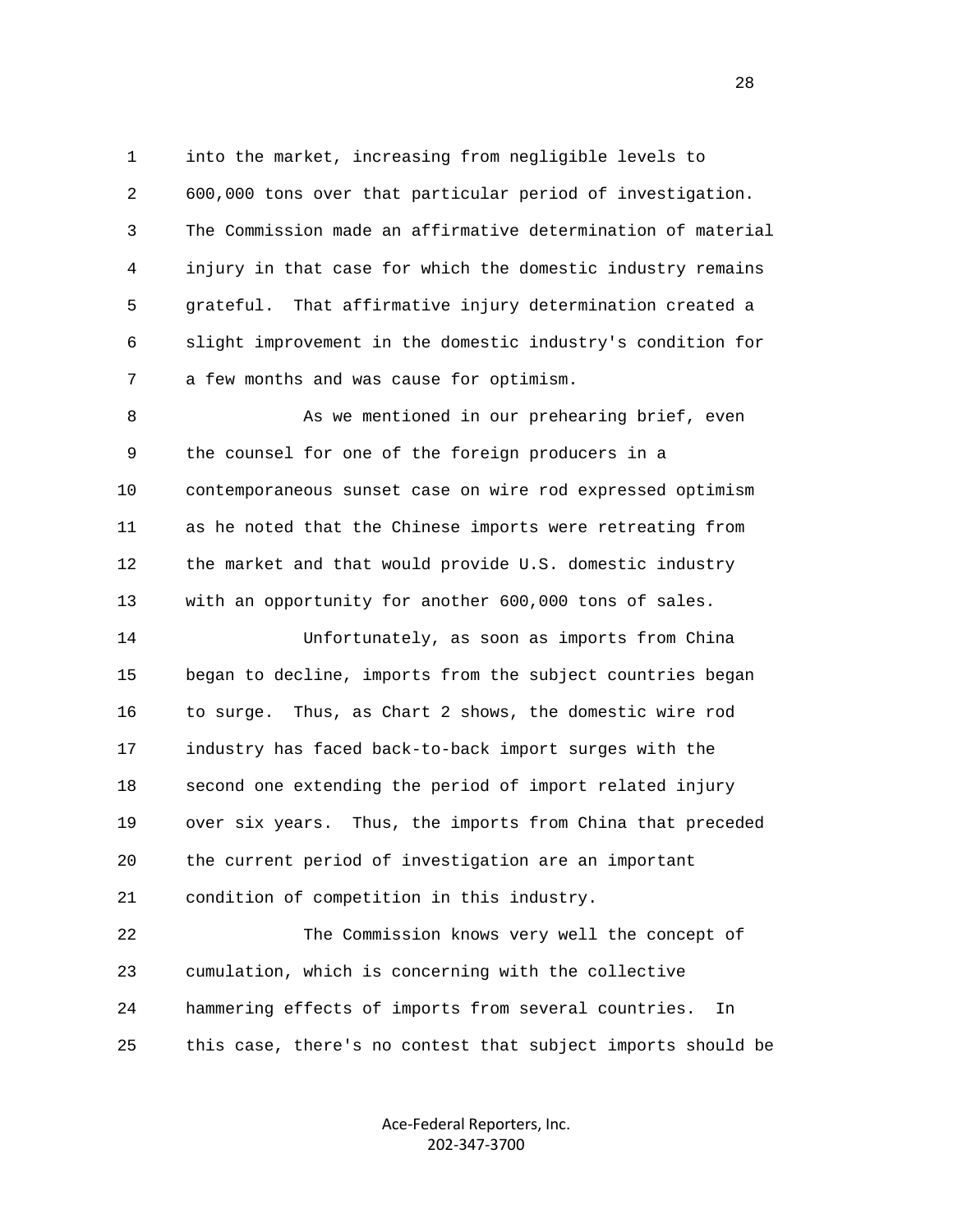into the market, increasing from negligible levels to 600,000 tons over that particular period of investigation. The Commission made an affirmative determination of material injury in that case for which the domestic industry remains grateful. That affirmative injury determination created a slight improvement in the domestic industry's condition for a few months and was cause for optimism.

As we mentioned in our prehearing brief, even the counsel for one of the foreign producers in a contemporaneous sunset case on wire rod expressed optimism as he noted that the Chinese imports were retreating from the market and that would provide U.S. domestic industry with an opportunity for another 600,000 tons of sales.

Unfortunately, as soon as imports from China began to decline, imports from the subject countries began to surge. Thus, as Chart 2 shows, the domestic wire rod industry has faced back-to-back import surges with the second one extending the period of import related injury over six years. Thus, the imports from China that preceded the current period of investigation are an important condition of competition in this industry.

The Commission knows very well the concept of cumulation, which is concerning with the collective hammering effects of imports from several countries. In this case, there's no contest that subject imports should be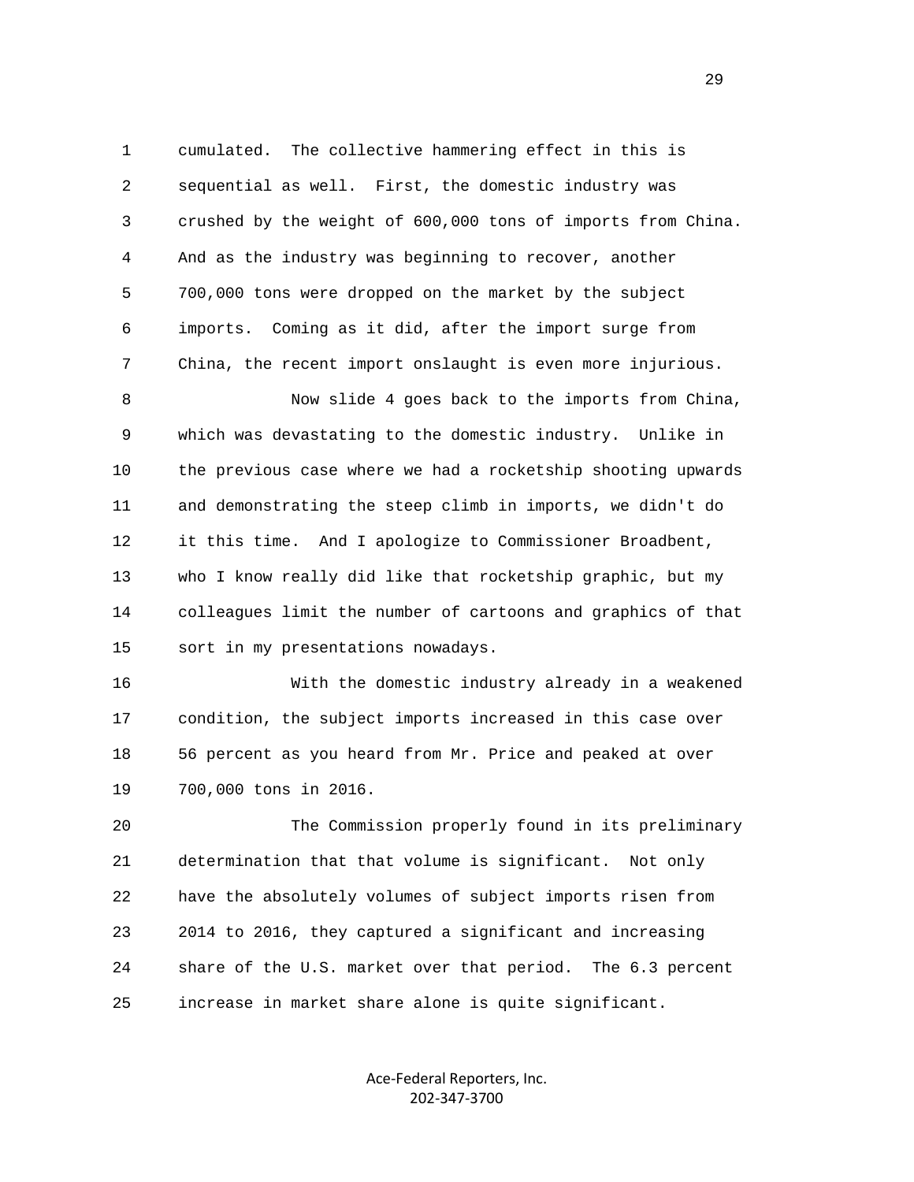cumulated. The collective hammering effect in this is sequential as well. First, the domestic industry was crushed by the weight of 600,000 tons of imports from China. And as the industry was beginning to recover, another 700,000 tons were dropped on the market by the subject imports. Coming as it did, after the import surge from China, the recent import onslaught is even more injurious.

Now slide 4 goes back to the imports from China, which was devastating to the domestic industry. Unlike in the previous case where we had a rocketship shooting upwards and demonstrating the steep climb in imports, we didn't do it this time. And I apologize to Commissioner Broadbent, who I know really did like that rocketship graphic, but my colleagues limit the number of cartoons and graphics of that sort in my presentations nowadays.

With the domestic industry already in a weakened condition, the subject imports increased in this case over 56 percent as you heard from Mr. Price and peaked at over 700,000 tons in 2016.

The Commission properly found in its preliminary determination that that volume is significant. Not only have the absolutely volumes of subject imports risen from 2014 to 2016, they captured a significant and increasing share of the U.S. market over that period. The 6.3 percent increase in market share alone is quite significant.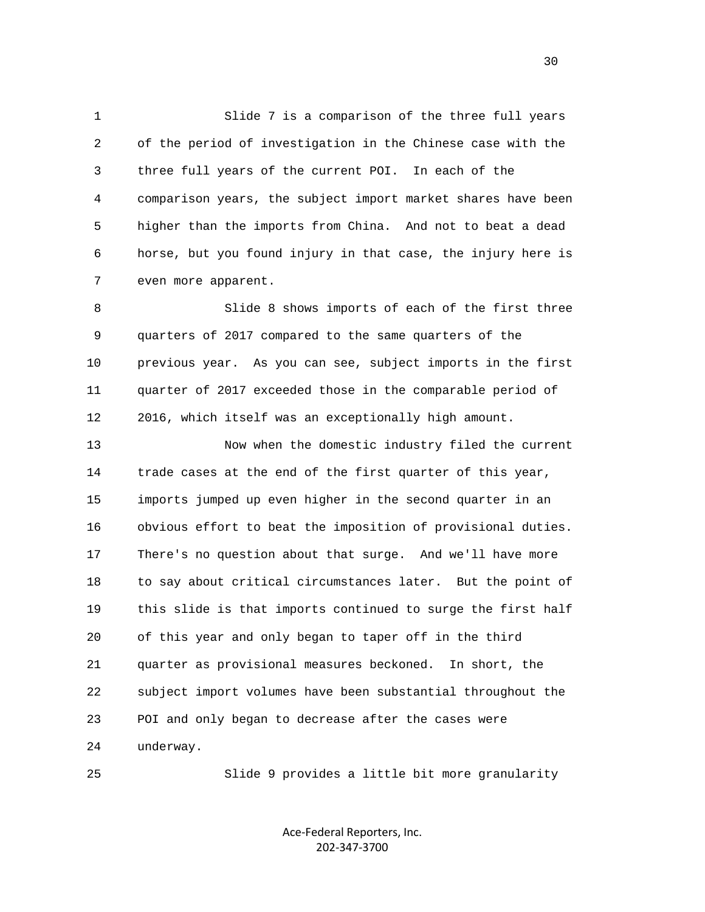Slide 7 is a comparison of the three full years of the period of investigation in the Chinese case with the three full years of the current POI. In each of the comparison years, the subject import market shares have been higher than the imports from China. And not to beat a dead horse, but you found injury in that case, the injury here is even more apparent.

Slide 8 shows imports of each of the first three quarters of 2017 compared to the same quarters of the previous year. As you can see, subject imports in the first quarter of 2017 exceeded those in the comparable period of 2016, which itself was an exceptionally high amount.

Now when the domestic industry filed the current trade cases at the end of the first quarter of this year, imports jumped up even higher in the second quarter in an obvious effort to beat the imposition of provisional duties. There's no question about that surge. And we'll have more to say about critical circumstances later. But the point of this slide is that imports continued to surge the first half of this year and only began to taper off in the third quarter as provisional measures beckoned. In short, the subject import volumes have been substantial throughout the POI and only began to decrease after the cases were underway.

Slide 9 provides a little bit more granularity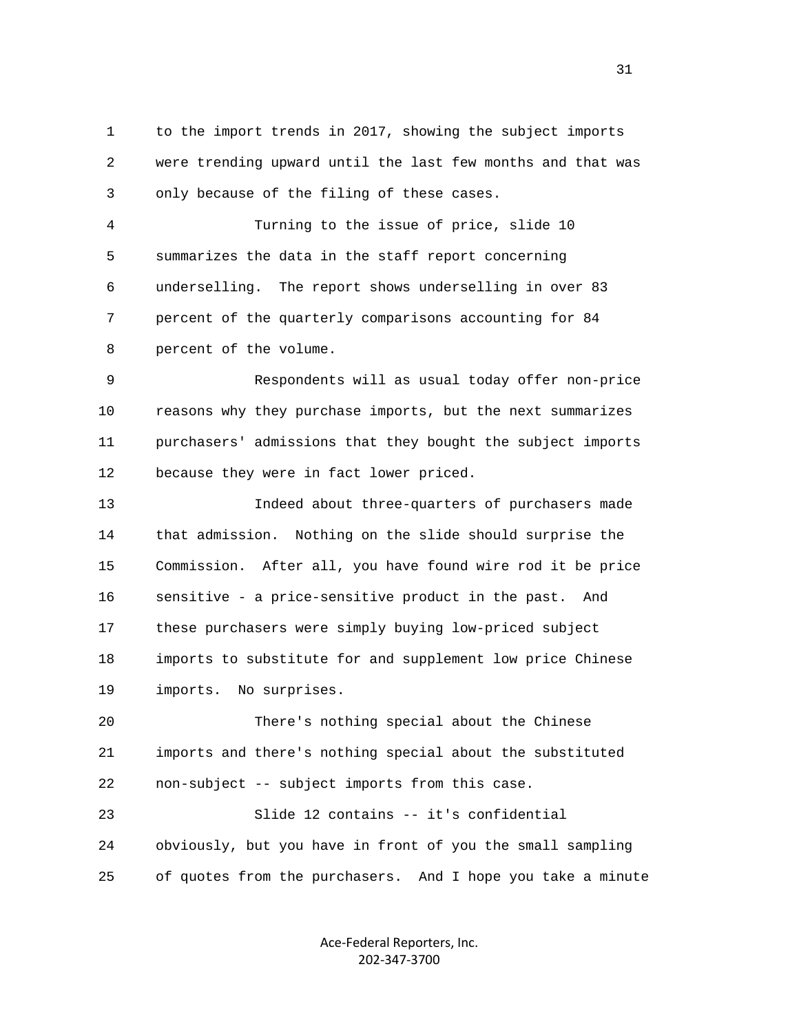to the import trends in 2017, showing the subject imports were trending upward until the last few months and that was only because of the filing of these cases.

Turning to the issue of price, slide 10 summarizes the data in the staff report concerning underselling. The report shows underselling in over 83 percent of the quarterly comparisons accounting for 84 percent of the volume.

Respondents will as usual today offer non-price reasons why they purchase imports, but the next summarizes purchasers' admissions that they bought the subject imports because they were in fact lower priced.

Indeed about three-quarters of purchasers made that admission. Nothing on the slide should surprise the Commission. After all, you have found wire rod it be price sensitive - a price-sensitive product in the past. And these purchasers were simply buying low-priced subject imports to substitute for and supplement low price Chinese imports. No surprises.

There's nothing special about the Chinese imports and there's nothing special about the substituted non-subject -- subject imports from this case.

Slide 12 contains -- it's confidential obviously, but you have in front of you the small sampling of quotes from the purchasers. And I hope you take a minute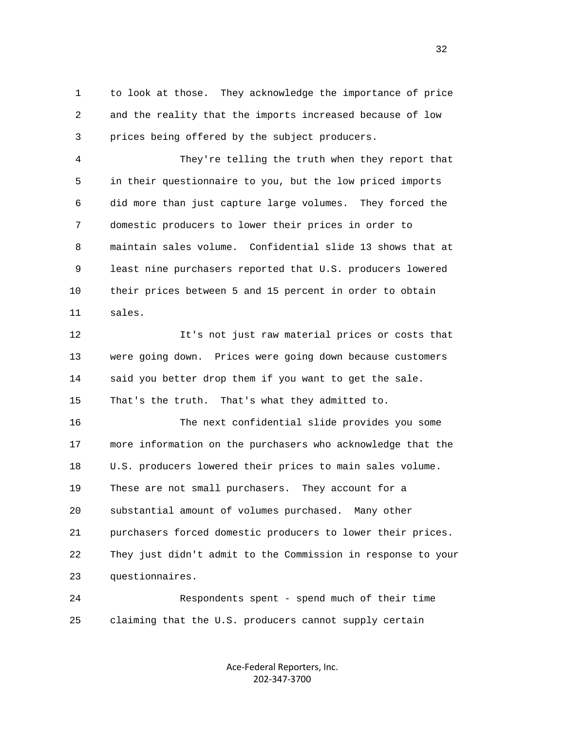to look at those. They acknowledge the importance of price and the reality that the imports increased because of low prices being offered by the subject producers.

They're telling the truth when they report that in their questionnaire to you, but the low priced imports did more than just capture large volumes. They forced the domestic producers to lower their prices in order to maintain sales volume. Confidential slide 13 shows that at least nine purchasers reported that U.S. producers lowered their prices between 5 and 15 percent in order to obtain sales.

It's not just raw material prices or costs that were going down. Prices were going down because customers said you better drop them if you want to get the sale. That's the truth. That's what they admitted to.

The next confidential slide provides you some more information on the purchasers who acknowledge that the U.S. producers lowered their prices to main sales volume. These are not small purchasers. They account for a substantial amount of volumes purchased. Many other purchasers forced domestic producers to lower their prices. They just didn't admit to the Commission in response to your questionnaires.

Respondents spent - spend much of their time claiming that the U.S. producers cannot supply certain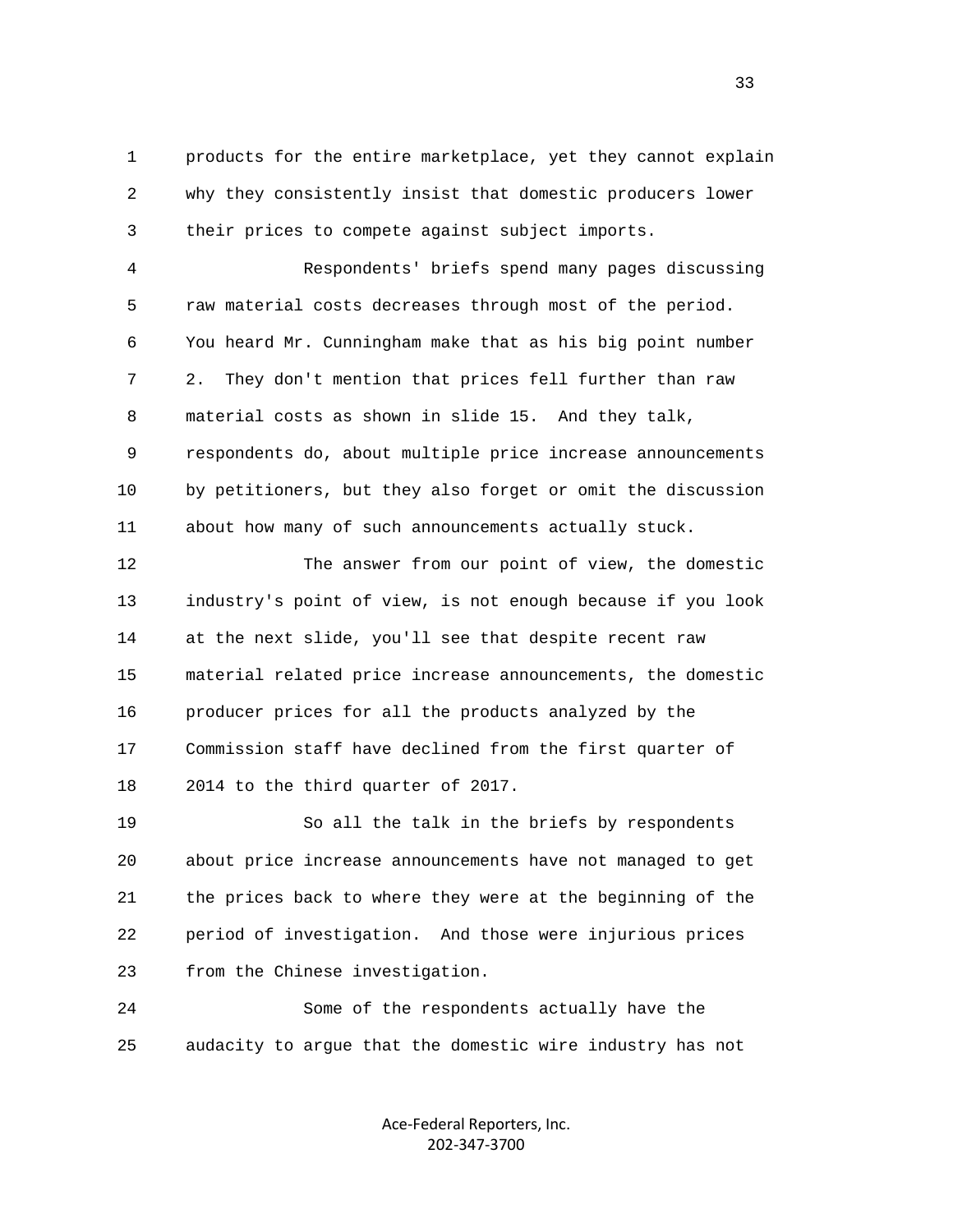products for the entire marketplace, yet they cannot explain why they consistently insist that domestic producers lower their prices to compete against subject imports.

Respondents' briefs spend many pages discussing raw material costs decreases through most of the period. You heard Mr. Cunningham make that as his big point number 2. They don't mention that prices fell further than raw material costs as shown in slide 15. And they talk, respondents do, about multiple price increase announcements by petitioners, but they also forget or omit the discussion about how many of such announcements actually stuck.

The answer from our point of view, the domestic industry's point of view, is not enough because if you look at the next slide, you'll see that despite recent raw material related price increase announcements, the domestic producer prices for all the products analyzed by the Commission staff have declined from the first quarter of 2014 to the third quarter of 2017.

So all the talk in the briefs by respondents about price increase announcements have not managed to get the prices back to where they were at the beginning of the period of investigation. And those were injurious prices from the Chinese investigation.

Some of the respondents actually have the audacity to argue that the domestic wire industry has not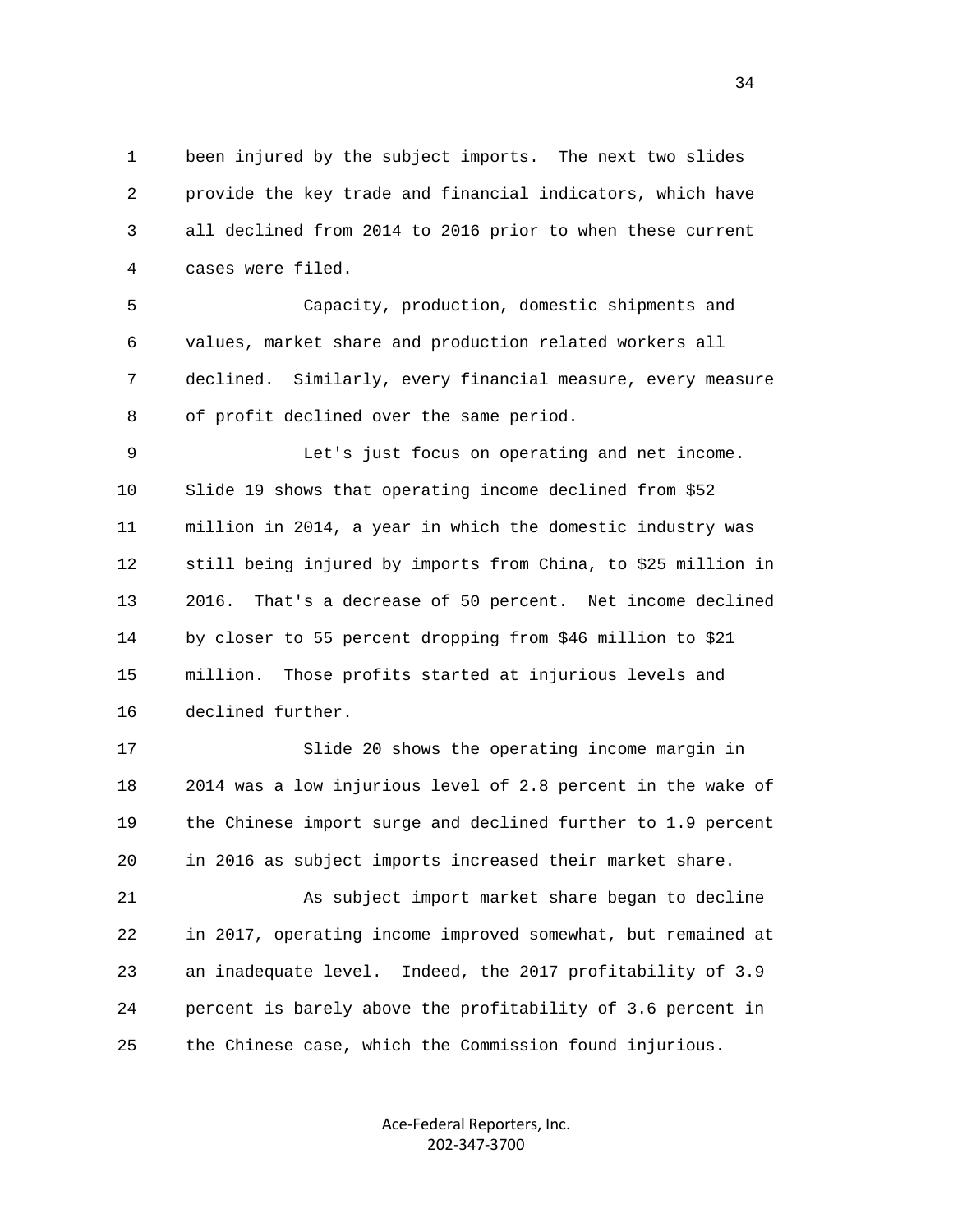been injured by the subject imports. The next two slides provide the key trade and financial indicators, which have all declined from 2014 to 2016 prior to when these current cases were filed.

Capacity, production, domestic shipments and values, market share and production related workers all declined. Similarly, every financial measure, every measure of profit declined over the same period.

Let's just focus on operating and net income. Slide 19 shows that operating income declined from $52 million in 2014, a year in which the domestic industry was still being injured by imports from China, to $25 million in 2016. That's a decrease of 50 percent. Net income declined by closer to 55 percent dropping from $46 million to $21 million. Those profits started at injurious levels and declined further.

Slide 20 shows the operating income margin in 2014 was a low injurious level of 2.8 percent in the wake of the Chinese import surge and declined further to 1.9 percent in 2016 as subject imports increased their market share.

As subject import market share began to decline in 2017, operating income improved somewhat, but remained at an inadequate level. Indeed, the 2017 profitability of 3.9 percent is barely above the profitability of 3.6 percent in the Chinese case, which the Commission found injurious.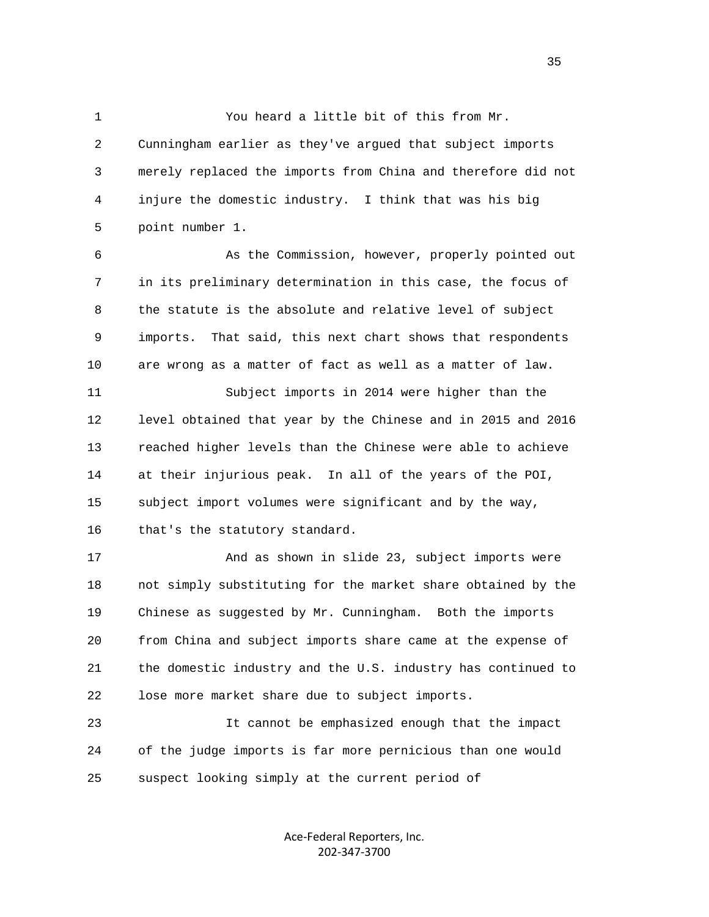You heard a little bit of this from Mr. Cunningham earlier as they've argued that subject imports merely replaced the imports from China and therefore did not injure the domestic industry. I think that was his big point number 1.

As the Commission, however, properly pointed out in its preliminary determination in this case, the focus of the statute is the absolute and relative level of subject imports. That said, this next chart shows that respondents are wrong as a matter of fact as well as a matter of law.

Subject imports in 2014 were higher than the level obtained that year by the Chinese and in 2015 and 2016 reached higher levels than the Chinese were able to achieve at their injurious peak. In all of the years of the POI, subject import volumes were significant and by the way, that's the statutory standard.

And as shown in slide 23, subject imports were not simply substituting for the market share obtained by the Chinese as suggested by Mr. Cunningham. Both the imports from China and subject imports share came at the expense of the domestic industry and the U.S. industry has continued to lose more market share due to subject imports.

It cannot be emphasized enough that the impact of the judge imports is far more pernicious than one would suspect looking simply at the current period of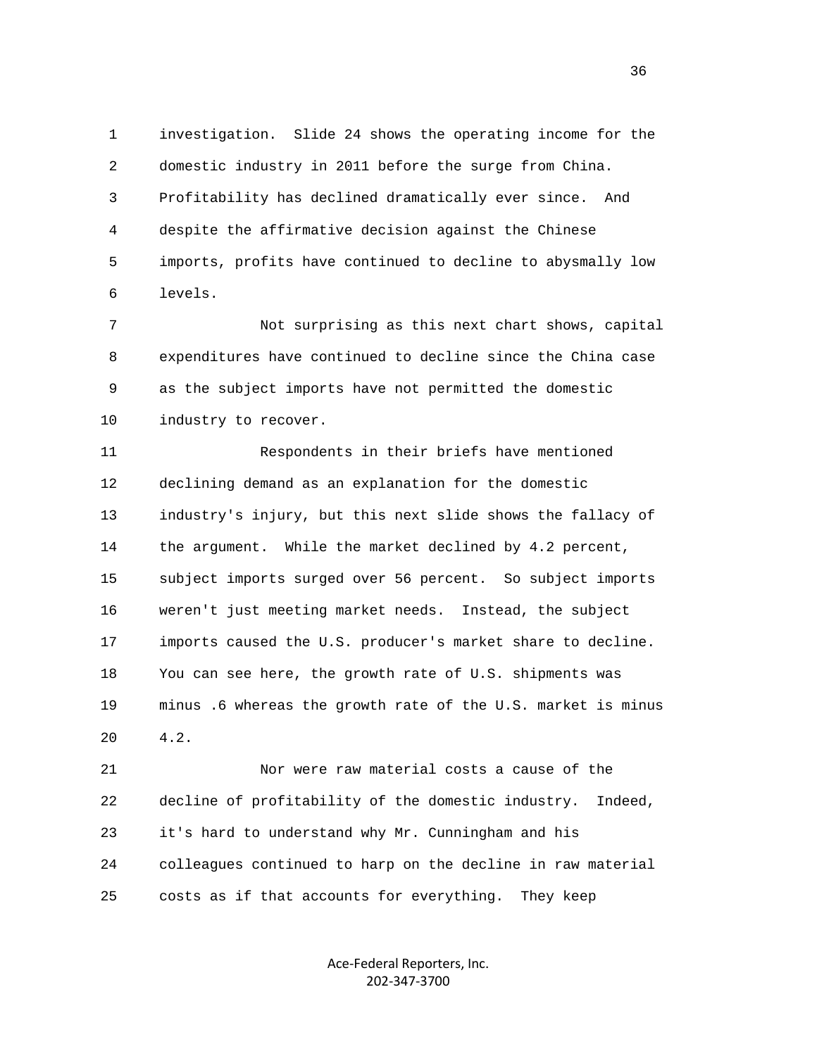investigation. Slide 24 shows the operating income for the domestic industry in 2011 before the surge from China. Profitability has declined dramatically ever since. And despite the affirmative decision against the Chinese imports, profits have continued to decline to abysmally low levels.

Not surprising as this next chart shows, capital expenditures have continued to decline since the China case as the subject imports have not permitted the domestic industry to recover.

Respondents in their briefs have mentioned declining demand as an explanation for the domestic industry's injury, but this next slide shows the fallacy of the argument. While the market declined by 4.2 percent, subject imports surged over 56 percent. So subject imports weren't just meeting market needs. Instead, the subject imports caused the U.S. producer's market share to decline. You can see here, the growth rate of U.S. shipments was minus .6 whereas the growth rate of the U.S. market is minus 4.2.

Nor were raw material costs a cause of the decline of profitability of the domestic industry. Indeed, it's hard to understand why Mr. Cunningham and his colleagues continued to harp on the decline in raw material costs as if that accounts for everything. They keep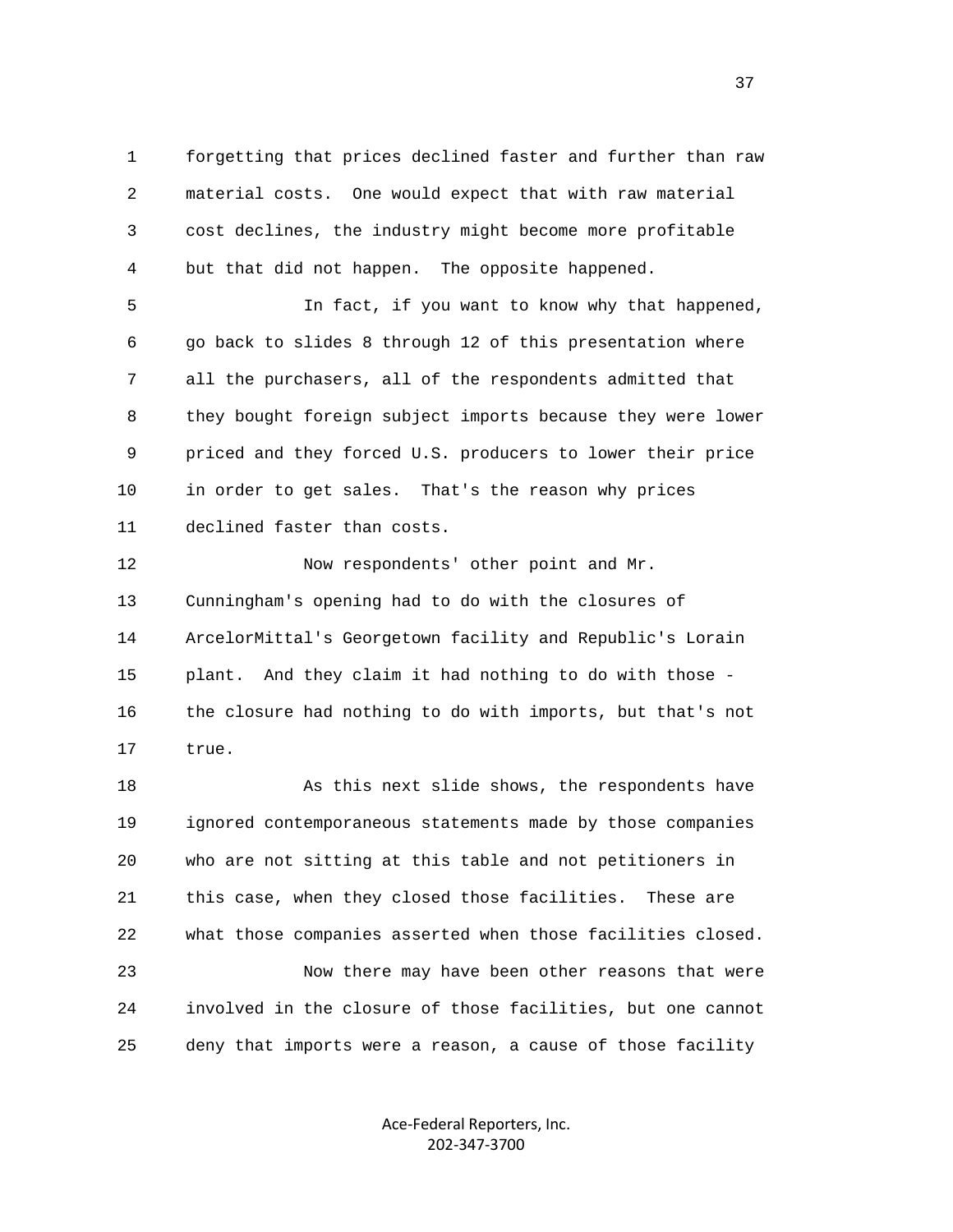forgetting that prices declined faster and further than raw material costs. One would expect that with raw material cost declines, the industry might become more profitable but that did not happen. The opposite happened.

In fact, if you want to know why that happened, go back to slides 8 through 12 of this presentation where all the purchasers, all of the respondents admitted that they bought foreign subject imports because they were lower priced and they forced U.S. producers to lower their price in order to get sales. That's the reason why prices declined faster than costs.

Now respondents' other point and Mr. Cunningham's opening had to do with the closures of ArcelorMittal's Georgetown facility and Republic's Lorain plant. And they claim it had nothing to do with those - the closure had nothing to do with imports, but that's not true.

As this next slide shows, the respondents have ignored contemporaneous statements made by those companies who are not sitting at this table and not petitioners in this case, when they closed those facilities. These are what those companies asserted when those facilities closed.

Now there may have been other reasons that were involved in the closure of those facilities, but one cannot deny that imports were a reason, a cause of those facility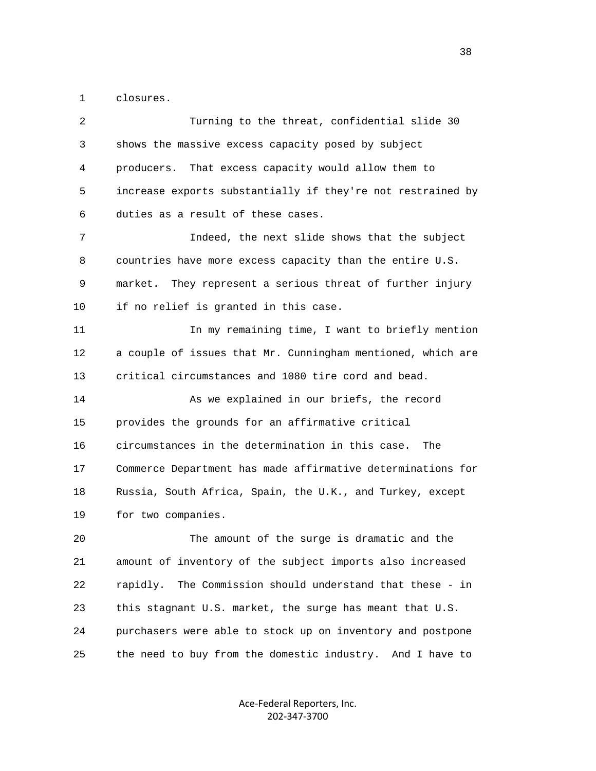closures.

Turning to the threat, confidential slide 30 shows the massive excess capacity posed by subject producers. That excess capacity would allow them to increase exports substantially if they're not restrained by duties as a result of these cases.

Indeed, the next slide shows that the subject countries have more excess capacity than the entire U.S. market. They represent a serious threat of further injury if no relief is granted in this case.

In my remaining time, I want to briefly mention a couple of issues that Mr. Cunningham mentioned, which are critical circumstances and 1080 tire cord and bead.

As we explained in our briefs, the record provides the grounds for an affirmative critical circumstances in the determination in this case. The Commerce Department has made affirmative determinations for Russia, South Africa, Spain, the U.K., and Turkey, except for two companies.

The amount of the surge is dramatic and the amount of inventory of the subject imports also increased rapidly. The Commission should understand that these - in this stagnant U.S. market, the surge has meant that U.S. purchasers were able to stock up on inventory and postpone the need to buy from the domestic industry. And I have to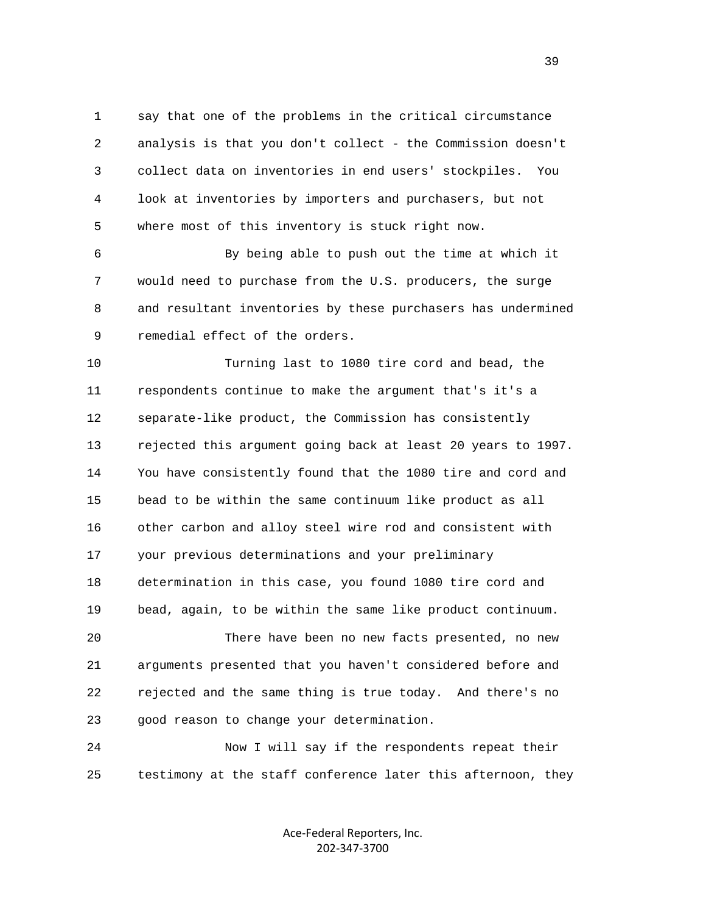say that one of the problems in the critical circumstance analysis is that you don't collect - the Commission doesn't collect data on inventories in end users' stockpiles. You look at inventories by importers and purchasers, but not where most of this inventory is stuck right now.

By being able to push out the time at which it would need to purchase from the U.S. producers, the surge and resultant inventories by these purchasers has undermined remedial effect of the orders.

Turning last to 1080 tire cord and bead, the respondents continue to make the argument that's it's a separate-like product, the Commission has consistently rejected this argument going back at least 20 years to 1997. You have consistently found that the 1080 tire and cord and bead to be within the same continuum like product as all other carbon and alloy steel wire rod and consistent with your previous determinations and your preliminary determination in this case, you found 1080 tire cord and bead, again, to be within the same like product continuum.

There have been no new facts presented, no new arguments presented that you haven't considered before and rejected and the same thing is true today. And there's no good reason to change your determination.

Now I will say if the respondents repeat their testimony at the staff conference later this afternoon, they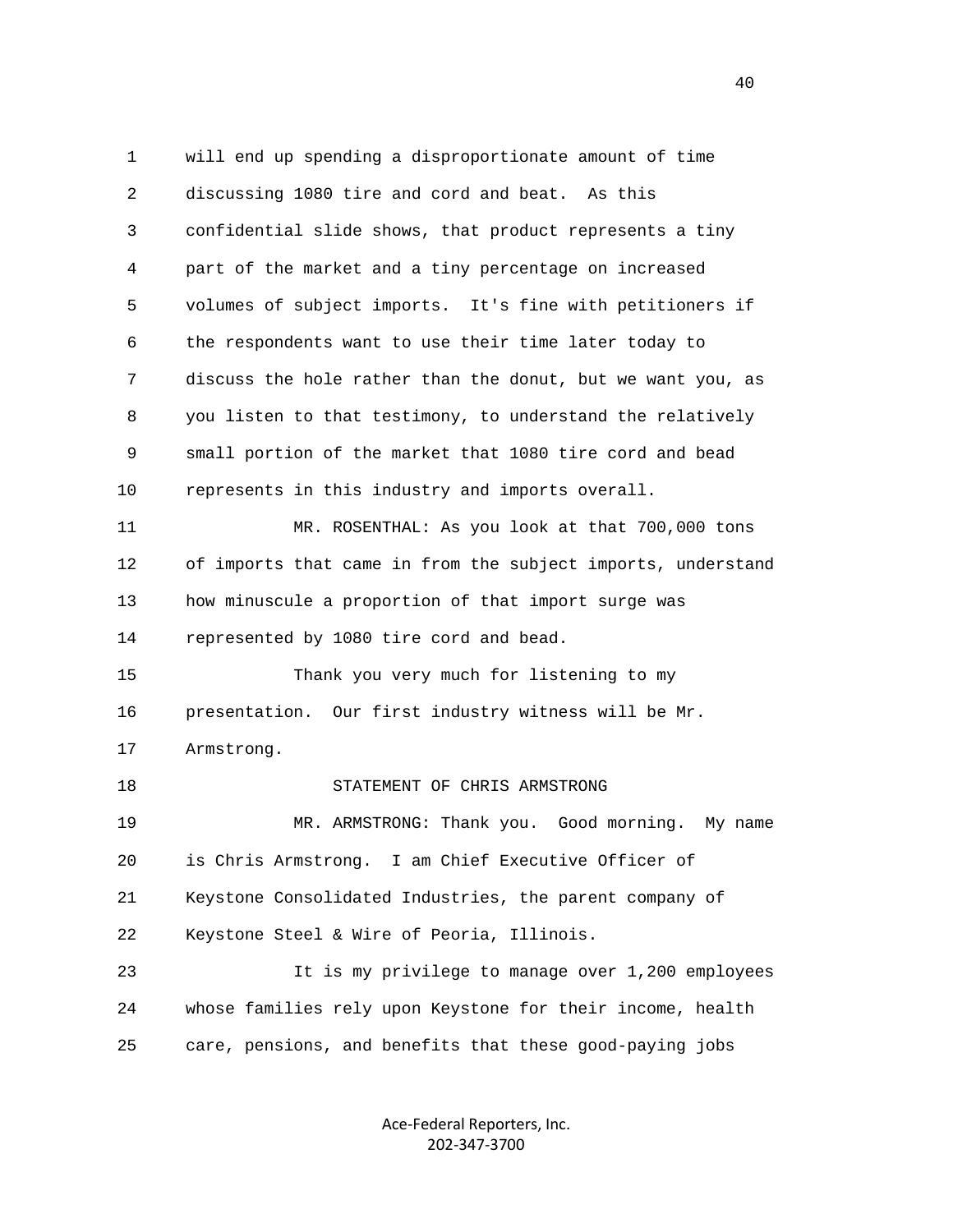1 will end up spending a disproportionate amount of time
2 discussing 1080 tire and cord and beat. As this
3 confidential slide shows, that product represents a tiny
4 part of the market and a tiny percentage on increased
5 volumes of subject imports. It's fine with petitioners if
6 the respondents want to use their time later today to
7 discuss the hole rather than the donut, but we want you, as
8 you listen to that testimony, to understand the relatively
9 small portion of the market that 1080 tire cord and bead
10 represents in this industry and imports overall.

11 MR. ROSENTHAL: As you look at that 700,000 tons
12 of imports that came in from the subject imports, understand
13 how minuscule a proportion of that import surge was
14 represented by 1080 tire cord and bead.

15 Thank you very much for listening to my
16 presentation. Our first industry witness will be Mr.
17 Armstrong.

18 STATEMENT OF CHRIS ARMSTRONG

19 MR. ARMSTRONG: Thank you. Good morning. My name
20 is Chris Armstrong. I am Chief Executive Officer of
21 Keystone Consolidated Industries, the parent company of
22 Keystone Steel & Wire of Peoria, Illinois.

23 It is my privilege to manage over 1,200 employees
24 whose families rely upon Keystone for their income, health
25 care, pensions, and benefits that these good-paying jobs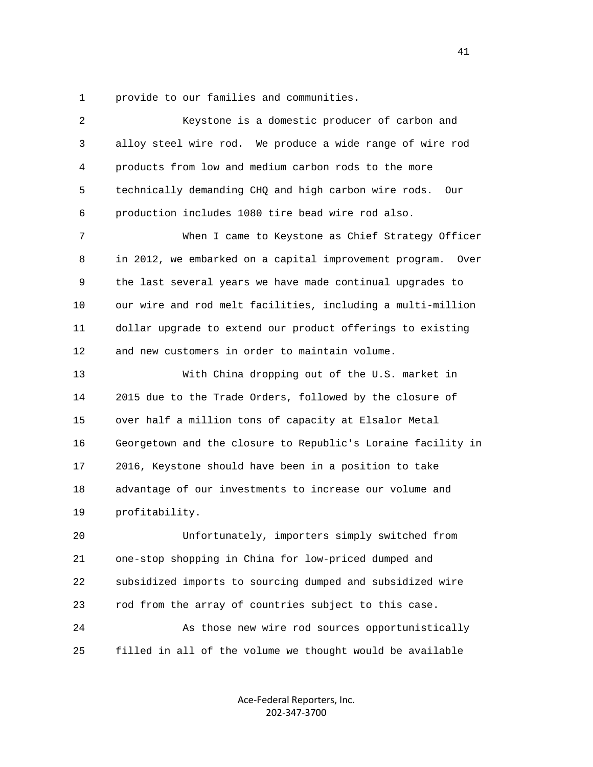provide to our families and communities.

Keystone is a domestic producer of carbon and alloy steel wire rod. We produce a wide range of wire rod products from low and medium carbon rods to the more technically demanding CHQ and high carbon wire rods. Our production includes 1080 tire bead wire rod also.

When I came to Keystone as Chief Strategy Officer in 2012, we embarked on a capital improvement program. Over the last several years we have made continual upgrades to our wire and rod melt facilities, including a multi-million dollar upgrade to extend our product offerings to existing and new customers in order to maintain volume.

With China dropping out of the U.S. market in 2015 due to the Trade Orders, followed by the closure of over half a million tons of capacity at Elsalor Metal Georgetown and the closure to Republic's Loraine facility in 2016, Keystone should have been in a position to take advantage of our investments to increase our volume and profitability.

Unfortunately, importers simply switched from one-stop shopping in China for low-priced dumped and subsidized imports to sourcing dumped and subsidized wire rod from the array of countries subject to this case.

As those new wire rod sources opportunistically filled in all of the volume we thought would be available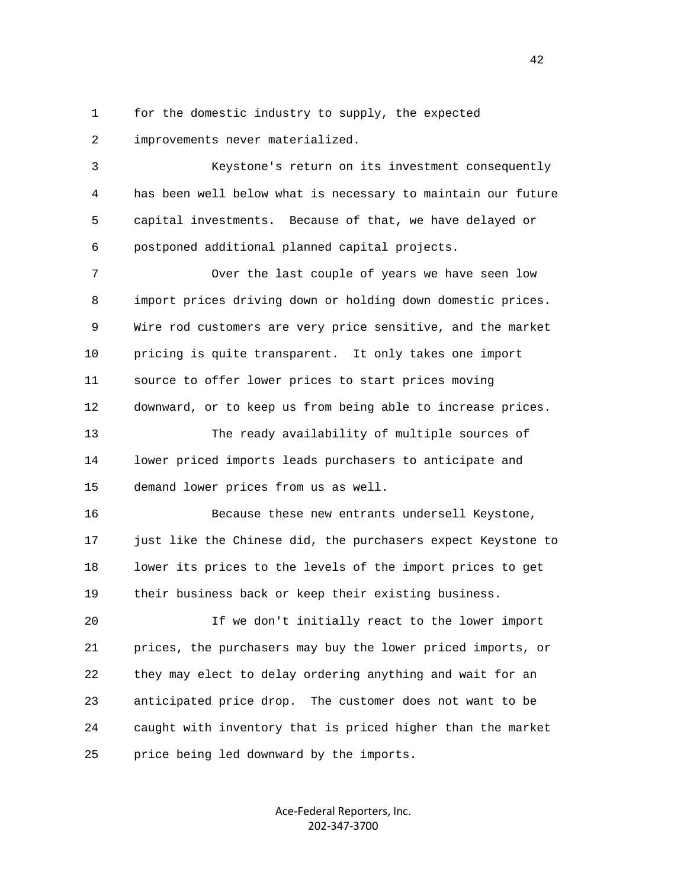for the domestic industry to supply, the expected improvements never materialized.

Keystone's return on its investment consequently has been well below what is necessary to maintain our future capital investments. Because of that, we have delayed or postponed additional planned capital projects.

Over the last couple of years we have seen low import prices driving down or holding down domestic prices. Wire rod customers are very price sensitive, and the market pricing is quite transparent. It only takes one import source to offer lower prices to start prices moving downward, or to keep us from being able to increase prices.

The ready availability of multiple sources of lower priced imports leads purchasers to anticipate and demand lower prices from us as well.

Because these new entrants undersell Keystone, just like the Chinese did, the purchasers expect Keystone to lower its prices to the levels of the import prices to get their business back or keep their existing business.

If we don't initially react to the lower import prices, the purchasers may buy the lower priced imports, or they may elect to delay ordering anything and wait for an anticipated price drop. The customer does not want to be caught with inventory that is priced higher than the market price being led downward by the imports.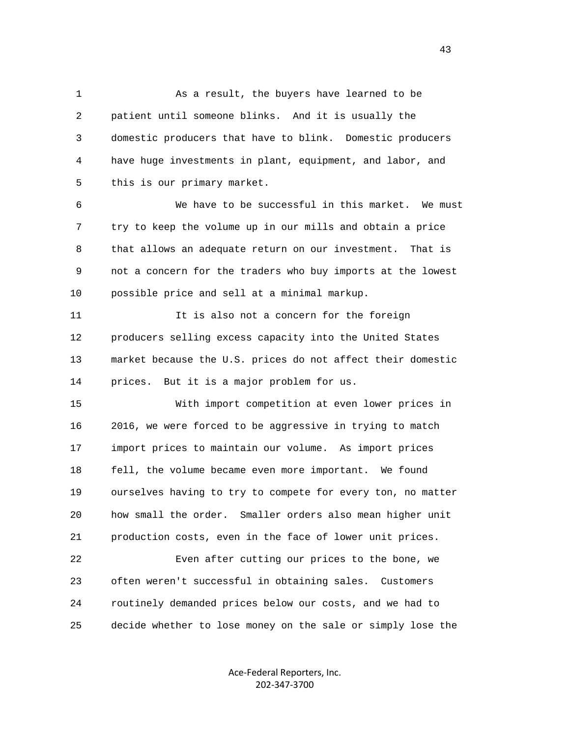As a result, the buyers have learned to be patient until someone blinks. And it is usually the domestic producers that have to blink. Domestic producers have huge investments in plant, equipment, and labor, and this is our primary market.

We have to be successful in this market. We must try to keep the volume up in our mills and obtain a price that allows an adequate return on our investment. That is not a concern for the traders who buy imports at the lowest possible price and sell at a minimal markup.

It is also not a concern for the foreign producers selling excess capacity into the United States market because the U.S. prices do not affect their domestic prices. But it is a major problem for us.

With import competition at even lower prices in 2016, we were forced to be aggressive in trying to match import prices to maintain our volume. As import prices fell, the volume became even more important. We found ourselves having to try to compete for every ton, no matter how small the order. Smaller orders also mean higher unit production costs, even in the face of lower unit prices.

Even after cutting our prices to the bone, we often weren't successful in obtaining sales. Customers routinely demanded prices below our costs, and we had to decide whether to lose money on the sale or simply lose the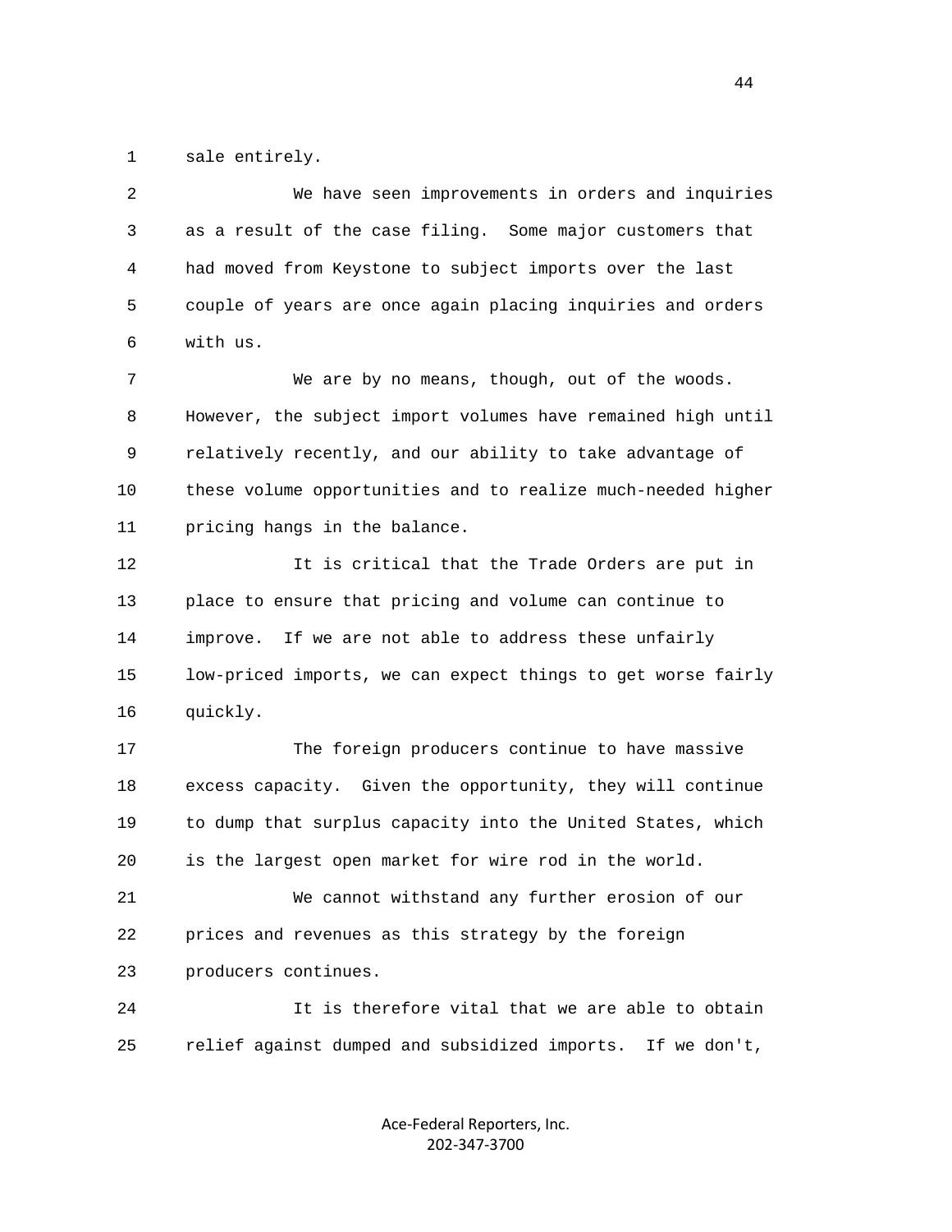sale entirely.

We have seen improvements in orders and inquiries as a result of the case filing. Some major customers that had moved from Keystone to subject imports over the last couple of years are once again placing inquiries and orders with us.

We are by no means, though, out of the woods. However, the subject import volumes have remained high until relatively recently, and our ability to take advantage of these volume opportunities and to realize much-needed higher pricing hangs in the balance.

It is critical that the Trade Orders are put in place to ensure that pricing and volume can continue to improve. If we are not able to address these unfairly low-priced imports, we can expect things to get worse fairly quickly.

The foreign producers continue to have massive excess capacity. Given the opportunity, they will continue to dump that surplus capacity into the United States, which is the largest open market for wire rod in the world.

We cannot withstand any further erosion of our prices and revenues as this strategy by the foreign producers continues.

It is therefore vital that we are able to obtain relief against dumped and subsidized imports. If we don't,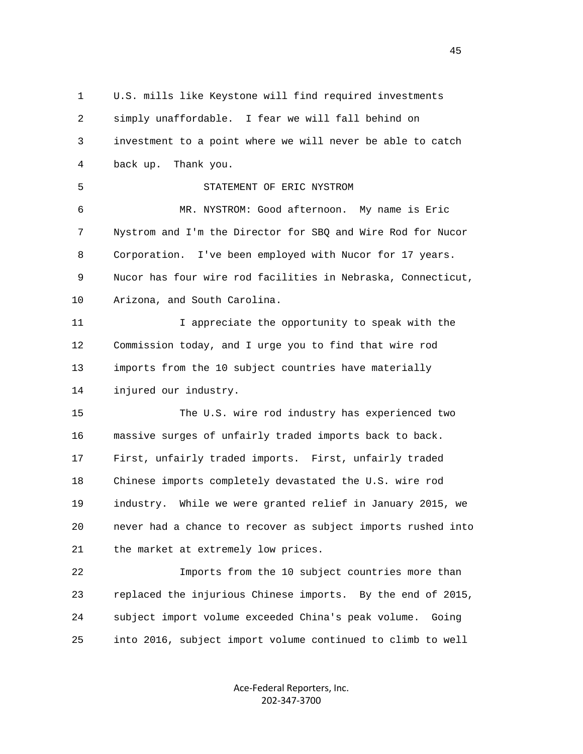U.S. mills like Keystone will find required investments simply unaffordable. I fear we will fall behind on investment to a point where we will never be able to catch back up. Thank you.

STATEMENT OF ERIC NYSTROM

MR. NYSTROM: Good afternoon. My name is Eric Nystrom and I'm the Director for SBQ and Wire Rod for Nucor Corporation. I've been employed with Nucor for 17 years. Nucor has four wire rod facilities in Nebraska, Connecticut, Arizona, and South Carolina.

I appreciate the opportunity to speak with the Commission today, and I urge you to find that wire rod imports from the 10 subject countries have materially injured our industry.

The U.S. wire rod industry has experienced two massive surges of unfairly traded imports back to back. First, unfairly traded imports. First, unfairly traded Chinese imports completely devastated the U.S. wire rod industry. While we were granted relief in January 2015, we never had a chance to recover as subject imports rushed into the market at extremely low prices.

Imports from the 10 subject countries more than replaced the injurious Chinese imports. By the end of 2015, subject import volume exceeded China's peak volume. Going into 2016, subject import volume continued to climb to well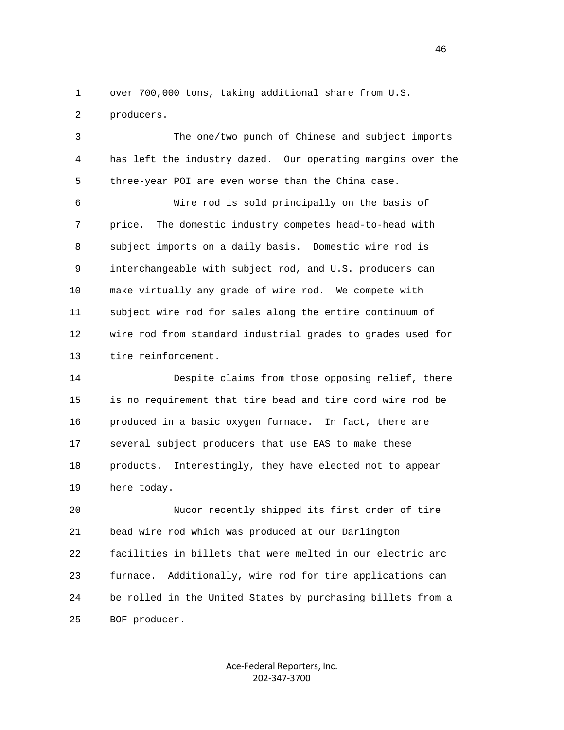over 700,000 tons, taking additional share from U.S. producers.

The one/two punch of Chinese and subject imports has left the industry dazed. Our operating margins over the three-year POI are even worse than the China case.

Wire rod is sold principally on the basis of price. The domestic industry competes head-to-head with subject imports on a daily basis. Domestic wire rod is interchangeable with subject rod, and U.S. producers can make virtually any grade of wire rod. We compete with subject wire rod for sales along the entire continuum of wire rod from standard industrial grades to grades used for tire reinforcement.

Despite claims from those opposing relief, there is no requirement that tire bead and tire cord wire rod be produced in a basic oxygen furnace. In fact, there are several subject producers that use EAS to make these products. Interestingly, they have elected not to appear here today.

Nucor recently shipped its first order of tire bead wire rod which was produced at our Darlington facilities in billets that were melted in our electric arc furnace. Additionally, wire rod for tire applications can be rolled in the United States by purchasing billets from a BOF producer.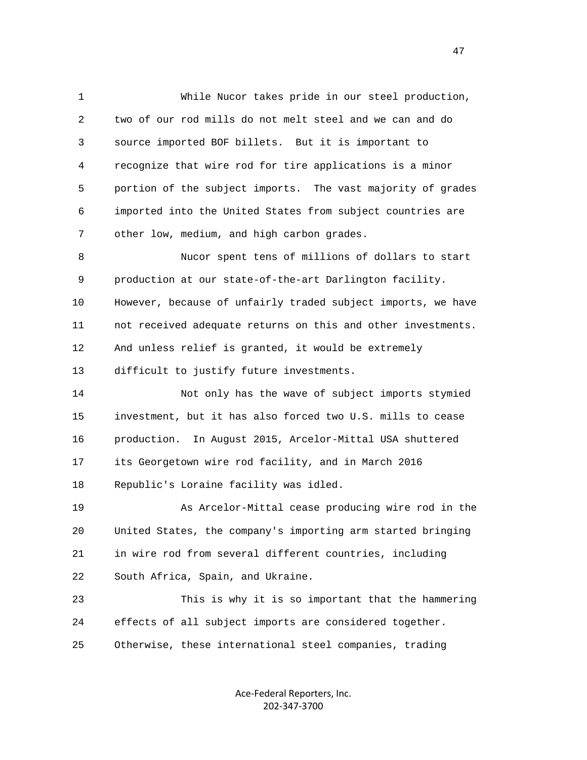While Nucor takes pride in our steel production, two of our rod mills do not melt steel and we can and do source imported BOF billets. But it is important to recognize that wire rod for tire applications is a minor portion of the subject imports. The vast majority of grades imported into the United States from subject countries are other low, medium, and high carbon grades.

Nucor spent tens of millions of dollars to start production at our state-of-the-art Darlington facility. However, because of unfairly traded subject imports, we have not received adequate returns on this and other investments. And unless relief is granted, it would be extremely difficult to justify future investments.

Not only has the wave of subject imports stymied investment, but it has also forced two U.S. mills to cease production. In August 2015, Arcelor-Mittal USA shuttered its Georgetown wire rod facility, and in March 2016 Republic's Loraine facility was idled.

As Arcelor-Mittal cease producing wire rod in the United States, the company's importing arm started bringing in wire rod from several different countries, including South Africa, Spain, and Ukraine.

This is why it is so important that the hammering effects of all subject imports are considered together. Otherwise, these international steel companies, trading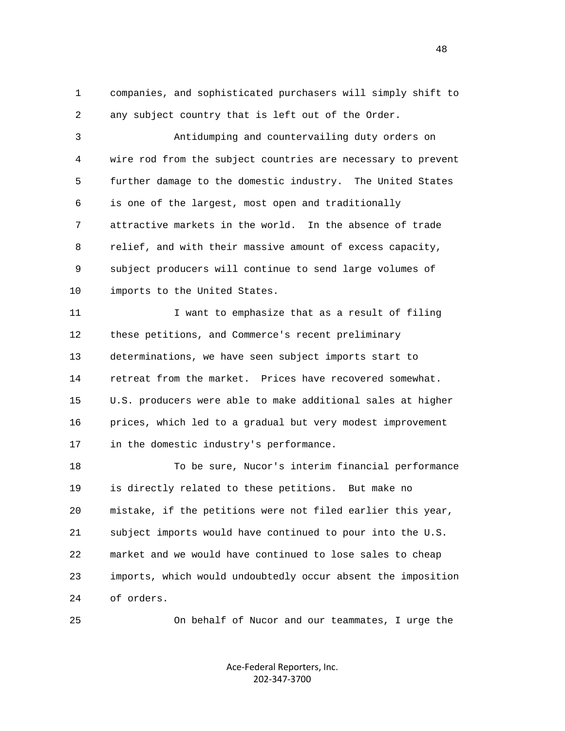companies, and sophisticated purchasers will simply shift to any subject country that is left out of the Order.

Antidumping and countervailing duty orders on wire rod from the subject countries are necessary to prevent further damage to the domestic industry. The United States is one of the largest, most open and traditionally attractive markets in the world. In the absence of trade relief, and with their massive amount of excess capacity, subject producers will continue to send large volumes of imports to the United States.

I want to emphasize that as a result of filing these petitions, and Commerce's recent preliminary determinations, we have seen subject imports start to retreat from the market. Prices have recovered somewhat. U.S. producers were able to make additional sales at higher prices, which led to a gradual but very modest improvement in the domestic industry's performance.

To be sure, Nucor's interim financial performance is directly related to these petitions. But make no mistake, if the petitions were not filed earlier this year, subject imports would have continued to pour into the U.S. market and we would have continued to lose sales to cheap imports, which would undoubtedly occur absent the imposition of orders.

On behalf of Nucor and our teammates, I urge the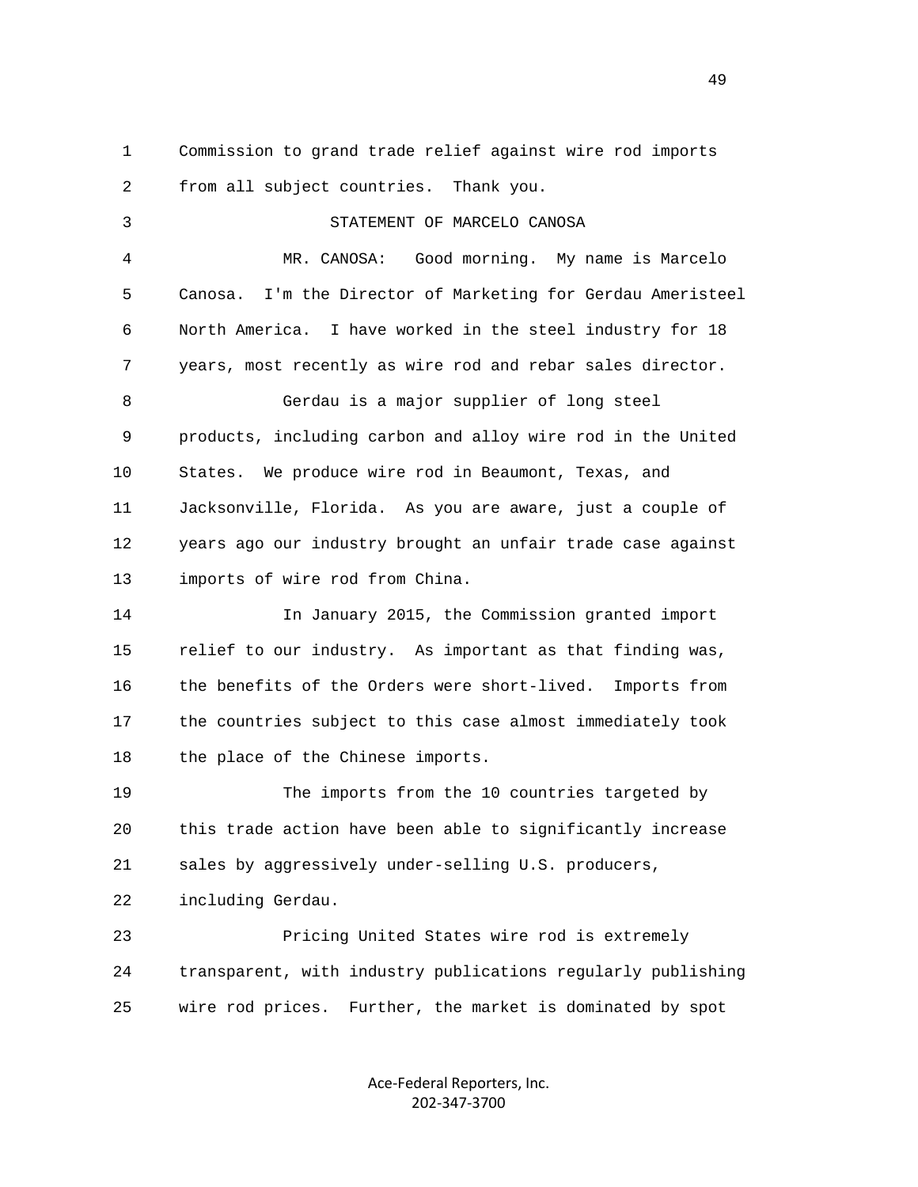Commission to grand trade relief against wire rod imports from all subject countries. Thank you.

### STATEMENT OF MARCELO CANOSA

MR. CANOSA: Good morning. My name is Marcelo Canosa. I'm the Director of Marketing for Gerdau Ameristeel North America. I have worked in the steel industry for 18 years, most recently as wire rod and rebar sales director.

Gerdau is a major supplier of long steel products, including carbon and alloy wire rod in the United States. We produce wire rod in Beaumont, Texas, and Jacksonville, Florida. As you are aware, just a couple of years ago our industry brought an unfair trade case against imports of wire rod from China.

In January 2015, the Commission granted import relief to our industry. As important as that finding was, the benefits of the Orders were short-lived. Imports from the countries subject to this case almost immediately took the place of the Chinese imports.

The imports from the 10 countries targeted by this trade action have been able to significantly increase sales by aggressively under-selling U.S. producers, including Gerdau.

Pricing United States wire rod is extremely transparent, with industry publications regularly publishing wire rod prices. Further, the market is dominated by spot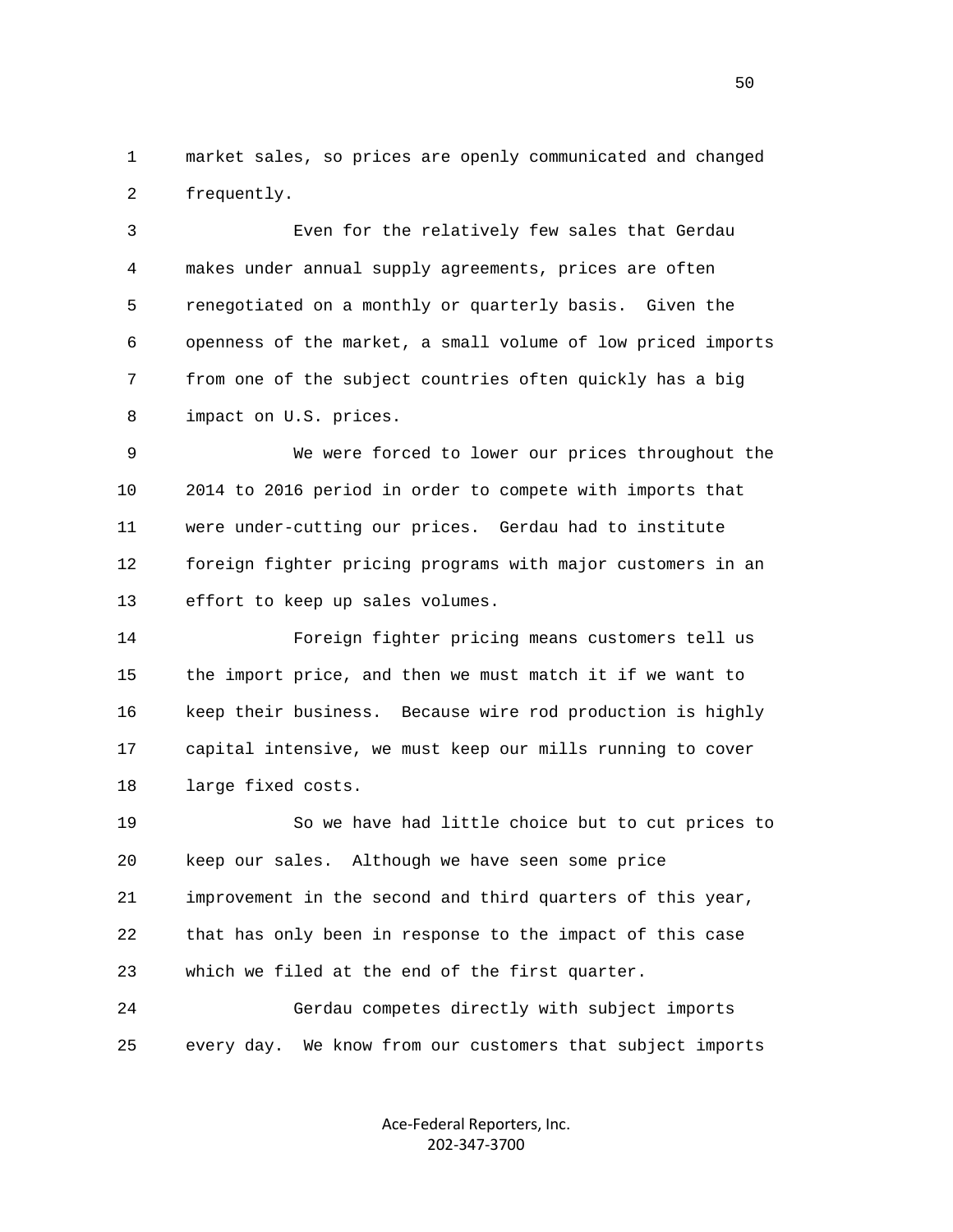market sales, so prices are openly communicated and changed frequently.

Even for the relatively few sales that Gerdau makes under annual supply agreements, prices are often renegotiated on a monthly or quarterly basis. Given the openness of the market, a small volume of low priced imports from one of the subject countries often quickly has a big impact on U.S. prices.

We were forced to lower our prices throughout the 2014 to 2016 period in order to compete with imports that were under-cutting our prices. Gerdau had to institute foreign fighter pricing programs with major customers in an effort to keep up sales volumes.

Foreign fighter pricing means customers tell us the import price, and then we must match it if we want to keep their business. Because wire rod production is highly capital intensive, we must keep our mills running to cover large fixed costs.

So we have had little choice but to cut prices to keep our sales. Although we have seen some price improvement in the second and third quarters of this year, that has only been in response to the impact of this case which we filed at the end of the first quarter.

Gerdau competes directly with subject imports every day. We know from our customers that subject imports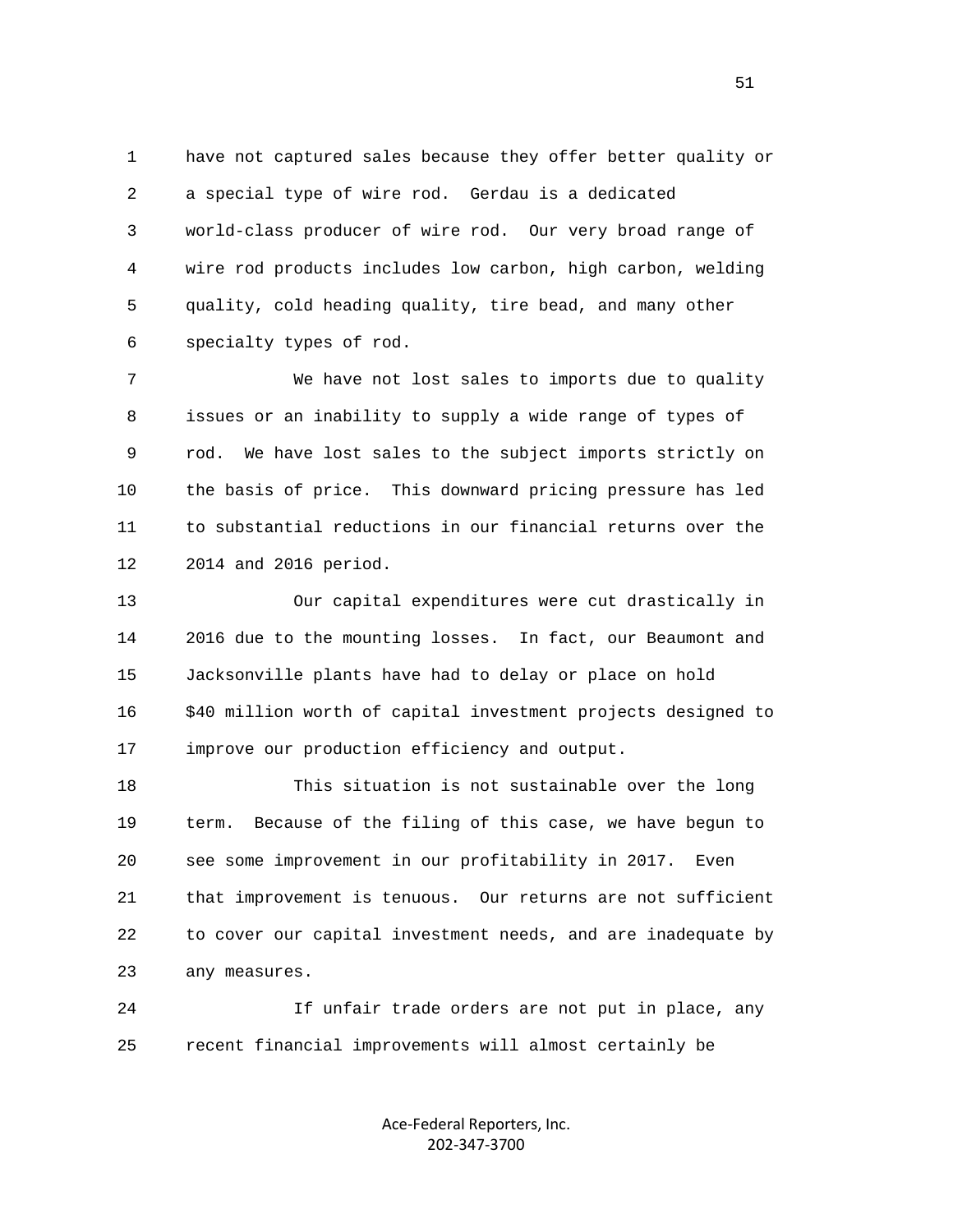have not captured sales because they offer better quality or a special type of wire rod. Gerdau is a dedicated world-class producer of wire rod. Our very broad range of wire rod products includes low carbon, high carbon, welding quality, cold heading quality, tire bead, and many other specialty types of rod.

We have not lost sales to imports due to quality issues or an inability to supply a wide range of types of rod. We have lost sales to the subject imports strictly on the basis of price. This downward pricing pressure has led to substantial reductions in our financial returns over the 2014 and 2016 period.

Our capital expenditures were cut drastically in 2016 due to the mounting losses. In fact, our Beaumont and Jacksonville plants have had to delay or place on hold $40 million worth of capital investment projects designed to improve our production efficiency and output.

This situation is not sustainable over the long term. Because of the filing of this case, we have begun to see some improvement in our profitability in 2017. Even that improvement is tenuous. Our returns are not sufficient to cover our capital investment needs, and are inadequate by any measures.

If unfair trade orders are not put in place, any recent financial improvements will almost certainly be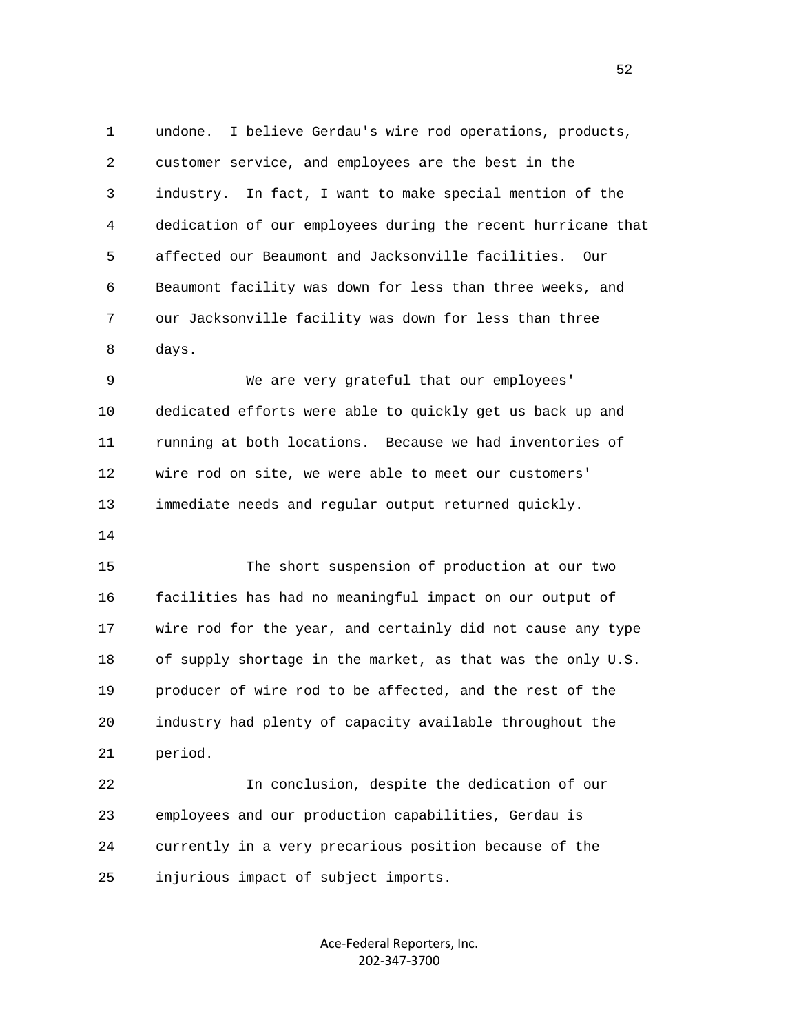undone. I believe Gerdau's wire rod operations, products, customer service, and employees are the best in the industry. In fact, I want to make special mention of the dedication of our employees during the recent hurricane that affected our Beaumont and Jacksonville facilities. Our Beaumont facility was down for less than three weeks, and our Jacksonville facility was down for less than three days.

We are very grateful that our employees' dedicated efforts were able to quickly get us back up and running at both locations. Because we had inventories of wire rod on site, we were able to meet our customers' immediate needs and regular output returned quickly.

The short suspension of production at our two facilities has had no meaningful impact on our output of wire rod for the year, and certainly did not cause any type of supply shortage in the market, as that was the only U.S. producer of wire rod to be affected, and the rest of the industry had plenty of capacity available throughout the period.

In conclusion, despite the dedication of our employees and our production capabilities, Gerdau is currently in a very precarious position because of the injurious impact of subject imports.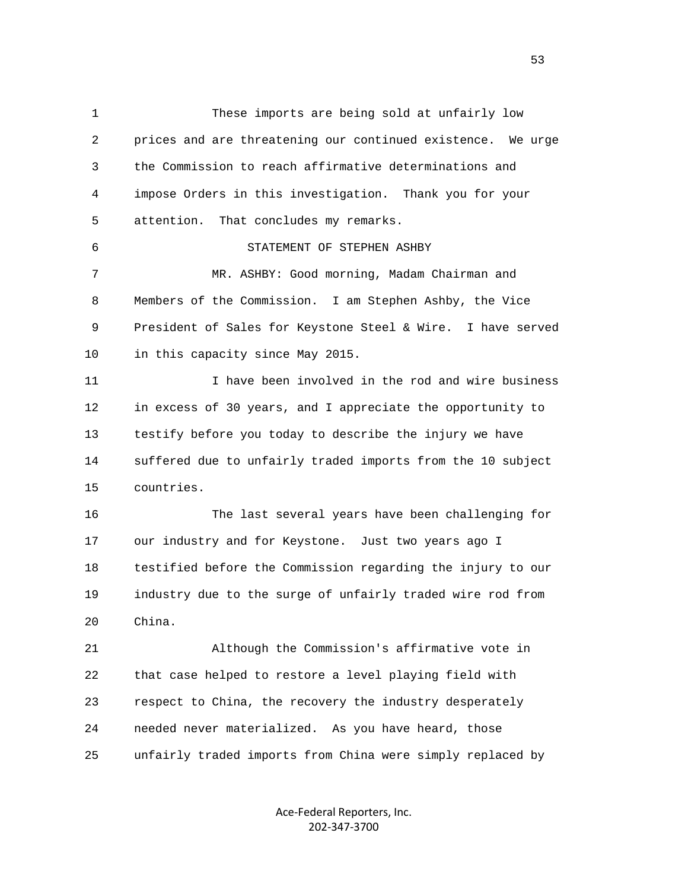These imports are being sold at unfairly low prices and are threatening our continued existence. We urge the Commission to reach affirmative determinations and impose Orders in this investigation. Thank you for your attention. That concludes my remarks.

STATEMENT OF STEPHEN ASHBY

MR. ASHBY: Good morning, Madam Chairman and Members of the Commission. I am Stephen Ashby, the Vice President of Sales for Keystone Steel & Wire. I have served in this capacity since May 2015.

I have been involved in the rod and wire business in excess of 30 years, and I appreciate the opportunity to testify before you today to describe the injury we have suffered due to unfairly traded imports from the 10 subject countries.

The last several years have been challenging for our industry and for Keystone. Just two years ago I testified before the Commission regarding the injury to our industry due to the surge of unfairly traded wire rod from China.

Although the Commission's affirmative vote in that case helped to restore a level playing field with respect to China, the recovery the industry desperately needed never materialized. As you have heard, those unfairly traded imports from China were simply replaced by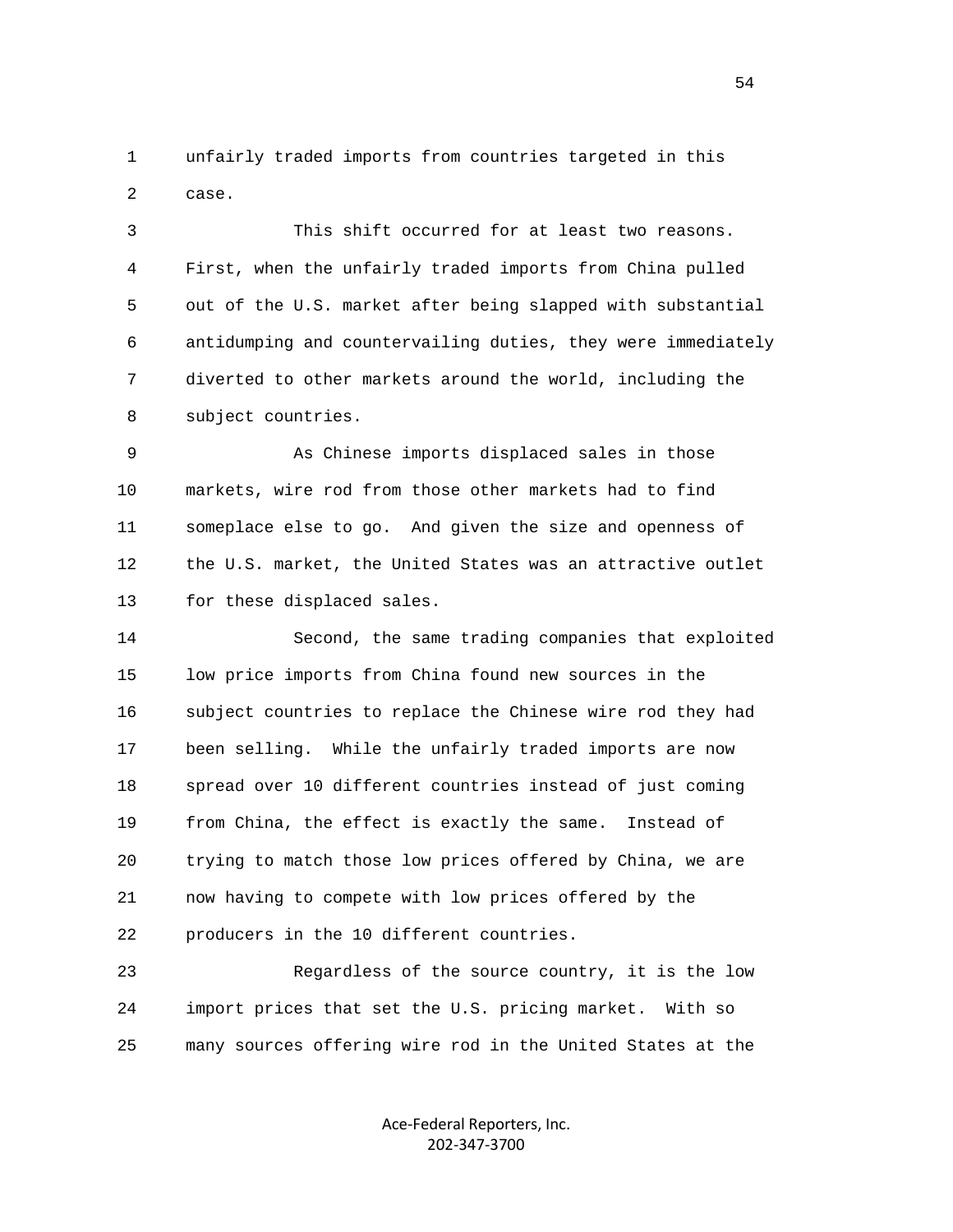unfairly traded imports from countries targeted in this case.

This shift occurred for at least two reasons. First, when the unfairly traded imports from China pulled out of the U.S. market after being slapped with substantial antidumping and countervailing duties, they were immediately diverted to other markets around the world, including the subject countries.

As Chinese imports displaced sales in those markets, wire rod from those other markets had to find someplace else to go. And given the size and openness of the U.S. market, the United States was an attractive outlet for these displaced sales.

Second, the same trading companies that exploited low price imports from China found new sources in the subject countries to replace the Chinese wire rod they had been selling. While the unfairly traded imports are now spread over 10 different countries instead of just coming from China, the effect is exactly the same. Instead of trying to match those low prices offered by China, we are now having to compete with low prices offered by the producers in the 10 different countries.

Regardless of the source country, it is the low import prices that set the U.S. pricing market. With so many sources offering wire rod in the United States at the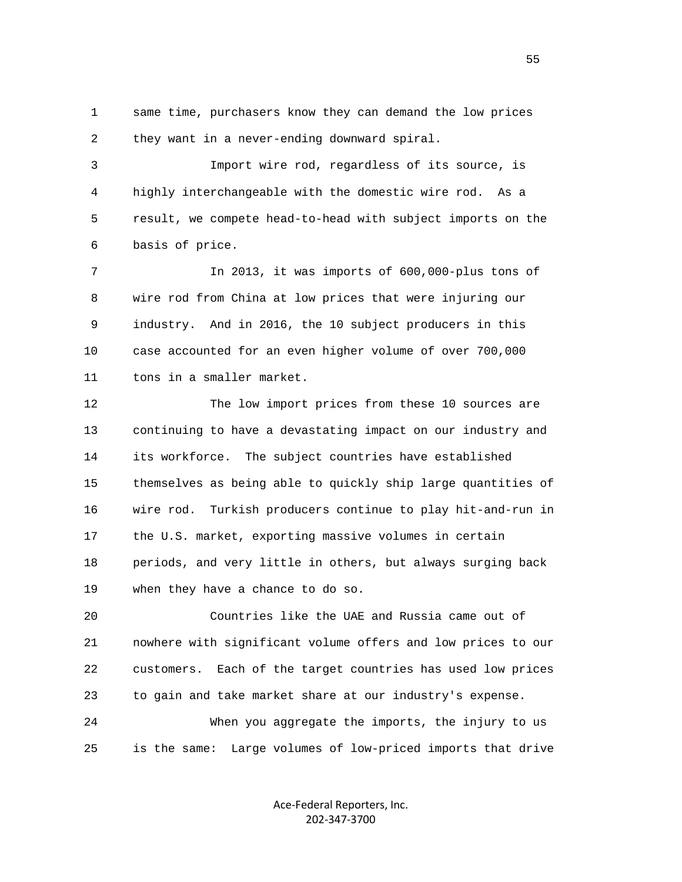same time, purchasers know they can demand the low prices they want in a never-ending downward spiral.

Import wire rod, regardless of its source, is highly interchangeable with the domestic wire rod. As a result, we compete head-to-head with subject imports on the basis of price.

In 2013, it was imports of 600,000-plus tons of wire rod from China at low prices that were injuring our industry. And in 2016, the 10 subject producers in this case accounted for an even higher volume of over 700,000 tons in a smaller market.

The low import prices from these 10 sources are continuing to have a devastating impact on our industry and its workforce. The subject countries have established themselves as being able to quickly ship large quantities of wire rod. Turkish producers continue to play hit-and-run in the U.S. market, exporting massive volumes in certain periods, and very little in others, but always surging back when they have a chance to do so.

Countries like the UAE and Russia came out of nowhere with significant volume offers and low prices to our customers. Each of the target countries has used low prices to gain and take market share at our industry's expense.

When you aggregate the imports, the injury to us is the same: Large volumes of low-priced imports that drive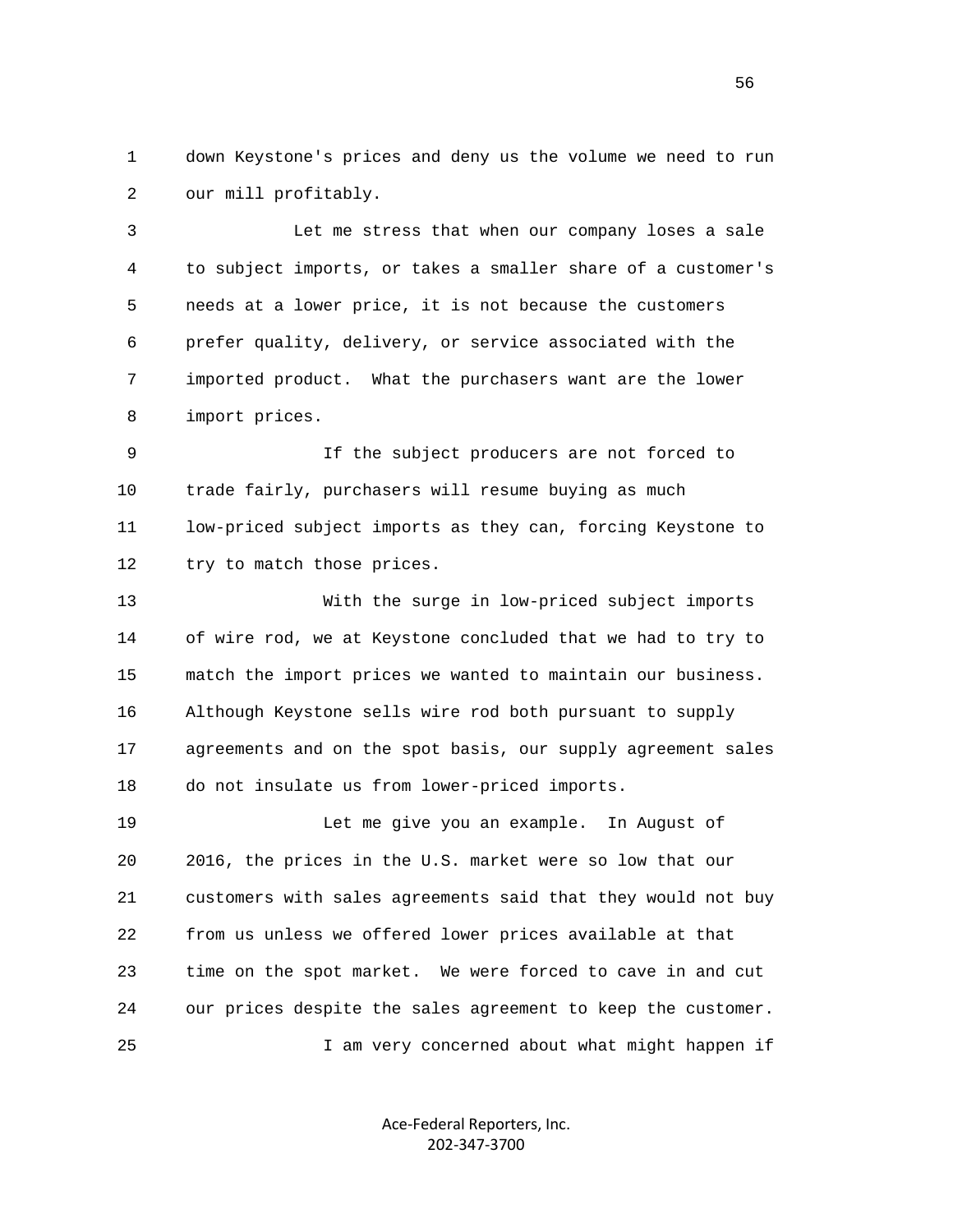down Keystone's prices and deny us the volume we need to run our mill profitably.

Let me stress that when our company loses a sale to subject imports, or takes a smaller share of a customer's needs at a lower price, it is not because the customers prefer quality, delivery, or service associated with the imported product. What the purchasers want are the lower import prices.

If the subject producers are not forced to trade fairly, purchasers will resume buying as much low-priced subject imports as they can, forcing Keystone to try to match those prices.

With the surge in low-priced subject imports of wire rod, we at Keystone concluded that we had to try to match the import prices we wanted to maintain our business. Although Keystone sells wire rod both pursuant to supply agreements and on the spot basis, our supply agreement sales do not insulate us from lower-priced imports.

Let me give you an example. In August of 2016, the prices in the U.S. market were so low that our customers with sales agreements said that they would not buy from us unless we offered lower prices available at that time on the spot market. We were forced to cave in and cut our prices despite the sales agreement to keep the customer.

I am very concerned about what might happen if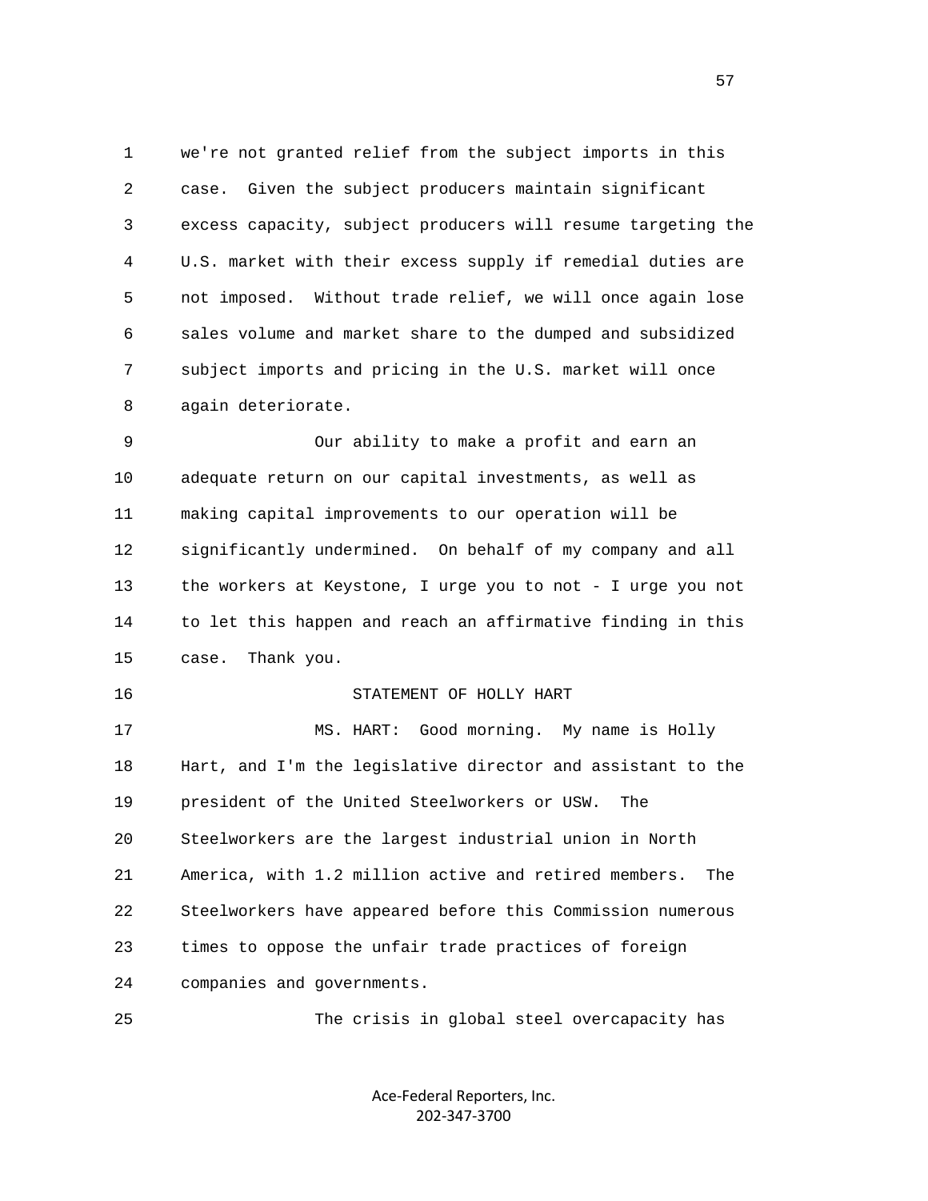we're not granted relief from the subject imports in this case. Given the subject producers maintain significant excess capacity, subject producers will resume targeting the U.S. market with their excess supply if remedial duties are not imposed. Without trade relief, we will once again lose sales volume and market share to the dumped and subsidized subject imports and pricing in the U.S. market will once again deteriorate.

Our ability to make a profit and earn an adequate return on our capital investments, as well as making capital improvements to our operation will be significantly undermined. On behalf of my company and all the workers at Keystone, I urge you to not - I urge you not to let this happen and reach an affirmative finding in this case. Thank you.

## STATEMENT OF HOLLY HART

MS. HART: Good morning. My name is Holly Hart, and I'm the legislative director and assistant to the president of the United Steelworkers or USW. The Steelworkers are the largest industrial union in North America, with 1.2 million active and retired members. The Steelworkers have appeared before this Commission numerous times to oppose the unfair trade practices of foreign companies and governments.

The crisis in global steel overcapacity has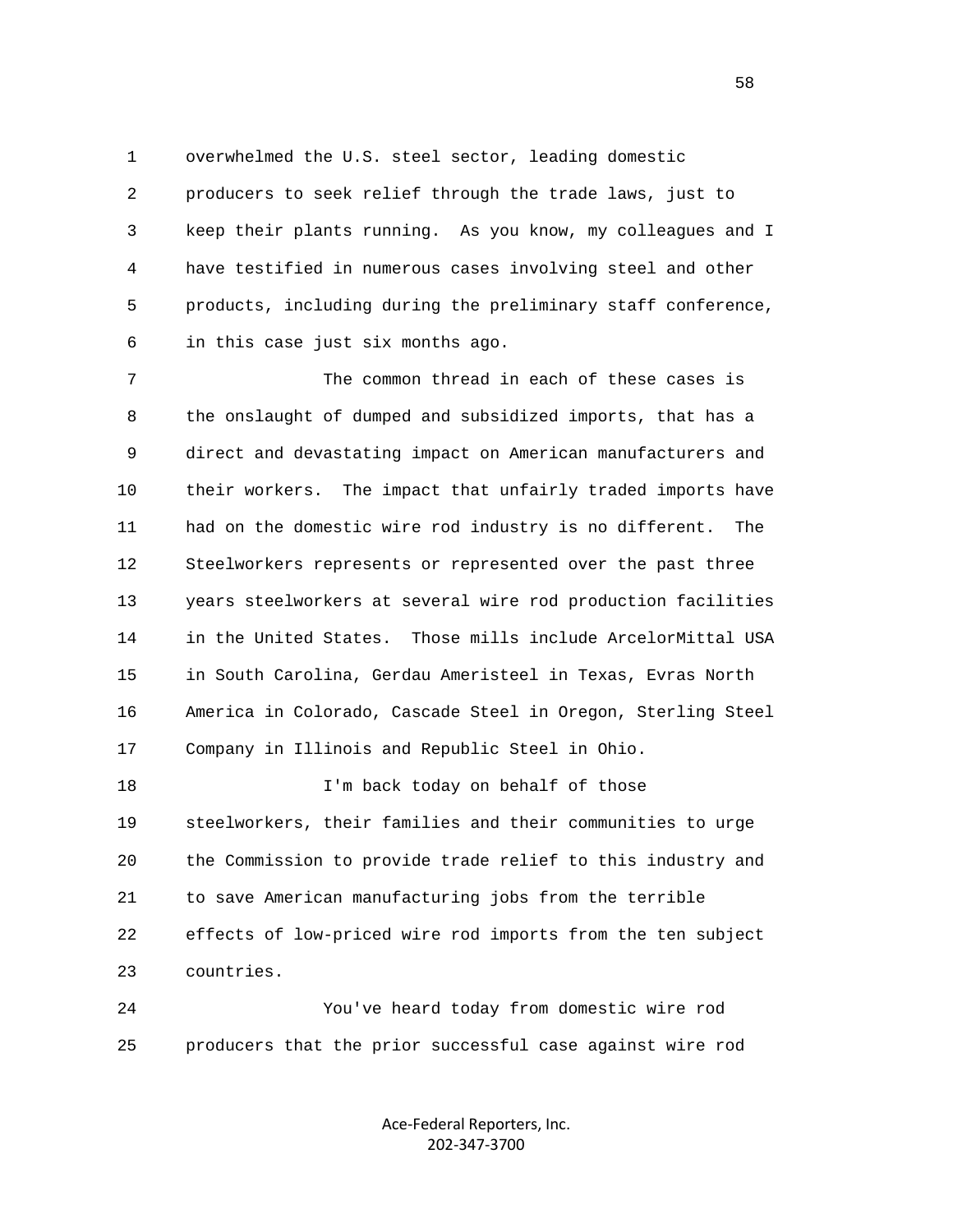overwhelmed the U.S. steel sector, leading domestic producers to seek relief through the trade laws, just to keep their plants running. As you know, my colleagues and I have testified in numerous cases involving steel and other products, including during the preliminary staff conference, in this case just six months ago.

The common thread in each of these cases is the onslaught of dumped and subsidized imports, that has a direct and devastating impact on American manufacturers and their workers. The impact that unfairly traded imports have had on the domestic wire rod industry is no different. The Steelworkers represents or represented over the past three years steelworkers at several wire rod production facilities in the United States. Those mills include ArcelorMittal USA in South Carolina, Gerdau Ameristeel in Texas, Evras North America in Colorado, Cascade Steel in Oregon, Sterling Steel Company in Illinois and Republic Steel in Ohio.

I'm back today on behalf of those steelworkers, their families and their communities to urge the Commission to provide trade relief to this industry and to save American manufacturing jobs from the terrible effects of low-priced wire rod imports from the ten subject countries.

You've heard today from domestic wire rod producers that the prior successful case against wire rod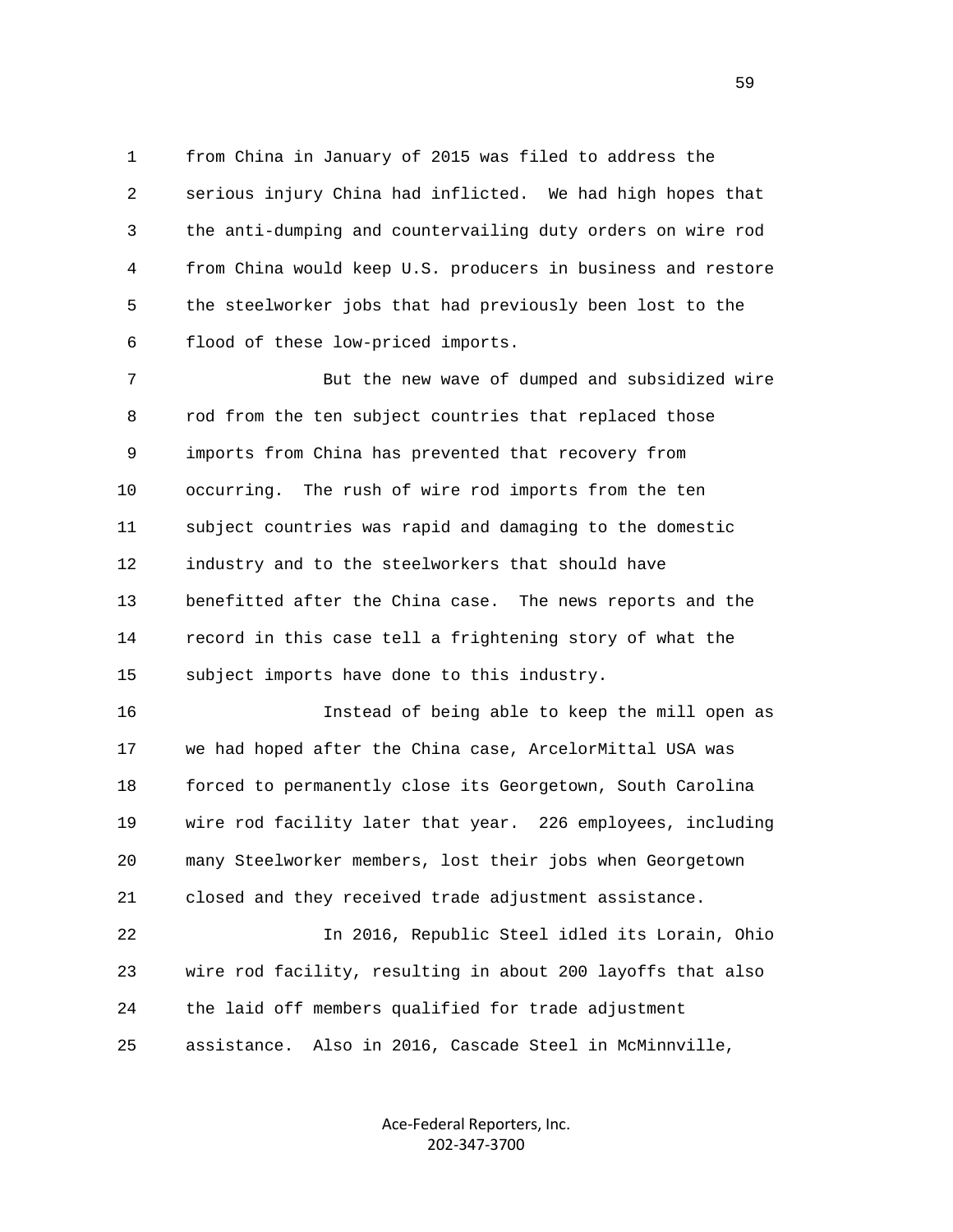from China in January of 2015 was filed to address the serious injury China had inflicted. We had high hopes that the anti-dumping and countervailing duty orders on wire rod from China would keep U.S. producers in business and restore the steelworker jobs that had previously been lost to the flood of these low-priced imports.

But the new wave of dumped and subsidized wire rod from the ten subject countries that replaced those imports from China has prevented that recovery from occurring. The rush of wire rod imports from the ten subject countries was rapid and damaging to the domestic industry and to the steelworkers that should have benefitted after the China case. The news reports and the record in this case tell a frightening story of what the subject imports have done to this industry.

Instead of being able to keep the mill open as we had hoped after the China case, ArcelorMittal USA was forced to permanently close its Georgetown, South Carolina wire rod facility later that year. 226 employees, including many Steelworker members, lost their jobs when Georgetown closed and they received trade adjustment assistance.

In 2016, Republic Steel idled its Lorain, Ohio wire rod facility, resulting in about 200 layoffs that also the laid off members qualified for trade adjustment assistance. Also in 2016, Cascade Steel in McMinnville,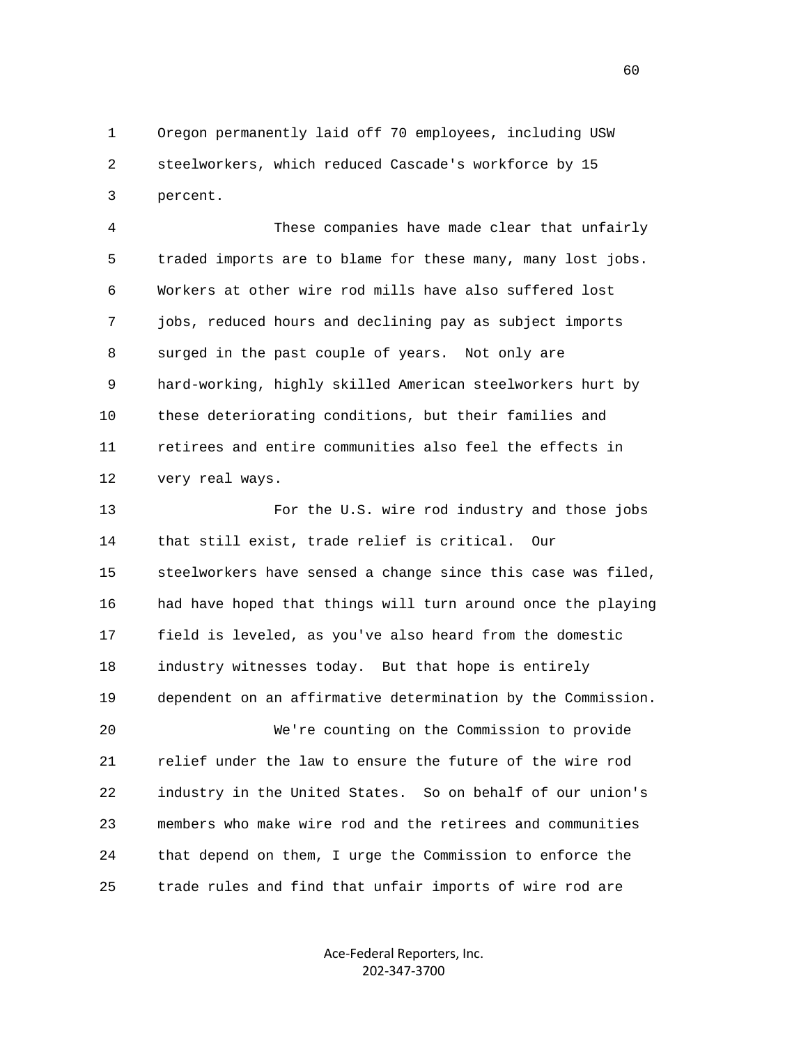Oregon permanently laid off 70 employees, including USW steelworkers, which reduced Cascade's workforce by 15 percent.

These companies have made clear that unfairly traded imports are to blame for these many, many lost jobs. Workers at other wire rod mills have also suffered lost jobs, reduced hours and declining pay as subject imports surged in the past couple of years. Not only are hard-working, highly skilled American steelworkers hurt by these deteriorating conditions, but their families and retirees and entire communities also feel the effects in very real ways.

For the U.S. wire rod industry and those jobs that still exist, trade relief is critical. Our steelworkers have sensed a change since this case was filed, had have hoped that things will turn around once the playing field is leveled, as you've also heard from the domestic industry witnesses today. But that hope is entirely dependent on an affirmative determination by the Commission.

We're counting on the Commission to provide relief under the law to ensure the future of the wire rod industry in the United States. So on behalf of our union's members who make wire rod and the retirees and communities that depend on them, I urge the Commission to enforce the trade rules and find that unfair imports of wire rod are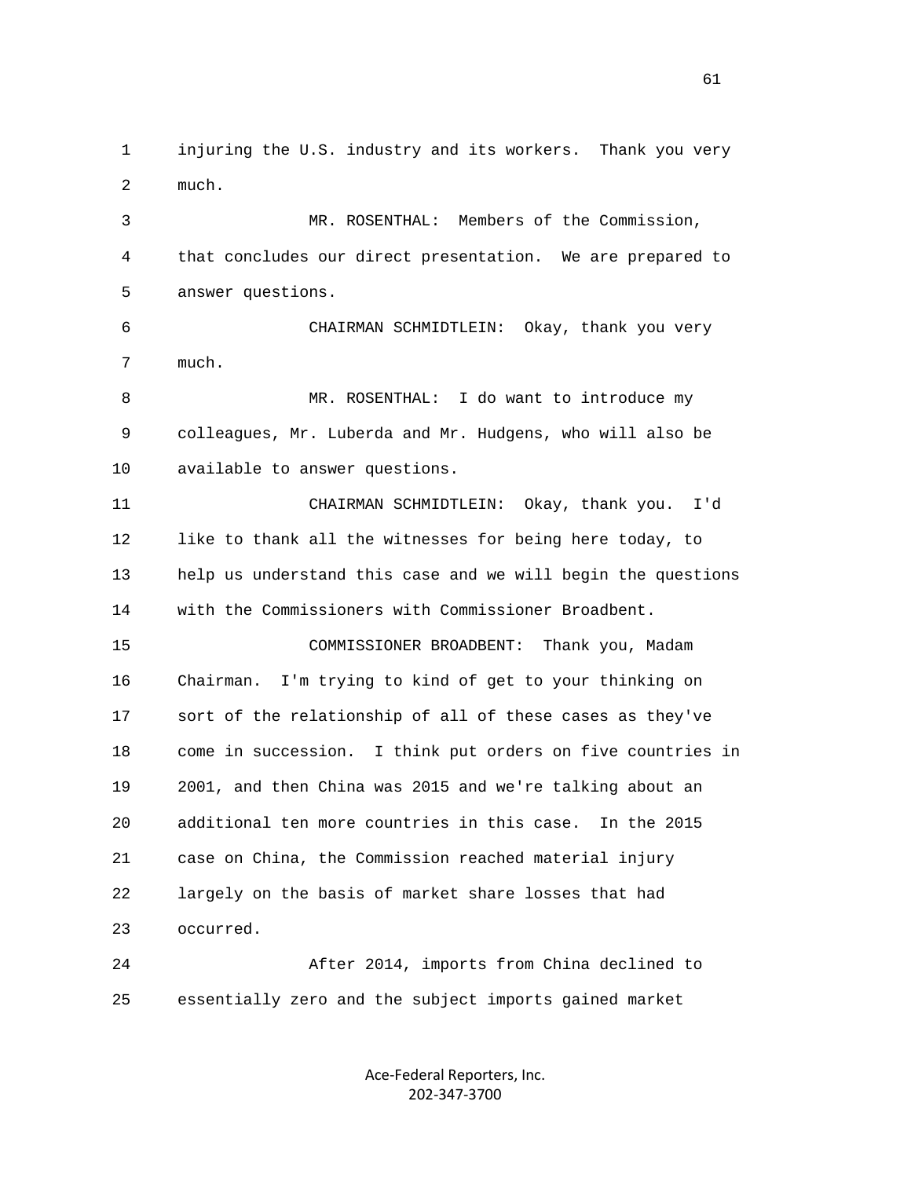injuring the U.S. industry and its workers. Thank you very much.

MR. ROSENTHAL: Members of the Commission, that concludes our direct presentation. We are prepared to answer questions.

CHAIRMAN SCHMIDTLEIN: Okay, thank you very much.

MR. ROSENTHAL: I do want to introduce my colleagues, Mr. Luberda and Mr. Hudgens, who will also be available to answer questions.

CHAIRMAN SCHMIDTLEIN: Okay, thank you. I'd like to thank all the witnesses for being here today, to help us understand this case and we will begin the questions with the Commissioners with Commissioner Broadbent.

COMMISSIONER BROADBENT: Thank you, Madam Chairman. I'm trying to kind of get to your thinking on sort of the relationship of all of these cases as they've come in succession. I think put orders on five countries in 2001, and then China was 2015 and we're talking about an additional ten more countries in this case. In the 2015 case on China, the Commission reached material injury largely on the basis of market share losses that had occurred.

After 2014, imports from China declined to essentially zero and the subject imports gained market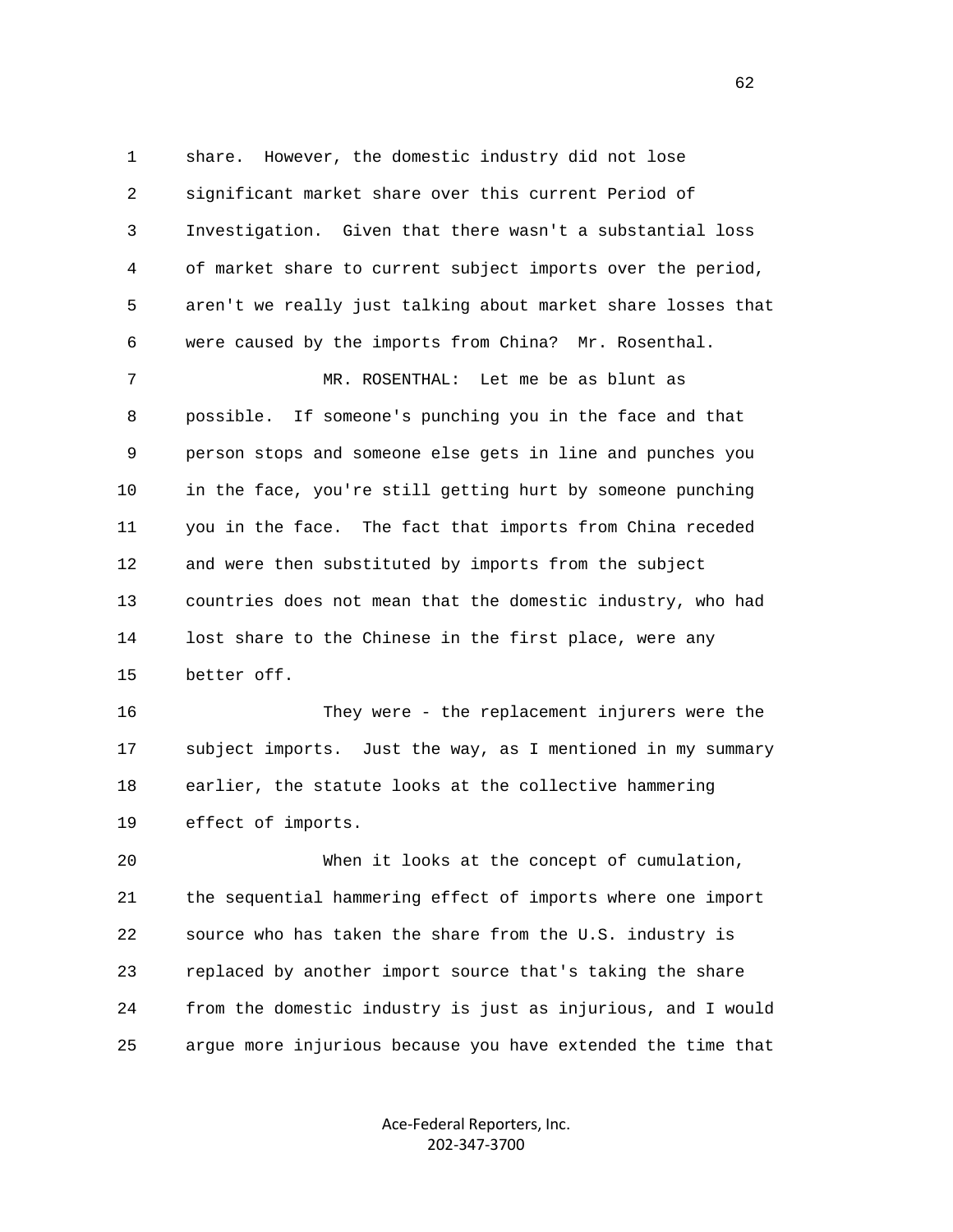share. However, the domestic industry did not lose significant market share over this current Period of Investigation. Given that there wasn't a substantial loss of market share to current subject imports over the period, aren't we really just talking about market share losses that were caused by the imports from China? Mr. Rosenthal.

MR. ROSENTHAL: Let me be as blunt as possible. If someone's punching you in the face and that person stops and someone else gets in line and punches you in the face, you're still getting hurt by someone punching you in the face. The fact that imports from China receded and were then substituted by imports from the subject countries does not mean that the domestic industry, who had lost share to the Chinese in the first place, were any better off.

They were - the replacement injurers were the subject imports. Just the way, as I mentioned in my summary earlier, the statute looks at the collective hammering effect of imports.

When it looks at the concept of cumulation, the sequential hammering effect of imports where one import source who has taken the share from the U.S. industry is replaced by another import source that's taking the share from the domestic industry is just as injurious, and I would argue more injurious because you have extended the time that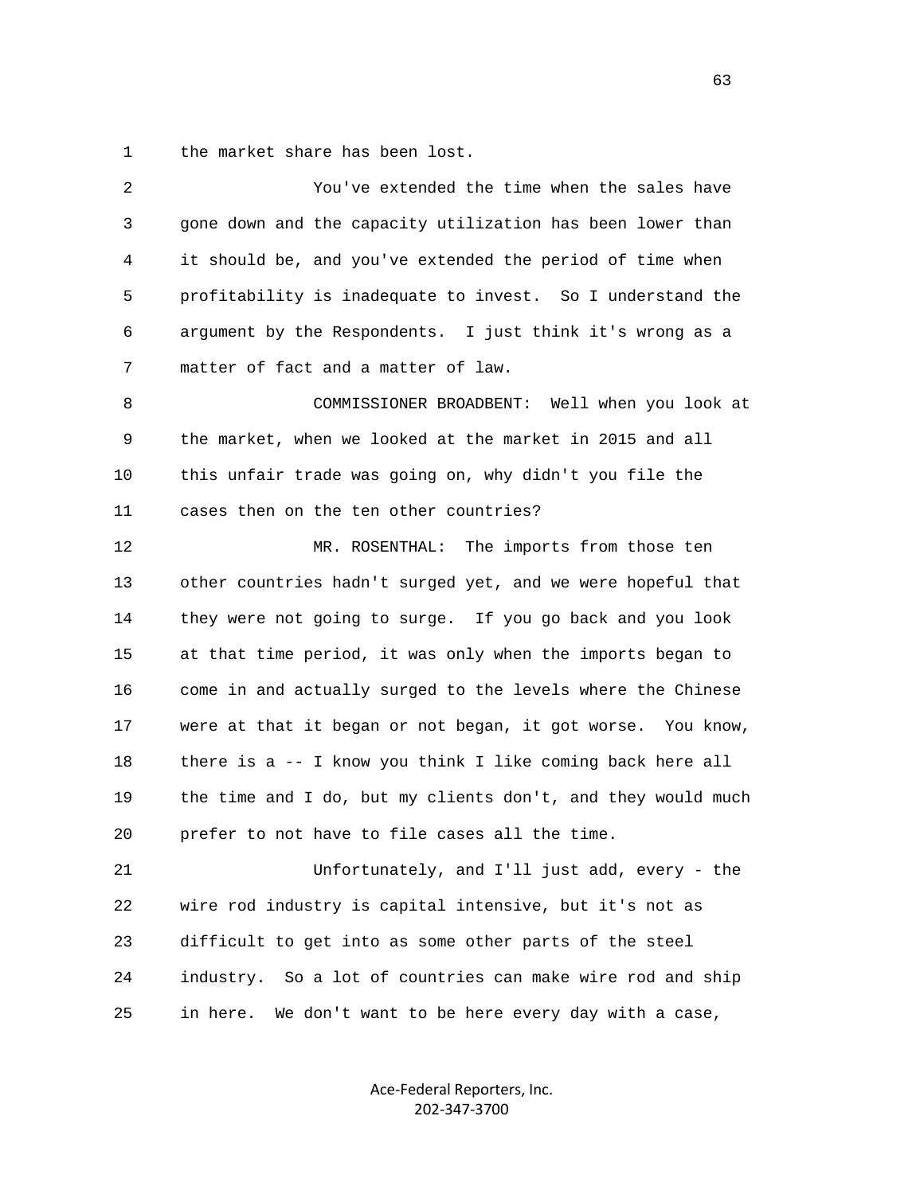the market share has been lost.

You've extended the time when the sales have gone down and the capacity utilization has been lower than it should be, and you've extended the period of time when profitability is inadequate to invest. So I understand the argument by the Respondents. I just think it's wrong as a matter of fact and a matter of law.

COMMISSIONER BROADBENT: Well when you look at the market, when we looked at the market in 2015 and all this unfair trade was going on, why didn't you file the cases then on the ten other countries?

MR. ROSENTHAL: The imports from those ten other countries hadn't surged yet, and we were hopeful that they were not going to surge. If you go back and you look at that time period, it was only when the imports began to come in and actually surged to the levels where the Chinese were at that it began or not began, it got worse. You know, there is a -- I know you think I like coming back here all the time and I do, but my clients don't, and they would much prefer to not have to file cases all the time.

Unfortunately, and I'll just add, every - the wire rod industry is capital intensive, but it's not as difficult to get into as some other parts of the steel industry. So a lot of countries can make wire rod and ship in here. We don't want to be here every day with a case,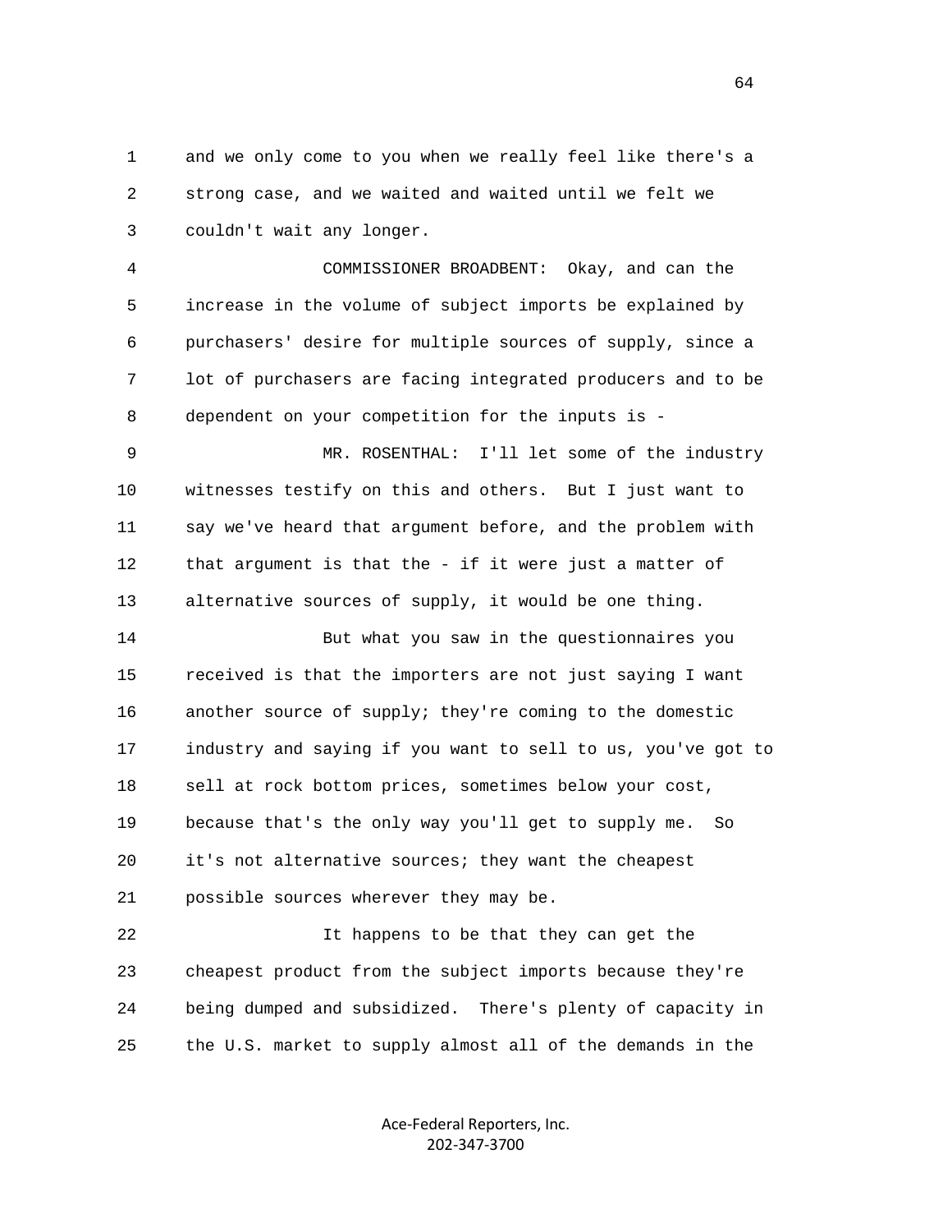and we only come to you when we really feel like there's a strong case, and we waited and waited until we felt we couldn't wait any longer.

COMMISSIONER BROADBENT: Okay, and can the increase in the volume of subject imports be explained by purchasers' desire for multiple sources of supply, since a lot of purchasers are facing integrated producers and to be dependent on your competition for the inputs is -

MR. ROSENTHAL: I'll let some of the industry witnesses testify on this and others. But I just want to say we've heard that argument before, and the problem with that argument is that the - if it were just a matter of alternative sources of supply, it would be one thing.

But what you saw in the questionnaires you received is that the importers are not just saying I want another source of supply; they're coming to the domestic industry and saying if you want to sell to us, you've got to sell at rock bottom prices, sometimes below your cost, because that's the only way you'll get to supply me. So it's not alternative sources; they want the cheapest possible sources wherever they may be.

It happens to be that they can get the cheapest product from the subject imports because they're being dumped and subsidized. There's plenty of capacity in the U.S. market to supply almost all of the demands in the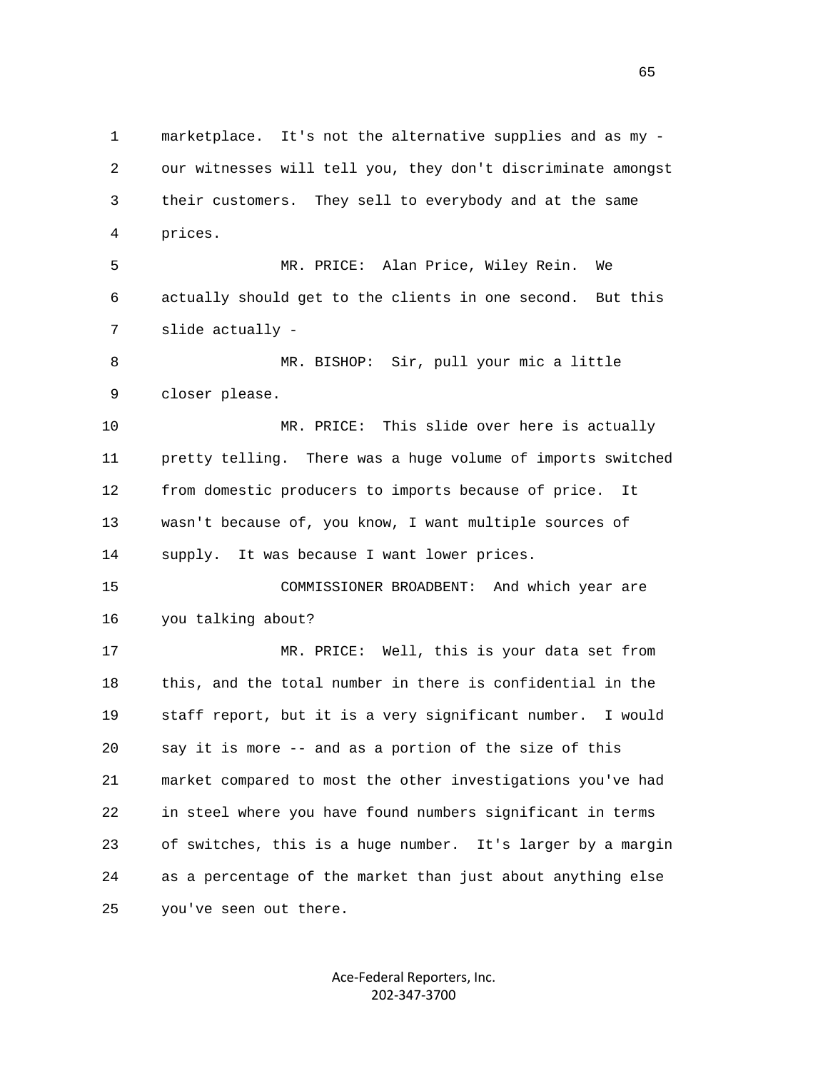marketplace. It's not the alternative supplies and as my - our witnesses will tell you, they don't discriminate amongst their customers. They sell to everybody and at the same prices.

MR. PRICE: Alan Price, Wiley Rein. We actually should get to the clients in one second. But this slide actually -

MR. BISHOP: Sir, pull your mic a little closer please.

MR. PRICE: This slide over here is actually pretty telling. There was a huge volume of imports switched from domestic producers to imports because of price. It wasn't because of, you know, I want multiple sources of supply. It was because I want lower prices.

COMMISSIONER BROADBENT: And which year are you talking about?

MR. PRICE: Well, this is your data set from this, and the total number in there is confidential in the staff report, but it is a very significant number. I would say it is more -- and as a portion of the size of this market compared to most the other investigations you've had in steel where you have found numbers significant in terms of switches, this is a huge number. It's larger by a margin as a percentage of the market than just about anything else you've seen out there.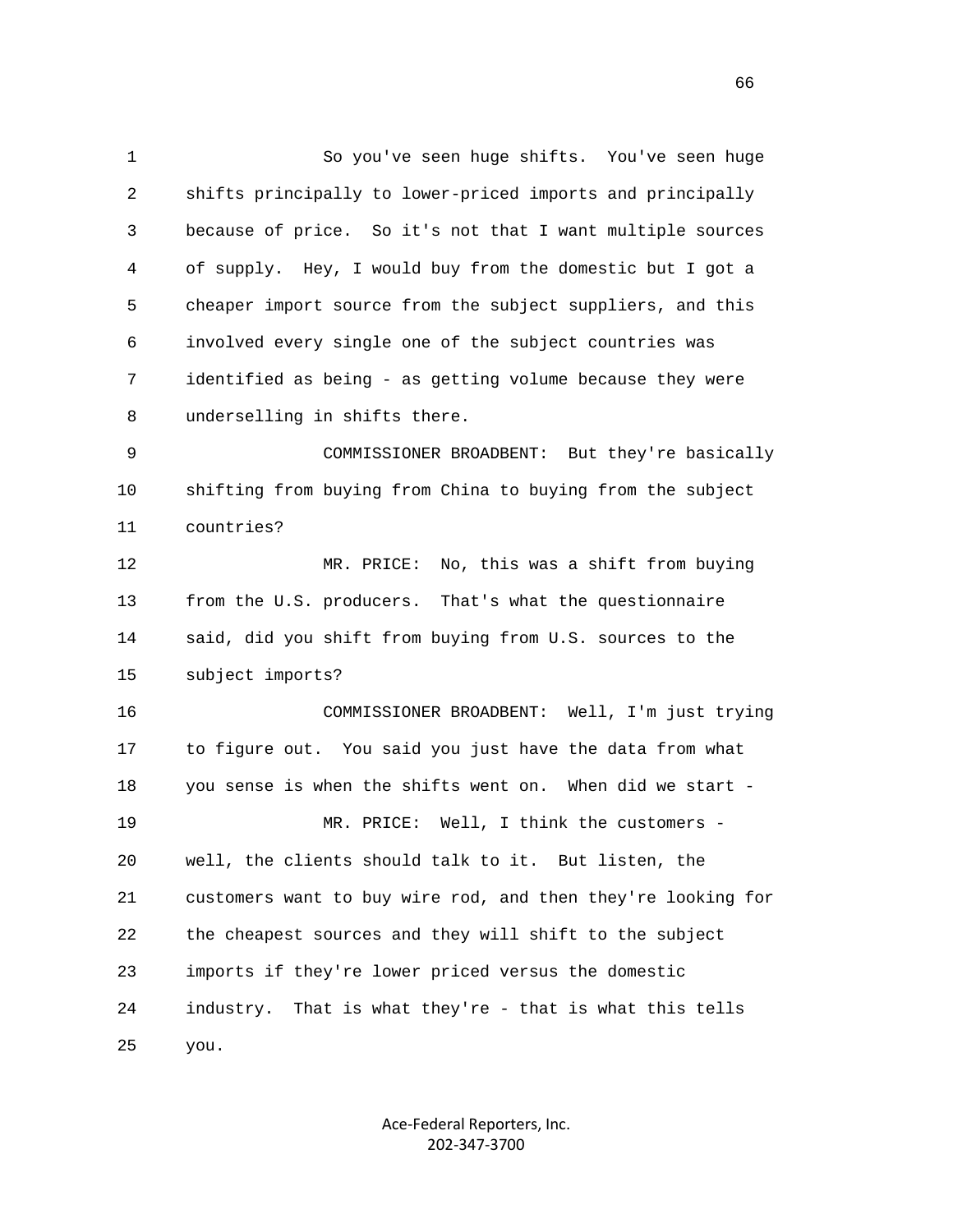So you've seen huge shifts. You've seen huge shifts principally to lower-priced imports and principally because of price. So it's not that I want multiple sources of supply. Hey, I would buy from the domestic but I got a cheaper import source from the subject suppliers, and this involved every single one of the subject countries was identified as being - as getting volume because they were underselling in shifts there.

COMMISSIONER BROADBENT: But they're basically shifting from buying from China to buying from the subject countries?

MR. PRICE: No, this was a shift from buying from the U.S. producers. That's what the questionnaire said, did you shift from buying from U.S. sources to the subject imports?

COMMISSIONER BROADBENT: Well, I'm just trying to figure out. You said you just have the data from what you sense is when the shifts went on. When did we start -

MR. PRICE: Well, I think the customers - well, the clients should talk to it. But listen, the customers want to buy wire rod, and then they're looking for the cheapest sources and they will shift to the subject imports if they're lower priced versus the domestic industry. That is what they're - that is what this tells you.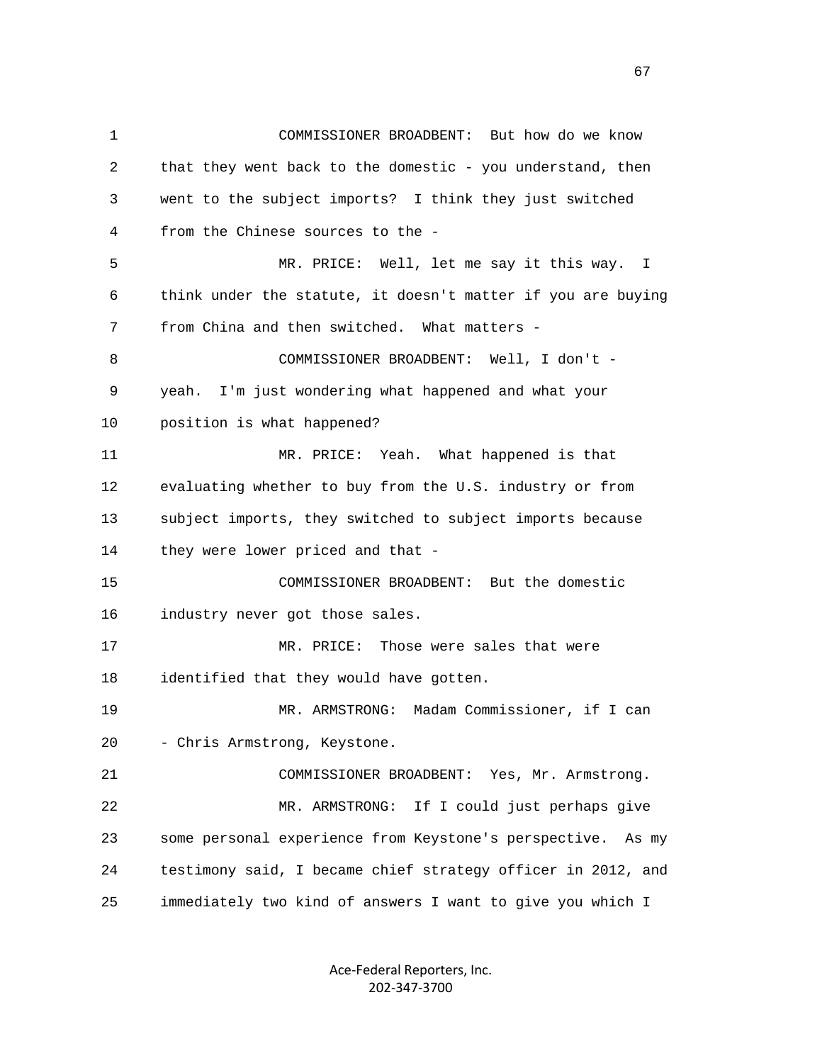COMMISSIONER BROADBENT: But how do we know that they went back to the domestic - you understand, then went to the subject imports? I think they just switched from the Chinese sources to the -

MR. PRICE: Well, let me say it this way. I think under the statute, it doesn't matter if you are buying from China and then switched. What matters -

COMMISSIONER BROADBENT: Well, I don't - yeah. I'm just wondering what happened and what your position is what happened?

MR. PRICE: Yeah. What happened is that evaluating whether to buy from the U.S. industry or from subject imports, they switched to subject imports because they were lower priced and that -

COMMISSIONER BROADBENT: But the domestic industry never got those sales.

MR. PRICE: Those were sales that were identified that they would have gotten.

MR. ARMSTRONG: Madam Commissioner, if I can - Chris Armstrong, Keystone.

COMMISSIONER BROADBENT: Yes, Mr. Armstrong.

MR. ARMSTRONG: If I could just perhaps give some personal experience from Keystone's perspective. As my testimony said, I became chief strategy officer in 2012, and immediately two kind of answers I want to give you which I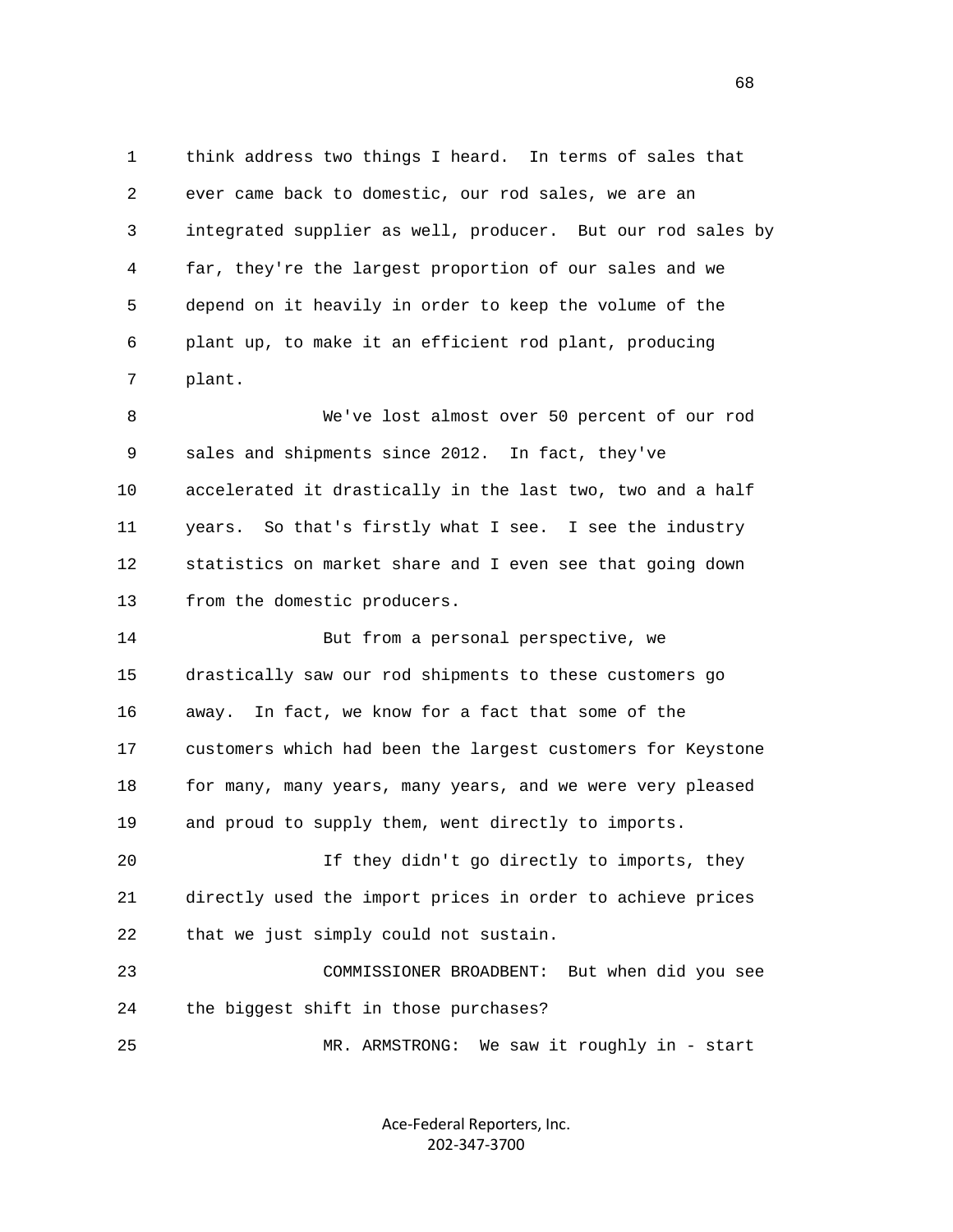think address two things I heard. In terms of sales that ever came back to domestic, our rod sales, we are an integrated supplier as well, producer. But our rod sales by far, they're the largest proportion of our sales and we depend on it heavily in order to keep the volume of the plant up, to make it an efficient rod plant, producing plant.

We've lost almost over 50 percent of our rod sales and shipments since 2012. In fact, they've accelerated it drastically in the last two, two and a half years. So that's firstly what I see. I see the industry statistics on market share and I even see that going down from the domestic producers.

But from a personal perspective, we drastically saw our rod shipments to these customers go away. In fact, we know for a fact that some of the customers which had been the largest customers for Keystone for many, many years, many years, and we were very pleased and proud to supply them, went directly to imports.

If they didn't go directly to imports, they directly used the import prices in order to achieve prices that we just simply could not sustain.

COMMISSIONER BROADBENT: But when did you see the biggest shift in those purchases?

MR. ARMSTRONG: We saw it roughly in - start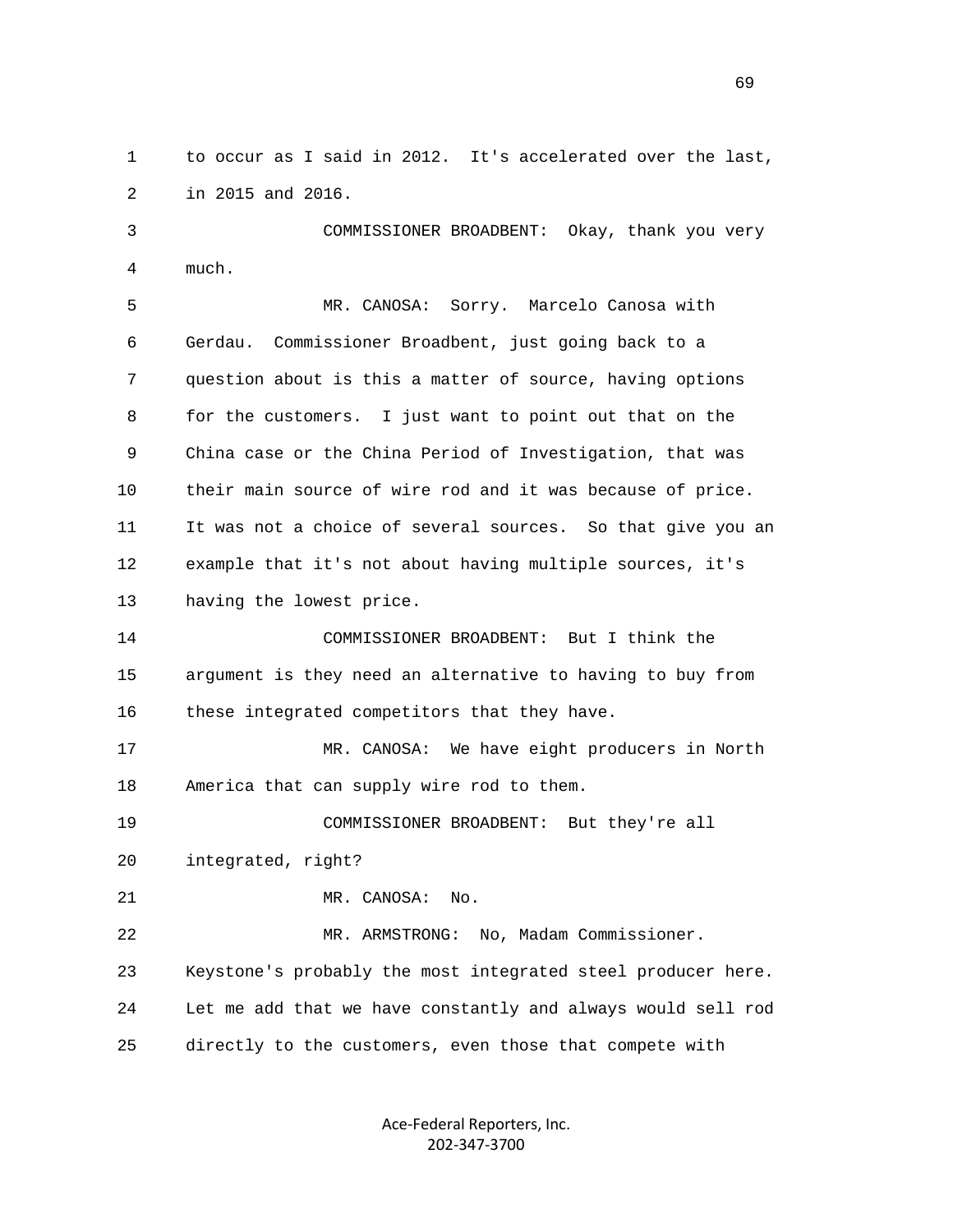to occur as I said in 2012. It's accelerated over the last, in 2015 and 2016.

COMMISSIONER BROADBENT: Okay, thank you very much.

MR. CANOSA: Sorry. Marcelo Canosa with Gerdau. Commissioner Broadbent, just going back to a question about is this a matter of source, having options for the customers. I just want to point out that on the China case or the China Period of Investigation, that was their main source of wire rod and it was because of price. It was not a choice of several sources. So that give you an example that it's not about having multiple sources, it's having the lowest price.

COMMISSIONER BROADBENT: But I think the argument is they need an alternative to having to buy from these integrated competitors that they have.

MR. CANOSA: We have eight producers in North America that can supply wire rod to them.

COMMISSIONER BROADBENT: But they're all integrated, right?

MR. CANOSA: No.

MR. ARMSTRONG: No, Madam Commissioner. Keystone's probably the most integrated steel producer here. Let me add that we have constantly and always would sell rod directly to the customers, even those that compete with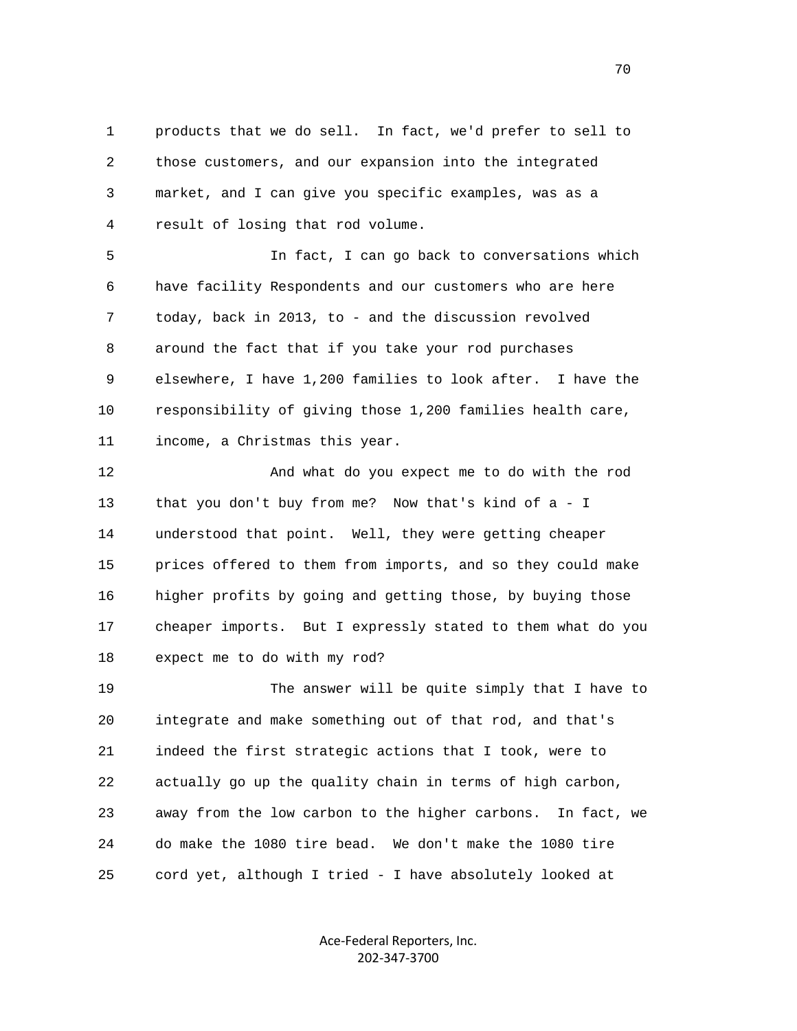products that we do sell. In fact, we'd prefer to sell to those customers, and our expansion into the integrated market, and I can give you specific examples, was as a result of losing that rod volume.

In fact, I can go back to conversations which have facility Respondents and our customers who are here today, back in 2013, to - and the discussion revolved around the fact that if you take your rod purchases elsewhere, I have 1,200 families to look after. I have the responsibility of giving those 1,200 families health care, income, a Christmas this year.

And what do you expect me to do with the rod that you don't buy from me? Now that's kind of a - I understood that point. Well, they were getting cheaper prices offered to them from imports, and so they could make higher profits by going and getting those, by buying those cheaper imports. But I expressly stated to them what do you expect me to do with my rod?

The answer will be quite simply that I have to integrate and make something out of that rod, and that's indeed the first strategic actions that I took, were to actually go up the quality chain in terms of high carbon, away from the low carbon to the higher carbons. In fact, we do make the 1080 tire bead. We don't make the 1080 tire cord yet, although I tried - I have absolutely looked at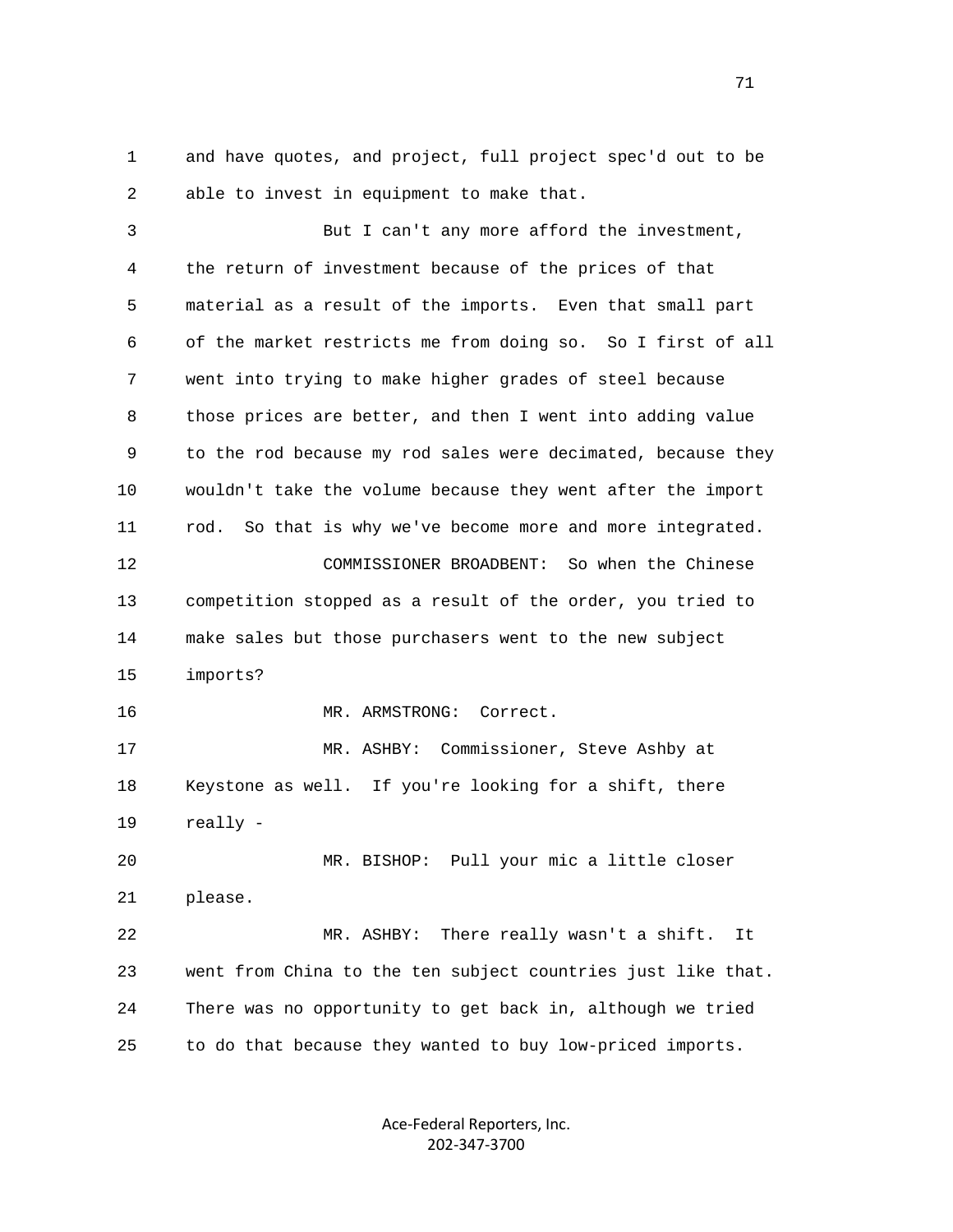1 and have quotes, and project, full project spec'd out to be
2 able to invest in equipment to make that.

3 But I can't any more afford the investment,
4 the return of investment because of the prices of that
5 material as a result of the imports. Even that small part
6 of the market restricts me from doing so. So I first of all
7 went into trying to make higher grades of steel because
8 those prices are better, and then I went into adding value
9 to the rod because my rod sales were decimated, because they
10 wouldn't take the volume because they went after the import
11 rod. So that is why we've become more and more integrated.

12 COMMISSIONER BROADBENT: So when the Chinese
13 competition stopped as a result of the order, you tried to
14 make sales but those purchasers went to the new subject
15 imports?

16 MR. ARMSTRONG: Correct.

17 MR. ASHBY: Commissioner, Steve Ashby at
18 Keystone as well. If you're looking for a shift, there
19 really -

20 MR. BISHOP: Pull your mic a little closer
21 please.

22 MR. ASHBY: There really wasn't a shift. It
23 went from China to the ten subject countries just like that.
24 There was no opportunity to get back in, although we tried
25 to do that because they wanted to buy low-priced imports.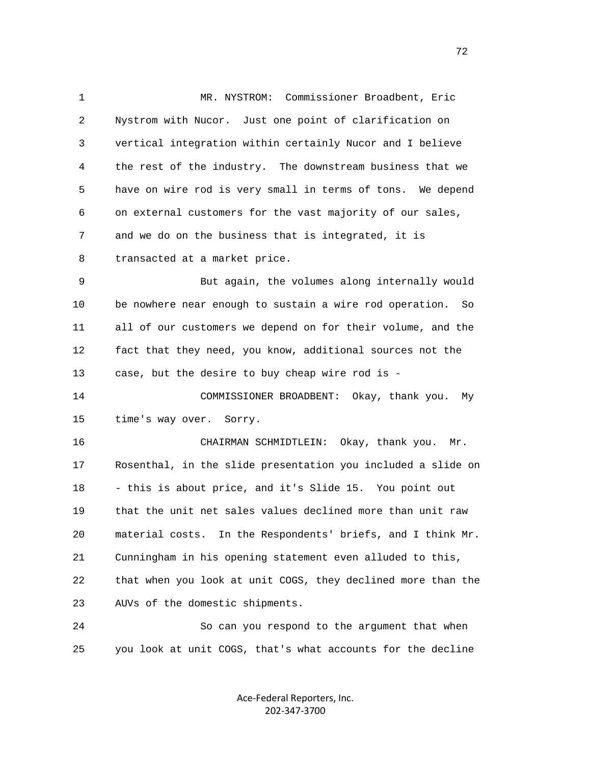MR. NYSTROM: Commissioner Broadbent, Eric Nystrom with Nucor. Just one point of clarification on vertical integration within certainly Nucor and I believe the rest of the industry. The downstream business that we have on wire rod is very small in terms of tons. We depend on external customers for the vast majority of our sales, and we do on the business that is integrated, it is transacted at a market price.

But again, the volumes along internally would be nowhere near enough to sustain a wire rod operation. So all of our customers we depend on for their volume, and the fact that they need, you know, additional sources not the case, but the desire to buy cheap wire rod is -

COMMISSIONER BROADBENT: Okay, thank you. My time's way over. Sorry.

CHAIRMAN SCHMIDTLEIN: Okay, thank you. Mr. Rosenthal, in the slide presentation you included a slide on - this is about price, and it's Slide 15. You point out that the unit net sales values declined more than unit raw material costs. In the Respondents' briefs, and I think Mr. Cunningham in his opening statement even alluded to this, that when you look at unit COGS, they declined more than the AUVs of the domestic shipments.

So can you respond to the argument that when you look at unit COGS, that's what accounts for the decline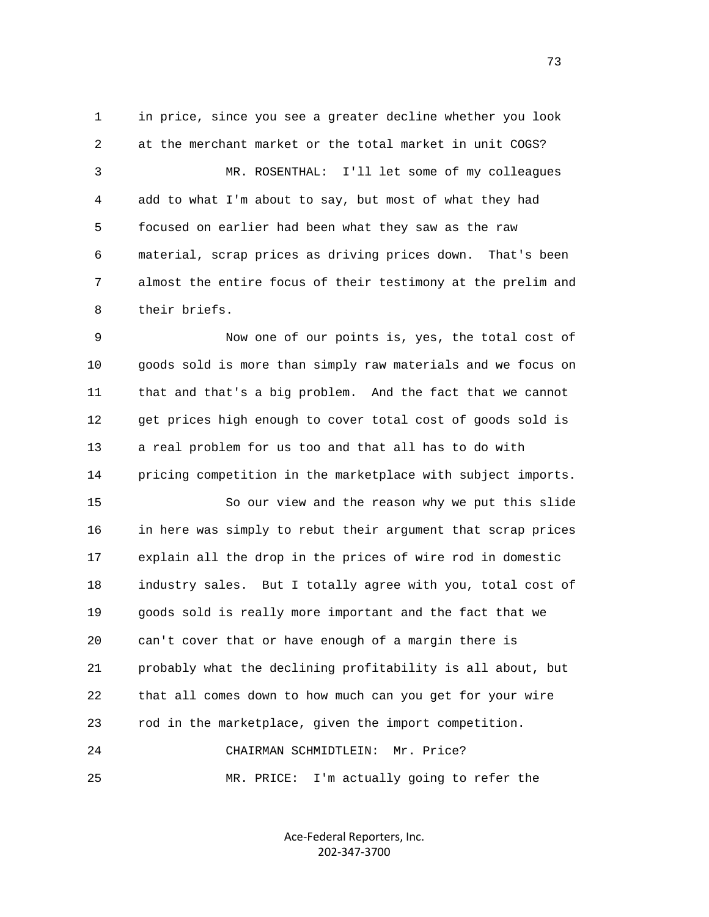in price, since you see a greater decline whether you look at the merchant market or the total market in unit COGS?

MR. ROSENTHAL: I'll let some of my colleagues add to what I'm about to say, but most of what they had focused on earlier had been what they saw as the raw material, scrap prices as driving prices down. That's been almost the entire focus of their testimony at the prelim and their briefs.

Now one of our points is, yes, the total cost of goods sold is more than simply raw materials and we focus on that and that's a big problem. And the fact that we cannot get prices high enough to cover total cost of goods sold is a real problem for us too and that all has to do with pricing competition in the marketplace with subject imports.

So our view and the reason why we put this slide in here was simply to rebut their argument that scrap prices explain all the drop in the prices of wire rod in domestic industry sales. But I totally agree with you, total cost of goods sold is really more important and the fact that we can't cover that or have enough of a margin there is probably what the declining profitability is all about, but that all comes down to how much can you get for your wire rod in the marketplace, given the import competition.

CHAIRMAN SCHMIDTLEIN: Mr. Price?

MR. PRICE: I'm actually going to refer the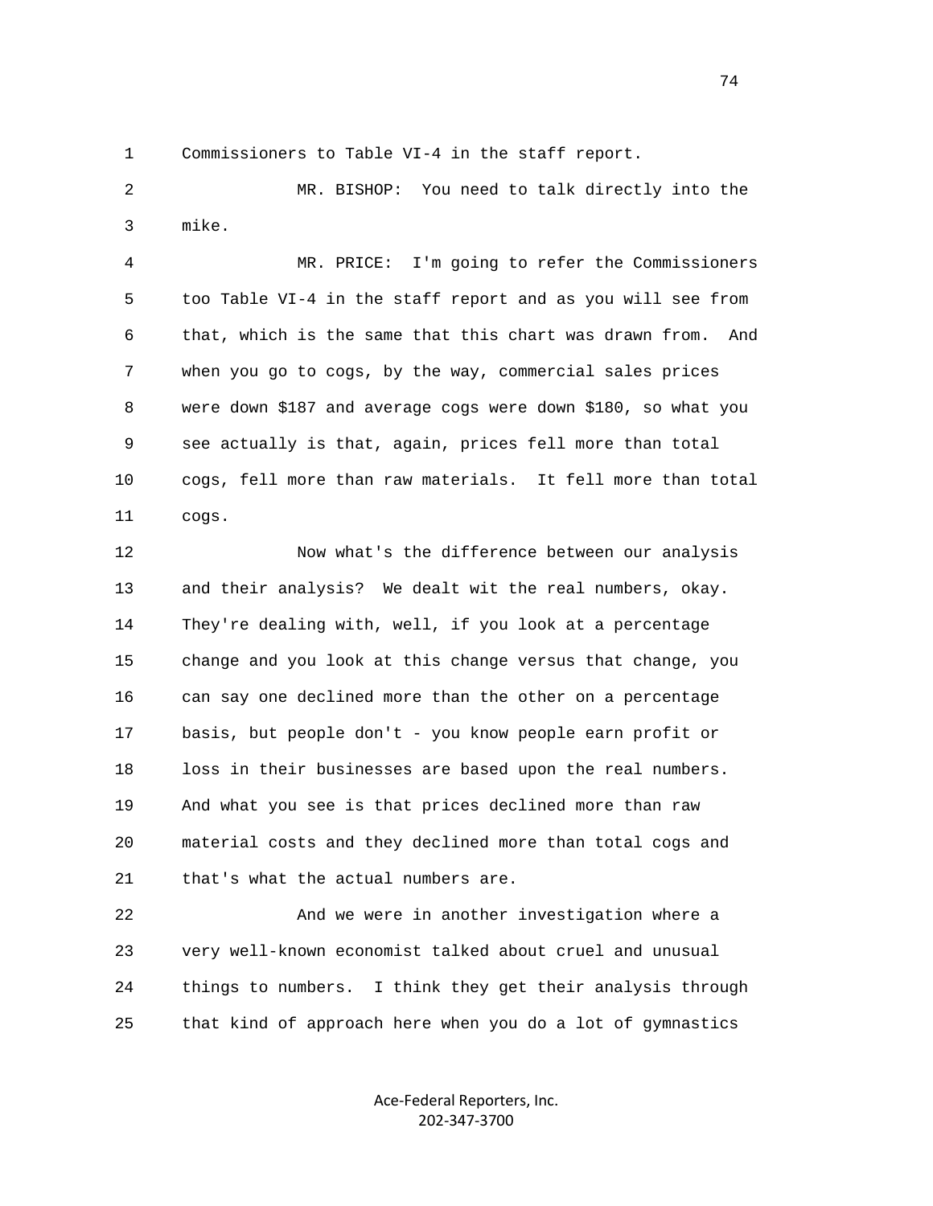1 Commissioners to Table VI-4 in the staff report.

2 MR. BISHOP: You need to talk directly into the

3 mike.

4 MR. PRICE: I'm going to refer the Commissioners

5 too Table VI-4 in the staff report and as you will see from

6 that, which is the same that this chart was drawn from. And

7 when you go to cogs, by the way, commercial sales prices

8 were down $187 and average cogs were down $180, so what you

9 see actually is that, again, prices fell more than total

10 cogs, fell more than raw materials. It fell more than total

11 cogs.

12 Now what's the difference between our analysis

13 and their analysis? We dealt wit the real numbers, okay.

14 They're dealing with, well, if you look at a percentage

15 change and you look at this change versus that change, you

16 can say one declined more than the other on a percentage

17 basis, but people don't - you know people earn profit or

18 loss in their businesses are based upon the real numbers.

19 And what you see is that prices declined more than raw

20 material costs and they declined more than total cogs and

21 that's what the actual numbers are.

22 And we were in another investigation where a

23 very well-known economist talked about cruel and unusual

24 things to numbers. I think they get their analysis through

25 that kind of approach here when you do a lot of gymnastics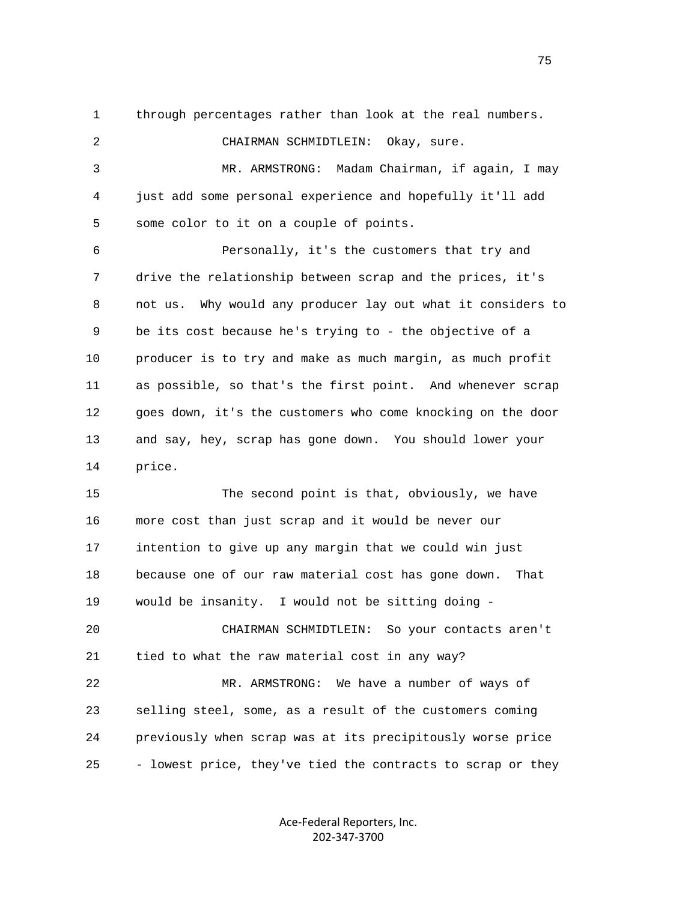through percentages rather than look at the real numbers.

CHAIRMAN SCHMIDTLEIN: Okay, sure.

MR. ARMSTRONG: Madam Chairman, if again, I may just add some personal experience and hopefully it'll add some color to it on a couple of points.

Personally, it's the customers that try and drive the relationship between scrap and the prices, it's not us. Why would any producer lay out what it considers to be its cost because he's trying to - the objective of a producer is to try and make as much margin, as much profit as possible, so that's the first point. And whenever scrap goes down, it's the customers who come knocking on the door and say, hey, scrap has gone down. You should lower your price.

The second point is that, obviously, we have more cost than just scrap and it would be never our intention to give up any margin that we could win just because one of our raw material cost has gone down. That would be insanity. I would not be sitting doing -

CHAIRMAN SCHMIDTLEIN: So your contacts aren't tied to what the raw material cost in any way?

MR. ARMSTRONG: We have a number of ways of selling steel, some, as a result of the customers coming previously when scrap was at its precipitously worse price - lowest price, they've tied the contracts to scrap or they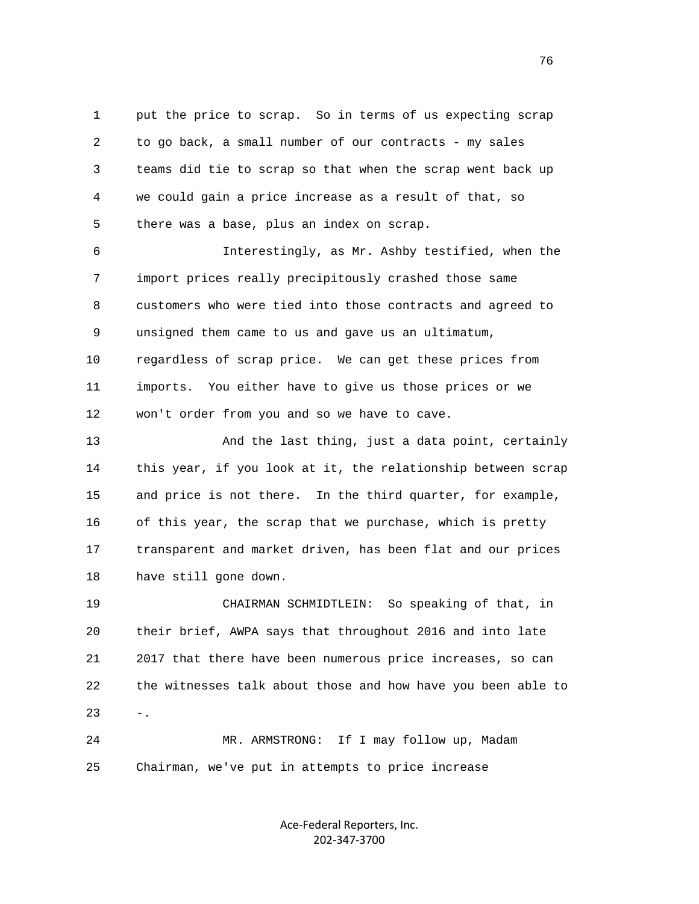put the price to scrap. So in terms of us expecting scrap to go back, a small number of our contracts - my sales teams did tie to scrap so that when the scrap went back up we could gain a price increase as a result of that, so there was a base, plus an index on scrap.

Interestingly, as Mr. Ashby testified, when the import prices really precipitously crashed those same customers who were tied into those contracts and agreed to unsigned them came to us and gave us an ultimatum, regardless of scrap price. We can get these prices from imports. You either have to give us those prices or we won't order from you and so we have to cave.

And the last thing, just a data point, certainly this year, if you look at it, the relationship between scrap and price is not there. In the third quarter, for example, of this year, the scrap that we purchase, which is pretty transparent and market driven, has been flat and our prices have still gone down.

CHAIRMAN SCHMIDTLEIN: So speaking of that, in their brief, AWPA says that throughout 2016 and into late 2017 that there have been numerous price increases, so can the witnesses talk about those and how have you been able to -.

MR. ARMSTRONG: If I may follow up, Madam Chairman, we've put in attempts to price increase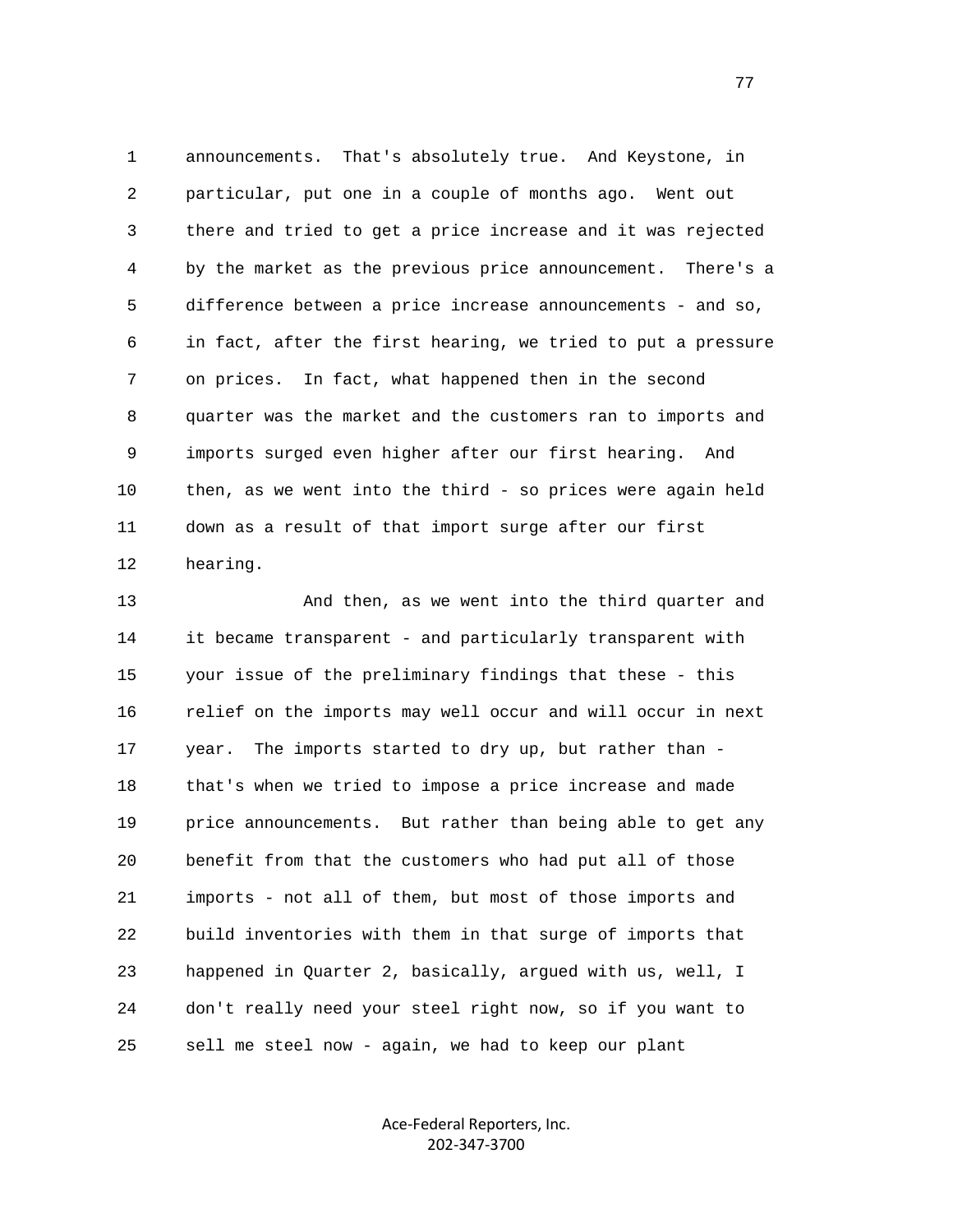announcements. That's absolutely true. And Keystone, in particular, put one in a couple of months ago. Went out there and tried to get a price increase and it was rejected by the market as the previous price announcement. There's a difference between a price increase announcements - and so, in fact, after the first hearing, we tried to put a pressure on prices. In fact, what happened then in the second quarter was the market and the customers ran to imports and imports surged even higher after our first hearing. And then, as we went into the third - so prices were again held down as a result of that import surge after our first hearing.

And then, as we went into the third quarter and it became transparent - and particularly transparent with your issue of the preliminary findings that these - this relief on the imports may well occur and will occur in next year. The imports started to dry up, but rather than - that's when we tried to impose a price increase and made price announcements. But rather than being able to get any benefit from that the customers who had put all of those imports - not all of them, but most of those imports and build inventories with them in that surge of imports that happened in Quarter 2, basically, argued with us, well, I don't really need your steel right now, so if you want to sell me steel now - again, we had to keep our plant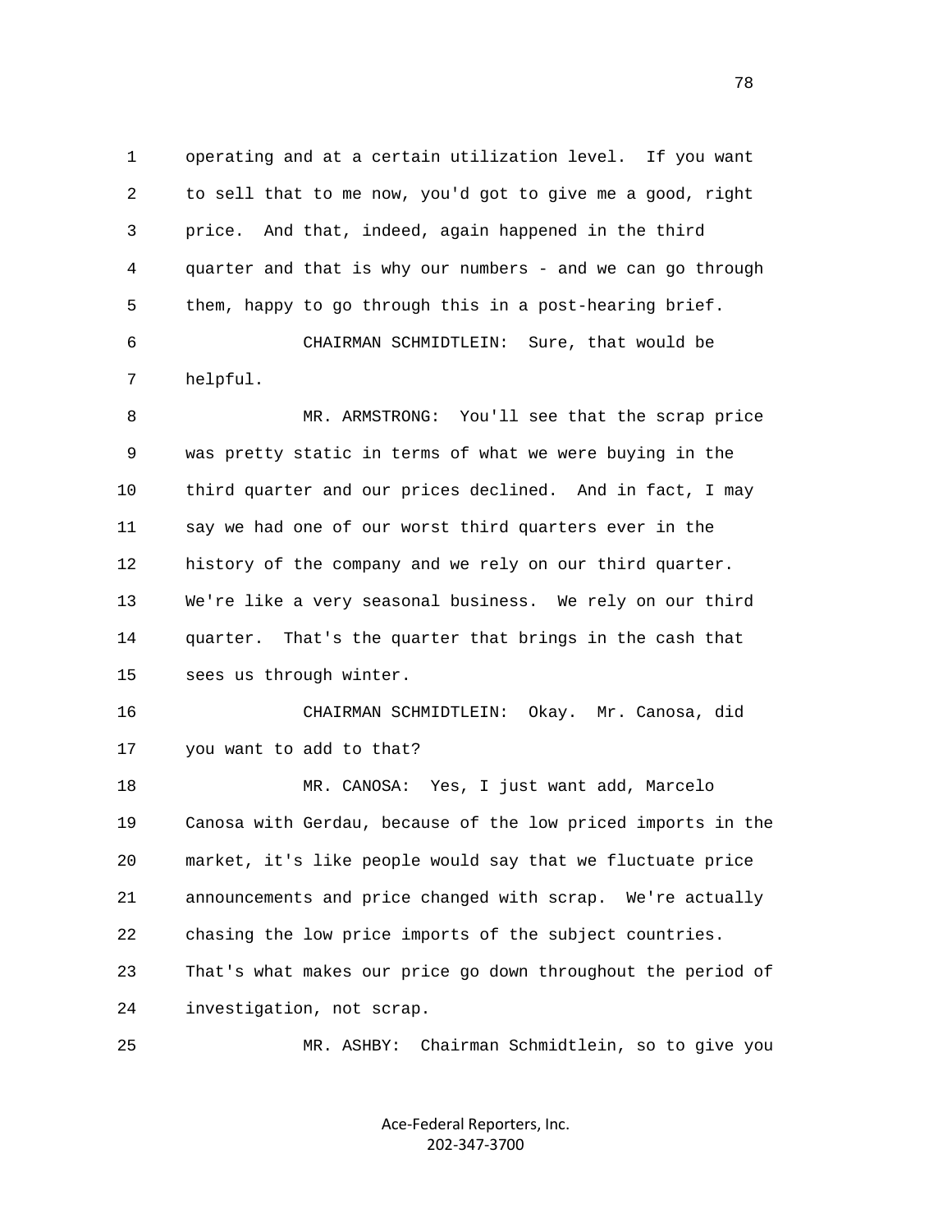operating and at a certain utilization level. If you want to sell that to me now, you'd got to give me a good, right price. And that, indeed, again happened in the third quarter and that is why our numbers - and we can go through them, happy to go through this in a post-hearing brief.

CHAIRMAN SCHMIDTLEIN: Sure, that would be helpful.

MR. ARMSTRONG: You'll see that the scrap price was pretty static in terms of what we were buying in the third quarter and our prices declined. And in fact, I may say we had one of our worst third quarters ever in the history of the company and we rely on our third quarter. We're like a very seasonal business. We rely on our third quarter. That's the quarter that brings in the cash that sees us through winter.

CHAIRMAN SCHMIDTLEIN: Okay. Mr. Canosa, did you want to add to that?

MR. CANOSA: Yes, I just want add, Marcelo Canosa with Gerdau, because of the low priced imports in the market, it's like people would say that we fluctuate price announcements and price changed with scrap. We're actually chasing the low price imports of the subject countries. That's what makes our price go down throughout the period of investigation, not scrap.

MR. ASHBY: Chairman Schmidtlein, so to give you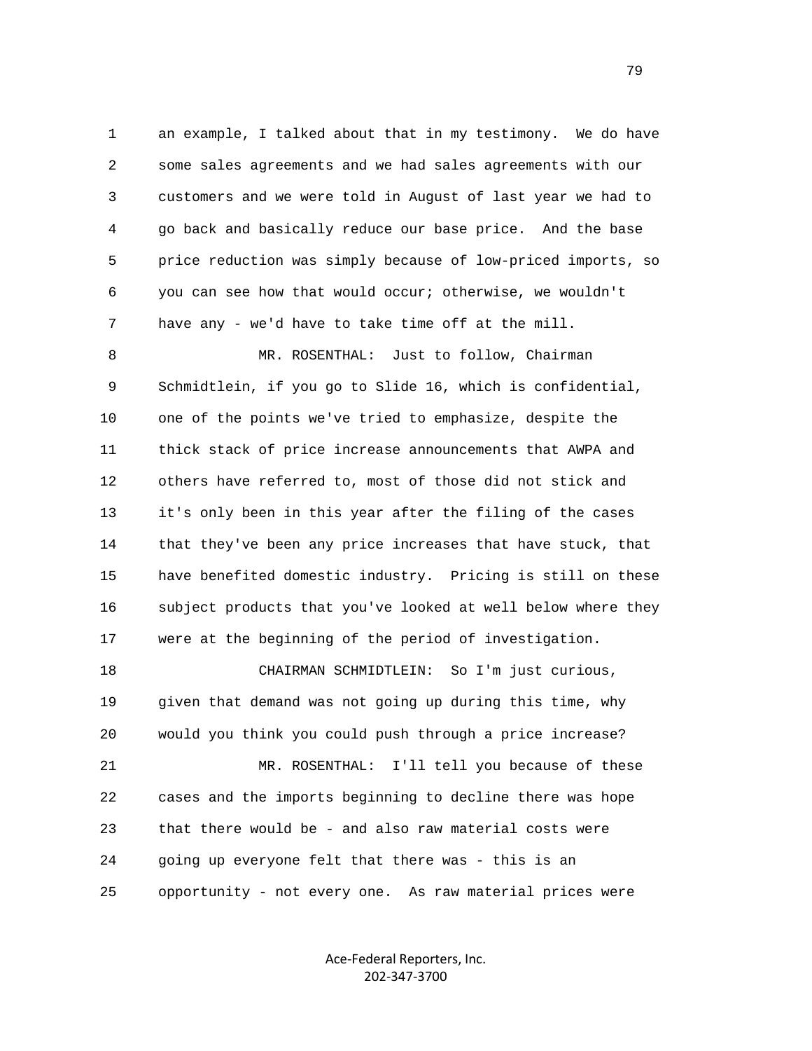an example, I talked about that in my testimony. We do have some sales agreements and we had sales agreements with our customers and we were told in August of last year we had to go back and basically reduce our base price. And the base price reduction was simply because of low-priced imports, so you can see how that would occur; otherwise, we wouldn't have any - we'd have to take time off at the mill.

MR. ROSENTHAL: Just to follow, Chairman Schmidtlein, if you go to Slide 16, which is confidential, one of the points we've tried to emphasize, despite the thick stack of price increase announcements that AWPA and others have referred to, most of those did not stick and it's only been in this year after the filing of the cases that they've been any price increases that have stuck, that have benefited domestic industry. Pricing is still on these subject products that you've looked at well below where they were at the beginning of the period of investigation.

CHAIRMAN SCHMIDTLEIN: So I'm just curious, given that demand was not going up during this time, why would you think you could push through a price increase?

MR. ROSENTHAL: I'll tell you because of these cases and the imports beginning to decline there was hope that there would be - and also raw material costs were going up everyone felt that there was - this is an opportunity - not every one. As raw material prices were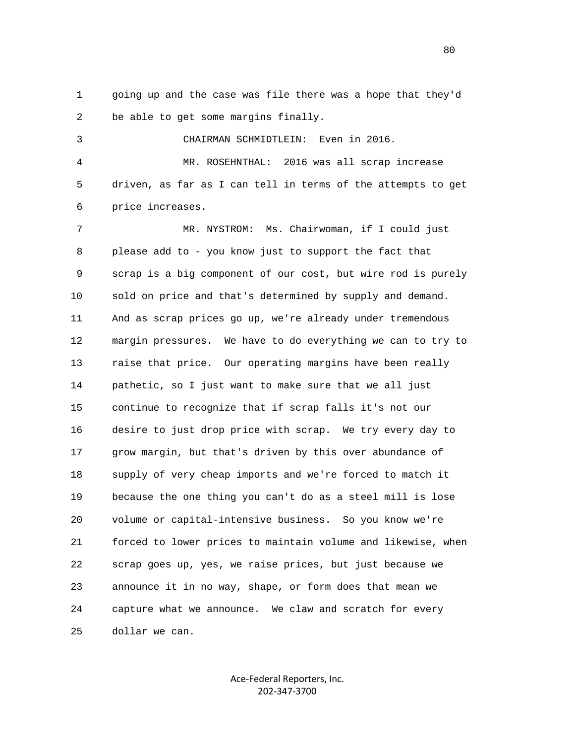going up and the case was file there was a hope that they'd be able to get some margins finally.

CHAIRMAN SCHMIDTLEIN: Even in 2016.

MR. ROSEHNTHAL: 2016 was all scrap increase driven, as far as I can tell in terms of the attempts to get price increases.

MR. NYSTROM: Ms. Chairwoman, if I could just please add to - you know just to support the fact that scrap is a big component of our cost, but wire rod is purely sold on price and that's determined by supply and demand. And as scrap prices go up, we're already under tremendous margin pressures. We have to do everything we can to try to raise that price. Our operating margins have been really pathetic, so I just want to make sure that we all just continue to recognize that if scrap falls it's not our desire to just drop price with scrap. We try every day to grow margin, but that's driven by this over abundance of supply of very cheap imports and we're forced to match it because the one thing you can't do as a steel mill is lose volume or capital-intensive business. So you know we're forced to lower prices to maintain volume and likewise, when scrap goes up, yes, we raise prices, but just because we announce it in no way, shape, or form does that mean we capture what we announce. We claw and scratch for every dollar we can.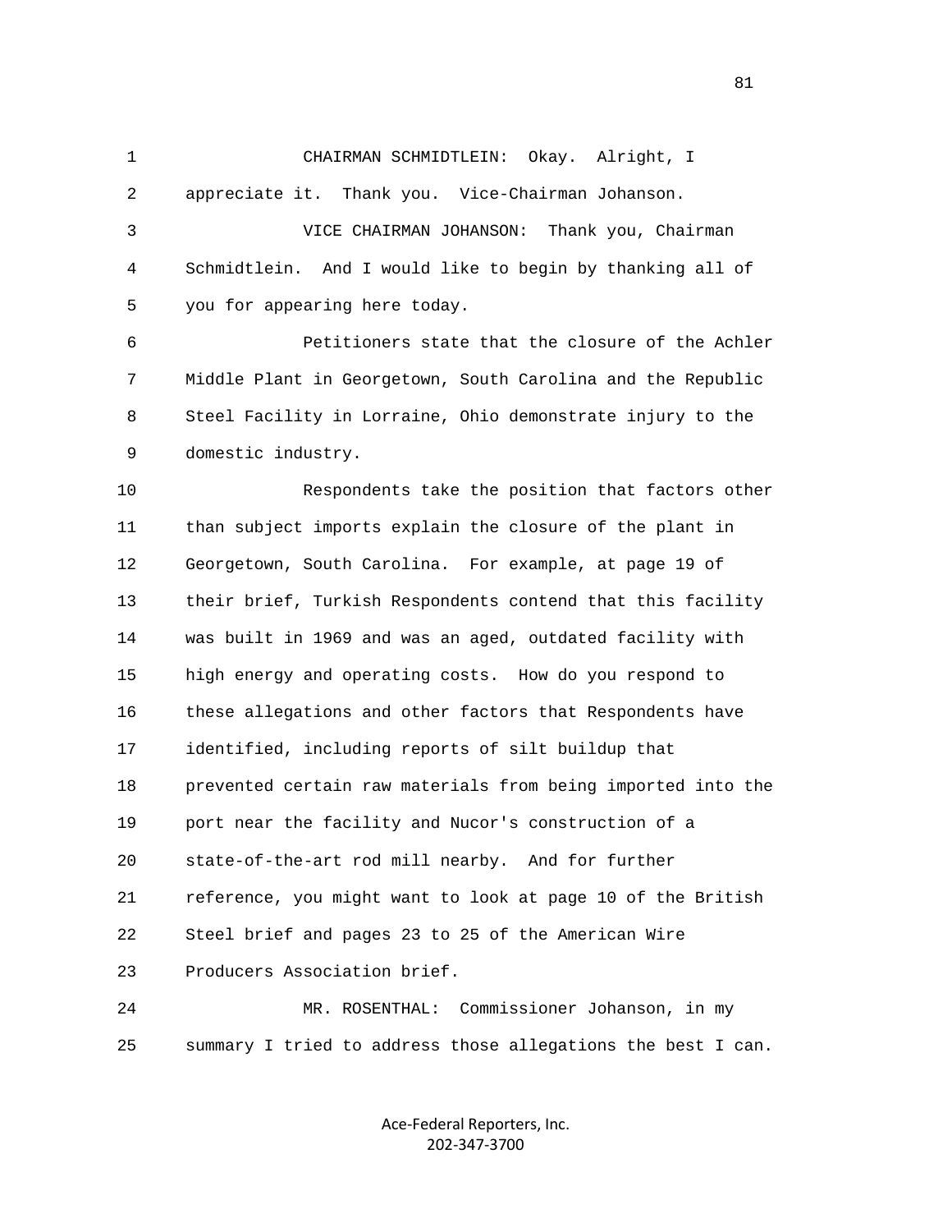CHAIRMAN SCHMIDTLEIN: Okay. Alright, I appreciate it. Thank you. Vice-Chairman Johanson.

VICE CHAIRMAN JOHANSON: Thank you, Chairman Schmidtlein. And I would like to begin by thanking all of you for appearing here today.

Petitioners state that the closure of the Achler Middle Plant in Georgetown, South Carolina and the Republic Steel Facility in Lorraine, Ohio demonstrate injury to the domestic industry.

Respondents take the position that factors other than subject imports explain the closure of the plant in Georgetown, South Carolina. For example, at page 19 of their brief, Turkish Respondents contend that this facility was built in 1969 and was an aged, outdated facility with high energy and operating costs. How do you respond to these allegations and other factors that Respondents have identified, including reports of silt buildup that prevented certain raw materials from being imported into the port near the facility and Nucor's construction of a state-of-the-art rod mill nearby. And for further reference, you might want to look at page 10 of the British Steel brief and pages 23 to 25 of the American Wire Producers Association brief.

MR. ROSENTHAL: Commissioner Johanson, in my summary I tried to address those allegations the best I can.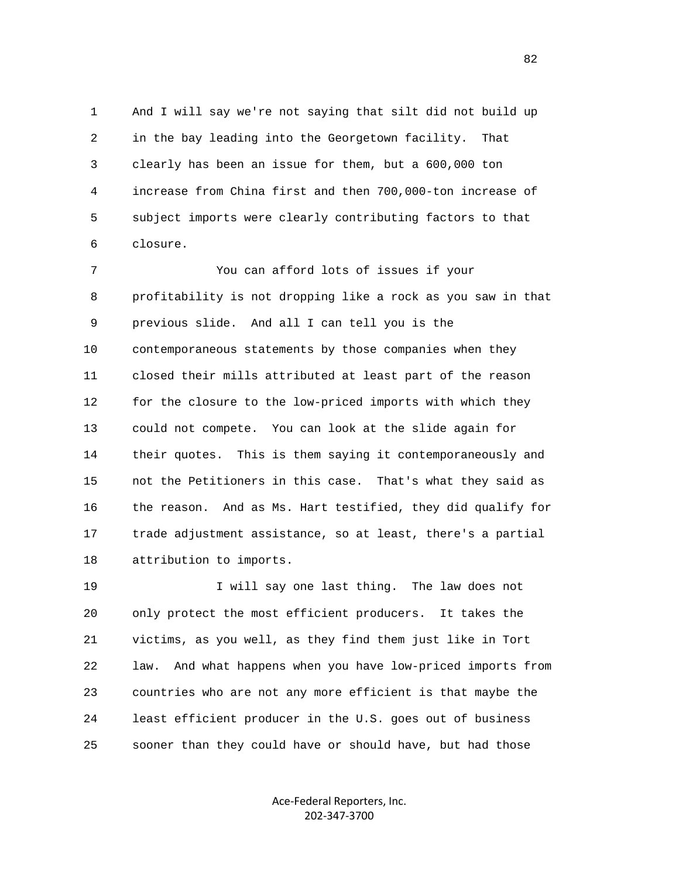And I will say we're not saying that silt did not build up in the bay leading into the Georgetown facility. That clearly has been an issue for them, but a 600,000 ton increase from China first and then 700,000-ton increase of subject imports were clearly contributing factors to that closure.

You can afford lots of issues if your profitability is not dropping like a rock as you saw in that previous slide. And all I can tell you is the contemporaneous statements by those companies when they closed their mills attributed at least part of the reason for the closure to the low-priced imports with which they could not compete. You can look at the slide again for their quotes. This is them saying it contemporaneously and not the Petitioners in this case. That's what they said as the reason. And as Ms. Hart testified, they did qualify for trade adjustment assistance, so at least, there's a partial attribution to imports.

I will say one last thing. The law does not only protect the most efficient producers. It takes the victims, as you well, as they find them just like in Tort law. And what happens when you have low-priced imports from countries who are not any more efficient is that maybe the least efficient producer in the U.S. goes out of business sooner than they could have or should have, but had those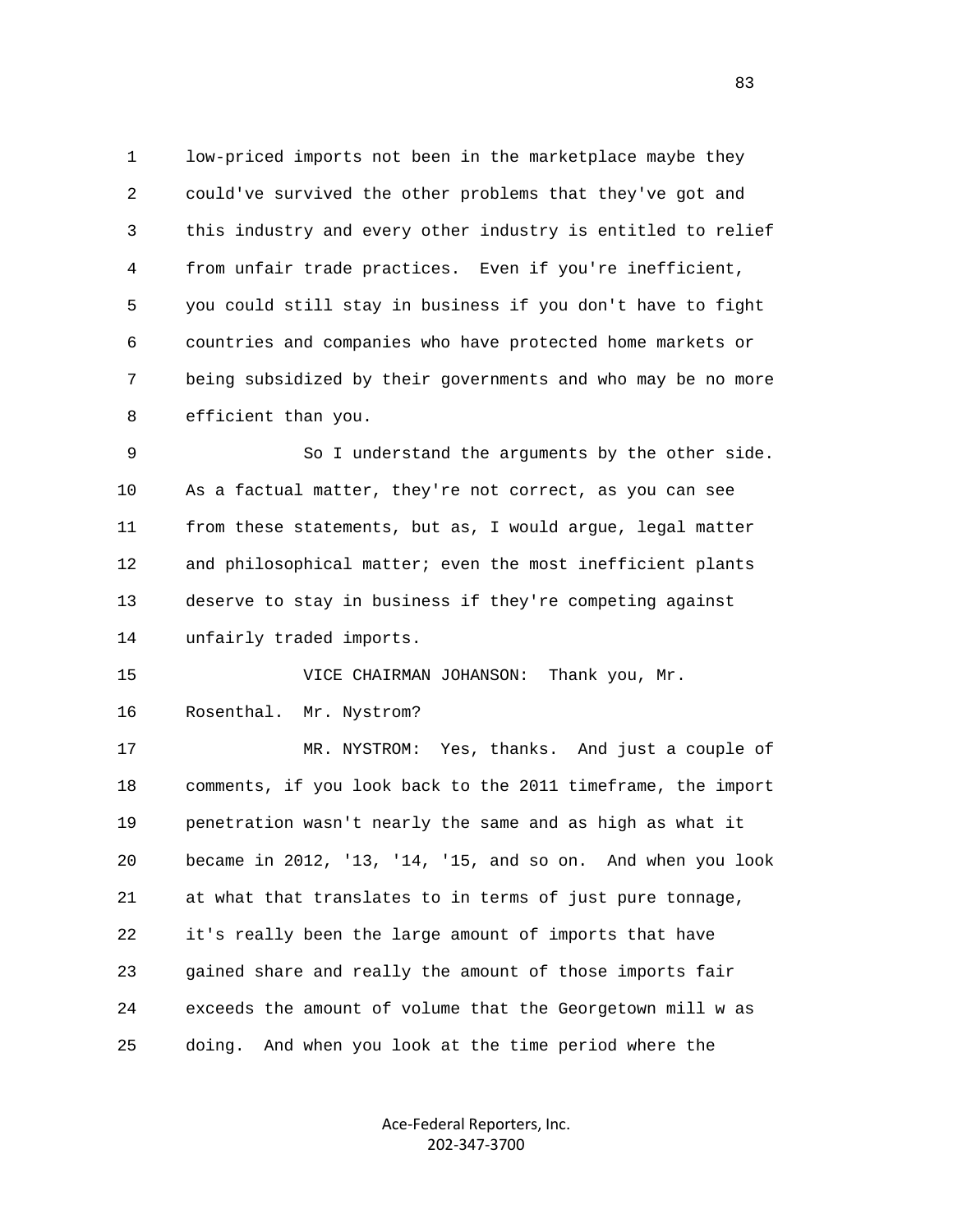low-priced imports not been in the marketplace maybe they could've survived the other problems that they've got and this industry and every other industry is entitled to relief from unfair trade practices. Even if you're inefficient, you could still stay in business if you don't have to fight countries and companies who have protected home markets or being subsidized by their governments and who may be no more efficient than you.

So I understand the arguments by the other side. As a factual matter, they're not correct, as you can see from these statements, but as, I would argue, legal matter and philosophical matter; even the most inefficient plants deserve to stay in business if they're competing against unfairly traded imports.

VICE CHAIRMAN JOHANSON: Thank you, Mr. Rosenthal. Mr. Nystrom?

MR. NYSTROM: Yes, thanks. And just a couple of comments, if you look back to the 2011 timeframe, the import penetration wasn't nearly the same and as high as what it became in 2012, '13, '14, '15, and so on. And when you look at what that translates to in terms of just pure tonnage, it's really been the large amount of imports that have gained share and really the amount of those imports fair exceeds the amount of volume that the Georgetown mill w as doing. And when you look at the time period where the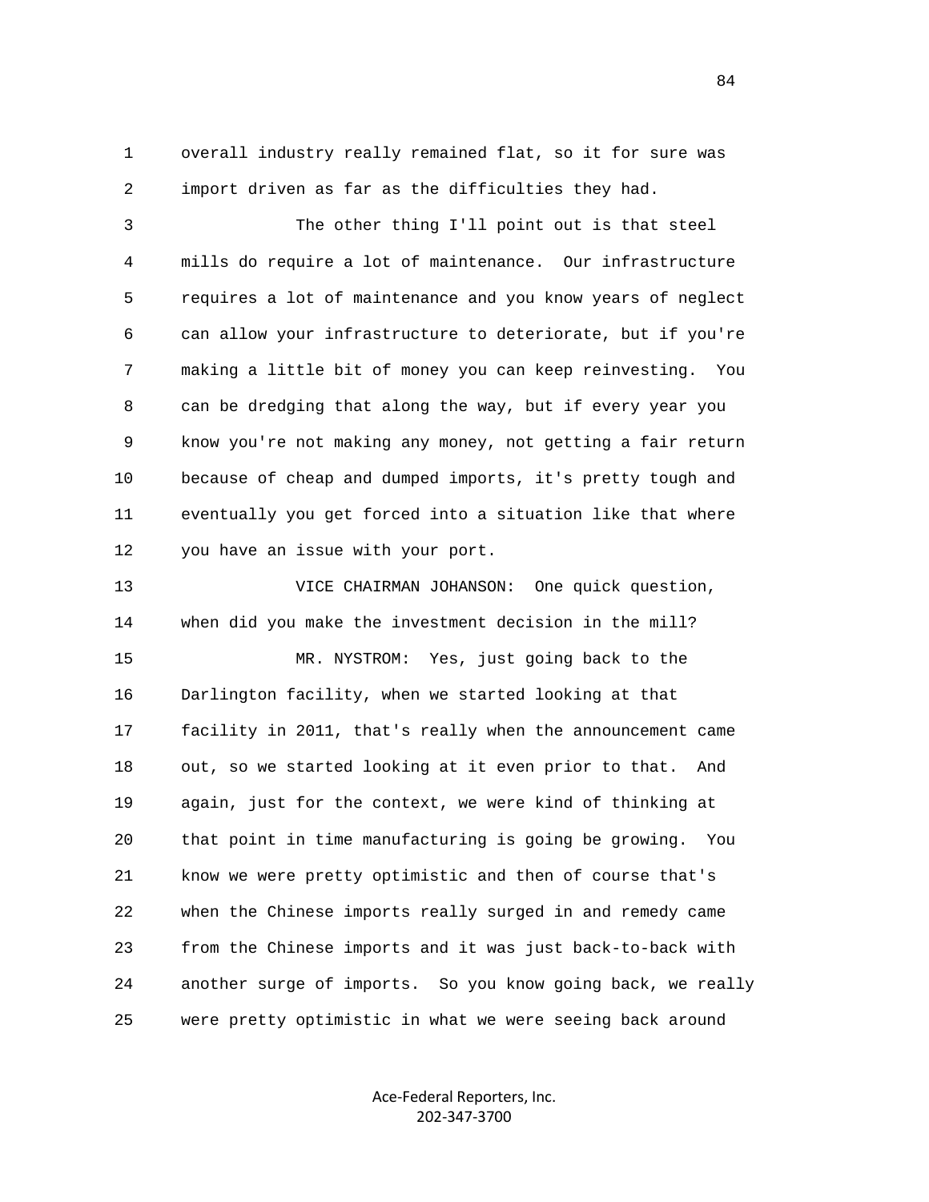overall industry really remained flat, so it for sure was import driven as far as the difficulties they had.

The other thing I'll point out is that steel mills do require a lot of maintenance. Our infrastructure requires a lot of maintenance and you know years of neglect can allow your infrastructure to deteriorate, but if you're making a little bit of money you can keep reinvesting. You can be dredging that along the way, but if every year you know you're not making any money, not getting a fair return because of cheap and dumped imports, it's pretty tough and eventually you get forced into a situation like that where you have an issue with your port.

VICE CHAIRMAN JOHANSON: One quick question, when did you make the investment decision in the mill?

MR. NYSTROM: Yes, just going back to the Darlington facility, when we started looking at that facility in 2011, that's really when the announcement came out, so we started looking at it even prior to that. And again, just for the context, we were kind of thinking at that point in time manufacturing is going be growing. You know we were pretty optimistic and then of course that's when the Chinese imports really surged in and remedy came from the Chinese imports and it was just back-to-back with another surge of imports. So you know going back, we really were pretty optimistic in what we were seeing back around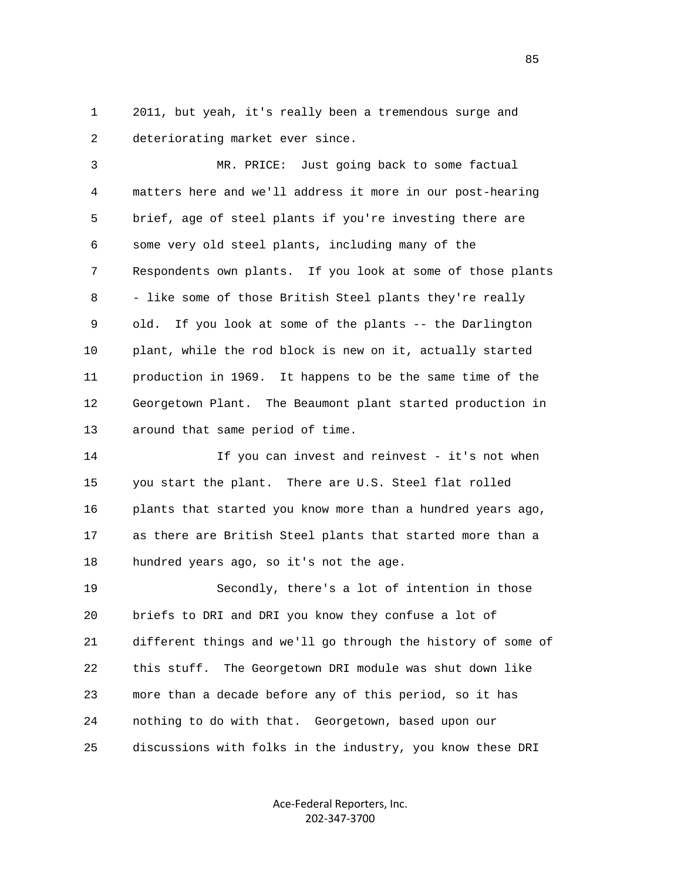2011, but yeah, it's really been a tremendous surge and deteriorating market ever since.

MR. PRICE: Just going back to some factual matters here and we'll address it more in our post-hearing brief, age of steel plants if you're investing there are some very old steel plants, including many of the Respondents own plants. If you look at some of those plants - like some of those British Steel plants they're really old. If you look at some of the plants -- the Darlington plant, while the rod block is new on it, actually started production in 1969. It happens to be the same time of the Georgetown Plant. The Beaumont plant started production in around that same period of time.

If you can invest and reinvest - it's not when you start the plant. There are U.S. Steel flat rolled plants that started you know more than a hundred years ago, as there are British Steel plants that started more than a hundred years ago, so it's not the age.

Secondly, there's a lot of intention in those briefs to DRI and DRI you know they confuse a lot of different things and we'll go through the history of some of this stuff. The Georgetown DRI module was shut down like more than a decade before any of this period, so it has nothing to do with that. Georgetown, based upon our discussions with folks in the industry, you know these DRI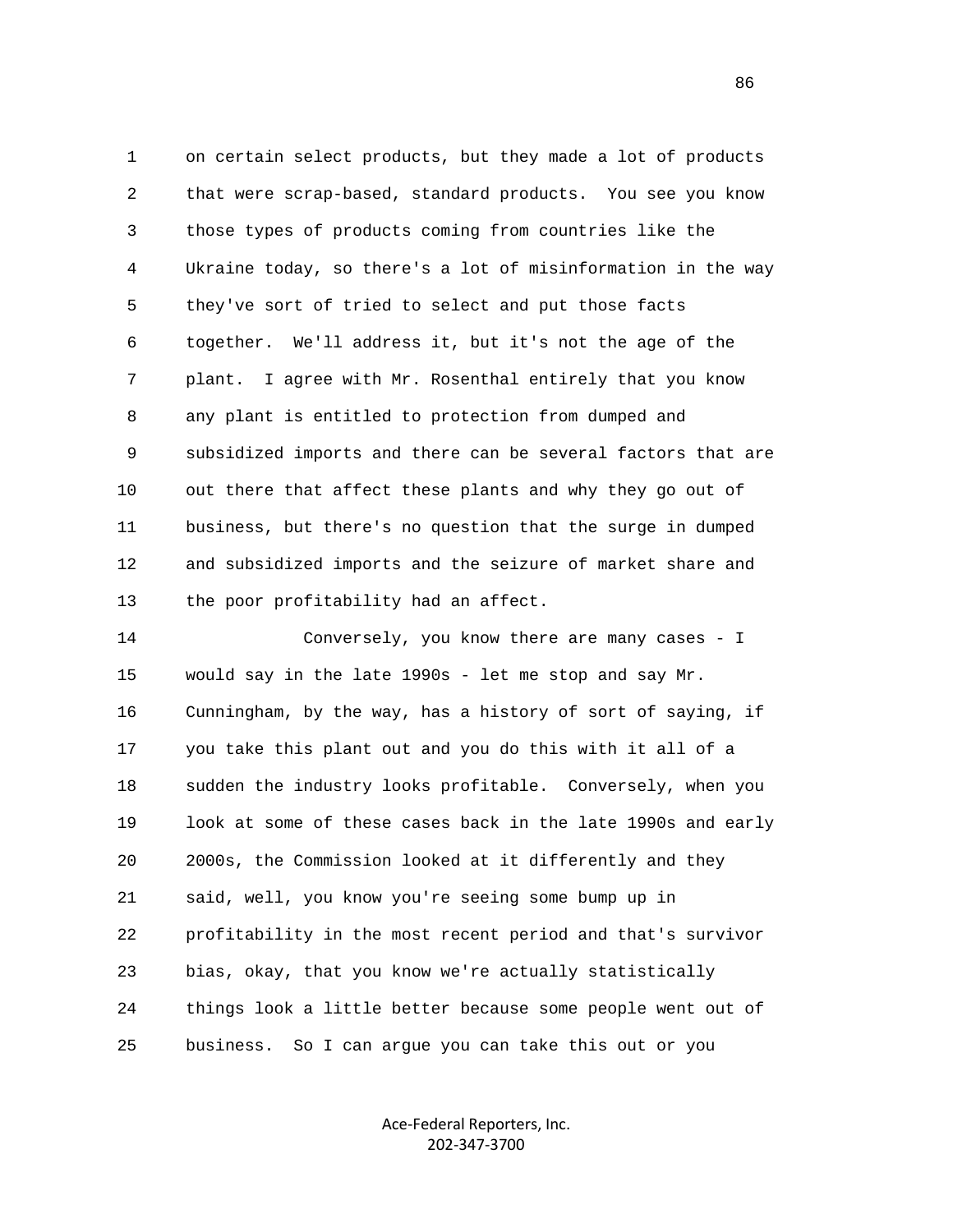1 on certain select products, but they made a lot of products
2 that were scrap-based, standard products. You see you know
3 those types of products coming from countries like the
4 Ukraine today, so there's a lot of misinformation in the way
5 they've sort of tried to select and put those facts
6 together. We'll address it, but it's not the age of the
7 plant. I agree with Mr. Rosenthal entirely that you know
8 any plant is entitled to protection from dumped and
9 subsidized imports and there can be several factors that are
10 out there that affect these plants and why they go out of
11 business, but there's no question that the surge in dumped
12 and subsidized imports and the seizure of market share and
13 the poor profitability had an affect.

14 Conversely, you know there are many cases - I
15 would say in the late 1990s - let me stop and say Mr.
16 Cunningham, by the way, has a history of sort of saying, if
17 you take this plant out and you do this with it all of a
18 sudden the industry looks profitable. Conversely, when you
19 look at some of these cases back in the late 1990s and early
20 2000s, the Commission looked at it differently and they
21 said, well, you know you're seeing some bump up in
22 profitability in the most recent period and that's survivor
23 bias, okay, that you know we're actually statistically
24 things look a little better because some people went out of
25 business. So I can argue you can take this out or you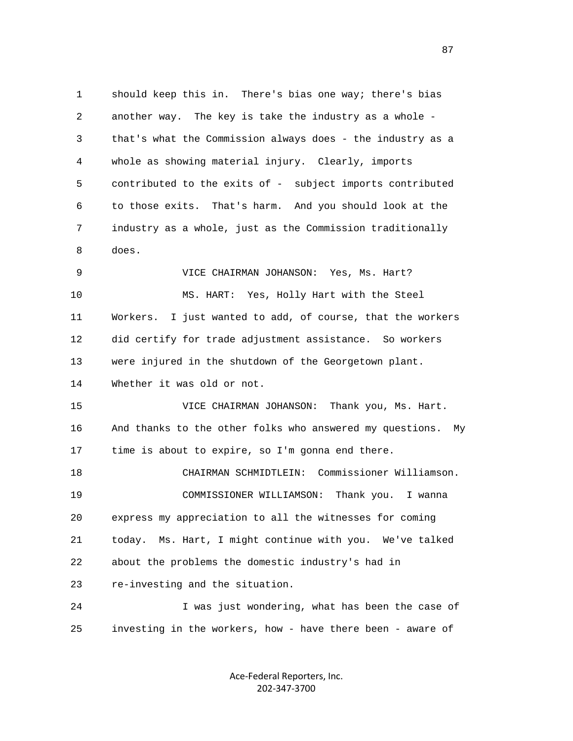should keep this in. There's bias one way; there's bias another way. The key is take the industry as a whole - that's what the Commission always does - the industry as a whole as showing material injury. Clearly, imports contributed to the exits of - subject imports contributed to those exits. That's harm. And you should look at the industry as a whole, just as the Commission traditionally does.

VICE CHAIRMAN JOHANSON: Yes, Ms. Hart?

MS. HART: Yes, Holly Hart with the Steel Workers. I just wanted to add, of course, that the workers did certify for trade adjustment assistance. So workers were injured in the shutdown of the Georgetown plant. Whether it was old or not.

VICE CHAIRMAN JOHANSON: Thank you, Ms. Hart. And thanks to the other folks who answered my questions. My time is about to expire, so I'm gonna end there.

CHAIRMAN SCHMIDTLEIN: Commissioner Williamson.

COMMISSIONER WILLIAMSON: Thank you. I wanna express my appreciation to all the witnesses for coming today. Ms. Hart, I might continue with you. We've talked about the problems the domestic industry's had in re-investing and the situation.

I was just wondering, what has been the case of investing in the workers, how - have there been - aware of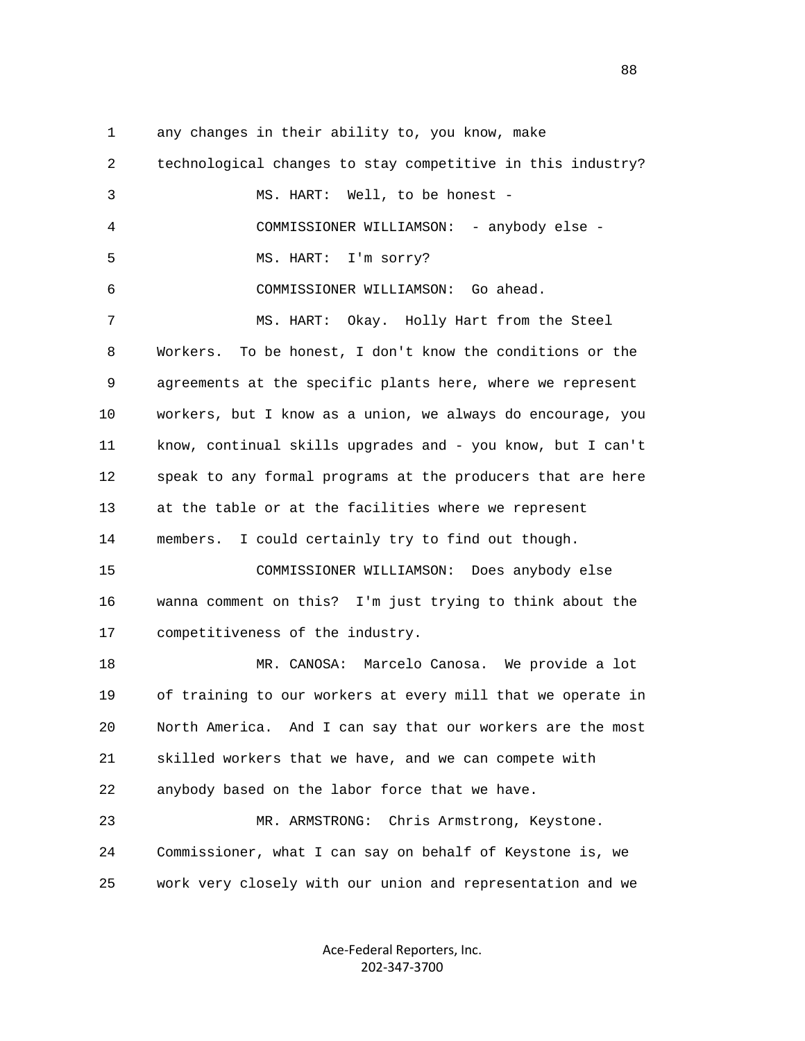any changes in their ability to, you know, make technological changes to stay competitive in this industry?

MS. HART: Well, to be honest -

COMMISSIONER WILLIAMSON: - anybody else -

MS. HART: I'm sorry?

COMMISSIONER WILLIAMSON: Go ahead.

MS. HART: Okay. Holly Hart from the Steel Workers. To be honest, I don't know the conditions or the agreements at the specific plants here, where we represent workers, but I know as a union, we always do encourage, you know, continual skills upgrades and - you know, but I can't speak to any formal programs at the producers that are here at the table or at the facilities where we represent members. I could certainly try to find out though.

COMMISSIONER WILLIAMSON: Does anybody else wanna comment on this? I'm just trying to think about the competitiveness of the industry.

MR. CANOSA: Marcelo Canosa. We provide a lot of training to our workers at every mill that we operate in North America. And I can say that our workers are the most skilled workers that we have, and we can compete with anybody based on the labor force that we have.

MR. ARMSTRONG: Chris Armstrong, Keystone. Commissioner, what I can say on behalf of Keystone is, we work very closely with our union and representation and we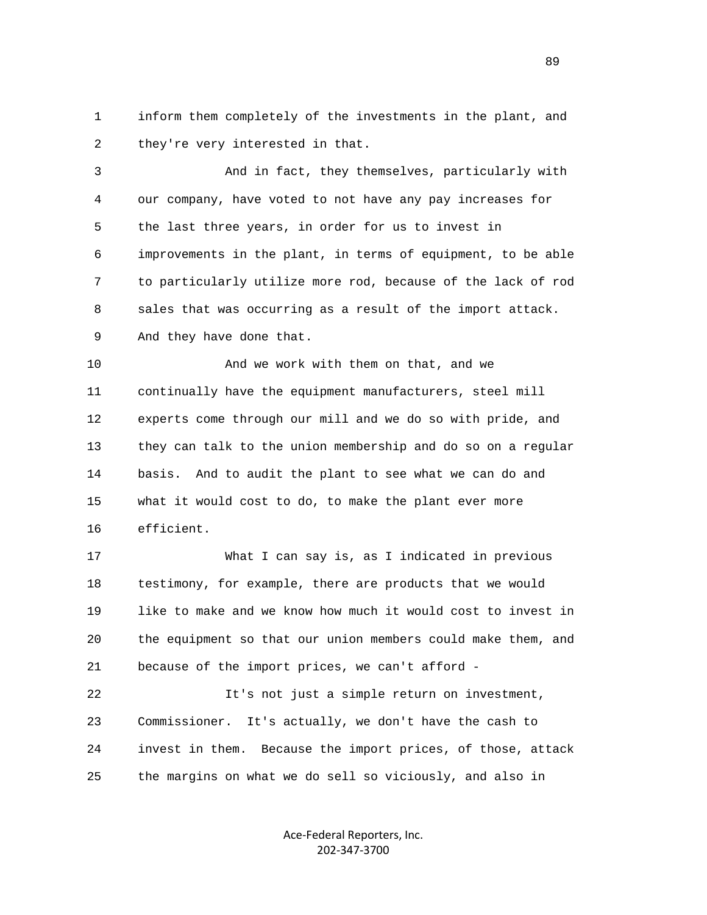1 inform them completely of the investments in the plant, and
2 they're very interested in that.

3 And in fact, they themselves, particularly with
4 our company, have voted to not have any pay increases for
5 the last three years, in order for us to invest in
6 improvements in the plant, in terms of equipment, to be able
7 to particularly utilize more rod, because of the lack of rod
8 sales that was occurring as a result of the import attack.
9 And they have done that.

10 And we work with them on that, and we
11 continually have the equipment manufacturers, steel mill
12 experts come through our mill and we do so with pride, and
13 they can talk to the union membership and do so on a regular
14 basis. And to audit the plant to see what we can do and
15 what it would cost to do, to make the plant ever more
16 efficient.

17 What I can say is, as I indicated in previous
18 testimony, for example, there are products that we would
19 like to make and we know how much it would cost to invest in
20 the equipment so that our union members could make them, and
21 because of the import prices, we can't afford -

22 It's not just a simple return on investment,
23 Commissioner. It's actually, we don't have the cash to
24 invest in them. Because the import prices, of those, attack
25 the margins on what we do sell so viciously, and also in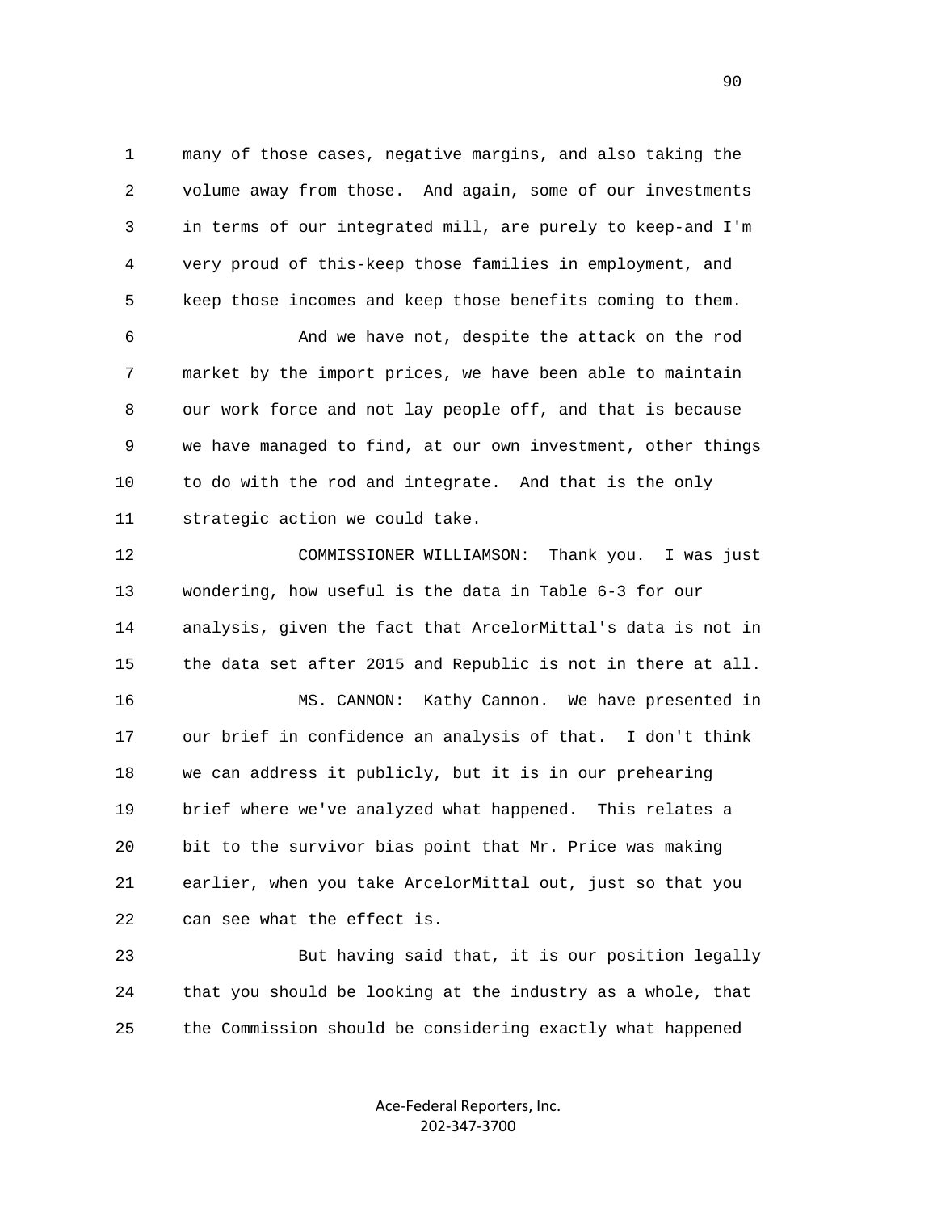many of those cases, negative margins, and also taking the volume away from those. And again, some of our investments in terms of our integrated mill, are purely to keep-and I'm very proud of this-keep those families in employment, and keep those incomes and keep those benefits coming to them.

And we have not, despite the attack on the rod market by the import prices, we have been able to maintain our work force and not lay people off, and that is because we have managed to find, at our own investment, other things to do with the rod and integrate. And that is the only strategic action we could take.

COMMISSIONER WILLIAMSON: Thank you. I was just wondering, how useful is the data in Table 6-3 for our analysis, given the fact that ArcelorMittal's data is not in the data set after 2015 and Republic is not in there at all.

MS. CANNON: Kathy Cannon. We have presented in our brief in confidence an analysis of that. I don't think we can address it publicly, but it is in our prehearing brief where we've analyzed what happened. This relates a bit to the survivor bias point that Mr. Price was making earlier, when you take ArcelorMittal out, just so that you can see what the effect is.

But having said that, it is our position legally that you should be looking at the industry as a whole, that the Commission should be considering exactly what happened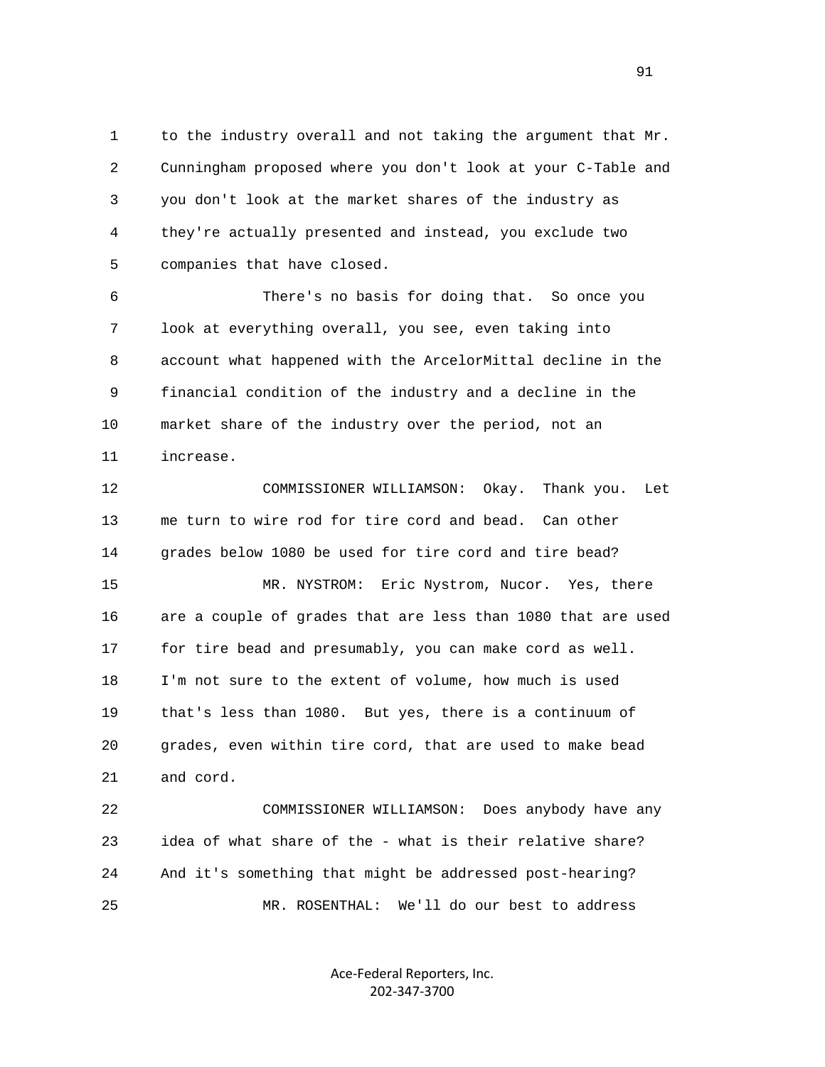to the industry overall and not taking the argument that Mr. Cunningham proposed where you don't look at your C-Table and you don't look at the market shares of the industry as they're actually presented and instead, you exclude two companies that have closed.

There's no basis for doing that. So once you look at everything overall, you see, even taking into account what happened with the ArcelorMittal decline in the financial condition of the industry and a decline in the market share of the industry over the period, not an increase.

COMMISSIONER WILLIAMSON: Okay. Thank you. Let me turn to wire rod for tire cord and bead. Can other grades below 1080 be used for tire cord and tire bead?

MR. NYSTROM: Eric Nystrom, Nucor. Yes, there are a couple of grades that are less than 1080 that are used for tire bead and presumably, you can make cord as well. I'm not sure to the extent of volume, how much is used that's less than 1080. But yes, there is a continuum of grades, even within tire cord, that are used to make bead and cord.

COMMISSIONER WILLIAMSON: Does anybody have any idea of what share of the - what is their relative share? And it's something that might be addressed post-hearing?

MR. ROSENTHAL: We'll do our best to address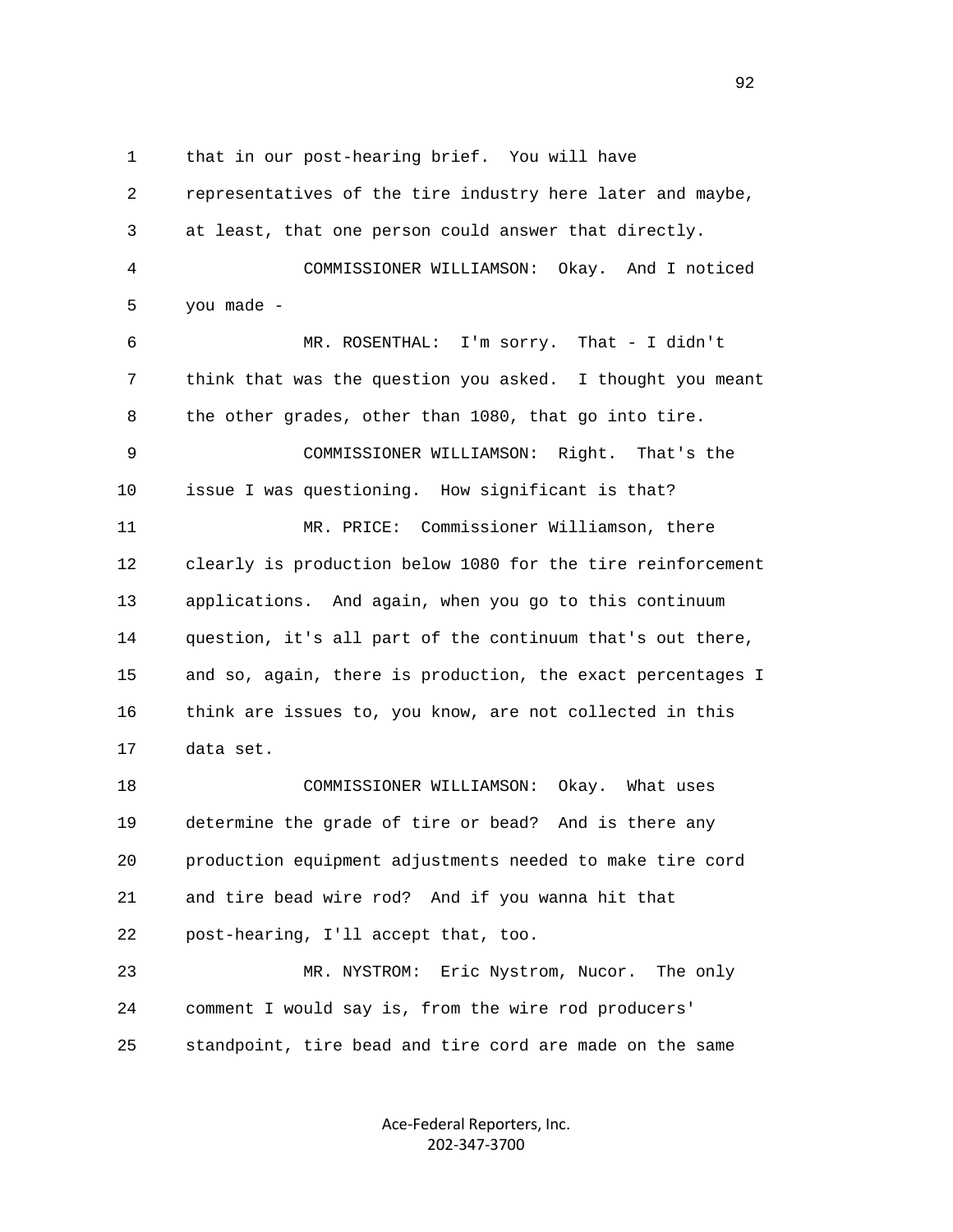1 that in our post-hearing brief. You will have
2 representatives of the tire industry here later and maybe,
3 at least, that one person could answer that directly.
4 COMMISSIONER WILLIAMSON: Okay. And I noticed
5 you made -
6 MR. ROSENTHAL: I'm sorry. That - I didn't
7 think that was the question you asked. I thought you meant
8 the other grades, other than 1080, that go into tire.
9 COMMISSIONER WILLIAMSON: Right. That's the
10 issue I was questioning. How significant is that?
11 MR. PRICE: Commissioner Williamson, there
12 clearly is production below 1080 for the tire reinforcement
13 applications. And again, when you go to this continuum
14 question, it's all part of the continuum that's out there,
15 and so, again, there is production, the exact percentages I
16 think are issues to, you know, are not collected in this
17 data set.
18 COMMISSIONER WILLIAMSON: Okay. What uses
19 determine the grade of tire or bead? And is there any
20 production equipment adjustments needed to make tire cord
21 and tire bead wire rod? And if you wanna hit that
22 post-hearing, I'll accept that, too.
23 MR. NYSTROM: Eric Nystrom, Nucor. The only
24 comment I would say is, from the wire rod producers'
25 standpoint, tire bead and tire cord are made on the same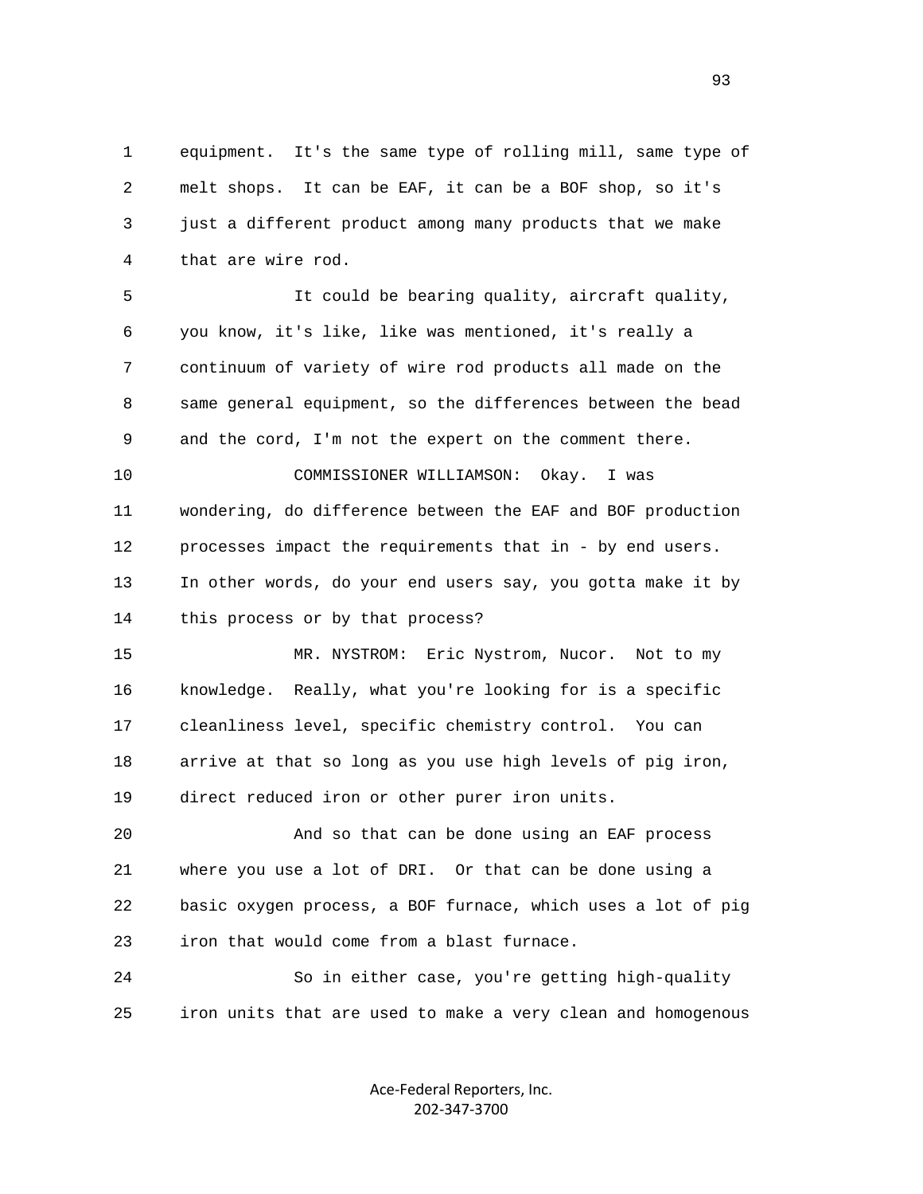equipment. It's the same type of rolling mill, same type of melt shops. It can be EAF, it can be a BOF shop, so it's just a different product among many products that we make that are wire rod.

It could be bearing quality, aircraft quality, you know, it's like, like was mentioned, it's really a continuum of variety of wire rod products all made on the same general equipment, so the differences between the bead and the cord, I'm not the expert on the comment there.

COMMISSIONER WILLIAMSON: Okay. I was wondering, do difference between the EAF and BOF production processes impact the requirements that in - by end users. In other words, do your end users say, you gotta make it by this process or by that process?

MR. NYSTROM: Eric Nystrom, Nucor. Not to my knowledge. Really, what you're looking for is a specific cleanliness level, specific chemistry control. You can arrive at that so long as you use high levels of pig iron, direct reduced iron or other purer iron units.

And so that can be done using an EAF process where you use a lot of DRI. Or that can be done using a basic oxygen process, a BOF furnace, which uses a lot of pig iron that would come from a blast furnace.

So in either case, you're getting high-quality iron units that are used to make a very clean and homogenous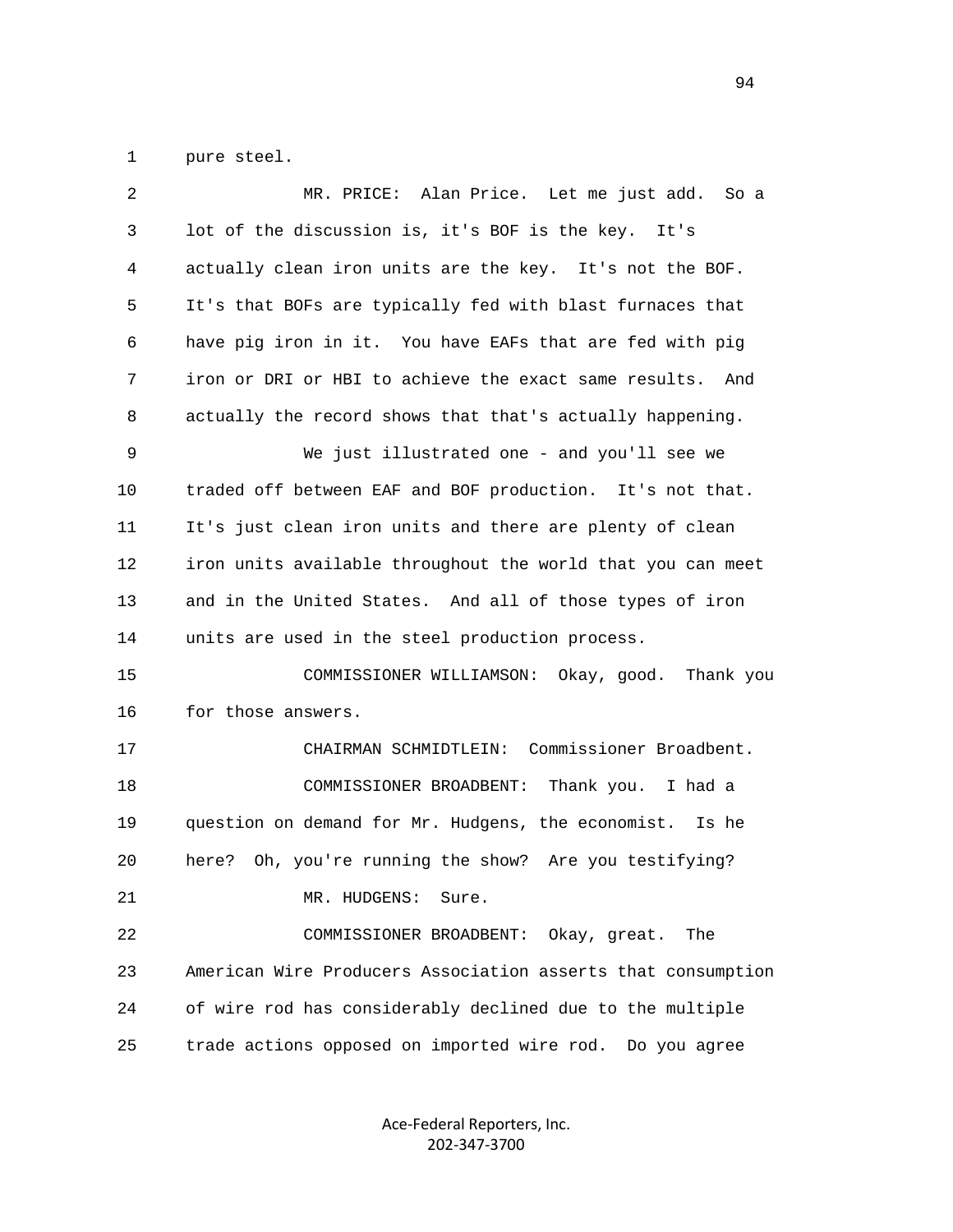pure steel.

MR. PRICE: Alan Price. Let me just add. So a lot of the discussion is, it's BOF is the key. It's actually clean iron units are the key. It's not the BOF. It's that BOFs are typically fed with blast furnaces that have pig iron in it. You have EAFs that are fed with pig iron or DRI or HBI to achieve the exact same results. And actually the record shows that that's actually happening.

We just illustrated one - and you'll see we traded off between EAF and BOF production. It's not that. It's just clean iron units and there are plenty of clean iron units available throughout the world that you can meet and in the United States. And all of those types of iron units are used in the steel production process.

COMMISSIONER WILLIAMSON: Okay, good. Thank you for those answers.

CHAIRMAN SCHMIDTLEIN: Commissioner Broadbent.

COMMISSIONER BROADBENT: Thank you. I had a question on demand for Mr. Hudgens, the economist. Is he here? Oh, you're running the show? Are you testifying?

MR. HUDGENS: Sure.

COMMISSIONER BROADBENT: Okay, great. The American Wire Producers Association asserts that consumption of wire rod has considerably declined due to the multiple trade actions opposed on imported wire rod. Do you agree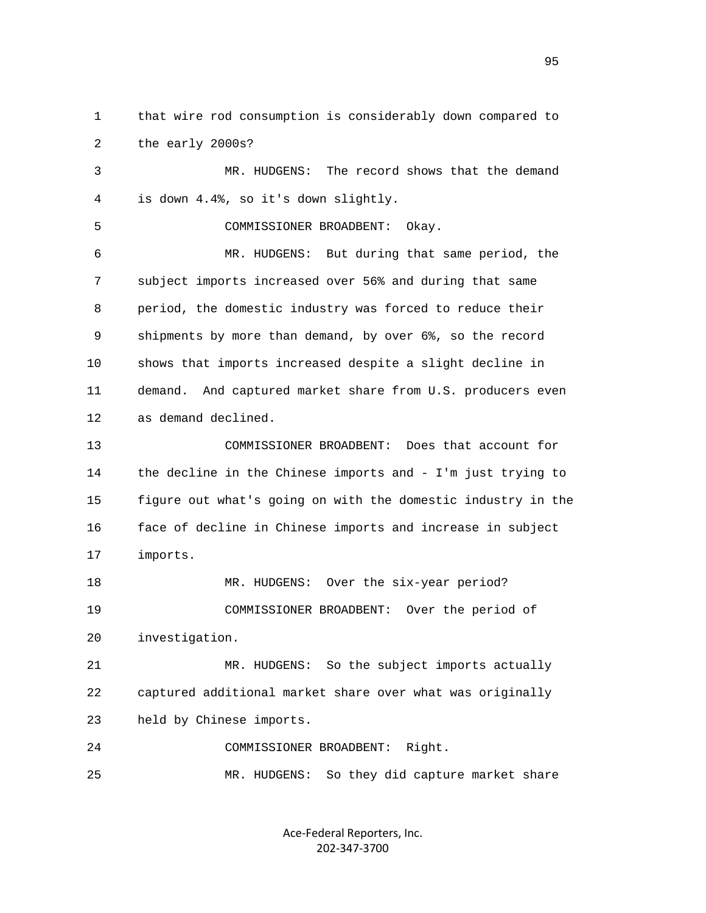that wire rod consumption is considerably down compared to the early 2000s?

MR. HUDGENS: The record shows that the demand is down 4.4%, so it's down slightly.

COMMISSIONER BROADBENT: Okay.

MR. HUDGENS: But during that same period, the subject imports increased over 56% and during that same period, the domestic industry was forced to reduce their shipments by more than demand, by over 6%, so the record shows that imports increased despite a slight decline in demand. And captured market share from U.S. producers even as demand declined.

COMMISSIONER BROADBENT: Does that account for the decline in the Chinese imports and - I'm just trying to figure out what's going on with the domestic industry in the face of decline in Chinese imports and increase in subject imports.

MR. HUDGENS: Over the six-year period?

COMMISSIONER BROADBENT: Over the period of investigation.

MR. HUDGENS: So the subject imports actually captured additional market share over what was originally held by Chinese imports.

COMMISSIONER BROADBENT: Right.

MR. HUDGENS: So they did capture market share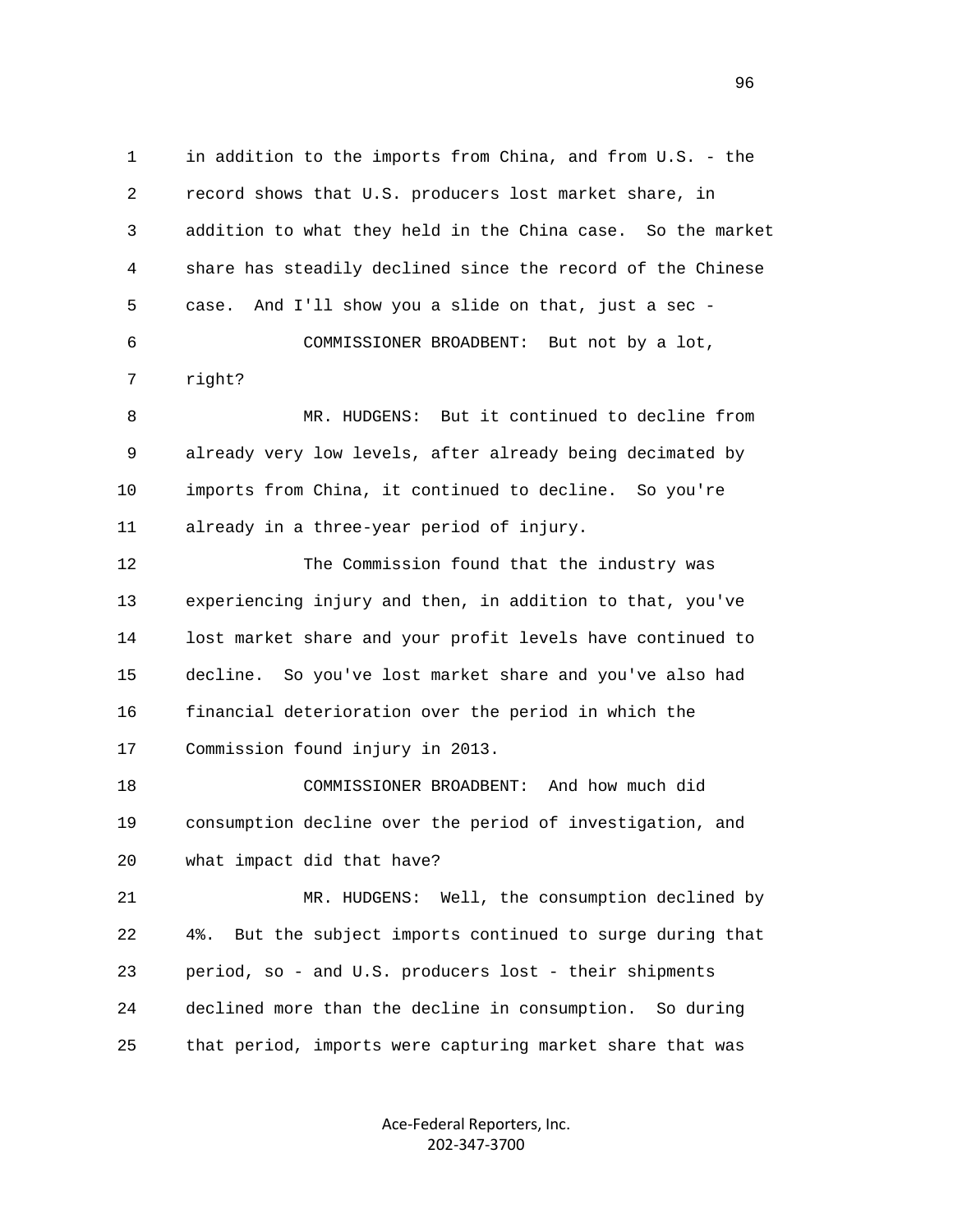1 in addition to the imports from China, and from U.S. - the
2 record shows that U.S. producers lost market share, in
3 addition to what they held in the China case. So the market
4 share has steadily declined since the record of the Chinese
5 case. And I'll show you a slide on that, just a sec -

6 COMMISSIONER BROADBENT: But not by a lot,
7 right?

8 MR. HUDGENS: But it continued to decline from
9 already very low levels, after already being decimated by
10 imports from China, it continued to decline. So you're
11 already in a three-year period of injury.

12 The Commission found that the industry was
13 experiencing injury and then, in addition to that, you've
14 lost market share and your profit levels have continued to
15 decline. So you've lost market share and you've also had
16 financial deterioration over the period in which the
17 Commission found injury in 2013.

18 COMMISSIONER BROADBENT: And how much did
19 consumption decline over the period of investigation, and
20 what impact did that have?

21 MR. HUDGENS: Well, the consumption declined by
22 4%. But the subject imports continued to surge during that
23 period, so - and U.S. producers lost - their shipments
24 declined more than the decline in consumption. So during
25 that period, imports were capturing market share that was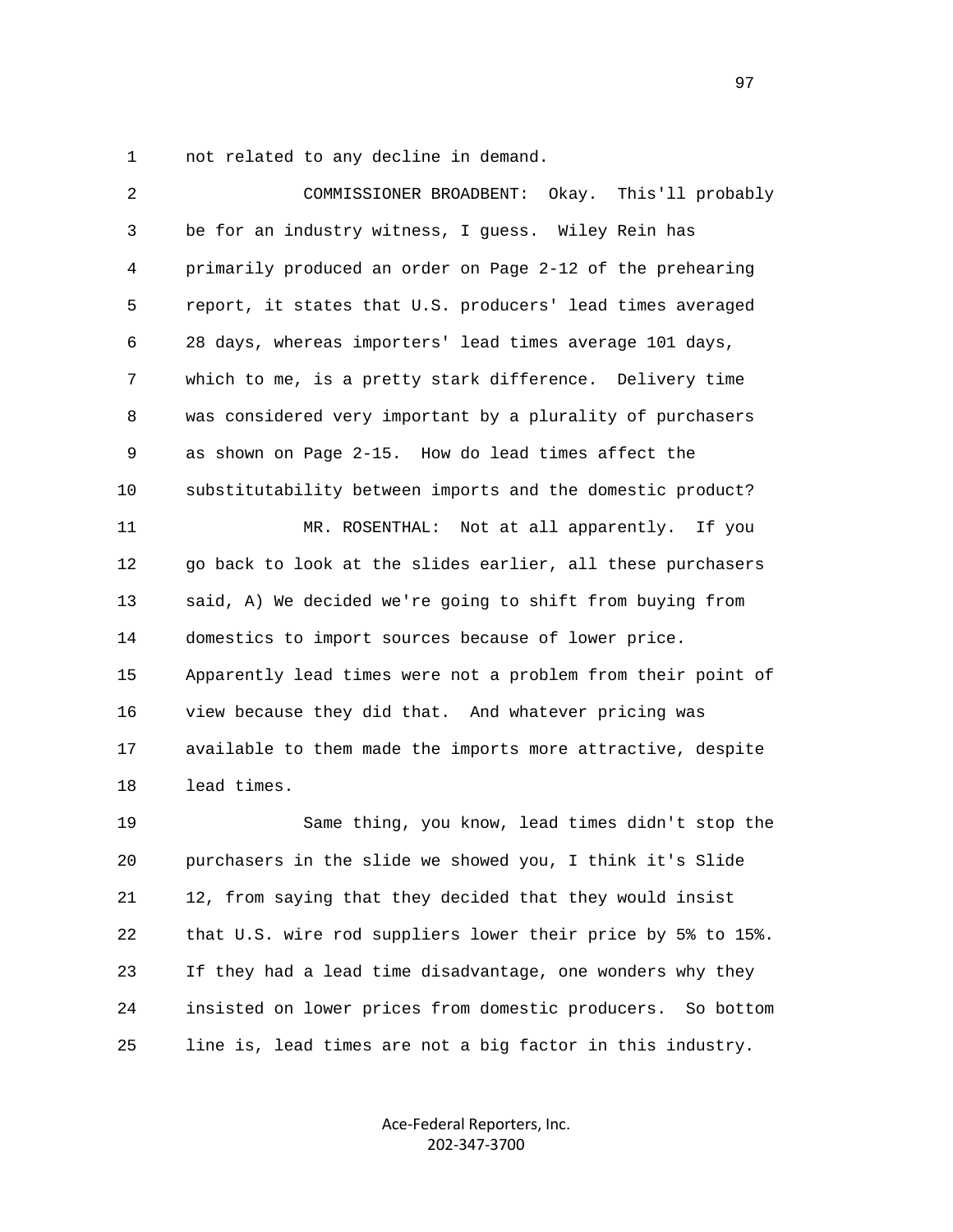not related to any decline in demand.

COMMISSIONER BROADBENT: Okay. This'll probably be for an industry witness, I guess. Wiley Rein has primarily produced an order on Page 2-12 of the prehearing report, it states that U.S. producers' lead times averaged 28 days, whereas importers' lead times average 101 days, which to me, is a pretty stark difference. Delivery time was considered very important by a plurality of purchasers as shown on Page 2-15. How do lead times affect the substitutability between imports and the domestic product?

MR. ROSENTHAL: Not at all apparently. If you go back to look at the slides earlier, all these purchasers said, A) We decided we're going to shift from buying from domestics to import sources because of lower price. Apparently lead times were not a problem from their point of view because they did that. And whatever pricing was available to them made the imports more attractive, despite lead times.

Same thing, you know, lead times didn't stop the purchasers in the slide we showed you, I think it's Slide 12, from saying that they decided that they would insist that U.S. wire rod suppliers lower their price by 5% to 15%. If they had a lead time disadvantage, one wonders why they insisted on lower prices from domestic producers. So bottom line is, lead times are not a big factor in this industry.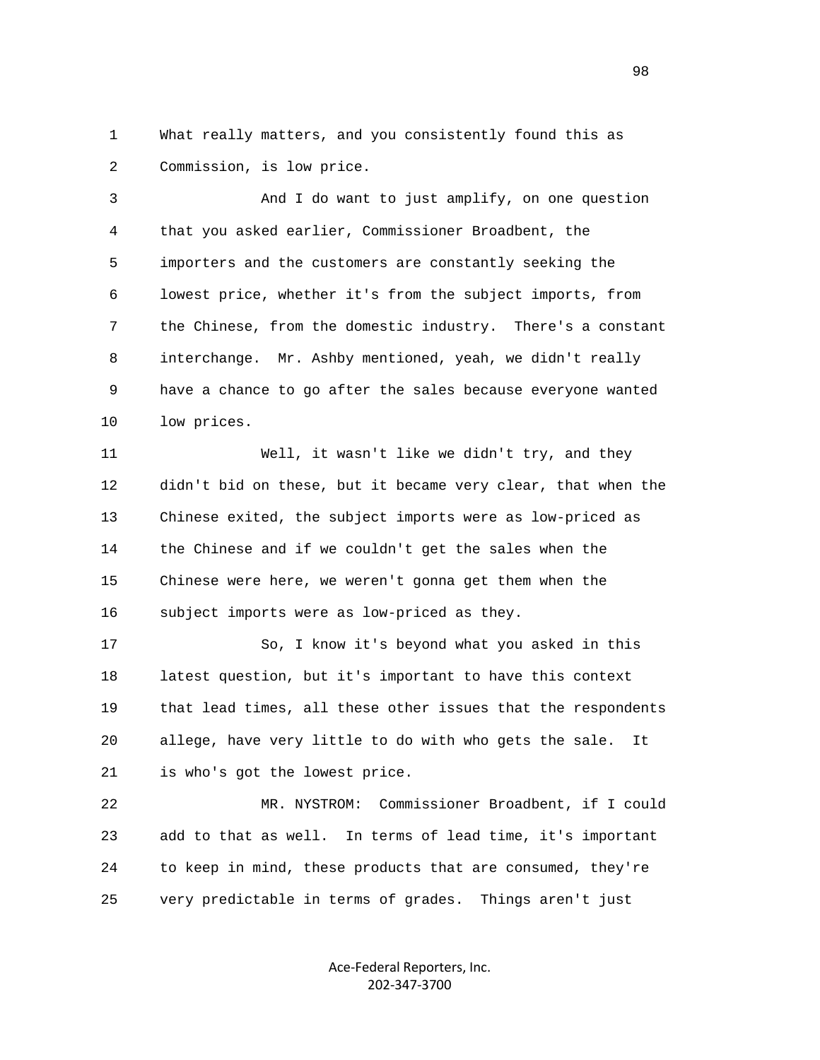What really matters, and you consistently found this as Commission, is low price.

And I do want to just amplify, on one question that you asked earlier, Commissioner Broadbent, the importers and the customers are constantly seeking the lowest price, whether it's from the subject imports, from the Chinese, from the domestic industry. There's a constant interchange. Mr. Ashby mentioned, yeah, we didn't really have a chance to go after the sales because everyone wanted low prices.

Well, it wasn't like we didn't try, and they didn't bid on these, but it became very clear, that when the Chinese exited, the subject imports were as low-priced as the Chinese and if we couldn't get the sales when the Chinese were here, we weren't gonna get them when the subject imports were as low-priced as they.

So, I know it's beyond what you asked in this latest question, but it's important to have this context that lead times, all these other issues that the respondents allege, have very little to do with who gets the sale. It is who's got the lowest price.

MR. NYSTROM: Commissioner Broadbent, if I could add to that as well. In terms of lead time, it's important to keep in mind, these products that are consumed, they're very predictable in terms of grades. Things aren't just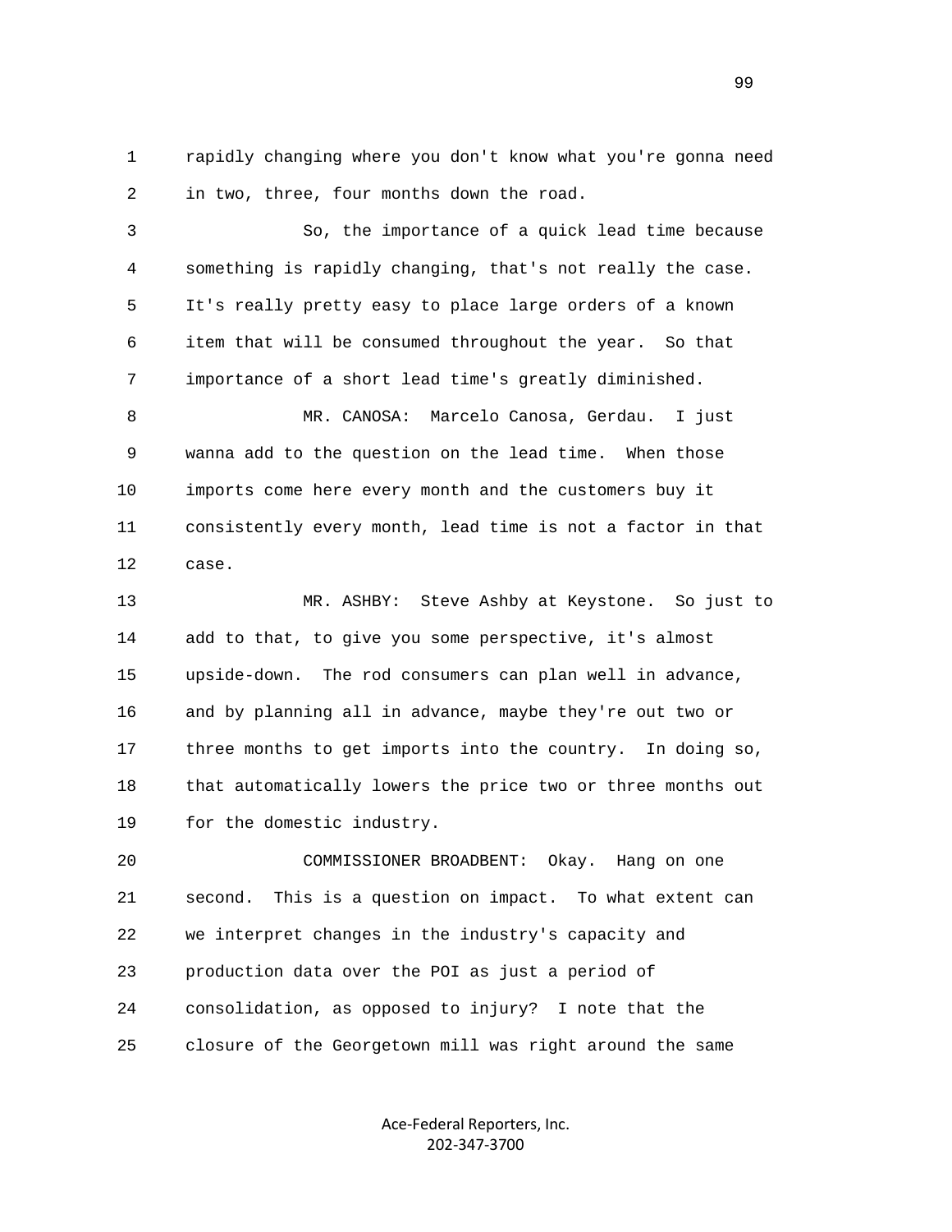rapidly changing where you don't know what you're gonna need in two, three, four months down the road.

So, the importance of a quick lead time because something is rapidly changing, that's not really the case. It's really pretty easy to place large orders of a known item that will be consumed throughout the year. So that importance of a short lead time's greatly diminished.

MR. CANOSA: Marcelo Canosa, Gerdau. I just wanna add to the question on the lead time. When those imports come here every month and the customers buy it consistently every month, lead time is not a factor in that case.

MR. ASHBY: Steve Ashby at Keystone. So just to add to that, to give you some perspective, it's almost upside-down. The rod consumers can plan well in advance, and by planning all in advance, maybe they're out two or three months to get imports into the country. In doing so, that automatically lowers the price two or three months out for the domestic industry.

COMMISSIONER BROADBENT: Okay. Hang on one second. This is a question on impact. To what extent can we interpret changes in the industry's capacity and production data over the POI as just a period of consolidation, as opposed to injury? I note that the closure of the Georgetown mill was right around the same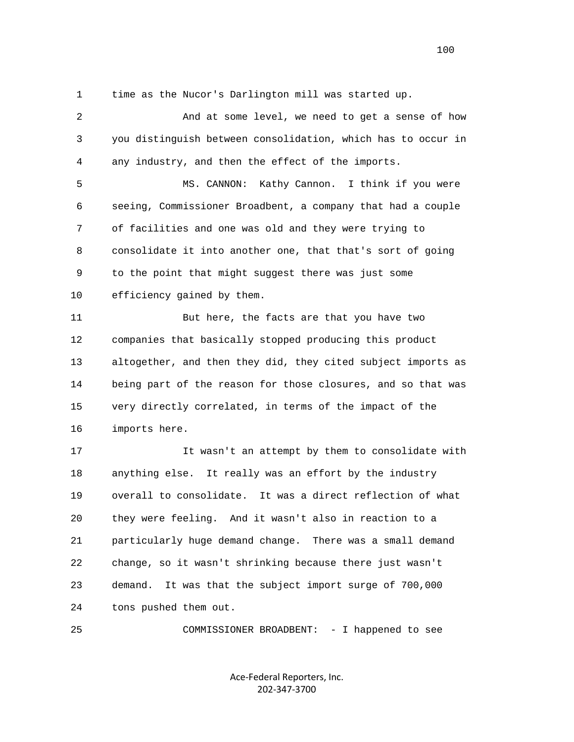time as the Nucor's Darlington mill was started up.

And at some level, we need to get a sense of how you distinguish between consolidation, which has to occur in any industry, and then the effect of the imports.

MS. CANNON: Kathy Cannon. I think if you were seeing, Commissioner Broadbent, a company that had a couple of facilities and one was old and they were trying to consolidate it into another one, that that's sort of going to the point that might suggest there was just some efficiency gained by them.

But here, the facts are that you have two companies that basically stopped producing this product altogether, and then they did, they cited subject imports as being part of the reason for those closures, and so that was very directly correlated, in terms of the impact of the imports here.

It wasn't an attempt by them to consolidate with anything else. It really was an effort by the industry overall to consolidate. It was a direct reflection of what they were feeling. And it wasn't also in reaction to a particularly huge demand change. There was a small demand change, so it wasn't shrinking because there just wasn't demand. It was that the subject import surge of 700,000 tons pushed them out.

COMMISSIONER BROADBENT: - I happened to see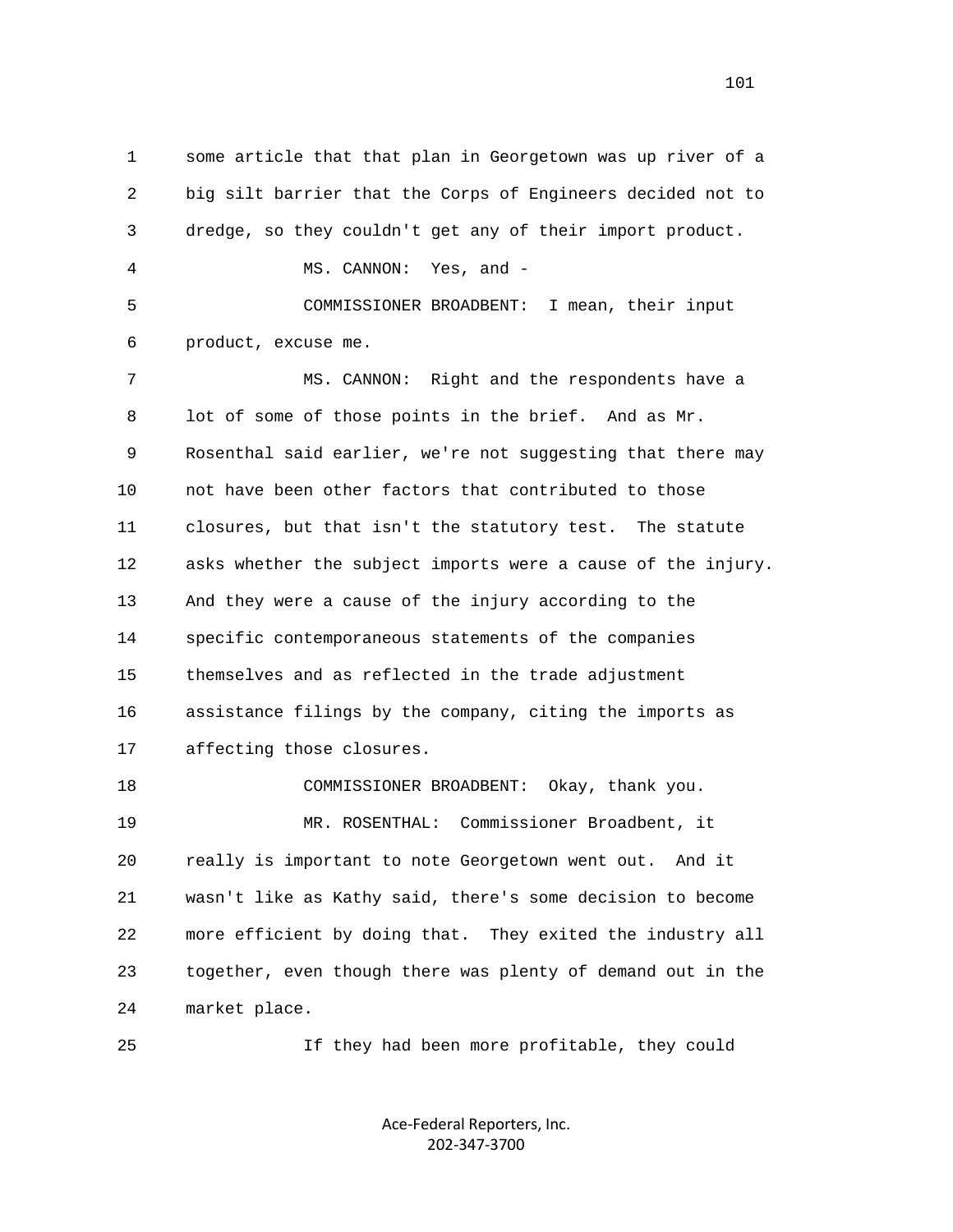some article that that plan in Georgetown was up river of a big silt barrier that the Corps of Engineers decided not to dredge, so they couldn't get any of their import product.

MS. CANNON: Yes, and -

COMMISSIONER BROADBENT: I mean, their input product, excuse me.

MS. CANNON: Right and the respondents have a lot of some of those points in the brief. And as Mr. Rosenthal said earlier, we're not suggesting that there may not have been other factors that contributed to those closures, but that isn't the statutory test. The statute asks whether the subject imports were a cause of the injury. And they were a cause of the injury according to the specific contemporaneous statements of the companies themselves and as reflected in the trade adjustment assistance filings by the company, citing the imports as affecting those closures.

COMMISSIONER BROADBENT: Okay, thank you.

MR. ROSENTHAL: Commissioner Broadbent, it really is important to note Georgetown went out. And it wasn't like as Kathy said, there's some decision to become more efficient by doing that. They exited the industry all together, even though there was plenty of demand out in the market place.

If they had been more profitable, they could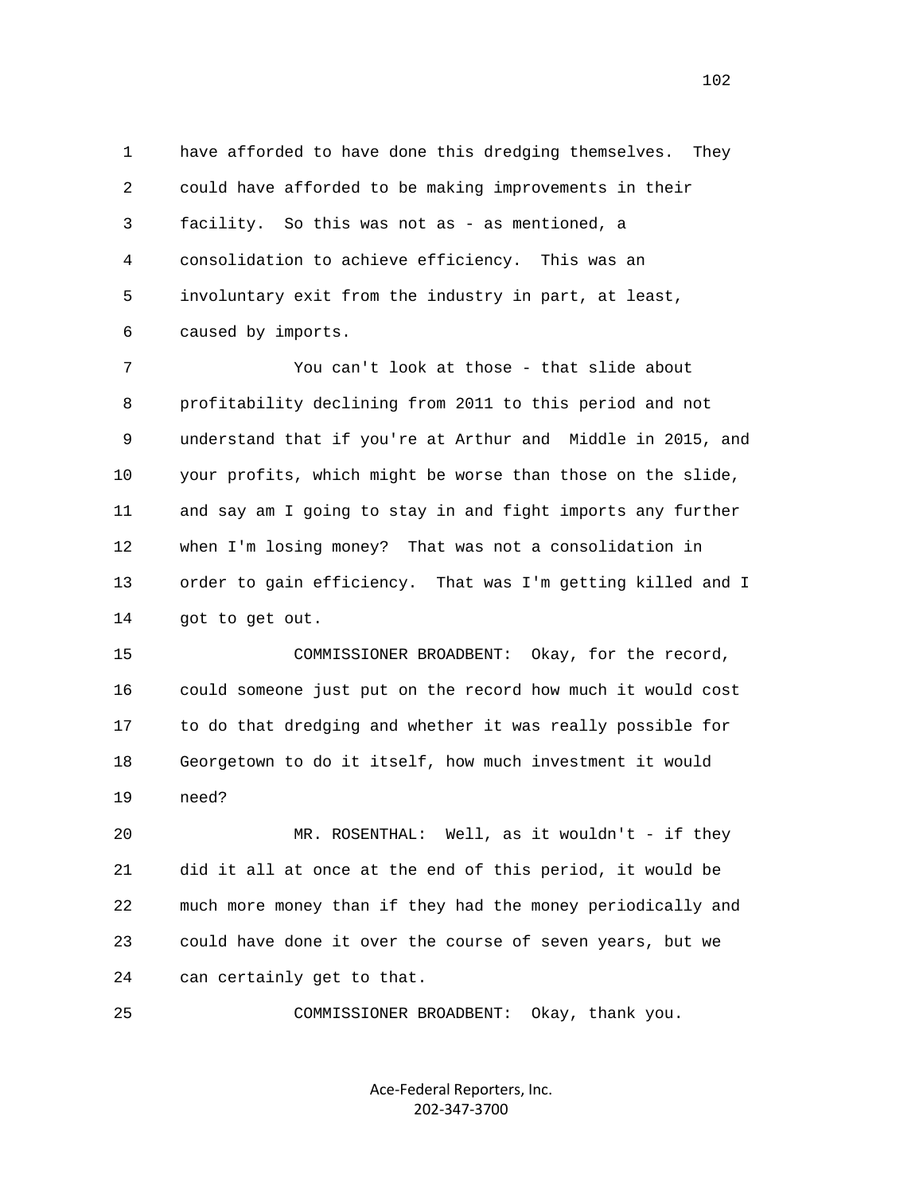have afforded to have done this dredging themselves. They could have afforded to be making improvements in their facility. So this was not as - as mentioned, a consolidation to achieve efficiency. This was an involuntary exit from the industry in part, at least, caused by imports.

You can't look at those - that slide about profitability declining from 2011 to this period and not understand that if you're at Arthur and Middle in 2015, and your profits, which might be worse than those on the slide, and say am I going to stay in and fight imports any further when I'm losing money? That was not a consolidation in order to gain efficiency. That was I'm getting killed and I got to get out.

COMMISSIONER BROADBENT: Okay, for the record, could someone just put on the record how much it would cost to do that dredging and whether it was really possible for Georgetown to do it itself, how much investment it would need?

MR. ROSENTHAL: Well, as it wouldn't - if they did it all at once at the end of this period, it would be much more money than if they had the money periodically and could have done it over the course of seven years, but we can certainly get to that.

COMMISSIONER BROADBENT: Okay, thank you.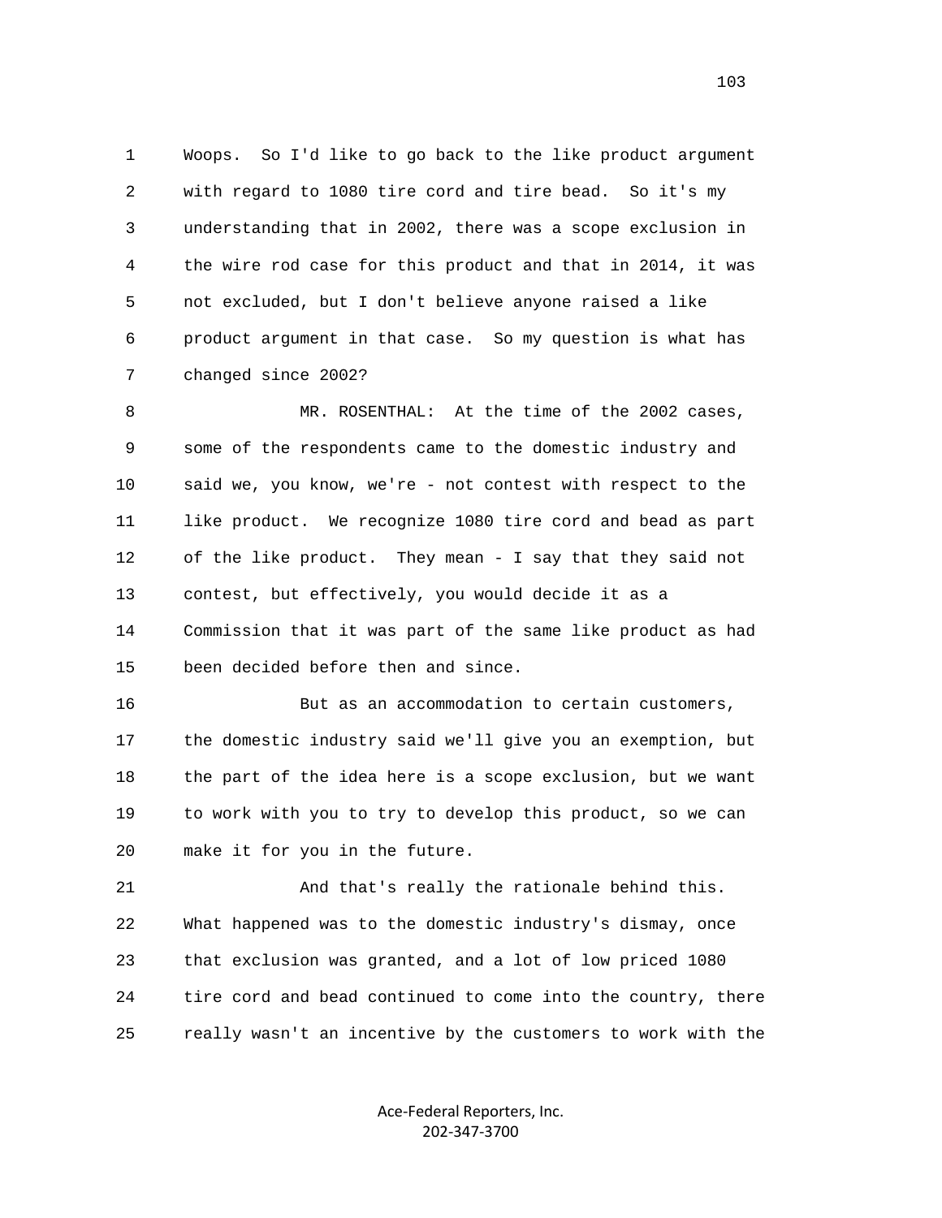1 Woops. So I'd like to go back to the like product argument
2 with regard to 1080 tire cord and tire bead. So it's my
3 understanding that in 2002, there was a scope exclusion in
4 the wire rod case for this product and that in 2014, it was
5 not excluded, but I don't believe anyone raised a like
6 product argument in that case. So my question is what has
7 changed since 2002?

8 MR. ROSENTHAL: At the time of the 2002 cases,
9 some of the respondents came to the domestic industry and
10 said we, you know, we're - not contest with respect to the
11 like product. We recognize 1080 tire cord and bead as part
12 of the like product. They mean - I say that they said not
13 contest, but effectively, you would decide it as a
14 Commission that it was part of the same like product as had
15 been decided before then and since.

16 But as an accommodation to certain customers,
17 the domestic industry said we'll give you an exemption, but
18 the part of the idea here is a scope exclusion, but we want
19 to work with you to try to develop this product, so we can
20 make it for you in the future.

21 And that's really the rationale behind this.
22 What happened was to the domestic industry's dismay, once
23 that exclusion was granted, and a lot of low priced 1080
24 tire cord and bead continued to come into the country, there
25 really wasn't an incentive by the customers to work with the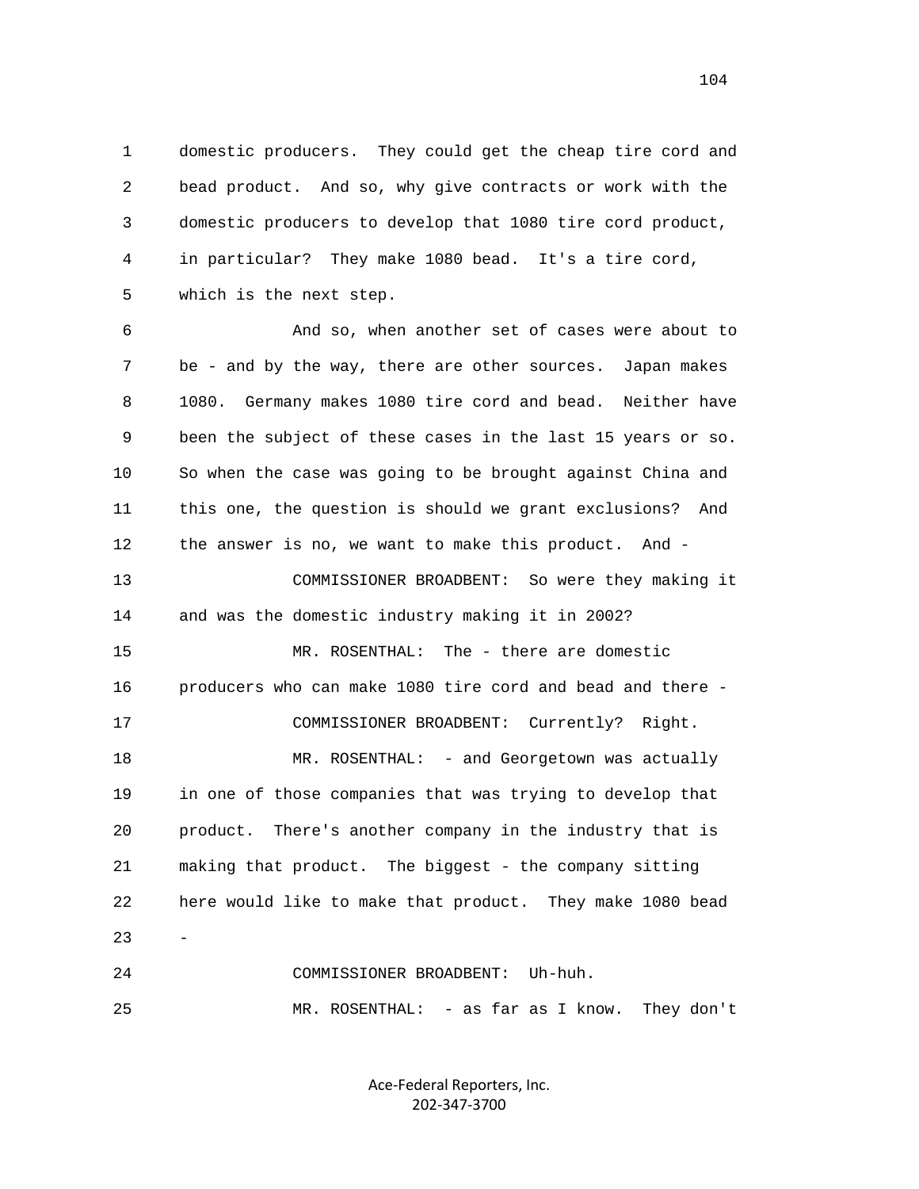1 domestic producers. They could get the cheap tire cord and
2 bead product. And so, why give contracts or work with the
3 domestic producers to develop that 1080 tire cord product,
4 in particular? They make 1080 bead. It's a tire cord,
5 which is the next step.

6 And so, when another set of cases were about to
7 be - and by the way, there are other sources. Japan makes
8 1080. Germany makes 1080 tire cord and bead. Neither have
9 been the subject of these cases in the last 15 years or so.
10 So when the case was going to be brought against China and
11 this one, the question is should we grant exclusions? And
12 the answer is no, we want to make this product. And -

13 COMMISSIONER BROADBENT: So were they making it
14 and was the domestic industry making it in 2002?

15 MR. ROSENTHAL: The - there are domestic
16 producers who can make 1080 tire cord and bead and there -

17 COMMISSIONER BROADBENT: Currently? Right.

18 MR. ROSENTHAL: - and Georgetown was actually
19 in one of those companies that was trying to develop that
20 product. There's another company in the industry that is
21 making that product. The biggest - the company sitting
22 here would like to make that product. They make 1080 bead
23 -

24 COMMISSIONER BROADBENT: Uh-huh.

25 MR. ROSENTHAL: - as far as I know. They don't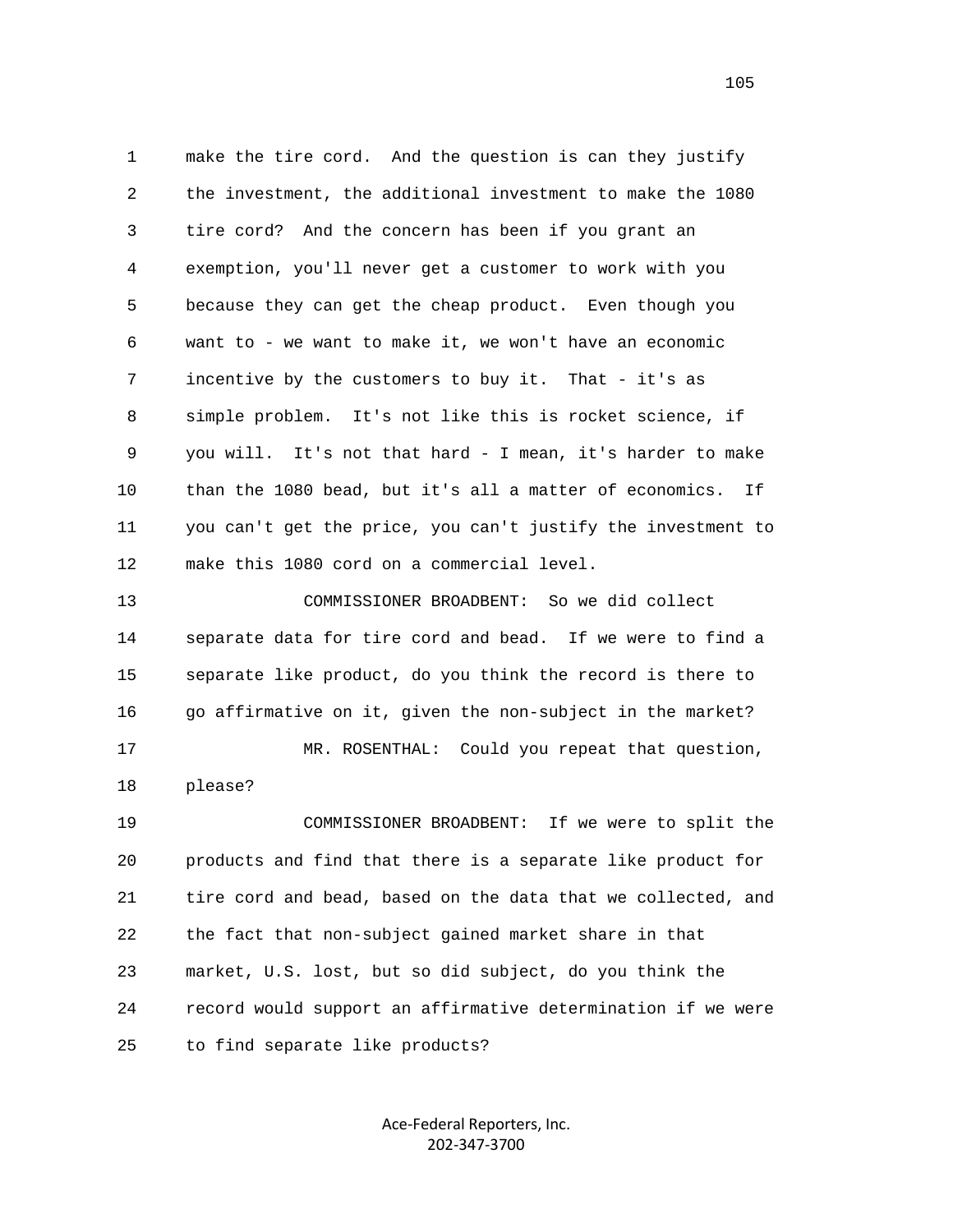make the tire cord. And the question is can they justify the investment, the additional investment to make the 1080 tire cord? And the concern has been if you grant an exemption, you'll never get a customer to work with you because they can get the cheap product. Even though you want to - we want to make it, we won't have an economic incentive by the customers to buy it. That - it's as simple problem. It's not like this is rocket science, if you will. It's not that hard - I mean, it's harder to make than the 1080 bead, but it's all a matter of economics. If you can't get the price, you can't justify the investment to make this 1080 cord on a commercial level.

COMMISSIONER BROADBENT: So we did collect separate data for tire cord and bead. If we were to find a separate like product, do you think the record is there to go affirmative on it, given the non-subject in the market?

MR. ROSENTHAL: Could you repeat that question, please?

COMMISSIONER BROADBENT: If we were to split the products and find that there is a separate like product for tire cord and bead, based on the data that we collected, and the fact that non-subject gained market share in that market, U.S. lost, but so did subject, do you think the record would support an affirmative determination if we were to find separate like products?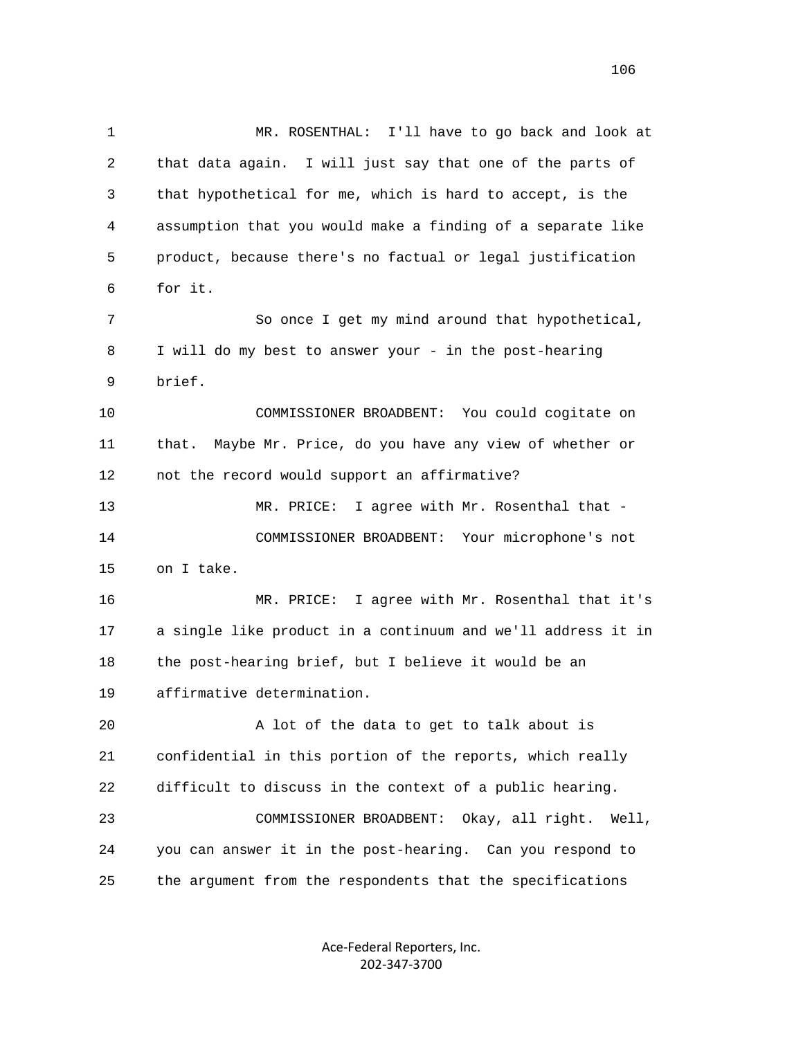MR. ROSENTHAL: I'll have to go back and look at that data again. I will just say that one of the parts of that hypothetical for me, which is hard to accept, is the assumption that you would make a finding of a separate like product, because there's no factual or legal justification for it.

So once I get my mind around that hypothetical, I will do my best to answer your - in the post-hearing brief.

COMMISSIONER BROADBENT: You could cogitate on that. Maybe Mr. Price, do you have any view of whether or not the record would support an affirmative?

MR. PRICE: I agree with Mr. Rosenthal that -

COMMISSIONER BROADBENT: Your microphone's not on I take.

MR. PRICE: I agree with Mr. Rosenthal that it's a single like product in a continuum and we'll address it in the post-hearing brief, but I believe it would be an affirmative determination.

A lot of the data to get to talk about is confidential in this portion of the reports, which really difficult to discuss in the context of a public hearing.

COMMISSIONER BROADBENT: Okay, all right. Well, you can answer it in the post-hearing. Can you respond to the argument from the respondents that the specifications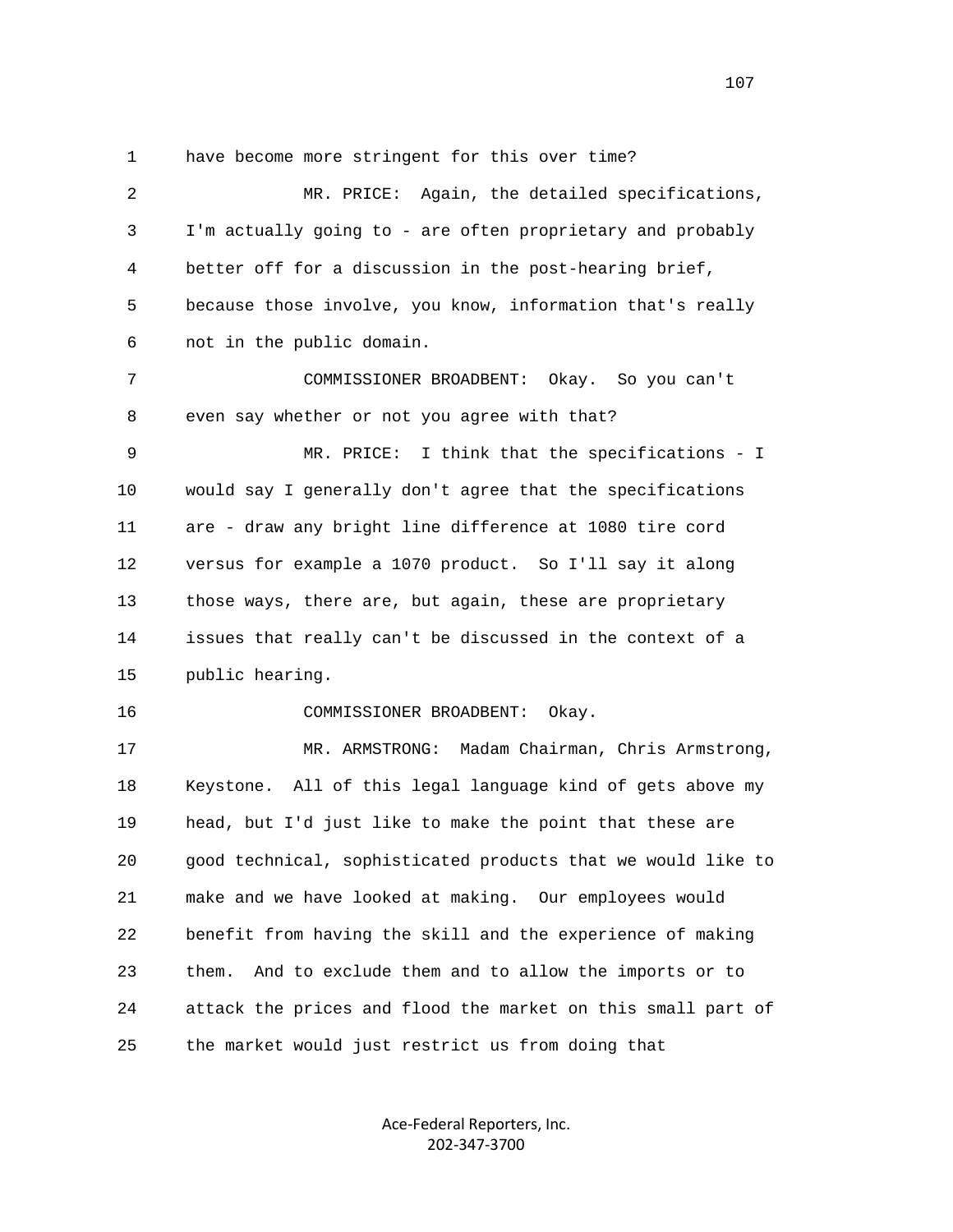have become more stringent for this over time?

MR. PRICE: Again, the detailed specifications, I'm actually going to - are often proprietary and probably better off for a discussion in the post-hearing brief, because those involve, you know, information that's really not in the public domain.

COMMISSIONER BROADBENT: Okay. So you can't even say whether or not you agree with that?

MR. PRICE: I think that the specifications - I would say I generally don't agree that the specifications are - draw any bright line difference at 1080 tire cord versus for example a 1070 product. So I'll say it along those ways, there are, but again, these are proprietary issues that really can't be discussed in the context of a public hearing.

COMMISSIONER BROADBENT: Okay.

MR. ARMSTRONG: Madam Chairman, Chris Armstrong, Keystone. All of this legal language kind of gets above my head, but I'd just like to make the point that these are good technical, sophisticated products that we would like to make and we have looked at making. Our employees would benefit from having the skill and the experience of making them. And to exclude them and to allow the imports or to attack the prices and flood the market on this small part of the market would just restrict us from doing that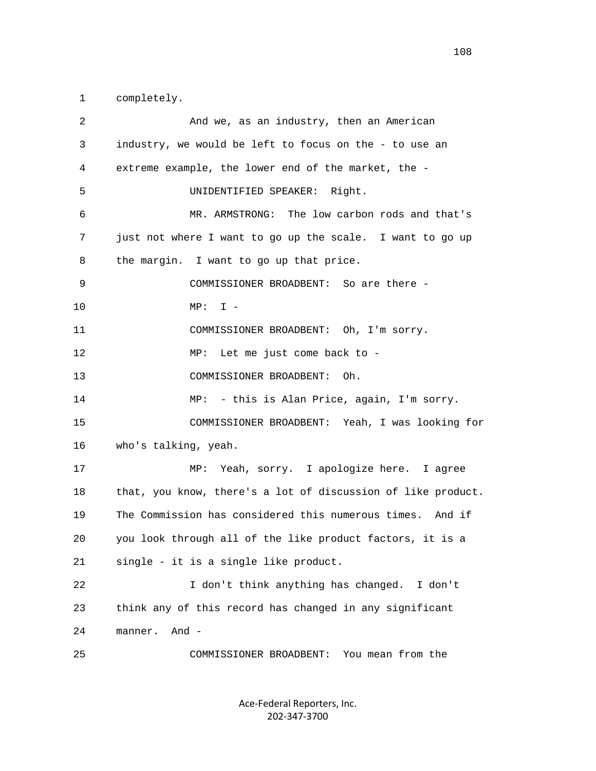completely.

And we, as an industry, then an American industry, we would be left to focus on the - to use an extreme example, the lower end of the market, the -

UNIDENTIFIED SPEAKER: Right.

MR. ARMSTRONG: The low carbon rods and that's just not where I want to go up the scale. I want to go up the margin. I want to go up that price.

COMMISSIONER BROADBENT: So are there -

MP: I -

COMMISSIONER BROADBENT: Oh, I'm sorry.

MP: Let me just come back to -

COMMISSIONER BROADBENT: Oh.

MP: - this is Alan Price, again, I'm sorry.

COMMISSIONER BROADBENT: Yeah, I was looking for who's talking, yeah.

MP: Yeah, sorry. I apologize here. I agree that, you know, there's a lot of discussion of like product. The Commission has considered this numerous times. And if you look through all of the like product factors, it is a single - it is a single like product.

I don't think anything has changed. I don't think any of this record has changed in any significant manner. And -

COMMISSIONER BROADBENT: You mean from the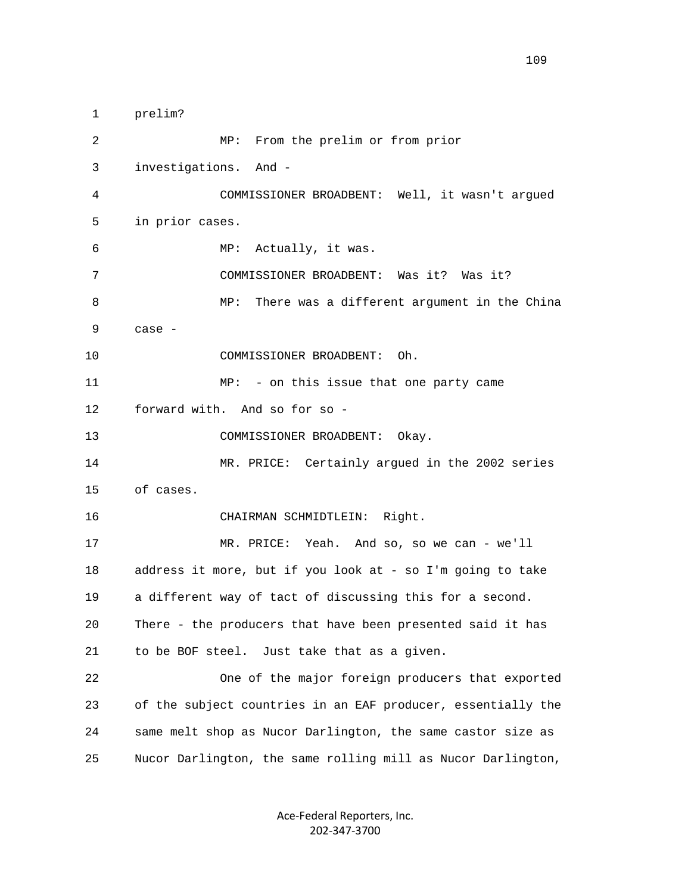prelim?

MP: From the prelim or from prior investigations. And -

COMMISSIONER BROADBENT: Well, it wasn't argued in prior cases.

MP: Actually, it was.

COMMISSIONER BROADBENT: Was it? Was it?

MP: There was a different argument in the China case -

COMMISSIONER BROADBENT: Oh.

MP: - on this issue that one party came forward with. And so for so -

COMMISSIONER BROADBENT: Okay.

MR. PRICE: Certainly argued in the 2002 series of cases.

CHAIRMAN SCHMIDTLEIN: Right.

MR. PRICE: Yeah. And so, so we can - we'll address it more, but if you look at - so I'm going to take a different way of tact of discussing this for a second. There - the producers that have been presented said it has to be BOF steel. Just take that as a given.

One of the major foreign producers that exported of the subject countries in an EAF producer, essentially the same melt shop as Nucor Darlington, the same castor size as Nucor Darlington, the same rolling mill as Nucor Darlington,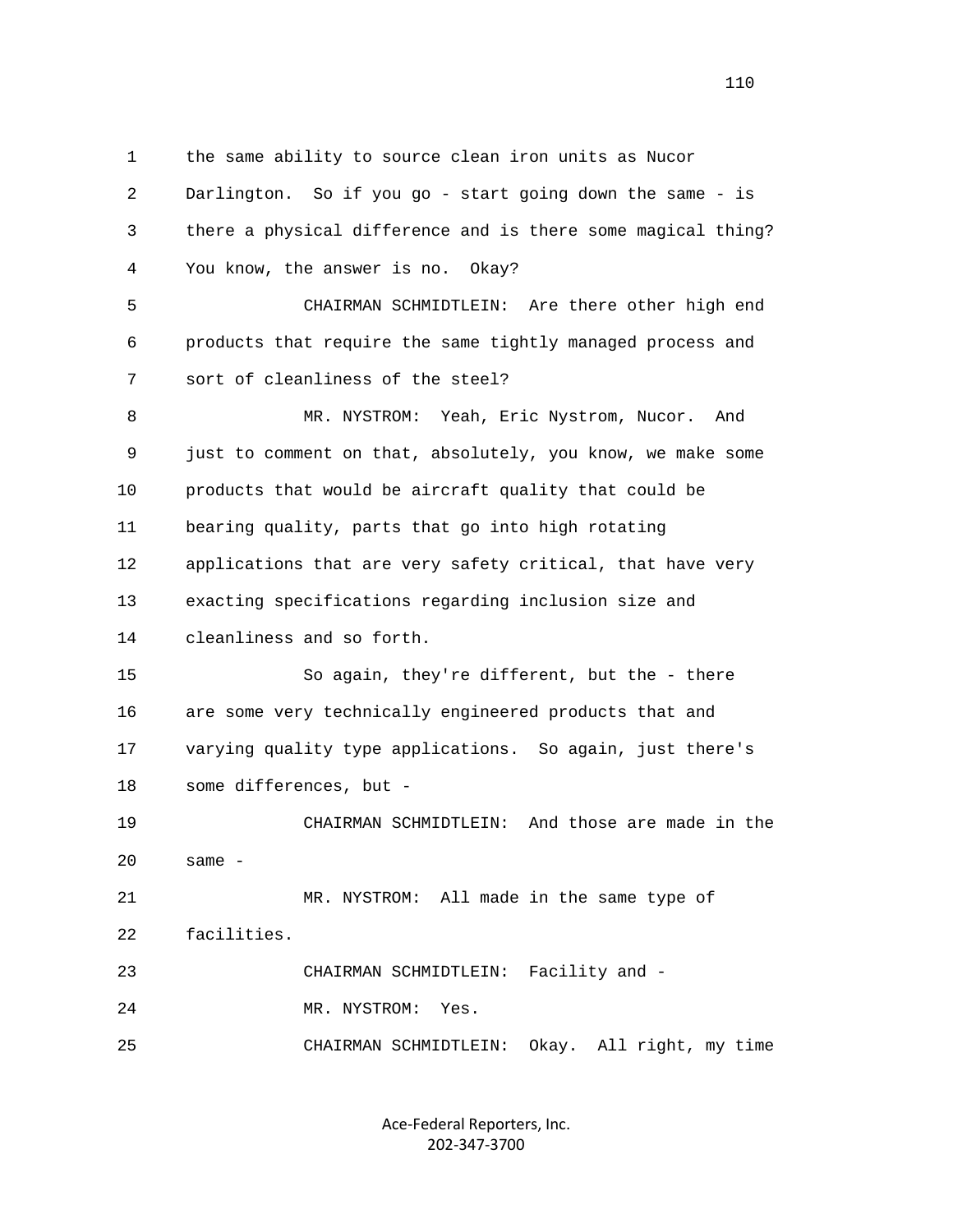the same ability to source clean iron units as Nucor Darlington. So if you go - start going down the same - is there a physical difference and is there some magical thing? You know, the answer is no. Okay?

CHAIRMAN SCHMIDTLEIN: Are there other high end products that require the same tightly managed process and sort of cleanliness of the steel?

MR. NYSTROM: Yeah, Eric Nystrom, Nucor. And just to comment on that, absolutely, you know, we make some products that would be aircraft quality that could be bearing quality, parts that go into high rotating applications that are very safety critical, that have very exacting specifications regarding inclusion size and cleanliness and so forth.

So again, they're different, but the - there are some very technically engineered products that and varying quality type applications. So again, just there's some differences, but -

CHAIRMAN SCHMIDTLEIN: And those are made in the same -

MR. NYSTROM: All made in the same type of facilities.

CHAIRMAN SCHMIDTLEIN: Facility and -

MR. NYSTROM: Yes.

CHAIRMAN SCHMIDTLEIN: Okay. All right, my time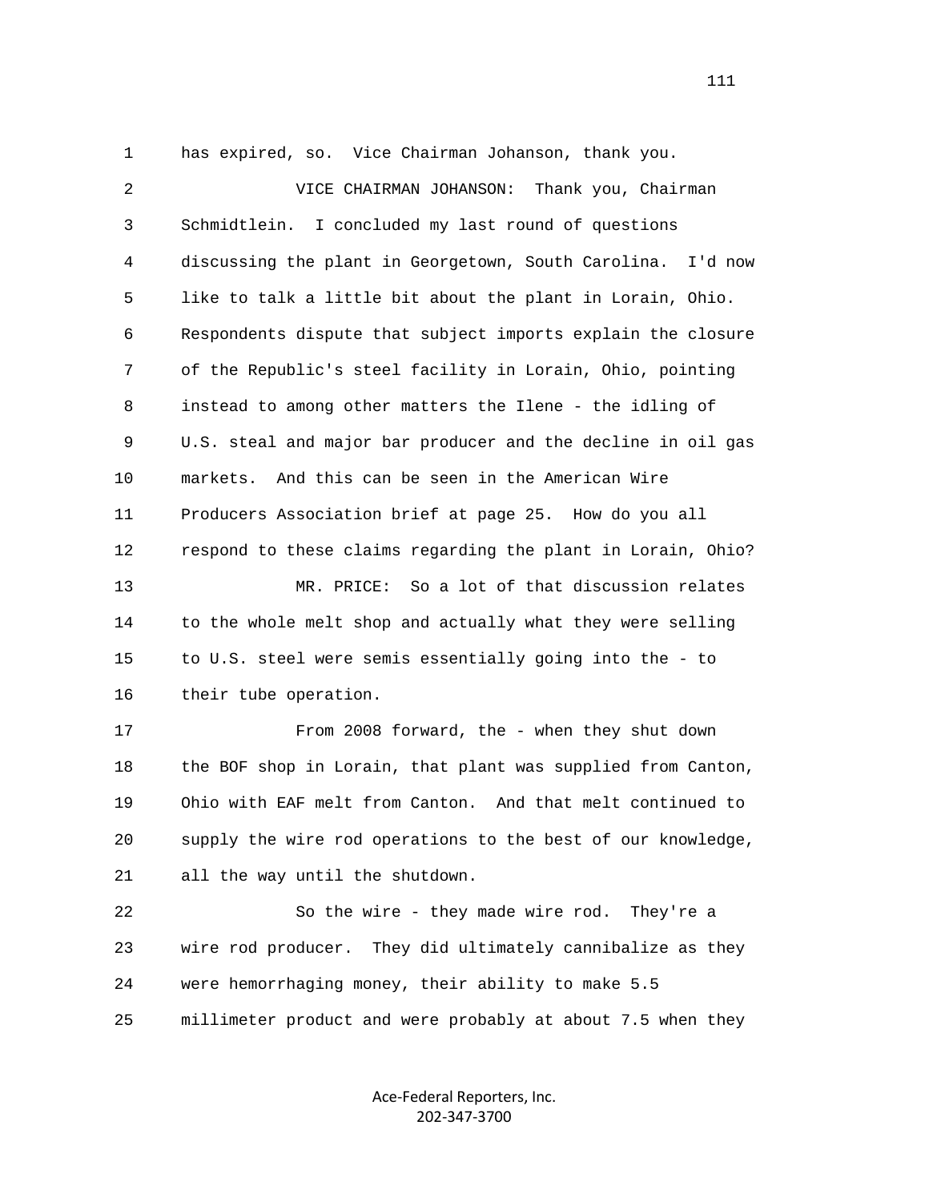has expired, so. Vice Chairman Johanson, thank you.

VICE CHAIRMAN JOHANSON: Thank you, Chairman Schmidtlein. I concluded my last round of questions discussing the plant in Georgetown, South Carolina. I'd now like to talk a little bit about the plant in Lorain, Ohio. Respondents dispute that subject imports explain the closure of the Republic's steel facility in Lorain, Ohio, pointing instead to among other matters the Ilene - the idling of U.S. steal and major bar producer and the decline in oil gas markets. And this can be seen in the American Wire Producers Association brief at page 25. How do you all respond to these claims regarding the plant in Lorain, Ohio?

MR. PRICE: So a lot of that discussion relates to the whole melt shop and actually what they were selling to U.S. steel were semis essentially going into the - to their tube operation.

From 2008 forward, the - when they shut down the BOF shop in Lorain, that plant was supplied from Canton, Ohio with EAF melt from Canton. And that melt continued to supply the wire rod operations to the best of our knowledge, all the way until the shutdown.

So the wire - they made wire rod. They're a wire rod producer. They did ultimately cannibalize as they were hemorrhaging money, their ability to make 5.5 millimeter product and were probably at about 7.5 when they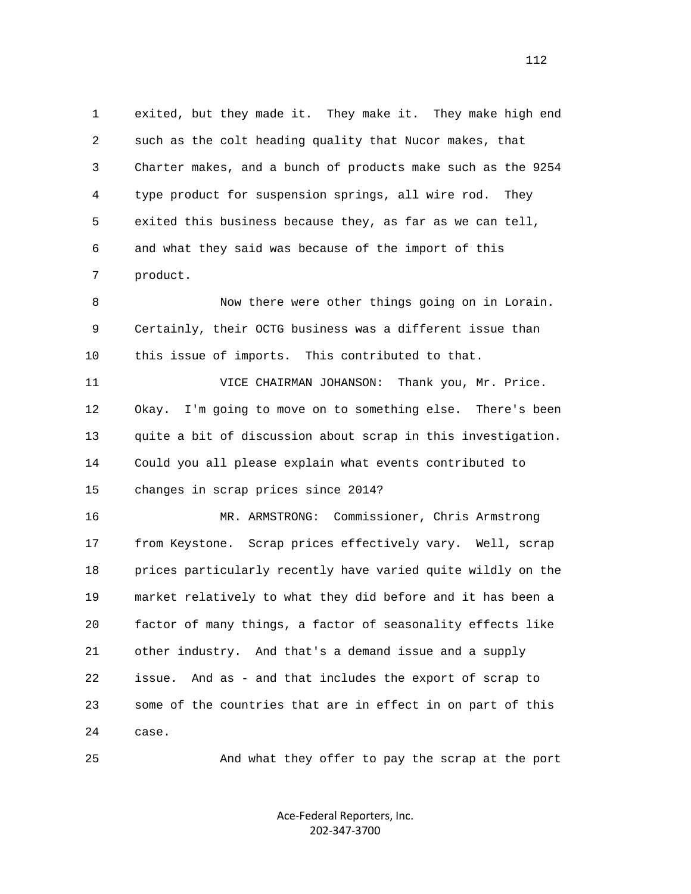exited, but they made it. They make it. They make high end such as the colt heading quality that Nucor makes, that Charter makes, and a bunch of products make such as the 9254 type product for suspension springs, all wire rod. They exited this business because they, as far as we can tell, and what they said was because of the import of this product.

Now there were other things going on in Lorain. Certainly, their OCTG business was a different issue than this issue of imports. This contributed to that.

VICE CHAIRMAN JOHANSON: Thank you, Mr. Price. Okay. I'm going to move on to something else. There's been quite a bit of discussion about scrap in this investigation. Could you all please explain what events contributed to changes in scrap prices since 2014?

MR. ARMSTRONG: Commissioner, Chris Armstrong from Keystone. Scrap prices effectively vary. Well, scrap prices particularly recently have varied quite wildly on the market relatively to what they did before and it has been a factor of many things, a factor of seasonality effects like other industry. And that's a demand issue and a supply issue. And as - and that includes the export of scrap to some of the countries that are in effect in on part of this case.

And what they offer to pay the scrap at the port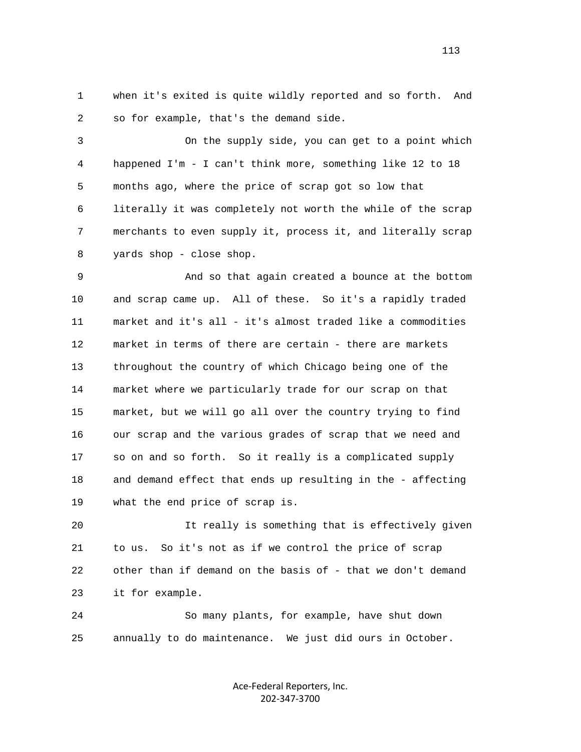when it's exited is quite wildly reported and so forth. And so for example, that's the demand side.

On the supply side, you can get to a point which happened I'm - I can't think more, something like 12 to 18 months ago, where the price of scrap got so low that literally it was completely not worth the while of the scrap merchants to even supply it, process it, and literally scrap yards shop - close shop.

And so that again created a bounce at the bottom and scrap came up. All of these. So it's a rapidly traded market and it's all - it's almost traded like a commodities market in terms of there are certain - there are markets throughout the country of which Chicago being one of the market where we particularly trade for our scrap on that market, but we will go all over the country trying to find our scrap and the various grades of scrap that we need and so on and so forth. So it really is a complicated supply and demand effect that ends up resulting in the - affecting what the end price of scrap is.

It really is something that is effectively given to us. So it's not as if we control the price of scrap other than if demand on the basis of - that we don't demand it for example.

So many plants, for example, have shut down annually to do maintenance. We just did ours in October.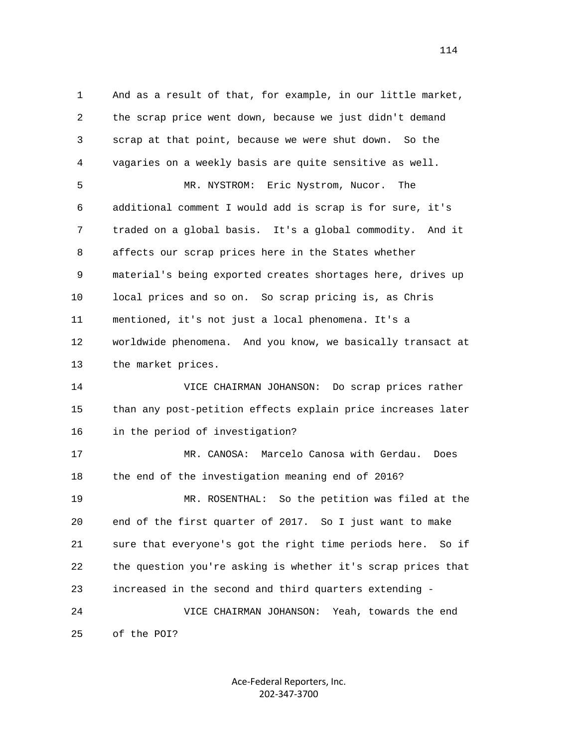And as a result of that, for example, in our little market, the scrap price went down, because we just didn't demand scrap at that point, because we were shut down. So the vagaries on a weekly basis are quite sensitive as well.

MR. NYSTROM: Eric Nystrom, Nucor. The additional comment I would add is scrap is for sure, it's traded on a global basis. It's a global commodity. And it affects our scrap prices here in the States whether material's being exported creates shortages here, drives up local prices and so on. So scrap pricing is, as Chris mentioned, it's not just a local phenomena. It's a worldwide phenomena. And you know, we basically transact at the market prices.

VICE CHAIRMAN JOHANSON: Do scrap prices rather than any post-petition effects explain price increases later in the period of investigation?

MR. CANOSA: Marcelo Canosa with Gerdau. Does the end of the investigation meaning end of 2016?

MR. ROSENTHAL: So the petition was filed at the end of the first quarter of 2017. So I just want to make sure that everyone's got the right time periods here. So if the question you're asking is whether it's scrap prices that increased in the second and third quarters extending -

VICE CHAIRMAN JOHANSON: Yeah, towards the end of the POI?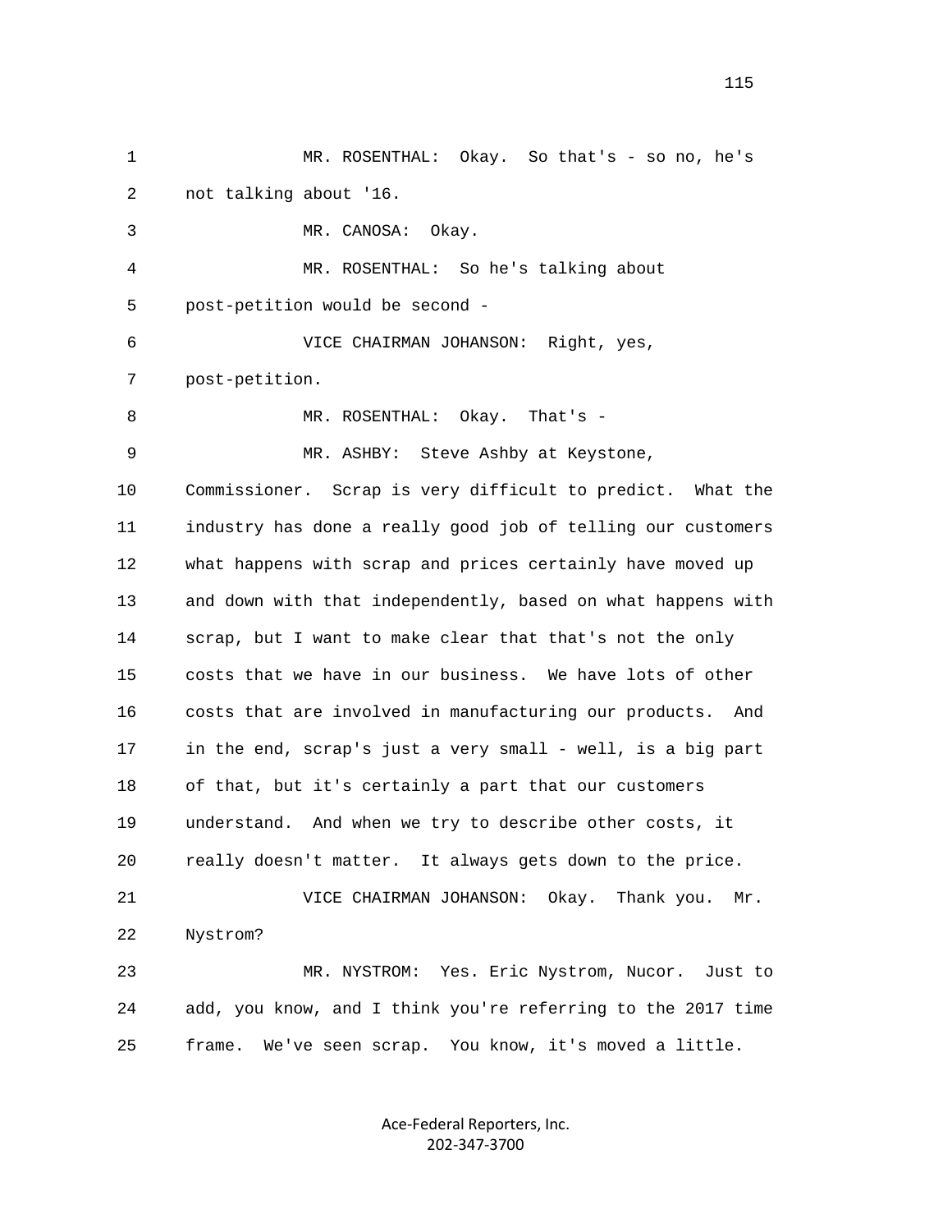MR. ROSENTHAL: Okay. So that's - so no, he's not talking about '16.

MR. CANOSA: Okay.

MR. ROSENTHAL: So he's talking about post-petition would be second -

VICE CHAIRMAN JOHANSON: Right, yes, post-petition.

MR. ROSENTHAL: Okay. That's -

MR. ASHBY: Steve Ashby at Keystone, Commissioner. Scrap is very difficult to predict. What the industry has done a really good job of telling our customers what happens with scrap and prices certainly have moved up and down with that independently, based on what happens with scrap, but I want to make clear that that's not the only costs that we have in our business. We have lots of other costs that are involved in manufacturing our products. And in the end, scrap's just a very small - well, is a big part of that, but it's certainly a part that our customers understand. And when we try to describe other costs, it really doesn't matter. It always gets down to the price.

VICE CHAIRMAN JOHANSON: Okay. Thank you. Mr. Nystrom?

MR. NYSTROM: Yes. Eric Nystrom, Nucor. Just to add, you know, and I think you're referring to the 2017 time frame. We've seen scrap. You know, it's moved a little.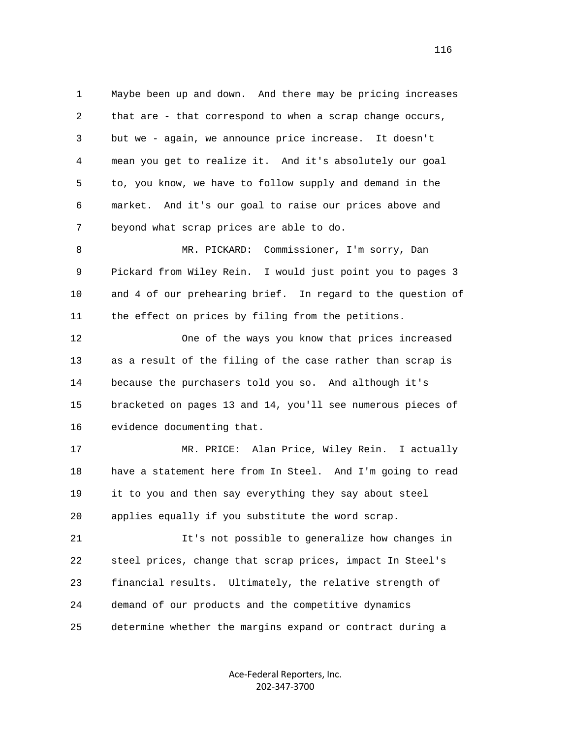1 Maybe been up and down. And there may be pricing increases
2 that are - that correspond to when a scrap change occurs,
3 but we - again, we announce price increase. It doesn't
4 mean you get to realize it. And it's absolutely our goal
5 to, you know, we have to follow supply and demand in the
6 market. And it's our goal to raise our prices above and
7 beyond what scrap prices are able to do.

8 MR. PICKARD: Commissioner, I'm sorry, Dan
9 Pickard from Wiley Rein. I would just point you to pages 3
10 and 4 of our prehearing brief. In regard to the question of
11 the effect on prices by filing from the petitions.

12 One of the ways you know that prices increased
13 as a result of the filing of the case rather than scrap is
14 because the purchasers told you so. And although it's
15 bracketed on pages 13 and 14, you'll see numerous pieces of
16 evidence documenting that.

17 MR. PRICE: Alan Price, Wiley Rein. I actually
18 have a statement here from In Steel. And I'm going to read
19 it to you and then say everything they say about steel
20 applies equally if you substitute the word scrap.

21 It's not possible to generalize how changes in
22 steel prices, change that scrap prices, impact In Steel's
23 financial results. Ultimately, the relative strength of
24 demand of our products and the competitive dynamics
25 determine whether the margins expand or contract during a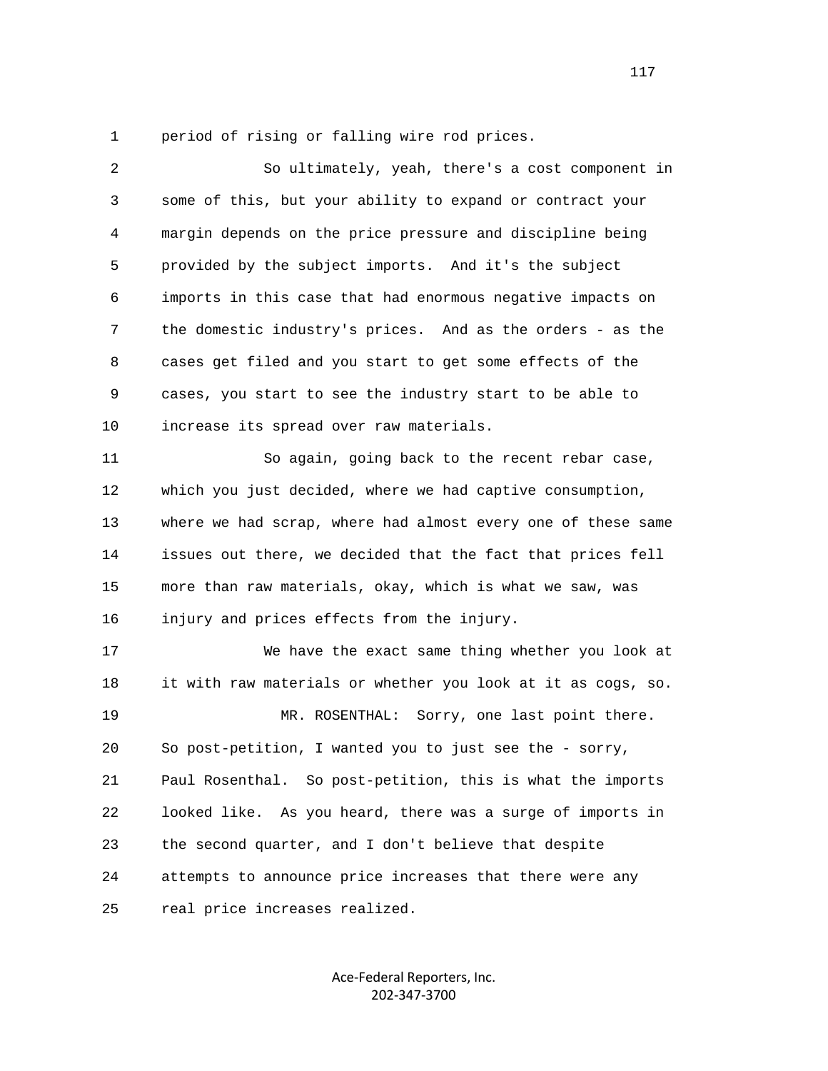period of rising or falling wire rod prices.

So ultimately, yeah, there's a cost component in some of this, but your ability to expand or contract your margin depends on the price pressure and discipline being provided by the subject imports. And it's the subject imports in this case that had enormous negative impacts on the domestic industry's prices. And as the orders - as the cases get filed and you start to get some effects of the cases, you start to see the industry start to be able to increase its spread over raw materials.

So again, going back to the recent rebar case, which you just decided, where we had captive consumption, where we had scrap, where had almost every one of these same issues out there, we decided that the fact that prices fell more than raw materials, okay, which is what we saw, was injury and prices effects from the injury.

We have the exact same thing whether you look at it with raw materials or whether you look at it as cogs, so.

MR. ROSENTHAL: Sorry, one last point there. So post-petition, I wanted you to just see the - sorry, Paul Rosenthal. So post-petition, this is what the imports looked like. As you heard, there was a surge of imports in the second quarter, and I don't believe that despite attempts to announce price increases that there were any real price increases realized.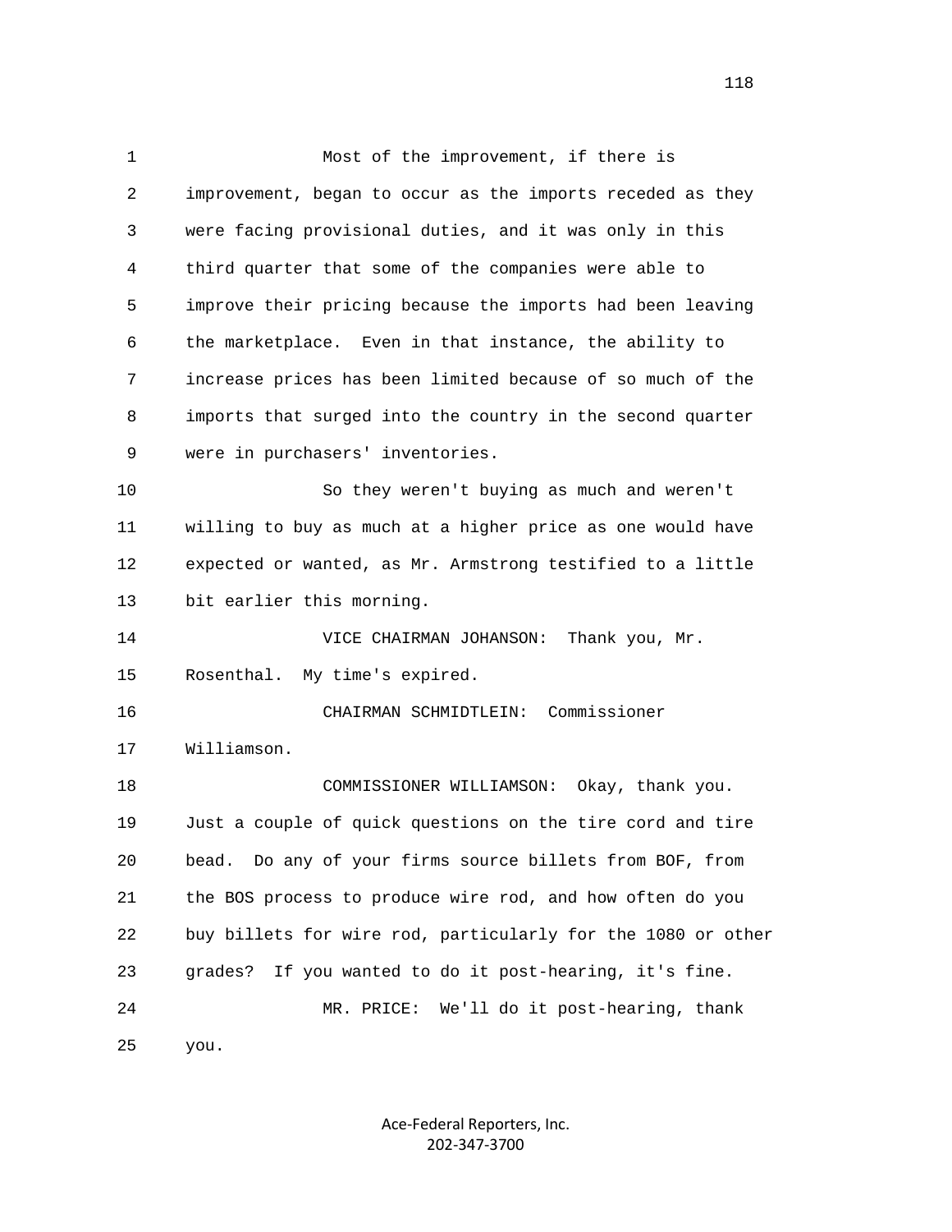Most of the improvement, if there is improvement, began to occur as the imports receded as they were facing provisional duties, and it was only in this third quarter that some of the companies were able to improve their pricing because the imports had been leaving the marketplace. Even in that instance, the ability to increase prices has been limited because of so much of the imports that surged into the country in the second quarter were in purchasers' inventories.

So they weren't buying as much and weren't willing to buy as much at a higher price as one would have expected or wanted, as Mr. Armstrong testified to a little bit earlier this morning.

VICE CHAIRMAN JOHANSON: Thank you, Mr. Rosenthal. My time's expired.

CHAIRMAN SCHMIDTLEIN: Commissioner Williamson.

COMMISSIONER WILLIAMSON: Okay, thank you. Just a couple of quick questions on the tire cord and tire bead. Do any of your firms source billets from BOF, from the BOS process to produce wire rod, and how often do you buy billets for wire rod, particularly for the 1080 or other grades? If you wanted to do it post-hearing, it's fine.

MR. PRICE: We'll do it post-hearing, thank you.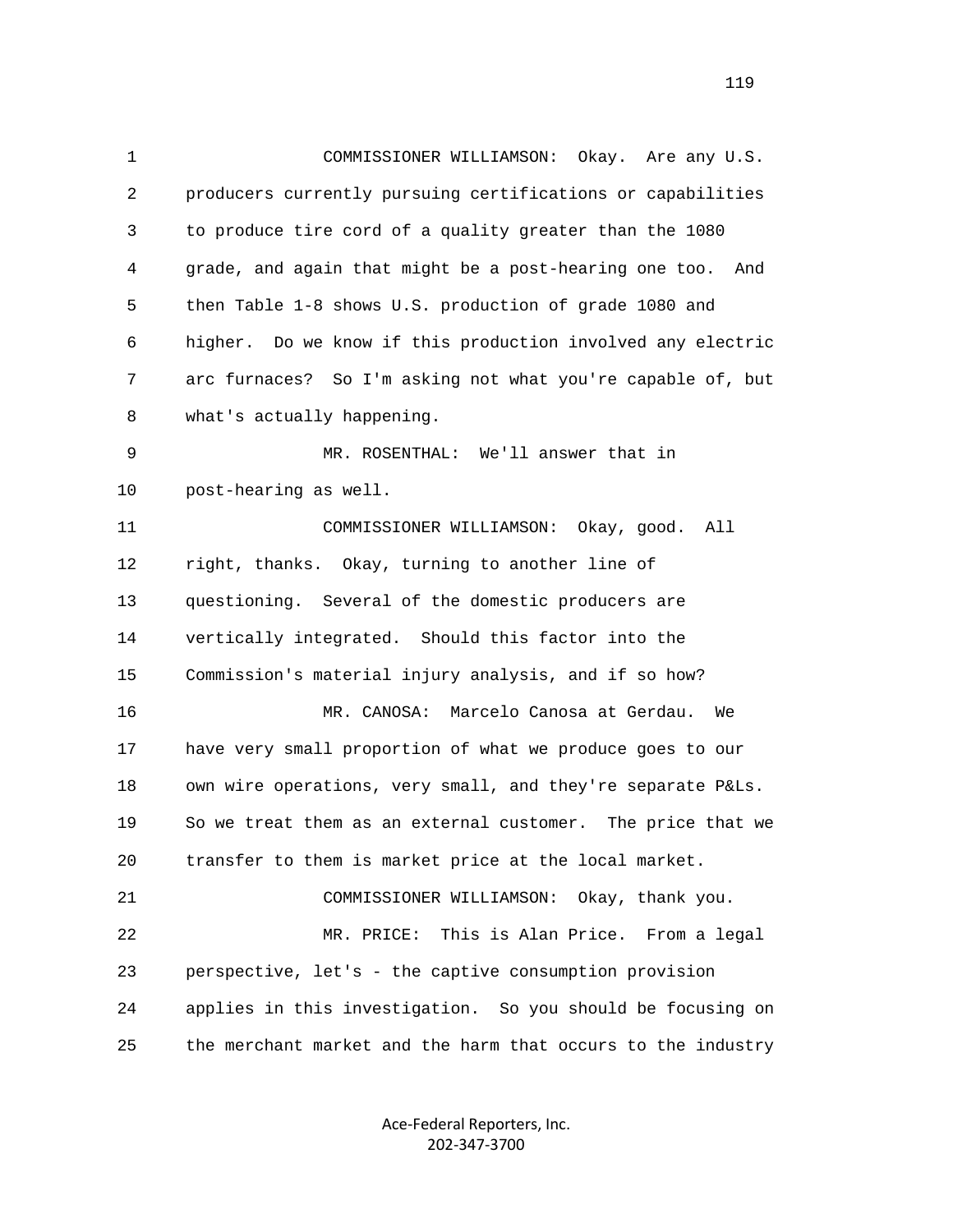1 COMMISSIONER WILLIAMSON: Okay. Are any U.S.
2 producers currently pursuing certifications or capabilities
3 to produce tire cord of a quality greater than the 1080
4 grade, and again that might be a post-hearing one too. And
5 then Table 1-8 shows U.S. production of grade 1080 and
6 higher. Do we know if this production involved any electric
7 arc furnaces? So I'm asking not what you're capable of, but
8 what's actually happening.

9 MR. ROSENTHAL: We'll answer that in
10 post-hearing as well.

11 COMMISSIONER WILLIAMSON: Okay, good. All
12 right, thanks. Okay, turning to another line of
13 questioning. Several of the domestic producers are
14 vertically integrated. Should this factor into the
15 Commission's material injury analysis, and if so how?

16 MR. CANOSA: Marcelo Canosa at Gerdau. We
17 have very small proportion of what we produce goes to our
18 own wire operations, very small, and they're separate P&Ls.
19 So we treat them as an external customer. The price that we
20 transfer to them is market price at the local market.

21 COMMISSIONER WILLIAMSON: Okay, thank you.

22 MR. PRICE: This is Alan Price. From a legal
23 perspective, let's - the captive consumption provision
24 applies in this investigation. So you should be focusing on
25 the merchant market and the harm that occurs to the industry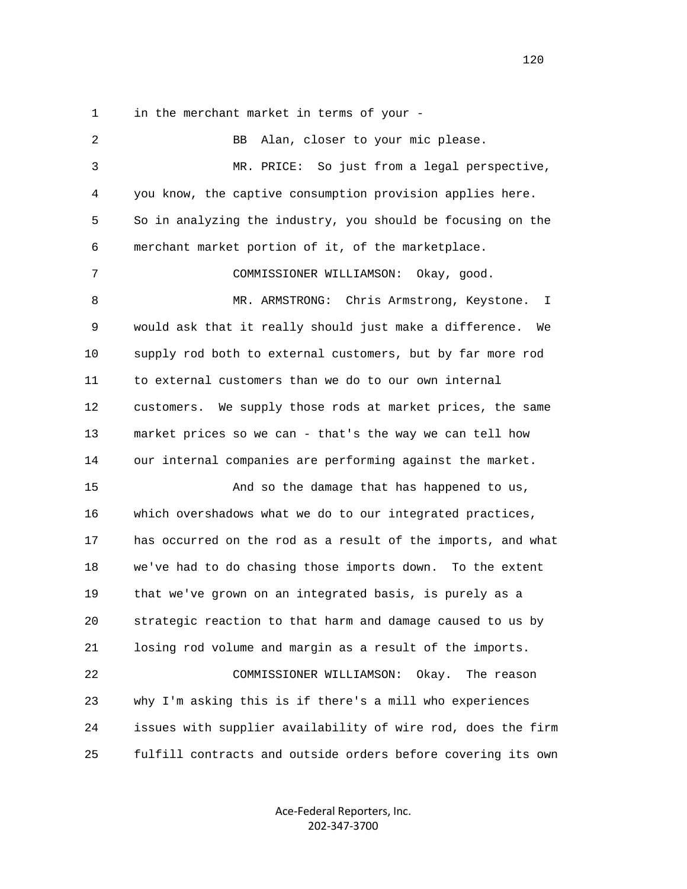in the merchant market in terms of your -

BB Alan, closer to your mic please.

MR. PRICE: So just from a legal perspective, you know, the captive consumption provision applies here. So in analyzing the industry, you should be focusing on the merchant market portion of it, of the marketplace.

COMMISSIONER WILLIAMSON: Okay, good.

MR. ARMSTRONG: Chris Armstrong, Keystone. I would ask that it really should just make a difference. We supply rod both to external customers, but by far more rod to external customers than we do to our own internal customers. We supply those rods at market prices, the same market prices so we can - that's the way we can tell how our internal companies are performing against the market.

And so the damage that has happened to us, which overshadows what we do to our integrated practices, has occurred on the rod as a result of the imports, and what we've had to do chasing those imports down. To the extent that we've grown on an integrated basis, is purely as a strategic reaction to that harm and damage caused to us by losing rod volume and margin as a result of the imports.

COMMISSIONER WILLIAMSON: Okay. The reason why I'm asking this is if there's a mill who experiences issues with supplier availability of wire rod, does the firm fulfill contracts and outside orders before covering its own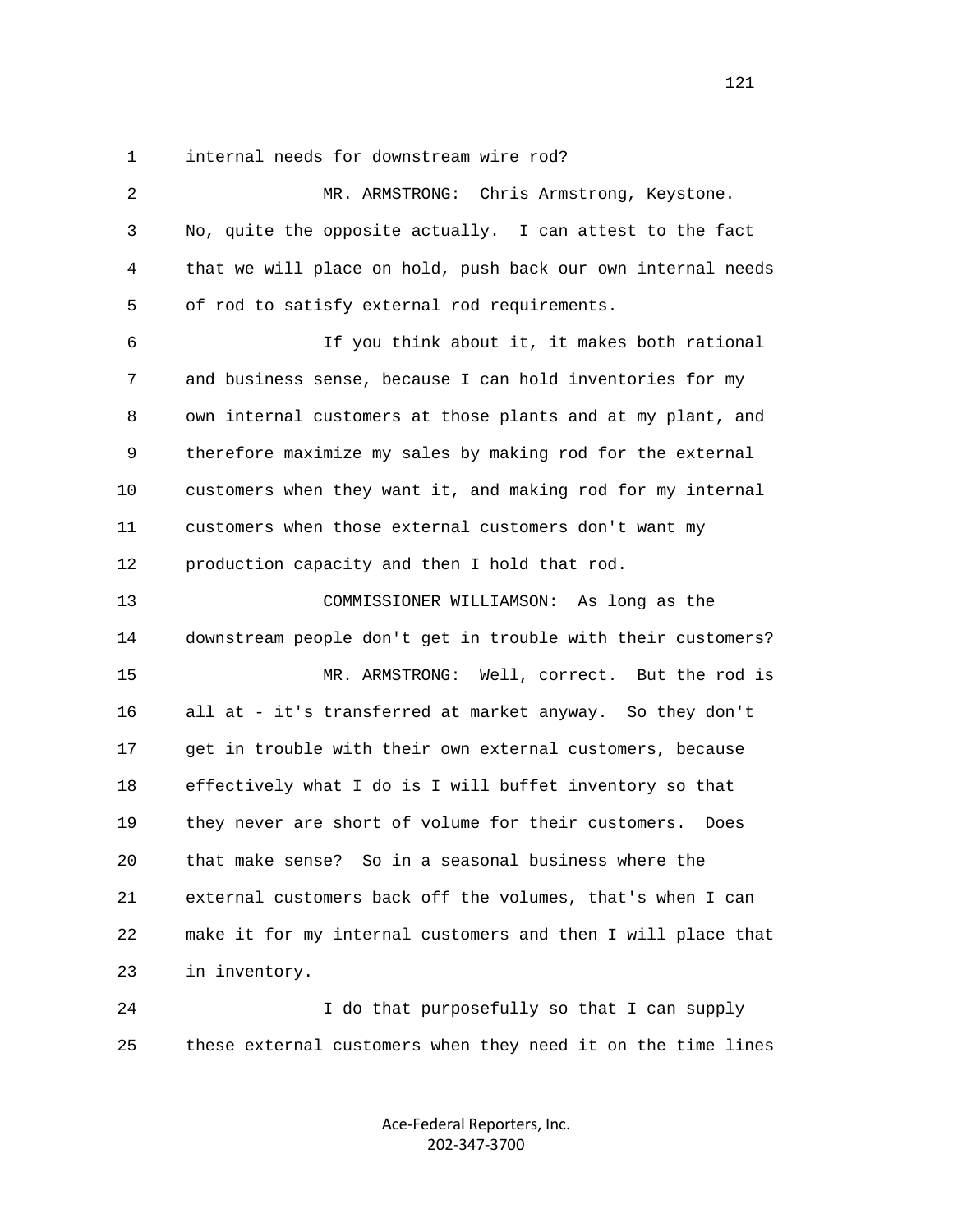1 internal needs for downstream wire rod?

2 MR. ARMSTRONG: Chris Armstrong, Keystone.

3 No, quite the opposite actually. I can attest to the fact

4 that we will place on hold, push back our own internal needs

5 of rod to satisfy external rod requirements.

6 If you think about it, it makes both rational

7 and business sense, because I can hold inventories for my

8 own internal customers at those plants and at my plant, and

9 therefore maximize my sales by making rod for the external

10 customers when they want it, and making rod for my internal

11 customers when those external customers don't want my

12 production capacity and then I hold that rod.

13 COMMISSIONER WILLIAMSON: As long as the

14 downstream people don't get in trouble with their customers?

15 MR. ARMSTRONG: Well, correct. But the rod is

16 all at - it's transferred at market anyway. So they don't

17 get in trouble with their own external customers, because

18 effectively what I do is I will buffet inventory so that

19 they never are short of volume for their customers. Does

20 that make sense? So in a seasonal business where the

21 external customers back off the volumes, that's when I can

22 make it for my internal customers and then I will place that

23 in inventory.

24 I do that purposefully so that I can supply

25 these external customers when they need it on the time lines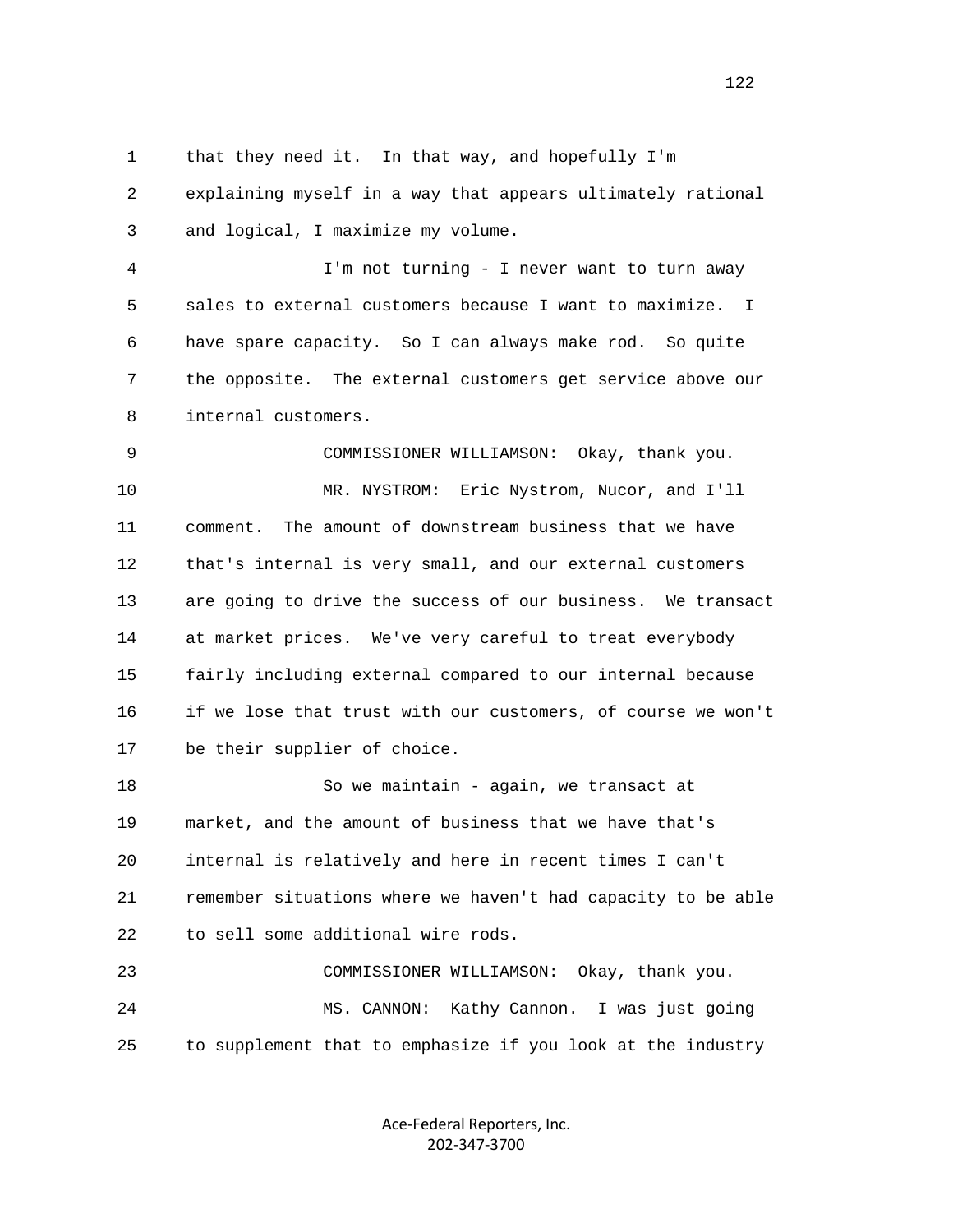that they need it. In that way, and hopefully I'm explaining myself in a way that appears ultimately rational and logical, I maximize my volume.

I'm not turning - I never want to turn away sales to external customers because I want to maximize. I have spare capacity. So I can always make rod. So quite the opposite. The external customers get service above our internal customers.

COMMISSIONER WILLIAMSON: Okay, thank you.

MR. NYSTROM: Eric Nystrom, Nucor, and I'll comment. The amount of downstream business that we have that's internal is very small, and our external customers are going to drive the success of our business. We transact at market prices. We've very careful to treat everybody fairly including external compared to our internal because if we lose that trust with our customers, of course we won't be their supplier of choice.

So we maintain - again, we transact at market, and the amount of business that we have that's internal is relatively and here in recent times I can't remember situations where we haven't had capacity to be able to sell some additional wire rods.

COMMISSIONER WILLIAMSON: Okay, thank you.

MS. CANNON: Kathy Cannon. I was just going to supplement that to emphasize if you look at the industry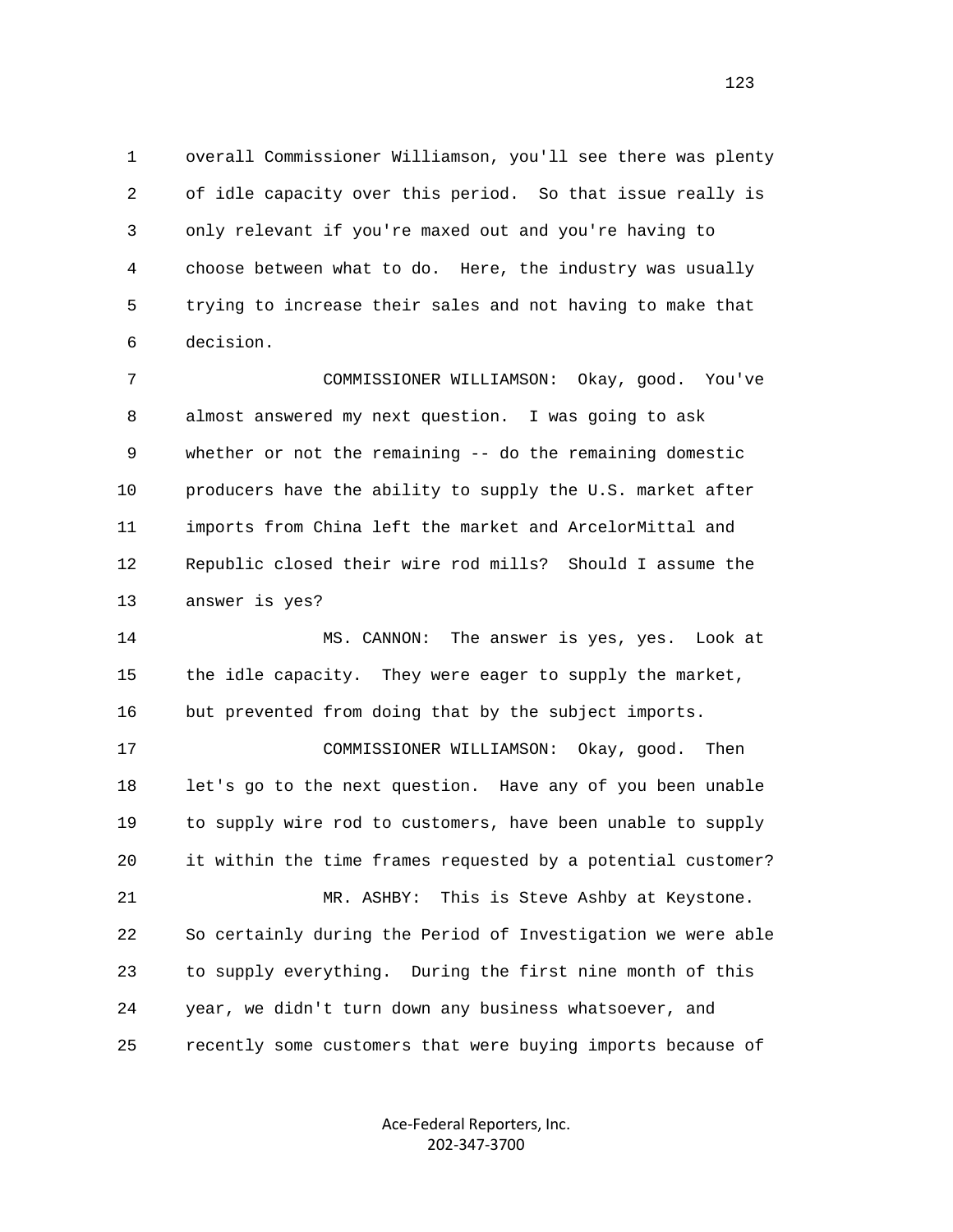overall Commissioner Williamson, you'll see there was plenty of idle capacity over this period. So that issue really is only relevant if you're maxed out and you're having to choose between what to do. Here, the industry was usually trying to increase their sales and not having to make that decision.

COMMISSIONER WILLIAMSON: Okay, good. You've almost answered my next question. I was going to ask whether or not the remaining -- do the remaining domestic producers have the ability to supply the U.S. market after imports from China left the market and ArcelorMittal and Republic closed their wire rod mills? Should I assume the answer is yes?

MS. CANNON: The answer is yes, yes. Look at the idle capacity. They were eager to supply the market, but prevented from doing that by the subject imports.

COMMISSIONER WILLIAMSON: Okay, good. Then let's go to the next question. Have any of you been unable to supply wire rod to customers, have been unable to supply it within the time frames requested by a potential customer?

MR. ASHBY: This is Steve Ashby at Keystone. So certainly during the Period of Investigation we were able to supply everything. During the first nine month of this year, we didn't turn down any business whatsoever, and recently some customers that were buying imports because of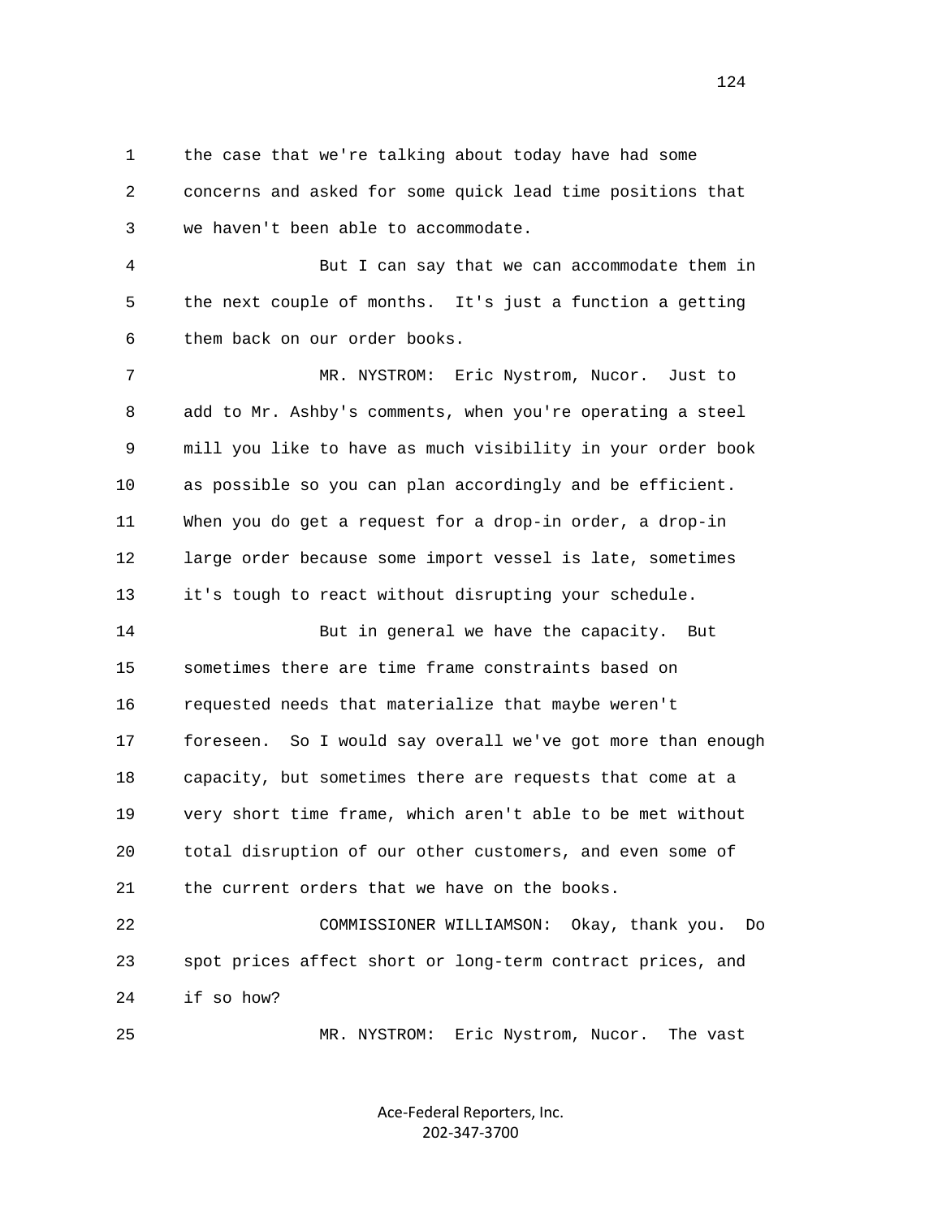the case that we're talking about today have had some concerns and asked for some quick lead time positions that we haven't been able to accommodate.

But I can say that we can accommodate them in the next couple of months. It's just a function a getting them back on our order books.

MR. NYSTROM: Eric Nystrom, Nucor. Just to add to Mr. Ashby's comments, when you're operating a steel mill you like to have as much visibility in your order book as possible so you can plan accordingly and be efficient. When you do get a request for a drop-in order, a drop-in large order because some import vessel is late, sometimes it's tough to react without disrupting your schedule.

But in general we have the capacity. But sometimes there are time frame constraints based on requested needs that materialize that maybe weren't foreseen. So I would say overall we've got more than enough capacity, but sometimes there are requests that come at a very short time frame, which aren't able to be met without total disruption of our other customers, and even some of the current orders that we have on the books.

COMMISSIONER WILLIAMSON: Okay, thank you. Do spot prices affect short or long-term contract prices, and if so how?

MR. NYSTROM: Eric Nystrom, Nucor. The vast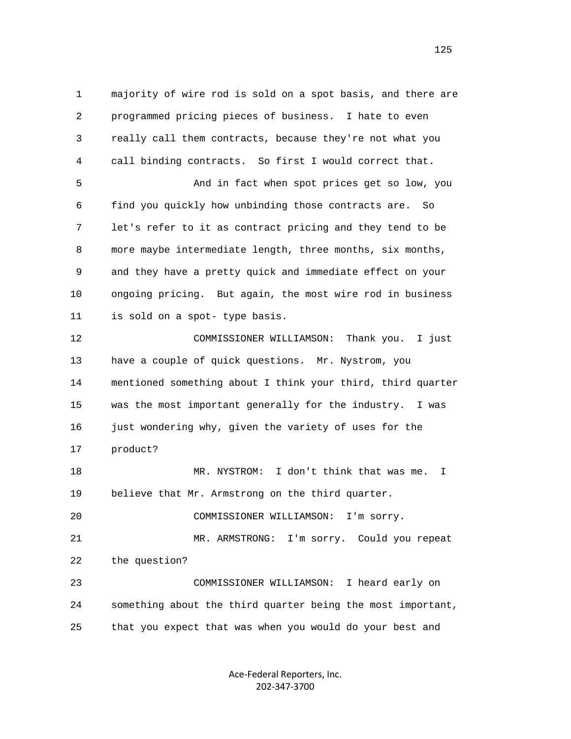majority of wire rod is sold on a spot basis, and there are programmed pricing pieces of business. I hate to even really call them contracts, because they're not what you call binding contracts. So first I would correct that.

And in fact when spot prices get so low, you find you quickly how unbinding those contracts are. So let's refer to it as contract pricing and they tend to be more maybe intermediate length, three months, six months, and they have a pretty quick and immediate effect on your ongoing pricing. But again, the most wire rod in business is sold on a spot- type basis.

COMMISSIONER WILLIAMSON: Thank you. I just have a couple of quick questions. Mr. Nystrom, you mentioned something about I think your third, third quarter was the most important generally for the industry. I was just wondering why, given the variety of uses for the product?

MR. NYSTROM: I don't think that was me. I believe that Mr. Armstrong on the third quarter.

COMMISSIONER WILLIAMSON: I'm sorry.

MR. ARMSTRONG: I'm sorry. Could you repeat the question?

COMMISSIONER WILLIAMSON: I heard early on something about the third quarter being the most important, that you expect that was when you would do your best and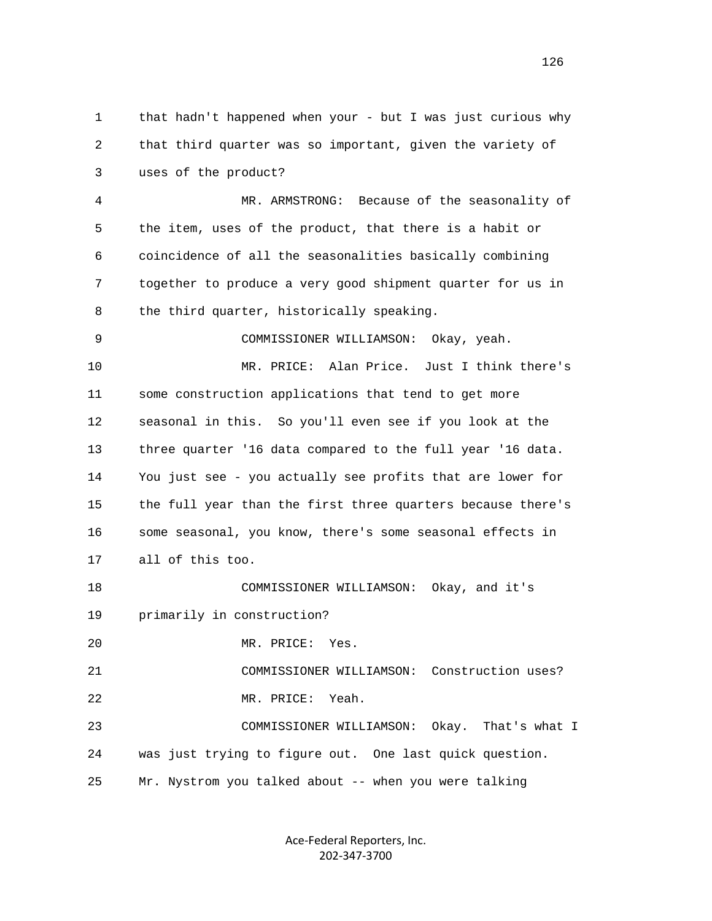that hadn't happened when your - but I was just curious why that third quarter was so important, given the variety of uses of the product?

MR. ARMSTRONG: Because of the seasonality of the item, uses of the product, that there is a habit or coincidence of all the seasonalities basically combining together to produce a very good shipment quarter for us in the third quarter, historically speaking.

COMMISSIONER WILLIAMSON: Okay, yeah.

MR. PRICE: Alan Price. Just I think there's some construction applications that tend to get more seasonal in this. So you'll even see if you look at the three quarter '16 data compared to the full year '16 data. You just see - you actually see profits that are lower for the full year than the first three quarters because there's some seasonal, you know, there's some seasonal effects in all of this too.

COMMISSIONER WILLIAMSON: Okay, and it's primarily in construction?

MR. PRICE: Yes.

COMMISSIONER WILLIAMSON: Construction uses?

MR. PRICE: Yeah.

COMMISSIONER WILLIAMSON: Okay. That's what I was just trying to figure out. One last quick question. Mr. Nystrom you talked about -- when you were talking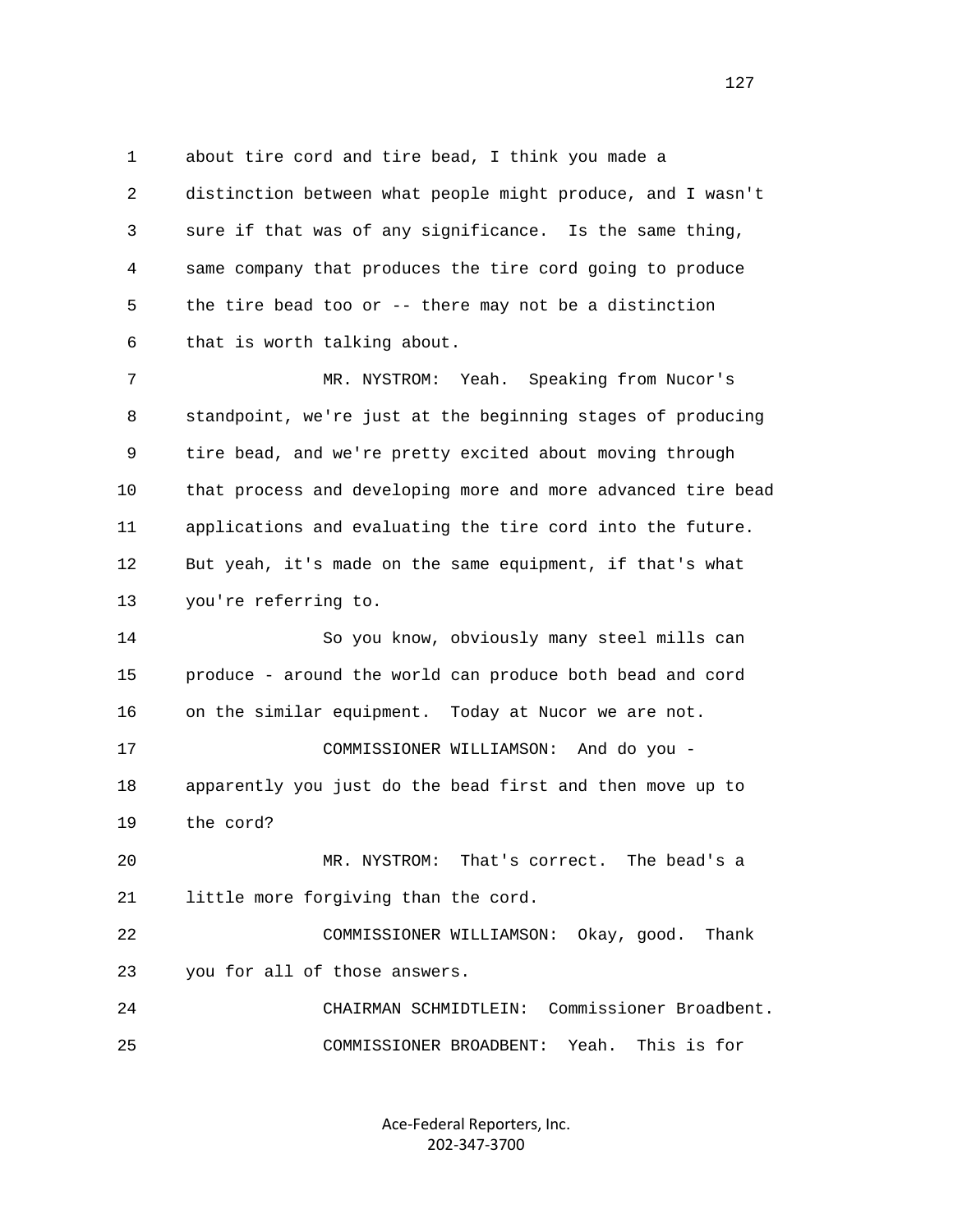1 about tire cord and tire bead, I think you made a
2 distinction between what people might produce, and I wasn't
3 sure if that was of any significance. Is the same thing,
4 same company that produces the tire cord going to produce
5 the tire bead too or -- there may not be a distinction
6 that is worth talking about.

7 MR. NYSTROM: Yeah. Speaking from Nucor's
8 standpoint, we're just at the beginning stages of producing
9 tire bead, and we're pretty excited about moving through
10 that process and developing more and more advanced tire bead
11 applications and evaluating the tire cord into the future.
12 But yeah, it's made on the same equipment, if that's what
13 you're referring to.

14 So you know, obviously many steel mills can
15 produce - around the world can produce both bead and cord
16 on the similar equipment. Today at Nucor we are not.

17 COMMISSIONER WILLIAMSON: And do you -
18 apparently you just do the bead first and then move up to
19 the cord?

20 MR. NYSTROM: That's correct. The bead's a
21 little more forgiving than the cord.

22 COMMISSIONER WILLIAMSON: Okay, good. Thank
23 you for all of those answers.

24 CHAIRMAN SCHMIDTLEIN: Commissioner Broadbent.

25 COMMISSIONER BROADBENT: Yeah. This is for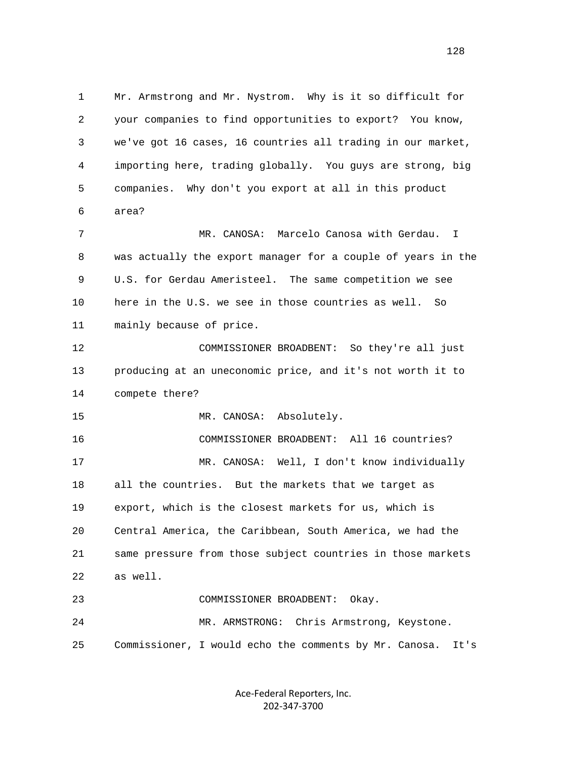Mr. Armstrong and Mr. Nystrom. Why is it so difficult for your companies to find opportunities to export? You know, we've got 16 cases, 16 countries all trading in our market, importing here, trading globally. You guys are strong, big companies. Why don't you export at all in this product area?

MR. CANOSA: Marcelo Canosa with Gerdau. I was actually the export manager for a couple of years in the U.S. for Gerdau Ameristeel. The same competition we see here in the U.S. we see in those countries as well. So mainly because of price.

COMMISSIONER BROADBENT: So they're all just producing at an uneconomic price, and it's not worth it to compete there?

MR. CANOSA: Absolutely.

COMMISSIONER BROADBENT: All 16 countries?

MR. CANOSA: Well, I don't know individually all the countries. But the markets that we target as export, which is the closest markets for us, which is Central America, the Caribbean, South America, we had the same pressure from those subject countries in those markets as well.

COMMISSIONER BROADBENT: Okay.

MR. ARMSTRONG: Chris Armstrong, Keystone. Commissioner, I would echo the comments by Mr. Canosa. It's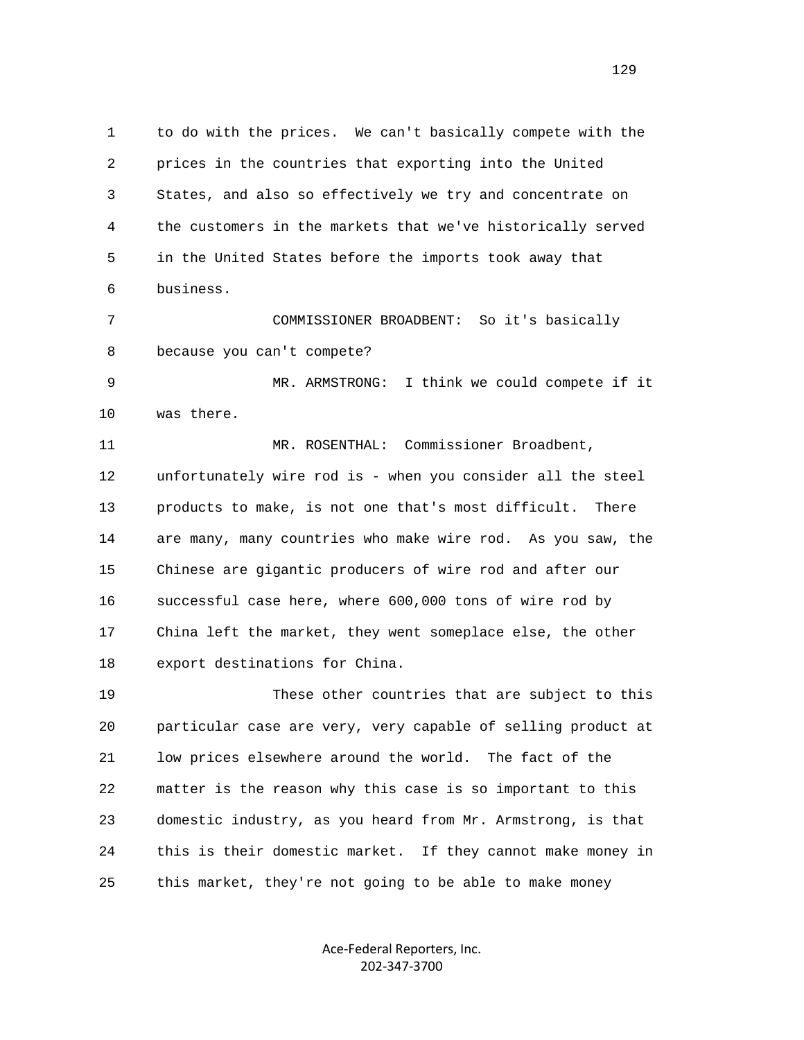1 to do with the prices. We can't basically compete with the
2 prices in the countries that exporting into the United
3 States, and also so effectively we try and concentrate on
4 the customers in the markets that we've historically served
5 in the United States before the imports took away that
6 business.

7 COMMISSIONER BROADBENT: So it's basically
8 because you can't compete?

9 MR. ARMSTRONG: I think we could compete if it
10 was there.

11 MR. ROSENTHAL: Commissioner Broadbent,
12 unfortunately wire rod is - when you consider all the steel
13 products to make, is not one that's most difficult. There
14 are many, many countries who make wire rod. As you saw, the
15 Chinese are gigantic producers of wire rod and after our
16 successful case here, where 600,000 tons of wire rod by
17 China left the market, they went someplace else, the other
18 export destinations for China.

19 These other countries that are subject to this
20 particular case are very, very capable of selling product at
21 low prices elsewhere around the world. The fact of the
22 matter is the reason why this case is so important to this
23 domestic industry, as you heard from Mr. Armstrong, is that
24 this is their domestic market. If they cannot make money in
25 this market, they're not going to be able to make money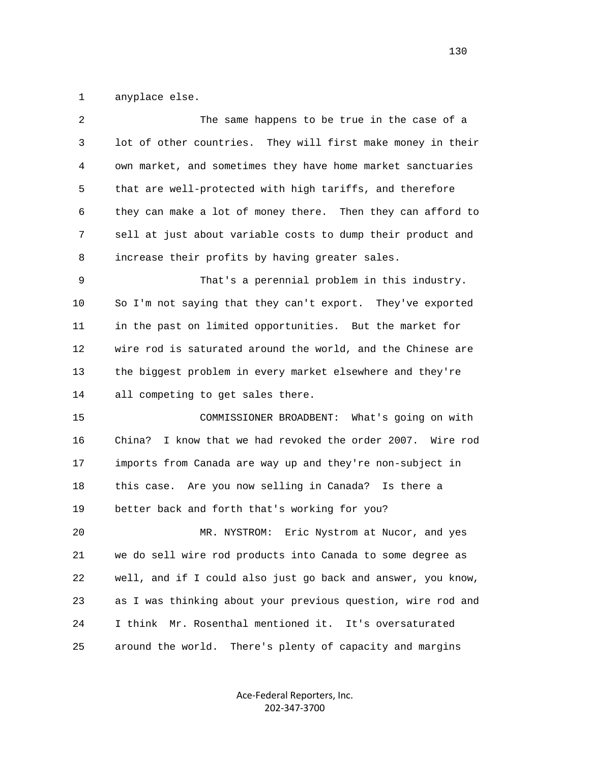anyplace else.

The same happens to be true in the case of a lot of other countries. They will first make money in their own market, and sometimes they have home market sanctuaries that are well-protected with high tariffs, and therefore they can make a lot of money there. Then they can afford to sell at just about variable costs to dump their product and increase their profits by having greater sales.

That's a perennial problem in this industry. So I'm not saying that they can't export. They've exported in the past on limited opportunities. But the market for wire rod is saturated around the world, and the Chinese are the biggest problem in every market elsewhere and they're all competing to get sales there.

COMMISSIONER BROADBENT: What's going on with China? I know that we had revoked the order 2007. Wire rod imports from Canada are way up and they're non-subject in this case. Are you now selling in Canada? Is there a better back and forth that's working for you?

MR. NYSTROM: Eric Nystrom at Nucor, and yes we do sell wire rod products into Canada to some degree as well, and if I could also just go back and answer, you know, as I was thinking about your previous question, wire rod and I think Mr. Rosenthal mentioned it. It's oversaturated around the world. There's plenty of capacity and margins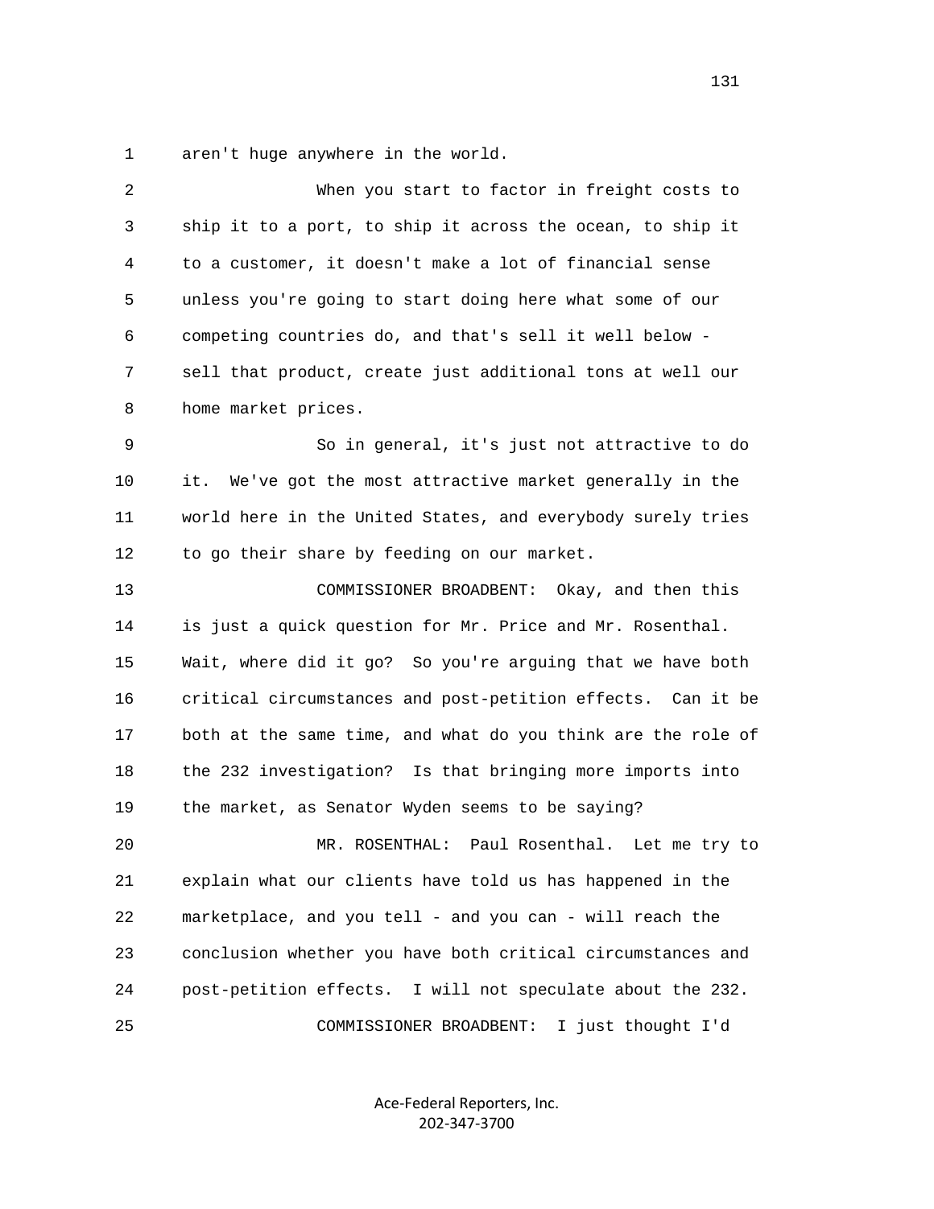aren't huge anywhere in the world.

When you start to factor in freight costs to ship it to a port, to ship it across the ocean, to ship it to a customer, it doesn't make a lot of financial sense unless you're going to start doing here what some of our competing countries do, and that's sell it well below - sell that product, create just additional tons at well our home market prices.

So in general, it's just not attractive to do it. We've got the most attractive market generally in the world here in the United States, and everybody surely tries to go their share by feeding on our market.

COMMISSIONER BROADBENT: Okay, and then this is just a quick question for Mr. Price and Mr. Rosenthal. Wait, where did it go? So you're arguing that we have both critical circumstances and post-petition effects. Can it be both at the same time, and what do you think are the role of the 232 investigation? Is that bringing more imports into the market, as Senator Wyden seems to be saying?

MR. ROSENTHAL: Paul Rosenthal. Let me try to explain what our clients have told us has happened in the marketplace, and you tell - and you can - will reach the conclusion whether you have both critical circumstances and post-petition effects. I will not speculate about the 232.

COMMISSIONER BROADBENT: I just thought I'd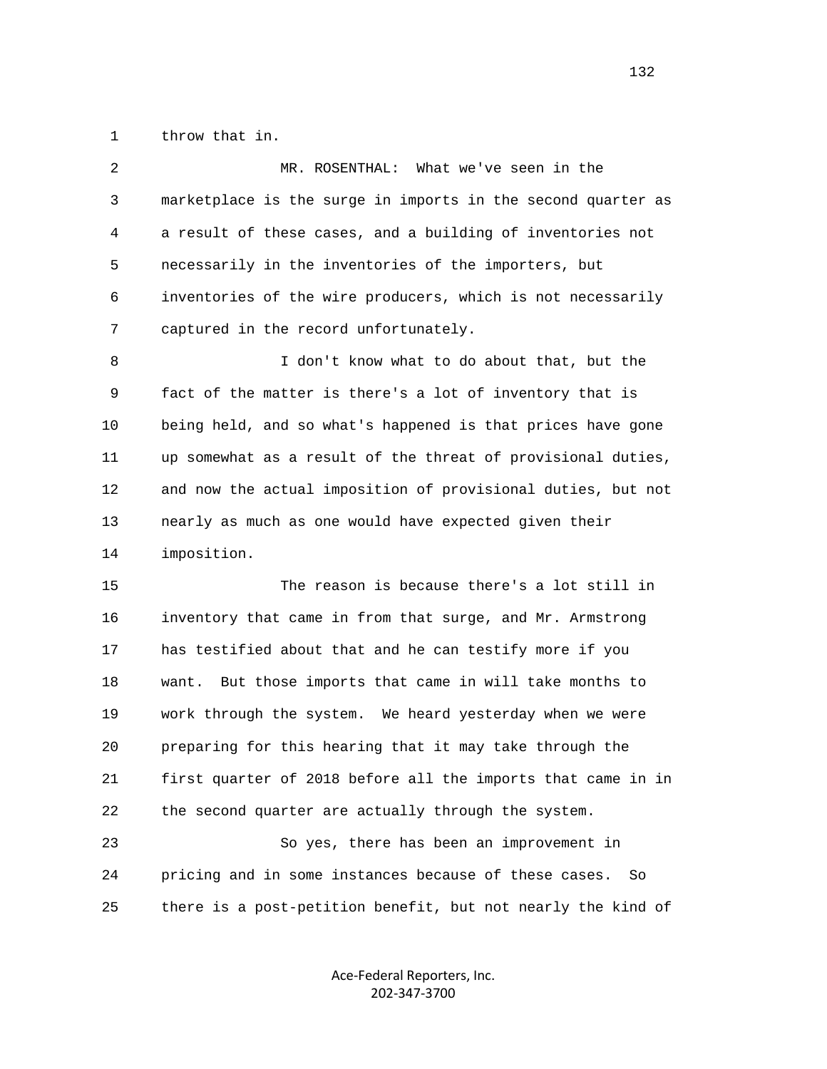throw that in.

MR. ROSENTHAL: What we've seen in the marketplace is the surge in imports in the second quarter as a result of these cases, and a building of inventories not necessarily in the inventories of the importers, but inventories of the wire producers, which is not necessarily captured in the record unfortunately.

I don't know what to do about that, but the fact of the matter is there's a lot of inventory that is being held, and so what's happened is that prices have gone up somewhat as a result of the threat of provisional duties, and now the actual imposition of provisional duties, but not nearly as much as one would have expected given their imposition.

The reason is because there's a lot still in inventory that came in from that surge, and Mr. Armstrong has testified about that and he can testify more if you want. But those imports that came in will take months to work through the system. We heard yesterday when we were preparing for this hearing that it may take through the first quarter of 2018 before all the imports that came in in the second quarter are actually through the system.

So yes, there has been an improvement in pricing and in some instances because of these cases. So there is a post-petition benefit, but not nearly the kind of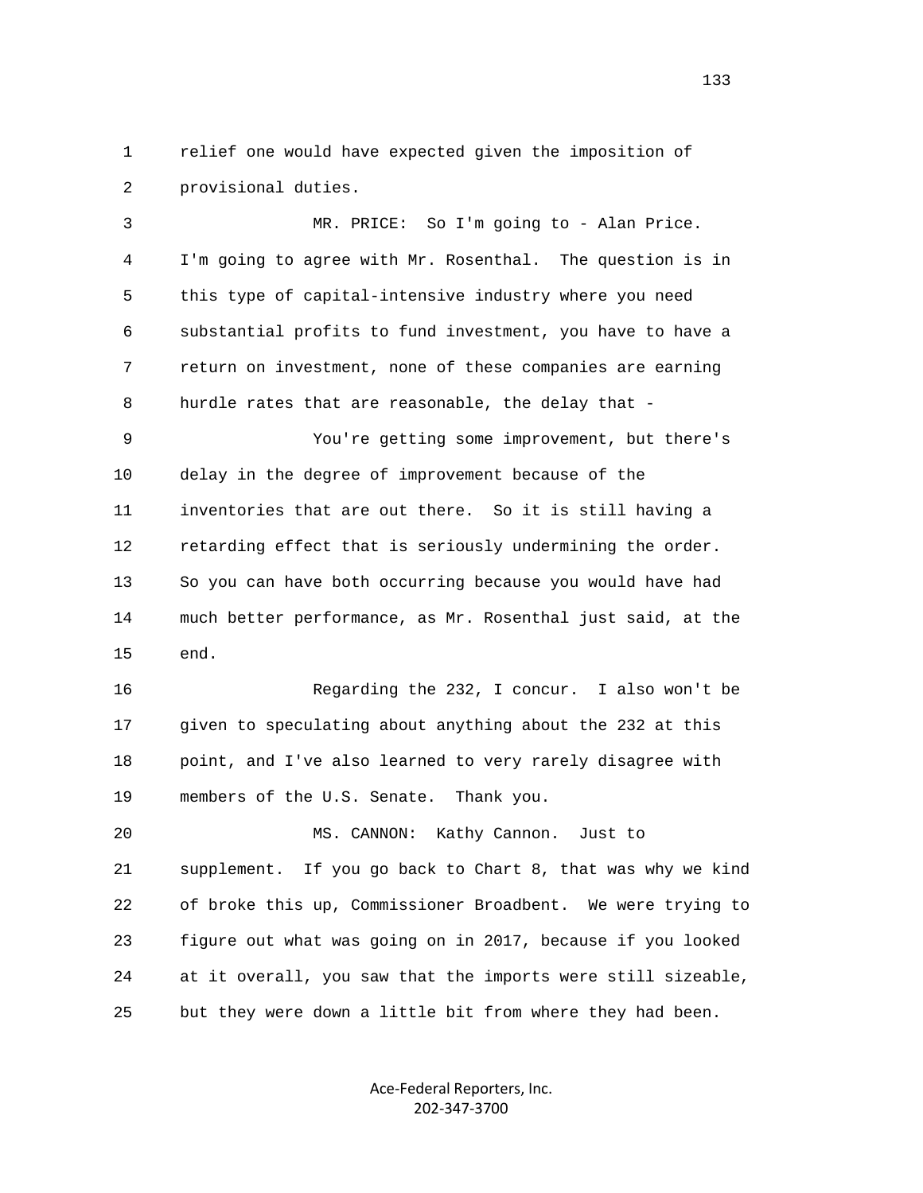relief one would have expected given the imposition of provisional duties.

MR. PRICE: So I'm going to - Alan Price. I'm going to agree with Mr. Rosenthal. The question is in this type of capital-intensive industry where you need substantial profits to fund investment, you have to have a return on investment, none of these companies are earning hurdle rates that are reasonable, the delay that -

You're getting some improvement, but there's delay in the degree of improvement because of the inventories that are out there. So it is still having a retarding effect that is seriously undermining the order. So you can have both occurring because you would have had much better performance, as Mr. Rosenthal just said, at the end.

Regarding the 232, I concur. I also won't be given to speculating about anything about the 232 at this point, and I've also learned to very rarely disagree with members of the U.S. Senate. Thank you.

MS. CANNON: Kathy Cannon. Just to supplement. If you go back to Chart 8, that was why we kind of broke this up, Commissioner Broadbent. We were trying to figure out what was going on in 2017, because if you looked at it overall, you saw that the imports were still sizeable, but they were down a little bit from where they had been.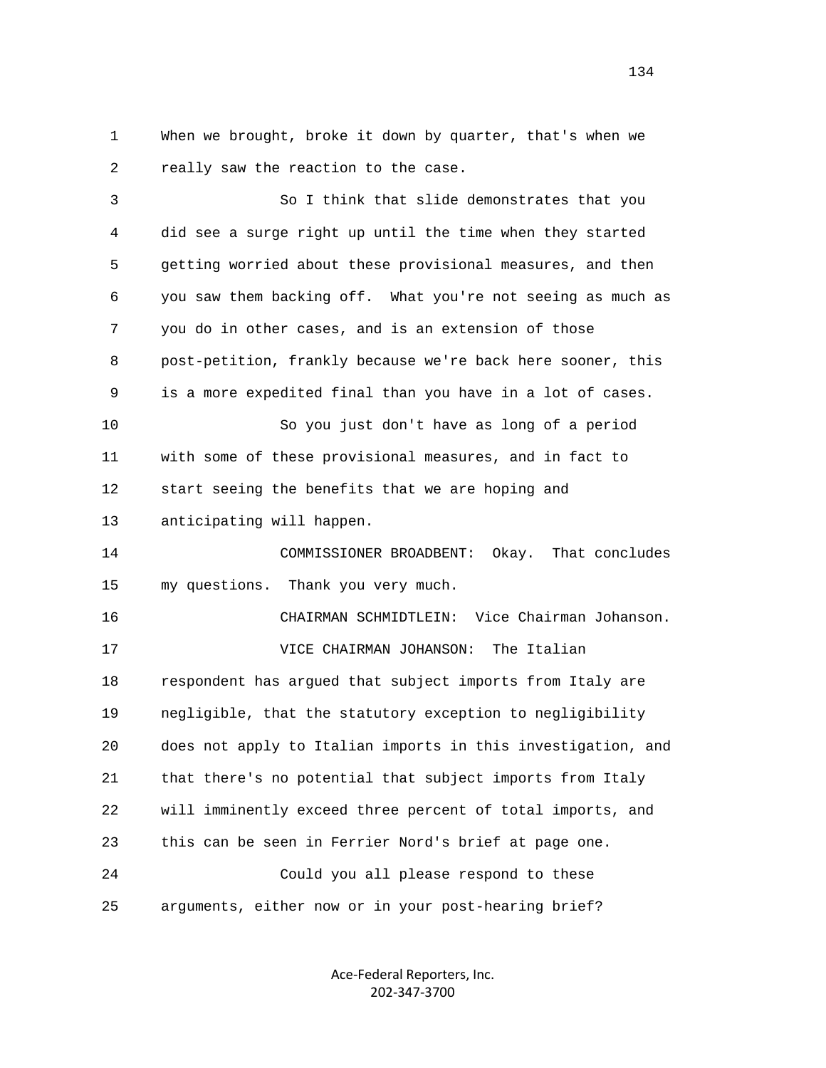1 When we brought, broke it down by quarter, that's when we
2 really saw the reaction to the case.

3 So I think that slide demonstrates that you
4 did see a surge right up until the time when they started
5 getting worried about these provisional measures, and then
6 you saw them backing off. What you're not seeing as much as
7 you do in other cases, and is an extension of those
8 post-petition, frankly because we're back here sooner, this
9 is a more expedited final than you have in a lot of cases.

10 So you just don't have as long of a period
11 with some of these provisional measures, and in fact to
12 start seeing the benefits that we are hoping and
13 anticipating will happen.

14 COMMISSIONER BROADBENT: Okay. That concludes
15 my questions. Thank you very much.

16 CHAIRMAN SCHMIDTLEIN: Vice Chairman Johanson.

17 VICE CHAIRMAN JOHANSON: The Italian
18 respondent has argued that subject imports from Italy are
19 negligible, that the statutory exception to negligibility
20 does not apply to Italian imports in this investigation, and
21 that there's no potential that subject imports from Italy
22 will imminently exceed three percent of total imports, and
23 this can be seen in Ferrier Nord's brief at page one.

24 Could you all please respond to these
25 arguments, either now or in your post-hearing brief?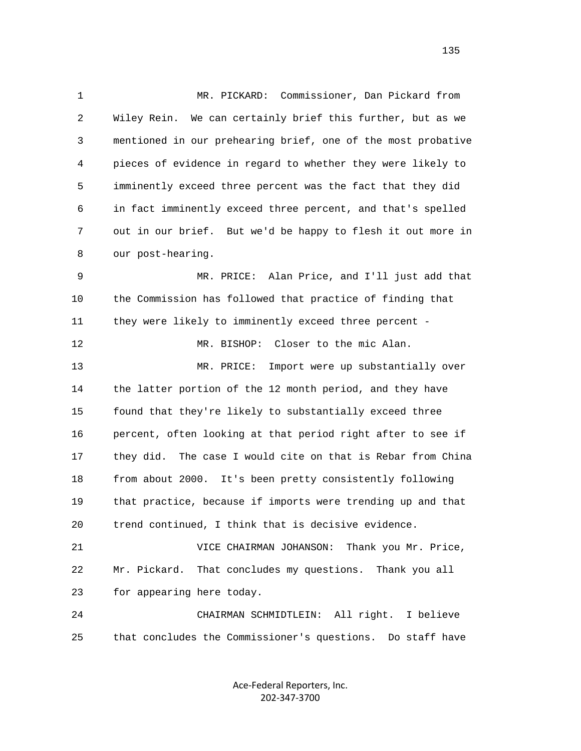MR. PICKARD: Commissioner, Dan Pickard from Wiley Rein. We can certainly brief this further, but as we mentioned in our prehearing brief, one of the most probative pieces of evidence in regard to whether they were likely to imminently exceed three percent was the fact that they did in fact imminently exceed three percent, and that's spelled out in our brief. But we'd be happy to flesh it out more in our post-hearing.

MR. PRICE: Alan Price, and I'll just add that the Commission has followed that practice of finding that they were likely to imminently exceed three percent -

MR. BISHOP: Closer to the mic Alan.

MR. PRICE: Import were up substantially over the latter portion of the 12 month period, and they have found that they're likely to substantially exceed three percent, often looking at that period right after to see if they did. The case I would cite on that is Rebar from China from about 2000. It's been pretty consistently following that practice, because if imports were trending up and that trend continued, I think that is decisive evidence.

VICE CHAIRMAN JOHANSON: Thank you Mr. Price, Mr. Pickard. That concludes my questions. Thank you all for appearing here today.

CHAIRMAN SCHMIDTLEIN: All right. I believe that concludes the Commissioner's questions. Do staff have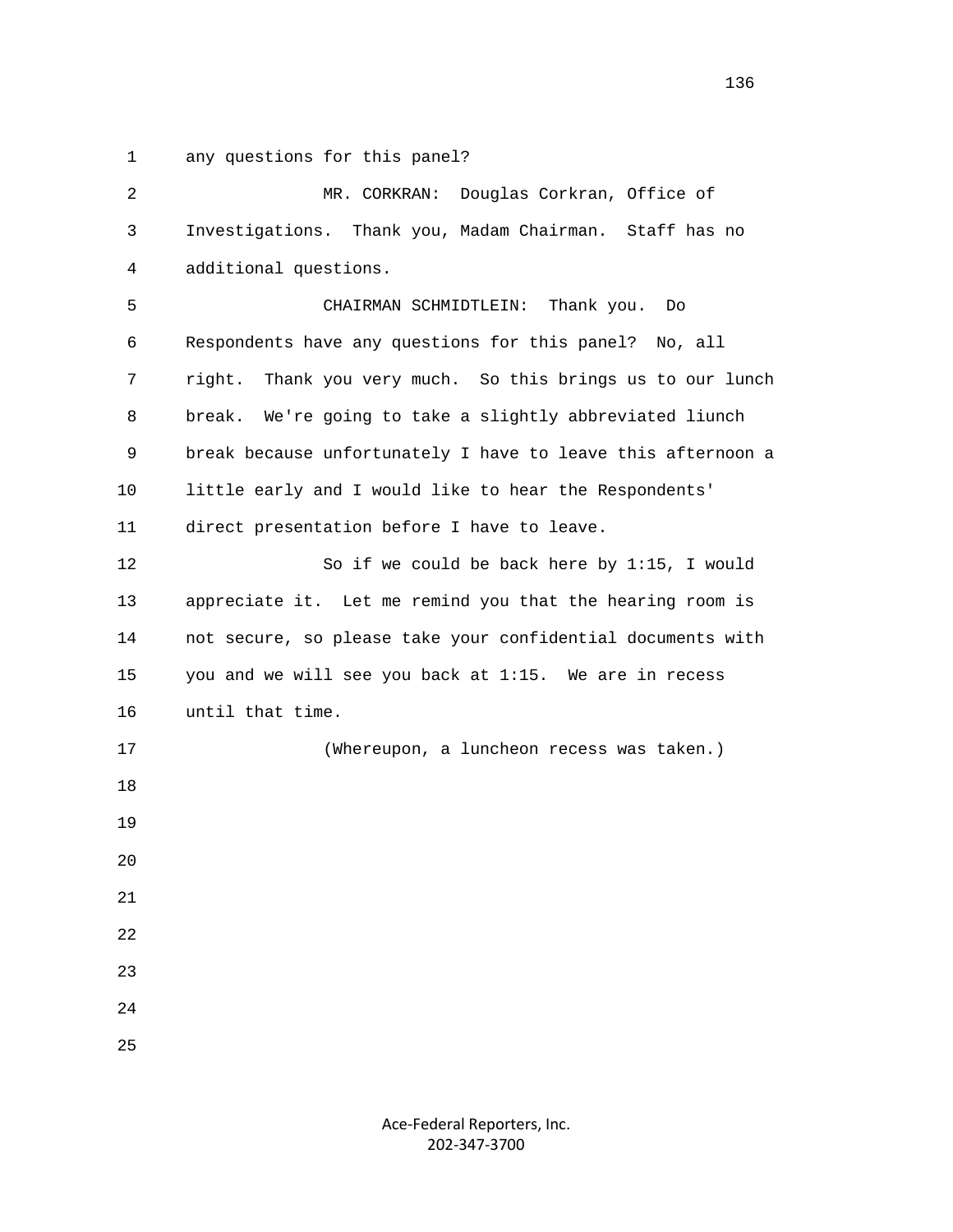any questions for this panel?

MR. CORKRAN: Douglas Corkran, Office of Investigations. Thank you, Madam Chairman. Staff has no additional questions.

CHAIRMAN SCHMIDTLEIN: Thank you. Do Respondents have any questions for this panel? No, all right. Thank you very much. So this brings us to our lunch break. We're going to take a slightly abbreviated liunch break because unfortunately I have to leave this afternoon a little early and I would like to hear the Respondents' direct presentation before I have to leave.

So if we could be back here by 1:15, I would appreciate it. Let me remind you that the hearing room is not secure, so please take your confidential documents with you and we will see you back at 1:15. We are in recess until that time.

(Whereupon, a luncheon recess was taken.)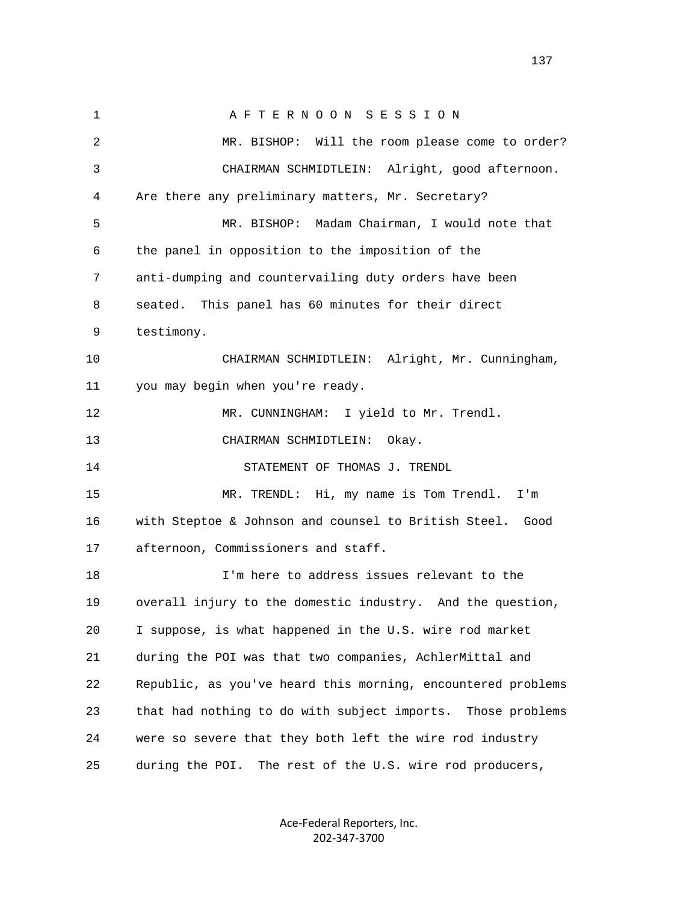AFTERNOON SESSION

MR. BISHOP: Will the room please come to order?

CHAIRMAN SCHMIDTLEIN: Alright, good afternoon. Are there any preliminary matters, Mr. Secretary?

MR. BISHOP: Madam Chairman, I would note that the panel in opposition to the imposition of the anti-dumping and countervailing duty orders have been seated. This panel has 60 minutes for their direct testimony.

CHAIRMAN SCHMIDTLEIN: Alright, Mr. Cunningham, you may begin when you're ready.

MR. CUNNINGHAM: I yield to Mr. Trendl.

CHAIRMAN SCHMIDTLEIN: Okay.

STATEMENT OF THOMAS J. TRENDL

MR. TRENDL: Hi, my name is Tom Trendl. I'm with Steptoe & Johnson and counsel to British Steel. Good afternoon, Commissioners and staff.

I'm here to address issues relevant to the overall injury to the domestic industry. And the question, I suppose, is what happened in the U.S. wire rod market during the POI was that two companies, AchlerMittal and Republic, as you've heard this morning, encountered problems that had nothing to do with subject imports. Those problems were so severe that they both left the wire rod industry during the POI. The rest of the U.S. wire rod producers,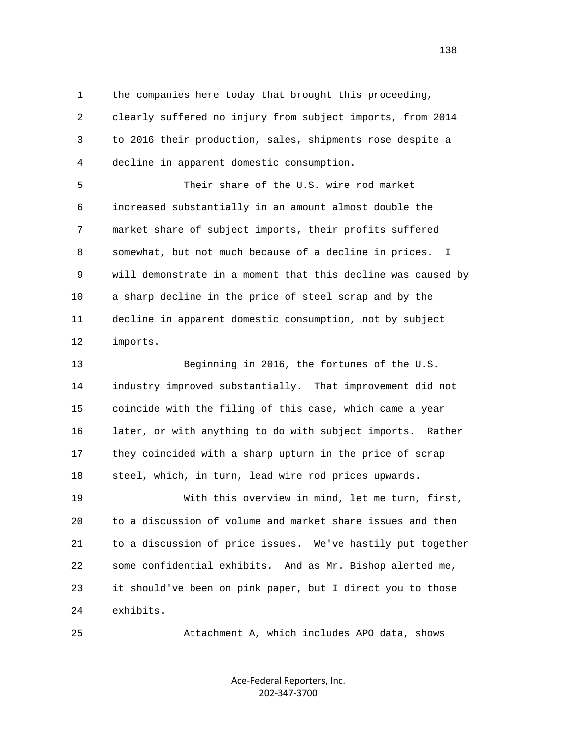the companies here today that brought this proceeding, clearly suffered no injury from subject imports, from 2014 to 2016 their production, sales, shipments rose despite a decline in apparent domestic consumption.

Their share of the U.S. wire rod market increased substantially in an amount almost double the market share of subject imports, their profits suffered somewhat, but not much because of a decline in prices. I will demonstrate in a moment that this decline was caused by a sharp decline in the price of steel scrap and by the decline in apparent domestic consumption, not by subject imports.

Beginning in 2016, the fortunes of the U.S. industry improved substantially. That improvement did not coincide with the filing of this case, which came a year later, or with anything to do with subject imports. Rather they coincided with a sharp upturn in the price of scrap steel, which, in turn, lead wire rod prices upwards.

With this overview in mind, let me turn, first, to a discussion of volume and market share issues and then to a discussion of price issues. We've hastily put together some confidential exhibits. And as Mr. Bishop alerted me, it should've been on pink paper, but I direct you to those exhibits.

Attachment A, which includes APO data, shows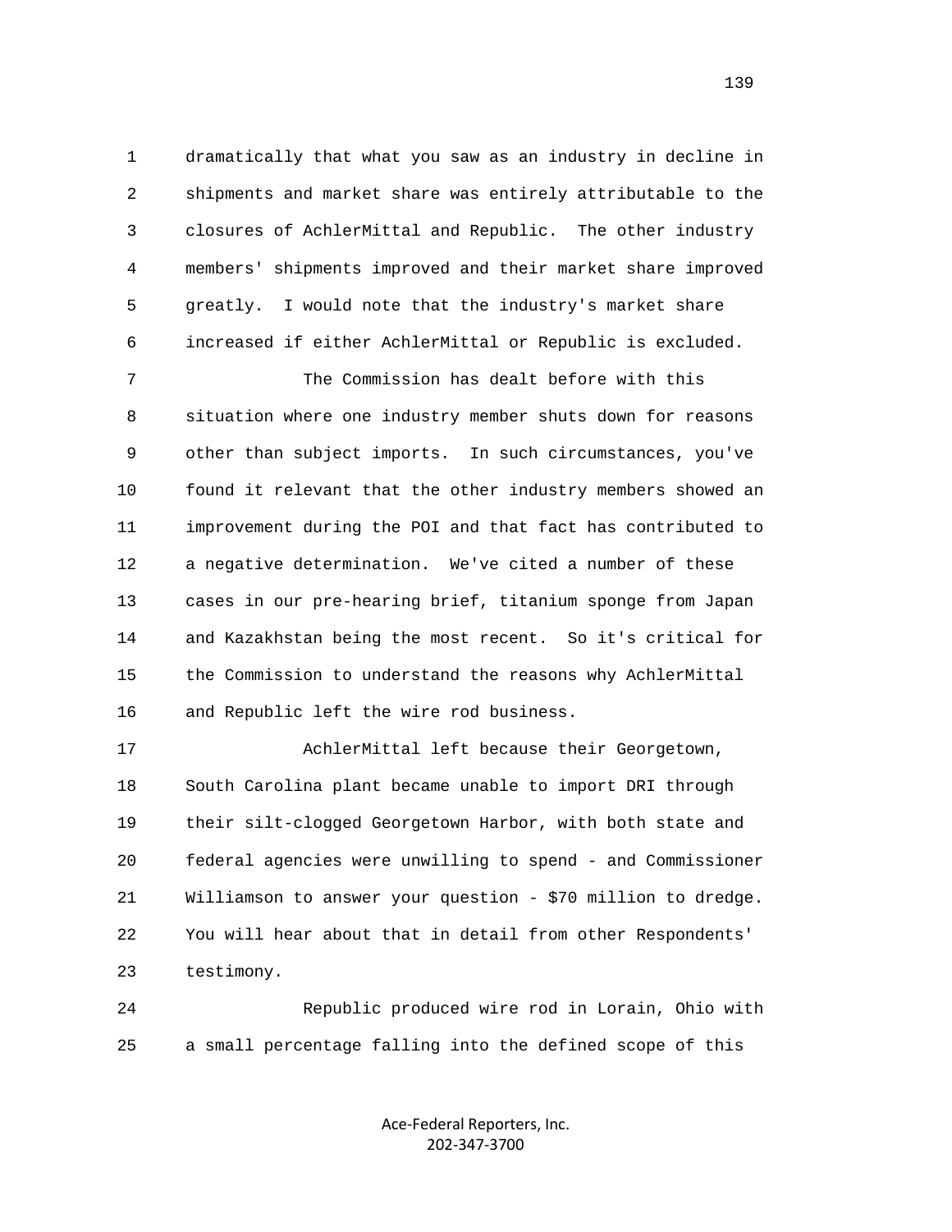dramatically that what you saw as an industry in decline in shipments and market share was entirely attributable to the closures of AchlerMittal and Republic. The other industry members' shipments improved and their market share improved greatly. I would note that the industry's market share increased if either AchlerMittal or Republic is excluded.

The Commission has dealt before with this situation where one industry member shuts down for reasons other than subject imports. In such circumstances, you've found it relevant that the other industry members showed an improvement during the POI and that fact has contributed to a negative determination. We've cited a number of these cases in our pre-hearing brief, titanium sponge from Japan and Kazakhstan being the most recent. So it's critical for the Commission to understand the reasons why AchlerMittal and Republic left the wire rod business.

AchlerMittal left because their Georgetown, South Carolina plant became unable to import DRI through their silt-clogged Georgetown Harbor, with both state and federal agencies were unwilling to spend - and Commissioner Williamson to answer your question - $70 million to dredge. You will hear about that in detail from other Respondents' testimony.

Republic produced wire rod in Lorain, Ohio with a small percentage falling into the defined scope of this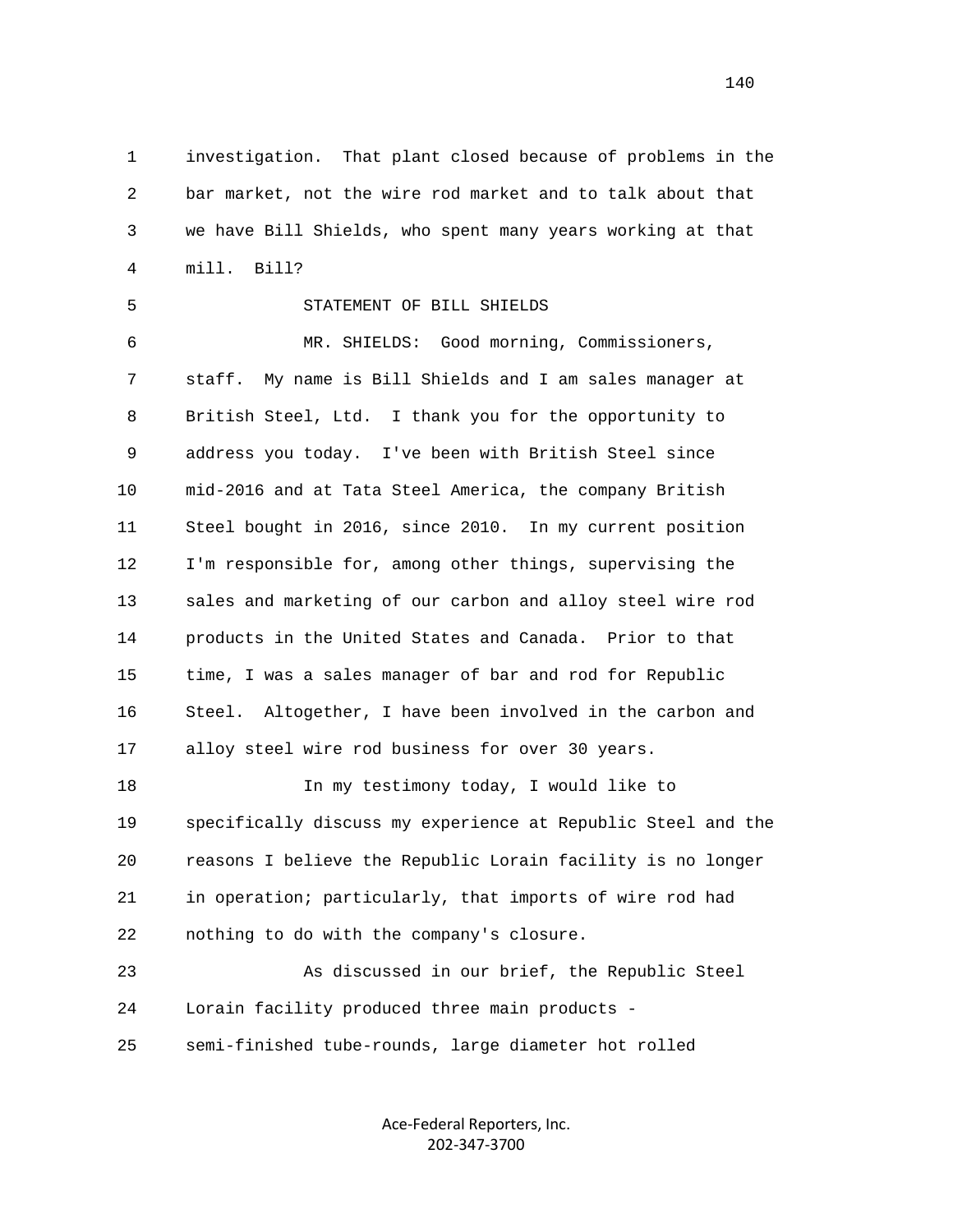investigation. That plant closed because of problems in the bar market, not the wire rod market and to talk about that we have Bill Shields, who spent many years working at that mill. Bill?

STATEMENT OF BILL SHIELDS

MR. SHIELDS: Good morning, Commissioners, staff. My name is Bill Shields and I am sales manager at British Steel, Ltd. I thank you for the opportunity to address you today. I've been with British Steel since mid-2016 and at Tata Steel America, the company British Steel bought in 2016, since 2010. In my current position I'm responsible for, among other things, supervising the sales and marketing of our carbon and alloy steel wire rod products in the United States and Canada. Prior to that time, I was a sales manager of bar and rod for Republic Steel. Altogether, I have been involved in the carbon and alloy steel wire rod business for over 30 years.

In my testimony today, I would like to specifically discuss my experience at Republic Steel and the reasons I believe the Republic Lorain facility is no longer in operation; particularly, that imports of wire rod had nothing to do with the company's closure.

As discussed in our brief, the Republic Steel Lorain facility produced three main products - semi-finished tube-rounds, large diameter hot rolled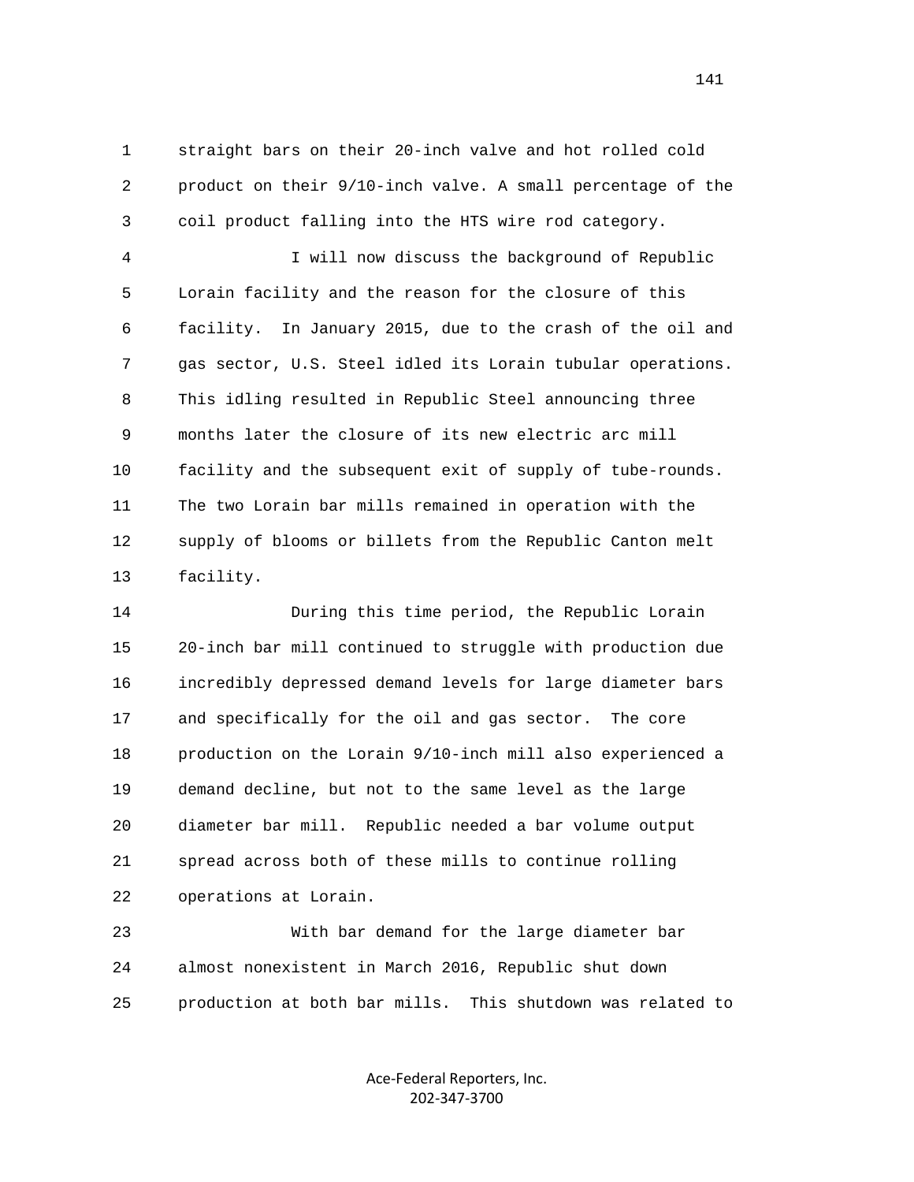1 straight bars on their 20-inch valve and hot rolled cold
2 product on their 9/10-inch valve. A small percentage of the
3 coil product falling into the HTS wire rod category.

4 I will now discuss the background of Republic
5 Lorain facility and the reason for the closure of this
6 facility. In January 2015, due to the crash of the oil and
7 gas sector, U.S. Steel idled its Lorain tubular operations.
8 This idling resulted in Republic Steel announcing three
9 months later the closure of its new electric arc mill
10 facility and the subsequent exit of supply of tube-rounds.
11 The two Lorain bar mills remained in operation with the
12 supply of blooms or billets from the Republic Canton melt
13 facility.

14 During this time period, the Republic Lorain
15 20-inch bar mill continued to struggle with production due
16 incredibly depressed demand levels for large diameter bars
17 and specifically for the oil and gas sector. The core
18 production on the Lorain 9/10-inch mill also experienced a
19 demand decline, but not to the same level as the large
20 diameter bar mill. Republic needed a bar volume output
21 spread across both of these mills to continue rolling
22 operations at Lorain.

23 With bar demand for the large diameter bar
24 almost nonexistent in March 2016, Republic shut down
25 production at both bar mills. This shutdown was related to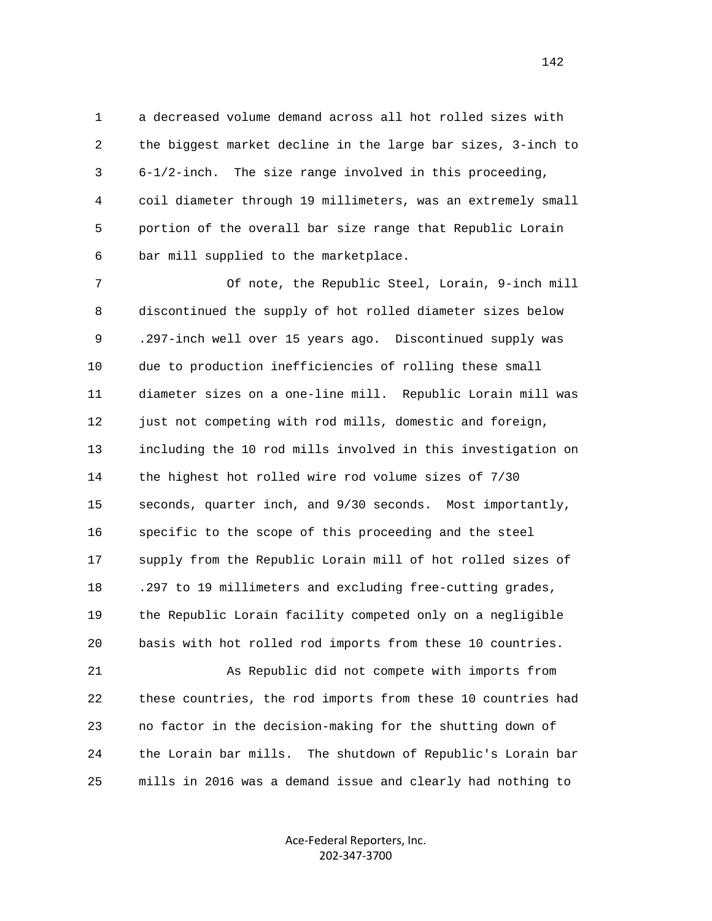a decreased volume demand across all hot rolled sizes with the biggest market decline in the large bar sizes, 3-inch to 6-1/2-inch. The size range involved in this proceeding, coil diameter through 19 millimeters, was an extremely small portion of the overall bar size range that Republic Lorain bar mill supplied to the marketplace.

Of note, the Republic Steel, Lorain, 9-inch mill discontinued the supply of hot rolled diameter sizes below .297-inch well over 15 years ago. Discontinued supply was due to production inefficiencies of rolling these small diameter sizes on a one-line mill. Republic Lorain mill was just not competing with rod mills, domestic and foreign, including the 10 rod mills involved in this investigation on the highest hot rolled wire rod volume sizes of 7/30 seconds, quarter inch, and 9/30 seconds. Most importantly, specific to the scope of this proceeding and the steel supply from the Republic Lorain mill of hot rolled sizes of .297 to 19 millimeters and excluding free-cutting grades, the Republic Lorain facility competed only on a negligible basis with hot rolled rod imports from these 10 countries.

As Republic did not compete with imports from these countries, the rod imports from these 10 countries had no factor in the decision-making for the shutting down of the Lorain bar mills. The shutdown of Republic's Lorain bar mills in 2016 was a demand issue and clearly had nothing to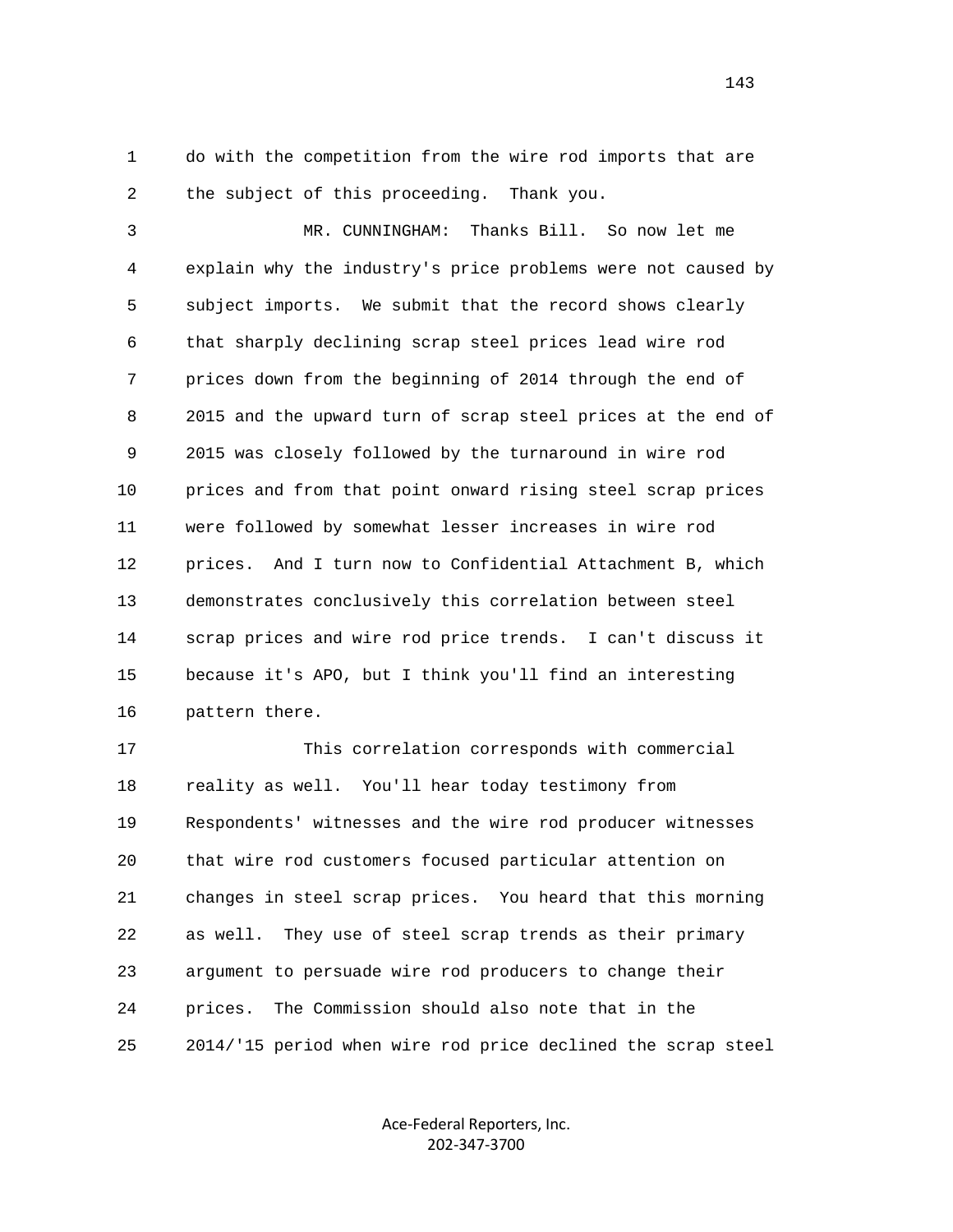do with the competition from the wire rod imports that are the subject of this proceeding. Thank you.

MR. CUNNINGHAM: Thanks Bill. So now let me explain why the industry's price problems were not caused by subject imports. We submit that the record shows clearly that sharply declining scrap steel prices lead wire rod prices down from the beginning of 2014 through the end of 2015 and the upward turn of scrap steel prices at the end of 2015 was closely followed by the turnaround in wire rod prices and from that point onward rising steel scrap prices were followed by somewhat lesser increases in wire rod prices. And I turn now to Confidential Attachment B, which demonstrates conclusively this correlation between steel scrap prices and wire rod price trends. I can't discuss it because it's APO, but I think you'll find an interesting pattern there.

This correlation corresponds with commercial reality as well. You'll hear today testimony from Respondents' witnesses and the wire rod producer witnesses that wire rod customers focused particular attention on changes in steel scrap prices. You heard that this morning as well. They use of steel scrap trends as their primary argument to persuade wire rod producers to change their prices. The Commission should also note that in the 2014/'15 period when wire rod price declined the scrap steel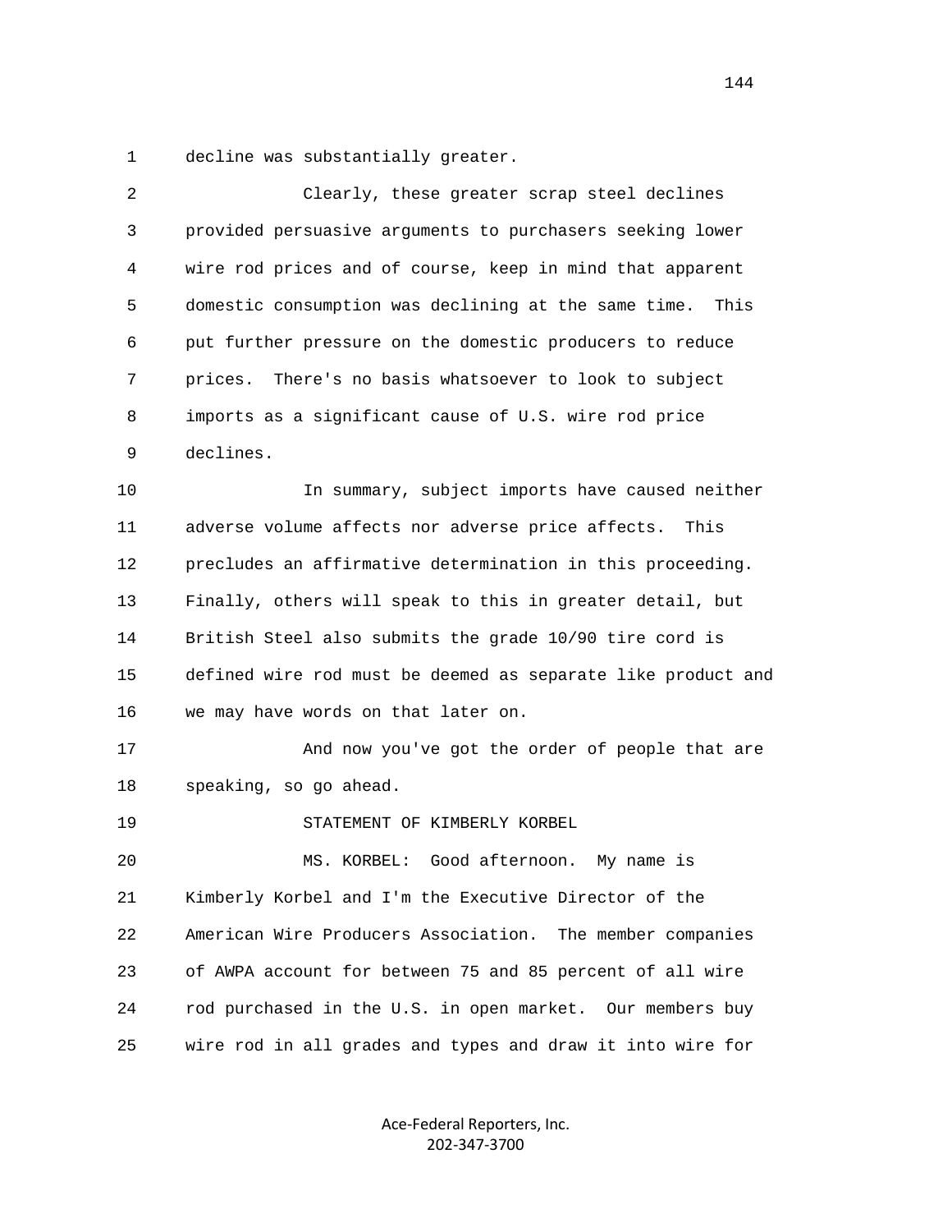decline was substantially greater.

Clearly, these greater scrap steel declines provided persuasive arguments to purchasers seeking lower wire rod prices and of course, keep in mind that apparent domestic consumption was declining at the same time. This put further pressure on the domestic producers to reduce prices. There's no basis whatsoever to look to subject imports as a significant cause of U.S. wire rod price declines.

In summary, subject imports have caused neither adverse volume affects nor adverse price affects. This precludes an affirmative determination in this proceeding. Finally, others will speak to this in greater detail, but British Steel also submits the grade 10/90 tire cord is defined wire rod must be deemed as separate like product and we may have words on that later on.

And now you've got the order of people that are speaking, so go ahead.

STATEMENT OF KIMBERLY KORBEL

MS. KORBEL: Good afternoon. My name is Kimberly Korbel and I'm the Executive Director of the American Wire Producers Association. The member companies of AWPA account for between 75 and 85 percent of all wire rod purchased in the U.S. in open market. Our members buy wire rod in all grades and types and draw it into wire for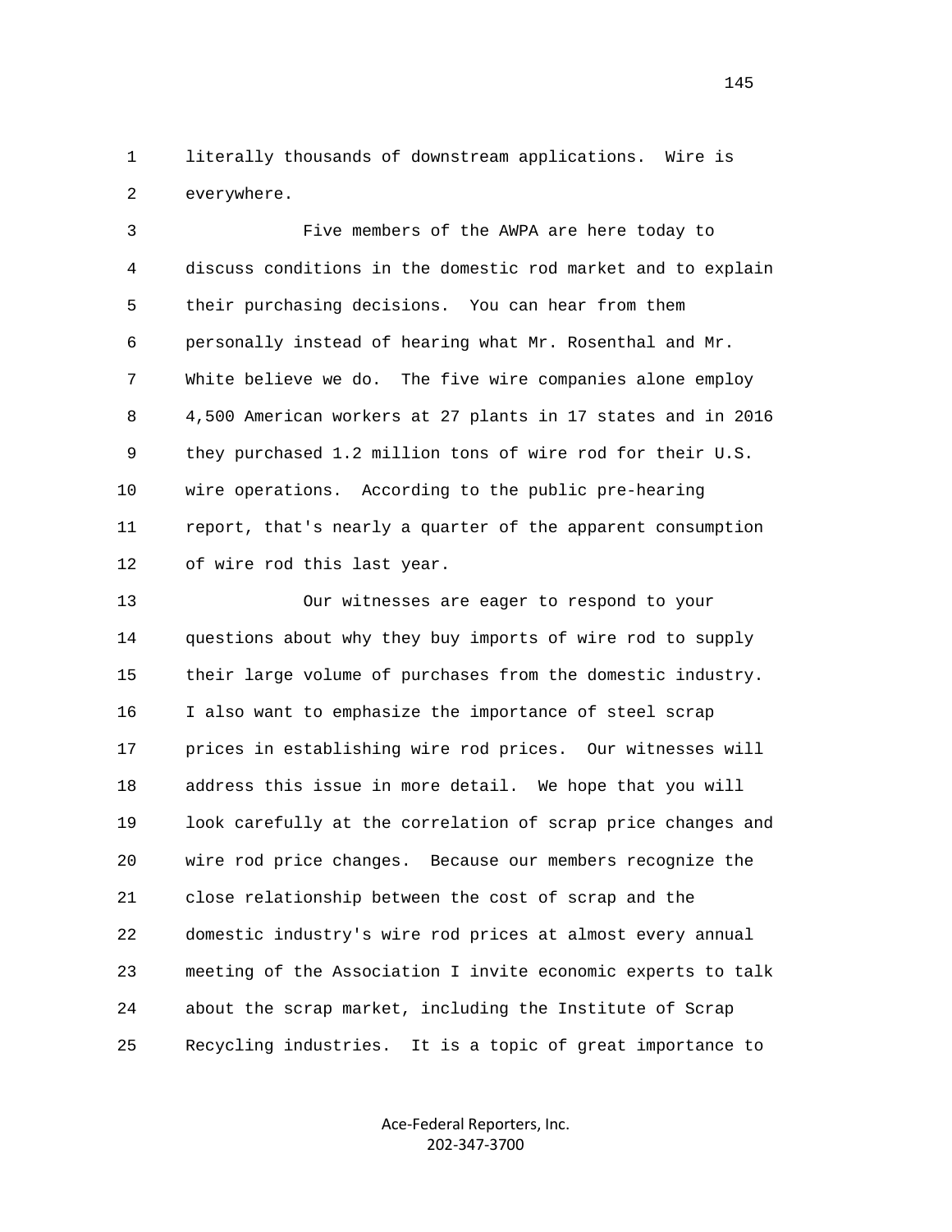literally thousands of downstream applications. Wire is everywhere.

Five members of the AWPA are here today to discuss conditions in the domestic rod market and to explain their purchasing decisions. You can hear from them personally instead of hearing what Mr. Rosenthal and Mr. White believe we do. The five wire companies alone employ 4,500 American workers at 27 plants in 17 states and in 2016 they purchased 1.2 million tons of wire rod for their U.S. wire operations. According to the public pre-hearing report, that's nearly a quarter of the apparent consumption of wire rod this last year.

Our witnesses are eager to respond to your questions about why they buy imports of wire rod to supply their large volume of purchases from the domestic industry. I also want to emphasize the importance of steel scrap prices in establishing wire rod prices. Our witnesses will address this issue in more detail. We hope that you will look carefully at the correlation of scrap price changes and wire rod price changes. Because our members recognize the close relationship between the cost of scrap and the domestic industry's wire rod prices at almost every annual meeting of the Association I invite economic experts to talk about the scrap market, including the Institute of Scrap Recycling industries. It is a topic of great importance to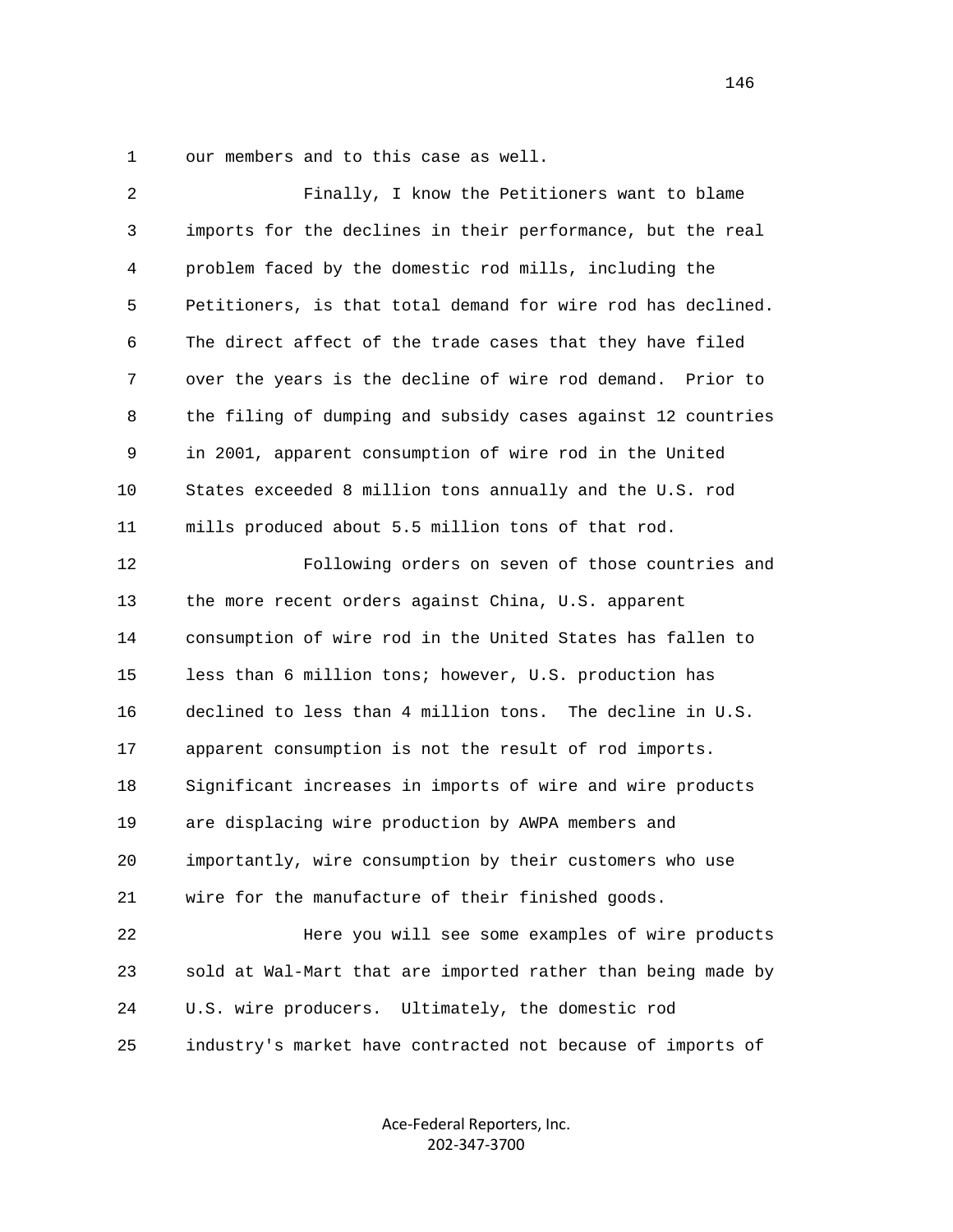our members and to this case as well.

Finally, I know the Petitioners want to blame imports for the declines in their performance, but the real problem faced by the domestic rod mills, including the Petitioners, is that total demand for wire rod has declined. The direct affect of the trade cases that they have filed over the years is the decline of wire rod demand. Prior to the filing of dumping and subsidy cases against 12 countries in 2001, apparent consumption of wire rod in the United States exceeded 8 million tons annually and the U.S. rod mills produced about 5.5 million tons of that rod.

Following orders on seven of those countries and the more recent orders against China, U.S. apparent consumption of wire rod in the United States has fallen to less than 6 million tons; however, U.S. production has declined to less than 4 million tons. The decline in U.S. apparent consumption is not the result of rod imports. Significant increases in imports of wire and wire products are displacing wire production by AWPA members and importantly, wire consumption by their customers who use wire for the manufacture of their finished goods.

Here you will see some examples of wire products sold at Wal-Mart that are imported rather than being made by U.S. wire producers. Ultimately, the domestic rod industry's market have contracted not because of imports of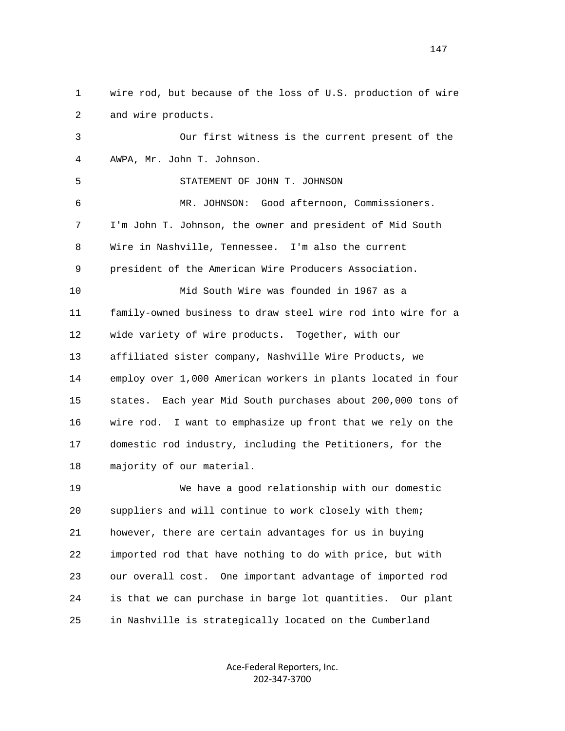wire rod, but because of the loss of U.S. production of wire and wire products.

Our first witness is the current present of the AWPA, Mr. John T. Johnson.

STATEMENT OF JOHN T. JOHNSON

MR. JOHNSON: Good afternoon, Commissioners. I'm John T. Johnson, the owner and president of Mid South Wire in Nashville, Tennessee. I'm also the current president of the American Wire Producers Association.

Mid South Wire was founded in 1967 as a family-owned business to draw steel wire rod into wire for a wide variety of wire products. Together, with our affiliated sister company, Nashville Wire Products, we employ over 1,000 American workers in plants located in four states. Each year Mid South purchases about 200,000 tons of wire rod. I want to emphasize up front that we rely on the domestic rod industry, including the Petitioners, for the majority of our material.

We have a good relationship with our domestic suppliers and will continue to work closely with them; however, there are certain advantages for us in buying imported rod that have nothing to do with price, but with our overall cost. One important advantage of imported rod is that we can purchase in barge lot quantities. Our plant in Nashville is strategically located on the Cumberland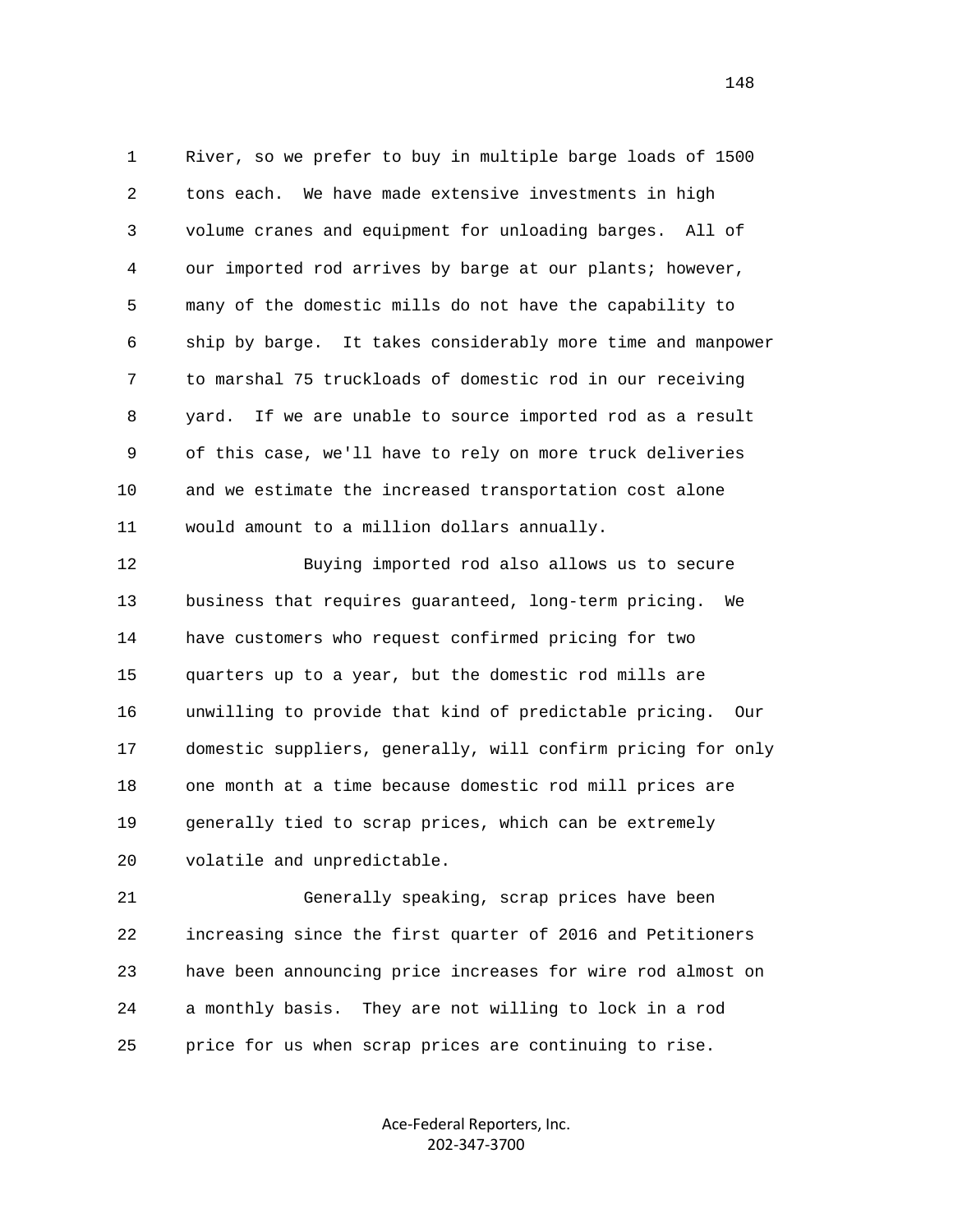River, so we prefer to buy in multiple barge loads of 1500 tons each. We have made extensive investments in high volume cranes and equipment for unloading barges. All of our imported rod arrives by barge at our plants; however, many of the domestic mills do not have the capability to ship by barge. It takes considerably more time and manpower to marshal 75 truckloads of domestic rod in our receiving yard. If we are unable to source imported rod as a result of this case, we'll have to rely on more truck deliveries and we estimate the increased transportation cost alone would amount to a million dollars annually.

Buying imported rod also allows us to secure business that requires guaranteed, long-term pricing. We have customers who request confirmed pricing for two quarters up to a year, but the domestic rod mills are unwilling to provide that kind of predictable pricing. Our domestic suppliers, generally, will confirm pricing for only one month at a time because domestic rod mill prices are generally tied to scrap prices, which can be extremely volatile and unpredictable.

Generally speaking, scrap prices have been increasing since the first quarter of 2016 and Petitioners have been announcing price increases for wire rod almost on a monthly basis. They are not willing to lock in a rod price for us when scrap prices are continuing to rise.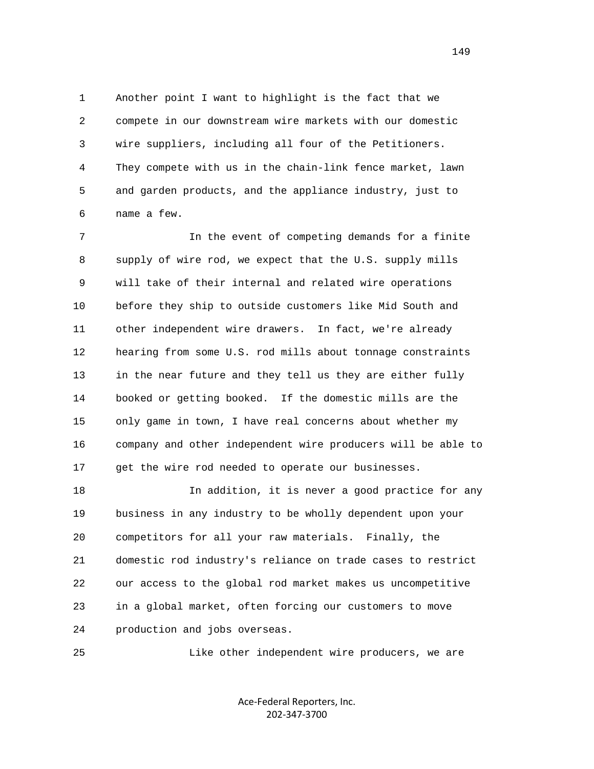Another point I want to highlight is the fact that we compete in our downstream wire markets with our domestic wire suppliers, including all four of the Petitioners. They compete with us in the chain-link fence market, lawn and garden products, and the appliance industry, just to name a few.

In the event of competing demands for a finite supply of wire rod, we expect that the U.S. supply mills will take of their internal and related wire operations before they ship to outside customers like Mid South and other independent wire drawers. In fact, we're already hearing from some U.S. rod mills about tonnage constraints in the near future and they tell us they are either fully booked or getting booked. If the domestic mills are the only game in town, I have real concerns about whether my company and other independent wire producers will be able to get the wire rod needed to operate our businesses.

In addition, it is never a good practice for any business in any industry to be wholly dependent upon your competitors for all your raw materials. Finally, the domestic rod industry's reliance on trade cases to restrict our access to the global rod market makes us uncompetitive in a global market, often forcing our customers to move production and jobs overseas.

Like other independent wire producers, we are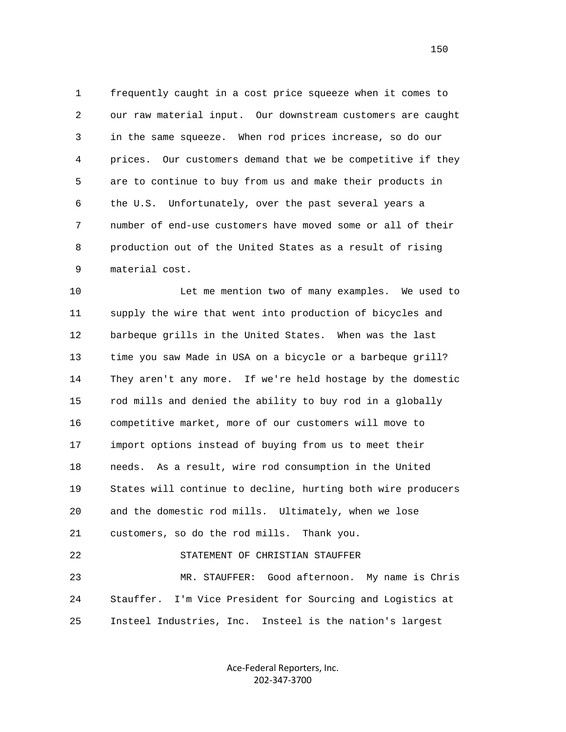frequently caught in a cost price squeeze when it comes to our raw material input. Our downstream customers are caught in the same squeeze. When rod prices increase, so do our prices. Our customers demand that we be competitive if they are to continue to buy from us and make their products in the U.S. Unfortunately, over the past several years a number of end-use customers have moved some or all of their production out of the United States as a result of rising material cost.

Let me mention two of many examples. We used to supply the wire that went into production of bicycles and barbeque grills in the United States. When was the last time you saw Made in USA on a bicycle or a barbeque grill? They aren't any more. If we're held hostage by the domestic rod mills and denied the ability to buy rod in a globally competitive market, more of our customers will move to import options instead of buying from us to meet their needs. As a result, wire rod consumption in the United States will continue to decline, hurting both wire producers and the domestic rod mills. Ultimately, when we lose customers, so do the rod mills. Thank you.

STATEMENT OF CHRISTIAN STAUFFER

MR. STAUFFER: Good afternoon. My name is Chris Stauffer. I'm Vice President for Sourcing and Logistics at Insteel Industries, Inc. Insteel is the nation's largest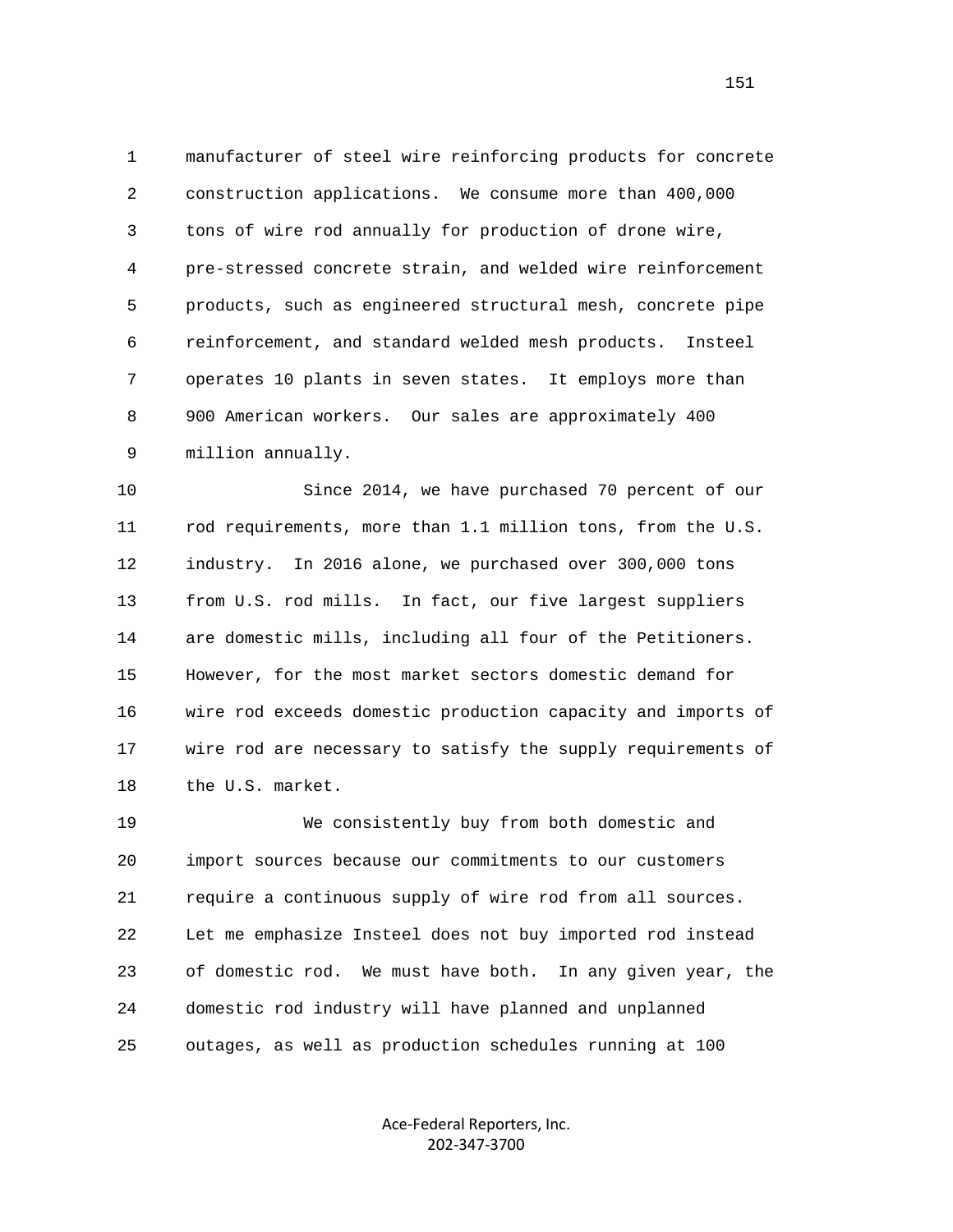1 manufacturer of steel wire reinforcing products for concrete
2 construction applications. We consume more than 400,000
3 tons of wire rod annually for production of drone wire,
4 pre-stressed concrete strain, and welded wire reinforcement
5 products, such as engineered structural mesh, concrete pipe
6 reinforcement, and standard welded mesh products. Insteel
7 operates 10 plants in seven states. It employs more than
8 900 American workers. Our sales are approximately 400
9 million annually.

10 Since 2014, we have purchased 70 percent of our
11 rod requirements, more than 1.1 million tons, from the U.S.
12 industry. In 2016 alone, we purchased over 300,000 tons
13 from U.S. rod mills. In fact, our five largest suppliers
14 are domestic mills, including all four of the Petitioners.
15 However, for the most market sectors domestic demand for
16 wire rod exceeds domestic production capacity and imports of
17 wire rod are necessary to satisfy the supply requirements of
18 the U.S. market.

19 We consistently buy from both domestic and
20 import sources because our commitments to our customers
21 require a continuous supply of wire rod from all sources.
22 Let me emphasize Insteel does not buy imported rod instead
23 of domestic rod. We must have both. In any given year, the
24 domestic rod industry will have planned and unplanned
25 outages, as well as production schedules running at 100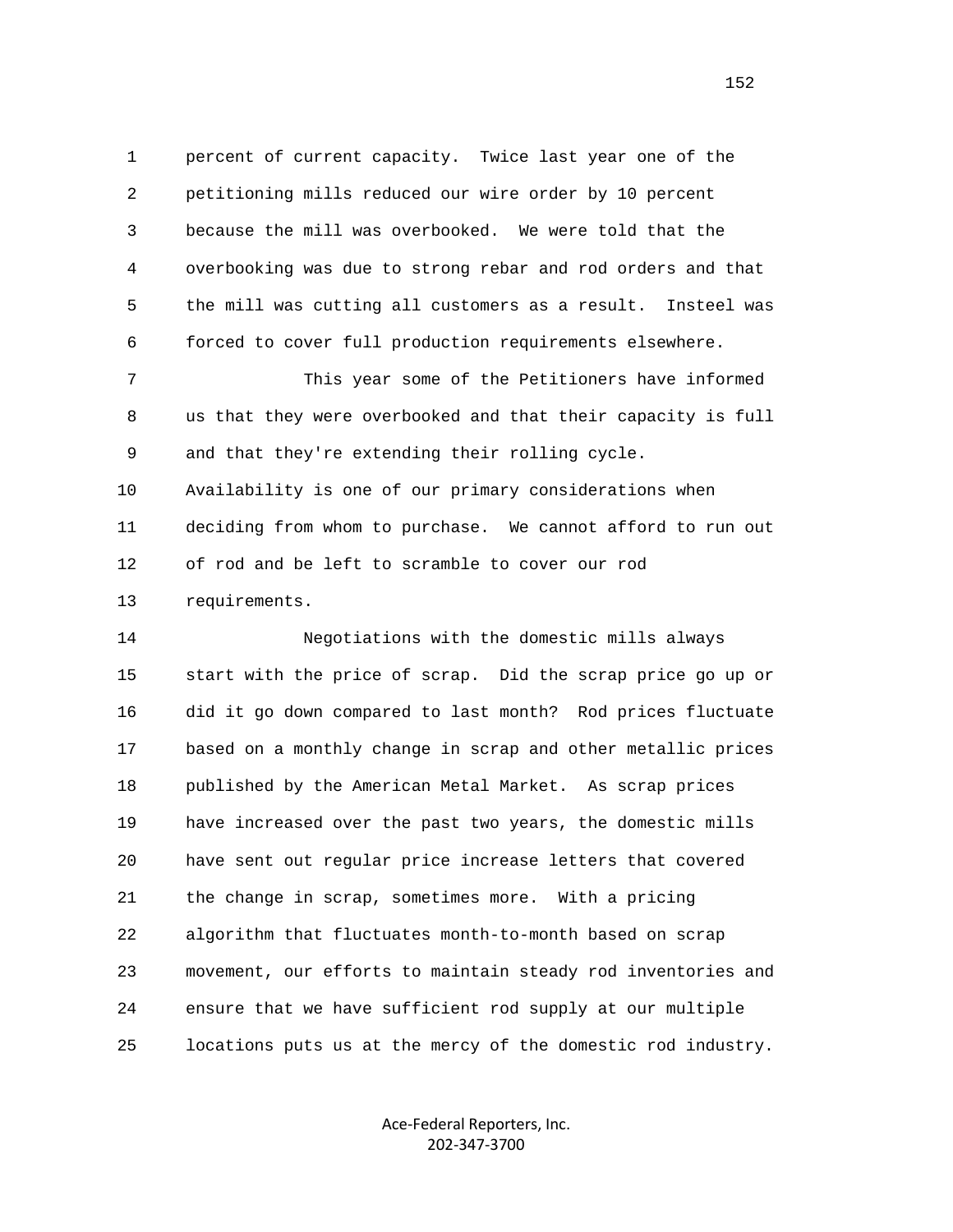percent of current capacity. Twice last year one of the petitioning mills reduced our wire order by 10 percent because the mill was overbooked. We were told that the overbooking was due to strong rebar and rod orders and that the mill was cutting all customers as a result. Insteel was forced to cover full production requirements elsewhere.

This year some of the Petitioners have informed us that they were overbooked and that their capacity is full and that they're extending their rolling cycle. Availability is one of our primary considerations when deciding from whom to purchase. We cannot afford to run out of rod and be left to scramble to cover our rod requirements.

Negotiations with the domestic mills always start with the price of scrap. Did the scrap price go up or did it go down compared to last month? Rod prices fluctuate based on a monthly change in scrap and other metallic prices published by the American Metal Market. As scrap prices have increased over the past two years, the domestic mills have sent out regular price increase letters that covered the change in scrap, sometimes more. With a pricing algorithm that fluctuates month-to-month based on scrap movement, our efforts to maintain steady rod inventories and ensure that we have sufficient rod supply at our multiple locations puts us at the mercy of the domestic rod industry.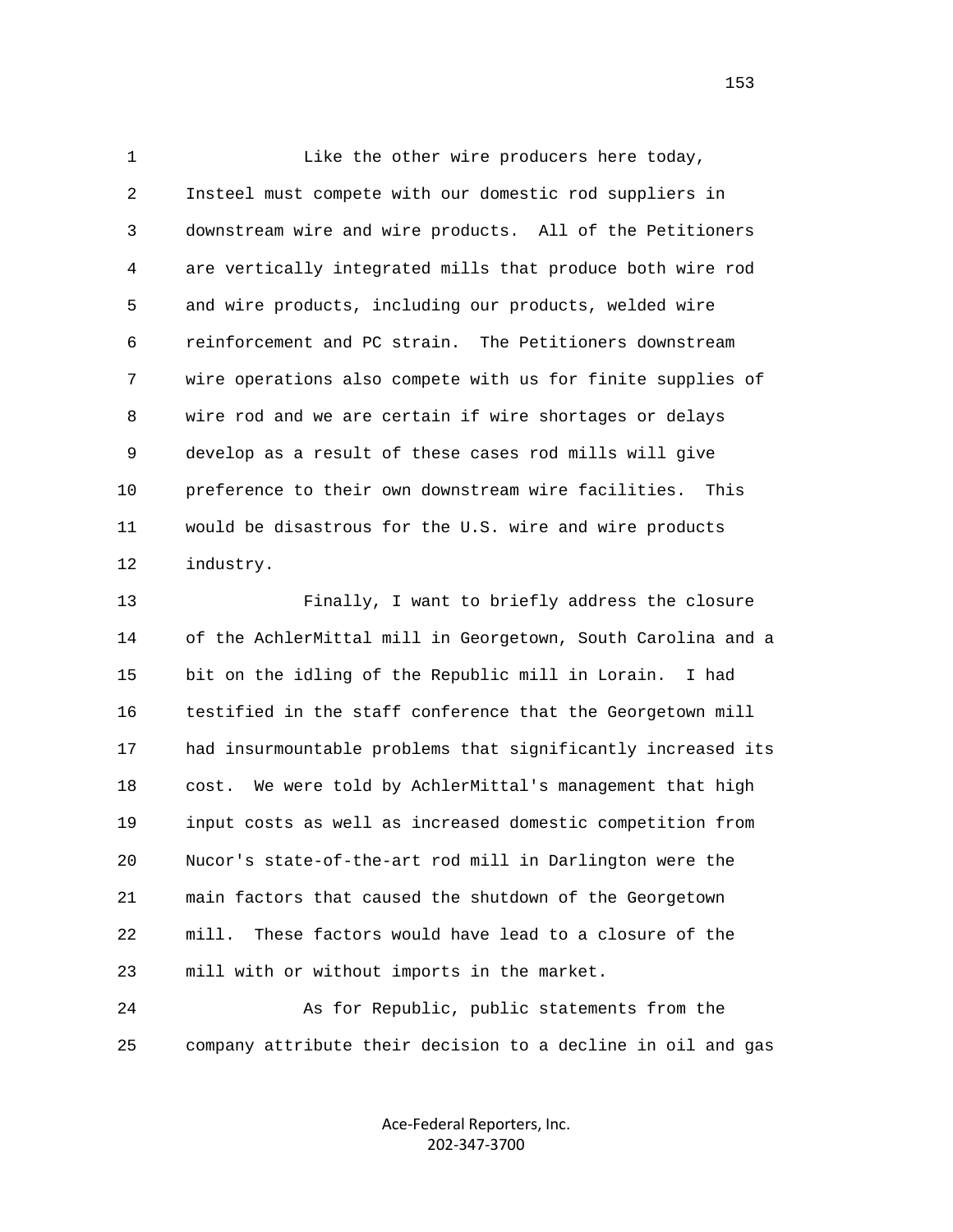Like the other wire producers here today, Insteel must compete with our domestic rod suppliers in downstream wire and wire products. All of the Petitioners are vertically integrated mills that produce both wire rod and wire products, including our products, welded wire reinforcement and PC strain. The Petitioners downstream wire operations also compete with us for finite supplies of wire rod and we are certain if wire shortages or delays develop as a result of these cases rod mills will give preference to their own downstream wire facilities. This would be disastrous for the U.S. wire and wire products industry.

Finally, I want to briefly address the closure of the AchlerMittal mill in Georgetown, South Carolina and a bit on the idling of the Republic mill in Lorain. I had testified in the staff conference that the Georgetown mill had insurmountable problems that significantly increased its cost. We were told by AchlerMittal's management that high input costs as well as increased domestic competition from Nucor's state-of-the-art rod mill in Darlington were the main factors that caused the shutdown of the Georgetown mill. These factors would have lead to a closure of the mill with or without imports in the market.

As for Republic, public statements from the company attribute their decision to a decline in oil and gas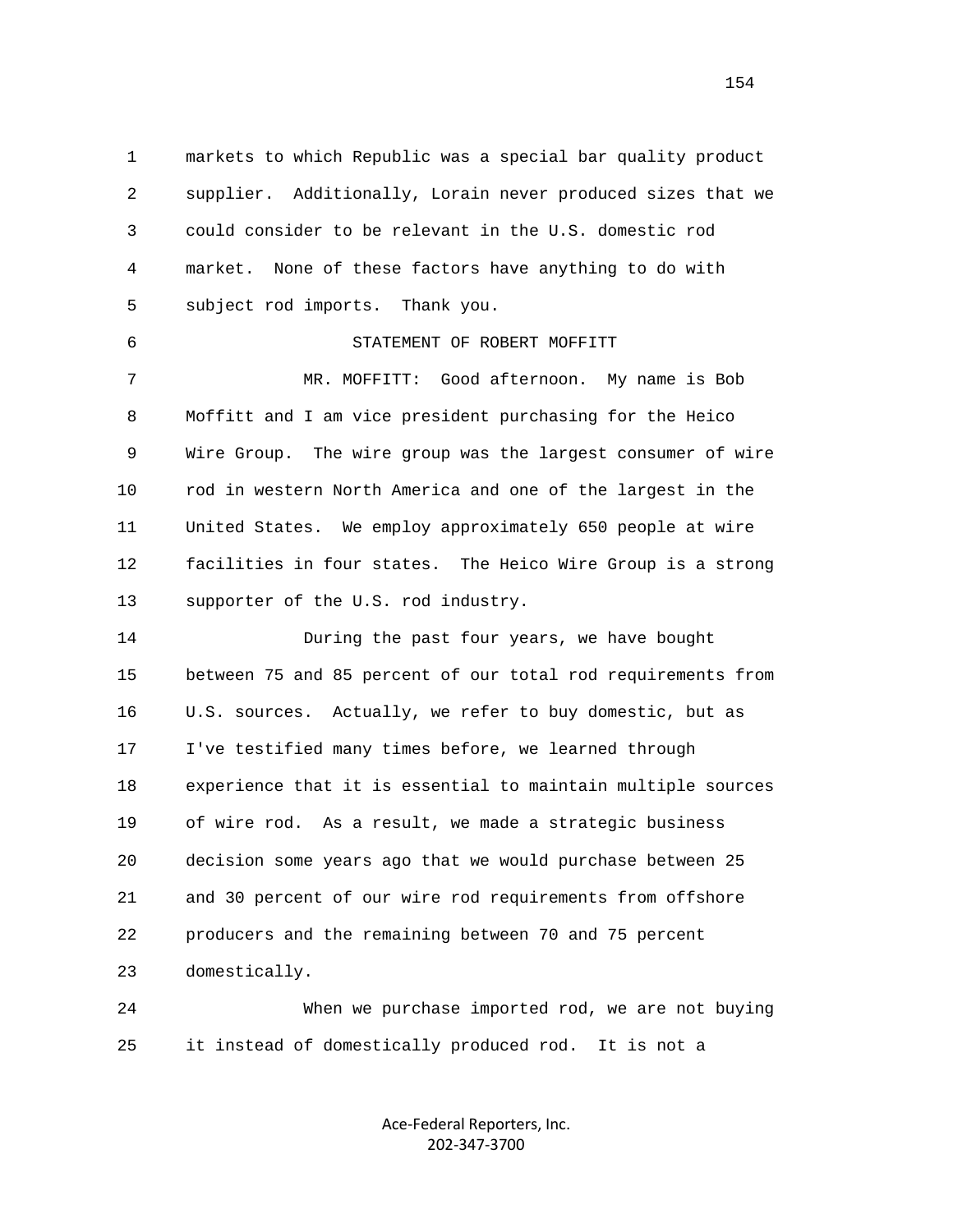markets to which Republic was a special bar quality product supplier. Additionally, Lorain never produced sizes that we could consider to be relevant in the U.S. domestic rod market. None of these factors have anything to do with subject rod imports. Thank you.

STATEMENT OF ROBERT MOFFITT

MR. MOFFITT: Good afternoon. My name is Bob Moffitt and I am vice president purchasing for the Heico Wire Group. The wire group was the largest consumer of wire rod in western North America and one of the largest in the United States. We employ approximately 650 people at wire facilities in four states. The Heico Wire Group is a strong supporter of the U.S. rod industry.

During the past four years, we have bought between 75 and 85 percent of our total rod requirements from U.S. sources. Actually, we refer to buy domestic, but as I've testified many times before, we learned through experience that it is essential to maintain multiple sources of wire rod. As a result, we made a strategic business decision some years ago that we would purchase between 25 and 30 percent of our wire rod requirements from offshore producers and the remaining between 70 and 75 percent domestically.

When we purchase imported rod, we are not buying it instead of domestically produced rod. It is not a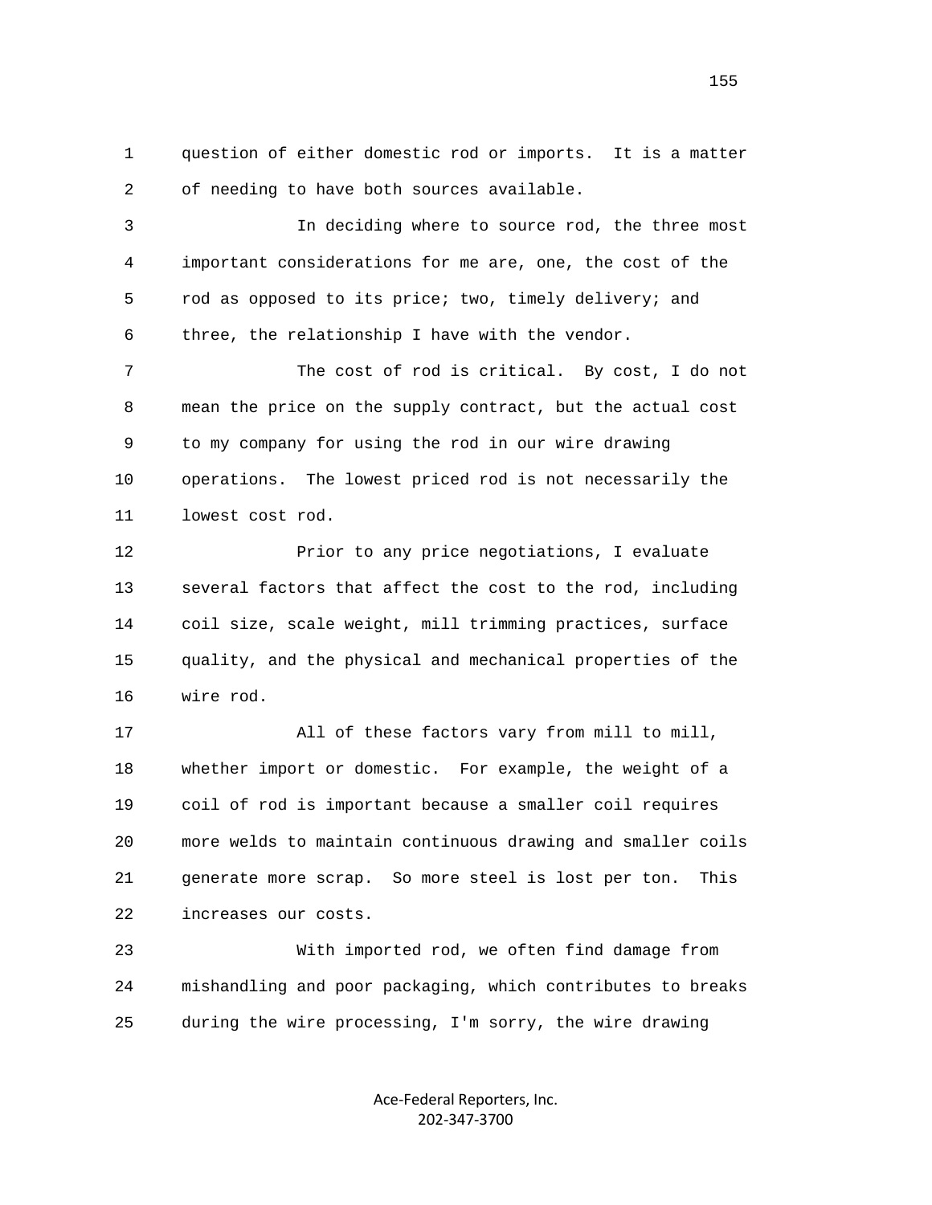question of either domestic rod or imports. It is a matter of needing to have both sources available.

In deciding where to source rod, the three most important considerations for me are, one, the cost of the rod as opposed to its price; two, timely delivery; and three, the relationship I have with the vendor.

The cost of rod is critical. By cost, I do not mean the price on the supply contract, but the actual cost to my company for using the rod in our wire drawing operations. The lowest priced rod is not necessarily the lowest cost rod.

Prior to any price negotiations, I evaluate several factors that affect the cost to the rod, including coil size, scale weight, mill trimming practices, surface quality, and the physical and mechanical properties of the wire rod.

All of these factors vary from mill to mill, whether import or domestic. For example, the weight of a coil of rod is important because a smaller coil requires more welds to maintain continuous drawing and smaller coils generate more scrap. So more steel is lost per ton. This increases our costs.

With imported rod, we often find damage from mishandling and poor packaging, which contributes to breaks during the wire processing, I'm sorry, the wire drawing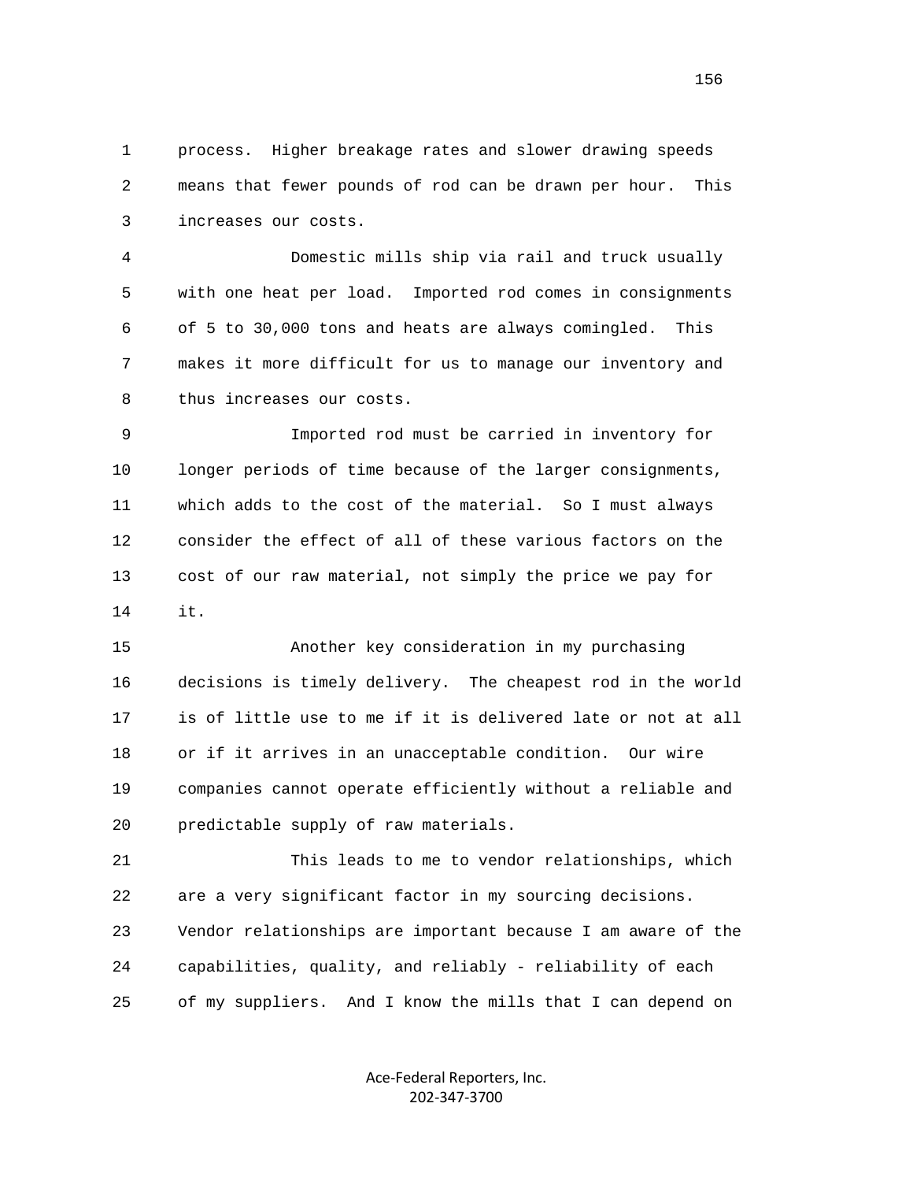process. Higher breakage rates and slower drawing speeds means that fewer pounds of rod can be drawn per hour. This increases our costs.

Domestic mills ship via rail and truck usually with one heat per load. Imported rod comes in consignments of 5 to 30,000 tons and heats are always comingled. This makes it more difficult for us to manage our inventory and thus increases our costs.

Imported rod must be carried in inventory for longer periods of time because of the larger consignments, which adds to the cost of the material. So I must always consider the effect of all of these various factors on the cost of our raw material, not simply the price we pay for it.

Another key consideration in my purchasing decisions is timely delivery. The cheapest rod in the world is of little use to me if it is delivered late or not at all or if it arrives in an unacceptable condition. Our wire companies cannot operate efficiently without a reliable and predictable supply of raw materials.

This leads to me to vendor relationships, which are a very significant factor in my sourcing decisions. Vendor relationships are important because I am aware of the capabilities, quality, and reliably - reliability of each of my suppliers. And I know the mills that I can depend on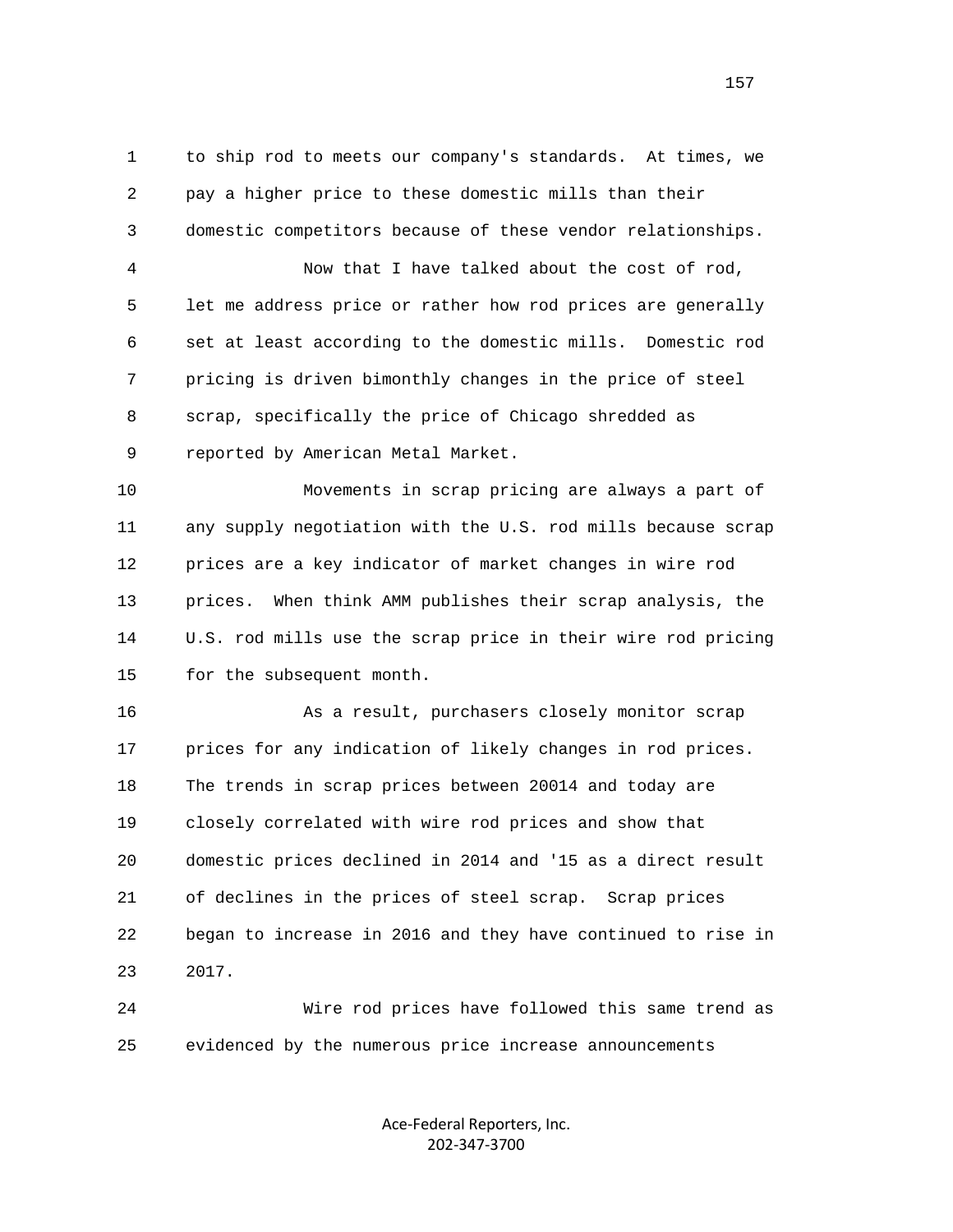to ship rod to meets our company's standards. At times, we pay a higher price to these domestic mills than their domestic competitors because of these vendor relationships.

Now that I have talked about the cost of rod, let me address price or rather how rod prices are generally set at least according to the domestic mills. Domestic rod pricing is driven bimonthly changes in the price of steel scrap, specifically the price of Chicago shredded as reported by American Metal Market.

Movements in scrap pricing are always a part of any supply negotiation with the U.S. rod mills because scrap prices are a key indicator of market changes in wire rod prices. When think AMM publishes their scrap analysis, the U.S. rod mills use the scrap price in their wire rod pricing for the subsequent month.

As a result, purchasers closely monitor scrap prices for any indication of likely changes in rod prices. The trends in scrap prices between 20014 and today are closely correlated with wire rod prices and show that domestic prices declined in 2014 and '15 as a direct result of declines in the prices of steel scrap. Scrap prices began to increase in 2016 and they have continued to rise in 2017.

Wire rod prices have followed this same trend as evidenced by the numerous price increase announcements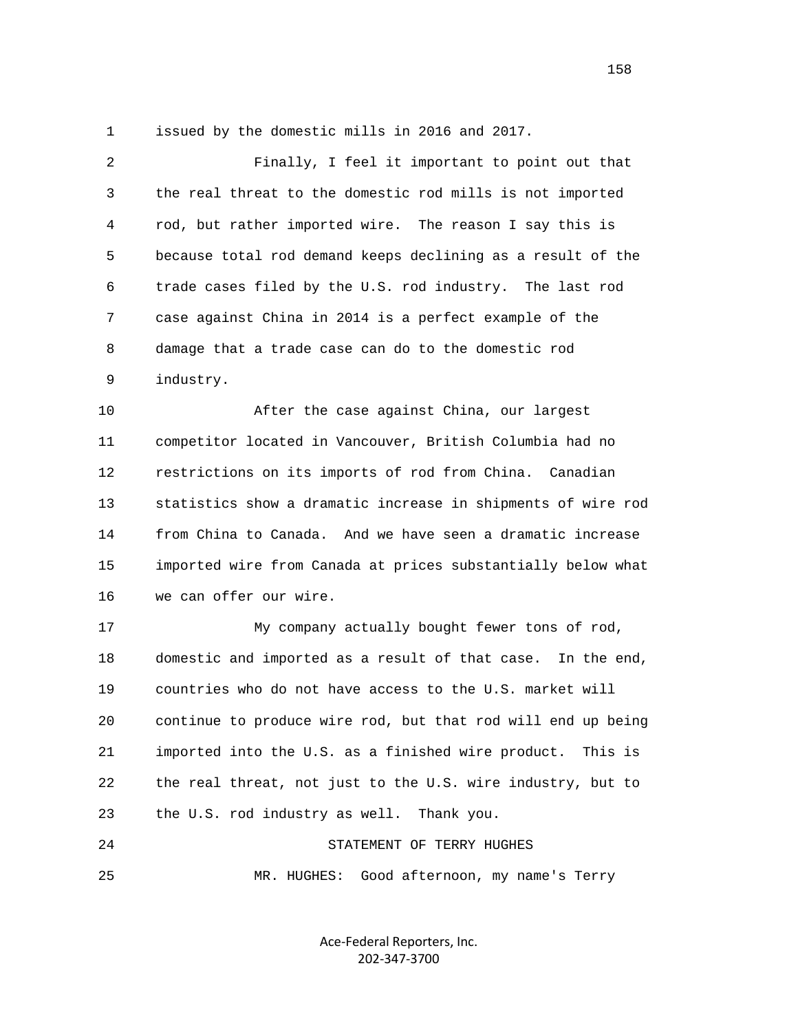issued by the domestic mills in 2016 and 2017.

Finally, I feel it important to point out that the real threat to the domestic rod mills is not imported rod, but rather imported wire. The reason I say this is because total rod demand keeps declining as a result of the trade cases filed by the U.S. rod industry. The last rod case against China in 2014 is a perfect example of the damage that a trade case can do to the domestic rod industry.

After the case against China, our largest competitor located in Vancouver, British Columbia had no restrictions on its imports of rod from China. Canadian statistics show a dramatic increase in shipments of wire rod from China to Canada. And we have seen a dramatic increase imported wire from Canada at prices substantially below what we can offer our wire.

My company actually bought fewer tons of rod, domestic and imported as a result of that case. In the end, countries who do not have access to the U.S. market will continue to produce wire rod, but that rod will end up being imported into the U.S. as a finished wire product. This is the real threat, not just to the U.S. wire industry, but to the U.S. rod industry as well. Thank you.

STATEMENT OF TERRY HUGHES

MR. HUGHES: Good afternoon, my name's Terry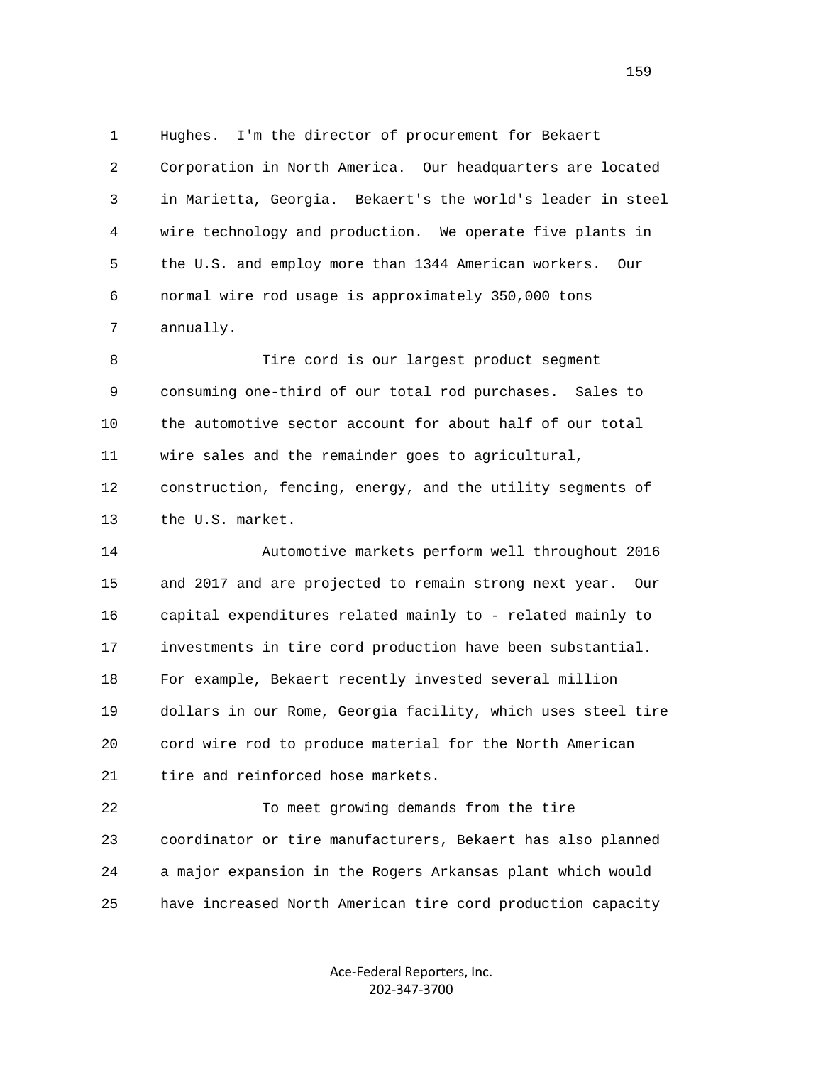Hughes. I'm the director of procurement for Bekaert Corporation in North America. Our headquarters are located in Marietta, Georgia. Bekaert's the world's leader in steel wire technology and production. We operate five plants in the U.S. and employ more than 1344 American workers. Our normal wire rod usage is approximately 350,000 tons annually.

Tire cord is our largest product segment consuming one-third of our total rod purchases. Sales to the automotive sector account for about half of our total wire sales and the remainder goes to agricultural, construction, fencing, energy, and the utility segments of the U.S. market.

Automotive markets perform well throughout 2016 and 2017 and are projected to remain strong next year. Our capital expenditures related mainly to - related mainly to investments in tire cord production have been substantial. For example, Bekaert recently invested several million dollars in our Rome, Georgia facility, which uses steel tire cord wire rod to produce material for the North American tire and reinforced hose markets.

To meet growing demands from the tire coordinator or tire manufacturers, Bekaert has also planned a major expansion in the Rogers Arkansas plant which would have increased North American tire cord production capacity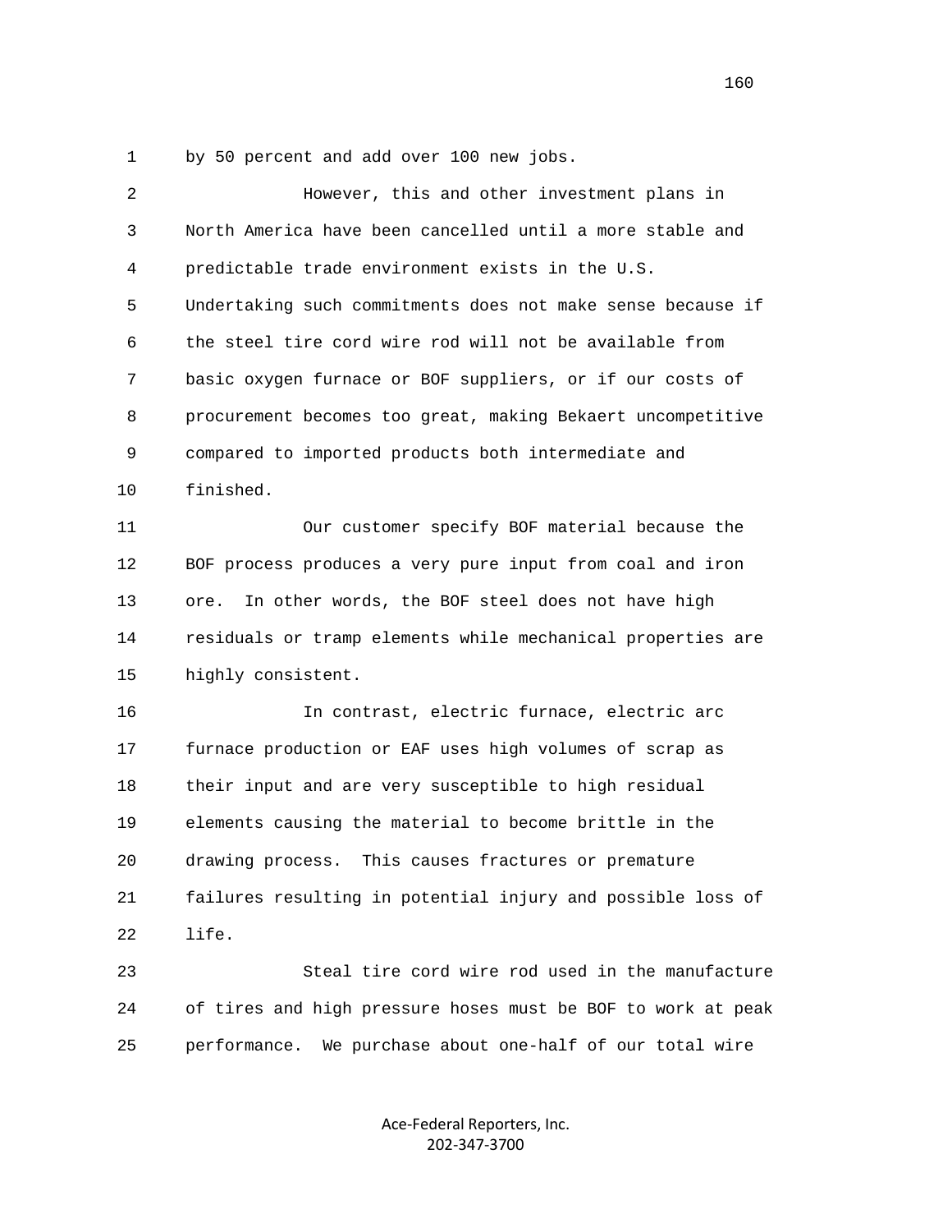by 50 percent and add over 100 new jobs.

However, this and other investment plans in North America have been cancelled until a more stable and predictable trade environment exists in the U.S. Undertaking such commitments does not make sense because if the steel tire cord wire rod will not be available from basic oxygen furnace or BOF suppliers, or if our costs of procurement becomes too great, making Bekaert uncompetitive compared to imported products both intermediate and finished.

Our customer specify BOF material because the BOF process produces a very pure input from coal and iron ore. In other words, the BOF steel does not have high residuals or tramp elements while mechanical properties are highly consistent.

In contrast, electric furnace, electric arc furnace production or EAF uses high volumes of scrap as their input and are very susceptible to high residual elements causing the material to become brittle in the drawing process. This causes fractures or premature failures resulting in potential injury and possible loss of life.

Steal tire cord wire rod used in the manufacture of tires and high pressure hoses must be BOF to work at peak performance. We purchase about one-half of our total wire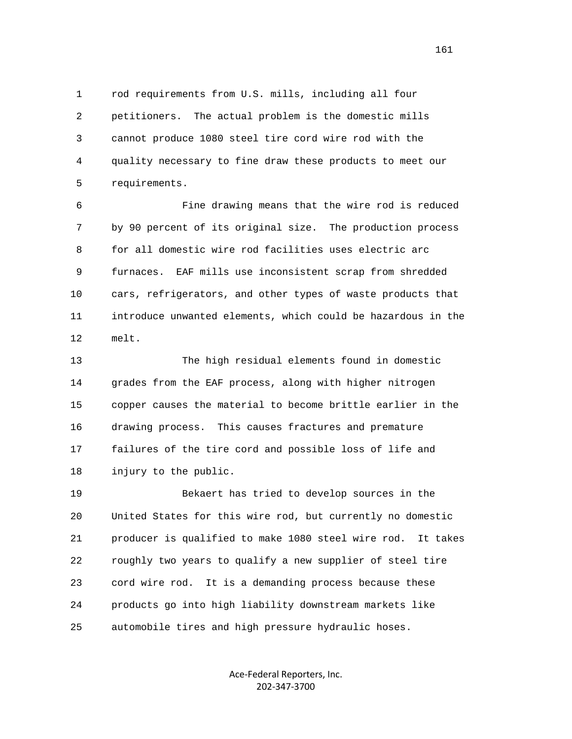rod requirements from U.S. mills, including all four petitioners. The actual problem is the domestic mills cannot produce 1080 steel tire cord wire rod with the quality necessary to fine draw these products to meet our requirements.

Fine drawing means that the wire rod is reduced by 90 percent of its original size. The production process for all domestic wire rod facilities uses electric arc furnaces. EAF mills use inconsistent scrap from shredded cars, refrigerators, and other types of waste products that introduce unwanted elements, which could be hazardous in the melt.

The high residual elements found in domestic grades from the EAF process, along with higher nitrogen copper causes the material to become brittle earlier in the drawing process. This causes fractures and premature failures of the tire cord and possible loss of life and injury to the public.

Bekaert has tried to develop sources in the United States for this wire rod, but currently no domestic producer is qualified to make 1080 steel wire rod. It takes roughly two years to qualify a new supplier of steel tire cord wire rod. It is a demanding process because these products go into high liability downstream markets like automobile tires and high pressure hydraulic hoses.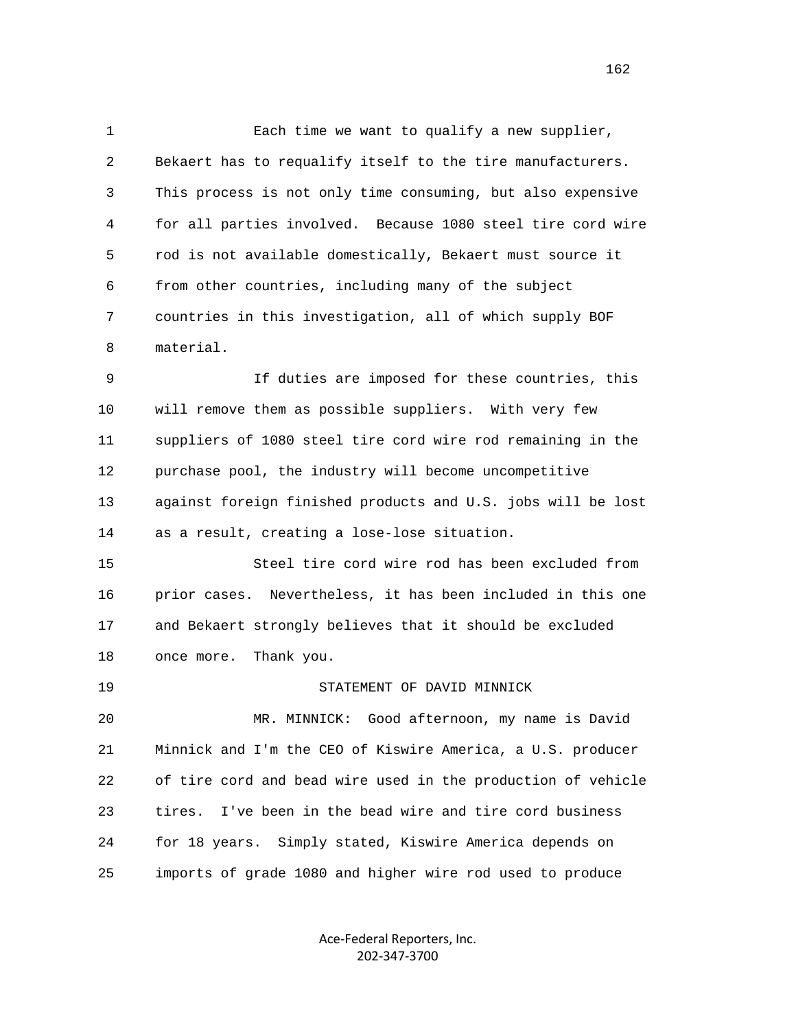Each time we want to qualify a new supplier, Bekaert has to requalify itself to the tire manufacturers. This process is not only time consuming, but also expensive for all parties involved. Because 1080 steel tire cord wire rod is not available domestically, Bekaert must source it from other countries, including many of the subject countries in this investigation, all of which supply BOF material.

If duties are imposed for these countries, this will remove them as possible suppliers. With very few suppliers of 1080 steel tire cord wire rod remaining in the purchase pool, the industry will become uncompetitive against foreign finished products and U.S. jobs will be lost as a result, creating a lose-lose situation.

Steel tire cord wire rod has been excluded from prior cases. Nevertheless, it has been included in this one and Bekaert strongly believes that it should be excluded once more. Thank you.

STATEMENT OF DAVID MINNICK

MR. MINNICK: Good afternoon, my name is David Minnick and I'm the CEO of Kiswire America, a U.S. producer of tire cord and bead wire used in the production of vehicle tires. I've been in the bead wire and tire cord business for 18 years. Simply stated, Kiswire America depends on imports of grade 1080 and higher wire rod used to produce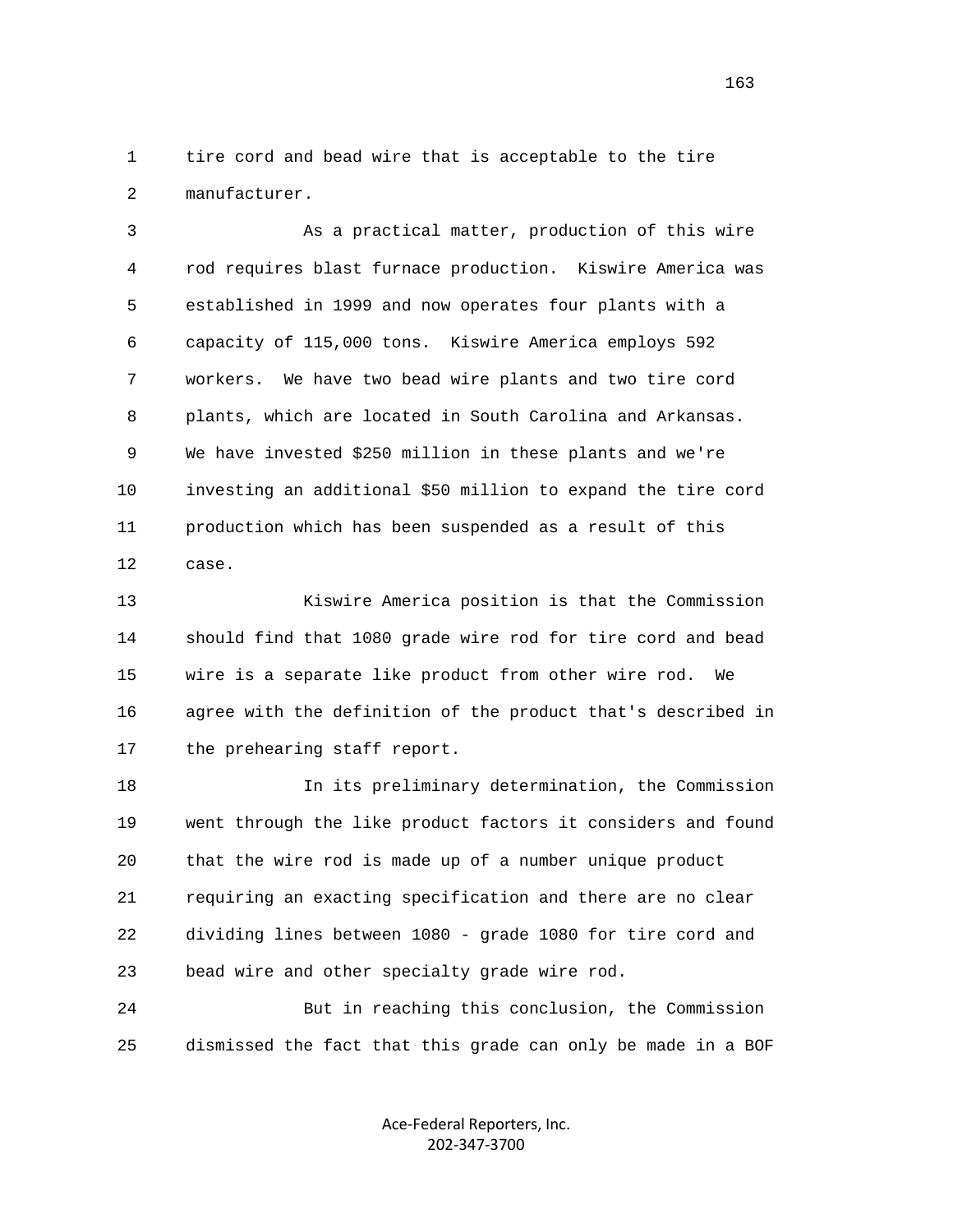tire cord and bead wire that is acceptable to the tire manufacturer.

As a practical matter, production of this wire rod requires blast furnace production. Kiswire America was established in 1999 and now operates four plants with a capacity of 115,000 tons. Kiswire America employs 592 workers. We have two bead wire plants and two tire cord plants, which are located in South Carolina and Arkansas. We have invested $250 million in these plants and we're investing an additional $50 million to expand the tire cord production which has been suspended as a result of this case.

Kiswire America position is that the Commission should find that 1080 grade wire rod for tire cord and bead wire is a separate like product from other wire rod. We agree with the definition of the product that's described in the prehearing staff report.

In its preliminary determination, the Commission went through the like product factors it considers and found that the wire rod is made up of a number unique product requiring an exacting specification and there are no clear dividing lines between 1080 - grade 1080 for tire cord and bead wire and other specialty grade wire rod.

But in reaching this conclusion, the Commission dismissed the fact that this grade can only be made in a BOF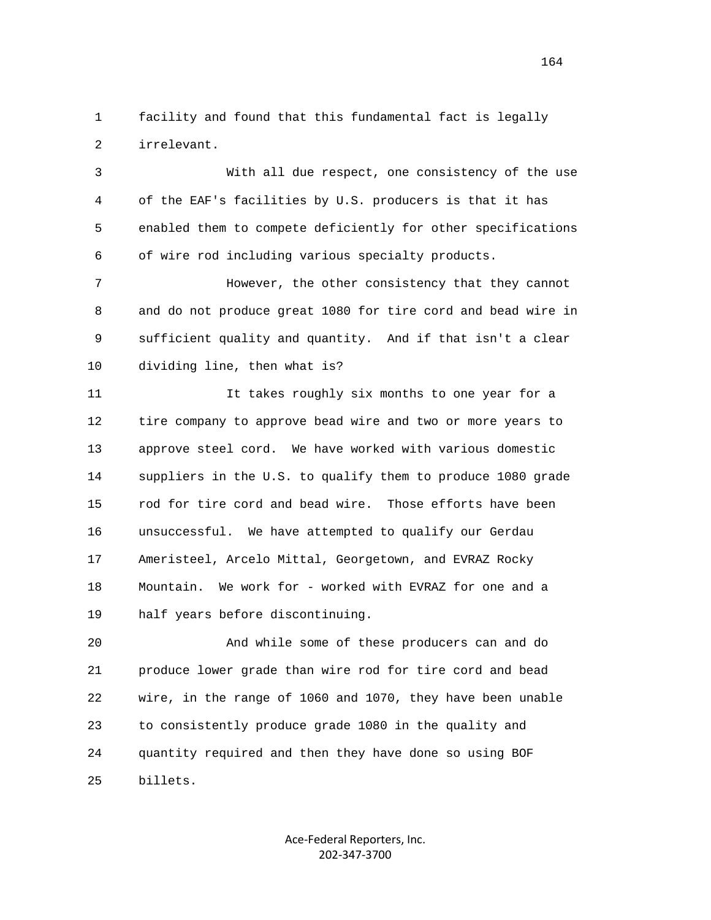facility and found that this fundamental fact is legally irrelevant.

With all due respect, one consistency of the use of the EAF's facilities by U.S. producers is that it has enabled them to compete deficiently for other specifications of wire rod including various specialty products.

However, the other consistency that they cannot and do not produce great 1080 for tire cord and bead wire in sufficient quality and quantity. And if that isn't a clear dividing line, then what is?

It takes roughly six months to one year for a tire company to approve bead wire and two or more years to approve steel cord. We have worked with various domestic suppliers in the U.S. to qualify them to produce 1080 grade rod for tire cord and bead wire. Those efforts have been unsuccessful. We have attempted to qualify our Gerdau Ameristeel, Arcelo Mittal, Georgetown, and EVRAZ Rocky Mountain. We work for - worked with EVRAZ for one and a half years before discontinuing.

And while some of these producers can and do produce lower grade than wire rod for tire cord and bead wire, in the range of 1060 and 1070, they have been unable to consistently produce grade 1080 in the quality and quantity required and then they have done so using BOF billets.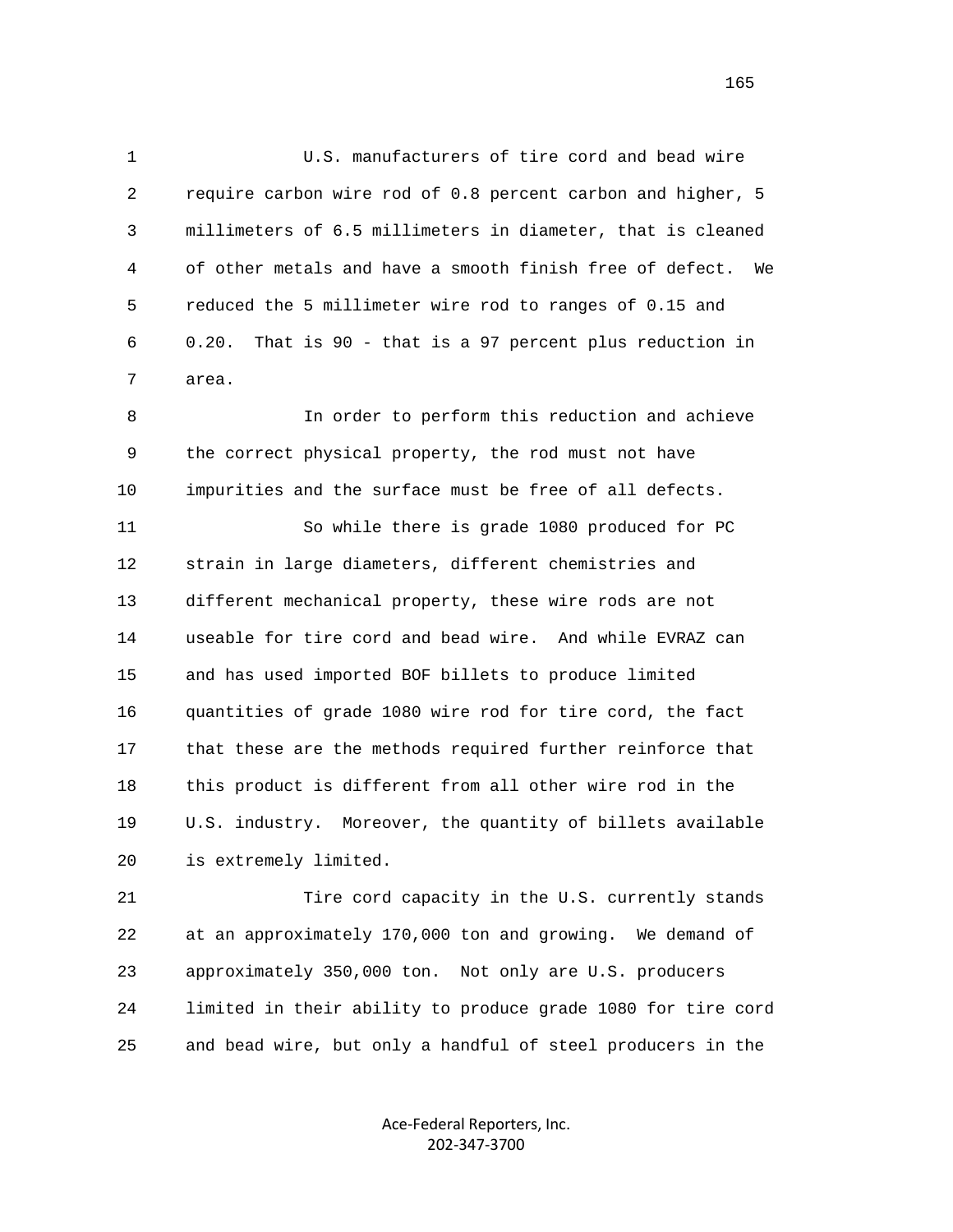U.S. manufacturers of tire cord and bead wire require carbon wire rod of 0.8 percent carbon and higher, 5 millimeters of 6.5 millimeters in diameter, that is cleaned of other metals and have a smooth finish free of defect. We reduced the 5 millimeter wire rod to ranges of 0.15 and 0.20. That is 90 - that is a 97 percent plus reduction in area.

In order to perform this reduction and achieve the correct physical property, the rod must not have impurities and the surface must be free of all defects.

So while there is grade 1080 produced for PC strain in large diameters, different chemistries and different mechanical property, these wire rods are not useable for tire cord and bead wire. And while EVRAZ can and has used imported BOF billets to produce limited quantities of grade 1080 wire rod for tire cord, the fact that these are the methods required further reinforce that this product is different from all other wire rod in the U.S. industry. Moreover, the quantity of billets available is extremely limited.

Tire cord capacity in the U.S. currently stands at an approximately 170,000 ton and growing. We demand of approximately 350,000 ton. Not only are U.S. producers limited in their ability to produce grade 1080 for tire cord and bead wire, but only a handful of steel producers in the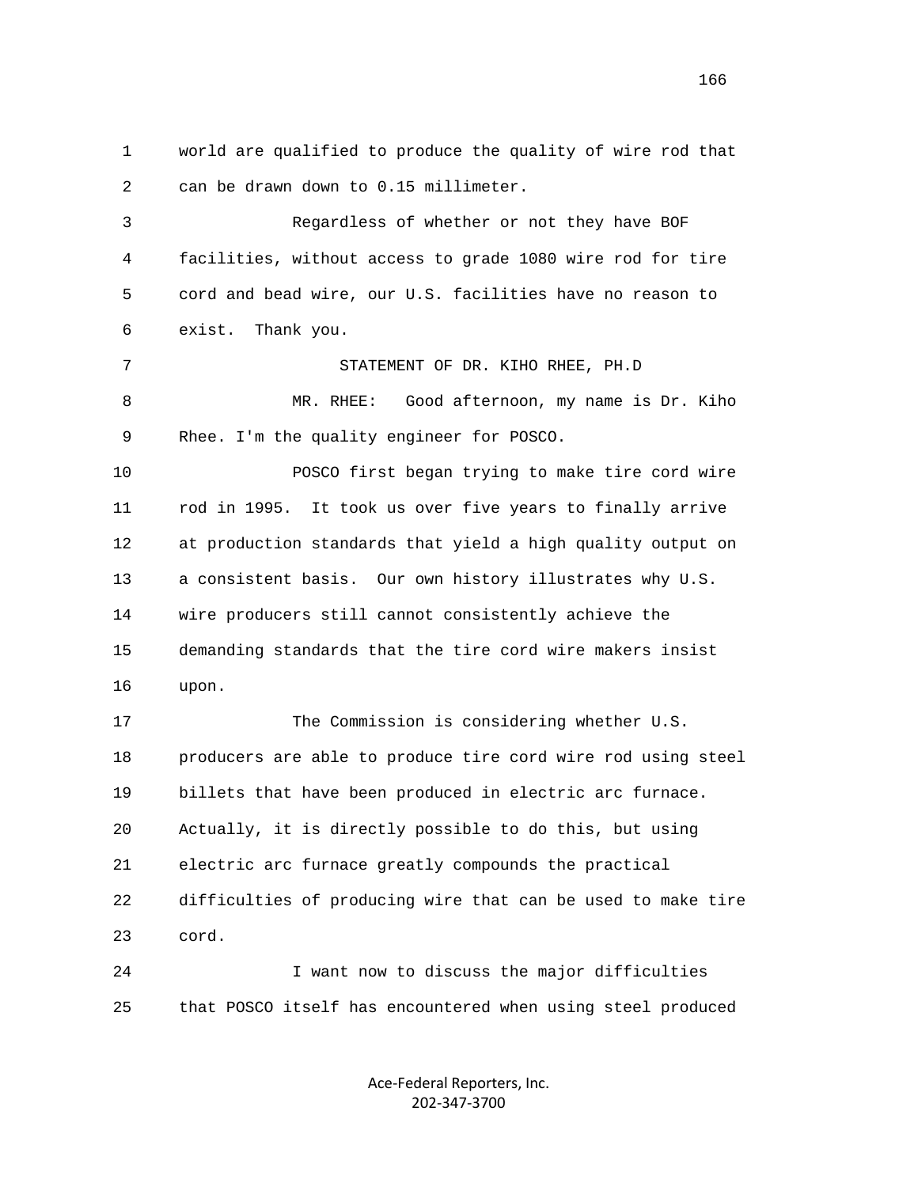world are qualified to produce the quality of wire rod that can be drawn down to 0.15 millimeter.

Regardless of whether or not they have BOF facilities, without access to grade 1080 wire rod for tire cord and bead wire, our U.S. facilities have no reason to exist. Thank you.

STATEMENT OF DR. KIHO RHEE, PH.D

MR. RHEE: Good afternoon, my name is Dr. Kiho Rhee. I'm the quality engineer for POSCO.

POSCO first began trying to make tire cord wire rod in 1995. It took us over five years to finally arrive at production standards that yield a high quality output on a consistent basis. Our own history illustrates why U.S. wire producers still cannot consistently achieve the demanding standards that the tire cord wire makers insist upon.

The Commission is considering whether U.S. producers are able to produce tire cord wire rod using steel billets that have been produced in electric arc furnace. Actually, it is directly possible to do this, but using electric arc furnace greatly compounds the practical difficulties of producing wire that can be used to make tire cord.

I want now to discuss the major difficulties that POSCO itself has encountered when using steel produced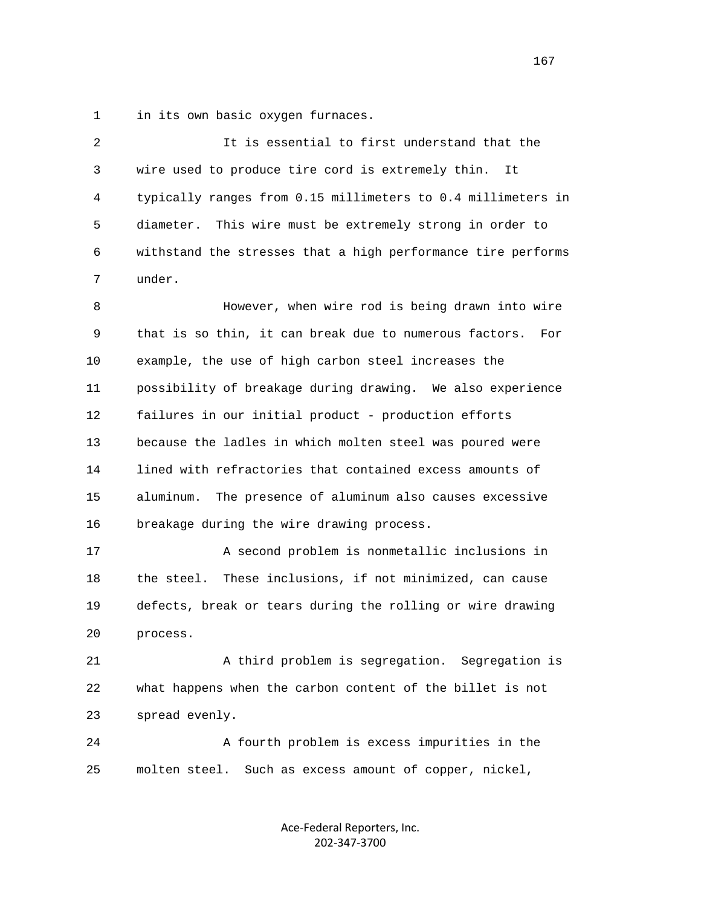in its own basic oxygen furnaces.

It is essential to first understand that the wire used to produce tire cord is extremely thin. It typically ranges from 0.15 millimeters to 0.4 millimeters in diameter. This wire must be extremely strong in order to withstand the stresses that a high performance tire performs under.

However, when wire rod is being drawn into wire that is so thin, it can break due to numerous factors. For example, the use of high carbon steel increases the possibility of breakage during drawing. We also experience failures in our initial product - production efforts because the ladles in which molten steel was poured were lined with refractories that contained excess amounts of aluminum. The presence of aluminum also causes excessive breakage during the wire drawing process.

A second problem is nonmetallic inclusions in the steel. These inclusions, if not minimized, can cause defects, break or tears during the rolling or wire drawing process.

A third problem is segregation. Segregation is what happens when the carbon content of the billet is not spread evenly.

A fourth problem is excess impurities in the molten steel. Such as excess amount of copper, nickel,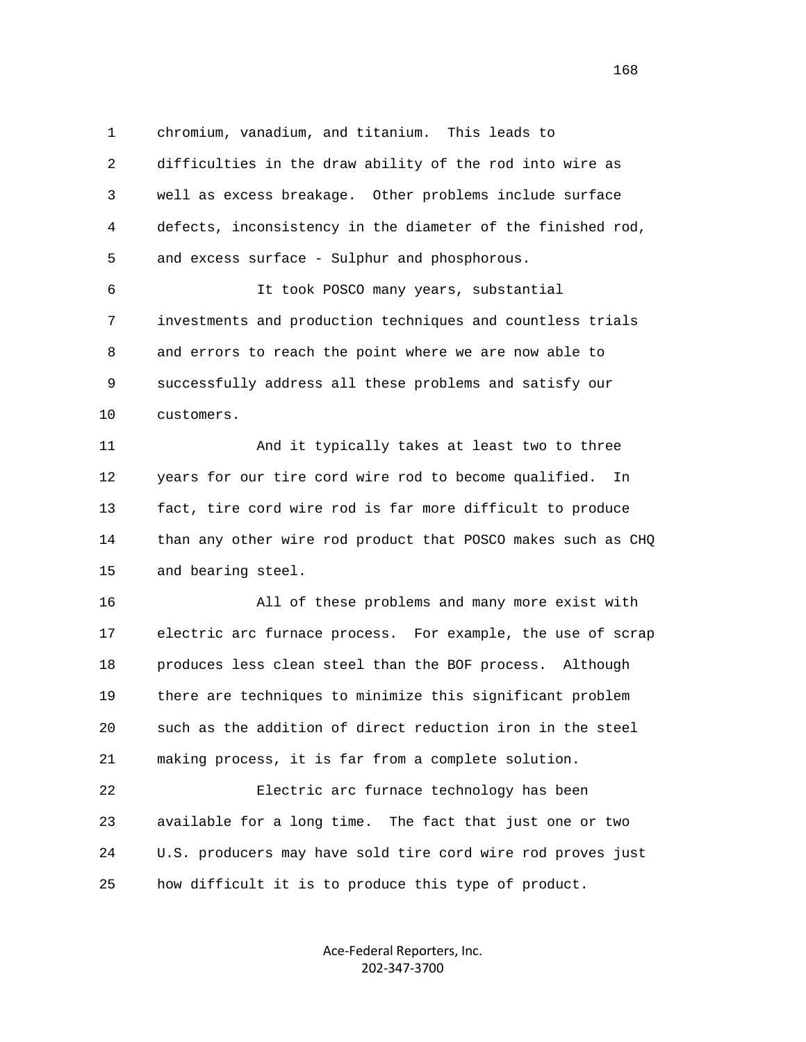chromium, vanadium, and titanium. This leads to difficulties in the draw ability of the rod into wire as well as excess breakage. Other problems include surface defects, inconsistency in the diameter of the finished rod, and excess surface - Sulphur and phosphorous.

It took POSCO many years, substantial investments and production techniques and countless trials and errors to reach the point where we are now able to successfully address all these problems and satisfy our customers.

And it typically takes at least two to three years for our tire cord wire rod to become qualified. In fact, tire cord wire rod is far more difficult to produce than any other wire rod product that POSCO makes such as CHQ and bearing steel.

All of these problems and many more exist with electric arc furnace process. For example, the use of scrap produces less clean steel than the BOF process. Although there are techniques to minimize this significant problem such as the addition of direct reduction iron in the steel making process, it is far from a complete solution.

Electric arc furnace technology has been available for a long time. The fact that just one or two U.S. producers may have sold tire cord wire rod proves just how difficult it is to produce this type of product.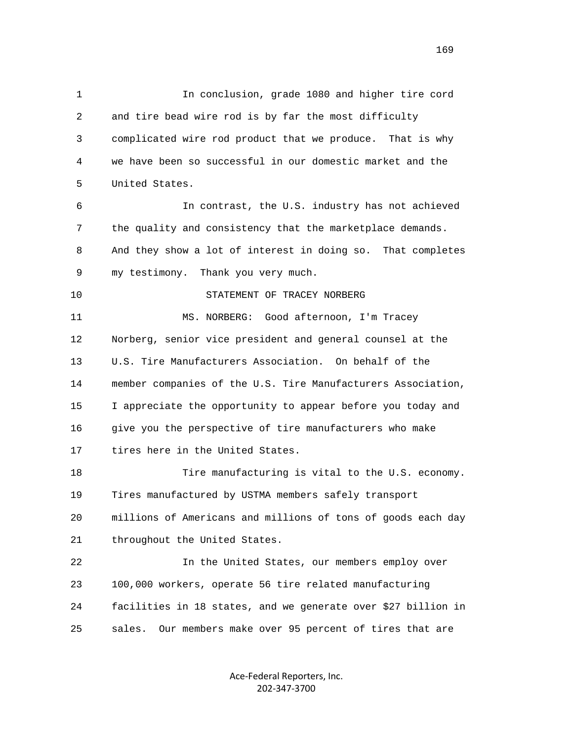In conclusion, grade 1080 and higher tire cord and tire bead wire rod is by far the most difficulty complicated wire rod product that we produce. That is why we have been so successful in our domestic market and the United States.

In contrast, the U.S. industry has not achieved the quality and consistency that the marketplace demands. And they show a lot of interest in doing so. That completes my testimony. Thank you very much.

STATEMENT OF TRACEY NORBERG

MS. NORBERG: Good afternoon, I'm Tracey Norberg, senior vice president and general counsel at the U.S. Tire Manufacturers Association. On behalf of the member companies of the U.S. Tire Manufacturers Association, I appreciate the opportunity to appear before you today and give you the perspective of tire manufacturers who make tires here in the United States.

Tire manufacturing is vital to the U.S. economy. Tires manufactured by USTMA members safely transport millions of Americans and millions of tons of goods each day throughout the United States.

In the United States, our members employ over 100,000 workers, operate 56 tire related manufacturing facilities in 18 states, and we generate over $27 billion in sales. Our members make over 95 percent of tires that are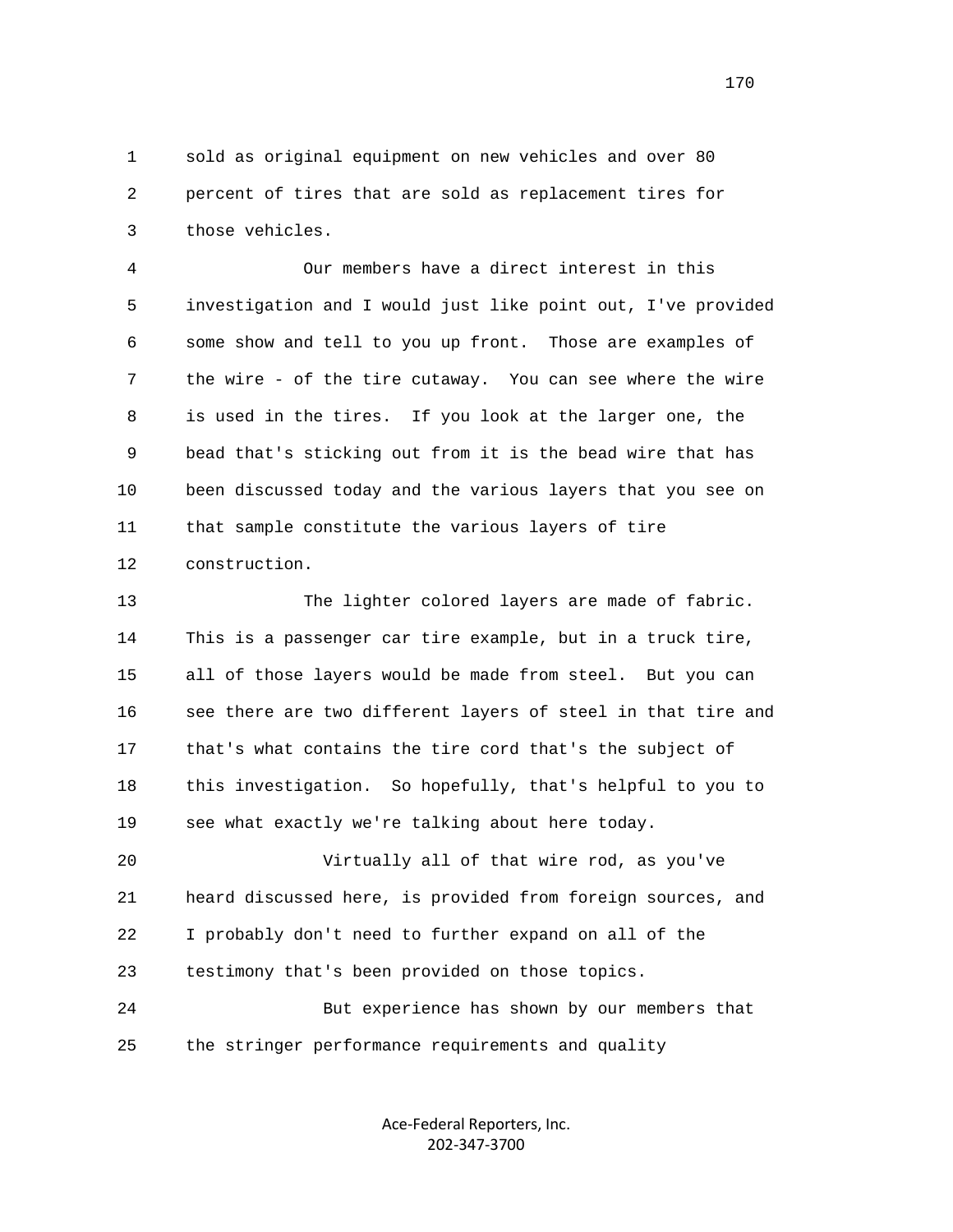1 sold as original equipment on new vehicles and over 80
2 percent of tires that are sold as replacement tires for
3 those vehicles.

4 Our members have a direct interest in this
5 investigation and I would just like point out, I've provided
6 some show and tell to you up front. Those are examples of
7 the wire - of the tire cutaway. You can see where the wire
8 is used in the tires. If you look at the larger one, the
9 bead that's sticking out from it is the bead wire that has
10 been discussed today and the various layers that you see on
11 that sample constitute the various layers of tire
12 construction.

13 The lighter colored layers are made of fabric.
14 This is a passenger car tire example, but in a truck tire,
15 all of those layers would be made from steel. But you can
16 see there are two different layers of steel in that tire and
17 that's what contains the tire cord that's the subject of
18 this investigation. So hopefully, that's helpful to you to
19 see what exactly we're talking about here today.

20 Virtually all of that wire rod, as you've
21 heard discussed here, is provided from foreign sources, and
22 I probably don't need to further expand on all of the
23 testimony that's been provided on those topics.

24 But experience has shown by our members that
25 the stringer performance requirements and quality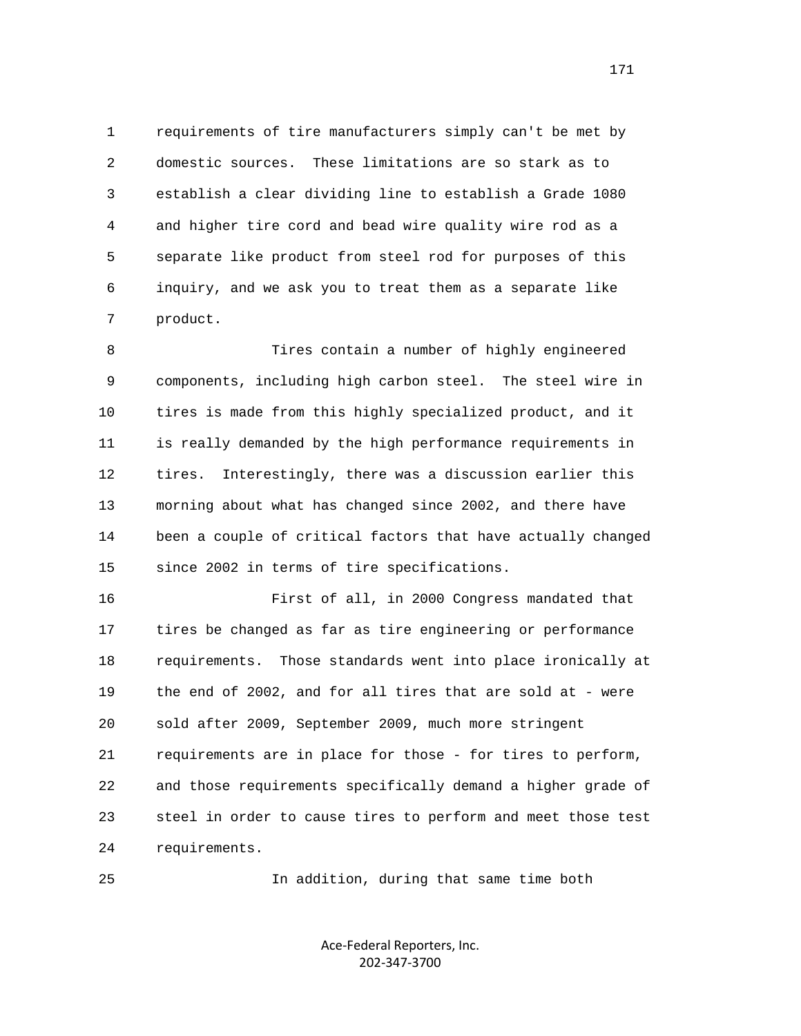requirements of tire manufacturers simply can't be met by domestic sources. These limitations are so stark as to establish a clear dividing line to establish a Grade 1080 and higher tire cord and bead wire quality wire rod as a separate like product from steel rod for purposes of this inquiry, and we ask you to treat them as a separate like product.

Tires contain a number of highly engineered components, including high carbon steel. The steel wire in tires is made from this highly specialized product, and it is really demanded by the high performance requirements in tires. Interestingly, there was a discussion earlier this morning about what has changed since 2002, and there have been a couple of critical factors that have actually changed since 2002 in terms of tire specifications.

First of all, in 2000 Congress mandated that tires be changed as far as tire engineering or performance requirements. Those standards went into place ironically at the end of 2002, and for all tires that are sold at - were sold after 2009, September 2009, much more stringent requirements are in place for those - for tires to perform, and those requirements specifically demand a higher grade of steel in order to cause tires to perform and meet those test requirements.

In addition, during that same time both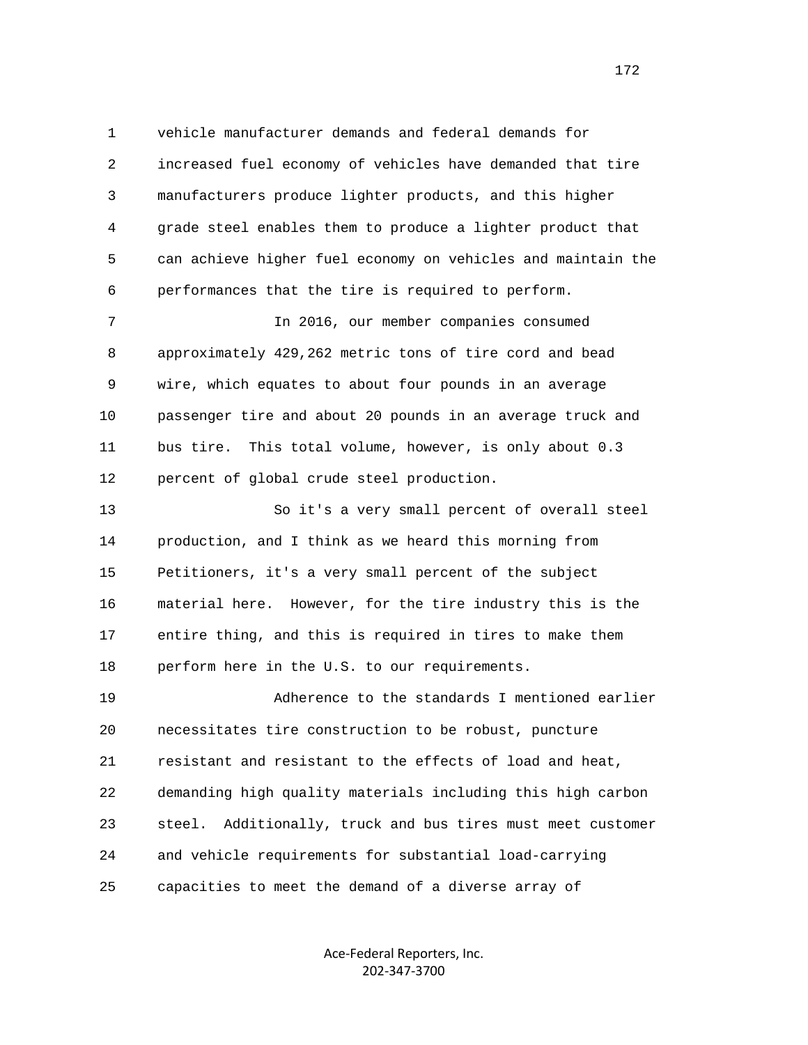1 vehicle manufacturer demands and federal demands for
2 increased fuel economy of vehicles have demanded that tire
3 manufacturers produce lighter products, and this higher
4 grade steel enables them to produce a lighter product that
5 can achieve higher fuel economy on vehicles and maintain the
6 performances that the tire is required to perform.

7 In 2016, our member companies consumed
8 approximately 429,262 metric tons of tire cord and bead
9 wire, which equates to about four pounds in an average
10 passenger tire and about 20 pounds in an average truck and
11 bus tire. This total volume, however, is only about 0.3
12 percent of global crude steel production.

13 So it's a very small percent of overall steel
14 production, and I think as we heard this morning from
15 Petitioners, it's a very small percent of the subject
16 material here. However, for the tire industry this is the
17 entire thing, and this is required in tires to make them
18 perform here in the U.S. to our requirements.

19 Adherence to the standards I mentioned earlier
20 necessitates tire construction to be robust, puncture
21 resistant and resistant to the effects of load and heat,
22 demanding high quality materials including this high carbon
23 steel. Additionally, truck and bus tires must meet customer
24 and vehicle requirements for substantial load-carrying
25 capacities to meet the demand of a diverse array of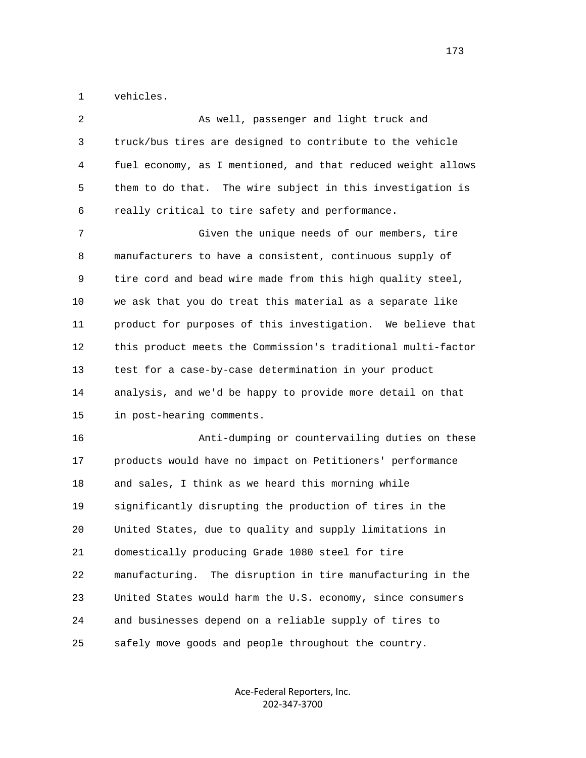vehicles.

As well, passenger and light truck and truck/bus tires are designed to contribute to the vehicle fuel economy, as I mentioned, and that reduced weight allows them to do that. The wire subject in this investigation is really critical to tire safety and performance.

Given the unique needs of our members, tire manufacturers to have a consistent, continuous supply of tire cord and bead wire made from this high quality steel, we ask that you do treat this material as a separate like product for purposes of this investigation. We believe that this product meets the Commission's traditional multi-factor test for a case-by-case determination in your product analysis, and we'd be happy to provide more detail on that in post-hearing comments.

Anti-dumping or countervailing duties on these products would have no impact on Petitioners' performance and sales, I think as we heard this morning while significantly disrupting the production of tires in the United States, due to quality and supply limitations in domestically producing Grade 1080 steel for tire manufacturing. The disruption in tire manufacturing in the United States would harm the U.S. economy, since consumers and businesses depend on a reliable supply of tires to safely move goods and people throughout the country.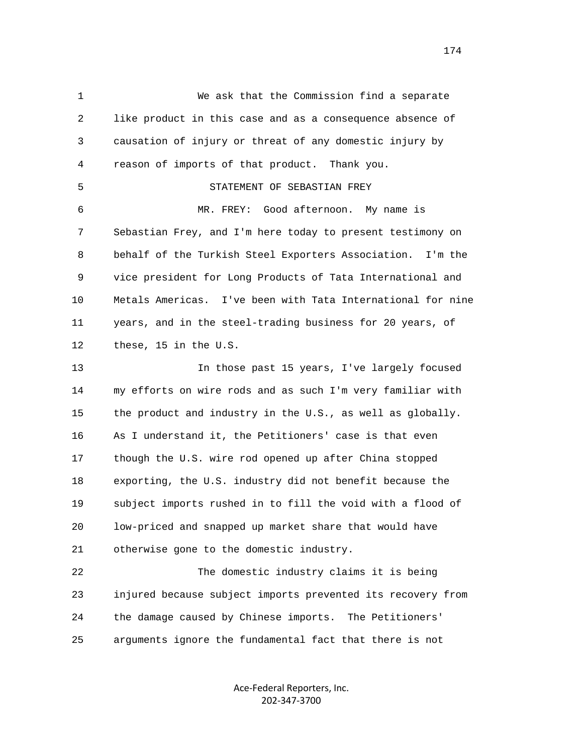We ask that the Commission find a separate like product in this case and as a consequence absence of causation of injury or threat of any domestic injury by reason of imports of that product. Thank you.

STATEMENT OF SEBASTIAN FREY

MR. FREY: Good afternoon. My name is Sebastian Frey, and I'm here today to present testimony on behalf of the Turkish Steel Exporters Association. I'm the vice president for Long Products of Tata International and Metals Americas. I've been with Tata International for nine years, and in the steel-trading business for 20 years, of these, 15 in the U.S.

In those past 15 years, I've largely focused my efforts on wire rods and as such I'm very familiar with the product and industry in the U.S., as well as globally. As I understand it, the Petitioners' case is that even though the U.S. wire rod opened up after China stopped exporting, the U.S. industry did not benefit because the subject imports rushed in to fill the void with a flood of low-priced and snapped up market share that would have otherwise gone to the domestic industry.

The domestic industry claims it is being injured because subject imports prevented its recovery from the damage caused by Chinese imports. The Petitioners' arguments ignore the fundamental fact that there is not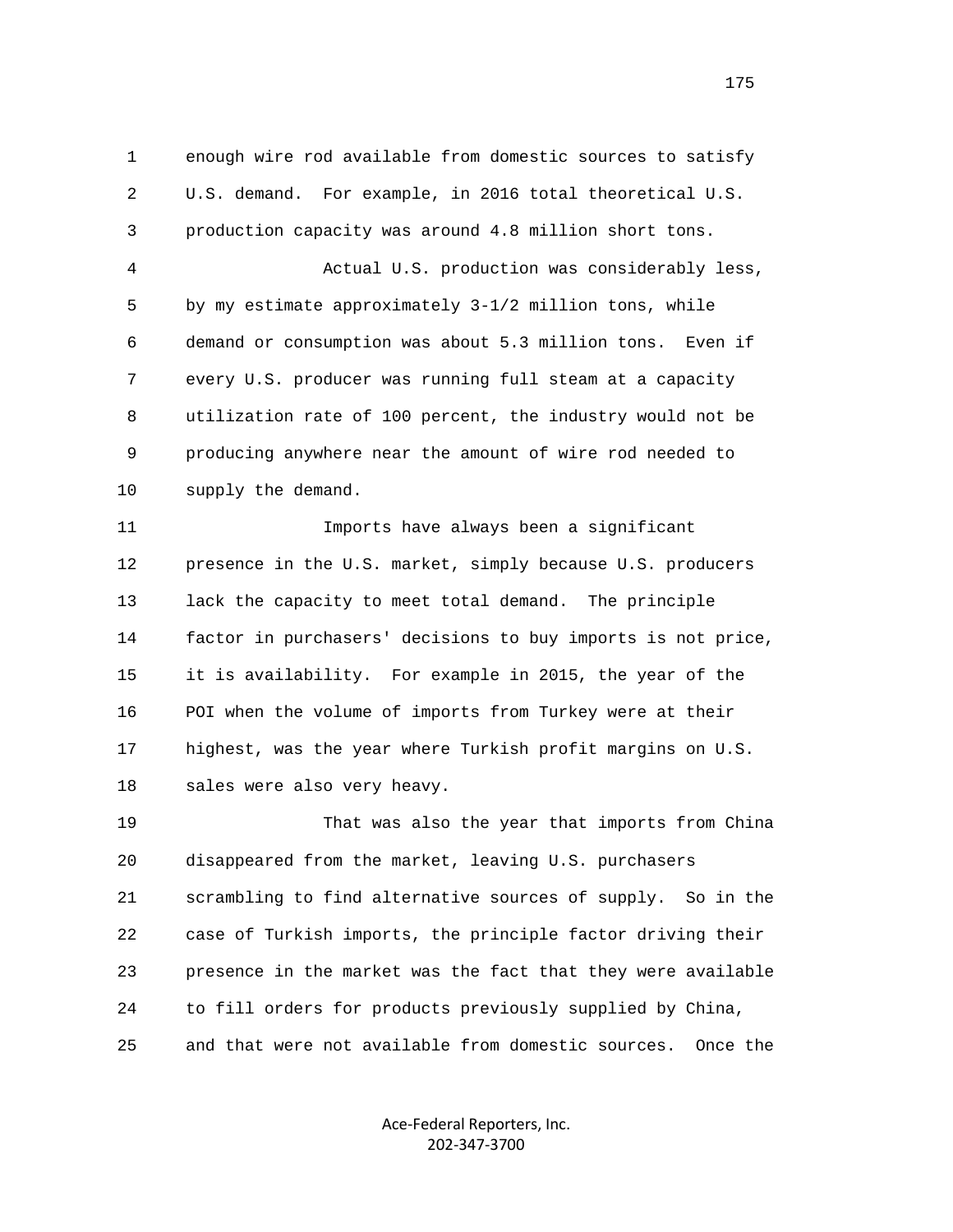enough wire rod available from domestic sources to satisfy U.S. demand. For example, in 2016 total theoretical U.S. production capacity was around 4.8 million short tons.

Actual U.S. production was considerably less, by my estimate approximately 3-1/2 million tons, while demand or consumption was about 5.3 million tons. Even if every U.S. producer was running full steam at a capacity utilization rate of 100 percent, the industry would not be producing anywhere near the amount of wire rod needed to supply the demand.

Imports have always been a significant presence in the U.S. market, simply because U.S. producers lack the capacity to meet total demand. The principle factor in purchasers' decisions to buy imports is not price, it is availability. For example in 2015, the year of the POI when the volume of imports from Turkey were at their highest, was the year where Turkish profit margins on U.S. sales were also very heavy.

That was also the year that imports from China disappeared from the market, leaving U.S. purchasers scrambling to find alternative sources of supply. So in the case of Turkish imports, the principle factor driving their presence in the market was the fact that they were available to fill orders for products previously supplied by China, and that were not available from domestic sources. Once the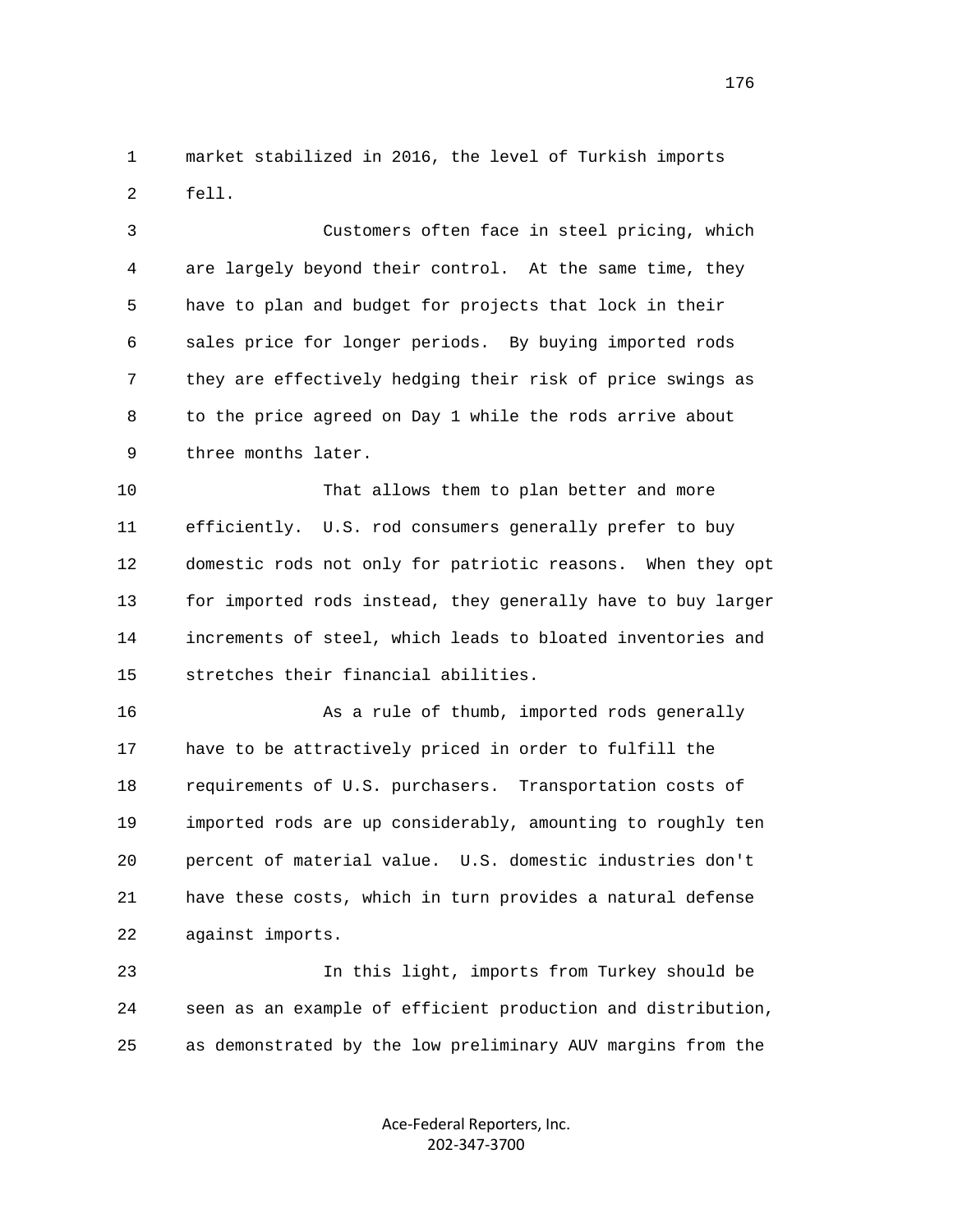market stabilized in 2016, the level of Turkish imports fell.

Customers often face in steel pricing, which are largely beyond their control. At the same time, they have to plan and budget for projects that lock in their sales price for longer periods. By buying imported rods they are effectively hedging their risk of price swings as to the price agreed on Day 1 while the rods arrive about three months later.

That allows them to plan better and more efficiently. U.S. rod consumers generally prefer to buy domestic rods not only for patriotic reasons. When they opt for imported rods instead, they generally have to buy larger increments of steel, which leads to bloated inventories and stretches their financial abilities.

As a rule of thumb, imported rods generally have to be attractively priced in order to fulfill the requirements of U.S. purchasers. Transportation costs of imported rods are up considerably, amounting to roughly ten percent of material value. U.S. domestic industries don't have these costs, which in turn provides a natural defense against imports.

In this light, imports from Turkey should be seen as an example of efficient production and distribution, as demonstrated by the low preliminary AUV margins from the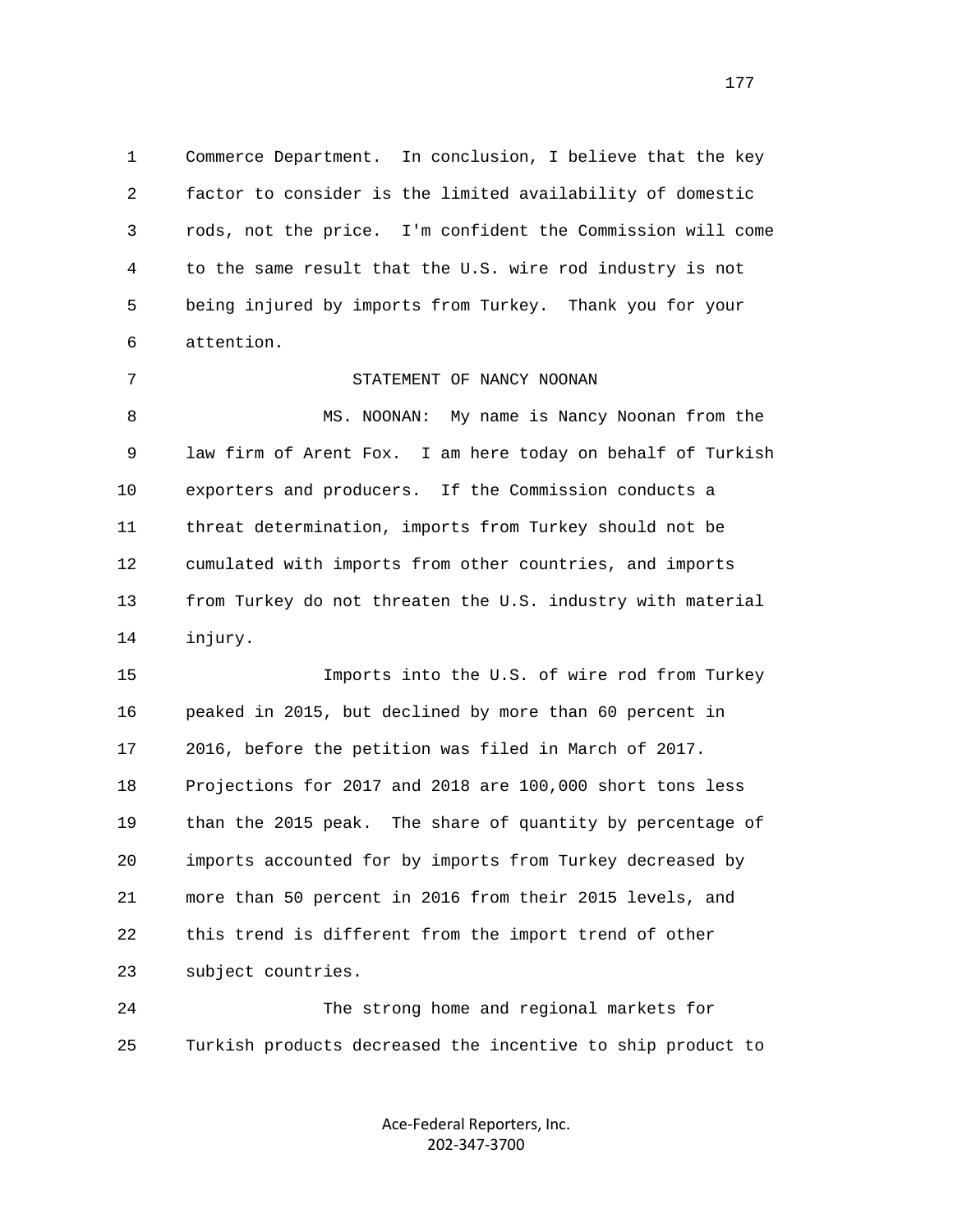Commerce Department. In conclusion, I believe that the key factor to consider is the limited availability of domestic rods, not the price. I'm confident the Commission will come to the same result that the U.S. wire rod industry is not being injured by imports from Turkey. Thank you for your attention.

STATEMENT OF NANCY NOONAN

MS. NOONAN: My name is Nancy Noonan from the law firm of Arent Fox. I am here today on behalf of Turkish exporters and producers. If the Commission conducts a threat determination, imports from Turkey should not be cumulated with imports from other countries, and imports from Turkey do not threaten the U.S. industry with material injury.

Imports into the U.S. of wire rod from Turkey peaked in 2015, but declined by more than 60 percent in 2016, before the petition was filed in March of 2017. Projections for 2017 and 2018 are 100,000 short tons less than the 2015 peak. The share of quantity by percentage of imports accounted for by imports from Turkey decreased by more than 50 percent in 2016 from their 2015 levels, and this trend is different from the import trend of other subject countries.

The strong home and regional markets for Turkish products decreased the incentive to ship product to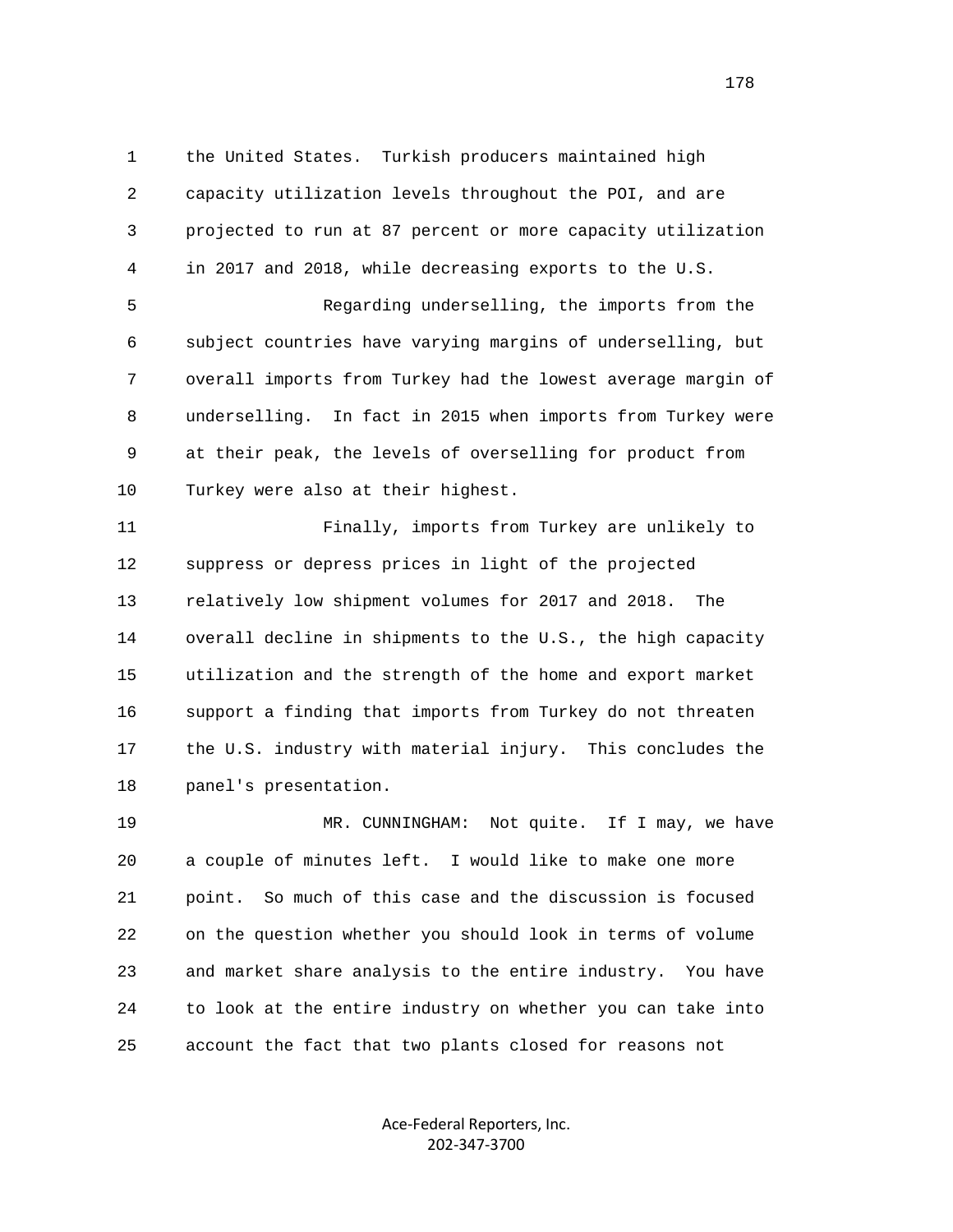1 the United States. Turkish producers maintained high
2 capacity utilization levels throughout the POI, and are
3 projected to run at 87 percent or more capacity utilization
4 in 2017 and 2018, while decreasing exports to the U.S.

5 Regarding underselling, the imports from the
6 subject countries have varying margins of underselling, but
7 overall imports from Turkey had the lowest average margin of
8 underselling. In fact in 2015 when imports from Turkey were
9 at their peak, the levels of overselling for product from
10 Turkey were also at their highest.

11 Finally, imports from Turkey are unlikely to
12 suppress or depress prices in light of the projected
13 relatively low shipment volumes for 2017 and 2018. The
14 overall decline in shipments to the U.S., the high capacity
15 utilization and the strength of the home and export market
16 support a finding that imports from Turkey do not threaten
17 the U.S. industry with material injury. This concludes the
18 panel's presentation.

19 MR. CUNNINGHAM: Not quite. If I may, we have
20 a couple of minutes left. I would like to make one more
21 point. So much of this case and the discussion is focused
22 on the question whether you should look in terms of volume
23 and market share analysis to the entire industry. You have
24 to look at the entire industry on whether you can take into
25 account the fact that two plants closed for reasons not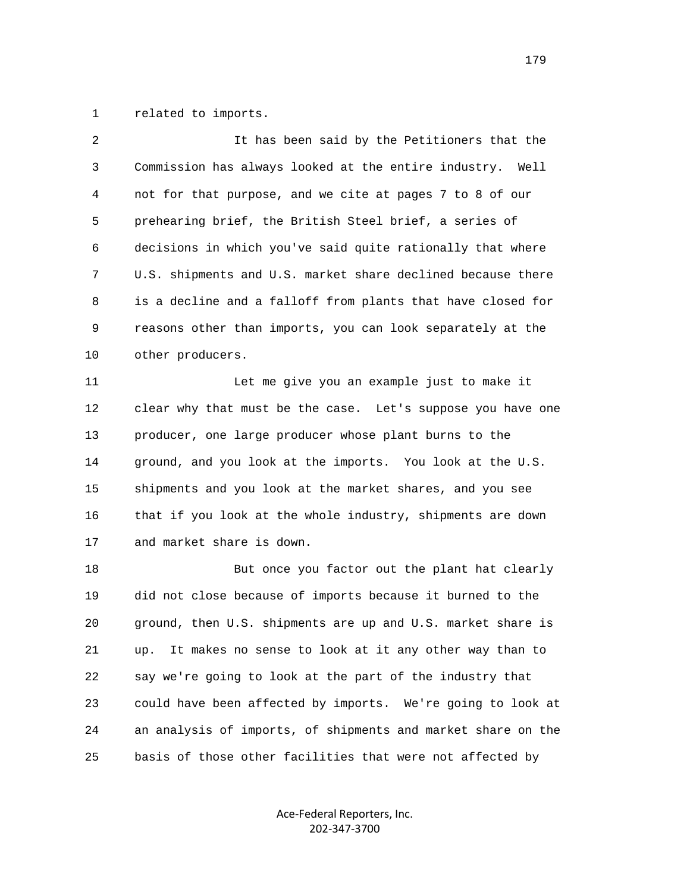related to imports.

It has been said by the Petitioners that the Commission has always looked at the entire industry. Well not for that purpose, and we cite at pages 7 to 8 of our prehearing brief, the British Steel brief, a series of decisions in which you've said quite rationally that where U.S. shipments and U.S. market share declined because there is a decline and a falloff from plants that have closed for reasons other than imports, you can look separately at the other producers.

Let me give you an example just to make it clear why that must be the case. Let's suppose you have one producer, one large producer whose plant burns to the ground, and you look at the imports. You look at the U.S. shipments and you look at the market shares, and you see that if you look at the whole industry, shipments are down and market share is down.

But once you factor out the plant hat clearly did not close because of imports because it burned to the ground, then U.S. shipments are up and U.S. market share is up. It makes no sense to look at it any other way than to say we're going to look at the part of the industry that could have been affected by imports. We're going to look at an analysis of imports, of shipments and market share on the basis of those other facilities that were not affected by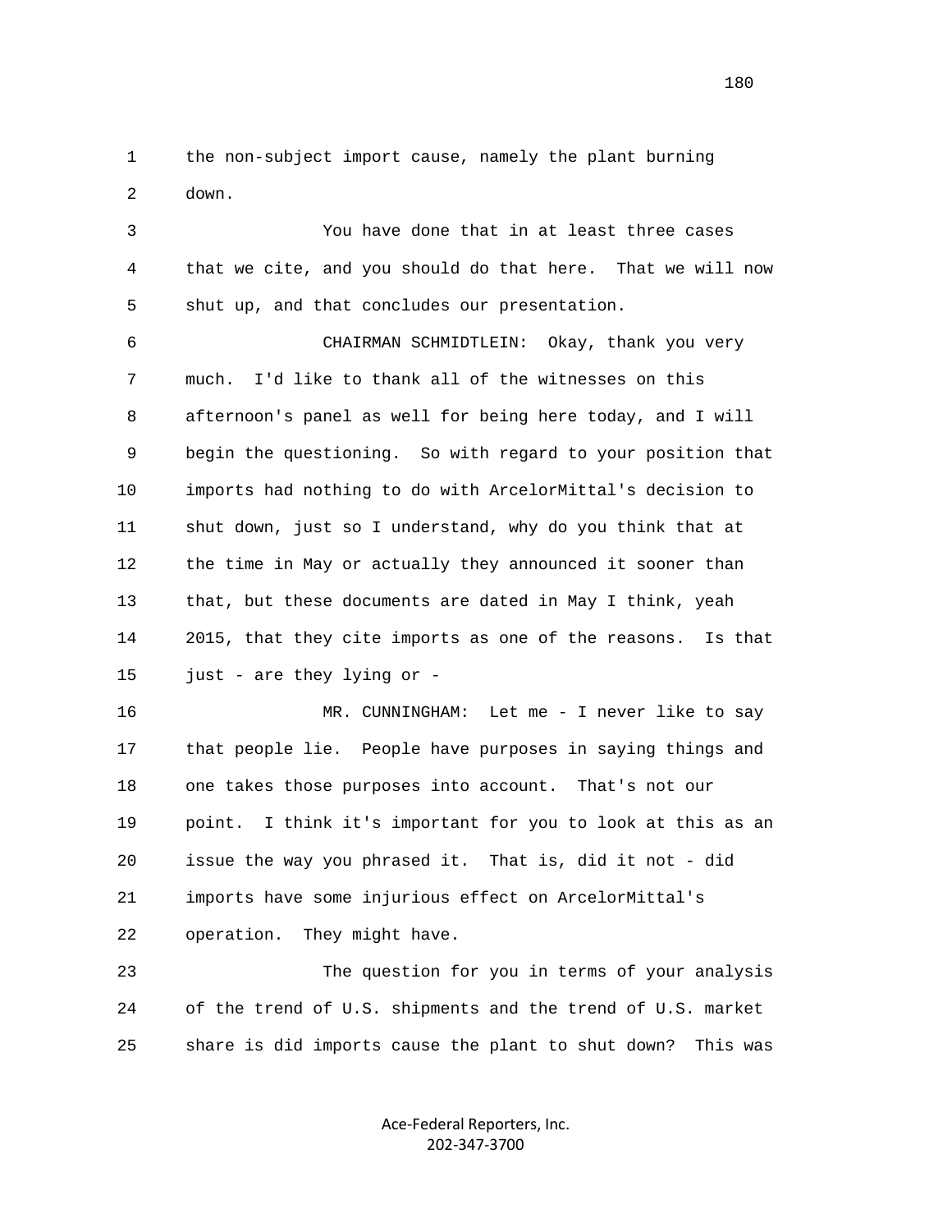the non-subject import cause, namely the plant burning down.

You have done that in at least three cases that we cite, and you should do that here. That we will now shut up, and that concludes our presentation.

CHAIRMAN SCHMIDTLEIN: Okay, thank you very much. I'd like to thank all of the witnesses on this afternoon's panel as well for being here today, and I will begin the questioning. So with regard to your position that imports had nothing to do with ArcelorMittal's decision to shut down, just so I understand, why do you think that at the time in May or actually they announced it sooner than that, but these documents are dated in May I think, yeah 2015, that they cite imports as one of the reasons. Is that just - are they lying or -

MR. CUNNINGHAM: Let me - I never like to say that people lie. People have purposes in saying things and one takes those purposes into account. That's not our point. I think it's important for you to look at this as an issue the way you phrased it. That is, did it not - did imports have some injurious effect on ArcelorMittal's operation. They might have.

The question for you in terms of your analysis of the trend of U.S. shipments and the trend of U.S. market share is did imports cause the plant to shut down? This was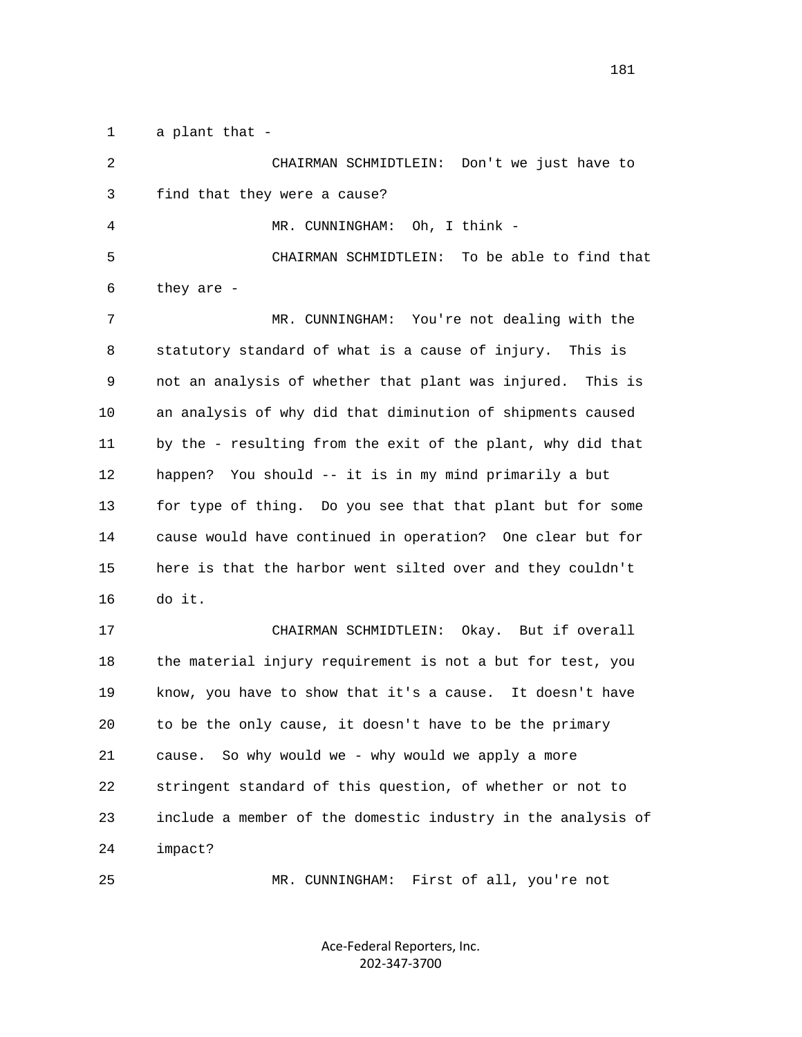a plant that -

CHAIRMAN SCHMIDTLEIN: Don't we just have to find that they were a cause?

MR. CUNNINGHAM: Oh, I think -

CHAIRMAN SCHMIDTLEIN: To be able to find that they are -

MR. CUNNINGHAM: You're not dealing with the statutory standard of what is a cause of injury. This is not an analysis of whether that plant was injured. This is an analysis of why did that diminution of shipments caused by the - resulting from the exit of the plant, why did that happen? You should -- it is in my mind primarily a but for type of thing. Do you see that that plant but for some cause would have continued in operation? One clear but for here is that the harbor went silted over and they couldn't do it.

CHAIRMAN SCHMIDTLEIN: Okay. But if overall the material injury requirement is not a but for test, you know, you have to show that it's a cause. It doesn't have to be the only cause, it doesn't have to be the primary cause. So why would we - why would we apply a more stringent standard of this question, of whether or not to include a member of the domestic industry in the analysis of impact?

MR. CUNNINGHAM: First of all, you're not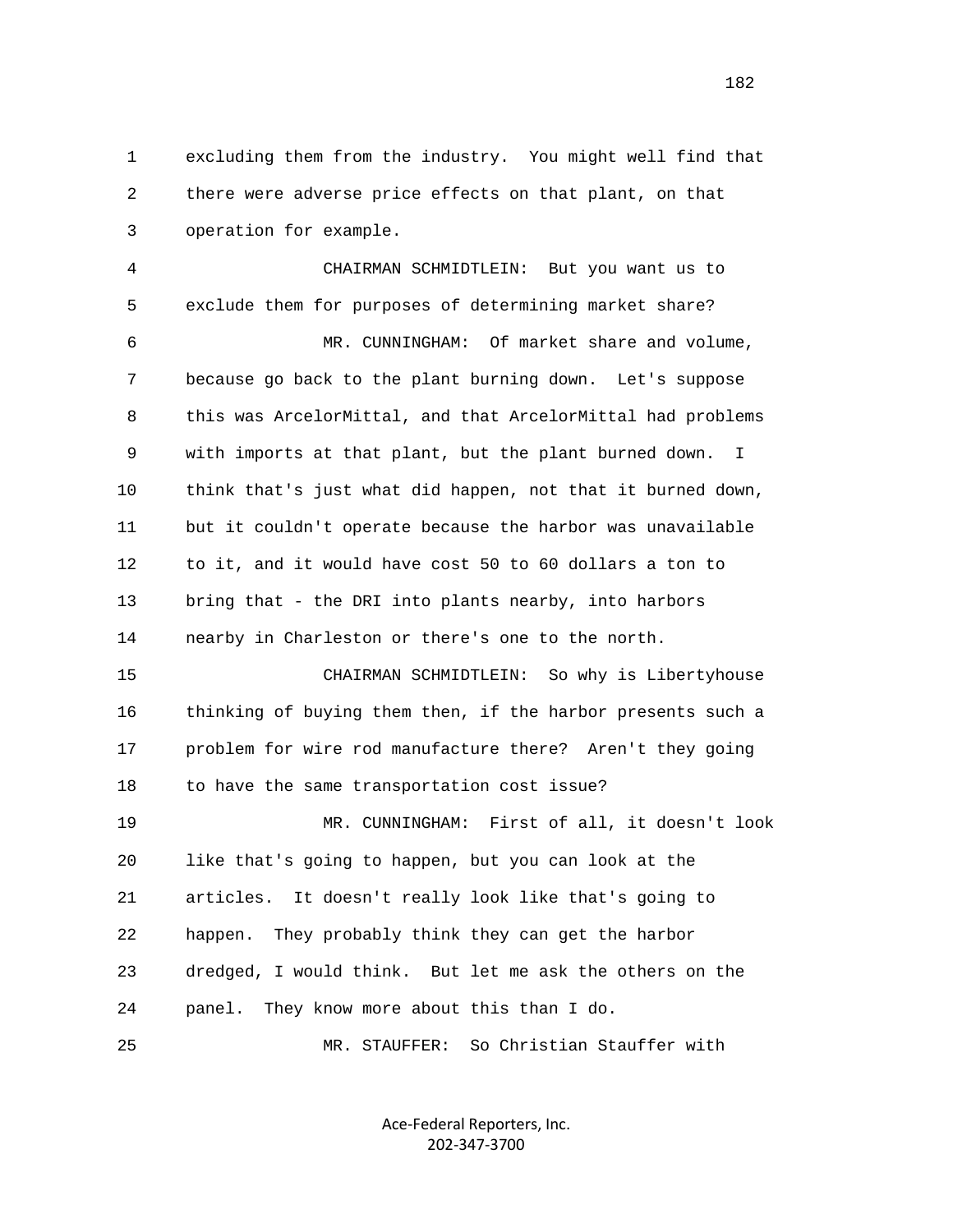excluding them from the industry. You might well find that there were adverse price effects on that plant, on that operation for example.

CHAIRMAN SCHMIDTLEIN: But you want us to exclude them for purposes of determining market share?

MR. CUNNINGHAM: Of market share and volume, because go back to the plant burning down. Let's suppose this was ArcelorMittal, and that ArcelorMittal had problems with imports at that plant, but the plant burned down. I think that's just what did happen, not that it burned down, but it couldn't operate because the harbor was unavailable to it, and it would have cost 50 to 60 dollars a ton to bring that - the DRI into plants nearby, into harbors nearby in Charleston or there's one to the north.

CHAIRMAN SCHMIDTLEIN: So why is Libertyhouse thinking of buying them then, if the harbor presents such a problem for wire rod manufacture there? Aren't they going to have the same transportation cost issue?

MR. CUNNINGHAM: First of all, it doesn't look like that's going to happen, but you can look at the articles. It doesn't really look like that's going to happen. They probably think they can get the harbor dredged, I would think. But let me ask the others on the panel. They know more about this than I do.

MR. STAUFFER: So Christian Stauffer with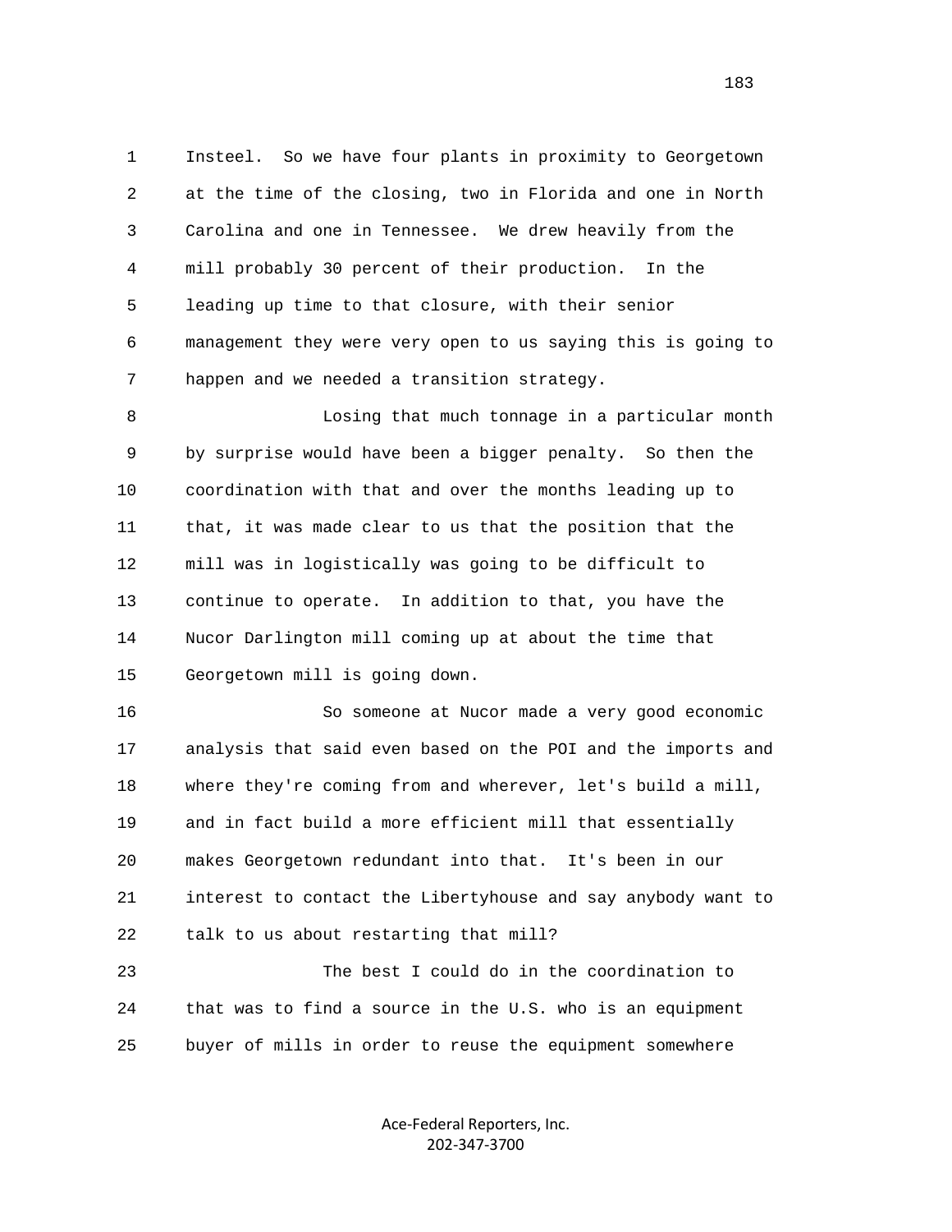Insteel. So we have four plants in proximity to Georgetown at the time of the closing, two in Florida and one in North Carolina and one in Tennessee. We drew heavily from the mill probably 30 percent of their production. In the leading up time to that closure, with their senior management they were very open to us saying this is going to happen and we needed a transition strategy.

Losing that much tonnage in a particular month by surprise would have been a bigger penalty. So then the coordination with that and over the months leading up to that, it was made clear to us that the position that the mill was in logistically was going to be difficult to continue to operate. In addition to that, you have the Nucor Darlington mill coming up at about the time that Georgetown mill is going down.

So someone at Nucor made a very good economic analysis that said even based on the POI and the imports and where they're coming from and wherever, let's build a mill, and in fact build a more efficient mill that essentially makes Georgetown redundant into that. It's been in our interest to contact the Libertyhouse and say anybody want to talk to us about restarting that mill?

The best I could do in the coordination to that was to find a source in the U.S. who is an equipment buyer of mills in order to reuse the equipment somewhere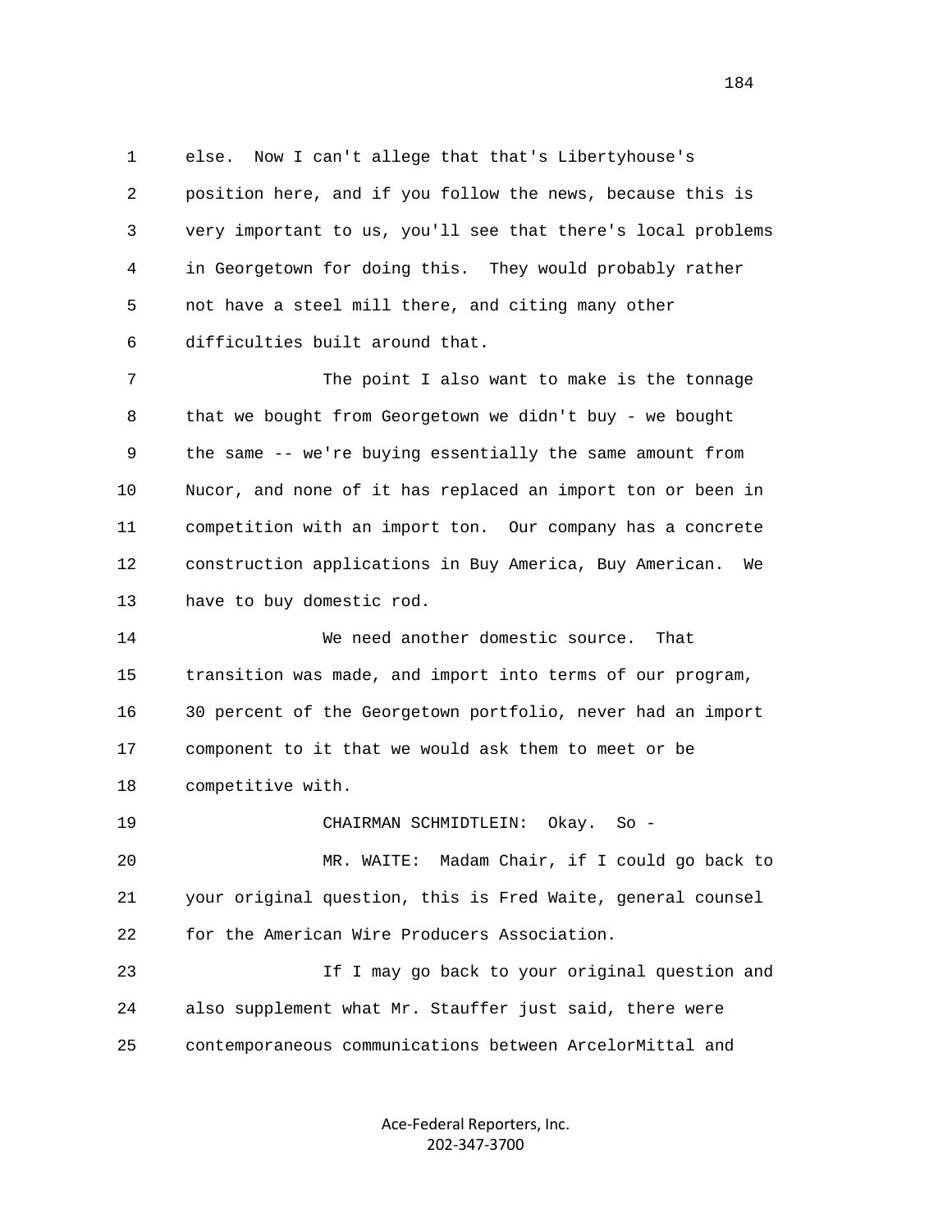else. Now I can't allege that that's Libertyhouse's position here, and if you follow the news, because this is very important to us, you'll see that there's local problems in Georgetown for doing this. They would probably rather not have a steel mill there, and citing many other difficulties built around that.

The point I also want to make is the tonnage that we bought from Georgetown we didn't buy - we bought the same -- we're buying essentially the same amount from Nucor, and none of it has replaced an import ton or been in competition with an import ton. Our company has a concrete construction applications in Buy America, Buy American. We have to buy domestic rod.

We need another domestic source. That transition was made, and import into terms of our program, 30 percent of the Georgetown portfolio, never had an import component to it that we would ask them to meet or be competitive with.

CHAIRMAN SCHMIDTLEIN: Okay. So -

MR. WAITE: Madam Chair, if I could go back to your original question, this is Fred Waite, general counsel for the American Wire Producers Association.

If I may go back to your original question and also supplement what Mr. Stauffer just said, there were contemporaneous communications between ArcelorMittal and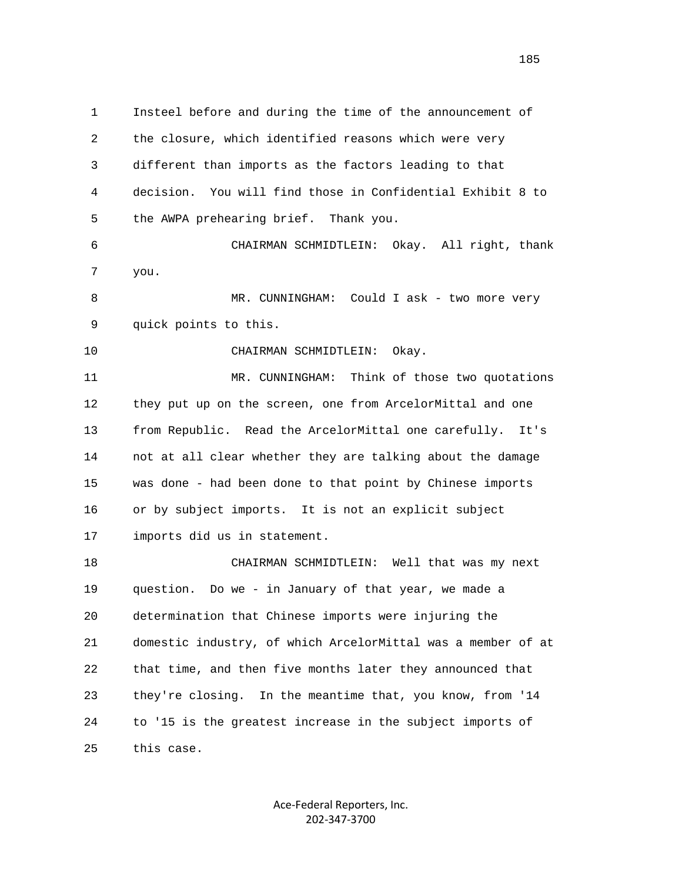1 Insteel before and during the time of the announcement of
2 the closure, which identified reasons which were very
3 different than imports as the factors leading to that
4 decision. You will find those in Confidential Exhibit 8 to
5 the AWPA prehearing brief. Thank you.
6 CHAIRMAN SCHMIDTLEIN: Okay. All right, thank
7 you.
8 MR. CUNNINGHAM: Could I ask - two more very
9 quick points to this.
10 CHAIRMAN SCHMIDTLEIN: Okay.
11 MR. CUNNINGHAM: Think of those two quotations
12 they put up on the screen, one from ArcelorMittal and one
13 from Republic. Read the ArcelorMittal one carefully. It's
14 not at all clear whether they are talking about the damage
15 was done - had been done to that point by Chinese imports
16 or by subject imports. It is not an explicit subject
17 imports did us in statement.
18 CHAIRMAN SCHMIDTLEIN: Well that was my next
19 question. Do we - in January of that year, we made a
20 determination that Chinese imports were injuring the
21 domestic industry, of which ArcelorMittal was a member of at
22 that time, and then five months later they announced that
23 they're closing. In the meantime that, you know, from '14
24 to '15 is the greatest increase in the subject imports of
25 this case.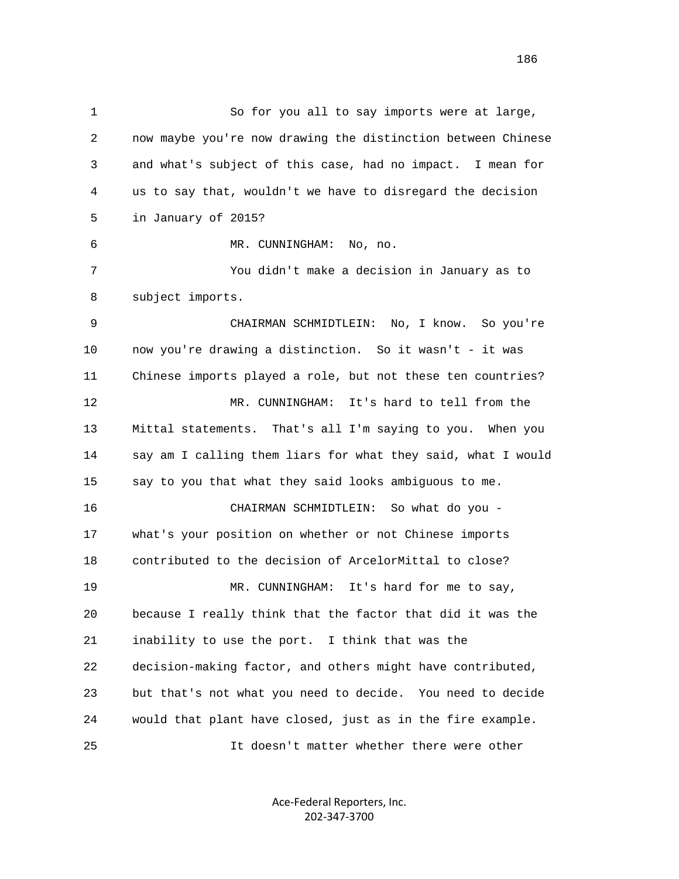So for you all to say imports were at large, now maybe you're now drawing the distinction between Chinese and what's subject of this case, had no impact. I mean for us to say that, wouldn't we have to disregard the decision in January of 2015?

MR. CUNNINGHAM: No, no.

You didn't make a decision in January as to subject imports.

CHAIRMAN SCHMIDTLEIN: No, I know. So you're now you're drawing a distinction. So it wasn't - it was Chinese imports played a role, but not these ten countries?

MR. CUNNINGHAM: It's hard to tell from the Mittal statements. That's all I'm saying to you. When you say am I calling them liars for what they said, what I would say to you that what they said looks ambiguous to me.

CHAIRMAN SCHMIDTLEIN: So what do you - what's your position on whether or not Chinese imports contributed to the decision of ArcelorMittal to close?

MR. CUNNINGHAM: It's hard for me to say, because I really think that the factor that did it was the inability to use the port. I think that was the decision-making factor, and others might have contributed, but that's not what you need to decide. You need to decide would that plant have closed, just as in the fire example.

It doesn't matter whether there were other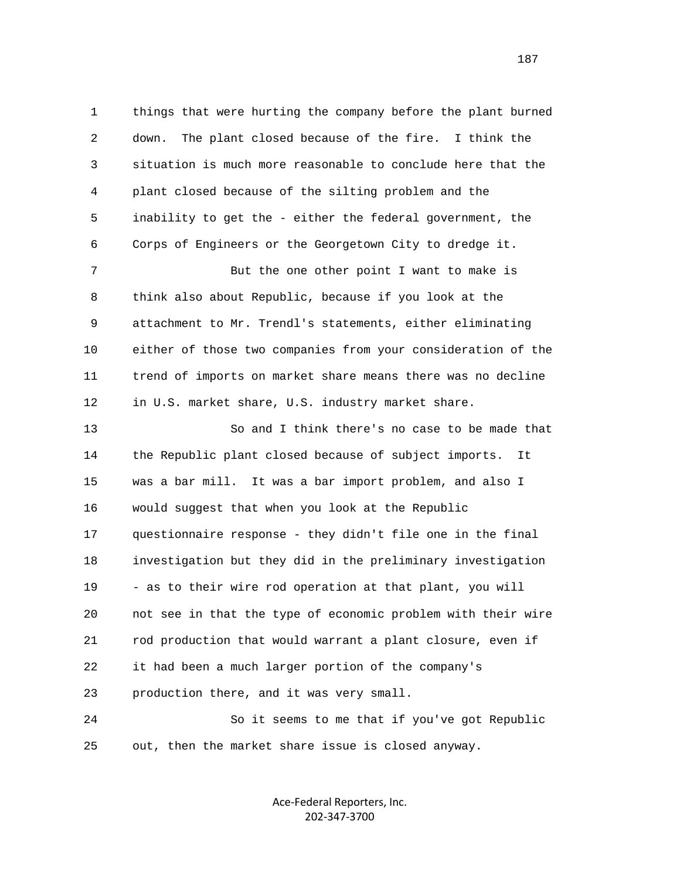things that were hurting the company before the plant burned down. The plant closed because of the fire. I think the situation is much more reasonable to conclude here that the plant closed because of the silting problem and the inability to get the - either the federal government, the Corps of Engineers or the Georgetown City to dredge it.

But the one other point I want to make is think also about Republic, because if you look at the attachment to Mr. Trendl's statements, either eliminating either of those two companies from your consideration of the trend of imports on market share means there was no decline in U.S. market share, U.S. industry market share.

So and I think there's no case to be made that the Republic plant closed because of subject imports. It was a bar mill. It was a bar import problem, and also I would suggest that when you look at the Republic questionnaire response - they didn't file one in the final investigation but they did in the preliminary investigation - as to their wire rod operation at that plant, you will not see in that the type of economic problem with their wire rod production that would warrant a plant closure, even if it had been a much larger portion of the company's production there, and it was very small.

So it seems to me that if you've got Republic out, then the market share issue is closed anyway.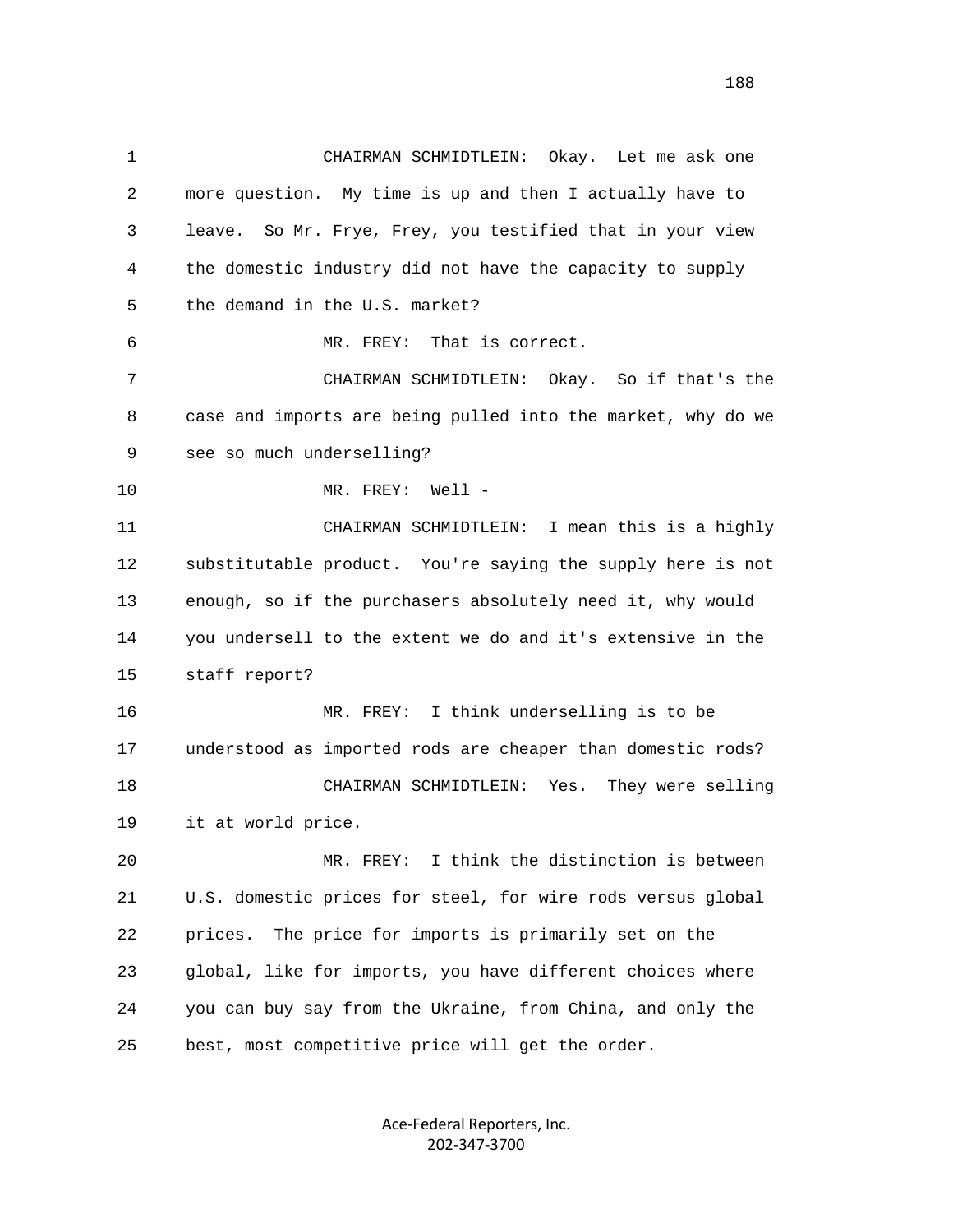CHAIRMAN SCHMIDTLEIN: Okay. Let me ask one more question. My time is up and then I actually have to leave. So Mr. Frye, Frey, you testified that in your view the domestic industry did not have the capacity to supply the demand in the U.S. market?

MR. FREY: That is correct.

CHAIRMAN SCHMIDTLEIN: Okay. So if that's the case and imports are being pulled into the market, why do we see so much underselling?

MR. FREY: Well -

CHAIRMAN SCHMIDTLEIN: I mean this is a highly substitutable product. You're saying the supply here is not enough, so if the purchasers absolutely need it, why would you undersell to the extent we do and it's extensive in the staff report?

MR. FREY: I think underselling is to be understood as imported rods are cheaper than domestic rods?

CHAIRMAN SCHMIDTLEIN: Yes. They were selling it at world price.

MR. FREY: I think the distinction is between U.S. domestic prices for steel, for wire rods versus global prices. The price for imports is primarily set on the global, like for imports, you have different choices where you can buy say from the Ukraine, from China, and only the best, most competitive price will get the order.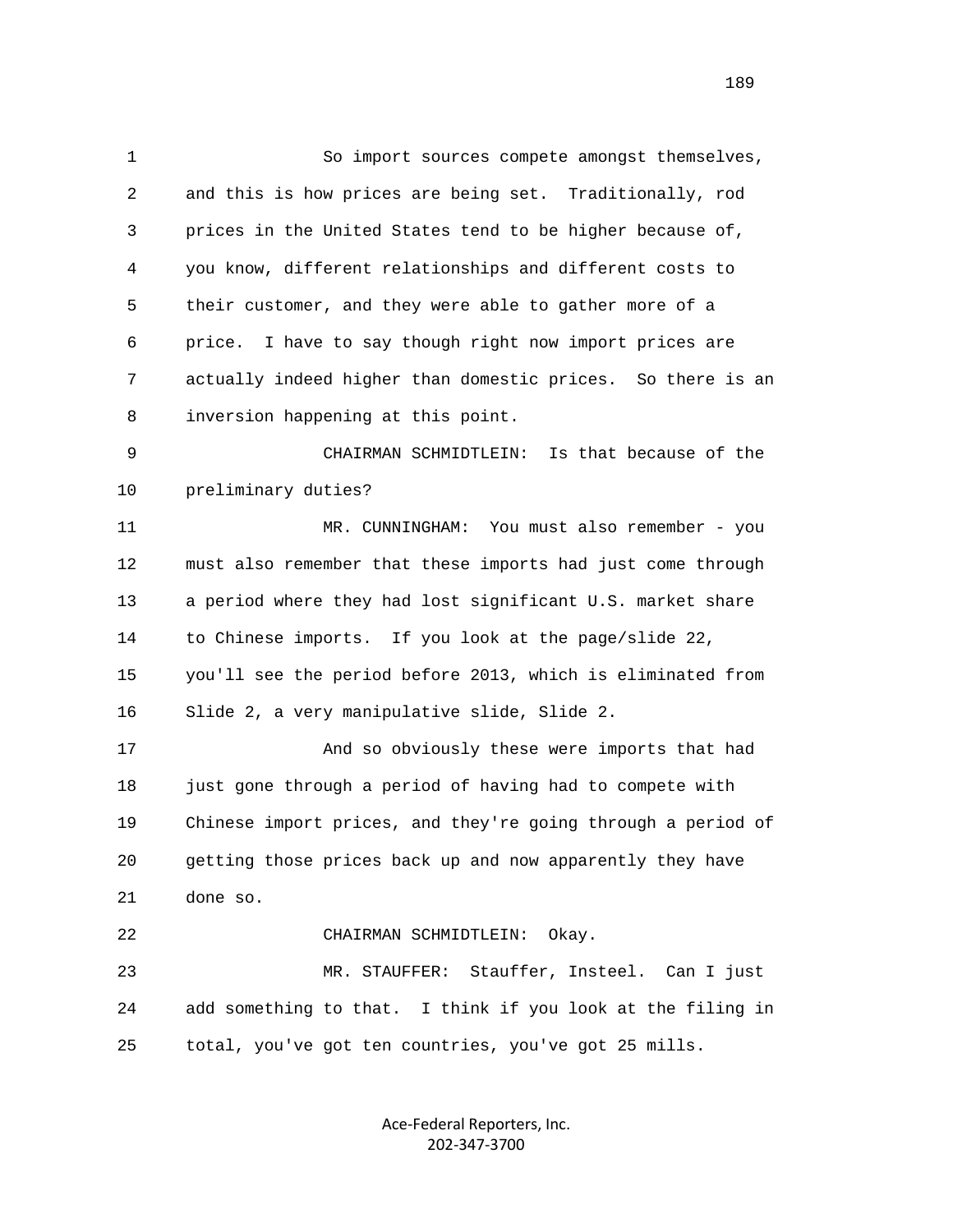So import sources compete amongst themselves, and this is how prices are being set. Traditionally, rod prices in the United States tend to be higher because of, you know, different relationships and different costs to their customer, and they were able to gather more of a price. I have to say though right now import prices are actually indeed higher than domestic prices. So there is an inversion happening at this point.

CHAIRMAN SCHMIDTLEIN: Is that because of the preliminary duties?

MR. CUNNINGHAM: You must also remember - you must also remember that these imports had just come through a period where they had lost significant U.S. market share to Chinese imports. If you look at the page/slide 22, you'll see the period before 2013, which is eliminated from Slide 2, a very manipulative slide, Slide 2.

And so obviously these were imports that had just gone through a period of having had to compete with Chinese import prices, and they're going through a period of getting those prices back up and now apparently they have done so.

CHAIRMAN SCHMIDTLEIN: Okay.

MR. STAUFFER: Stauffer, Insteel. Can I just add something to that. I think if you look at the filing in total, you've got ten countries, you've got 25 mills.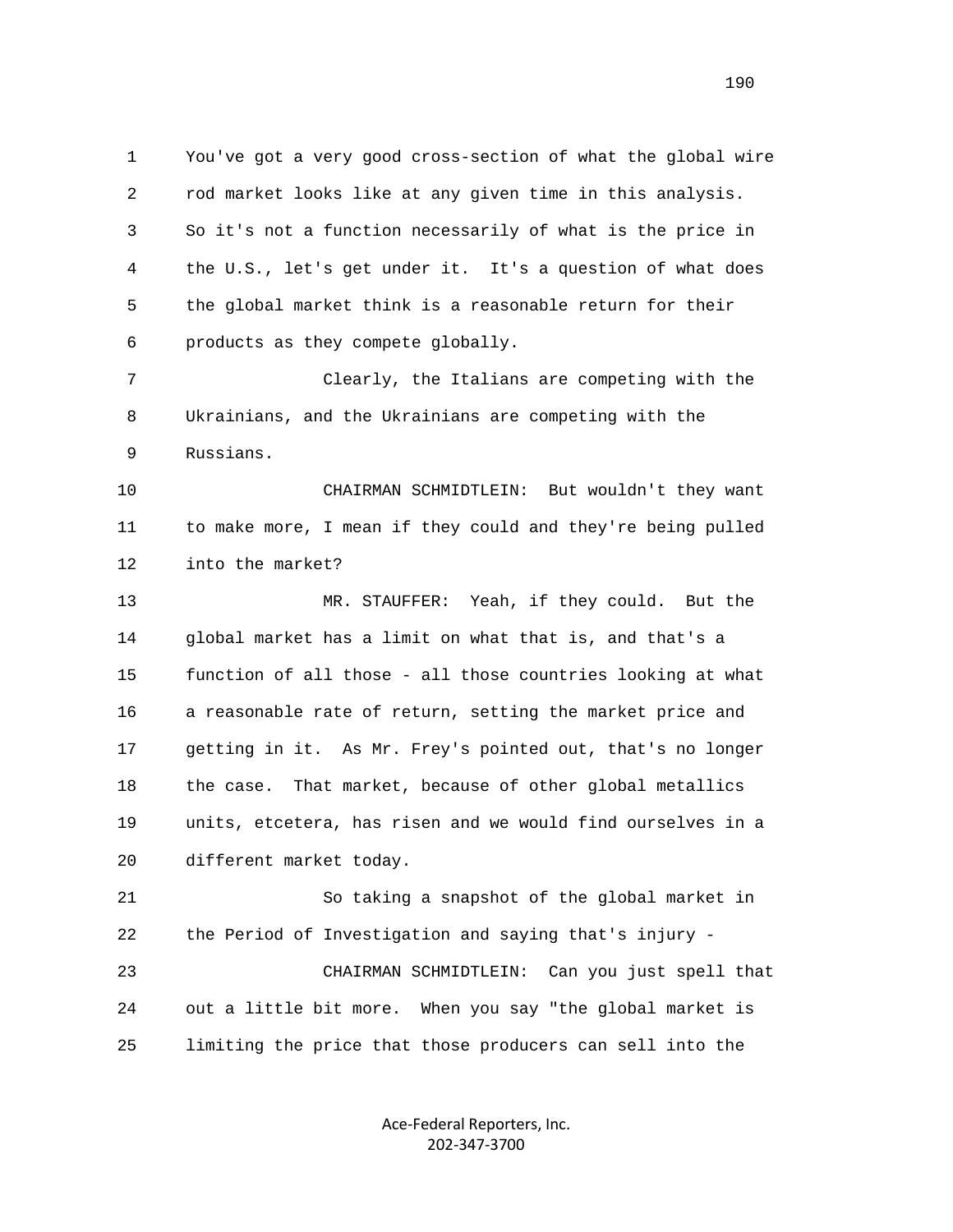You've got a very good cross-section of what the global wire rod market looks like at any given time in this analysis. So it's not a function necessarily of what is the price in the U.S., let's get under it. It's a question of what does the global market think is a reasonable return for their products as they compete globally.

Clearly, the Italians are competing with the Ukrainians, and the Ukrainians are competing with the Russians.

CHAIRMAN SCHMIDTLEIN: But wouldn't they want to make more, I mean if they could and they're being pulled into the market?

MR. STAUFFER: Yeah, if they could. But the global market has a limit on what that is, and that's a function of all those - all those countries looking at what a reasonable rate of return, setting the market price and getting in it. As Mr. Frey's pointed out, that's no longer the case. That market, because of other global metallics units, etcetera, has risen and we would find ourselves in a different market today.

So taking a snapshot of the global market in the Period of Investigation and saying that's injury -

CHAIRMAN SCHMIDTLEIN: Can you just spell that out a little bit more. When you say "the global market is limiting the price that those producers can sell into the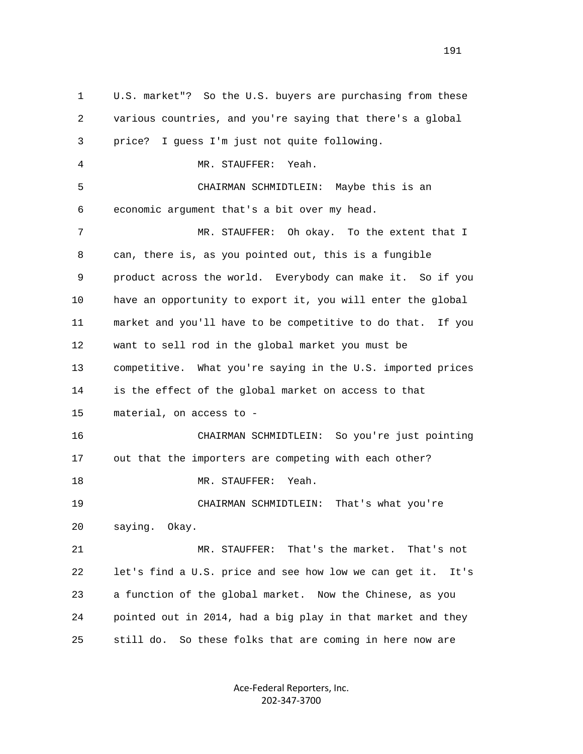U.S. market"? So the U.S. buyers are purchasing from these various countries, and you're saying that there's a global price? I guess I'm just not quite following.

MR. STAUFFER: Yeah.

CHAIRMAN SCHMIDTLEIN: Maybe this is an economic argument that's a bit over my head.

MR. STAUFFER: Oh okay. To the extent that I can, there is, as you pointed out, this is a fungible product across the world. Everybody can make it. So if you have an opportunity to export it, you will enter the global market and you'll have to be competitive to do that. If you want to sell rod in the global market you must be competitive. What you're saying in the U.S. imported prices is the effect of the global market on access to that material, on access to -

CHAIRMAN SCHMIDTLEIN: So you're just pointing out that the importers are competing with each other?

MR. STAUFFER: Yeah.

CHAIRMAN SCHMIDTLEIN: That's what you're saying. Okay.

MR. STAUFFER: That's the market. That's not let's find a U.S. price and see how low we can get it. It's a function of the global market. Now the Chinese, as you pointed out in 2014, had a big play in that market and they still do. So these folks that are coming in here now are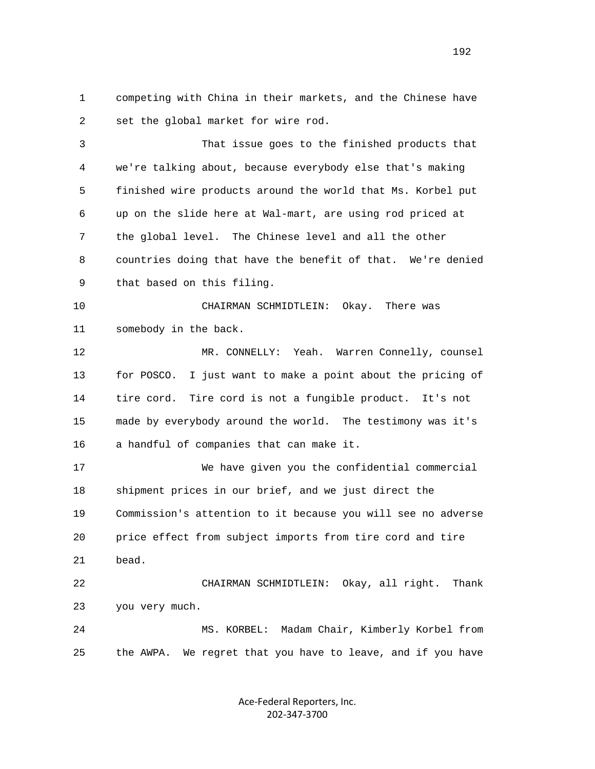competing with China in their markets, and the Chinese have set the global market for wire rod.

That issue goes to the finished products that we're talking about, because everybody else that's making finished wire products around the world that Ms. Korbel put up on the slide here at Wal-mart, are using rod priced at the global level. The Chinese level and all the other countries doing that have the benefit of that. We're denied that based on this filing.

CHAIRMAN SCHMIDTLEIN: Okay. There was somebody in the back.

MR. CONNELLY: Yeah. Warren Connelly, counsel for POSCO. I just want to make a point about the pricing of tire cord. Tire cord is not a fungible product. It's not made by everybody around the world. The testimony was it's a handful of companies that can make it.

We have given you the confidential commercial shipment prices in our brief, and we just direct the Commission's attention to it because you will see no adverse price effect from subject imports from tire cord and tire bead.

CHAIRMAN SCHMIDTLEIN: Okay, all right. Thank you very much.

MS. KORBEL: Madam Chair, Kimberly Korbel from the AWPA. We regret that you have to leave, and if you have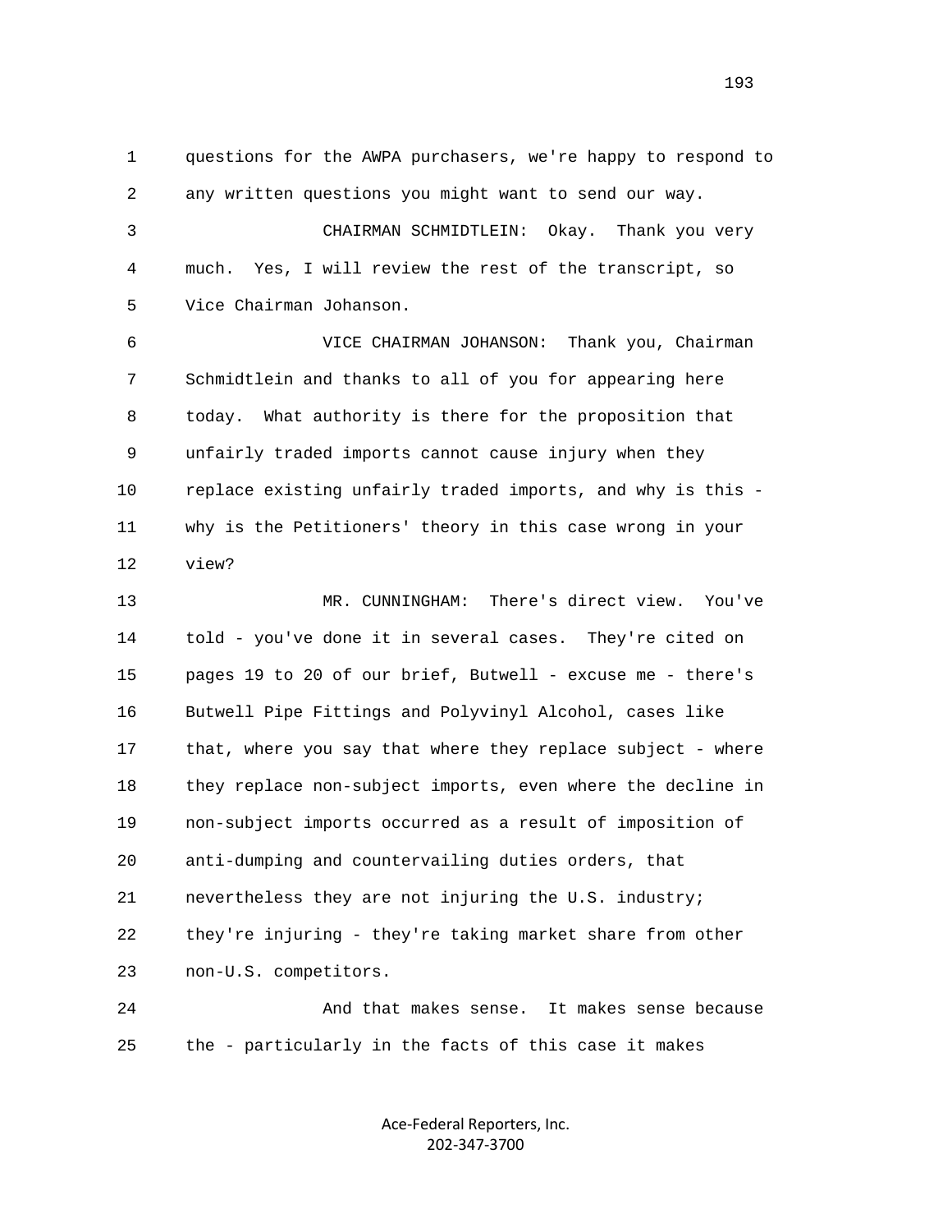1 questions for the AWPA purchasers, we're happy to respond to
2 any written questions you might want to send our way.

3 CHAIRMAN SCHMIDTLEIN: Okay. Thank you very
4 much. Yes, I will review the rest of the transcript, so
5 Vice Chairman Johanson.

6 VICE CHAIRMAN JOHANSON: Thank you, Chairman
7 Schmidtlein and thanks to all of you for appearing here
8 today. What authority is there for the proposition that
9 unfairly traded imports cannot cause injury when they
10 replace existing unfairly traded imports, and why is this -
11 why is the Petitioners' theory in this case wrong in your
12 view?

13 MR. CUNNINGHAM: There's direct view. You've
14 told - you've done it in several cases. They're cited on
15 pages 19 to 20 of our brief, Butwell - excuse me - there's
16 Butwell Pipe Fittings and Polyvinyl Alcohol, cases like
17 that, where you say that where they replace subject - where
18 they replace non-subject imports, even where the decline in
19 non-subject imports occurred as a result of imposition of
20 anti-dumping and countervailing duties orders, that
21 nevertheless they are not injuring the U.S. industry;
22 they're injuring - they're taking market share from other
23 non-U.S. competitors.

24 And that makes sense. It makes sense because
25 the - particularly in the facts of this case it makes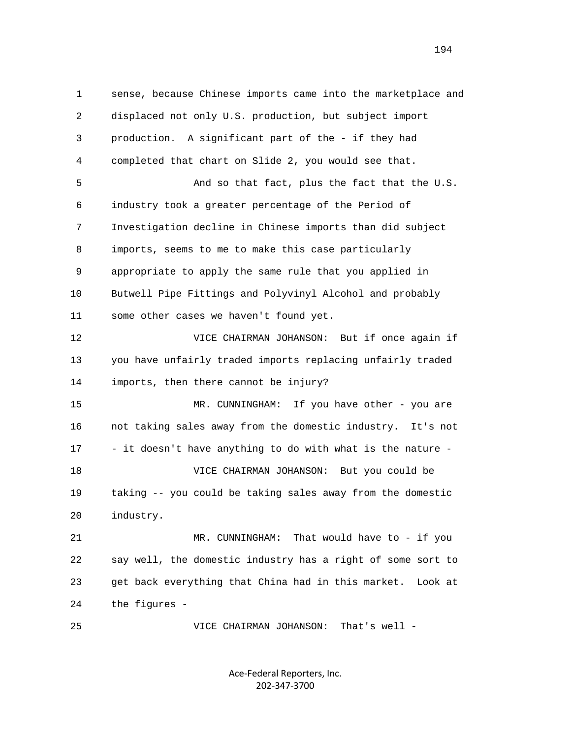sense, because Chinese imports came into the marketplace and displaced not only U.S. production, but subject import production. A significant part of the - if they had completed that chart on Slide 2, you would see that.

And so that fact, plus the fact that the U.S. industry took a greater percentage of the Period of Investigation decline in Chinese imports than did subject imports, seems to me to make this case particularly appropriate to apply the same rule that you applied in Butwell Pipe Fittings and Polyvinyl Alcohol and probably some other cases we haven't found yet.

VICE CHAIRMAN JOHANSON: But if once again if you have unfairly traded imports replacing unfairly traded imports, then there cannot be injury?

MR. CUNNINGHAM: If you have other - you are not taking sales away from the domestic industry. It's not - it doesn't have anything to do with what is the nature -

VICE CHAIRMAN JOHANSON: But you could be taking -- you could be taking sales away from the domestic industry.

MR. CUNNINGHAM: That would have to - if you say well, the domestic industry has a right of some sort to get back everything that China had in this market. Look at the figures -

VICE CHAIRMAN JOHANSON: That's well -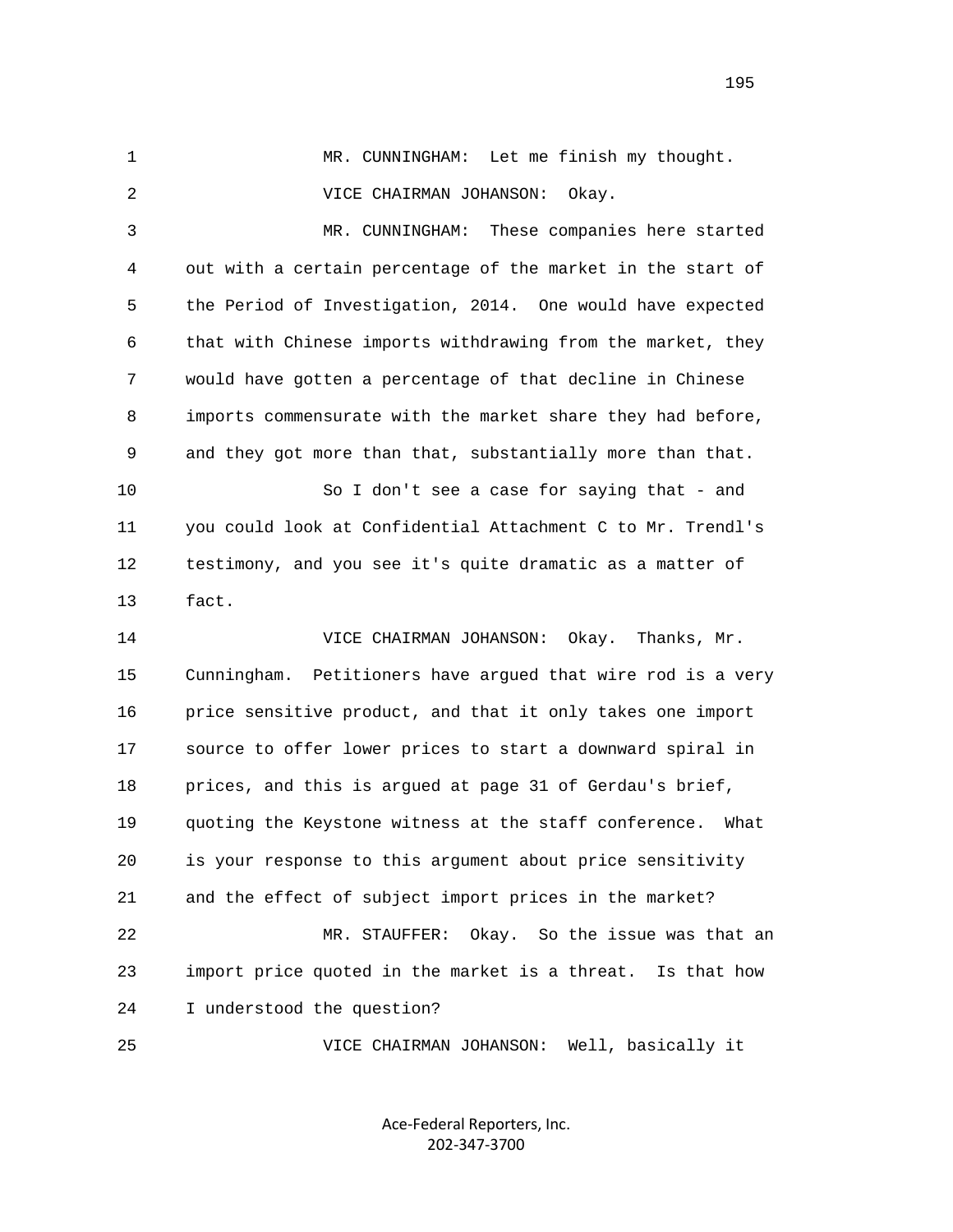MR. CUNNINGHAM: Let me finish my thought.

VICE CHAIRMAN JOHANSON: Okay.

MR. CUNNINGHAM: These companies here started out with a certain percentage of the market in the start of the Period of Investigation, 2014. One would have expected that with Chinese imports withdrawing from the market, they would have gotten a percentage of that decline in Chinese imports commensurate with the market share they had before, and they got more than that, substantially more than that.

So I don't see a case for saying that - and you could look at Confidential Attachment C to Mr. Trendl's testimony, and you see it's quite dramatic as a matter of fact.

VICE CHAIRMAN JOHANSON: Okay. Thanks, Mr. Cunningham. Petitioners have argued that wire rod is a very price sensitive product, and that it only takes one import source to offer lower prices to start a downward spiral in prices, and this is argued at page 31 of Gerdau's brief, quoting the Keystone witness at the staff conference. What is your response to this argument about price sensitivity and the effect of subject import prices in the market?

MR. STAUFFER: Okay. So the issue was that an import price quoted in the market is a threat. Is that how I understood the question?

VICE CHAIRMAN JOHANSON: Well, basically it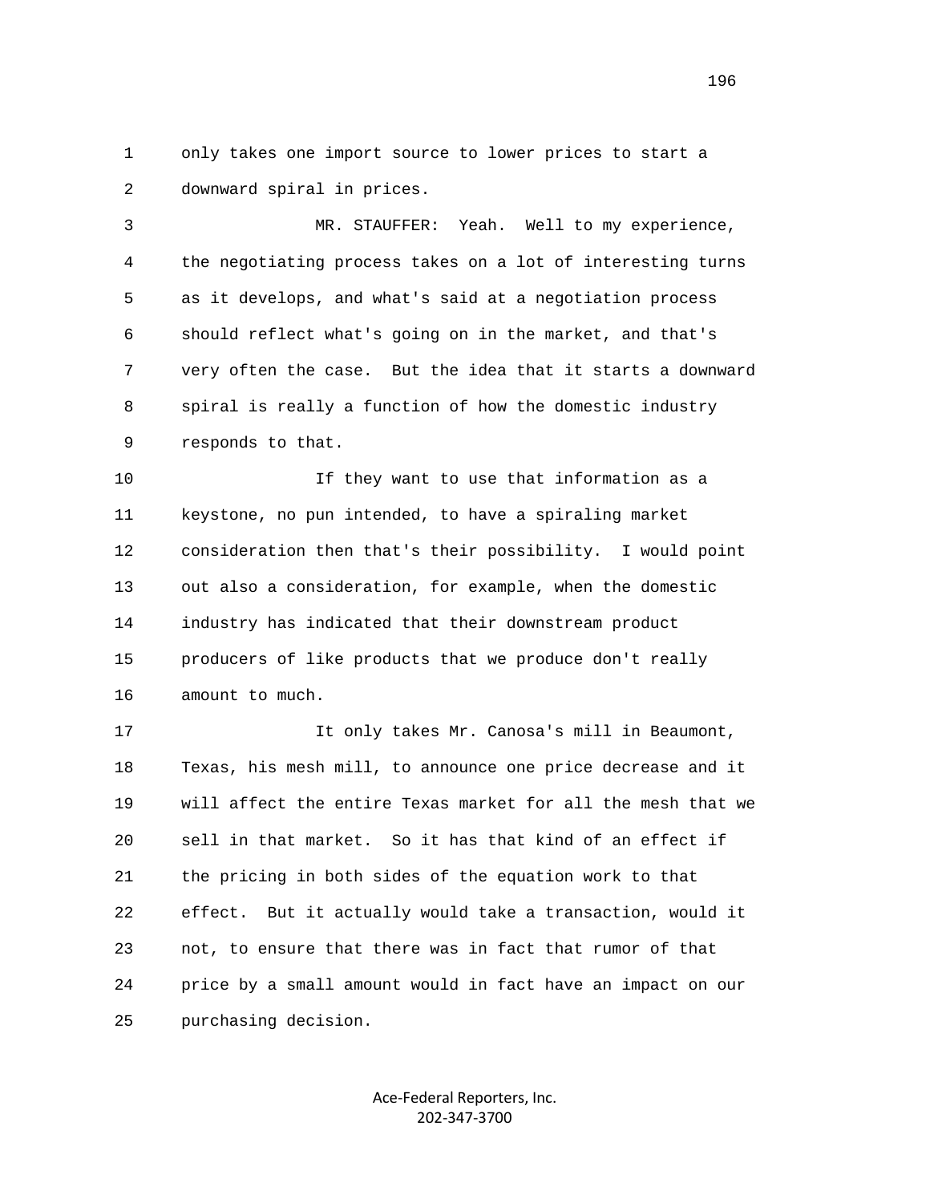only takes one import source to lower prices to start a downward spiral in prices.

MR. STAUFFER: Yeah. Well to my experience, the negotiating process takes on a lot of interesting turns as it develops, and what's said at a negotiation process should reflect what's going on in the market, and that's very often the case. But the idea that it starts a downward spiral is really a function of how the domestic industry responds to that.

If they want to use that information as a keystone, no pun intended, to have a spiraling market consideration then that's their possibility. I would point out also a consideration, for example, when the domestic industry has indicated that their downstream product producers of like products that we produce don't really amount to much.

It only takes Mr. Canosa's mill in Beaumont, Texas, his mesh mill, to announce one price decrease and it will affect the entire Texas market for all the mesh that we sell in that market. So it has that kind of an effect if the pricing in both sides of the equation work to that effect. But it actually would take a transaction, would it not, to ensure that there was in fact that rumor of that price by a small amount would in fact have an impact on our purchasing decision.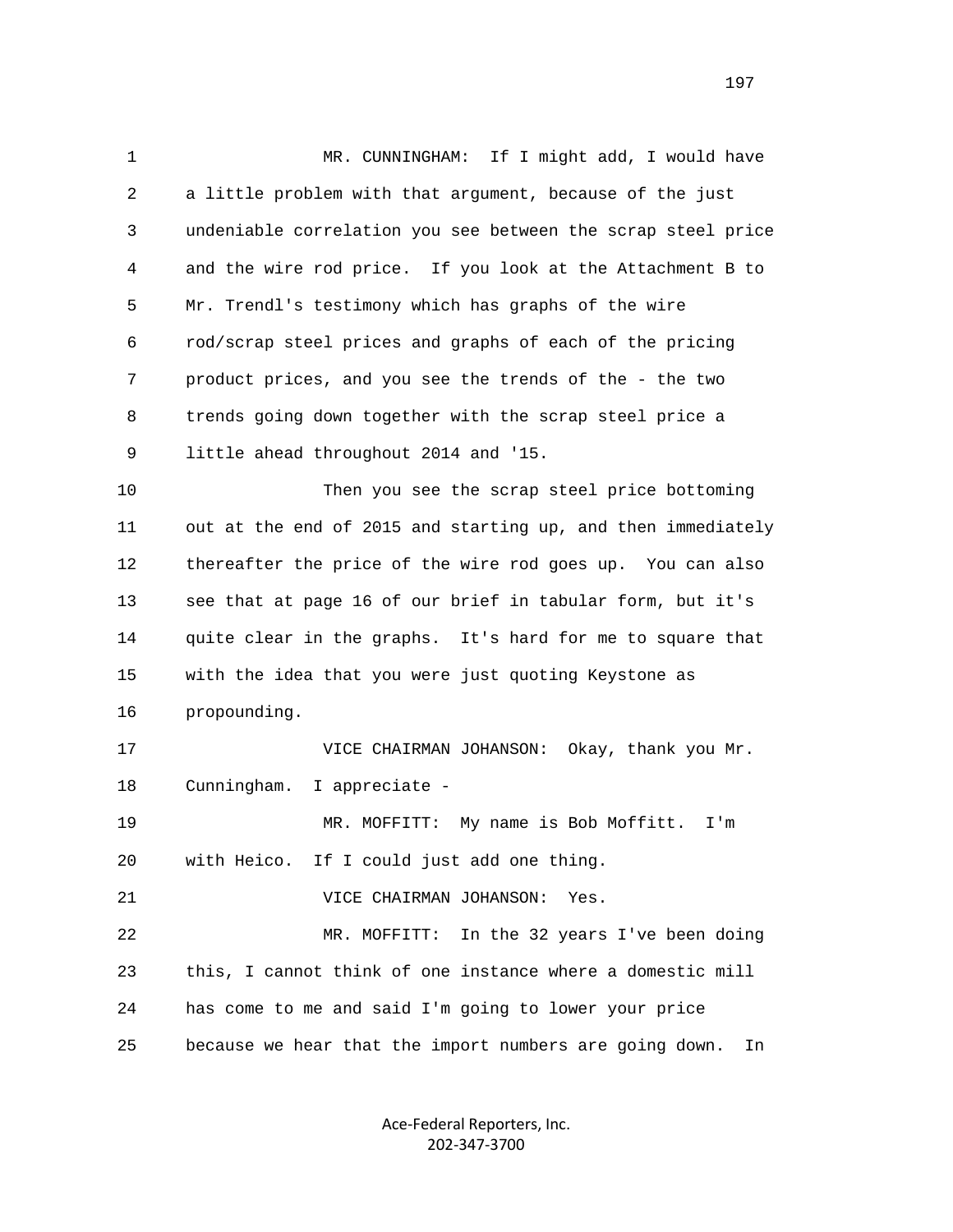MR. CUNNINGHAM: If I might add, I would have a little problem with that argument, because of the just undeniable correlation you see between the scrap steel price and the wire rod price. If you look at the Attachment B to Mr. Trendl's testimony which has graphs of the wire rod/scrap steel prices and graphs of each of the pricing product prices, and you see the trends of the - the two trends going down together with the scrap steel price a little ahead throughout 2014 and '15.

Then you see the scrap steel price bottoming out at the end of 2015 and starting up, and then immediately thereafter the price of the wire rod goes up. You can also see that at page 16 of our brief in tabular form, but it's quite clear in the graphs. It's hard for me to square that with the idea that you were just quoting Keystone as propounding.

VICE CHAIRMAN JOHANSON: Okay, thank you Mr. Cunningham. I appreciate -

MR. MOFFITT: My name is Bob Moffitt. I'm with Heico. If I could just add one thing.

VICE CHAIRMAN JOHANSON: Yes.

MR. MOFFITT: In the 32 years I've been doing this, I cannot think of one instance where a domestic mill has come to me and said I'm going to lower your price because we hear that the import numbers are going down. In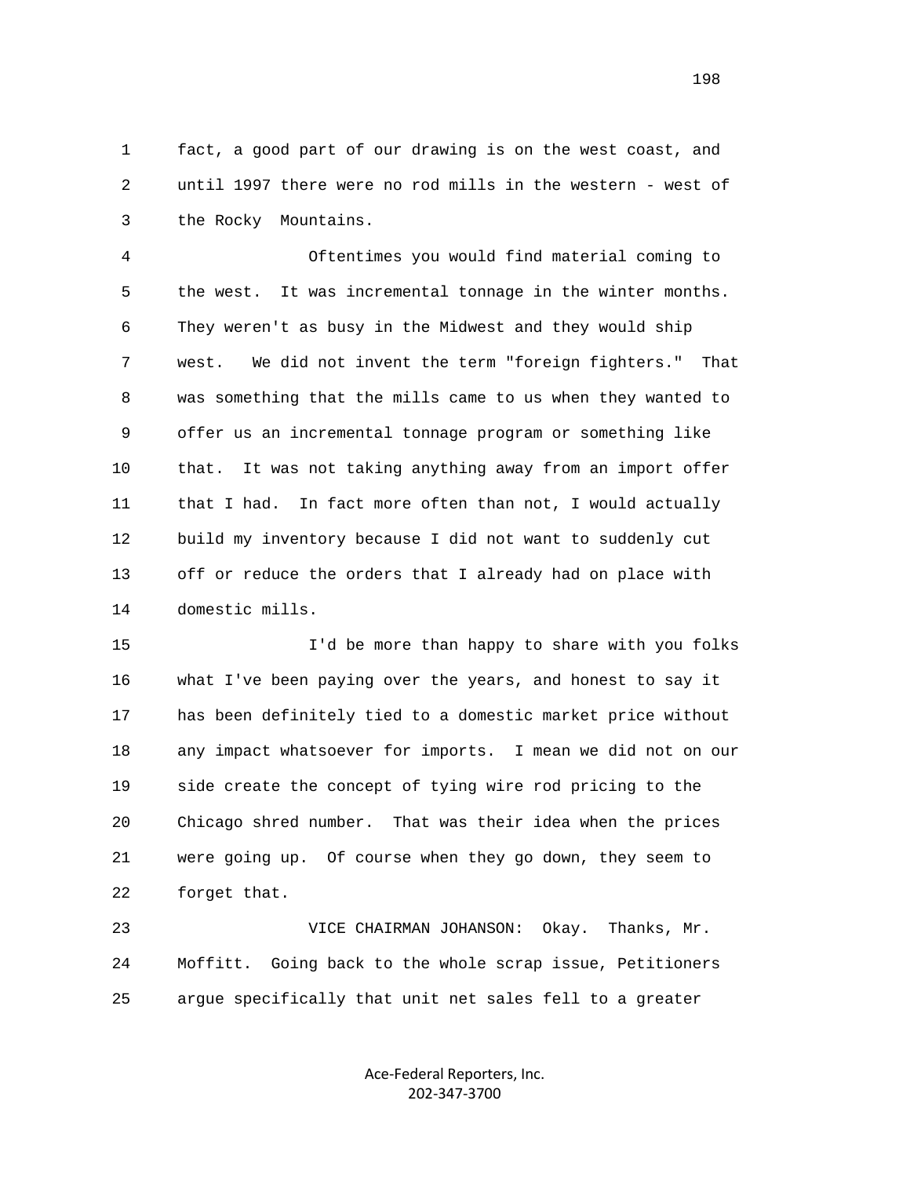fact, a good part of our drawing is on the west coast, and until 1997 there were no rod mills in the western - west of the Rocky Mountains.

Oftentimes you would find material coming to the west. It was incremental tonnage in the winter months. They weren't as busy in the Midwest and they would ship west. We did not invent the term "foreign fighters." That was something that the mills came to us when they wanted to offer us an incremental tonnage program or something like that. It was not taking anything away from an import offer that I had. In fact more often than not, I would actually build my inventory because I did not want to suddenly cut off or reduce the orders that I already had on place with domestic mills.

I'd be more than happy to share with you folks what I've been paying over the years, and honest to say it has been definitely tied to a domestic market price without any impact whatsoever for imports. I mean we did not on our side create the concept of tying wire rod pricing to the Chicago shred number. That was their idea when the prices were going up. Of course when they go down, they seem to forget that.

VICE CHAIRMAN JOHANSON: Okay. Thanks, Mr. Moffitt. Going back to the whole scrap issue, Petitioners argue specifically that unit net sales fell to a greater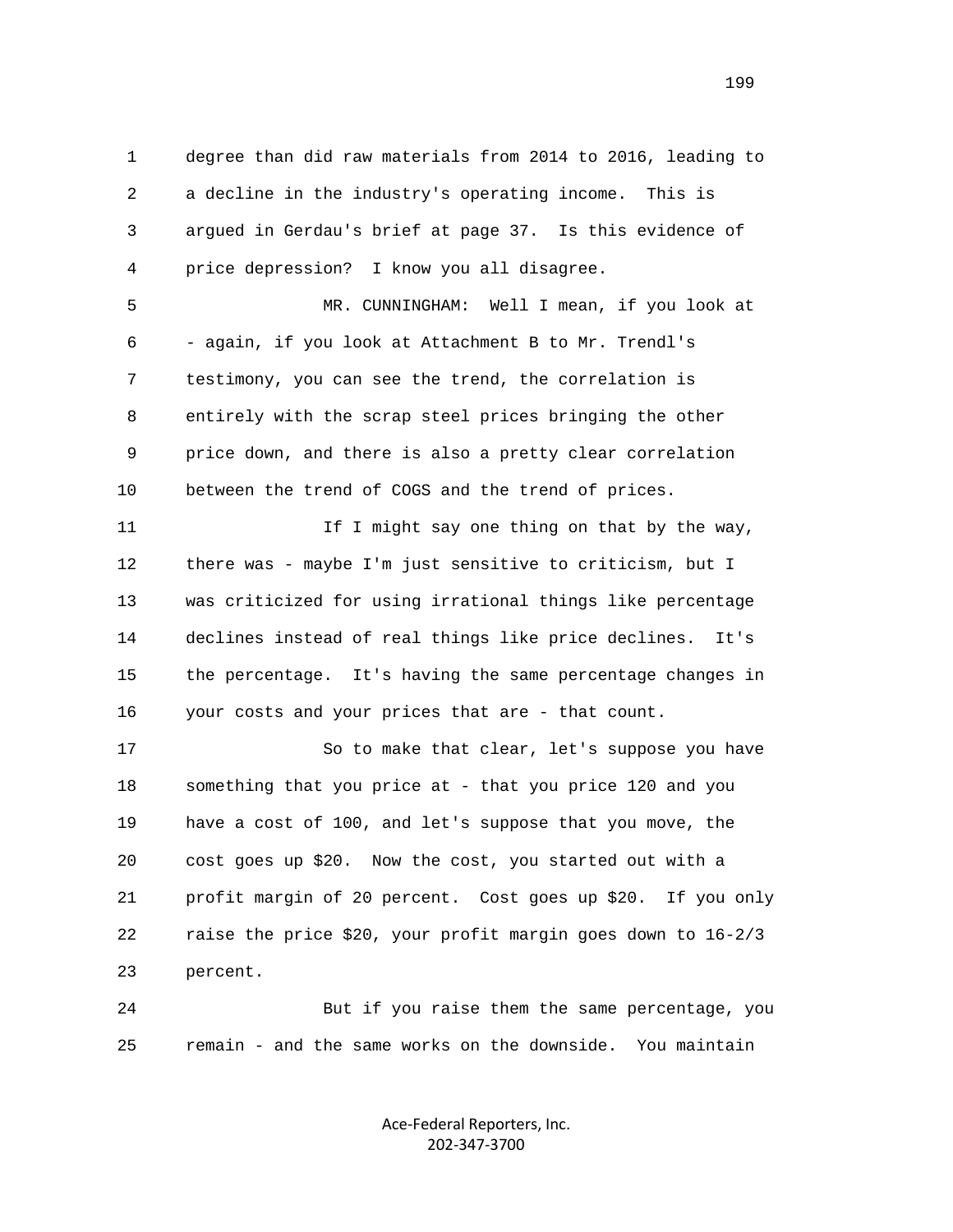1 degree than did raw materials from 2014 to 2016, leading to
2 a decline in the industry's operating income. This is
3 argued in Gerdau's brief at page 37. Is this evidence of
4 price depression? I know you all disagree.

5 MR. CUNNINGHAM: Well I mean, if you look at
6 - again, if you look at Attachment B to Mr. Trendl's
7 testimony, you can see the trend, the correlation is
8 entirely with the scrap steel prices bringing the other
9 price down, and there is also a pretty clear correlation
10 between the trend of COGS and the trend of prices.

11 If I might say one thing on that by the way,
12 there was - maybe I'm just sensitive to criticism, but I
13 was criticized for using irrational things like percentage
14 declines instead of real things like price declines. It's
15 the percentage. It's having the same percentage changes in
16 your costs and your prices that are - that count.

17 So to make that clear, let's suppose you have
18 something that you price at - that you price 120 and you
19 have a cost of 100, and let's suppose that you move, the
20 cost goes up $20. Now the cost, you started out with a
21 profit margin of 20 percent. Cost goes up $20. If you only
22 raise the price $20, your profit margin goes down to 16-2/3
23 percent.

24 But if you raise them the same percentage, you
25 remain - and the same works on the downside. You maintain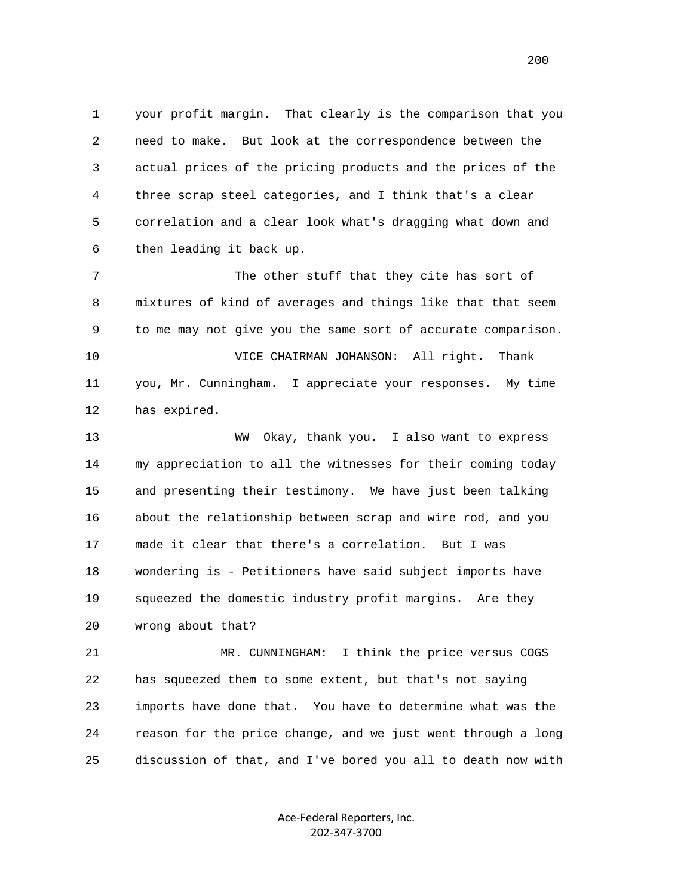1 your profit margin. That clearly is the comparison that you
2 need to make. But look at the correspondence between the
3 actual prices of the pricing products and the prices of the
4 three scrap steel categories, and I think that's a clear
5 correlation and a clear look what's dragging what down and
6 then leading it back up.

7 The other stuff that they cite has sort of
8 mixtures of kind of averages and things like that that seem
9 to me may not give you the same sort of accurate comparison.

10 VICE CHAIRMAN JOHANSON: All right. Thank
11 you, Mr. Cunningham. I appreciate your responses. My time
12 has expired.

13 WW Okay, thank you. I also want to express
14 my appreciation to all the witnesses for their coming today
15 and presenting their testimony. We have just been talking
16 about the relationship between scrap and wire rod, and you
17 made it clear that there's a correlation. But I was
18 wondering is - Petitioners have said subject imports have
19 squeezed the domestic industry profit margins. Are they
20 wrong about that?

21 MR. CUNNINGHAM: I think the price versus COGS
22 has squeezed them to some extent, but that's not saying
23 imports have done that. You have to determine what was the
24 reason for the price change, and we just went through a long
25 discussion of that, and I've bored you all to death now with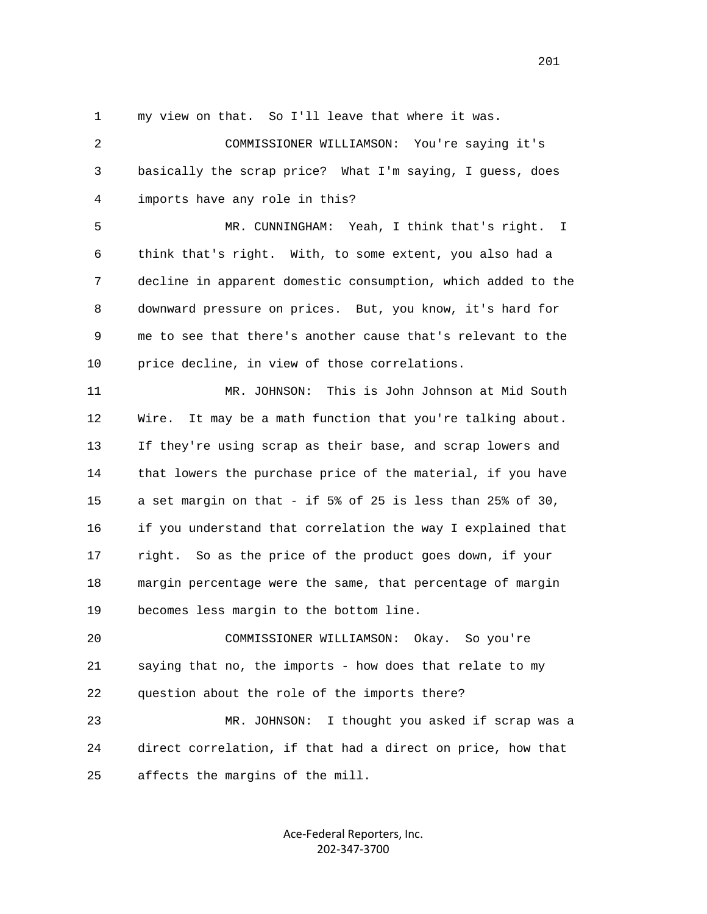my view on that. So I'll leave that where it was.

COMMISSIONER WILLIAMSON: You're saying it's basically the scrap price? What I'm saying, I guess, does imports have any role in this?

MR. CUNNINGHAM: Yeah, I think that's right. I think that's right. With, to some extent, you also had a decline in apparent domestic consumption, which added to the downward pressure on prices. But, you know, it's hard for me to see that there's another cause that's relevant to the price decline, in view of those correlations.

MR. JOHNSON: This is John Johnson at Mid South Wire. It may be a math function that you're talking about. If they're using scrap as their base, and scrap lowers and that lowers the purchase price of the material, if you have a set margin on that - if 5% of 25 is less than 25% of 30, if you understand that correlation the way I explained that right. So as the price of the product goes down, if your margin percentage were the same, that percentage of margin becomes less margin to the bottom line.

COMMISSIONER WILLIAMSON: Okay. So you're saying that no, the imports - how does that relate to my question about the role of the imports there?

MR. JOHNSON: I thought you asked if scrap was a direct correlation, if that had a direct on price, how that affects the margins of the mill.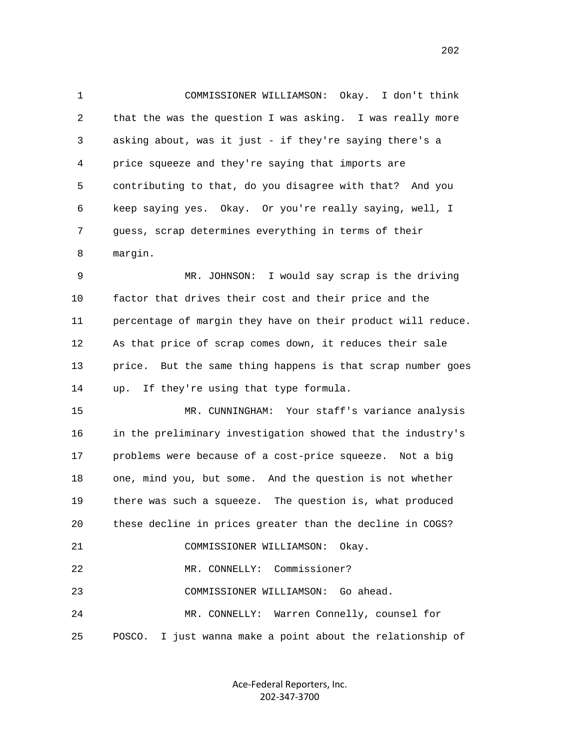COMMISSIONER WILLIAMSON: Okay. I don't think that the was the question I was asking. I was really more asking about, was it just - if they're saying there's a price squeeze and they're saying that imports are contributing to that, do you disagree with that? And you keep saying yes. Okay. Or you're really saying, well, I guess, scrap determines everything in terms of their margin.

MR. JOHNSON: I would say scrap is the driving factor that drives their cost and their price and the percentage of margin they have on their product will reduce. As that price of scrap comes down, it reduces their sale price. But the same thing happens is that scrap number goes up. If they're using that type formula.

MR. CUNNINGHAM: Your staff's variance analysis in the preliminary investigation showed that the industry's problems were because of a cost-price squeeze. Not a big one, mind you, but some. And the question is not whether there was such a squeeze. The question is, what produced these decline in prices greater than the decline in COGS?

COMMISSIONER WILLIAMSON: Okay.

MR. CONNELLY: Commissioner?

COMMISSIONER WILLIAMSON: Go ahead.

MR. CONNELLY: Warren Connelly, counsel for POSCO. I just wanna make a point about the relationship of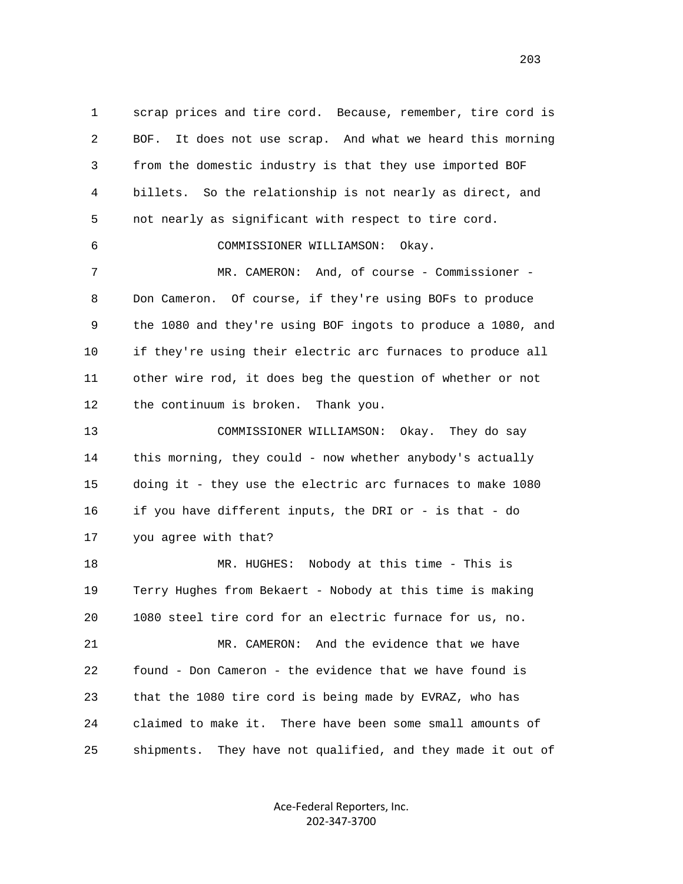scrap prices and tire cord. Because, remember, tire cord is BOF. It does not use scrap. And what we heard this morning from the domestic industry is that they use imported BOF billets. So the relationship is not nearly as direct, and not nearly as significant with respect to tire cord.

COMMISSIONER WILLIAMSON: Okay.

MR. CAMERON: And, of course - Commissioner - Don Cameron. Of course, if they're using BOFs to produce the 1080 and they're using BOF ingots to produce a 1080, and if they're using their electric arc furnaces to produce all other wire rod, it does beg the question of whether or not the continuum is broken. Thank you.

COMMISSIONER WILLIAMSON: Okay. They do say this morning, they could - now whether anybody's actually doing it - they use the electric arc furnaces to make 1080 if you have different inputs, the DRI or - is that - do you agree with that?

MR. HUGHES: Nobody at this time - This is Terry Hughes from Bekaert - Nobody at this time is making 1080 steel tire cord for an electric furnace for us, no.

MR. CAMERON: And the evidence that we have found - Don Cameron - the evidence that we have found is that the 1080 tire cord is being made by EVRAZ, who has claimed to make it. There have been some small amounts of shipments. They have not qualified, and they made it out of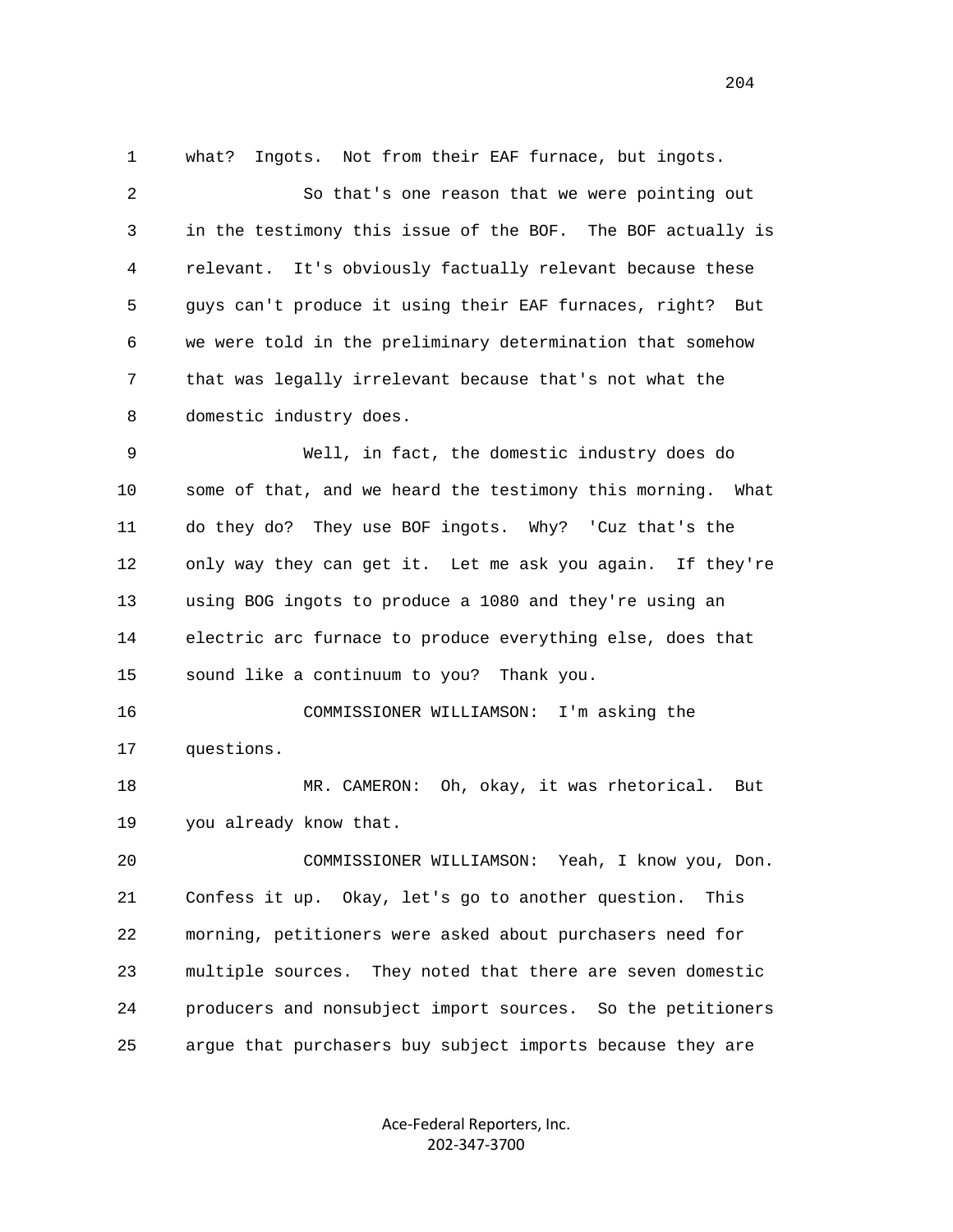what? Ingots. Not from their EAF furnace, but ingots.

So that's one reason that we were pointing out in the testimony this issue of the BOF. The BOF actually is relevant. It's obviously factually relevant because these guys can't produce it using their EAF furnaces, right? But we were told in the preliminary determination that somehow that was legally irrelevant because that's not what the domestic industry does.

Well, in fact, the domestic industry does do some of that, and we heard the testimony this morning. What do they do? They use BOF ingots. Why? 'Cuz that's the only way they can get it. Let me ask you again. If they're using BOG ingots to produce a 1080 and they're using an electric arc furnace to produce everything else, does that sound like a continuum to you? Thank you.

COMMISSIONER WILLIAMSON: I'm asking the questions.

MR. CAMERON: Oh, okay, it was rhetorical. But you already know that.

COMMISSIONER WILLIAMSON: Yeah, I know you, Don. Confess it up. Okay, let's go to another question. This morning, petitioners were asked about purchasers need for multiple sources. They noted that there are seven domestic producers and nonsubject import sources. So the petitioners argue that purchasers buy subject imports because they are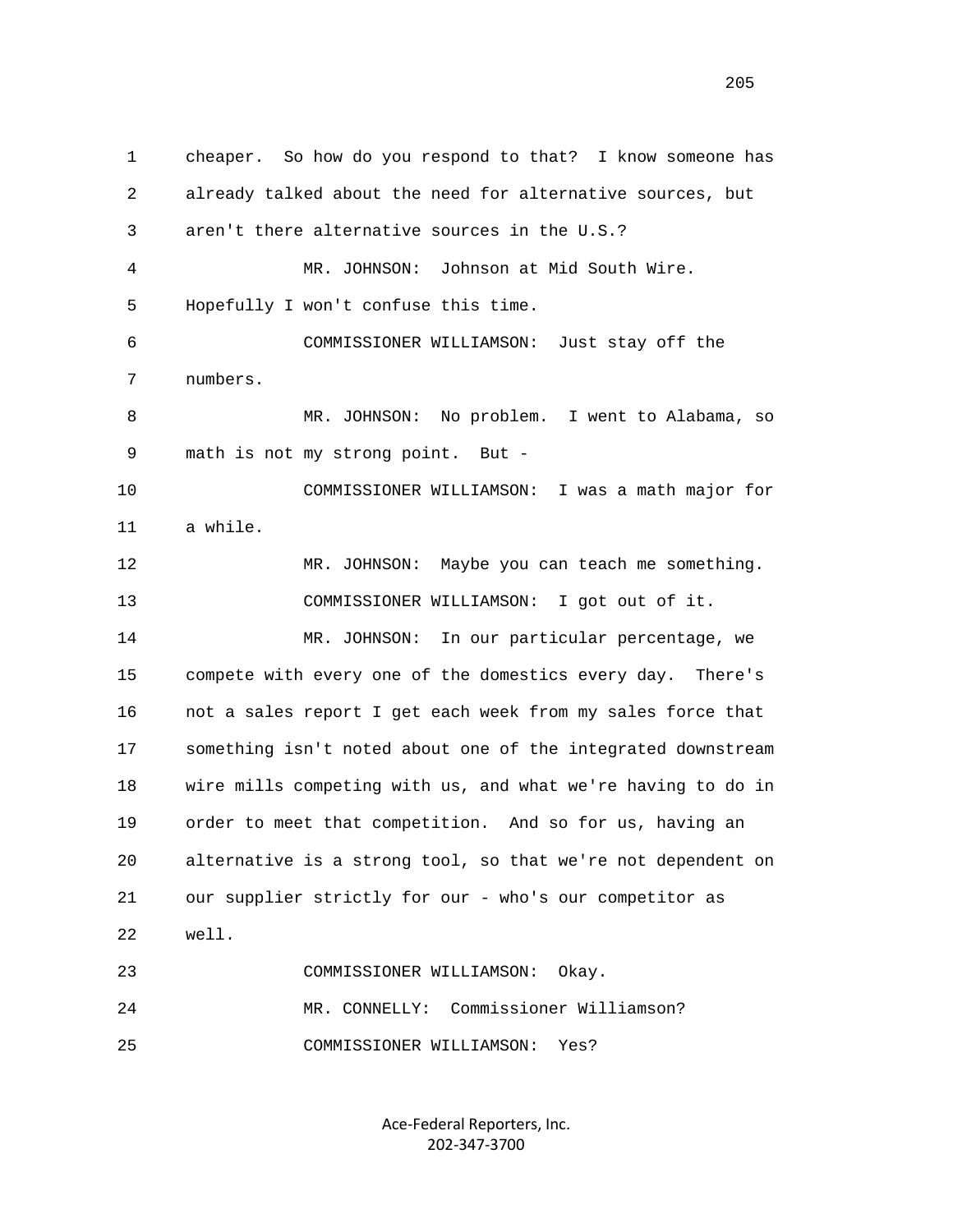cheaper. So how do you respond to that? I know someone has already talked about the need for alternative sources, but aren't there alternative sources in the U.S.?

MR. JOHNSON: Johnson at Mid South Wire. Hopefully I won't confuse this time.

COMMISSIONER WILLIAMSON: Just stay off the numbers.

MR. JOHNSON: No problem. I went to Alabama, so math is not my strong point. But -

COMMISSIONER WILLIAMSON: I was a math major for a while.

MR. JOHNSON: Maybe you can teach me something.

COMMISSIONER WILLIAMSON: I got out of it.

MR. JOHNSON: In our particular percentage, we compete with every one of the domestics every day. There's not a sales report I get each week from my sales force that something isn't noted about one of the integrated downstream wire mills competing with us, and what we're having to do in order to meet that competition. And so for us, having an alternative is a strong tool, so that we're not dependent on our supplier strictly for our - who's our competitor as well.

COMMISSIONER WILLIAMSON: Okay.

MR. CONNELLY: Commissioner Williamson?

COMMISSIONER WILLIAMSON: Yes?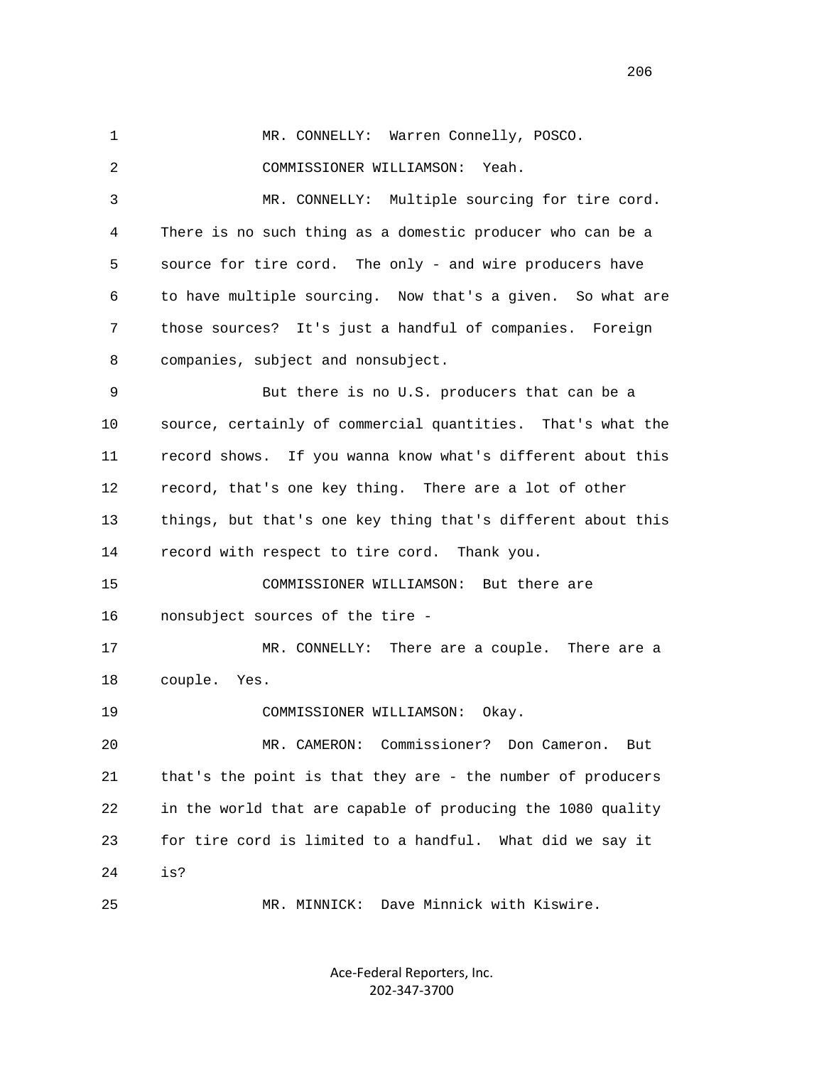1 MR. CONNELLY: Warren Connelly, POSCO.

2 COMMISSIONER WILLIAMSON: Yeah.

3 MR. CONNELLY: Multiple sourcing for tire cord.

4 There is no such thing as a domestic producer who can be a

5 source for tire cord. The only - and wire producers have

6 to have multiple sourcing. Now that's a given. So what are

7 those sources? It's just a handful of companies. Foreign

8 companies, subject and nonsubject.

9 But there is no U.S. producers that can be a

10 source, certainly of commercial quantities. That's what the

11 record shows. If you wanna know what's different about this

12 record, that's one key thing. There are a lot of other

13 things, but that's one key thing that's different about this

14 record with respect to tire cord. Thank you.

15 COMMISSIONER WILLIAMSON: But there are

16 nonsubject sources of the tire -

17 MR. CONNELLY: There are a couple. There are a

18 couple. Yes.

19 COMMISSIONER WILLIAMSON: Okay.

20 MR. CAMERON: Commissioner? Don Cameron. But

21 that's the point is that they are - the number of producers

22 in the world that are capable of producing the 1080 quality

23 for tire cord is limited to a handful. What did we say it

24 is?

25 MR. MINNICK: Dave Minnick with Kiswire.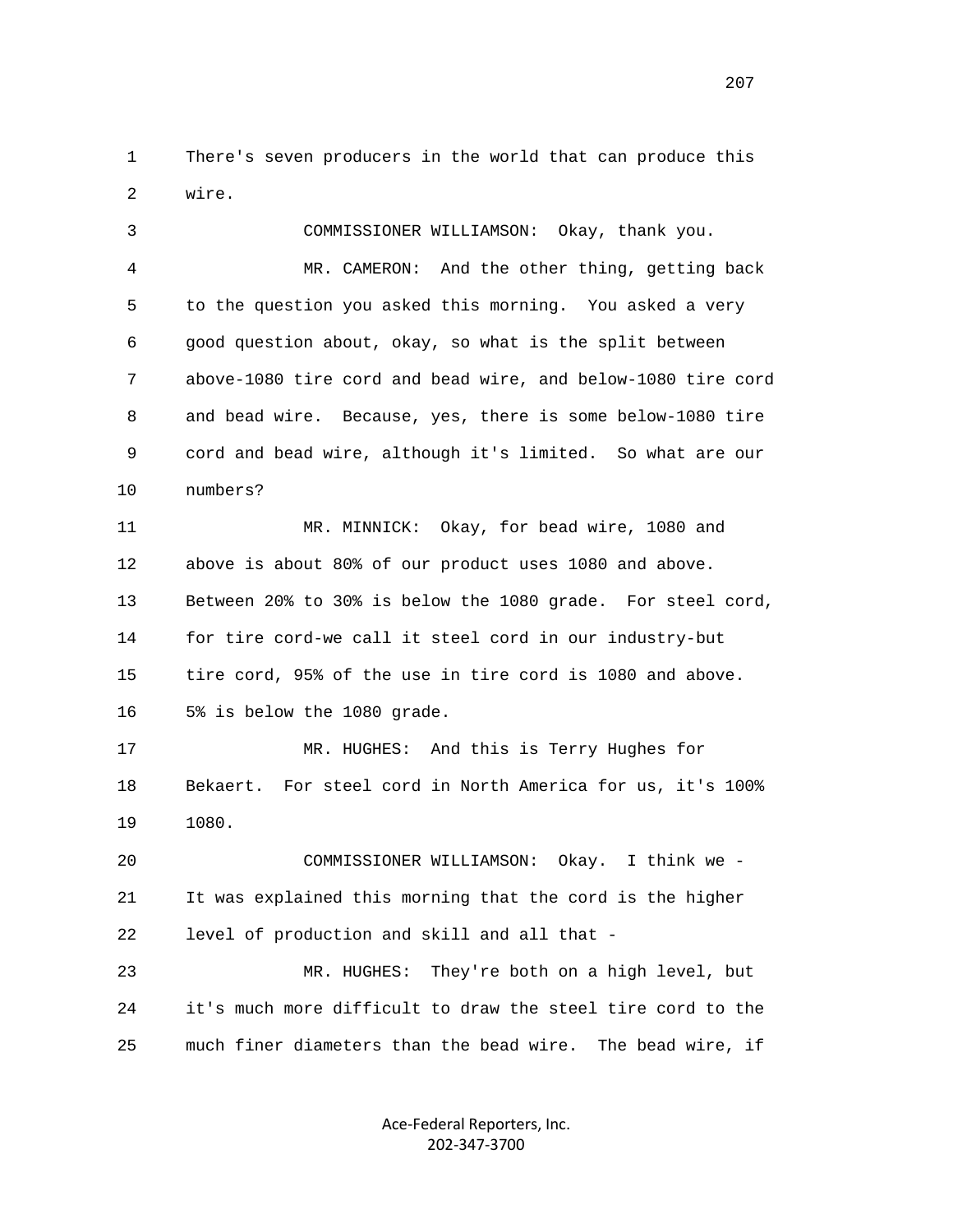There's seven producers in the world that can produce this wire.

COMMISSIONER WILLIAMSON: Okay, thank you.

MR. CAMERON: And the other thing, getting back to the question you asked this morning. You asked a very good question about, okay, so what is the split between above-1080 tire cord and bead wire, and below-1080 tire cord and bead wire. Because, yes, there is some below-1080 tire cord and bead wire, although it's limited. So what are our numbers?

MR. MINNICK: Okay, for bead wire, 1080 and above is about 80% of our product uses 1080 and above. Between 20% to 30% is below the 1080 grade. For steel cord, for tire cord-we call it steel cord in our industry-but tire cord, 95% of the use in tire cord is 1080 and above. 5% is below the 1080 grade.

MR. HUGHES: And this is Terry Hughes for Bekaert. For steel cord in North America for us, it's 100% 1080.

COMMISSIONER WILLIAMSON: Okay. I think we - It was explained this morning that the cord is the higher level of production and skill and all that -

MR. HUGHES: They're both on a high level, but it's much more difficult to draw the steel tire cord to the much finer diameters than the bead wire. The bead wire, if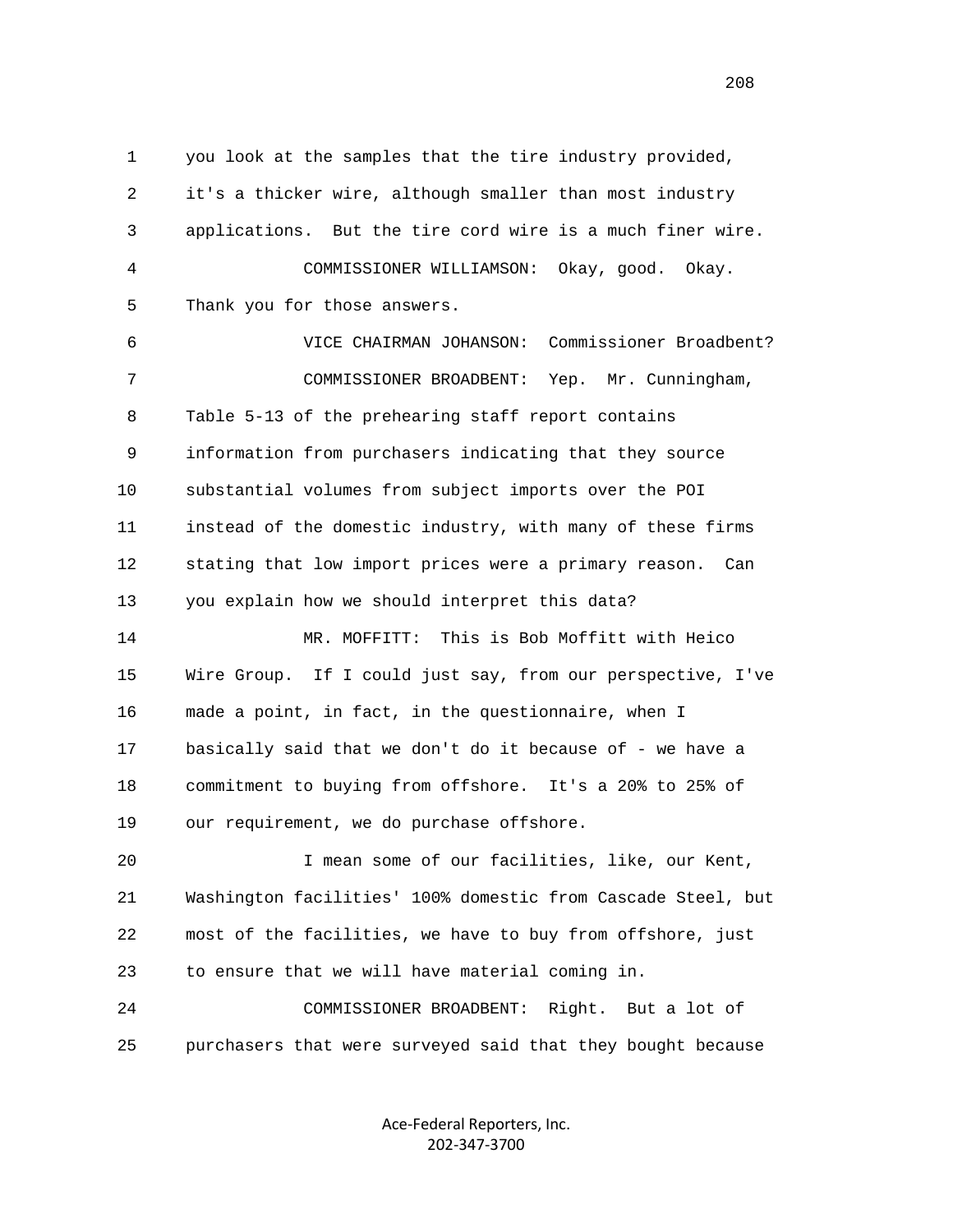you look at the samples that the tire industry provided, it's a thicker wire, although smaller than most industry applications. But the tire cord wire is a much finer wire.

COMMISSIONER WILLIAMSON: Okay, good. Okay. Thank you for those answers.

VICE CHAIRMAN JOHANSON: Commissioner Broadbent?

COMMISSIONER BROADBENT: Yep. Mr. Cunningham, Table 5-13 of the prehearing staff report contains information from purchasers indicating that they source substantial volumes from subject imports over the POI instead of the domestic industry, with many of these firms stating that low import prices were a primary reason. Can you explain how we should interpret this data?

MR. MOFFITT: This is Bob Moffitt with Heico Wire Group. If I could just say, from our perspective, I've made a point, in fact, in the questionnaire, when I basically said that we don't do it because of - we have a commitment to buying from offshore. It's a 20% to 25% of our requirement, we do purchase offshore.

I mean some of our facilities, like, our Kent, Washington facilities' 100% domestic from Cascade Steel, but most of the facilities, we have to buy from offshore, just to ensure that we will have material coming in.

COMMISSIONER BROADBENT: Right. But a lot of purchasers that were surveyed said that they bought because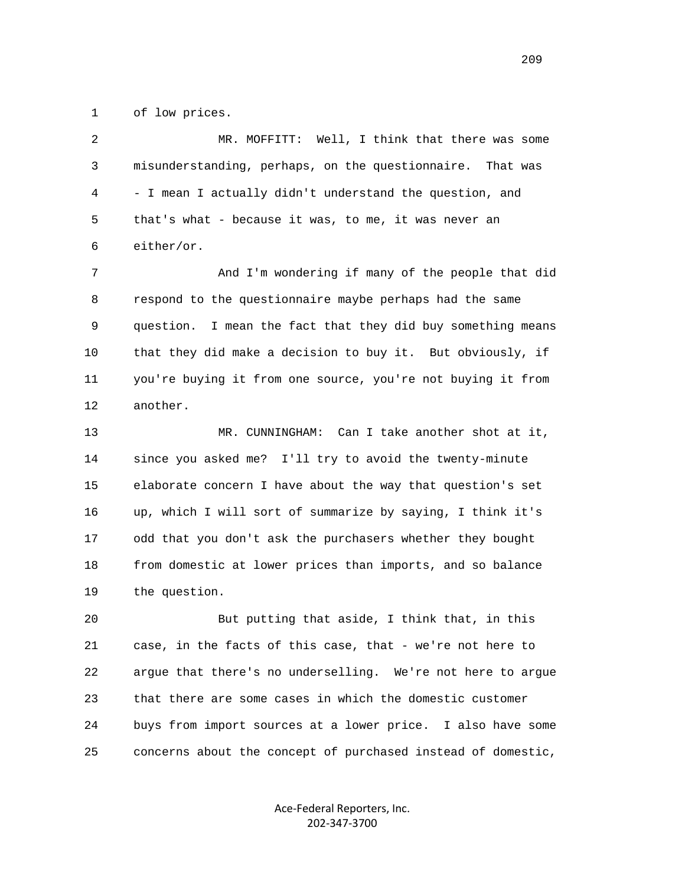1 of low prices.

2 MR. MOFFITT: Well, I think that there was some
3 misunderstanding, perhaps, on the questionnaire. That was
4 - I mean I actually didn't understand the question, and
5 that's what - because it was, to me, it was never an
6 either/or.

7 And I'm wondering if many of the people that did
8 respond to the questionnaire maybe perhaps had the same
9 question. I mean the fact that they did buy something means
10 that they did make a decision to buy it. But obviously, if
11 you're buying it from one source, you're not buying it from
12 another.

13 MR. CUNNINGHAM: Can I take another shot at it,
14 since you asked me? I'll try to avoid the twenty-minute
15 elaborate concern I have about the way that question's set
16 up, which I will sort of summarize by saying, I think it's
17 odd that you don't ask the purchasers whether they bought
18 from domestic at lower prices than imports, and so balance
19 the question.

20 But putting that aside, I think that, in this
21 case, in the facts of this case, that - we're not here to
22 argue that there's no underselling. We're not here to argue
23 that there are some cases in which the domestic customer
24 buys from import sources at a lower price. I also have some
25 concerns about the concept of purchased instead of domestic,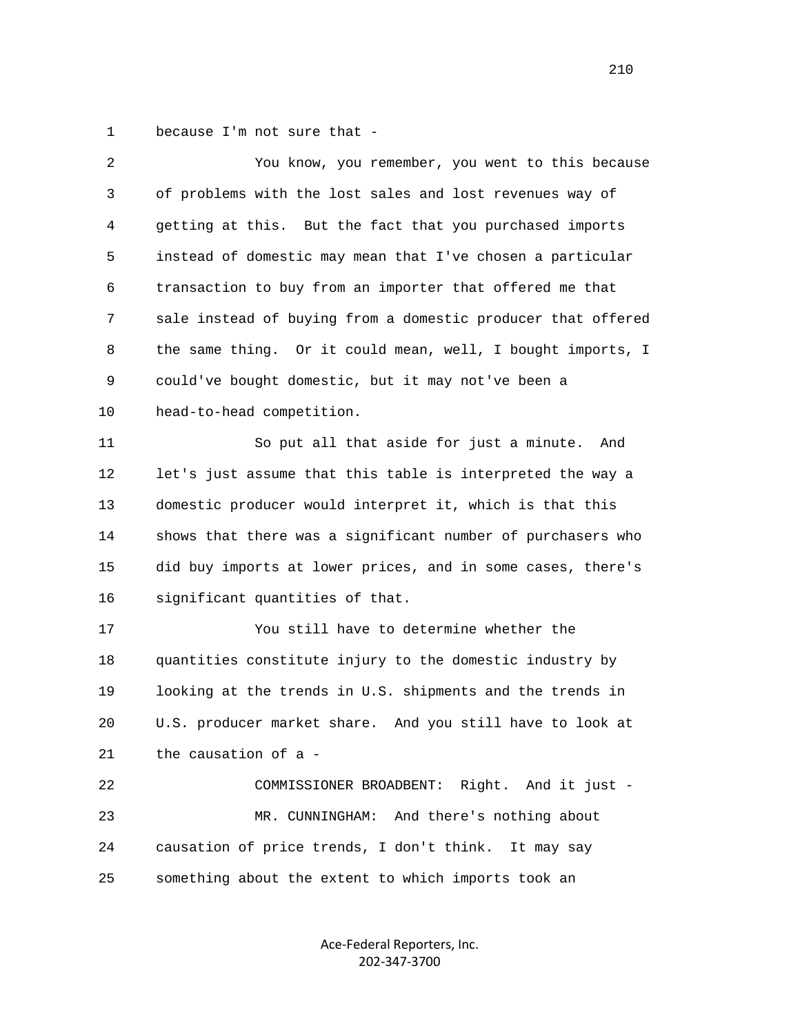1 because I'm not sure that -

2 You know, you remember, you went to this because

3 of problems with the lost sales and lost revenues way of

4 getting at this. But the fact that you purchased imports

5 instead of domestic may mean that I've chosen a particular

6 transaction to buy from an importer that offered me that

7 sale instead of buying from a domestic producer that offered

8 the same thing. Or it could mean, well, I bought imports, I

9 could've bought domestic, but it may not've been a

10 head-to-head competition.

11 So put all that aside for just a minute. And

12 let's just assume that this table is interpreted the way a

13 domestic producer would interpret it, which is that this

14 shows that there was a significant number of purchasers who

15 did buy imports at lower prices, and in some cases, there's

16 significant quantities of that.

17 You still have to determine whether the

18 quantities constitute injury to the domestic industry by

19 looking at the trends in U.S. shipments and the trends in

20 U.S. producer market share. And you still have to look at

21 the causation of a -

22 COMMISSIONER BROADBENT: Right. And it just -

23 MR. CUNNINGHAM: And there's nothing about

24 causation of price trends, I don't think. It may say

25 something about the extent to which imports took an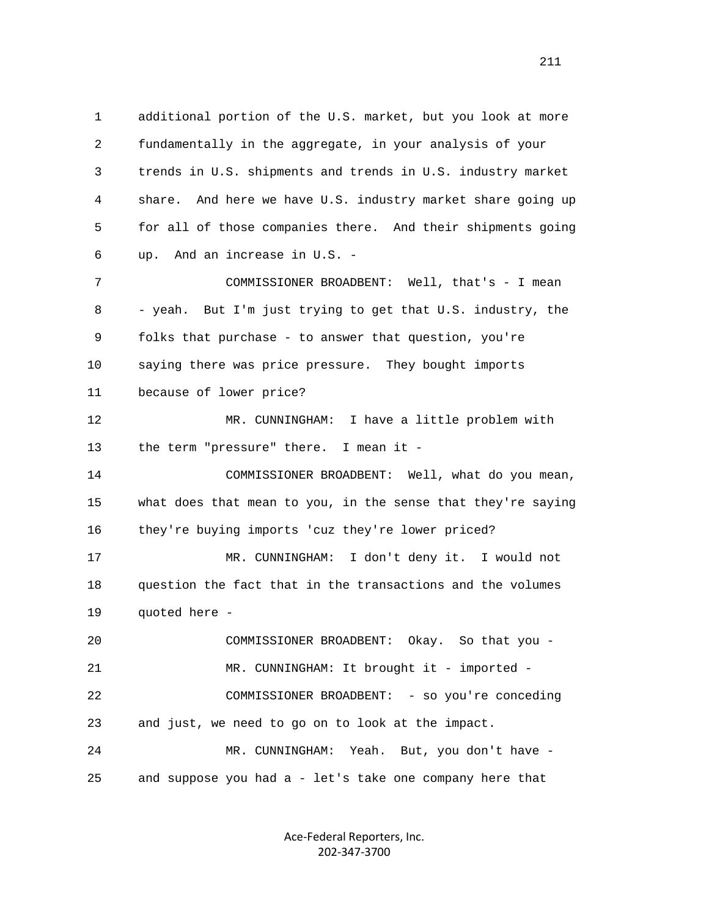1 additional portion of the U.S. market, but you look at more
2 fundamentally in the aggregate, in your analysis of your
3 trends in U.S. shipments and trends in U.S. industry market
4 share. And here we have U.S. industry market share going up
5 for all of those companies there. And their shipments going
6 up. And an increase in U.S. -

7 COMMISSIONER BROADBENT: Well, that's - I mean
8 - yeah. But I'm just trying to get that U.S. industry, the
9 folks that purchase - to answer that question, you're
10 saying there was price pressure. They bought imports
11 because of lower price?

12 MR. CUNNINGHAM: I have a little problem with
13 the term "pressure" there. I mean it -

14 COMMISSIONER BROADBENT: Well, what do you mean,
15 what does that mean to you, in the sense that they're saying
16 they're buying imports 'cuz they're lower priced?

17 MR. CUNNINGHAM: I don't deny it. I would not
18 question the fact that in the transactions and the volumes
19 quoted here -

20 COMMISSIONER BROADBENT: Okay. So that you -

21 MR. CUNNINGHAM: It brought it - imported -

22 COMMISSIONER BROADBENT: - so you're conceding
23 and just, we need to go on to look at the impact.

24 MR. CUNNINGHAM: Yeah. But, you don't have -
25 and suppose you had a - let's take one company here that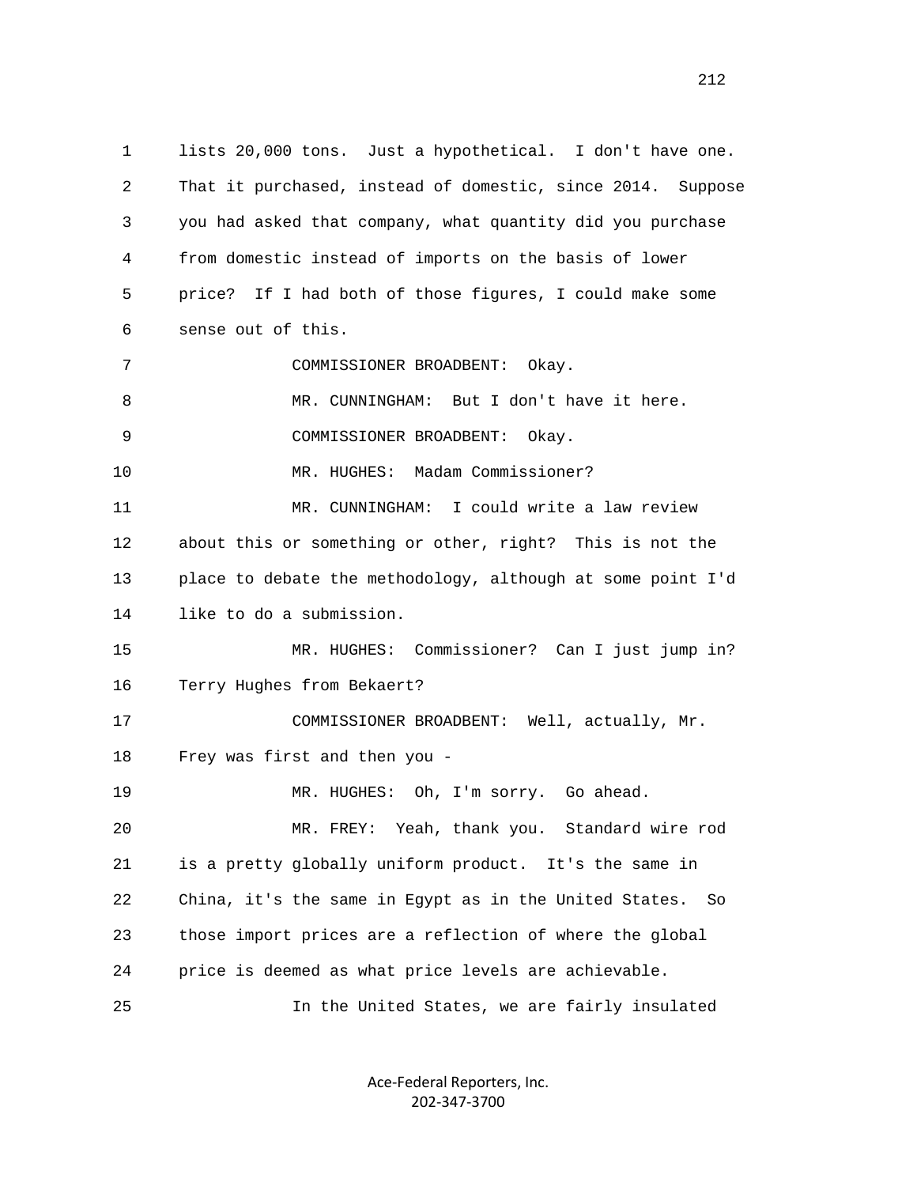lists 20,000 tons. Just a hypothetical. I don't have one. That it purchased, instead of domestic, since 2014. Suppose you had asked that company, what quantity did you purchase from domestic instead of imports on the basis of lower price? If I had both of those figures, I could make some sense out of this.

COMMISSIONER BROADBENT: Okay.

MR. CUNNINGHAM: But I don't have it here.

COMMISSIONER BROADBENT: Okay.

MR. HUGHES: Madam Commissioner?

MR. CUNNINGHAM: I could write a law review about this or something or other, right? This is not the place to debate the methodology, although at some point I'd like to do a submission.

MR. HUGHES: Commissioner? Can I just jump in? Terry Hughes from Bekaert?

COMMISSIONER BROADBENT: Well, actually, Mr. Frey was first and then you -

MR. HUGHES: Oh, I'm sorry. Go ahead.

MR. FREY: Yeah, thank you. Standard wire rod is a pretty globally uniform product. It's the same in China, it's the same in Egypt as in the United States. So those import prices are a reflection of where the global price is deemed as what price levels are achievable.

In the United States, we are fairly insulated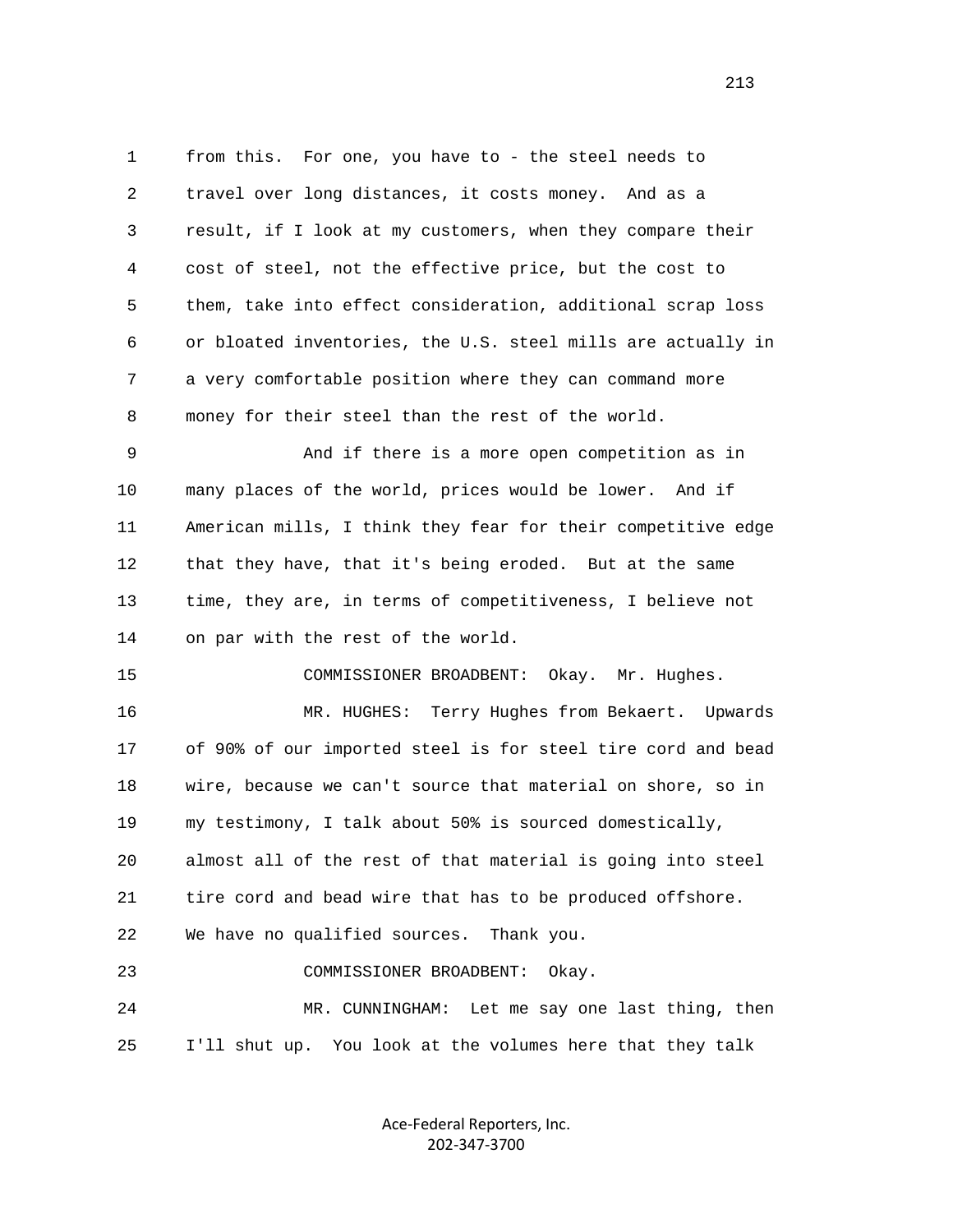from this. For one, you have to - the steel needs to travel over long distances, it costs money. And as a result, if I look at my customers, when they compare their cost of steel, not the effective price, but the cost to them, take into effect consideration, additional scrap loss or bloated inventories, the U.S. steel mills are actually in a very comfortable position where they can command more money for their steel than the rest of the world.

And if there is a more open competition as in many places of the world, prices would be lower. And if American mills, I think they fear for their competitive edge that they have, that it's being eroded. But at the same time, they are, in terms of competitiveness, I believe not on par with the rest of the world.

COMMISSIONER BROADBENT: Okay. Mr. Hughes.

MR. HUGHES: Terry Hughes from Bekaert. Upwards of 90% of our imported steel is for steel tire cord and bead wire, because we can't source that material on shore, so in my testimony, I talk about 50% is sourced domestically, almost all of the rest of that material is going into steel tire cord and bead wire that has to be produced offshore. We have no qualified sources. Thank you.

COMMISSIONER BROADBENT: Okay.

MR. CUNNINGHAM: Let me say one last thing, then I'll shut up. You look at the volumes here that they talk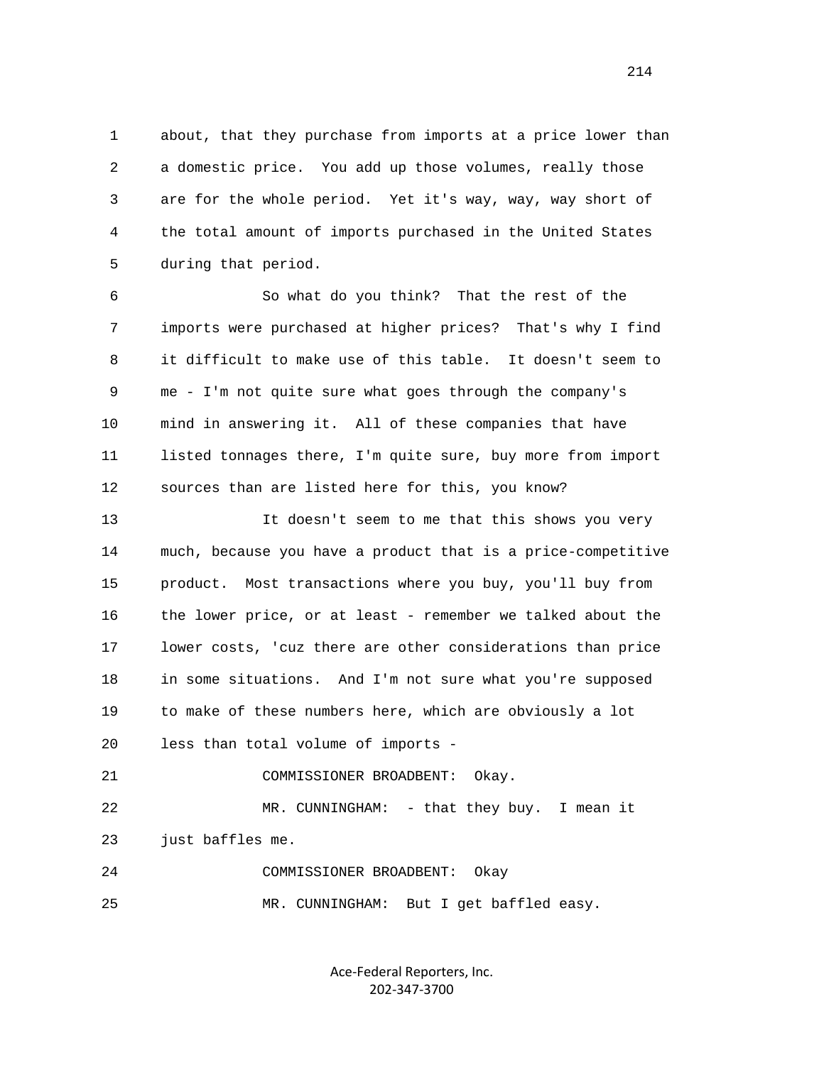about, that they purchase from imports at a price lower than a domestic price. You add up those volumes, really those are for the whole period. Yet it's way, way, way short of the total amount of imports purchased in the United States during that period.

So what do you think? That the rest of the imports were purchased at higher prices? That's why I find it difficult to make use of this table. It doesn't seem to me - I'm not quite sure what goes through the company's mind in answering it. All of these companies that have listed tonnages there, I'm quite sure, buy more from import sources than are listed here for this, you know?

It doesn't seem to me that this shows you very much, because you have a product that is a price-competitive product. Most transactions where you buy, you'll buy from the lower price, or at least - remember we talked about the lower costs, 'cuz there are other considerations than price in some situations. And I'm not sure what you're supposed to make of these numbers here, which are obviously a lot less than total volume of imports -

COMMISSIONER BROADBENT: Okay.

MR. CUNNINGHAM: - that they buy. I mean it just baffles me.

COMMISSIONER BROADBENT: Okay

MR. CUNNINGHAM: But I get baffled easy.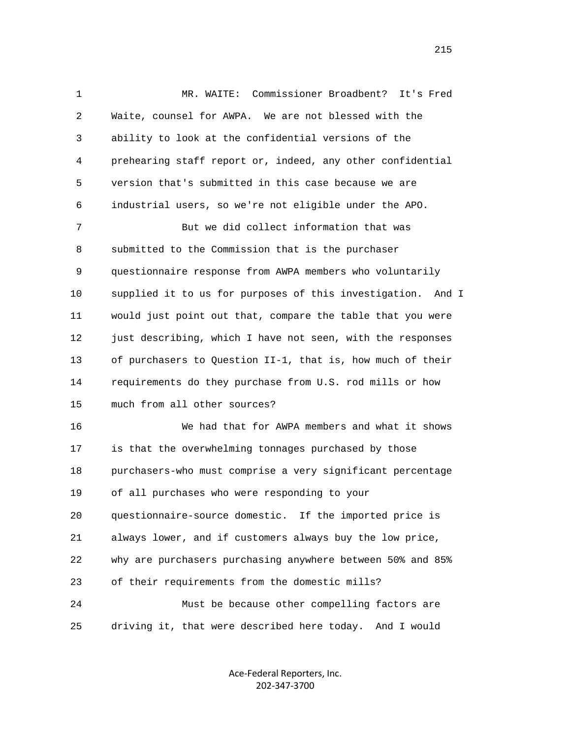MR. WAITE: Commissioner Broadbent? It's Fred Waite, counsel for AWPA. We are not blessed with the ability to look at the confidential versions of the prehearing staff report or, indeed, any other confidential version that's submitted in this case because we are industrial users, so we're not eligible under the APO.

But we did collect information that was submitted to the Commission that is the purchaser questionnaire response from AWPA members who voluntarily supplied it to us for purposes of this investigation. And I would just point out that, compare the table that you were just describing, which I have not seen, with the responses of purchasers to Question II-1, that is, how much of their requirements do they purchase from U.S. rod mills or how much from all other sources?

We had that for AWPA members and what it shows is that the overwhelming tonnages purchased by those purchasers-who must comprise a very significant percentage of all purchases who were responding to your questionnaire-source domestic. If the imported price is always lower, and if customers always buy the low price, why are purchasers purchasing anywhere between 50% and 85% of their requirements from the domestic mills?

Must be because other compelling factors are driving it, that were described here today. And I would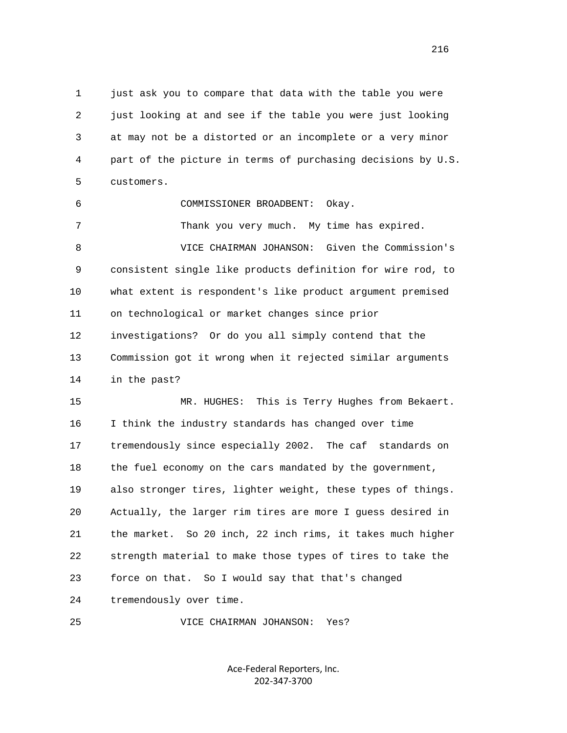1 just ask you to compare that data with the table you were
2 just looking at and see if the table you were just looking
3 at may not be a distorted or an incomplete or a very minor
4 part of the picture in terms of purchasing decisions by U.S.
5 customers.

6 COMMISSIONER BROADBENT: Okay.

7 Thank you very much. My time has expired.

8 VICE CHAIRMAN JOHANSON: Given the Commission's
9 consistent single like products definition for wire rod, to
10 what extent is respondent's like product argument premised
11 on technological or market changes since prior
12 investigations? Or do you all simply contend that the
13 Commission got it wrong when it rejected similar arguments
14 in the past?

15 MR. HUGHES: This is Terry Hughes from Bekaert.
16 I think the industry standards has changed over time
17 tremendously since especially 2002. The caf standards on
18 the fuel economy on the cars mandated by the government,
19 also stronger tires, lighter weight, these types of things.
20 Actually, the larger rim tires are more I guess desired in
21 the market. So 20 inch, 22 inch rims, it takes much higher
22 strength material to make those types of tires to take the
23 force on that. So I would say that that's changed
24 tremendously over time.

25 VICE CHAIRMAN JOHANSON: Yes?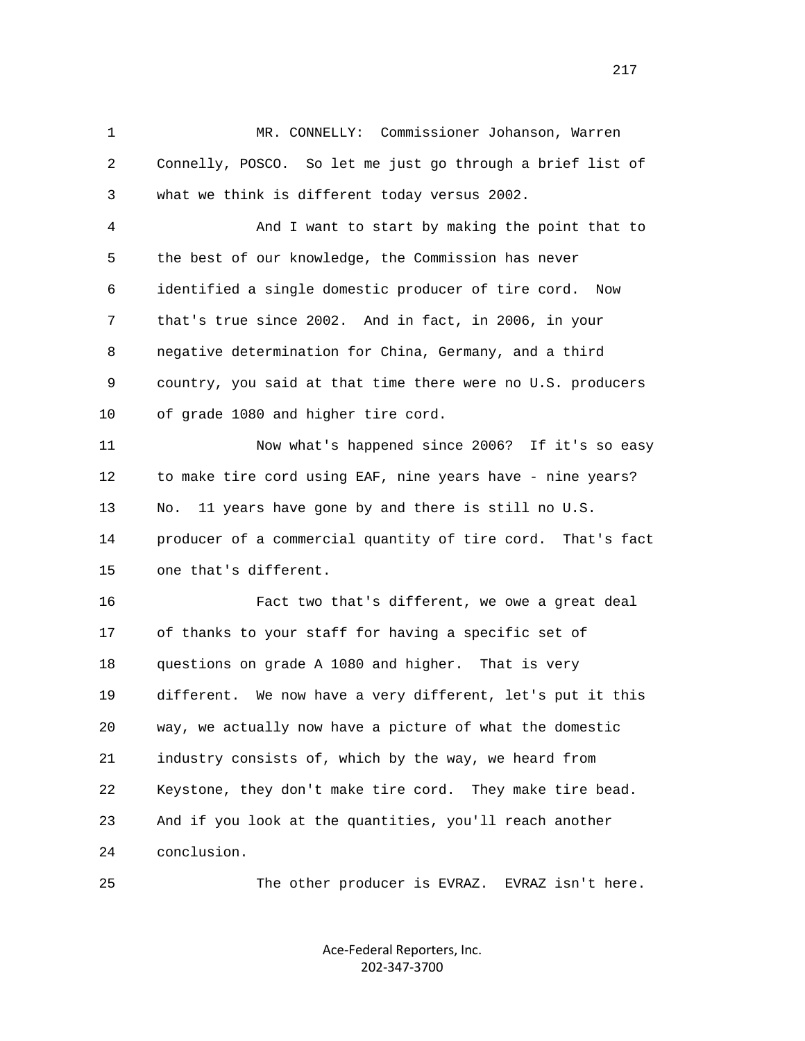MR. CONNELLY: Commissioner Johanson, Warren Connelly, POSCO. So let me just go through a brief list of what we think is different today versus 2002.

And I want to start by making the point that to the best of our knowledge, the Commission has never identified a single domestic producer of tire cord. Now that's true since 2002. And in fact, in 2006, in your negative determination for China, Germany, and a third country, you said at that time there were no U.S. producers of grade 1080 and higher tire cord.

Now what's happened since 2006? If it's so easy to make tire cord using EAF, nine years have - nine years? No. 11 years have gone by and there is still no U.S. producer of a commercial quantity of tire cord. That's fact one that's different.

Fact two that's different, we owe a great deal of thanks to your staff for having a specific set of questions on grade A 1080 and higher. That is very different. We now have a very different, let's put it this way, we actually now have a picture of what the domestic industry consists of, which by the way, we heard from Keystone, they don't make tire cord. They make tire bead. And if you look at the quantities, you'll reach another conclusion.

The other producer is EVRAZ. EVRAZ isn't here.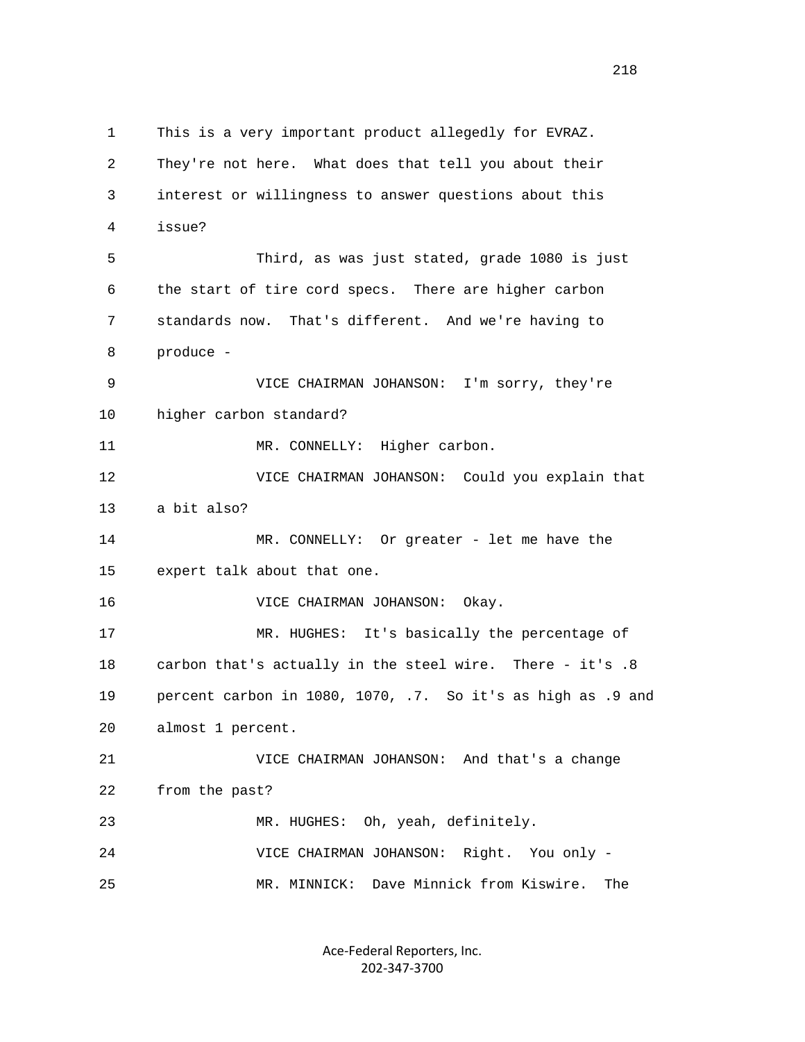1 This is a very important product allegedly for EVRAZ.
2 They're not here. What does that tell you about their
3 interest or willingness to answer questions about this
4 issue?

5 Third, as was just stated, grade 1080 is just
6 the start of tire cord specs. There are higher carbon
7 standards now. That's different. And we're having to
8 produce -

9 VICE CHAIRMAN JOHANSON: I'm sorry, they're
10 higher carbon standard?

11 MR. CONNELLY: Higher carbon.

12 VICE CHAIRMAN JOHANSON: Could you explain that
13 a bit also?

14 MR. CONNELLY: Or greater - let me have the
15 expert talk about that one.

16 VICE CHAIRMAN JOHANSON: Okay.

17 MR. HUGHES: It's basically the percentage of
18 carbon that's actually in the steel wire. There - it's .8
19 percent carbon in 1080, 1070, .7. So it's as high as .9 and
20 almost 1 percent.

21 VICE CHAIRMAN JOHANSON: And that's a change
22 from the past?

23 MR. HUGHES: Oh, yeah, definitely.

24 VICE CHAIRMAN JOHANSON: Right. You only -

25 MR. MINNICK: Dave Minnick from Kiswire. The

Ace-Federal Reporters, Inc.
202-347-3700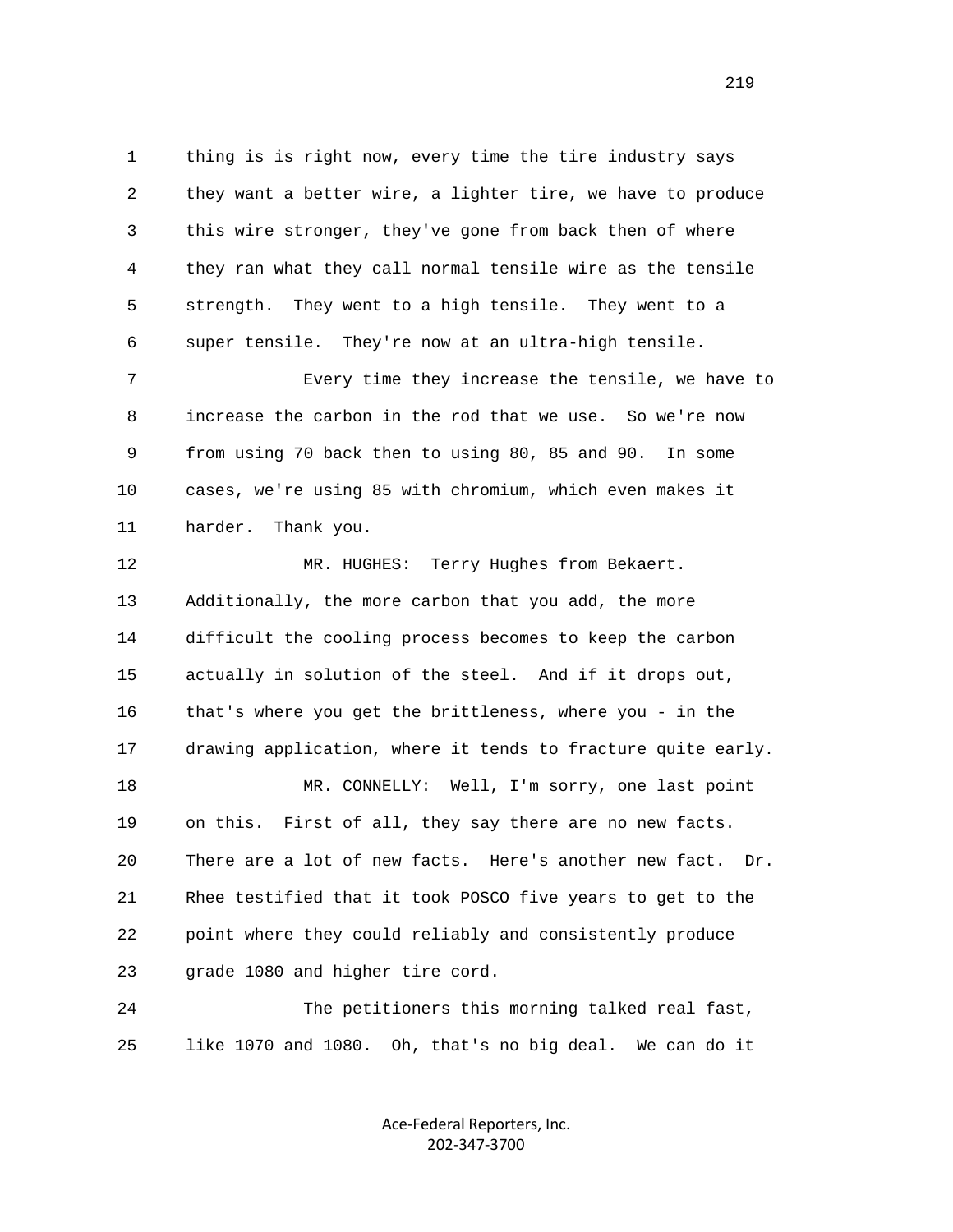thing is is right now, every time the tire industry says they want a better wire, a lighter tire, we have to produce this wire stronger, they've gone from back then of where they ran what they call normal tensile wire as the tensile strength. They went to a high tensile. They went to a super tensile. They're now at an ultra-high tensile.

Every time they increase the tensile, we have to increase the carbon in the rod that we use. So we're now from using 70 back then to using 80, 85 and 90. In some cases, we're using 85 with chromium, which even makes it harder. Thank you.

MR. HUGHES: Terry Hughes from Bekaert. Additionally, the more carbon that you add, the more difficult the cooling process becomes to keep the carbon actually in solution of the steel. And if it drops out, that's where you get the brittleness, where you - in the drawing application, where it tends to fracture quite early.

MR. CONNELLY: Well, I'm sorry, one last point on this. First of all, they say there are no new facts. There are a lot of new facts. Here's another new fact. Dr. Rhee testified that it took POSCO five years to get to the point where they could reliably and consistently produce grade 1080 and higher tire cord.

The petitioners this morning talked real fast, like 1070 and 1080. Oh, that's no big deal. We can do it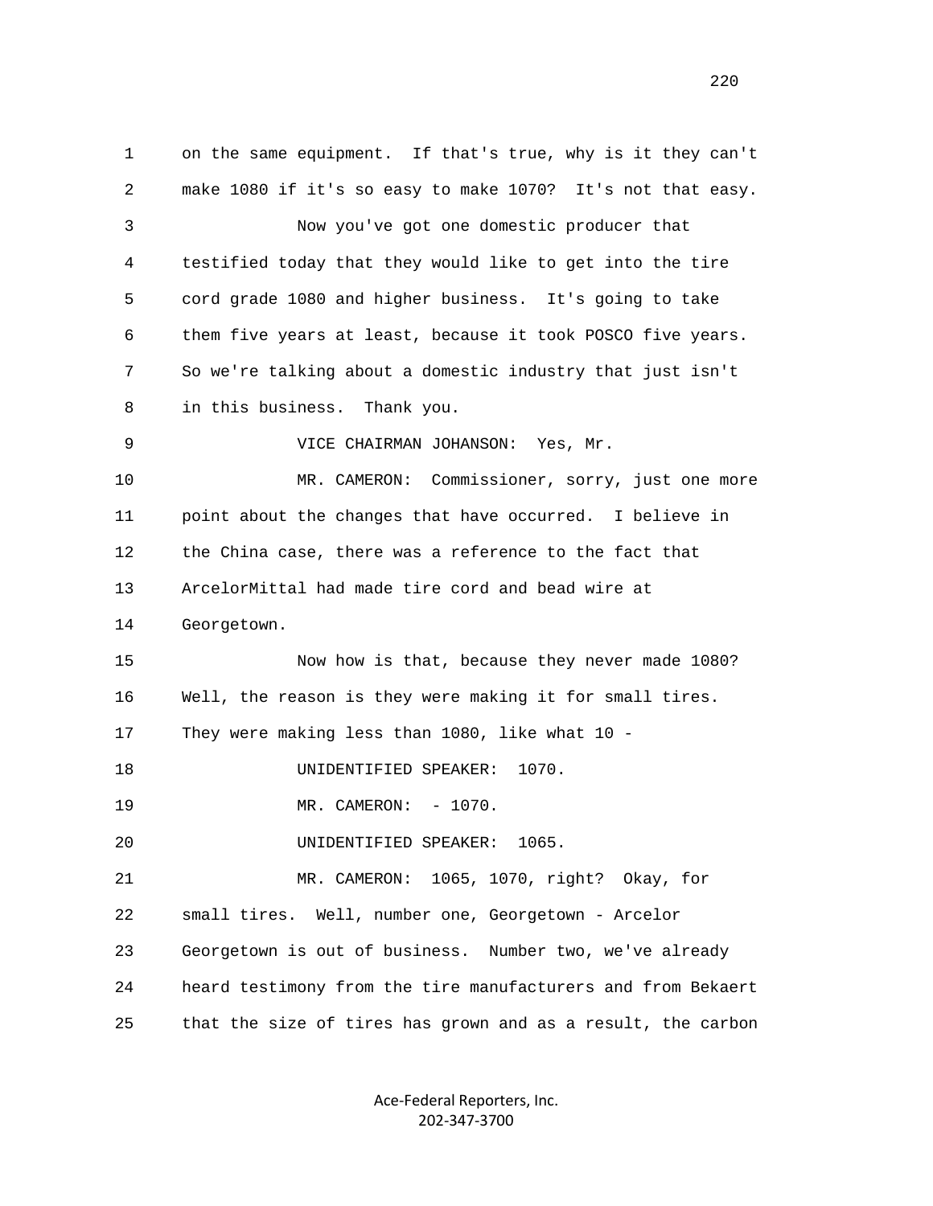1 on the same equipment. If that's true, why is it they can't
2 make 1080 if it's so easy to make 1070? It's not that easy.
3 Now you've got one domestic producer that
4 testified today that they would like to get into the tire
5 cord grade 1080 and higher business. It's going to take
6 them five years at least, because it took POSCO five years.
7 So we're talking about a domestic industry that just isn't
8 in this business. Thank you.
9 VICE CHAIRMAN JOHANSON: Yes, Mr.
10 MR. CAMERON: Commissioner, sorry, just one more
11 point about the changes that have occurred. I believe in
12 the China case, there was a reference to the fact that
13 ArcelorMittal had made tire cord and bead wire at
14 Georgetown.
15 Now how is that, because they never made 1080?
16 Well, the reason is they were making it for small tires.
17 They were making less than 1080, like what 10 -
18 UNIDENTIFIED SPEAKER: 1070.
19 MR. CAMERON: - 1070.
20 UNIDENTIFIED SPEAKER: 1065.
21 MR. CAMERON: 1065, 1070, right? Okay, for
22 small tires. Well, number one, Georgetown - Arcelor
23 Georgetown is out of business. Number two, we've already
24 heard testimony from the tire manufacturers and from Bekaert
25 that the size of tires has grown and as a result, the carbon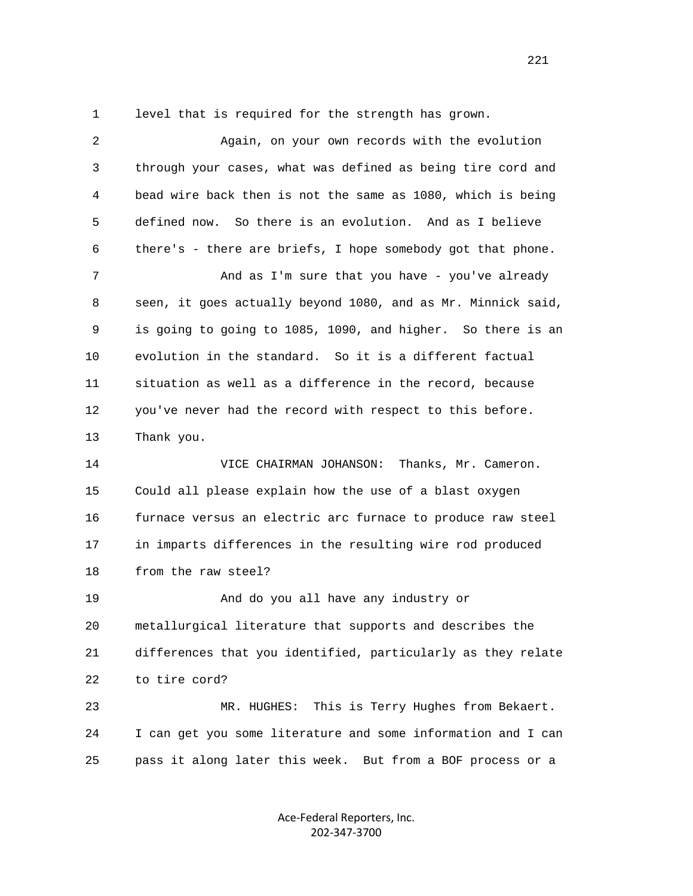level that is required for the strength has grown.

Again, on your own records with the evolution through your cases, what was defined as being tire cord and bead wire back then is not the same as 1080, which is being defined now. So there is an evolution. And as I believe there's - there are briefs, I hope somebody got that phone.

And as I'm sure that you have - you've already seen, it goes actually beyond 1080, and as Mr. Minnick said, is going to going to 1085, 1090, and higher. So there is an evolution in the standard. So it is a different factual situation as well as a difference in the record, because you've never had the record with respect to this before. Thank you.

VICE CHAIRMAN JOHANSON: Thanks, Mr. Cameron. Could all please explain how the use of a blast oxygen furnace versus an electric arc furnace to produce raw steel in imparts differences in the resulting wire rod produced from the raw steel?

And do you all have any industry or metallurgical literature that supports and describes the differences that you identified, particularly as they relate to tire cord?

MR. HUGHES: This is Terry Hughes from Bekaert. I can get you some literature and some information and I can pass it along later this week. But from a BOF process or a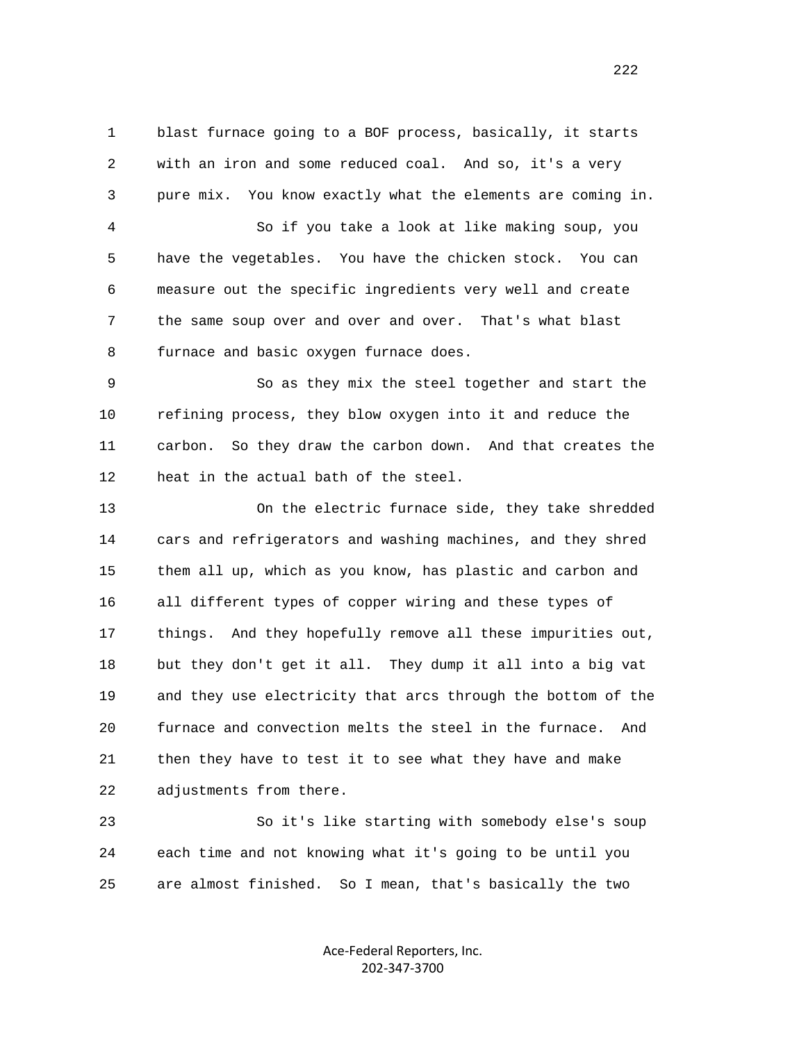blast furnace going to a BOF process, basically, it starts with an iron and some reduced coal. And so, it's a very pure mix. You know exactly what the elements are coming in.

So if you take a look at like making soup, you have the vegetables. You have the chicken stock. You can measure out the specific ingredients very well and create the same soup over and over and over. That's what blast furnace and basic oxygen furnace does.

So as they mix the steel together and start the refining process, they blow oxygen into it and reduce the carbon. So they draw the carbon down. And that creates the heat in the actual bath of the steel.

On the electric furnace side, they take shredded cars and refrigerators and washing machines, and they shred them all up, which as you know, has plastic and carbon and all different types of copper wiring and these types of things. And they hopefully remove all these impurities out, but they don't get it all. They dump it all into a big vat and they use electricity that arcs through the bottom of the furnace and convection melts the steel in the furnace. And then they have to test it to see what they have and make adjustments from there.

So it's like starting with somebody else's soup each time and not knowing what it's going to be until you are almost finished. So I mean, that's basically the two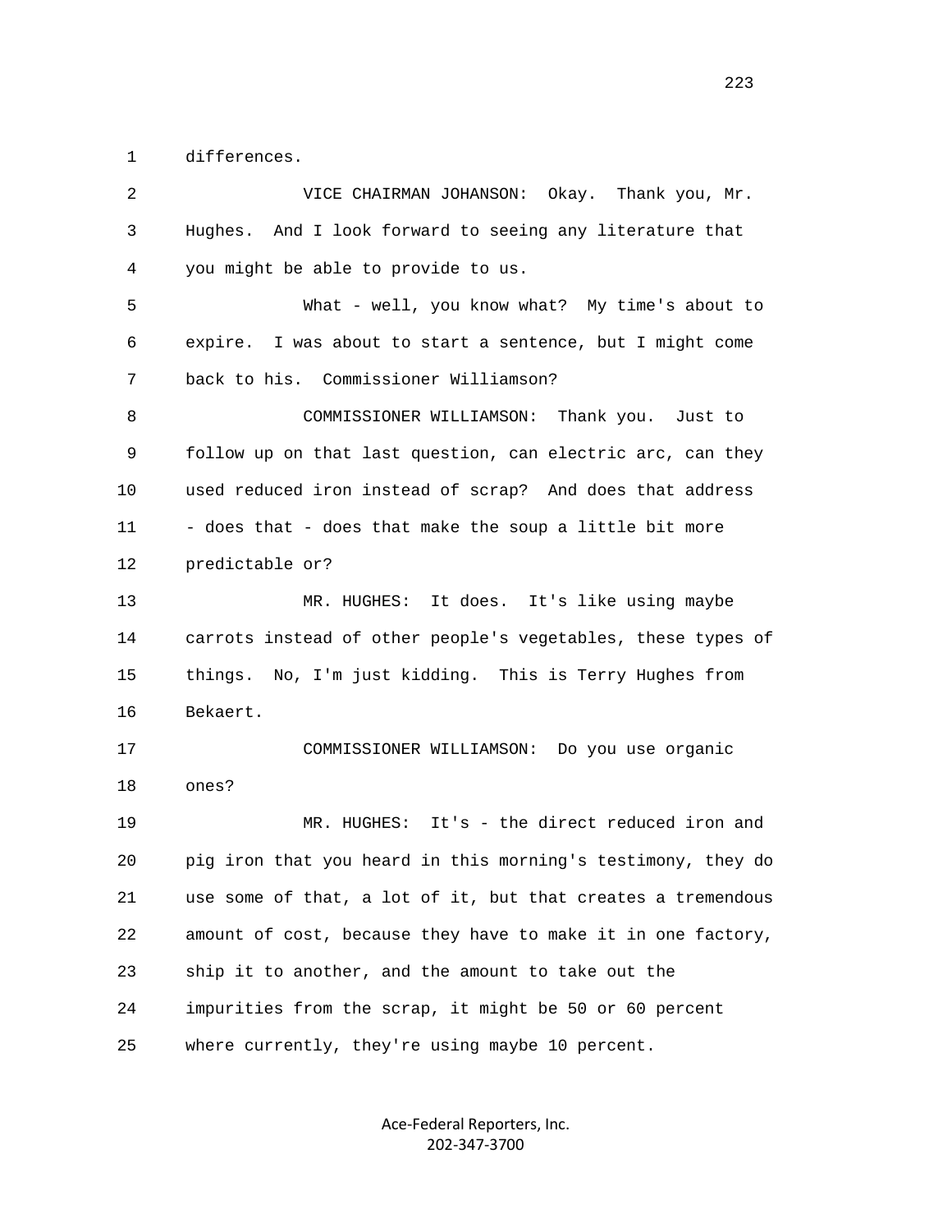differences.

VICE CHAIRMAN JOHANSON: Okay. Thank you, Mr. Hughes. And I look forward to seeing any literature that you might be able to provide to us.

What - well, you know what? My time's about to expire. I was about to start a sentence, but I might come back to his. Commissioner Williamson?

COMMISSIONER WILLIAMSON: Thank you. Just to follow up on that last question, can electric arc, can they used reduced iron instead of scrap? And does that address - does that - does that make the soup a little bit more predictable or?

MR. HUGHES: It does. It's like using maybe carrots instead of other people's vegetables, these types of things. No, I'm just kidding. This is Terry Hughes from Bekaert.

COMMISSIONER WILLIAMSON: Do you use organic ones?

MR. HUGHES: It's - the direct reduced iron and pig iron that you heard in this morning's testimony, they do use some of that, a lot of it, but that creates a tremendous amount of cost, because they have to make it in one factory, ship it to another, and the amount to take out the impurities from the scrap, it might be 50 or 60 percent where currently, they're using maybe 10 percent.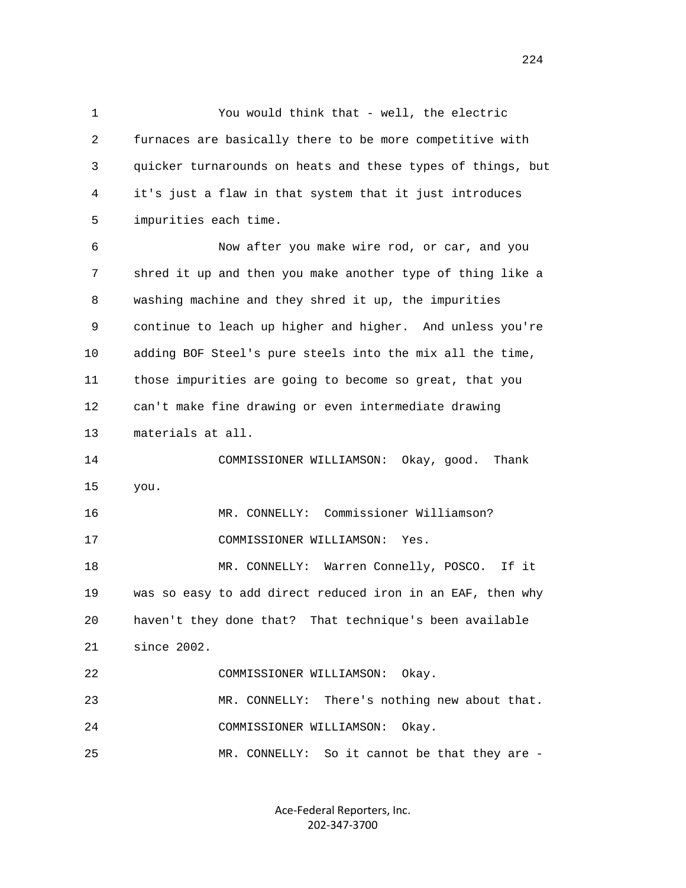You would think that - well, the electric furnaces are basically there to be more competitive with quicker turnarounds on heats and these types of things, but it's just a flaw in that system that it just introduces impurities each time.

Now after you make wire rod, or car, and you shred it up and then you make another type of thing like a washing machine and they shred it up, the impurities continue to leach up higher and higher. And unless you're adding BOF Steel's pure steels into the mix all the time, those impurities are going to become so great, that you can't make fine drawing or even intermediate drawing materials at all.

COMMISSIONER WILLIAMSON: Okay, good. Thank you.

MR. CONNELLY: Commissioner Williamson?

COMMISSIONER WILLIAMSON: Yes.

MR. CONNELLY: Warren Connelly, POSCO. If it was so easy to add direct reduced iron in an EAF, then why haven't they done that? That technique's been available since 2002.

COMMISSIONER WILLIAMSON: Okay.

MR. CONNELLY: There's nothing new about that.

COMMISSIONER WILLIAMSON: Okay.

MR. CONNELLY: So it cannot be that they are -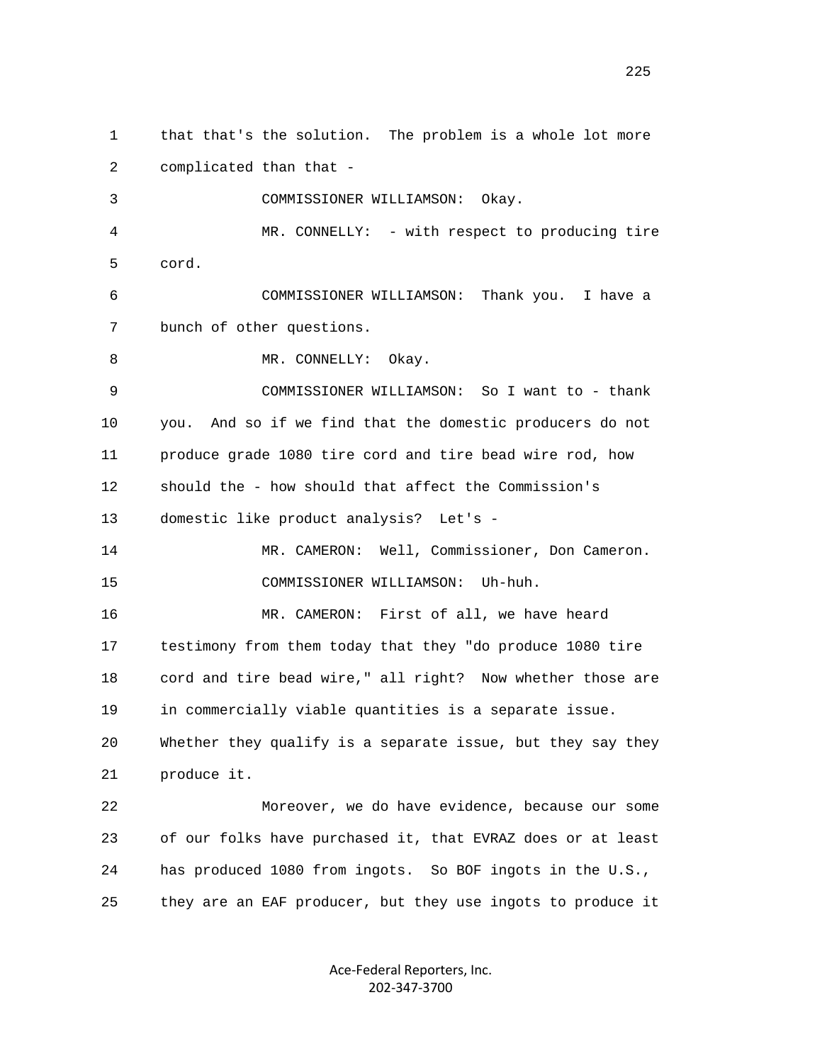that that's the solution. The problem is a whole lot more complicated than that -

COMMISSIONER WILLIAMSON: Okay.

MR. CONNELLY: - with respect to producing tire cord.

COMMISSIONER WILLIAMSON: Thank you. I have a bunch of other questions.

MR. CONNELLY: Okay.

COMMISSIONER WILLIAMSON: So I want to - thank you. And so if we find that the domestic producers do not produce grade 1080 tire cord and tire bead wire rod, how should the - how should that affect the Commission's domestic like product analysis? Let's -

MR. CAMERON: Well, Commissioner, Don Cameron.

COMMISSIONER WILLIAMSON: Uh-huh.

MR. CAMERON: First of all, we have heard testimony from them today that they "do produce 1080 tire cord and tire bead wire," all right? Now whether those are in commercially viable quantities is a separate issue. Whether they qualify is a separate issue, but they say they produce it.

Moreover, we do have evidence, because our some of our folks have purchased it, that EVRAZ does or at least has produced 1080 from ingots. So BOF ingots in the U.S., they are an EAF producer, but they use ingots to produce it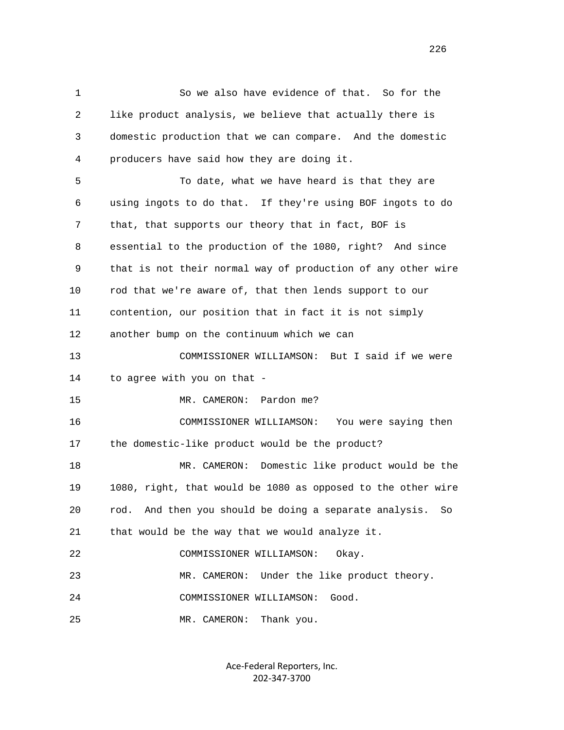So we also have evidence of that. So for the like product analysis, we believe that actually there is domestic production that we can compare. And the domestic producers have said how they are doing it.

To date, what we have heard is that they are using ingots to do that. If they're using BOF ingots to do that, that supports our theory that in fact, BOF is essential to the production of the 1080, right? And since that is not their normal way of production of any other wire rod that we're aware of, that then lends support to our contention, our position that in fact it is not simply another bump on the continuum which we can

COMMISSIONER WILLIAMSON: But I said if we were to agree with you on that -

MR. CAMERON: Pardon me?

COMMISSIONER WILLIAMSON: You were saying then the domestic-like product would be the product?

MR. CAMERON: Domestic like product would be the 1080, right, that would be 1080 as opposed to the other wire rod. And then you should be doing a separate analysis. So that would be the way that we would analyze it.

COMMISSIONER WILLIAMSON: Okay.

MR. CAMERON: Under the like product theory.

COMMISSIONER WILLIAMSON: Good.

MR. CAMERON: Thank you.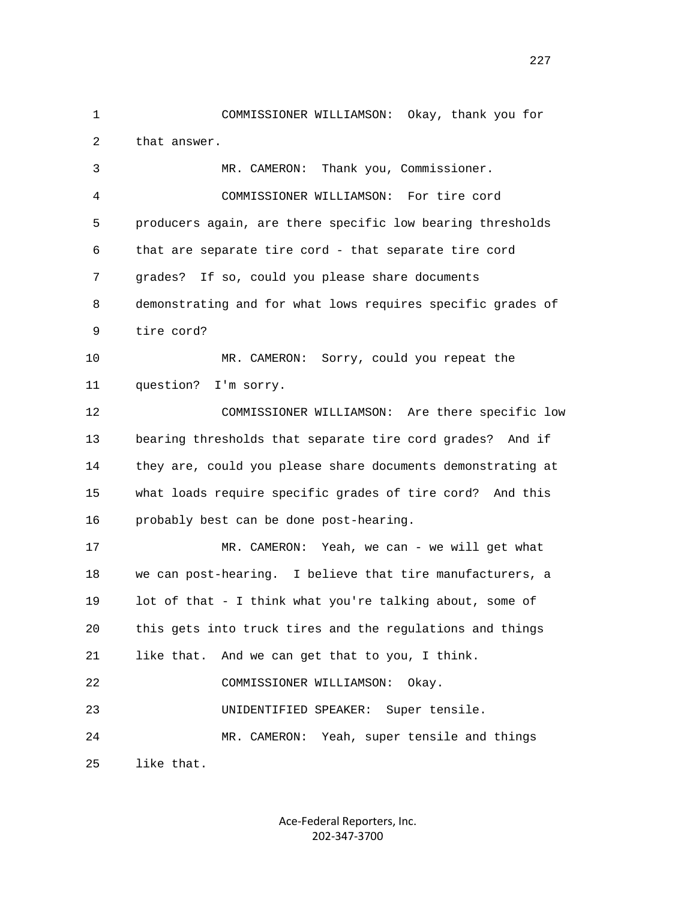COMMISSIONER WILLIAMSON: Okay, thank you for that answer.

MR. CAMERON: Thank you, Commissioner.

COMMISSIONER WILLIAMSON: For tire cord producers again, are there specific low bearing thresholds that are separate tire cord - that separate tire cord grades? If so, could you please share documents demonstrating and for what lows requires specific grades of tire cord?

MR. CAMERON: Sorry, could you repeat the question? I'm sorry.

COMMISSIONER WILLIAMSON: Are there specific low bearing thresholds that separate tire cord grades? And if they are, could you please share documents demonstrating at what loads require specific grades of tire cord? And this probably best can be done post-hearing.

MR. CAMERON: Yeah, we can - we will get what we can post-hearing. I believe that tire manufacturers, a lot of that - I think what you're talking about, some of this gets into truck tires and the regulations and things like that. And we can get that to you, I think.

COMMISSIONER WILLIAMSON: Okay.

UNIDENTIFIED SPEAKER: Super tensile.

MR. CAMERON: Yeah, super tensile and things like that.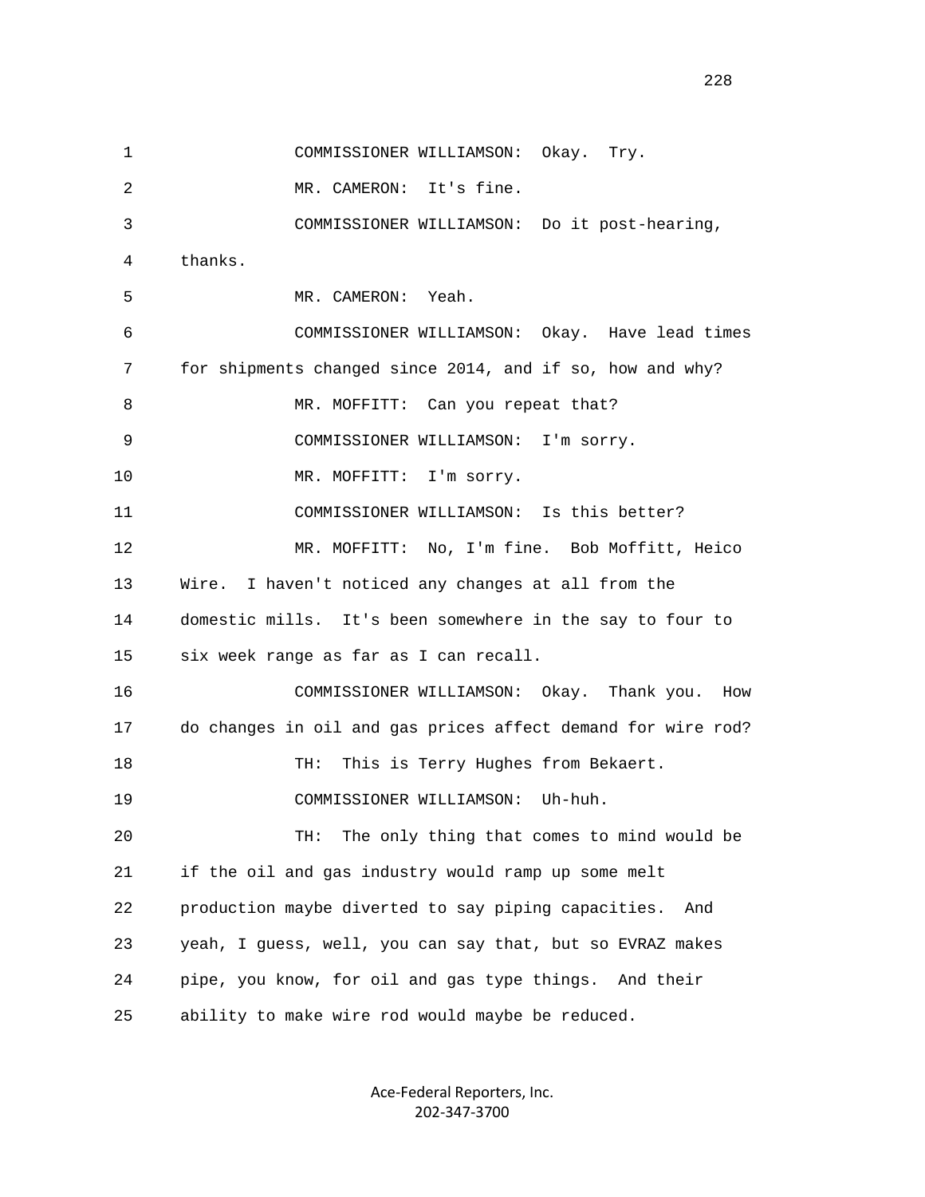1 COMMISSIONER WILLIAMSON: Okay. Try.

2 MR. CAMERON: It's fine.

3 COMMISSIONER WILLIAMSON: Do it post-hearing,

4 thanks.

5 MR. CAMERON: Yeah.

6 COMMISSIONER WILLIAMSON: Okay. Have lead times

7 for shipments changed since 2014, and if so, how and why?

8 MR. MOFFITT: Can you repeat that?

9 COMMISSIONER WILLIAMSON: I'm sorry.

10 MR. MOFFITT: I'm sorry.

11 COMMISSIONER WILLIAMSON: Is this better?

12 MR. MOFFITT: No, I'm fine. Bob Moffitt, Heico

13 Wire. I haven't noticed any changes at all from the

14 domestic mills. It's been somewhere in the say to four to

15 six week range as far as I can recall.

16 COMMISSIONER WILLIAMSON: Okay. Thank you. How

17 do changes in oil and gas prices affect demand for wire rod?

18 TH: This is Terry Hughes from Bekaert.

19 COMMISSIONER WILLIAMSON: Uh-huh.

20 TH: The only thing that comes to mind would be

21 if the oil and gas industry would ramp up some melt

22 production maybe diverted to say piping capacities. And

23 yeah, I guess, well, you can say that, but so EVRAZ makes

24 pipe, you know, for oil and gas type things. And their

25 ability to make wire rod would maybe be reduced.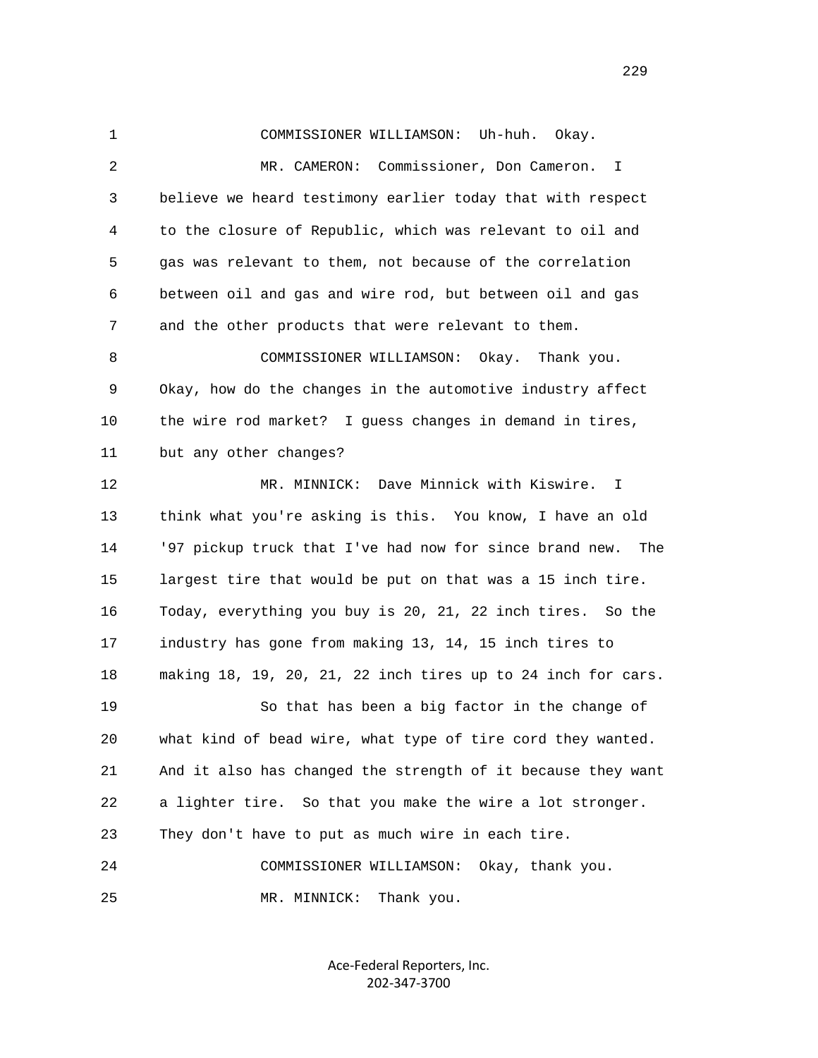1 COMMISSIONER WILLIAMSON: Uh-huh. Okay.

2 MR. CAMERON: Commissioner, Don Cameron. I

3 believe we heard testimony earlier today that with respect

4 to the closure of Republic, which was relevant to oil and

5 gas was relevant to them, not because of the correlation

6 between oil and gas and wire rod, but between oil and gas

7 and the other products that were relevant to them.

8 COMMISSIONER WILLIAMSON: Okay. Thank you.

9 Okay, how do the changes in the automotive industry affect

10 the wire rod market? I guess changes in demand in tires,

11 but any other changes?

12 MR. MINNICK: Dave Minnick with Kiswire. I

13 think what you're asking is this. You know, I have an old

14 '97 pickup truck that I've had now for since brand new. The

15 largest tire that would be put on that was a 15 inch tire.

16 Today, everything you buy is 20, 21, 22 inch tires. So the

17 industry has gone from making 13, 14, 15 inch tires to

18 making 18, 19, 20, 21, 22 inch tires up to 24 inch for cars.

19 So that has been a big factor in the change of

20 what kind of bead wire, what type of tire cord they wanted.

21 And it also has changed the strength of it because they want

22 a lighter tire. So that you make the wire a lot stronger.

23 They don't have to put as much wire in each tire.

24 COMMISSIONER WILLIAMSON: Okay, thank you.

25 MR. MINNICK: Thank you.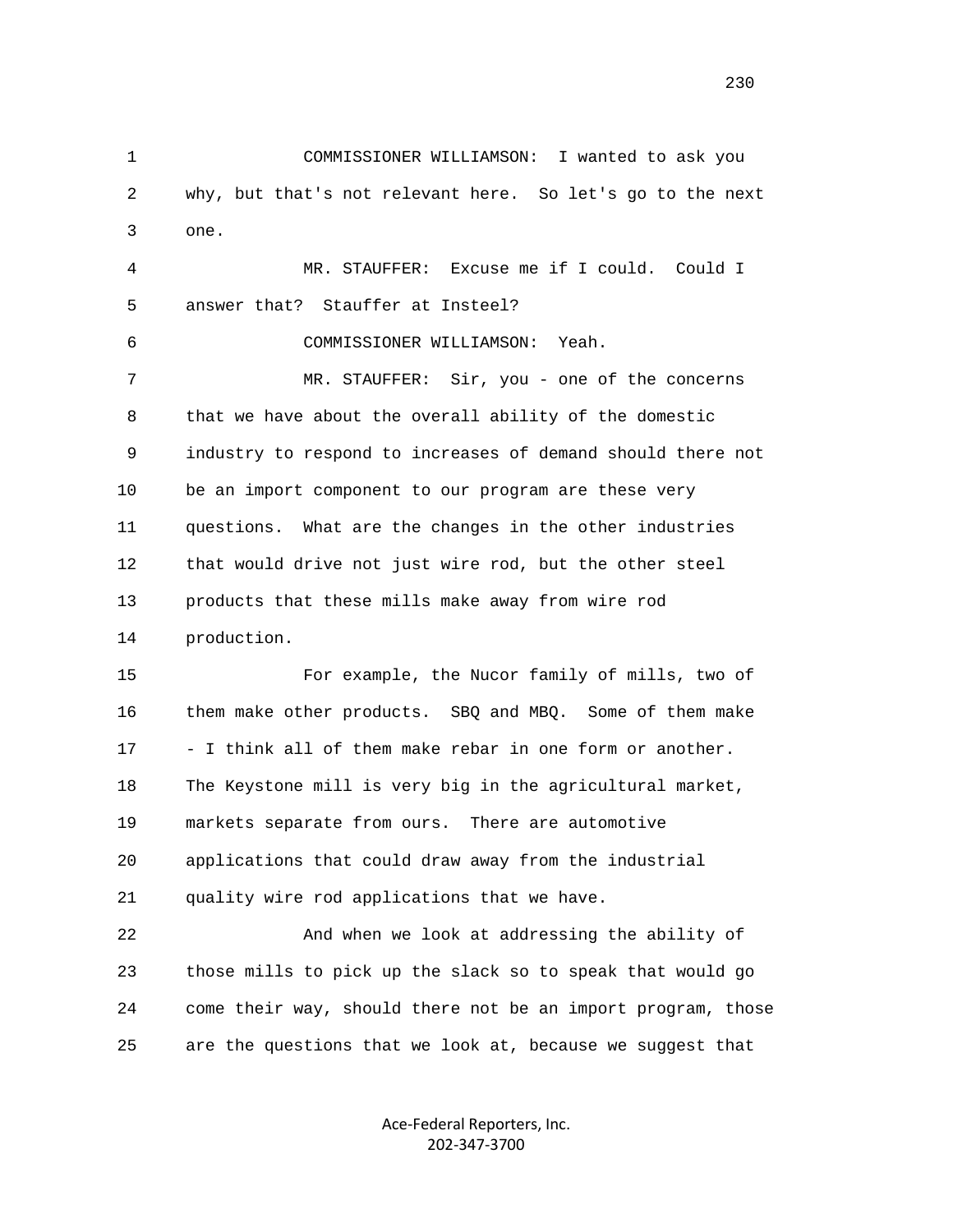COMMISSIONER WILLIAMSON: I wanted to ask you why, but that's not relevant here. So let's go to the next one.

MR. STAUFFER: Excuse me if I could. Could I answer that? Stauffer at Insteel?

COMMISSIONER WILLIAMSON: Yeah.

MR. STAUFFER: Sir, you - one of the concerns that we have about the overall ability of the domestic industry to respond to increases of demand should there not be an import component to our program are these very questions. What are the changes in the other industries that would drive not just wire rod, but the other steel products that these mills make away from wire rod production.

For example, the Nucor family of mills, two of them make other products. SBQ and MBQ. Some of them make - I think all of them make rebar in one form or another. The Keystone mill is very big in the agricultural market, markets separate from ours. There are automotive applications that could draw away from the industrial quality wire rod applications that we have.

And when we look at addressing the ability of those mills to pick up the slack so to speak that would go come their way, should there not be an import program, those are the questions that we look at, because we suggest that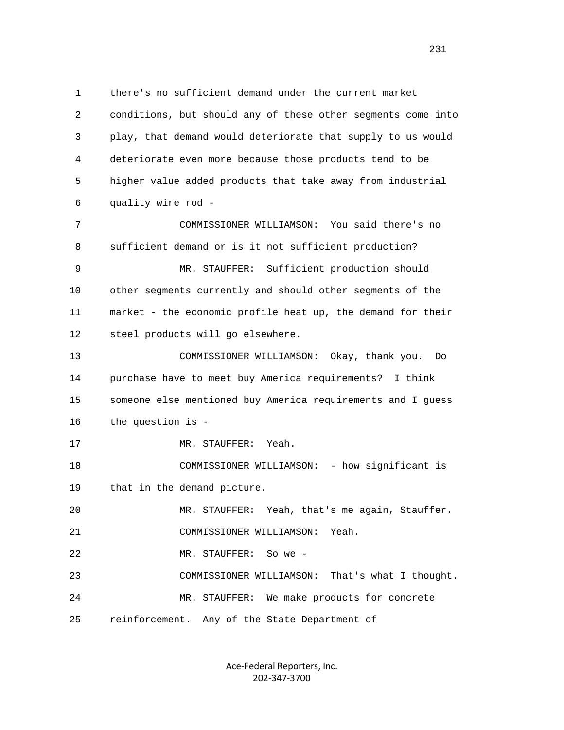1 there's no sufficient demand under the current market
2 conditions, but should any of these other segments come into
3 play, that demand would deteriorate that supply to us would
4 deteriorate even more because those products tend to be
5 higher value added products that take away from industrial
6 quality wire rod -

7 COMMISSIONER WILLIAMSON: You said there's no
8 sufficient demand or is it not sufficient production?

9 MR. STAUFFER: Sufficient production should
10 other segments currently and should other segments of the
11 market - the economic profile heat up, the demand for their
12 steel products will go elsewhere.

13 COMMISSIONER WILLIAMSON: Okay, thank you. Do
14 purchase have to meet buy America requirements? I think
15 someone else mentioned buy America requirements and I guess
16 the question is -

17 MR. STAUFFER: Yeah.

18 COMMISSIONER WILLIAMSON: - how significant is
19 that in the demand picture.

20 MR. STAUFFER: Yeah, that's me again, Stauffer.

21 COMMISSIONER WILLIAMSON: Yeah.

22 MR. STAUFFER: So we -

23 COMMISSIONER WILLIAMSON: That's what I thought.

24 MR. STAUFFER: We make products for concrete
25 reinforcement. Any of the State Department of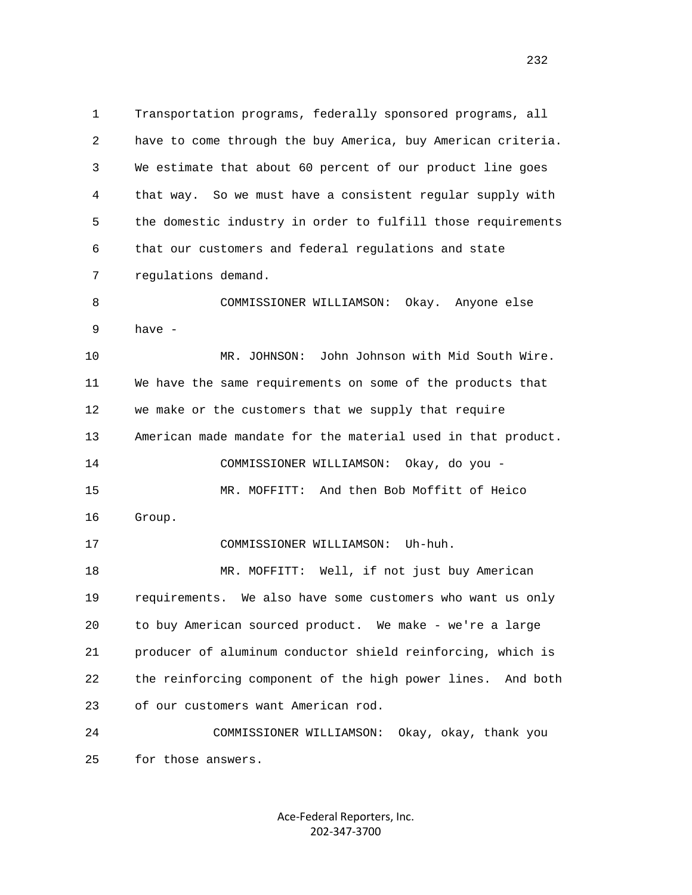Transportation programs, federally sponsored programs, all have to come through the buy America, buy American criteria. We estimate that about 60 percent of our product line goes that way. So we must have a consistent regular supply with the domestic industry in order to fulfill those requirements that our customers and federal regulations and state regulations demand.

COMMISSIONER WILLIAMSON: Okay. Anyone else have -

MR. JOHNSON: John Johnson with Mid South Wire. We have the same requirements on some of the products that we make or the customers that we supply that require American made mandate for the material used in that product.

COMMISSIONER WILLIAMSON: Okay, do you -

MR. MOFFITT: And then Bob Moffitt of Heico Group.

COMMISSIONER WILLIAMSON: Uh-huh.

MR. MOFFITT: Well, if not just buy American requirements. We also have some customers who want us only to buy American sourced product. We make - we're a large producer of aluminum conductor shield reinforcing, which is the reinforcing component of the high power lines. And both of our customers want American rod.

COMMISSIONER WILLIAMSON: Okay, okay, thank you for those answers.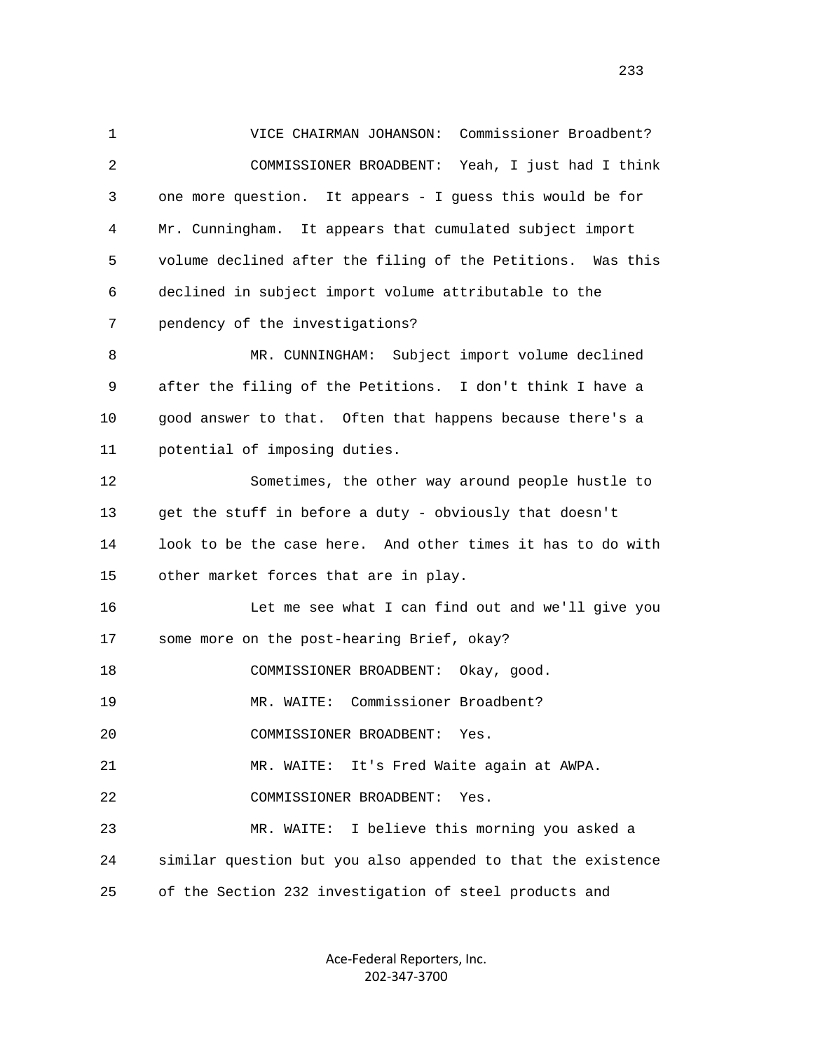VICE CHAIRMAN JOHANSON: Commissioner Broadbent?

COMMISSIONER BROADBENT: Yeah, I just had I think one more question. It appears - I guess this would be for Mr. Cunningham. It appears that cumulated subject import volume declined after the filing of the Petitions. Was this declined in subject import volume attributable to the pendency of the investigations?

MR. CUNNINGHAM: Subject import volume declined after the filing of the Petitions. I don't think I have a good answer to that. Often that happens because there's a potential of imposing duties.

Sometimes, the other way around people hustle to get the stuff in before a duty - obviously that doesn't look to be the case here. And other times it has to do with other market forces that are in play.

Let me see what I can find out and we'll give you some more on the post-hearing Brief, okay?

COMMISSIONER BROADBENT: Okay, good.

MR. WAITE: Commissioner Broadbent?

COMMISSIONER BROADBENT: Yes.

MR. WAITE: It's Fred Waite again at AWPA.

COMMISSIONER BROADBENT: Yes.

MR. WAITE: I believe this morning you asked a similar question but you also appended to that the existence of the Section 232 investigation of steel products and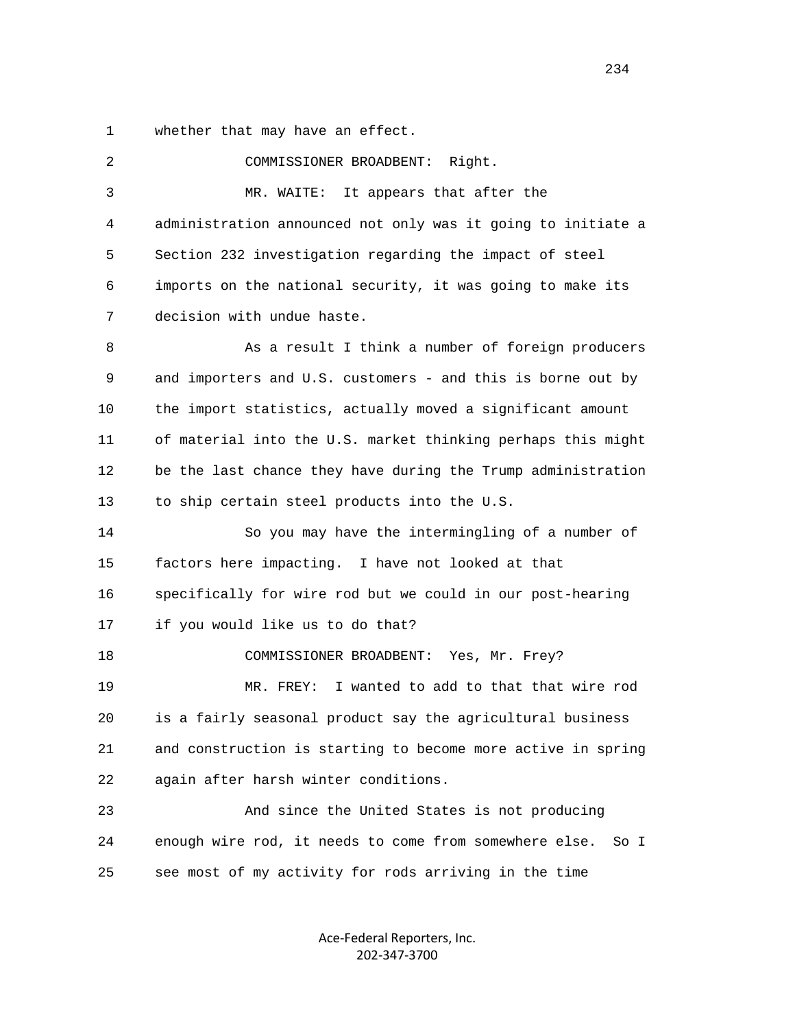1 whether that may have an effect.

2 COMMISSIONER BROADBENT: Right.

3 MR. WAITE: It appears that after the

4 administration announced not only was it going to initiate a

5 Section 232 investigation regarding the impact of steel

6 imports on the national security, it was going to make its

7 decision with undue haste.

8 As a result I think a number of foreign producers

9 and importers and U.S. customers - and this is borne out by

10 the import statistics, actually moved a significant amount

11 of material into the U.S. market thinking perhaps this might

12 be the last chance they have during the Trump administration

13 to ship certain steel products into the U.S.

14 So you may have the intermingling of a number of

15 factors here impacting. I have not looked at that

16 specifically for wire rod but we could in our post-hearing

17 if you would like us to do that?

18 COMMISSIONER BROADBENT: Yes, Mr. Frey?

19 MR. FREY: I wanted to add to that that wire rod

20 is a fairly seasonal product say the agricultural business

21 and construction is starting to become more active in spring

22 again after harsh winter conditions.

23 And since the United States is not producing

24 enough wire rod, it needs to come from somewhere else. So I

25 see most of my activity for rods arriving in the time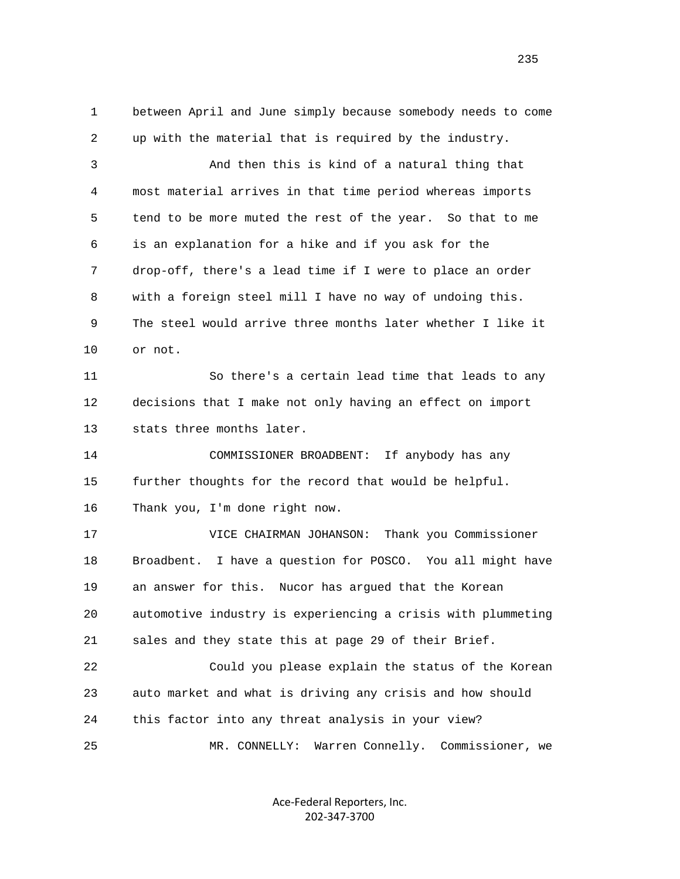between April and June simply because somebody needs to come up with the material that is required by the industry.

And then this is kind of a natural thing that most material arrives in that time period whereas imports tend to be more muted the rest of the year. So that to me is an explanation for a hike and if you ask for the drop-off, there's a lead time if I were to place an order with a foreign steel mill I have no way of undoing this. The steel would arrive three months later whether I like it or not.

So there's a certain lead time that leads to any decisions that I make not only having an effect on import stats three months later.

COMMISSIONER BROADBENT: If anybody has any further thoughts for the record that would be helpful. Thank you, I'm done right now.

VICE CHAIRMAN JOHANSON: Thank you Commissioner Broadbent. I have a question for POSCO. You all might have an answer for this. Nucor has argued that the Korean automotive industry is experiencing a crisis with plummeting sales and they state this at page 29 of their Brief.

Could you please explain the status of the Korean auto market and what is driving any crisis and how should this factor into any threat analysis in your view?

MR. CONNELLY: Warren Connelly. Commissioner, we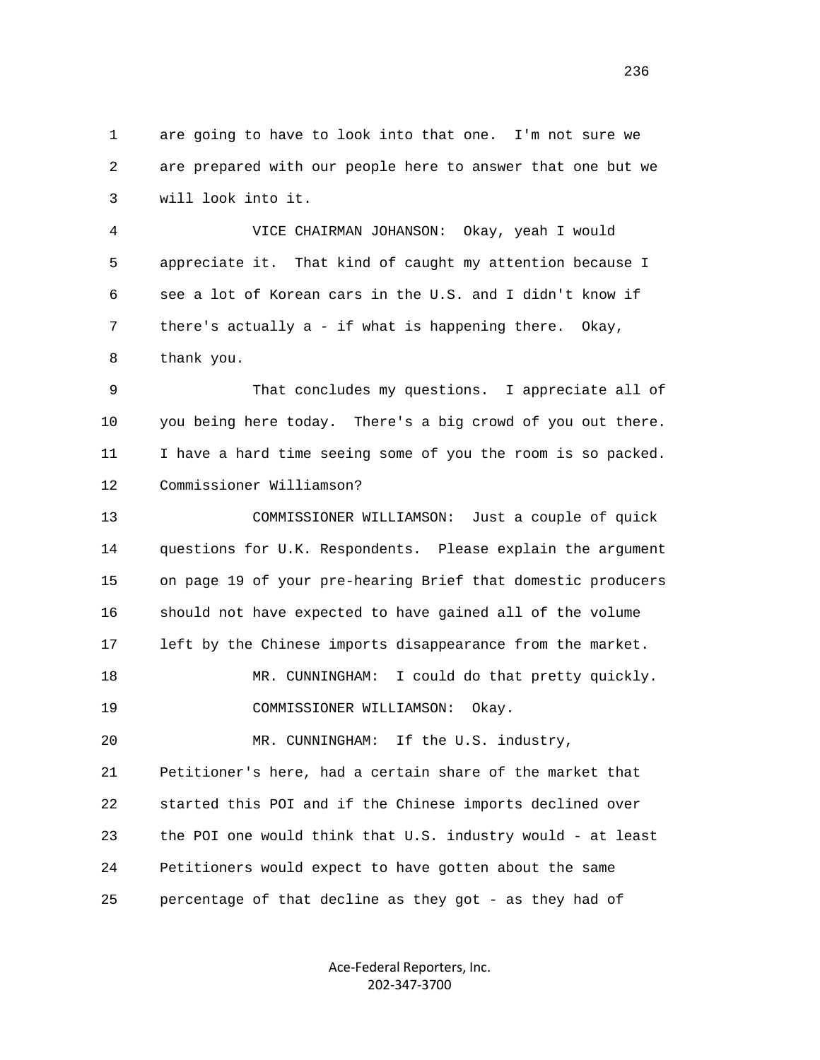1 are going to have to look into that one. I'm not sure we
2 are prepared with our people here to answer that one but we
3 will look into it.

4 VICE CHAIRMAN JOHANSON: Okay, yeah I would
5 appreciate it. That kind of caught my attention because I
6 see a lot of Korean cars in the U.S. and I didn't know if
7 there's actually a - if what is happening there. Okay,
8 thank you.

9 That concludes my questions. I appreciate all of
10 you being here today. There's a big crowd of you out there.
11 I have a hard time seeing some of you the room is so packed.
12 Commissioner Williamson?

13 COMMISSIONER WILLIAMSON: Just a couple of quick
14 questions for U.K. Respondents. Please explain the argument
15 on page 19 of your pre-hearing Brief that domestic producers
16 should not have expected to have gained all of the volume
17 left by the Chinese imports disappearance from the market.

18 MR. CUNNINGHAM: I could do that pretty quickly.

19 COMMISSIONER WILLIAMSON: Okay.

20 MR. CUNNINGHAM: If the U.S. industry,
21 Petitioner's here, had a certain share of the market that
22 started this POI and if the Chinese imports declined over
23 the POI one would think that U.S. industry would - at least
24 Petitioners would expect to have gotten about the same
25 percentage of that decline as they got - as they had of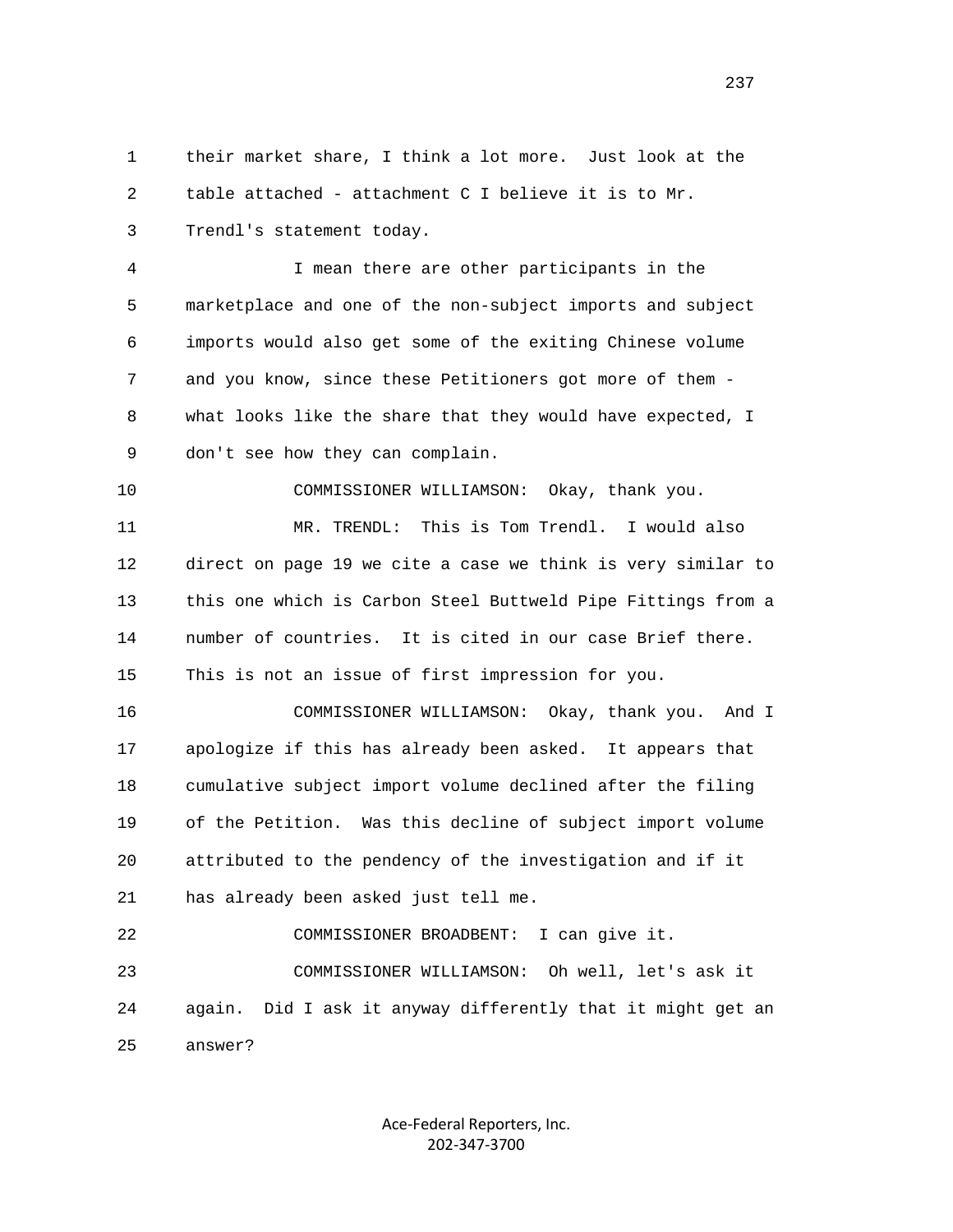their market share, I think a lot more. Just look at the table attached - attachment C I believe it is to Mr. Trendl's statement today.

I mean there are other participants in the marketplace and one of the non-subject imports and subject imports would also get some of the exiting Chinese volume and you know, since these Petitioners got more of them - what looks like the share that they would have expected, I don't see how they can complain.

COMMISSIONER WILLIAMSON: Okay, thank you.

MR. TRENDL: This is Tom Trendl. I would also direct on page 19 we cite a case we think is very similar to this one which is Carbon Steel Buttweld Pipe Fittings from a number of countries. It is cited in our case Brief there. This is not an issue of first impression for you.

COMMISSIONER WILLIAMSON: Okay, thank you. And I apologize if this has already been asked. It appears that cumulative subject import volume declined after the filing of the Petition. Was this decline of subject import volume attributed to the pendency of the investigation and if it has already been asked just tell me.

COMMISSIONER BROADBENT: I can give it.

COMMISSIONER WILLIAMSON: Oh well, let's ask it again. Did I ask it anyway differently that it might get an answer?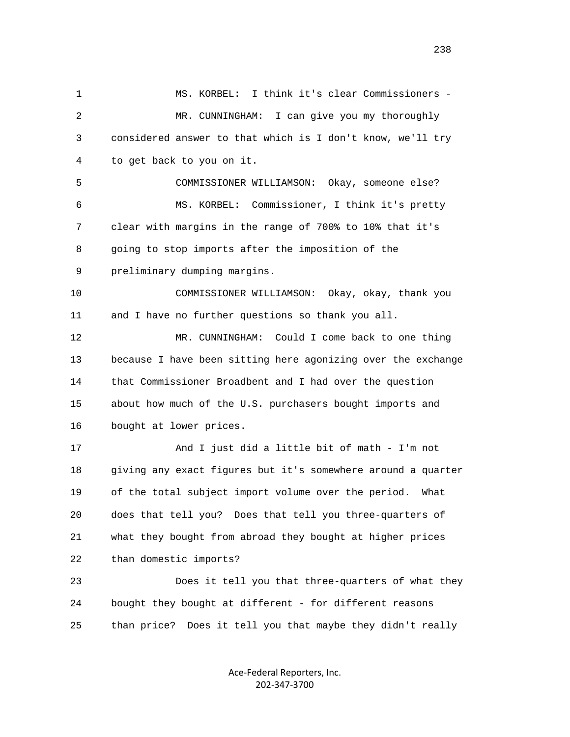MS. KORBEL: I think it's clear Commissioners -

MR. CUNNINGHAM: I can give you my thoroughly considered answer to that which is I don't know, we'll try to get back to you on it.

COMMISSIONER WILLIAMSON: Okay, someone else?

MS. KORBEL: Commissioner, I think it's pretty clear with margins in the range of 700% to 10% that it's going to stop imports after the imposition of the preliminary dumping margins.

COMMISSIONER WILLIAMSON: Okay, okay, thank you and I have no further questions so thank you all.

MR. CUNNINGHAM: Could I come back to one thing because I have been sitting here agonizing over the exchange that Commissioner Broadbent and I had over the question about how much of the U.S. purchasers bought imports and bought at lower prices.

And I just did a little bit of math - I'm not giving any exact figures but it's somewhere around a quarter of the total subject import volume over the period. What does that tell you? Does that tell you three-quarters of what they bought from abroad they bought at higher prices than domestic imports?

Does it tell you that three-quarters of what they bought they bought at different - for different reasons than price? Does it tell you that maybe they didn't really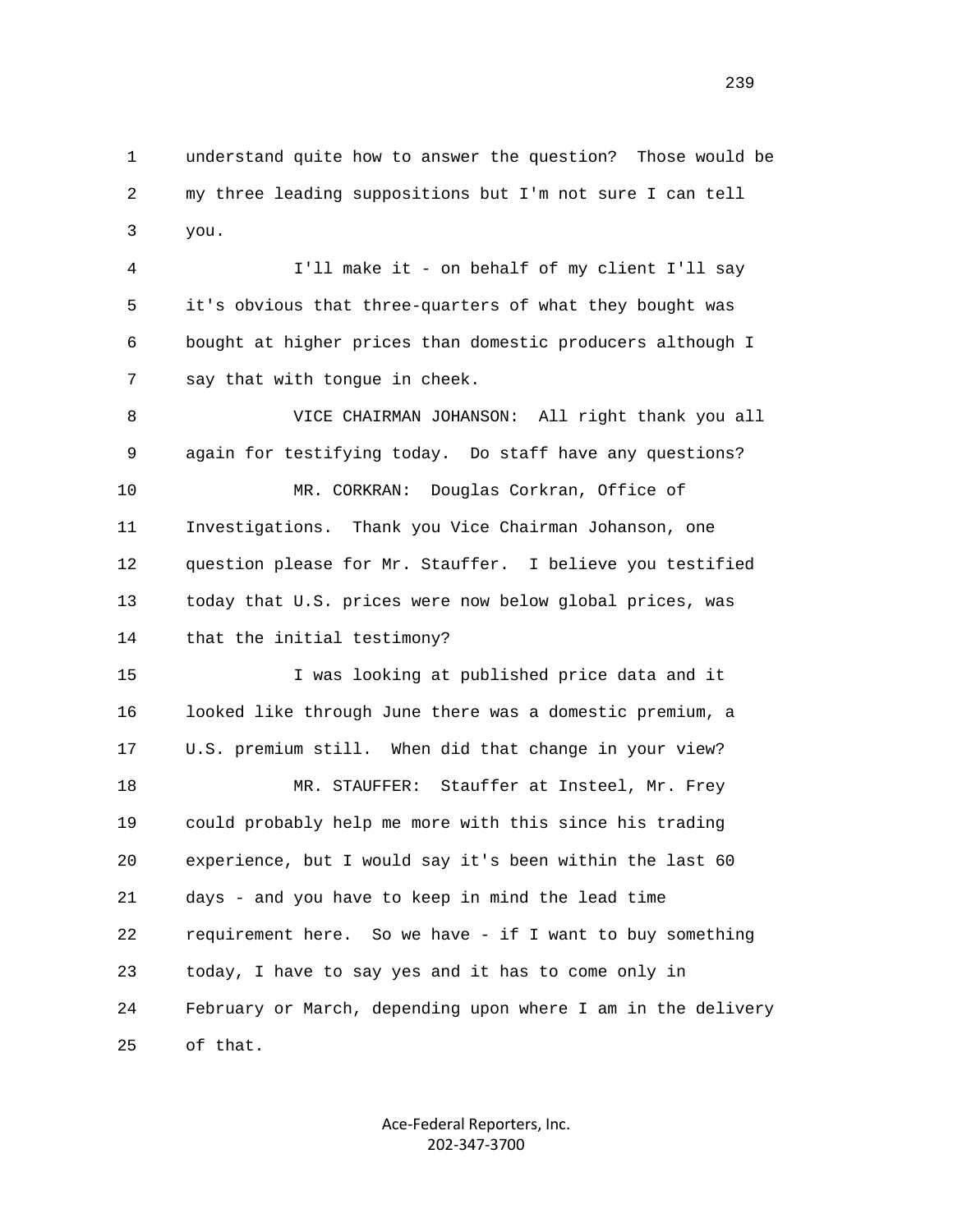understand quite how to answer the question? Those would be my three leading suppositions but I'm not sure I can tell you.

I'll make it - on behalf of my client I'll say it's obvious that three-quarters of what they bought was bought at higher prices than domestic producers although I say that with tongue in cheek.

VICE CHAIRMAN JOHANSON: All right thank you all again for testifying today. Do staff have any questions?

MR. CORKRAN: Douglas Corkran, Office of Investigations. Thank you Vice Chairman Johanson, one question please for Mr. Stauffer. I believe you testified today that U.S. prices were now below global prices, was that the initial testimony?

I was looking at published price data and it looked like through June there was a domestic premium, a U.S. premium still. When did that change in your view?

MR. STAUFFER: Stauffer at Insteel, Mr. Frey could probably help me more with this since his trading experience, but I would say it's been within the last 60 days - and you have to keep in mind the lead time requirement here. So we have - if I want to buy something today, I have to say yes and it has to come only in February or March, depending upon where I am in the delivery of that.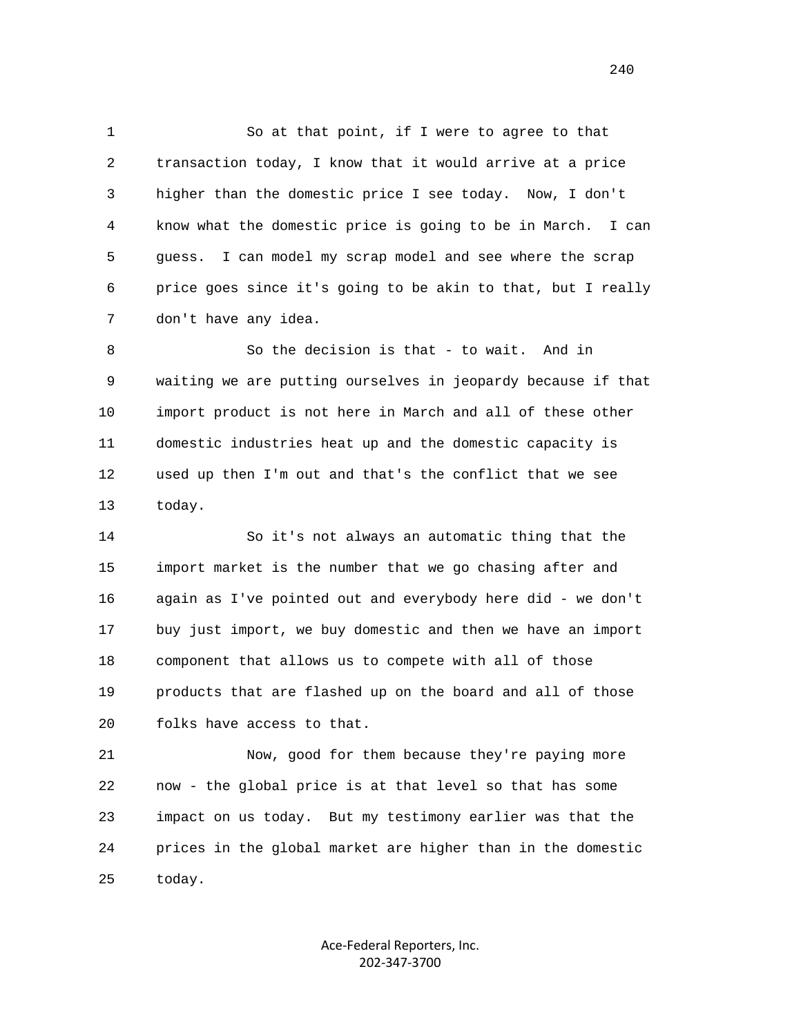So at that point, if I were to agree to that transaction today, I know that it would arrive at a price higher than the domestic price I see today. Now, I don't know what the domestic price is going to be in March. I can guess. I can model my scrap model and see where the scrap price goes since it's going to be akin to that, but I really don't have any idea.

So the decision is that - to wait. And in waiting we are putting ourselves in jeopardy because if that import product is not here in March and all of these other domestic industries heat up and the domestic capacity is used up then I'm out and that's the conflict that we see today.

So it's not always an automatic thing that the import market is the number that we go chasing after and again as I've pointed out and everybody here did - we don't buy just import, we buy domestic and then we have an import component that allows us to compete with all of those products that are flashed up on the board and all of those folks have access to that.

Now, good for them because they're paying more now - the global price is at that level so that has some impact on us today. But my testimony earlier was that the prices in the global market are higher than in the domestic today.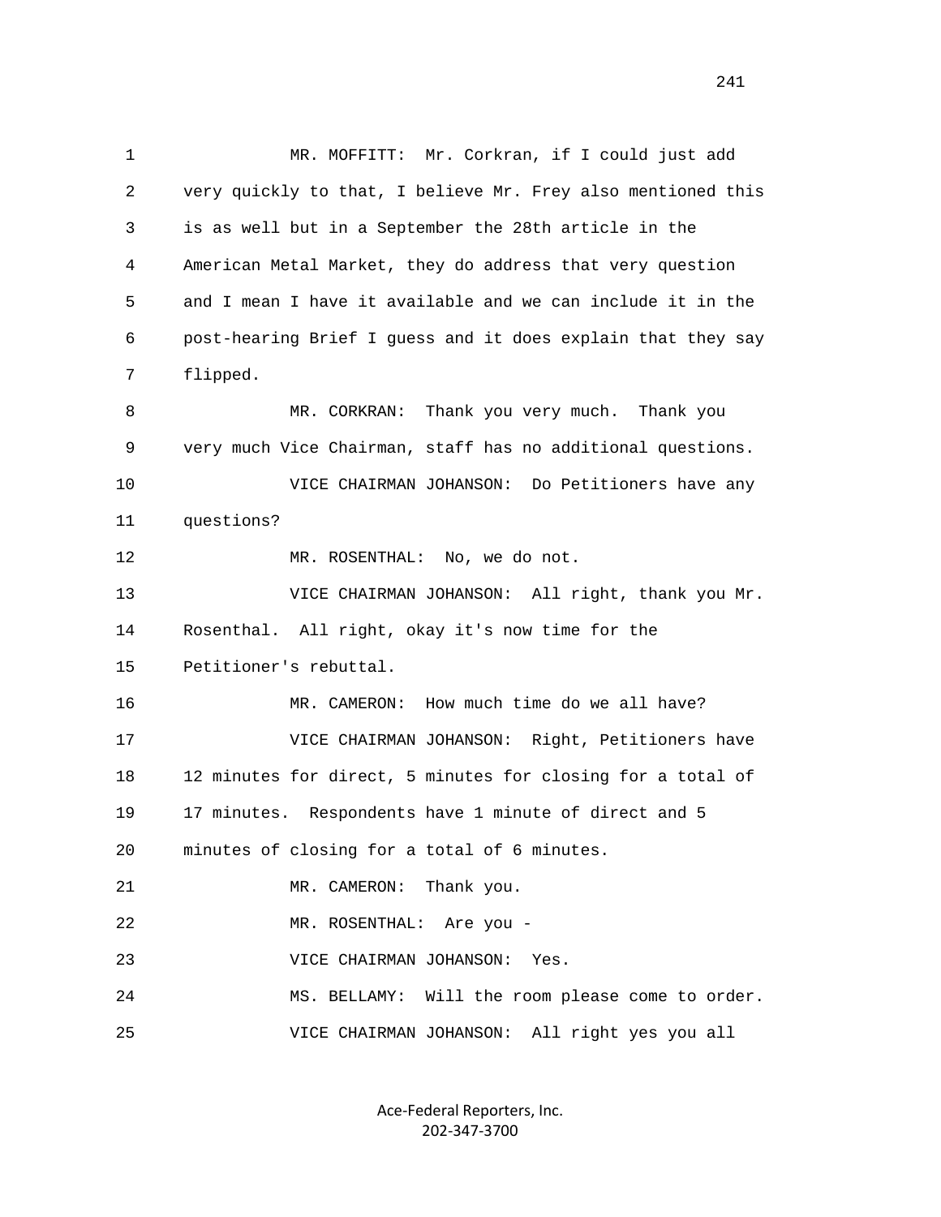1 MR. MOFFITT: Mr. Corkran, if I could just add
2 very quickly to that, I believe Mr. Frey also mentioned this
3 is as well but in a September the 28th article in the
4 American Metal Market, they do address that very question
5 and I mean I have it available and we can include it in the
6 post-hearing Brief I guess and it does explain that they say
7 flipped.
8 MR. CORKRAN: Thank you very much. Thank you
9 very much Vice Chairman, staff has no additional questions.
10 VICE CHAIRMAN JOHANSON: Do Petitioners have any
11 questions?
12 MR. ROSENTHAL: No, we do not.
13 VICE CHAIRMAN JOHANSON: All right, thank you Mr.
14 Rosenthal. All right, okay it's now time for the
15 Petitioner's rebuttal.
16 MR. CAMERON: How much time do we all have?
17 VICE CHAIRMAN JOHANSON: Right, Petitioners have
18 12 minutes for direct, 5 minutes for closing for a total of
19 17 minutes. Respondents have 1 minute of direct and 5
20 minutes of closing for a total of 6 minutes.
21 MR. CAMERON: Thank you.
22 MR. ROSENTHAL: Are you -
23 VICE CHAIRMAN JOHANSON: Yes.
24 MS. BELLAMY: Will the room please come to order.
25 VICE CHAIRMAN JOHANSON: All right yes you all

Ace-Federal Reporters, Inc.
202-347-3700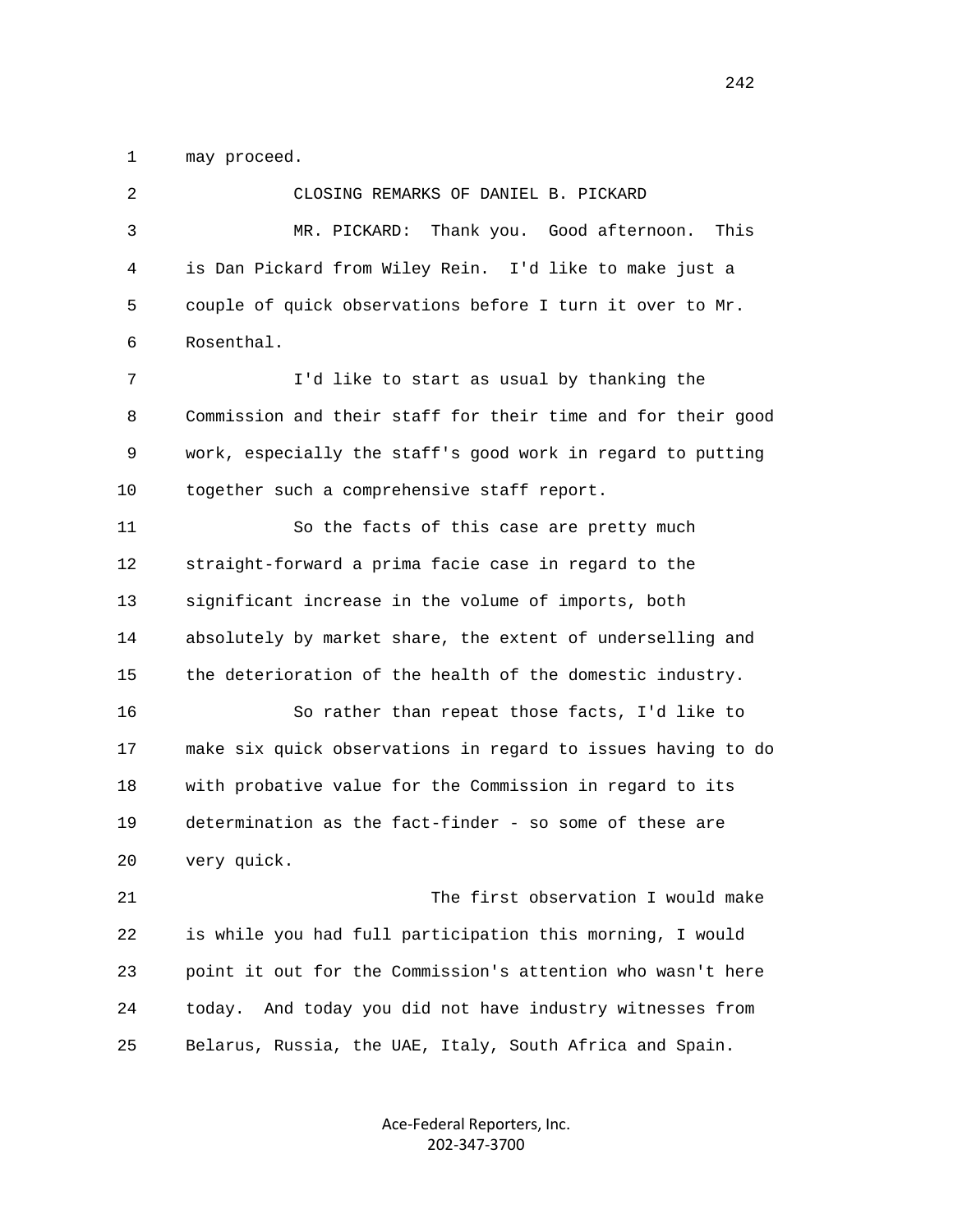may proceed.

CLOSING REMARKS OF DANIEL B. PICKARD

MR. PICKARD: Thank you. Good afternoon. This is Dan Pickard from Wiley Rein. I'd like to make just a couple of quick observations before I turn it over to Mr. Rosenthal.

I'd like to start as usual by thanking the Commission and their staff for their time and for their good work, especially the staff's good work in regard to putting together such a comprehensive staff report.

So the facts of this case are pretty much straight-forward a prima facie case in regard to the significant increase in the volume of imports, both absolutely by market share, the extent of underselling and the deterioration of the health of the domestic industry.

So rather than repeat those facts, I'd like to make six quick observations in regard to issues having to do with probative value for the Commission in regard to its determination as the fact-finder - so some of these are very quick.

The first observation I would make is while you had full participation this morning, I would point it out for the Commission's attention who wasn't here today. And today you did not have industry witnesses from Belarus, Russia, the UAE, Italy, South Africa and Spain.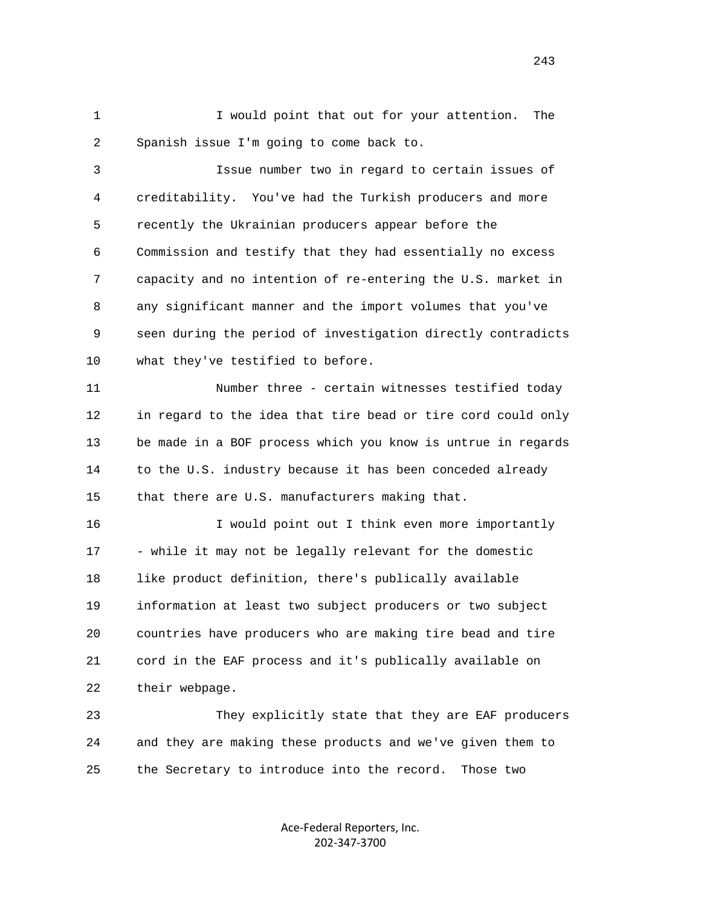I would point that out for your attention. The Spanish issue I'm going to come back to.

Issue number two in regard to certain issues of creditability. You've had the Turkish producers and more recently the Ukrainian producers appear before the Commission and testify that they had essentially no excess capacity and no intention of re-entering the U.S. market in any significant manner and the import volumes that you've seen during the period of investigation directly contradicts what they've testified to before.

Number three - certain witnesses testified today in regard to the idea that tire bead or tire cord could only be made in a BOF process which you know is untrue in regards to the U.S. industry because it has been conceded already that there are U.S. manufacturers making that.

I would point out I think even more importantly - while it may not be legally relevant for the domestic like product definition, there's publically available information at least two subject producers or two subject countries have producers who are making tire bead and tire cord in the EAF process and it's publically available on their webpage.

They explicitly state that they are EAF producers and they are making these products and we've given them to the Secretary to introduce into the record. Those two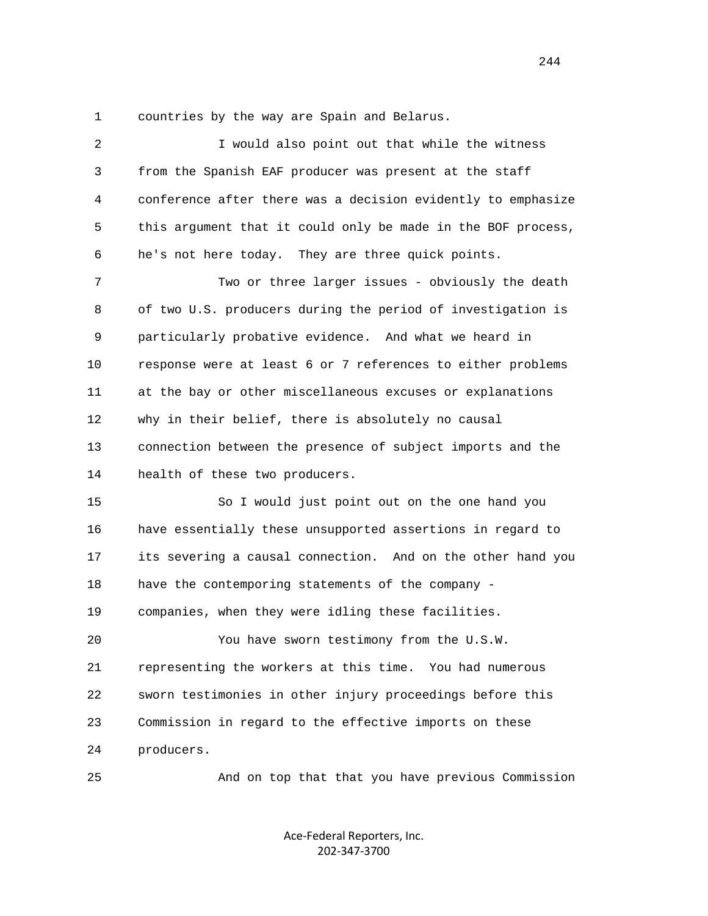countries by the way are Spain and Belarus.

I would also point out that while the witness from the Spanish EAF producer was present at the staff conference after there was a decision evidently to emphasize this argument that it could only be made in the BOF process, he's not here today. They are three quick points.

Two or three larger issues - obviously the death of two U.S. producers during the period of investigation is particularly probative evidence. And what we heard in response were at least 6 or 7 references to either problems at the bay or other miscellaneous excuses or explanations why in their belief, there is absolutely no causal connection between the presence of subject imports and the health of these two producers.

So I would just point out on the one hand you have essentially these unsupported assertions in regard to its severing a causal connection. And on the other hand you have the contemporing statements of the company - companies, when they were idling these facilities.

You have sworn testimony from the U.S.W. representing the workers at this time. You had numerous sworn testimonies in other injury proceedings before this Commission in regard to the effective imports on these producers.

And on top that that you have previous Commission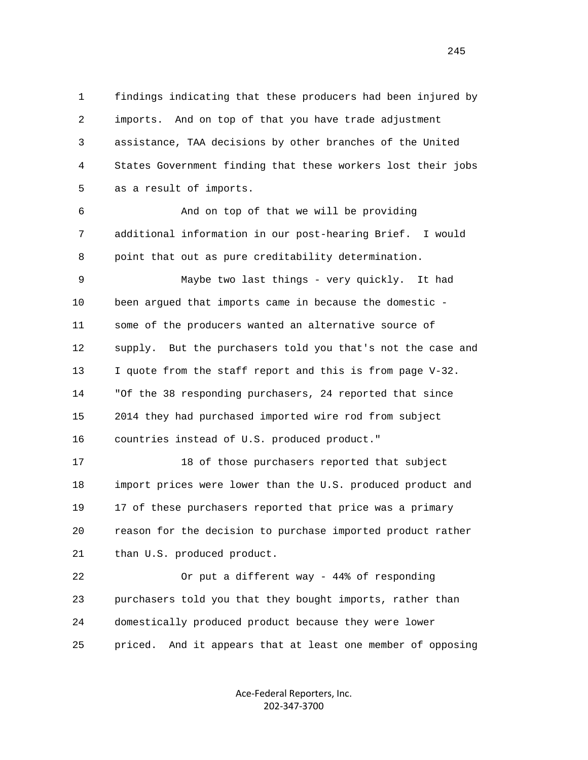findings indicating that these producers had been injured by imports. And on top of that you have trade adjustment assistance, TAA decisions by other branches of the United States Government finding that these workers lost their jobs as a result of imports.

And on top of that we will be providing additional information in our post-hearing Brief. I would point that out as pure creditability determination.

Maybe two last things - very quickly. It had been argued that imports came in because the domestic - some of the producers wanted an alternative source of supply. But the purchasers told you that's not the case and I quote from the staff report and this is from page V-32. "Of the 38 responding purchasers, 24 reported that since 2014 they had purchased imported wire rod from subject countries instead of U.S. produced product."

18 of those purchasers reported that subject import prices were lower than the U.S. produced product and 17 of these purchasers reported that price was a primary reason for the decision to purchase imported product rather than U.S. produced product.

Or put a different way - 44% of responding purchasers told you that they bought imports, rather than domestically produced product because they were lower priced. And it appears that at least one member of opposing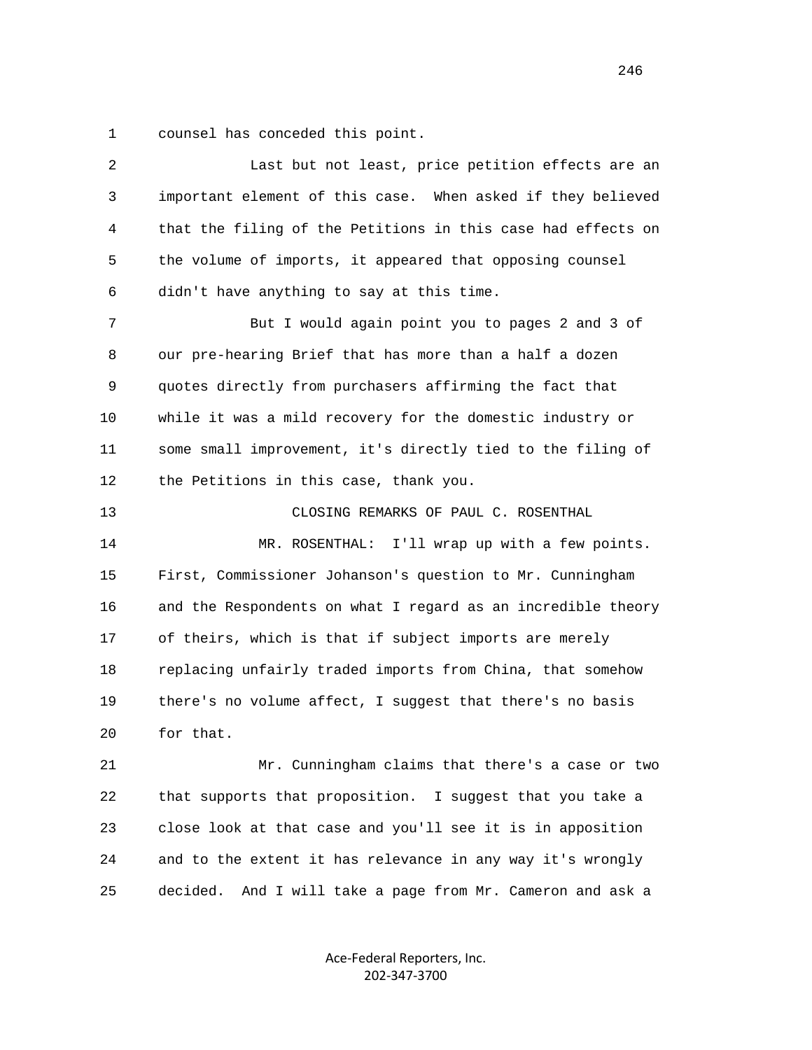counsel has conceded this point.

Last but not least, price petition effects are an important element of this case. When asked if they believed that the filing of the Petitions in this case had effects on the volume of imports, it appeared that opposing counsel didn't have anything to say at this time.

But I would again point you to pages 2 and 3 of our pre-hearing Brief that has more than a half a dozen quotes directly from purchasers affirming the fact that while it was a mild recovery for the domestic industry or some small improvement, it's directly tied to the filing of the Petitions in this case, thank you.

CLOSING REMARKS OF PAUL C. ROSENTHAL

MR. ROSENTHAL: I'll wrap up with a few points. First, Commissioner Johanson's question to Mr. Cunningham and the Respondents on what I regard as an incredible theory of theirs, which is that if subject imports are merely replacing unfairly traded imports from China, that somehow there's no volume affect, I suggest that there's no basis for that.

Mr. Cunningham claims that there's a case or two that supports that proposition. I suggest that you take a close look at that case and you'll see it is in apposition and to the extent it has relevance in any way it's wrongly decided. And I will take a page from Mr. Cameron and ask a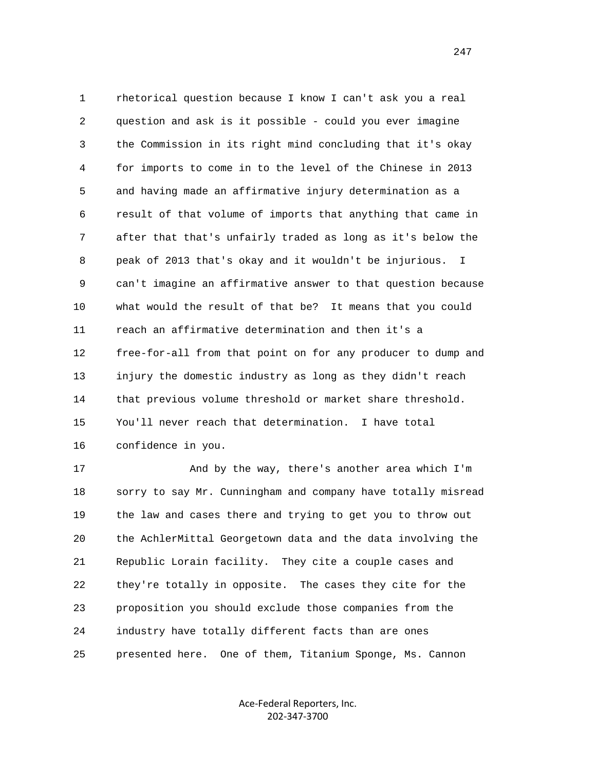1 rhetorical question because I know I can't ask you a real
2 question and ask is it possible - could you ever imagine
3 the Commission in its right mind concluding that it's okay
4 for imports to come in to the level of the Chinese in 2013
5 and having made an affirmative injury determination as a
6 result of that volume of imports that anything that came in
7 after that that's unfairly traded as long as it's below the
8 peak of 2013 that's okay and it wouldn't be injurious. I
9 can't imagine an affirmative answer to that question because
10 what would the result of that be? It means that you could
11 reach an affirmative determination and then it's a
12 free-for-all from that point on for any producer to dump and
13 injury the domestic industry as long as they didn't reach
14 that previous volume threshold or market share threshold.
15 You'll never reach that determination. I have total
16 confidence in you.

17 And by the way, there's another area which I'm
18 sorry to say Mr. Cunningham and company have totally misread
19 the law and cases there and trying to get you to throw out
20 the AchlerMittal Georgetown data and the data involving the
21 Republic Lorain facility. They cite a couple cases and
22 they're totally in opposite. The cases they cite for the
23 proposition you should exclude those companies from the
24 industry have totally different facts than are ones
25 presented here. One of them, Titanium Sponge, Ms. Cannon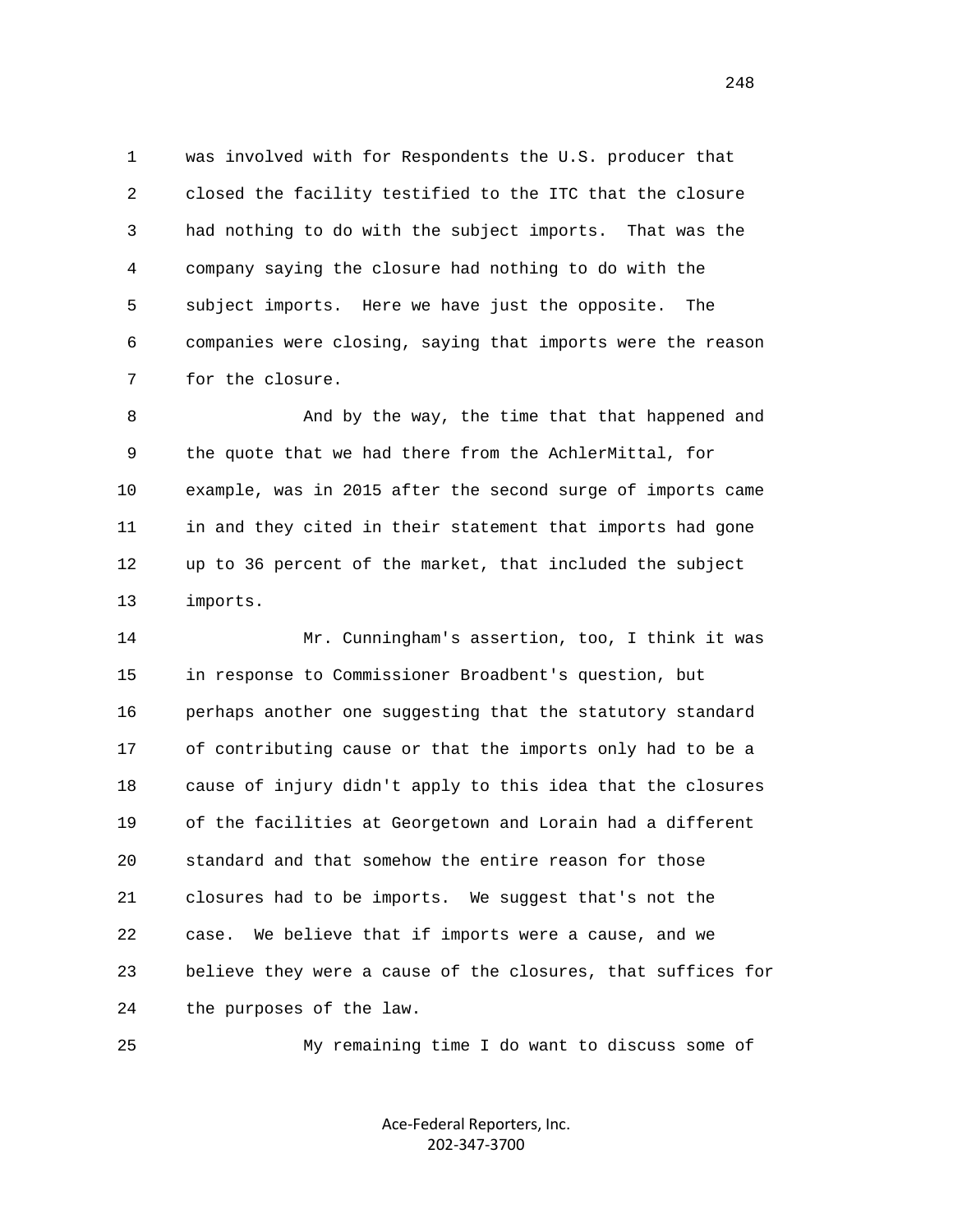1 was involved with for Respondents the U.S. producer that
2 closed the facility testified to the ITC that the closure
3 had nothing to do with the subject imports. That was the
4 company saying the closure had nothing to do with the
5 subject imports. Here we have just the opposite. The
6 companies were closing, saying that imports were the reason
7 for the closure.

8 And by the way, the time that that happened and
9 the quote that we had there from the AchlerMittal, for
10 example, was in 2015 after the second surge of imports came
11 in and they cited in their statement that imports had gone
12 up to 36 percent of the market, that included the subject
13 imports.

14 Mr. Cunningham's assertion, too, I think it was
15 in response to Commissioner Broadbent's question, but
16 perhaps another one suggesting that the statutory standard
17 of contributing cause or that the imports only had to be a
18 cause of injury didn't apply to this idea that the closures
19 of the facilities at Georgetown and Lorain had a different
20 standard and that somehow the entire reason for those
21 closures had to be imports. We suggest that's not the
22 case. We believe that if imports were a cause, and we
23 believe they were a cause of the closures, that suffices for
24 the purposes of the law.

25 My remaining time I do want to discuss some of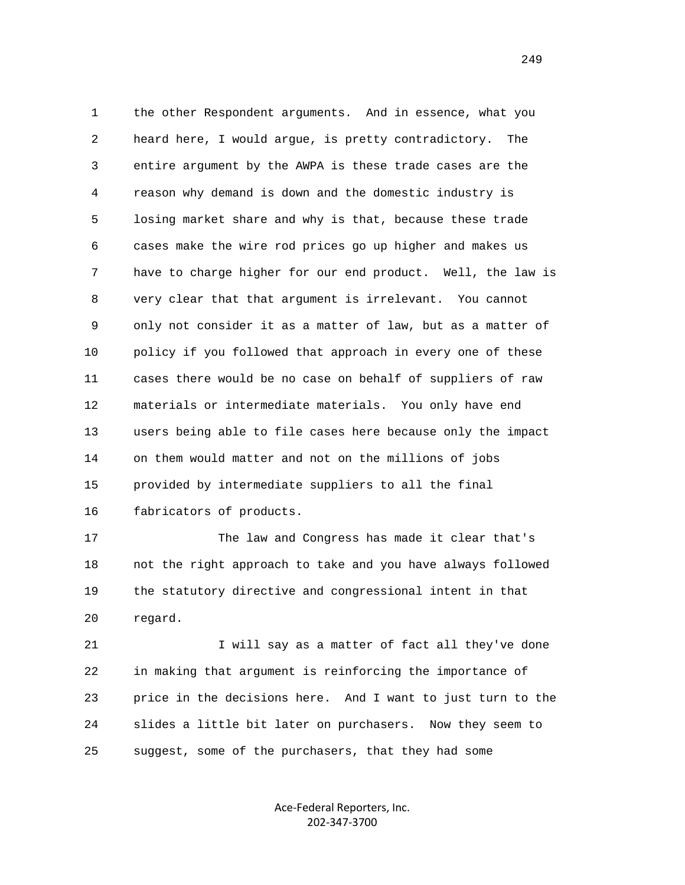the other Respondent arguments. And in essence, what you heard here, I would argue, is pretty contradictory. The entire argument by the AWPA is these trade cases are the reason why demand is down and the domestic industry is losing market share and why is that, because these trade cases make the wire rod prices go up higher and makes us have to charge higher for our end product. Well, the law is very clear that that argument is irrelevant. You cannot only not consider it as a matter of law, but as a matter of policy if you followed that approach in every one of these cases there would be no case on behalf of suppliers of raw materials or intermediate materials. You only have end users being able to file cases here because only the impact on them would matter and not on the millions of jobs provided by intermediate suppliers to all the final fabricators of products.

The law and Congress has made it clear that's not the right approach to take and you have always followed the statutory directive and congressional intent in that regard.

I will say as a matter of fact all they've done in making that argument is reinforcing the importance of price in the decisions here. And I want to just turn to the slides a little bit later on purchasers. Now they seem to suggest, some of the purchasers, that they had some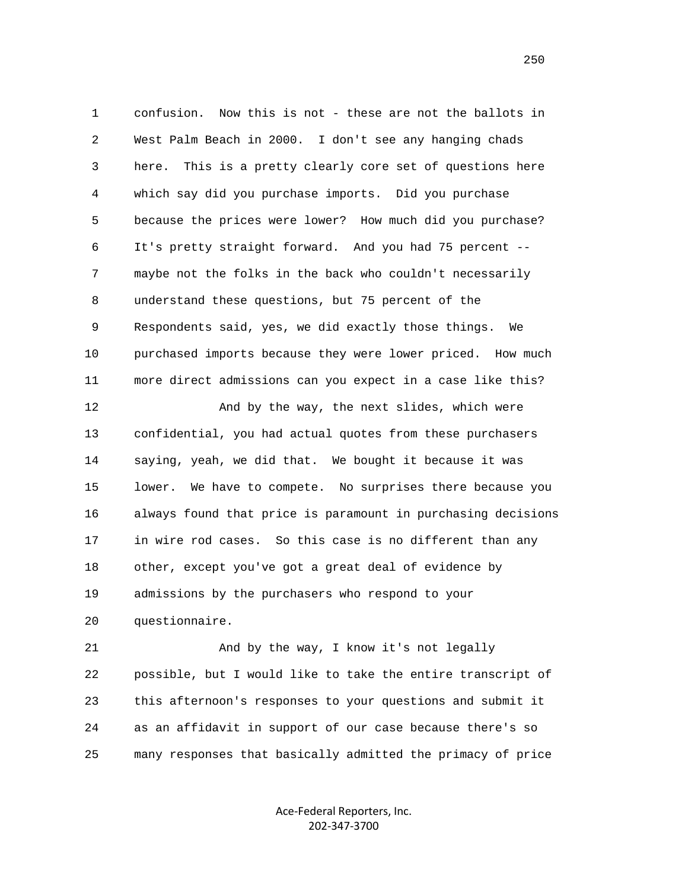confusion. Now this is not - these are not the ballots in West Palm Beach in 2000. I don't see any hanging chads here. This is a pretty clearly core set of questions here which say did you purchase imports. Did you purchase because the prices were lower? How much did you purchase? It's pretty straight forward. And you had 75 percent -- maybe not the folks in the back who couldn't necessarily understand these questions, but 75 percent of the Respondents said, yes, we did exactly those things. We purchased imports because they were lower priced. How much more direct admissions can you expect in a case like this?

And by the way, the next slides, which were confidential, you had actual quotes from these purchasers saying, yeah, we did that. We bought it because it was lower. We have to compete. No surprises there because you always found that price is paramount in purchasing decisions in wire rod cases. So this case is no different than any other, except you've got a great deal of evidence by admissions by the purchasers who respond to your questionnaire.

And by the way, I know it's not legally possible, but I would like to take the entire transcript of this afternoon's responses to your questions and submit it as an affidavit in support of our case because there's so many responses that basically admitted the primacy of price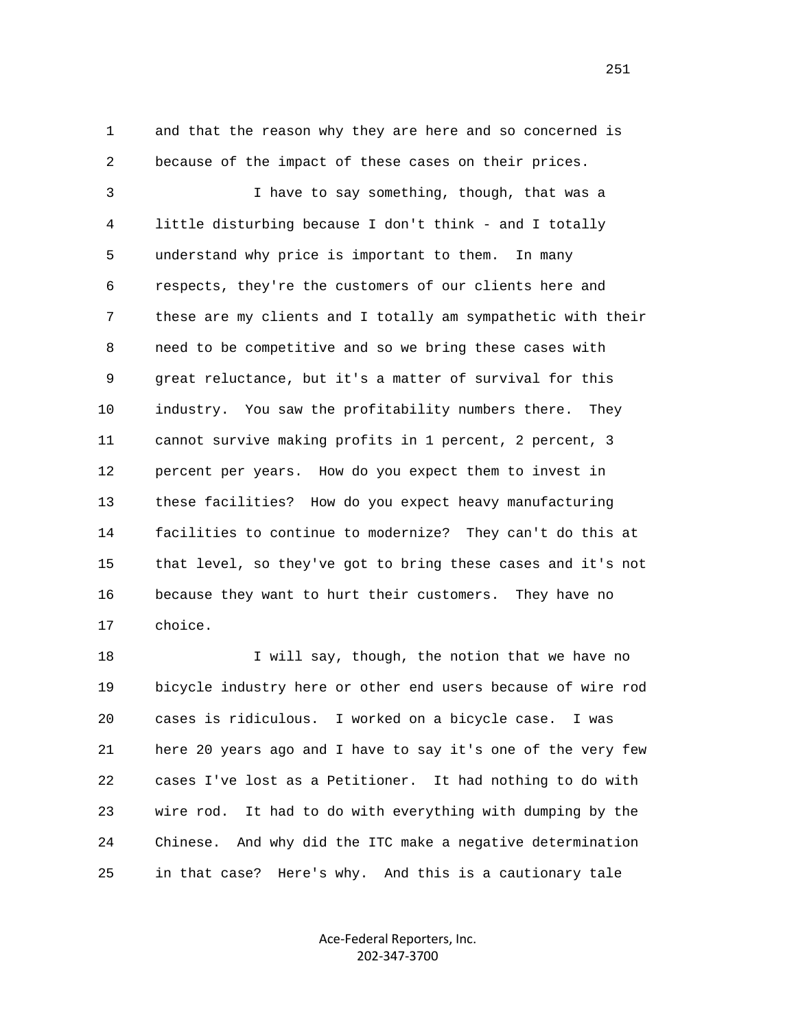1 and that the reason why they are here and so concerned is
2 because of the impact of these cases on their prices.

3 I have to say something, though, that was a
4 little disturbing because I don't think - and I totally
5 understand why price is important to them. In many
6 respects, they're the customers of our clients here and
7 these are my clients and I totally am sympathetic with their
8 need to be competitive and so we bring these cases with
9 great reluctance, but it's a matter of survival for this
10 industry. You saw the profitability numbers there. They
11 cannot survive making profits in 1 percent, 2 percent, 3
12 percent per years. How do you expect them to invest in
13 these facilities? How do you expect heavy manufacturing
14 facilities to continue to modernize? They can't do this at
15 that level, so they've got to bring these cases and it's not
16 because they want to hurt their customers. They have no
17 choice.

18 I will say, though, the notion that we have no
19 bicycle industry here or other end users because of wire rod
20 cases is ridiculous. I worked on a bicycle case. I was
21 here 20 years ago and I have to say it's one of the very few
22 cases I've lost as a Petitioner. It had nothing to do with
23 wire rod. It had to do with everything with dumping by the
24 Chinese. And why did the ITC make a negative determination
25 in that case? Here's why. And this is a cautionary tale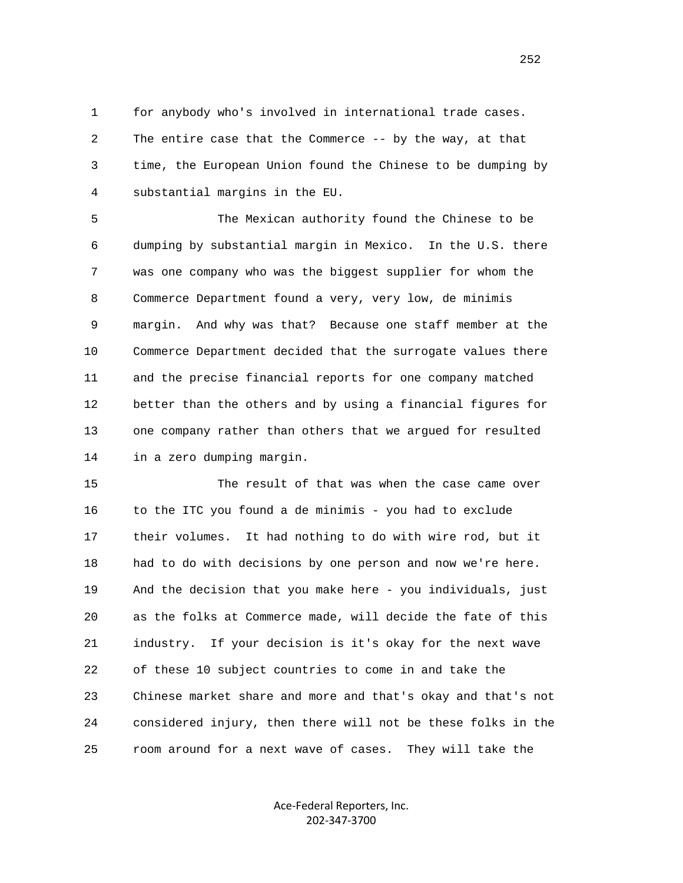for anybody who's involved in international trade cases. The entire case that the Commerce -- by the way, at that time, the European Union found the Chinese to be dumping by substantial margins in the EU.

The Mexican authority found the Chinese to be dumping by substantial margin in Mexico. In the U.S. there was one company who was the biggest supplier for whom the Commerce Department found a very, very low, de minimis margin. And why was that? Because one staff member at the Commerce Department decided that the surrogate values there and the precise financial reports for one company matched better than the others and by using a financial figures for one company rather than others that we argued for resulted in a zero dumping margin.

The result of that was when the case came over to the ITC you found a de minimis - you had to exclude their volumes. It had nothing to do with wire rod, but it had to do with decisions by one person and now we're here. And the decision that you make here - you individuals, just as the folks at Commerce made, will decide the fate of this industry. If your decision is it's okay for the next wave of these 10 subject countries to come in and take the Chinese market share and more and that's okay and that's not considered injury, then there will not be these folks in the room around for a next wave of cases. They will take the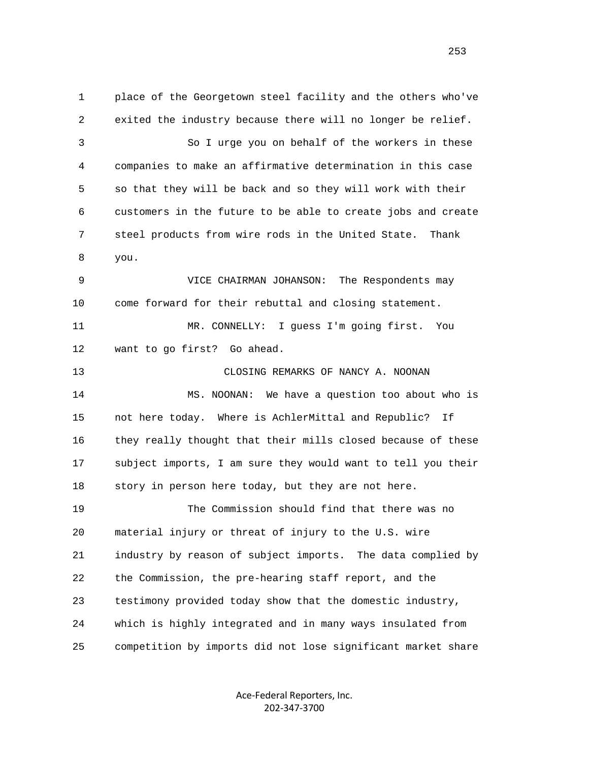place of the Georgetown steel facility and the others who've exited the industry because there will no longer be relief.

So I urge you on behalf of the workers in these companies to make an affirmative determination in this case so that they will be back and so they will work with their customers in the future to be able to create jobs and create steel products from wire rods in the United State. Thank you.

VICE CHAIRMAN JOHANSON: The Respondents may come forward for their rebuttal and closing statement.

MR. CONNELLY: I guess I'm going first. You want to go first? Go ahead.

CLOSING REMARKS OF NANCY A. NOONAN

MS. NOONAN: We have a question too about who is not here today. Where is AchlerMittal and Republic? If they really thought that their mills closed because of these subject imports, I am sure they would want to tell you their story in person here today, but they are not here.

The Commission should find that there was no material injury or threat of injury to the U.S. wire industry by reason of subject imports. The data complied by the Commission, the pre-hearing staff report, and the testimony provided today show that the domestic industry, which is highly integrated and in many ways insulated from competition by imports did not lose significant market share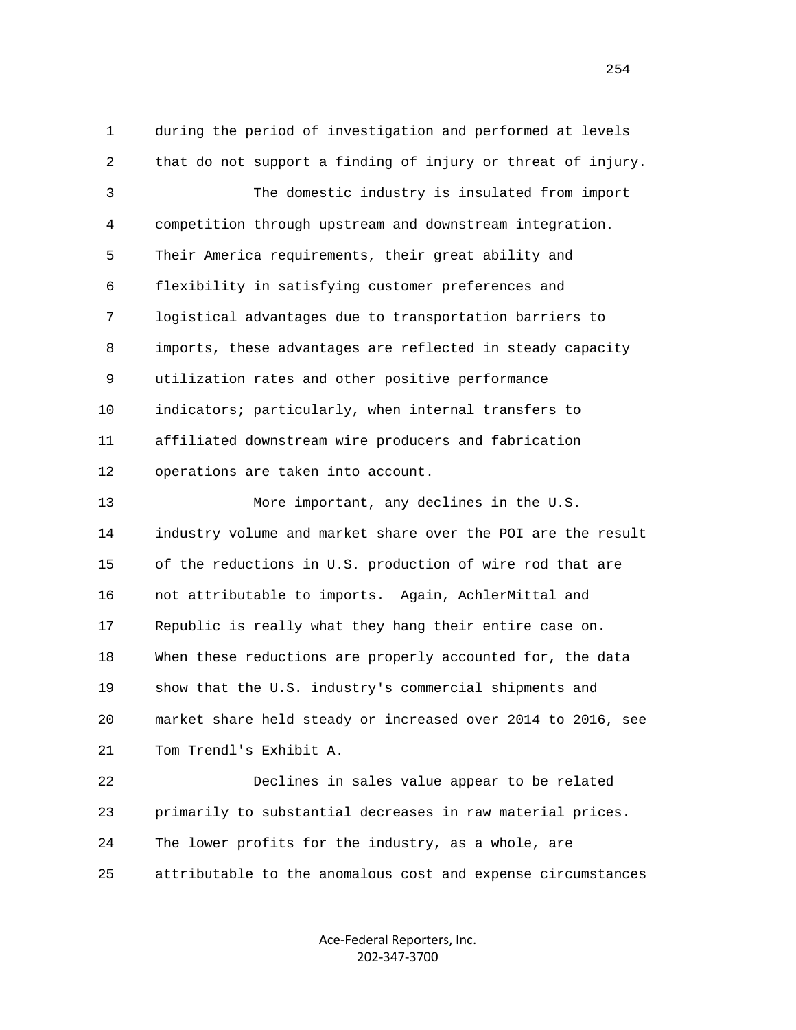during the period of investigation and performed at levels that do not support a finding of injury or threat of injury.

The domestic industry is insulated from import competition through upstream and downstream integration. Their America requirements, their great ability and flexibility in satisfying customer preferences and logistical advantages due to transportation barriers to imports, these advantages are reflected in steady capacity utilization rates and other positive performance indicators; particularly, when internal transfers to affiliated downstream wire producers and fabrication operations are taken into account.

More important, any declines in the U.S. industry volume and market share over the POI are the result of the reductions in U.S. production of wire rod that are not attributable to imports. Again, AchlerMittal and Republic is really what they hang their entire case on. When these reductions are properly accounted for, the data show that the U.S. industry's commercial shipments and market share held steady or increased over 2014 to 2016, see Tom Trendl's Exhibit A.

Declines in sales value appear to be related primarily to substantial decreases in raw material prices. The lower profits for the industry, as a whole, are attributable to the anomalous cost and expense circumstances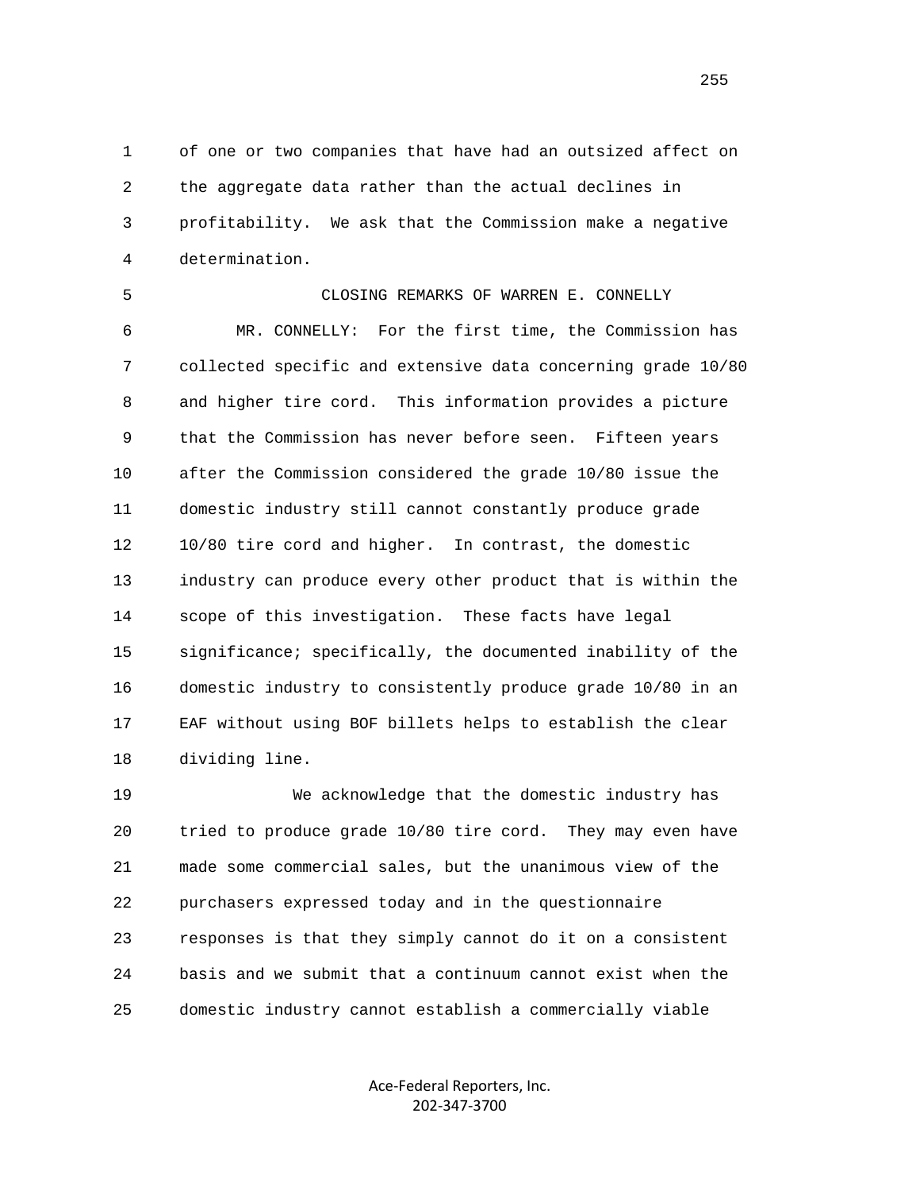of one or two companies that have had an outsized affect on the aggregate data rather than the actual declines in profitability. We ask that the Commission make a negative determination.

CLOSING REMARKS OF WARREN E. CONNELLY

MR. CONNELLY: For the first time, the Commission has collected specific and extensive data concerning grade 10/80 and higher tire cord. This information provides a picture that the Commission has never before seen. Fifteen years after the Commission considered the grade 10/80 issue the domestic industry still cannot constantly produce grade 10/80 tire cord and higher. In contrast, the domestic industry can produce every other product that is within the scope of this investigation. These facts have legal significance; specifically, the documented inability of the domestic industry to consistently produce grade 10/80 in an EAF without using BOF billets helps to establish the clear dividing line.

We acknowledge that the domestic industry has tried to produce grade 10/80 tire cord. They may even have made some commercial sales, but the unanimous view of the purchasers expressed today and in the questionnaire responses is that they simply cannot do it on a consistent basis and we submit that a continuum cannot exist when the domestic industry cannot establish a commercially viable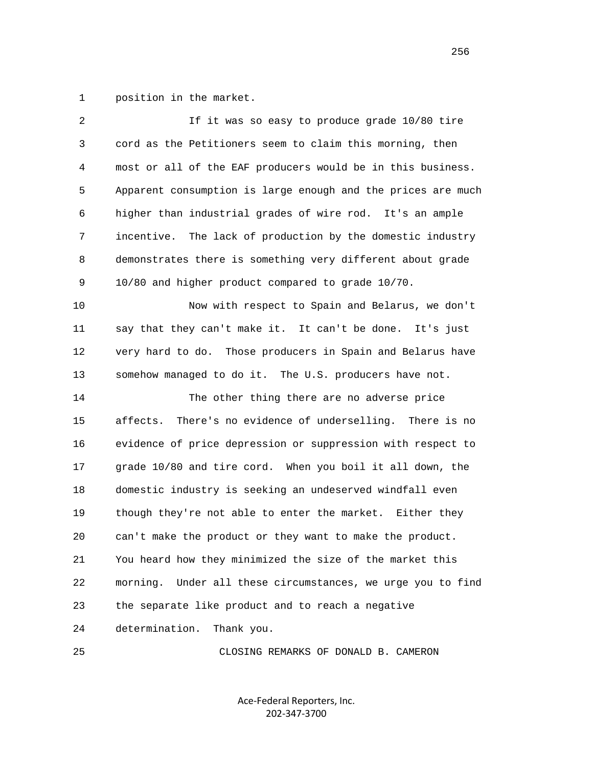position in the market.

If it was so easy to produce grade 10/80 tire cord as the Petitioners seem to claim this morning, then most or all of the EAF producers would be in this business. Apparent consumption is large enough and the prices are much higher than industrial grades of wire rod. It's an ample incentive. The lack of production by the domestic industry demonstrates there is something very different about grade 10/80 and higher product compared to grade 10/70.

Now with respect to Spain and Belarus, we don't say that they can't make it. It can't be done. It's just very hard to do. Those producers in Spain and Belarus have somehow managed to do it. The U.S. producers have not.

The other thing there are no adverse price affects. There's no evidence of underselling. There is no evidence of price depression or suppression with respect to grade 10/80 and tire cord. When you boil it all down, the domestic industry is seeking an undeserved windfall even though they're not able to enter the market. Either they can't make the product or they want to make the product. You heard how they minimized the size of the market this morning. Under all these circumstances, we urge you to find the separate like product and to reach a negative determination. Thank you.

CLOSING REMARKS OF DONALD B. CAMERON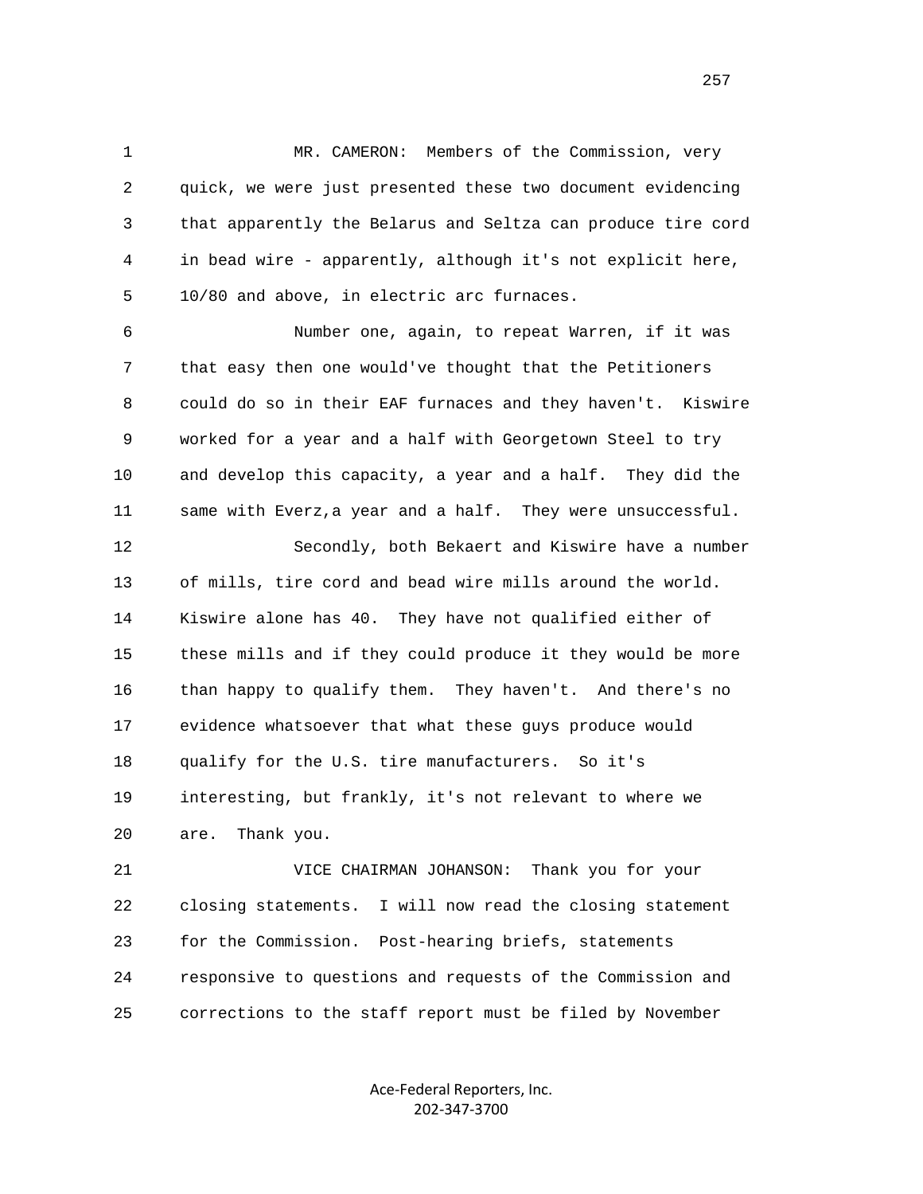MR. CAMERON: Members of the Commission, very quick, we were just presented these two document evidencing that apparently the Belarus and Seltza can produce tire cord in bead wire - apparently, although it's not explicit here, 10/80 and above, in electric arc furnaces.

Number one, again, to repeat Warren, if it was that easy then one would've thought that the Petitioners could do so in their EAF furnaces and they haven't. Kiswire worked for a year and a half with Georgetown Steel to try and develop this capacity, a year and a half. They did the same with Everz,a year and a half. They were unsuccessful.

Secondly, both Bekaert and Kiswire have a number of mills, tire cord and bead wire mills around the world. Kiswire alone has 40. They have not qualified either of these mills and if they could produce it they would be more than happy to qualify them. They haven't. And there's no evidence whatsoever that what these guys produce would qualify for the U.S. tire manufacturers. So it's interesting, but frankly, it's not relevant to where we are. Thank you.

VICE CHAIRMAN JOHANSON: Thank you for your closing statements. I will now read the closing statement for the Commission. Post-hearing briefs, statements responsive to questions and requests of the Commission and corrections to the staff report must be filed by November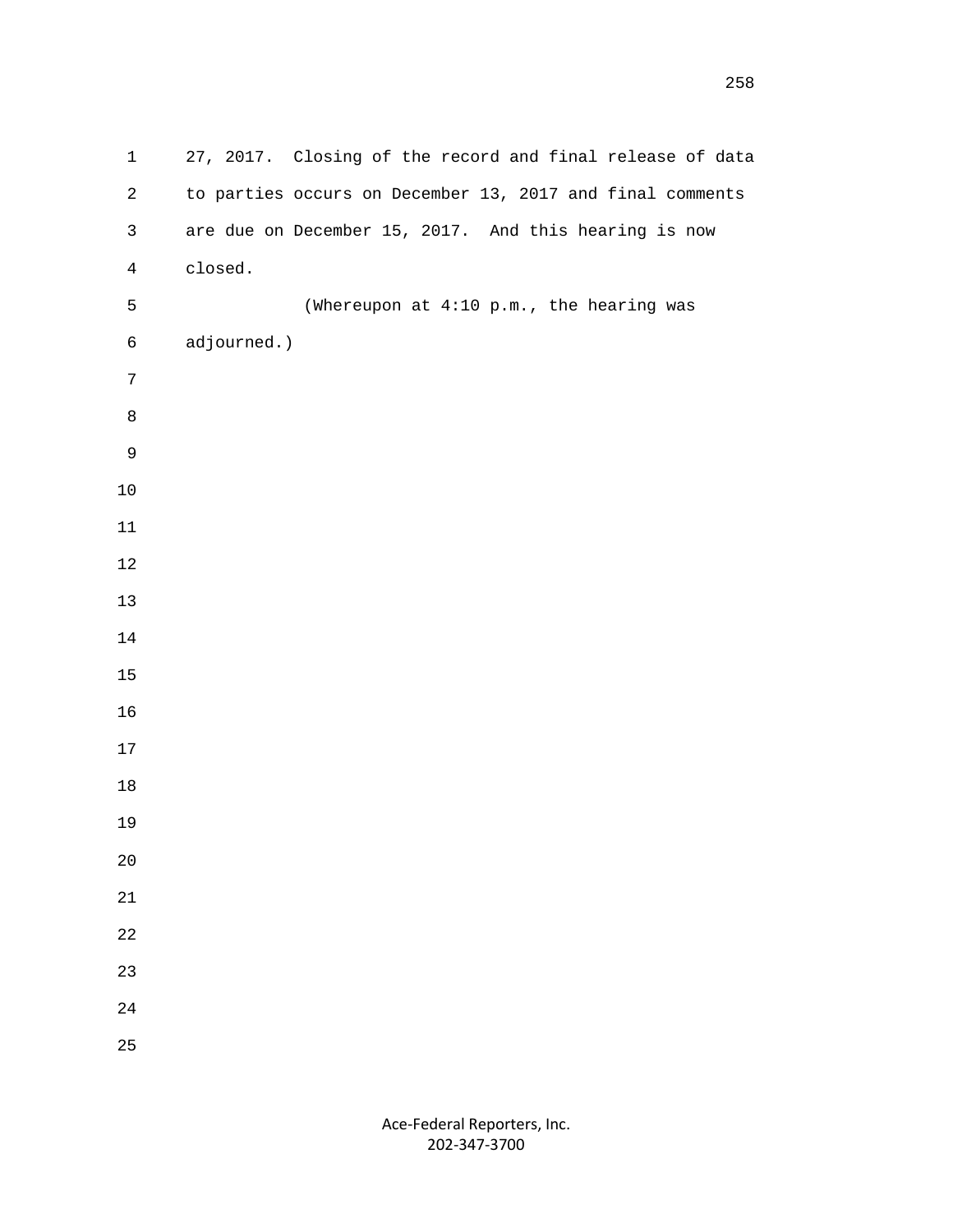27, 2017. Closing of the record and final release of data to parties occurs on December 13, 2017 and final comments are due on December 15, 2017. And this hearing is now closed.

(Whereupon at 4:10 p.m., the hearing was adjourned.)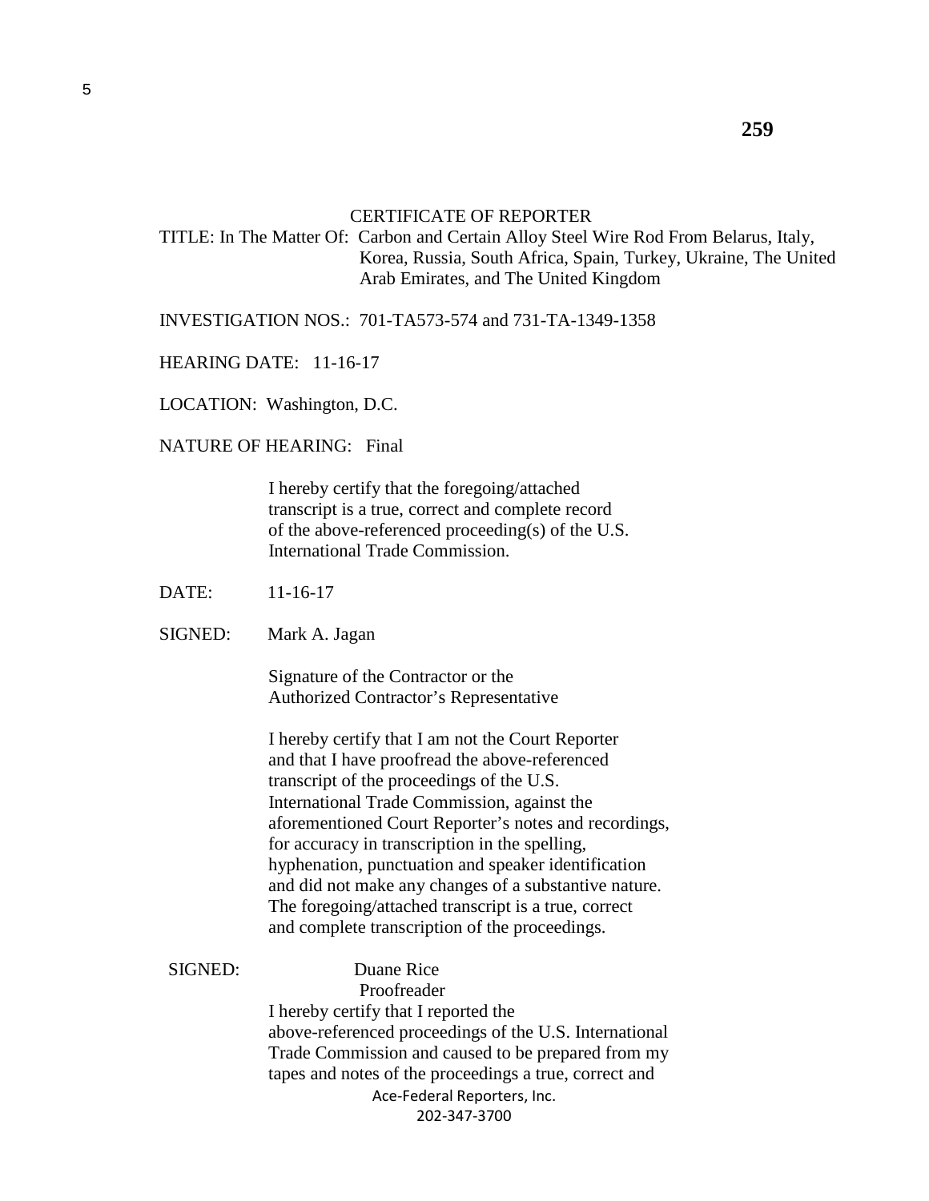## CERTIFICATE OF REPORTER

TITLE: In The Matter Of: Carbon and Certain Alloy Steel Wire Rod From Belarus, Italy, Korea, Russia, South Africa, Spain, Turkey, Ukraine, The United Arab Emirates, and The United Kingdom

INVESTIGATION NOS.: 701-TA573-574 and 731-TA-1349-1358

HEARING DATE: 11-16-17

LOCATION: Washington, D.C.

NATURE OF HEARING: Final

I hereby certify that the foregoing/attached transcript is a true, correct and complete record of the above-referenced proceeding(s) of the U.S. International Trade Commission.

DATE: 11-16-17

SIGNED: Mark A. Jagan

Signature of the Contractor or the Authorized Contractor's Representative

I hereby certify that I am not the Court Reporter and that I have proofread the above-referenced transcript of the proceedings of the U.S. International Trade Commission, against the aforementioned Court Reporter's notes and recordings, for accuracy in transcription in the spelling, hyphenation, punctuation and speaker identification and did not make any changes of a substantive nature. The foregoing/attached transcript is a true, correct and complete transcription of the proceedings.

SIGNED: Duane Rice
Proofreader

I hereby certify that I reported the above-referenced proceedings of the U.S. International Trade Commission and caused to be prepared from my tapes and notes of the proceedings a true, correct and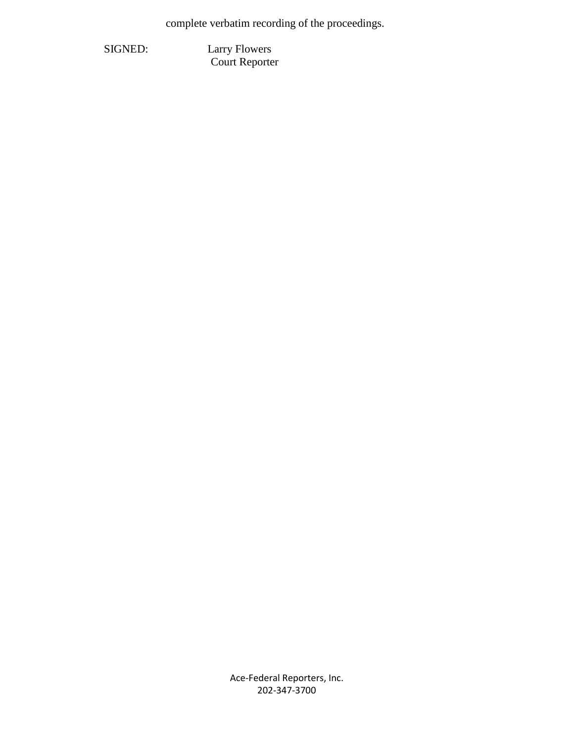complete verbatim recording of the proceedings.

SIGNED: Larry Flowers
Court Reporter

Ace-Federal Reporters, Inc.
202-347-3700